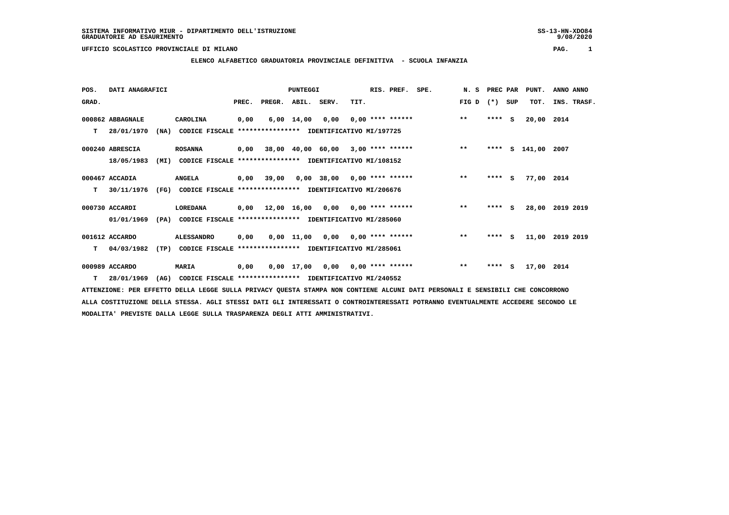SISTEMA INFORMATIVO MIUR - DIPARTIMENTO DELL'ISTRUZIONE
GRADUATORIE AD ESAURIMENTO

UFFICIO SCOLASTICO PROVINCIALE DI MILANO

**ELENCO ALFABETICO GRADUATORIA PROVINCIALE DEFINITIVA - SCUOLA INFANZIA**

| POS. GRAD. | DATI ANAGRAFICI | | PUNTEGGI PREC. | PREGR. | ABIL. | SERV. | TIT. | RIS. PREF. | SPE. | N. S FIG D | PREC PAR (*) SUP | PUNT. TOT. | ANNO INS. | ANNO TRASF. |
|---|---|---|---|---|---|---|---|---|---|---|---|---|---|---|
| 000862 | ABBAGNALE | CAROLINA | 0,00 | 6,00 | 14,00 | 0,00 | 0,00 | **** ****** | | ** | **** S | 20,00 | 2014 | |
| T | 28/01/1970 (NA) | CODICE FISCALE **************** IDENTIFICATIVO MI/197725 | | | | | | | | | | | | |
| 000240 | ABRESCIA | ROSANNA | 0,00 | 38,00 | 40,00 | 60,00 | 3,00 | **** ****** | | ** | **** S | 141,00 | 2007 | |
| | 18/05/1983 (MI) | CODICE FISCALE **************** IDENTIFICATIVO MI/108152 | | | | | | | | | | | | |
| 000467 | ACCADIA | ANGELA | 0,00 | 39,00 | 0,00 | 38,00 | 0,00 | **** ****** | | ** | **** S | 77,00 | 2014 | |
| T | 30/11/1976 (FG) | CODICE FISCALE **************** IDENTIFICATIVO MI/206676 | | | | | | | | | | | | |
| 000730 | ACCARDI | LOREDANA | 0,00 | 12,00 | 16,00 | 0,00 | 0,00 | **** ****** | | ** | **** S | 28,00 | 2019 | 2019 |
| | 01/01/1969 (PA) | CODICE FISCALE **************** IDENTIFICATIVO MI/285060 | | | | | | | | | | | | |
| 001612 | ACCARDO | ALESSANDRO | 0,00 | 0,00 | 11,00 | 0,00 | 0,00 | **** ****** | | ** | **** S | 11,00 | 2019 | 2019 |
| T | 04/03/1982 (TP) | CODICE FISCALE **************** IDENTIFICATIVO MI/285061 | | | | | | | | | | | | |
| 000989 | ACCARDO | MARIA | 0,00 | 0,00 | 17,00 | 0,00 | 0,00 | **** ****** | | ** | **** S | 17,00 | 2014 | |
| T | 28/01/1969 (AG) | CODICE FISCALE **************** IDENTIFICATIVO MI/240552 | | | | | | | | | | | | |

ATTENZIONE: PER EFFETTO DELLA LEGGE SULLA PRIVACY QUESTA STAMPA NON CONTIENE ALCUNI DATI PERSONALI E SENSIBILI CHE CONCORRONO ALLA COSTITUZIONE DELLA STESSA. AGLI STESSI DATI GLI INTERESSATI O CONTROINTERESSATI POTRANNO EVENTUALMENTE ACCEDERE SECONDO LE MODALITA' PREVISTE DALLA LEGGE SULLA TRASPARENZA DEGLI ATTI AMMINISTRATIVI.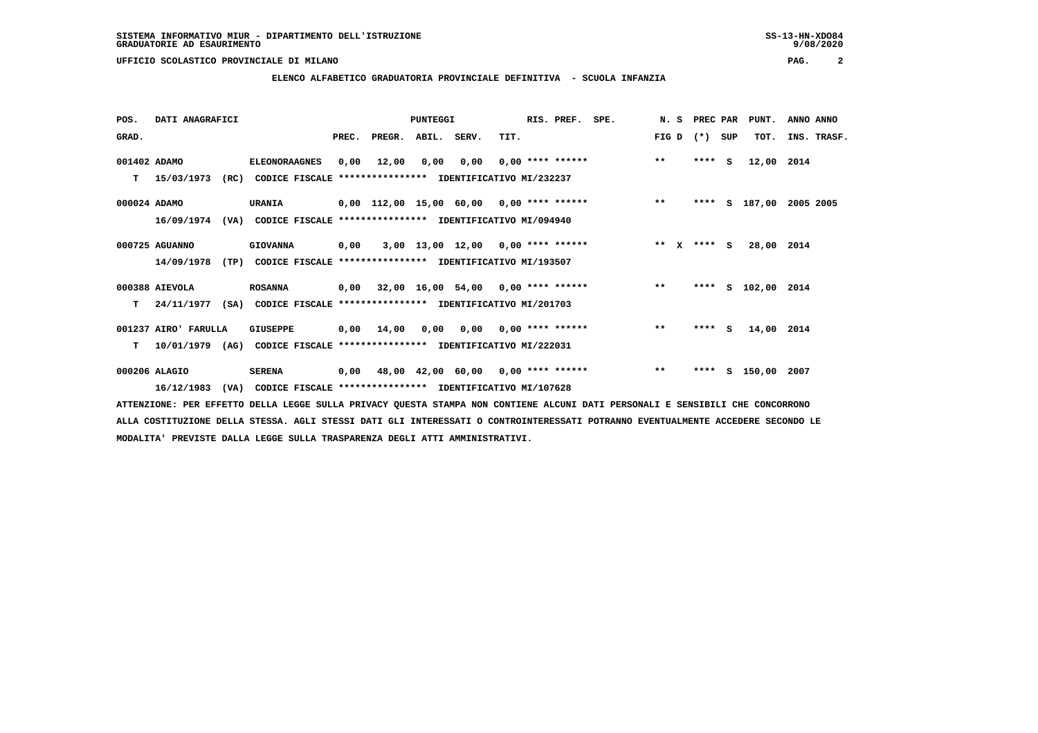SISTEMA INFORMATIVO MIUR - DIPARTIMENTO DELL'ISTRUZIONE
GRADUATORIE AD ESAURIMENTO

UFFICIO SCOLASTICO PROVINCIALE DI MILANO

**ELENCO ALFABETICO GRADUATORIA PROVINCIALE DEFINITIVA - SCUOLA INFANZIA**

| POS. GRAD. | DATI ANAGRAFICI | | PREC. | PREGR. | ABIL. | SERV. | TIT. | RIS. PREF. | SPE. | N. S FIG D | PREC PAR (*) SUP | PUNT. TOT. | ANNO ANNO INS. TRASF. |
|---|---|---|---|---|---|---|---|---|---|---|---|---|---|
| 001402 | ADAMO | ELEONORAAGNES | 0,00 | 12,00 | 0,00 | 0,00 | 0,00 | **** ****** | | ** | **** S | 12,00 | 2014 |
| T | 15/03/1973 (RC) | CODICE FISCALE **************** IDENTIFICATIVO MI/232237 | | | | | | | | | | | |
| 000024 | ADAMO | URANIA | 0,00 | 112,00 | 15,00 | 60,00 | 0,00 | **** ****** | | ** | **** S | 187,00 | 2005 2005 |
| | 16/09/1974 (VA) | CODICE FISCALE **************** IDENTIFICATIVO MI/094940 | | | | | | | | | | | |
| 000725 | AGUANNO | GIOVANNA | 0,00 | 3,00 | 13,00 | 12,00 | 0,00 | **** ****** | | ** X | **** S | 28,00 | 2014 |
| | 14/09/1978 (TP) | CODICE FISCALE **************** IDENTIFICATIVO MI/193507 | | | | | | | | | | | |
| 000388 | AIEVOLA | ROSANNA | 0,00 | 32,00 | 16,00 | 54,00 | 0,00 | **** ****** | | ** | **** S | 102,00 | 2014 |
| T | 24/11/1977 (SA) | CODICE FISCALE **************** IDENTIFICATIVO MI/201703 | | | | | | | | | | | |
| 001237 | AIRO' FARULLA | GIUSEPPE | 0,00 | 14,00 | 0,00 | 0,00 | 0,00 | **** ****** | | ** | **** S | 14,00 | 2014 |
| T | 10/01/1979 (AG) | CODICE FISCALE **************** IDENTIFICATIVO MI/222031 | | | | | | | | | | | |
| 000206 | ALAGIO | SERENA | 0,00 | 48,00 | 42,00 | 60,00 | 0,00 | **** ****** | | ** | **** S | 150,00 | 2007 |
| | 16/12/1983 (VA) | CODICE FISCALE **************** IDENTIFICATIVO MI/107628 | | | | | | | | | | | |

ATTENZIONE: PER EFFETTO DELLA LEGGE SULLA PRIVACY QUESTA STAMPA NON CONTIENE ALCUNI DATI PERSONALI E SENSIBILI CHE CONCORRONO ALLA COSTITUZIONE DELLA STESSA. AGLI STESSI DATI GLI INTERESSATI O CONTROINTERESSATI POTRANNO EVENTUALMENTE ACCEDERE SECONDO LE MODALITA' PREVISTE DALLA LEGGE SULLA TRASPARENZA DEGLI ATTI AMMINISTRATIVI.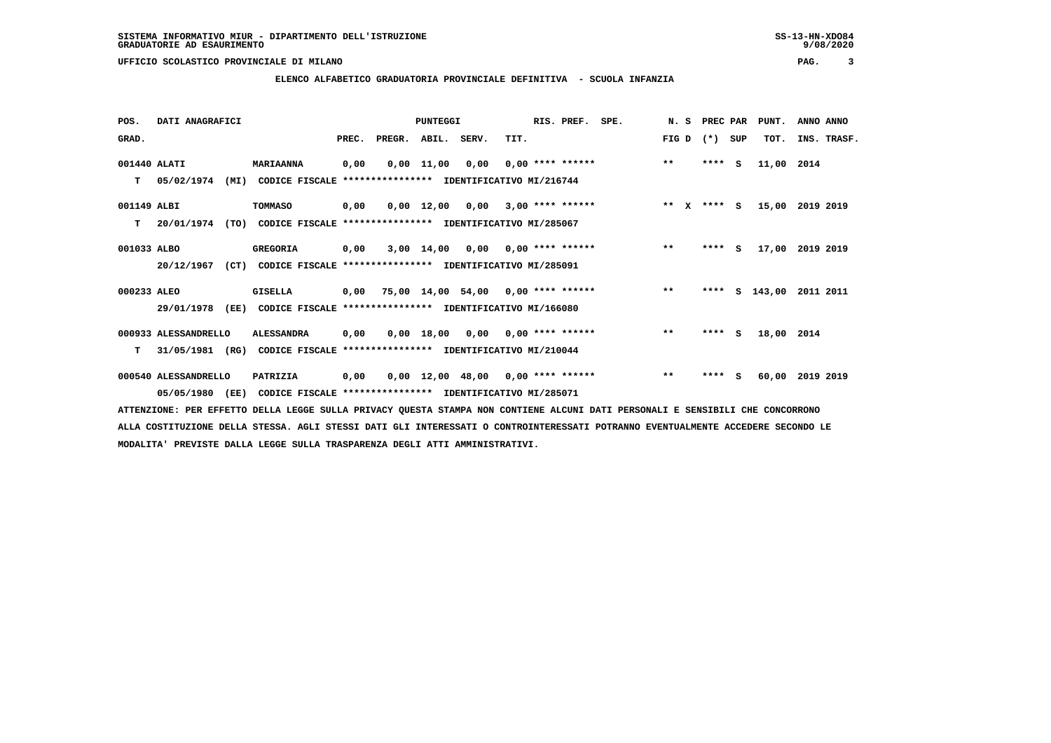SISTEMA INFORMATIVO MIUR - DIPARTIMENTO DELL'ISTRUZIONE
GRADUATORIE AD ESAURIMENTO

UFFICIO SCOLASTICO PROVINCIALE DI MILANO

## ELENCO ALFABETICO GRADUATORIA PROVINCIALE DEFINITIVA - SCUOLA INFANZIA

| POS. GRAD. | DATI ANAGRAFICI | | PREC. | PREGR. | ABIL. | SERV. | TIT. | RIS. PREF. | SPE. | N. S FIG D | PREC PAR (*) | SUP | PUNT. TOT. | ANNO INS. | ANNO TRASF. |
|---|---|---|---|---|---|---|---|---|---|---|---|---|---|---|---|
| 001440 | ALATI | MARIAANNA | 0,00 | 0,00 | 11,00 | 0,00 | 0,00 | **** ****** | | ** | **** | S | 11,00 | 2014 | |
| T | 05/02/1974 (MI) | CODICE FISCALE **************** IDENTIFICATIVO MI/216744 | | | | | | | | | | | | | |
| 001149 | ALBI | TOMMASO | 0,00 | 0,00 | 12,00 | 0,00 | 3,00 | **** ****** | | ** X | **** | S | 15,00 | 2019 | 2019 |
| T | 20/01/1974 (TO) | CODICE FISCALE **************** IDENTIFICATIVO MI/285067 | | | | | | | | | | | | | |
| 001033 | ALBO | GREGORIA | 0,00 | 3,00 | 14,00 | 0,00 | 0,00 | **** ****** | | ** | **** | S | 17,00 | 2019 | 2019 |
| | 20/12/1967 (CT) | CODICE FISCALE **************** IDENTIFICATIVO MI/285091 | | | | | | | | | | | | | |
| 000233 | ALEO | GISELLA | 0,00 | 75,00 | 14,00 | 54,00 | 0,00 | **** ****** | | ** | **** | S | 143,00 | 2011 | 2011 |
| | 29/01/1978 (EE) | CODICE FISCALE **************** IDENTIFICATIVO MI/166080 | | | | | | | | | | | | | |
| 000933 | ALESSANDRELLO | ALESSANDRA | 0,00 | 0,00 | 18,00 | 0,00 | 0,00 | **** ****** | | ** | **** | S | 18,00 | 2014 | |
| T | 31/05/1981 (RG) | CODICE FISCALE **************** IDENTIFICATIVO MI/210044 | | | | | | | | | | | | | |
| 000540 | ALESSANDRELLO | PATRIZIA | 0,00 | 0,00 | 12,00 | 48,00 | 0,00 | **** ****** | | ** | **** | S | 60,00 | 2019 | 2019 |
| | 05/05/1980 (EE) | CODICE FISCALE **************** IDENTIFICATIVO MI/285071 | | | | | | | | | | | | | |

ATTENZIONE: PER EFFETTO DELLA LEGGE SULLA PRIVACY QUESTA STAMPA NON CONTIENE ALCUNI DATI PERSONALI E SENSIBILI CHE CONCORRONO ALLA COSTITUZIONE DELLA STESSA. AGLI STESSI DATI GLI INTERESSATI O CONTROINTERESSATI POTRANNO EVENTUALMENTE ACCEDERE SECONDO LE MODALITA' PREVISTE DALLA LEGGE SULLA TRASPARENZA DEGLI ATTI AMMINISTRATIVI.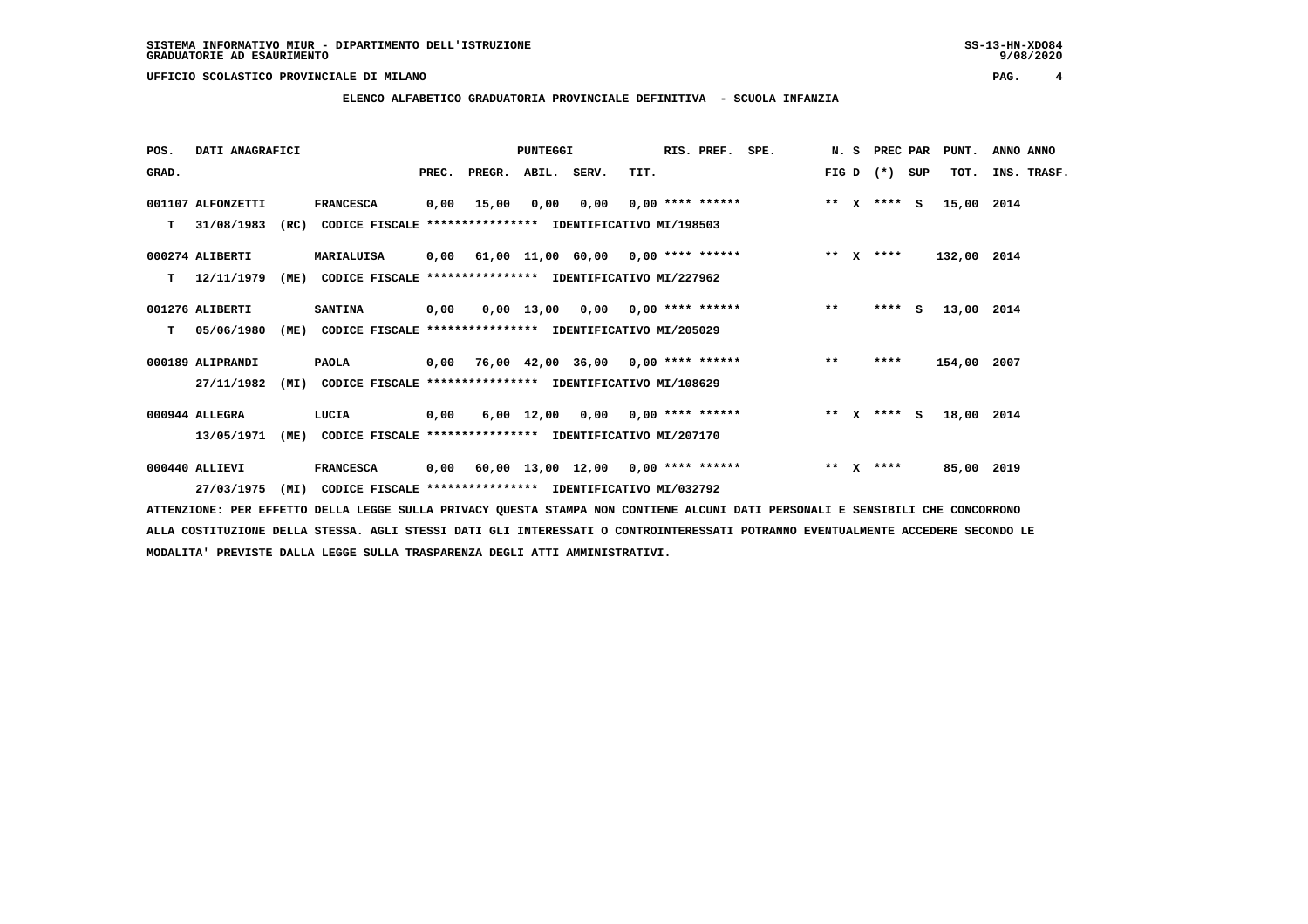SISTEMA INFORMATIVO MIUR - DIPARTIMENTO DELL'ISTRUZIONE

GRADUATORIE AD ESAURIMENTO

UFFICIO SCOLASTICO PROVINCIALE DI MILANO

## ELENCO ALFABETICO GRADUATORIA PROVINCIALE DEFINITIVA - SCUOLA INFANZIA

| POS. GRAD. | DATI ANAGRAFICI | | PREC. | PREGR. | ABIL. | SERV. | TIT. | RIS. PREF. | SPE. | N. S FIG D | PREC PAR (*) | SUP | PUNT. TOT. | ANNO INS. | ANNO TRASF. |
|---|---|---|---|---|---|---|---|---|---|---|---|---|---|---|---|
| 001107 | ALFONZETTI | FRANCESCA | 0,00 | 15,00 | 0,00 | 0,00 | 0,00 | **** ****** | | ** X | **** | S | 15,00 | 2014 | |
| T | 31/08/1983 (RC) | CODICE FISCALE **************** IDENTIFICATIVO MI/198503 | | | | | | | | | | | | | |
| 000274 | ALIBERTI | MARIALUISA | 0,00 | 61,00 | 11,00 | 60,00 | 0,00 | **** ****** | | ** X | **** | | 132,00 | 2014 | |
| T | 12/11/1979 (ME) | CODICE FISCALE **************** IDENTIFICATIVO MI/227962 | | | | | | | | | | | | | |
| 001276 | ALIBERTI | SANTINA | 0,00 | 0,00 | 13,00 | 0,00 | 0,00 | **** ****** | | ** | **** | S | 13,00 | 2014 | |
| T | 05/06/1980 (ME) | CODICE FISCALE **************** IDENTIFICATIVO MI/205029 | | | | | | | | | | | | | |
| 000189 | ALIPRANDI | PAOLA | 0,00 | 76,00 | 42,00 | 36,00 | 0,00 | **** ****** | | ** | **** | | 154,00 | 2007 | |
| | 27/11/1982 (MI) | CODICE FISCALE **************** IDENTIFICATIVO MI/108629 | | | | | | | | | | | | | |
| 000944 | ALLEGRA | LUCIA | 0,00 | 6,00 | 12,00 | 0,00 | 0,00 | **** ****** | | ** X | **** | S | 18,00 | 2014 | |
| | 13/05/1971 (ME) | CODICE FISCALE **************** IDENTIFICATIVO MI/207170 | | | | | | | | | | | | | |
| 000440 | ALLIEVI | FRANCESCA | 0,00 | 60,00 | 13,00 | 12,00 | 0,00 | **** ****** | | ** X | **** | | 85,00 | 2019 | |
| | 27/03/1975 (MI) | CODICE FISCALE **************** IDENTIFICATIVO MI/032792 | | | | | | | | | | | | | |

ATTENZIONE: PER EFFETTO DELLA LEGGE SULLA PRIVACY QUESTA STAMPA NON CONTIENE ALCUNI DATI PERSONALI E SENSIBILI CHE CONCORRONO ALLA COSTITUZIONE DELLA STESSA. AGLI STESSI DATI GLI INTERESSATI O CONTROINTERESSATI POTRANNO EVENTUALMENTE ACCEDERE SECONDO LE MODALITA' PREVISTE DALLA LEGGE SULLA TRASPARENZA DEGLI ATTI AMMINISTRATIVI.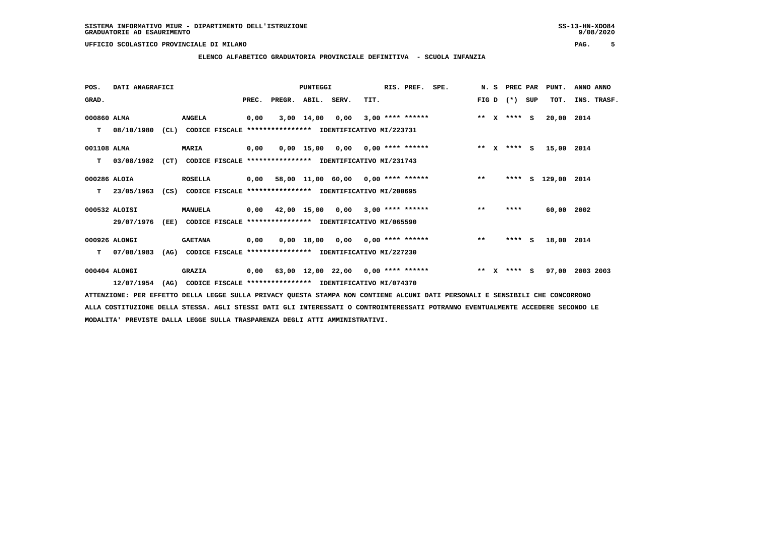SISTEMA INFORMATIVO MIUR - DIPARTIMENTO DELL'ISTRUZIONE
GRADUATORIE AD ESAURIMENTO

UFFICIO SCOLASTICO PROVINCIALE DI MILANO

## ELENCO ALFABETICO GRADUATORIA PROVINCIALE DEFINITIVA - SCUOLA INFANZIA

| POS. GRAD. | DATI ANAGRAFICI | | PREC. | PREGR. | ABIL. | SERV. | TIT. | RIS. PREF. | SPE. | N. S FIG D | PREC PAR (*) | SUP | PUNT. TOT. | ANNO INS. | ANNO TRASF. |
|---|---|---|---|---|---|---|---|---|---|---|---|---|---|---|---|
| 000860 | ALMA | ANGELA | 0,00 | 3,00 | 14,00 | 0,00 | 3,00 | **** ****** | | ** X | **** | S | 20,00 | 2014 | |
| T | 08/10/1980 (CL) | CODICE FISCALE **************** IDENTIFICATIVO MI/223731 | | | | | | | | | | | | | |
| 001108 | ALMA | MARIA | 0,00 | 0,00 | 15,00 | 0,00 | 0,00 | **** ****** | | ** X | **** | S | 15,00 | 2014 | |
| T | 03/08/1982 (CT) | CODICE FISCALE **************** IDENTIFICATIVO MI/231743 | | | | | | | | | | | | | |
| 000286 | ALOIA | ROSELLA | 0,00 | 58,00 | 11,00 | 60,00 | 0,00 | **** ****** | | ** | **** | S | 129,00 | 2014 | |
| T | 23/05/1963 (CS) | CODICE FISCALE **************** IDENTIFICATIVO MI/200695 | | | | | | | | | | | | | |
| 000532 | ALOISI | MANUELA | 0,00 | 42,00 | 15,00 | 0,00 | 3,00 | **** ****** | | ** | **** | | 60,00 | 2002 | |
| | 29/07/1976 (EE) | CODICE FISCALE **************** IDENTIFICATIVO MI/065590 | | | | | | | | | | | | | |
| 000926 | ALONGI | GAETANA | 0,00 | 0,00 | 18,00 | 0,00 | 0,00 | **** ****** | | ** | **** | S | 18,00 | 2014 | |
| T | 07/08/1983 (AG) | CODICE FISCALE **************** IDENTIFICATIVO MI/227230 | | | | | | | | | | | | | |
| 000404 | ALONGI | GRAZIA | 0,00 | 63,00 | 12,00 | 22,00 | 0,00 | **** ****** | | ** X | **** | S | 97,00 | 2003 | 2003 |
| | 12/07/1954 (AG) | CODICE FISCALE **************** IDENTIFICATIVO MI/074370 | | | | | | | | | | | | | |

ATTENZIONE: PER EFFETTO DELLA LEGGE SULLA PRIVACY QUESTA STAMPA NON CONTIENE ALCUNI DATI PERSONALI E SENSIBILI CHE CONCORRONO ALLA COSTITUZIONE DELLA STESSA. AGLI STESSI DATI GLI INTERESSATI O CONTROINTERESSATI POTRANNO EVENTUALMENTE ACCEDERE SECONDO LE MODALITA' PREVISTE DALLA LEGGE SULLA TRASPARENZA DEGLI ATTI AMMINISTRATIVI.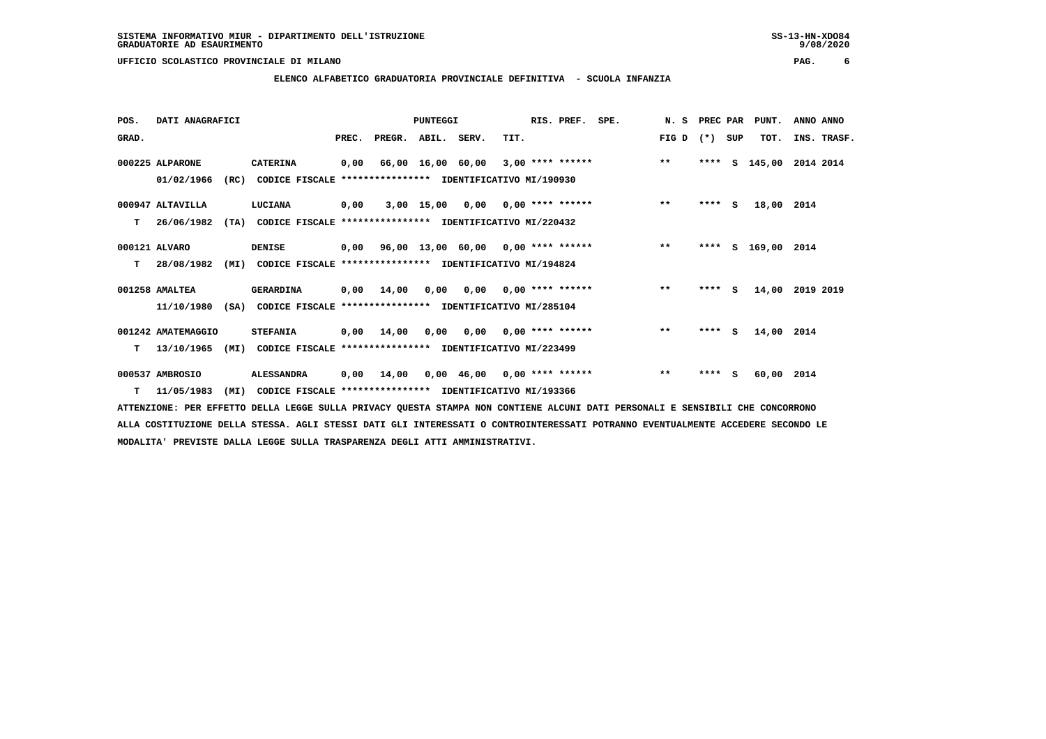SISTEMA INFORMATIVO MIUR - DIPARTIMENTO DELL'ISTRUZIONE
GRADUATORIE AD ESAURIMENTO

UFFICIO SCOLASTICO PROVINCIALE DI MILANO

## ELENCO ALFABETICO GRADUATORIA PROVINCIALE DEFINITIVA - SCUOLA INFANZIA

| POS. GRAD. | DATI ANAGRAFICI | | PREC. | PREGR. | ABIL. | SERV. | TIT. | RIS. PREF. | SPE. | N. S FIG D | PREC PAR (*) | SUP | PUNT. TOT. | ANNO INS. | ANNO TRASF. |
|---|---|---|---|---|---|---|---|---|---|---|---|---|---|---|---|
| 000225 | ALPARONE | CATERINA | 0,00 | 66,00 | 16,00 | 60,00 | 3,00 | **** ****** | | ** | **** | S | 145,00 | 2014 | 2014 |
| | 01/02/1966 (RC) | CODICE FISCALE **************** IDENTIFICATIVO MI/190930 | | | | | | | | | | | | | |
| 000947 | ALTAVILLA | LUCIANA | 0,00 | 3,00 | 15,00 | 0,00 | 0,00 | **** ****** | | ** | **** | S | 18,00 | 2014 | |
| T | 26/06/1982 (TA) | CODICE FISCALE **************** IDENTIFICATIVO MI/220432 | | | | | | | | | | | | | |
| 000121 | ALVARO | DENISE | 0,00 | 96,00 | 13,00 | 60,00 | 0,00 | **** ****** | | ** | **** | S | 169,00 | 2014 | |
| T | 28/08/1982 (MI) | CODICE FISCALE **************** IDENTIFICATIVO MI/194824 | | | | | | | | | | | | | |
| 001258 | AMALTEA | GERARDINA | 0,00 | 14,00 | 0,00 | 0,00 | 0,00 | **** ****** | | ** | **** | S | 14,00 | 2019 | 2019 |
| | 11/10/1980 (SA) | CODICE FISCALE **************** IDENTIFICATIVO MI/285104 | | | | | | | | | | | | | |
| 001242 | AMATEMAGGIO | STEFANIA | 0,00 | 14,00 | 0,00 | 0,00 | 0,00 | **** ****** | | ** | **** | S | 14,00 | 2014 | |
| T | 13/10/1965 (MI) | CODICE FISCALE **************** IDENTIFICATIVO MI/223499 | | | | | | | | | | | | | |
| 000537 | AMBROSIO | ALESSANDRA | 0,00 | 14,00 | 0,00 | 46,00 | 0,00 | **** ****** | | ** | **** | S | 60,00 | 2014 | |
| T | 11/05/1983 (MI) | CODICE FISCALE **************** IDENTIFICATIVO MI/193366 | | | | | | | | | | | | | |

ATTENZIONE: PER EFFETTO DELLA LEGGE SULLA PRIVACY QUESTA STAMPA NON CONTIENE ALCUNI DATI PERSONALI E SENSIBILI CHE CONCORRONO ALLA COSTITUZIONE DELLA STESSA. AGLI STESSI DATI GLI INTERESSATI O CONTROINTERESSATI POTRANNO EVENTUALMENTE ACCEDERE SECONDO LE MODALITA' PREVISTE DALLA LEGGE SULLA TRASPARENZA DEGLI ATTI AMMINISTRATIVI.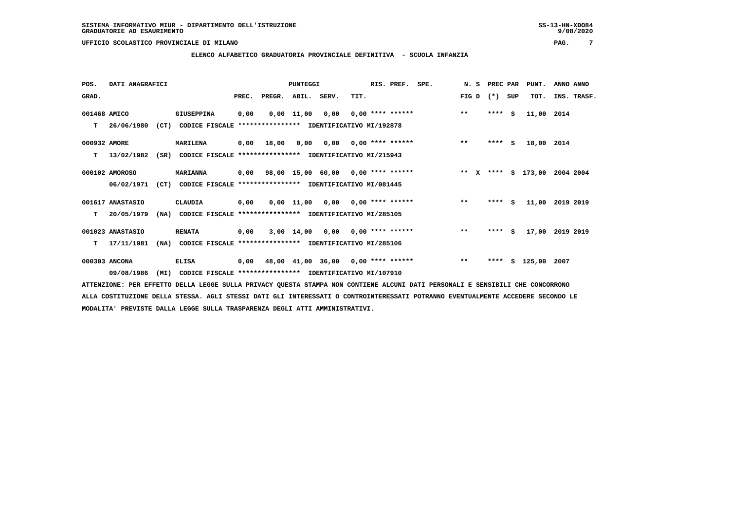SISTEMA INFORMATIVO MIUR - DIPARTIMENTO DELL'ISTRUZIONE
GRADUATORIE AD ESAURIMENTO

UFFICIO SCOLASTICO PROVINCIALE DI MILANO

## ELENCO ALFABETICO GRADUATORIA PROVINCIALE DEFINITIVA - SCUOLA INFANZIA

| POS. GRAD. | DATI ANAGRAFICI | | PUNTEGGI PREC. | PREGR. | ABIL. | SERV. | TIT. | RIS. PREF. | SPE. | N. S FIG D | PREC PAR (*) | SUP | PUNT. TOT. | ANNO ANNO INS. TRASF. |
|---|---|---|---|---|---|---|---|---|---|---|---|---|---|---|
| 001468 | AMICO | GIUSEPPINA | 0,00 | 0,00 | 11,00 | 0,00 | 0,00 | **** ****** | | ** | **** | S | 11,00 | 2014 |
| T | 26/06/1980 (CT) | CODICE FISCALE **************** IDENTIFICATIVO MI/192878 | | | | | | | | | | | | |
| 000932 | AMORE | MARILENA | 0,00 | 18,00 | 0,00 | 0,00 | 0,00 | **** ****** | | ** | **** | S | 18,00 | 2014 |
| T | 13/02/1982 (SR) | CODICE FISCALE **************** IDENTIFICATIVO MI/215943 | | | | | | | | | | | | |
| 000102 | AMOROSO | MARIANNA | 0,00 | 98,00 | 15,00 | 60,00 | 0,00 | **** ****** | | ** X | **** | S | 173,00 | 2004 2004 |
| | 06/02/1971 (CT) | CODICE FISCALE **************** IDENTIFICATIVO MI/081445 | | | | | | | | | | | | |
| 001617 | ANASTASIO | CLAUDIA | 0,00 | 0,00 | 11,00 | 0,00 | 0,00 | **** ****** | | ** | **** | S | 11,00 | 2019 2019 |
| T | 20/05/1979 (NA) | CODICE FISCALE **************** IDENTIFICATIVO MI/285105 | | | | | | | | | | | | |
| 001023 | ANASTASIO | RENATA | 0,00 | 3,00 | 14,00 | 0,00 | 0,00 | **** ****** | | ** | **** | S | 17,00 | 2019 2019 |
| T | 17/11/1981 (NA) | CODICE FISCALE **************** IDENTIFICATIVO MI/285106 | | | | | | | | | | | | |
| 000303 | ANCONA | ELISA | 0,00 | 48,00 | 41,00 | 36,00 | 0,00 | **** ****** | | ** | **** | S | 125,00 | 2007 |
| | 09/08/1986 (MI) | CODICE FISCALE **************** IDENTIFICATIVO MI/107910 | | | | | | | | | | | | |

ATTENZIONE: PER EFFETTO DELLA LEGGE SULLA PRIVACY QUESTA STAMPA NON CONTIENE ALCUNI DATI PERSONALI E SENSIBILI CHE CONCORRONO ALLA COSTITUZIONE DELLA STESSA. AGLI STESSI DATI GLI INTERESSATI O CONTROINTERESSATI POTRANNO EVENTUALMENTE ACCEDERE SECONDO LE MODALITA' PREVISTE DALLA LEGGE SULLA TRASPARENZA DEGLI ATTI AMMINISTRATIVI.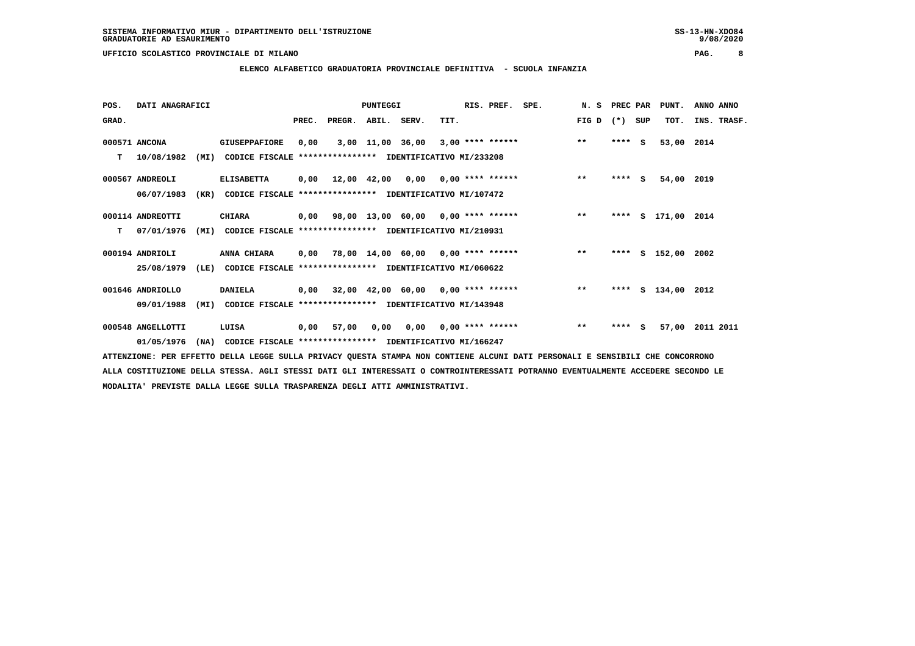SISTEMA INFORMATIVO MIUR - DIPARTIMENTO DELL'ISTRUZIONE
GRADUATORIE AD ESAURIMENTO

UFFICIO SCOLASTICO PROVINCIALE DI MILANO

**ELENCO ALFABETICO GRADUATORIA PROVINCIALE DEFINITIVA - SCUOLA INFANZIA**

| POS. GRAD. | DATI ANAGRAFICI | | | PREC. | PREGR. | ABIL. | SERV. | TIT. | RIS. PREF. | SPE. | N. S FIG D | PREC PAR (*) | SUP | PUNT. TOT. | ANNO INS. | ANNO TRASF. |
|---|---|---|---|---|---|---|---|---|---|---|---|---|---|---|---|---|
| 000571 | ANCONA | GIUSEPPAFIORE | | 0,00 | 3,00 | 11,00 | 36,00 | 3,00 | **** ****** | | ** | **** | S | 53,00 | 2014 | |
| T | 10/08/1982 (MI) | CODICE FISCALE **************** | IDENTIFICATIVO MI/233208 | | | | | | | | | | | | | |
| 000567 | ANDREOLI | ELISABETTA | | 0,00 | 12,00 | 42,00 | 0,00 | 0,00 | **** ****** | | ** | **** | S | 54,00 | 2019 | |
| | 06/07/1983 (KR) | CODICE FISCALE **************** | IDENTIFICATIVO MI/107472 | | | | | | | | | | | | | |
| 000114 | ANDREOTTI | CHIARA | | 0,00 | 98,00 | 13,00 | 60,00 | 0,00 | **** ****** | | ** | **** | S | 171,00 | 2014 | |
| T | 07/01/1976 (MI) | CODICE FISCALE **************** | IDENTIFICATIVO MI/210931 | | | | | | | | | | | | | |
| 000194 | ANDRIOLI | ANNA CHIARA | | 0,00 | 78,00 | 14,00 | 60,00 | 0,00 | **** ****** | | ** | **** | S | 152,00 | 2002 | |
| | 25/08/1979 (LE) | CODICE FISCALE **************** | IDENTIFICATIVO MI/060622 | | | | | | | | | | | | | |
| 001646 | ANDRIOLLO | DANIELA | | 0,00 | 32,00 | 42,00 | 60,00 | 0,00 | **** ****** | | ** | **** | S | 134,00 | 2012 | |
| | 09/01/1988 (MI) | CODICE FISCALE **************** | IDENTIFICATIVO MI/143948 | | | | | | | | | | | | | |
| 000548 | ANGELLOTTI | LUISA | | 0,00 | 57,00 | 0,00 | 0,00 | 0,00 | **** ****** | | ** | **** | S | 57,00 | 2011 | 2011 |
| | 01/05/1976 (NA) | CODICE FISCALE **************** | IDENTIFICATIVO MI/166247 | | | | | | | | | | | | | |

ATTENZIONE: PER EFFETTO DELLA LEGGE SULLA PRIVACY QUESTA STAMPA NON CONTIENE ALCUNI DATI PERSONALI E SENSIBILI CHE CONCORRONO ALLA COSTITUZIONE DELLA STESSA. AGLI STESSI DATI GLI INTERESSATI O CONTROINTERESSATI POTRANNO EVENTUALMENTE ACCEDERE SECONDO LE MODALITA' PREVISTE DALLA LEGGE SULLA TRASPARENZA DEGLI ATTI AMMINISTRATIVI.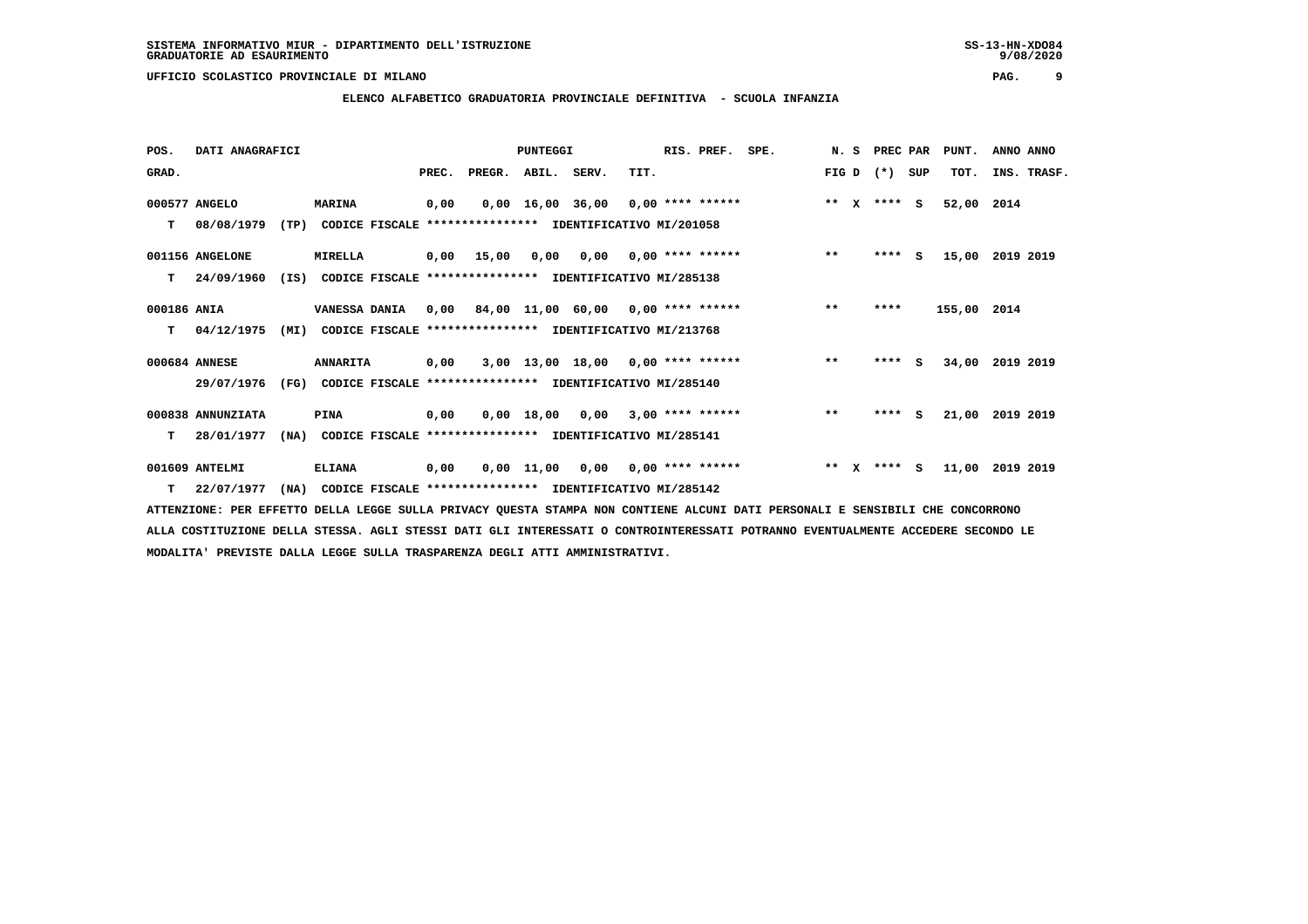SISTEMA INFORMATIVO MIUR - DIPARTIMENTO DELL'ISTRUZIONE
GRADUATORIE AD ESAURIMENTO

UFFICIO SCOLASTICO PROVINCIALE DI MILANO

**ELENCO ALFABETICO GRADUATORIA PROVINCIALE DEFINITIVA - SCUOLA INFANZIA**

| POS. GRAD. | DATI ANAGRAFICI | | PREC. | PREGR. | ABIL. | SERV. | TIT. | RIS. PREF. | SPE. | N. S FIG D | PREC PAR (*) SUP | PUNT. TOT. | ANNO ANNO INS. TRASF. |
|---|---|---|---|---|---|---|---|---|---|---|---|---|---|
| 000577 | ANGELO | MARINA | 0,00 | 0,00 | 16,00 | 36,00 | 0,00 | **** ****** | | ** X | **** S | 52,00 | 2014 |
| T | 08/08/1979 (TP) | CODICE FISCALE **************** IDENTIFICATIVO MI/201058 | | | | | | | | | | | |
| 001156 | ANGELONE | MIRELLA | 0,00 | 15,00 | 0,00 | 0,00 | 0,00 | **** ****** | | ** | **** S | 15,00 | 2019 2019 |
| T | 24/09/1960 (IS) | CODICE FISCALE **************** IDENTIFICATIVO MI/285138 | | | | | | | | | | | |
| 000186 | ANIA | VANESSA DANIA | 0,00 | 84,00 | 11,00 | 60,00 | 0,00 | **** ****** | | ** | **** | 155,00 | 2014 |
| T | 04/12/1975 (MI) | CODICE FISCALE **************** IDENTIFICATIVO MI/213768 | | | | | | | | | | | |
| 000684 | ANNESE | ANNARITA | 0,00 | 3,00 | 13,00 | 18,00 | 0,00 | **** ****** | | ** | **** S | 34,00 | 2019 2019 |
| | 29/07/1976 (FG) | CODICE FISCALE **************** IDENTIFICATIVO MI/285140 | | | | | | | | | | | |
| 000838 | ANNUNZIATA | PINA | 0,00 | 0,00 | 18,00 | 0,00 | 3,00 | **** ****** | | ** | **** S | 21,00 | 2019 2019 |
| T | 28/01/1977 (NA) | CODICE FISCALE **************** IDENTIFICATIVO MI/285141 | | | | | | | | | | | |
| 001609 | ANTELMI | ELIANA | 0,00 | 0,00 | 11,00 | 0,00 | 0,00 | **** ****** | | ** X | **** S | 11,00 | 2019 2019 |
| T | 22/07/1977 (NA) | CODICE FISCALE **************** IDENTIFICATIVO MI/285142 | | | | | | | | | | | |

ATTENZIONE: PER EFFETTO DELLA LEGGE SULLA PRIVACY QUESTA STAMPA NON CONTIENE ALCUNI DATI PERSONALI E SENSIBILI CHE CONCORRONO ALLA COSTITUZIONE DELLA STESSA. AGLI STESSI DATI GLI INTERESSATI O CONTROINTERESSATI POTRANNO EVENTUALMENTE ACCEDERE SECONDO LE MODALITA' PREVISTE DALLA LEGGE SULLA TRASPARENZA DEGLI ATTI AMMINISTRATIVI.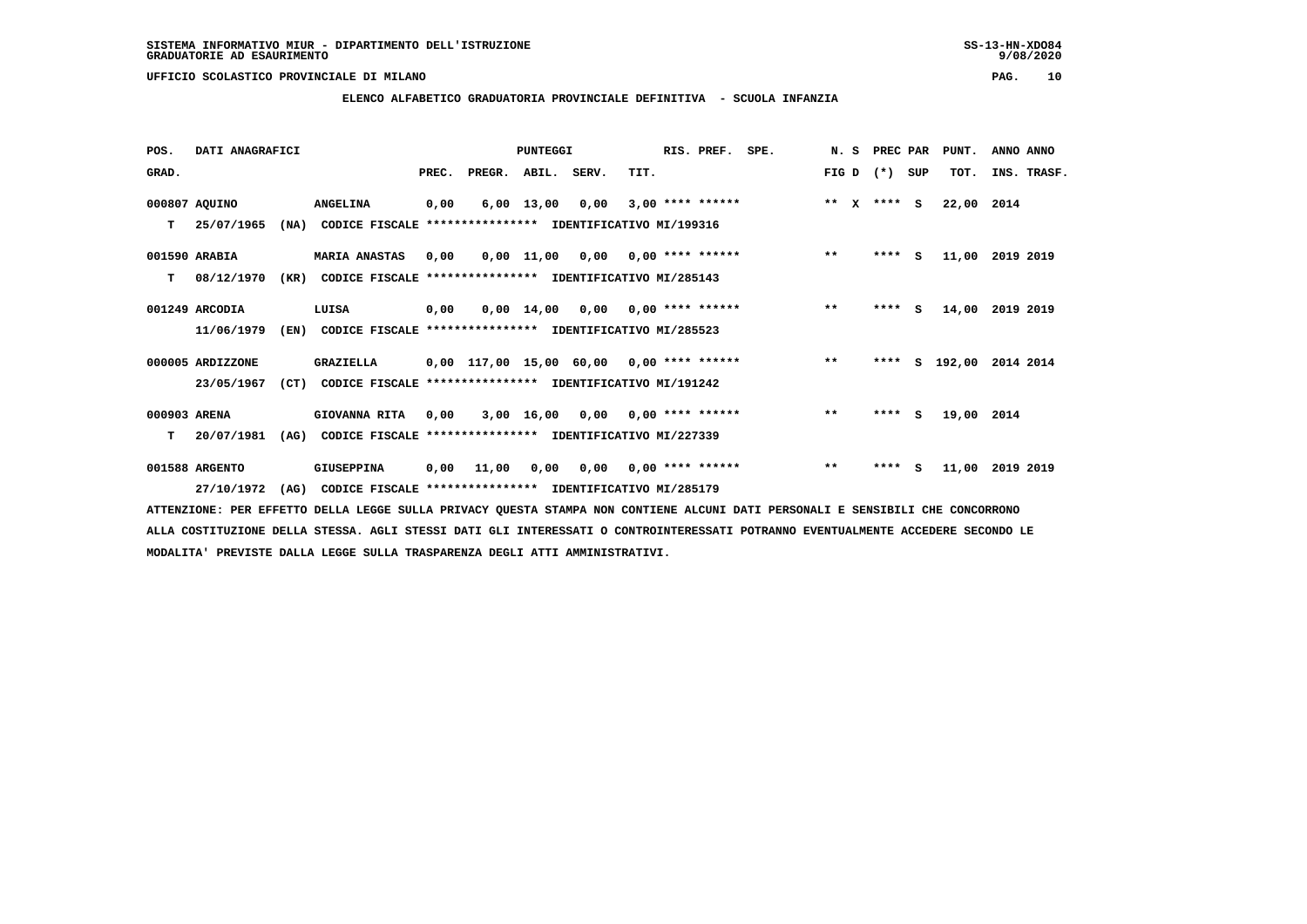SISTEMA INFORMATIVO MIUR - DIPARTIMENTO DELL'ISTRUZIONE
GRADUATORIE AD ESAURIMENTO

UFFICIO SCOLASTICO PROVINCIALE DI MILANO

**ELENCO ALFABETICO GRADUATORIA PROVINCIALE DEFINITIVA - SCUOLA INFANZIA**

| POS. GRAD. | DATI ANAGRAFICI | | PREC. | PREGR. | ABIL. | SERV. | TIT. | RIS. PREF. | SPE. | N. S FIG D | PREC PAR (*) SUP | PUNT. TOT. | ANNO INS. | ANNO TRASF. |
|---|---|---|---|---|---|---|---|---|---|---|---|---|---|---|
| 000807 | AQUINO | ANGELINA | 0,00 | 6,00 | 13,00 | 0,00 | 3,00 | **** ****** | | ** X | **** S | 22,00 | 2014 | |
| T | 25/07/1965 (NA) | CODICE FISCALE **************** IDENTIFICATIVO MI/199316 | | | | | | | | | | | | |
| 001590 | ARABIA | MARIA ANASTAS | 0,00 | 0,00 | 11,00 | 0,00 | 0,00 | **** ****** | | ** | **** S | 11,00 | 2019 | 2019 |
| T | 08/12/1970 (KR) | CODICE FISCALE **************** IDENTIFICATIVO MI/285143 | | | | | | | | | | | | |
| 001249 | ARCODIA | LUISA | 0,00 | 0,00 | 14,00 | 0,00 | 0,00 | **** ****** | | ** | **** S | 14,00 | 2019 | 2019 |
| | 11/06/1979 (EN) | CODICE FISCALE **************** IDENTIFICATIVO MI/285523 | | | | | | | | | | | | |
| 000005 | ARDIZZONE | GRAZIELLA | 0,00 | 117,00 | 15,00 | 60,00 | 0,00 | **** ****** | | ** | **** S | 192,00 | 2014 | 2014 |
| | 23/05/1967 (CT) | CODICE FISCALE **************** IDENTIFICATIVO MI/191242 | | | | | | | | | | | | |
| 000903 | ARENA | GIOVANNA RITA | 0,00 | 3,00 | 16,00 | 0,00 | 0,00 | **** ****** | | ** | **** S | 19,00 | 2014 | |
| T | 20/07/1981 (AG) | CODICE FISCALE **************** IDENTIFICATIVO MI/227339 | | | | | | | | | | | | |
| 001588 | ARGENTO | GIUSEPPINA | 0,00 | 11,00 | 0,00 | 0,00 | 0,00 | **** ****** | | ** | **** S | 11,00 | 2019 | 2019 |
| | 27/10/1972 (AG) | CODICE FISCALE **************** IDENTIFICATIVO MI/285179 | | | | | | | | | | | | |

ATTENZIONE: PER EFFETTO DELLA LEGGE SULLA PRIVACY QUESTA STAMPA NON CONTIENE ALCUNI DATI PERSONALI E SENSIBILI CHE CONCORRONO ALLA COSTITUZIONE DELLA STESSA. AGLI STESSI DATI GLI INTERESSATI O CONTROINTERESSATI POTRANNO EVENTUALMENTE ACCEDERE SECONDO LE MODALITA' PREVISTE DALLA LEGGE SULLA TRASPARENZA DEGLI ATTI AMMINISTRATIVI.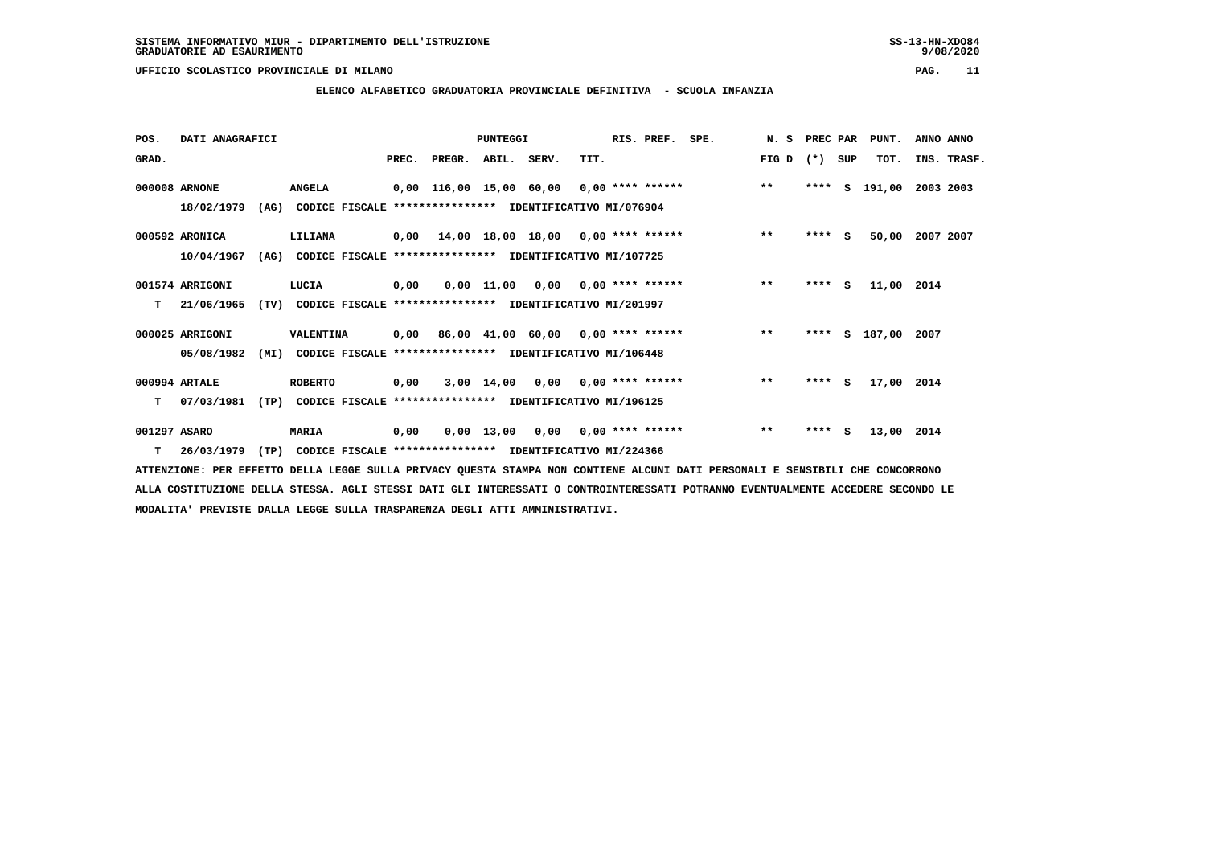SISTEMA INFORMATIVO MIUR - DIPARTIMENTO DELL'ISTRUZIONE
GRADUATORIE AD ESAURIMENTO

UFFICIO SCOLASTICO PROVINCIALE DI MILANO

**ELENCO ALFABETICO GRADUATORIA PROVINCIALE DEFINITIVA - SCUOLA INFANZIA**

| POS. GRAD. | DATI ANAGRAFICI | | PREC. | PREGR. | ABIL. | SERV. | TIT. | RIS. PREF. | SPE. | N. S FIG D | PREC PAR (*) | SUP | PUNT. TOT. | ANNO INS. | ANNO TRASF. |
|---|---|---|---|---|---|---|---|---|---|---|---|---|---|---|---|
| 000008 | ARNONE | ANGELA | 0,00 | 116,00 | 15,00 | 60,00 | 0,00 | **** ****** | | ** | **** | S | 191,00 | 2003 | 2003 |
| | 18/02/1979 (AG) | CODICE FISCALE **************** IDENTIFICATIVO MI/076904 | | | | | | | | | | | | | |
| 000592 | ARONICA | LILIANA | 0,00 | 14,00 | 18,00 | 18,00 | 0,00 | **** ****** | | ** | **** | S | 50,00 | 2007 | 2007 |
| | 10/04/1967 (AG) | CODICE FISCALE **************** IDENTIFICATIVO MI/107725 | | | | | | | | | | | | | |
| 001574 | ARRIGONI | LUCIA | 0,00 | 0,00 | 11,00 | 0,00 | 0,00 | **** ****** | | ** | **** | S | 11,00 | 2014 | |
| T | 21/06/1965 (TV) | CODICE FISCALE **************** IDENTIFICATIVO MI/201997 | | | | | | | | | | | | | |
| 000025 | ARRIGONI | VALENTINA | 0,00 | 86,00 | 41,00 | 60,00 | 0,00 | **** ****** | | ** | **** | S | 187,00 | 2007 | |
| | 05/08/1982 (MI) | CODICE FISCALE **************** IDENTIFICATIVO MI/106448 | | | | | | | | | | | | | |
| 000994 | ARTALE | ROBERTO | 0,00 | 3,00 | 14,00 | 0,00 | 0,00 | **** ****** | | ** | **** | S | 17,00 | 2014 | |
| T | 07/03/1981 (TP) | CODICE FISCALE **************** IDENTIFICATIVO MI/196125 | | | | | | | | | | | | | |
| 001297 | ASARO | MARIA | 0,00 | 0,00 | 13,00 | 0,00 | 0,00 | **** ****** | | ** | **** | S | 13,00 | 2014 | |
| T | 26/03/1979 (TP) | CODICE FISCALE **************** IDENTIFICATIVO MI/224366 | | | | | | | | | | | | | |

ATTENZIONE: PER EFFETTO DELLA LEGGE SULLA PRIVACY QUESTA STAMPA NON CONTIENE ALCUNI DATI PERSONALI E SENSIBILI CHE CONCORRONO ALLA COSTITUZIONE DELLA STESSA. AGLI STESSI DATI GLI INTERESSATI O CONTROINTERESSATI POTRANNO EVENTUALMENTE ACCEDERE SECONDO LE MODALITA' PREVISTE DALLA LEGGE SULLA TRASPARENZA DEGLI ATTI AMMINISTRATIVI.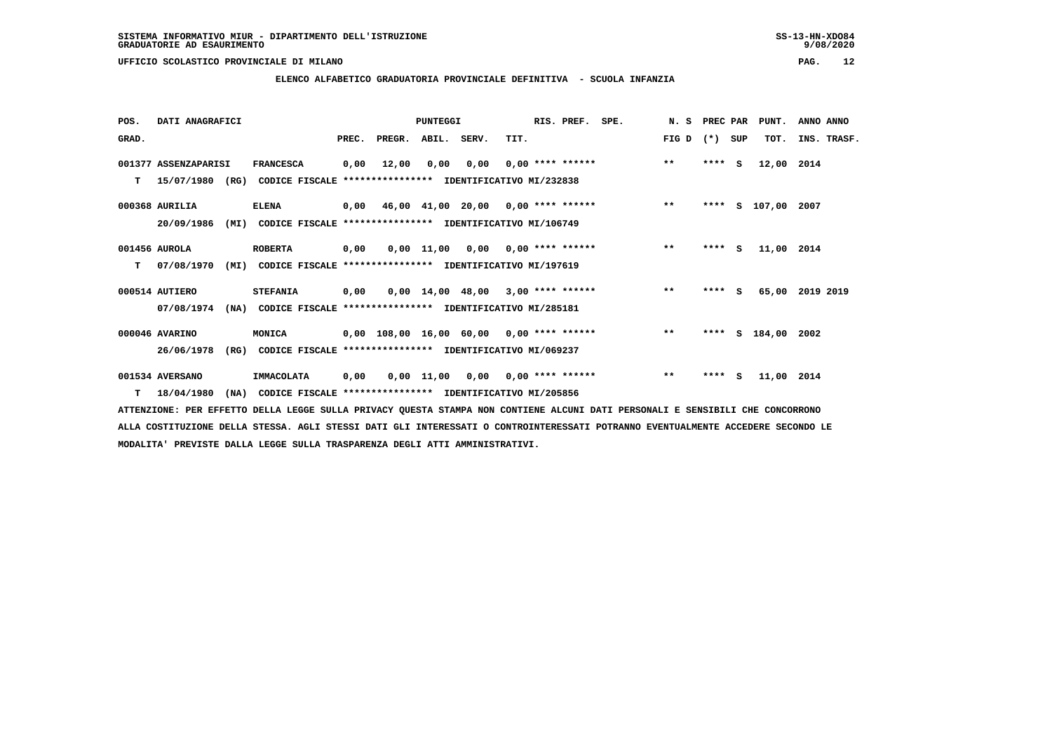SISTEMA INFORMATIVO MIUR - DIPARTIMENTO DELL'ISTRUZIONE
GRADUATORIE AD ESAURIMENTO

UFFICIO SCOLASTICO PROVINCIALE DI MILANO

**ELENCO ALFABETICO GRADUATORIA PROVINCIALE DEFINITIVA - SCUOLA INFANZIA**

| POS. GRAD. | DATI ANAGRAFICI | | PREC. | PREGR. | ABIL. | SERV. | TIT. | RIS. PREF. | SPE. | N. S FIG D | PREC PAR (*) | SUP | PUNT. TOT. | ANNO INS. | ANNO TRASF. |
|---|---|---|---|---|---|---|---|---|---|---|---|---|---|---|---|
| 001377 | ASSENZAPARISI | FRANCESCA | 0,00 | 12,00 | 0,00 | 0,00 | 0,00 | **** ****** | | ** | **** | S | 12,00 | 2014 | |
| T | 15/07/1980 (RG) | CODICE FISCALE **************** IDENTIFICATIVO MI/232838 | | | | | | | | | | | | | |
| 000368 | AURILIA | ELENA | 0,00 | 46,00 | 41,00 | 20,00 | 0,00 | **** ****** | | ** | **** | S | 107,00 | 2007 | |
| | 20/09/1986 (MI) | CODICE FISCALE **************** IDENTIFICATIVO MI/106749 | | | | | | | | | | | | | |
| 001456 | AUROLA | ROBERTA | 0,00 | 0,00 | 11,00 | 0,00 | 0,00 | **** ****** | | ** | **** | S | 11,00 | 2014 | |
| T | 07/08/1970 (MI) | CODICE FISCALE **************** IDENTIFICATIVO MI/197619 | | | | | | | | | | | | | |
| 000514 | AUTIERO | STEFANIA | 0,00 | 0,00 | 14,00 | 48,00 | 3,00 | **** ****** | | ** | **** | S | 65,00 | 2019 | 2019 |
| | 07/08/1974 (NA) | CODICE FISCALE **************** IDENTIFICATIVO MI/285181 | | | | | | | | | | | | | |
| 000046 | AVARINO | MONICA | 0,00 | 108,00 | 16,00 | 60,00 | 0,00 | **** ****** | | ** | **** | S | 184,00 | 2002 | |
| | 26/06/1978 (RG) | CODICE FISCALE **************** IDENTIFICATIVO MI/069237 | | | | | | | | | | | | | |
| 001534 | AVERSANO | IMMACOLATA | 0,00 | 0,00 | 11,00 | 0,00 | 0,00 | **** ****** | | ** | **** | S | 11,00 | 2014 | |
| T | 18/04/1980 (NA) | CODICE FISCALE **************** IDENTIFICATIVO MI/205856 | | | | | | | | | | | | | |

ATTENZIONE: PER EFFETTO DELLA LEGGE SULLA PRIVACY QUESTA STAMPA NON CONTIENE ALCUNI DATI PERSONALI E SENSIBILI CHE CONCORRONO ALLA COSTITUZIONE DELLA STESSA. AGLI STESSI DATI GLI INTERESSATI O CONTROINTERESSATI POTRANNO EVENTUALMENTE ACCEDERE SECONDO LE MODALITA' PREVISTE DALLA LEGGE SULLA TRASPARENZA DEGLI ATTI AMMINISTRATIVI.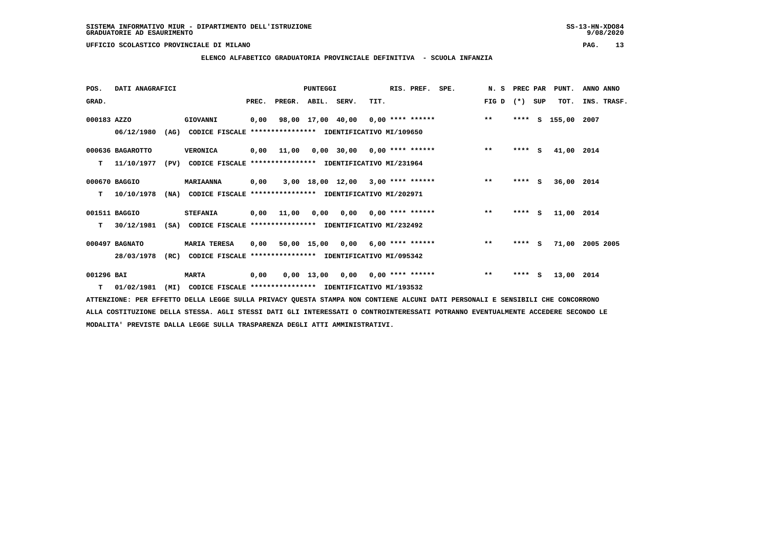SISTEMA INFORMATIVO MIUR - DIPARTIMENTO DELL'ISTRUZIONE
GRADUATORIE AD ESAURIMENTO

UFFICIO SCOLASTICO PROVINCIALE DI MILANO

## ELENCO ALFABETICO GRADUATORIA PROVINCIALE DEFINITIVA - SCUOLA INFANZIA

| POS. GRAD. | DATI ANAGRAFICI | | PREC. | PREGR. | ABIL. | SERV. | TIT. | RIS. PREF. | SPE. | N. S FIG D | PREC (*) | PAR SUP | PUNT. TOT. | ANNO INS. | ANNO TRASF. |
|---|---|---|---|---|---|---|---|---|---|---|---|---|---|---|---|
| 000183 | AZZO | GIOVANNI | 0,00 | 98,00 | 17,00 | 40,00 | 0,00 | **** ****** | | ** | **** | S | 155,00 | 2007 | |
| | 06/12/1980 (AG) | CODICE FISCALE **************** IDENTIFICATIVO MI/109650 | | | | | | | | | | | | | |
| 000636 | BAGAROTTO | VERONICA | 0,00 | 11,00 | 0,00 | 30,00 | 0,00 | **** ****** | | ** | **** | S | 41,00 | 2014 | |
| T | 11/10/1977 (PV) | CODICE FISCALE **************** IDENTIFICATIVO MI/231964 | | | | | | | | | | | | | |
| 000670 | BAGGIO | MARIAANNA | 0,00 | 3,00 | 18,00 | 12,00 | 3,00 | **** ****** | | ** | **** | S | 36,00 | 2014 | |
| T | 10/10/1978 (NA) | CODICE FISCALE **************** IDENTIFICATIVO MI/202971 | | | | | | | | | | | | | |
| 001511 | BAGGIO | STEFANIA | 0,00 | 11,00 | 0,00 | 0,00 | 0,00 | **** ****** | | ** | **** | S | 11,00 | 2014 | |
| T | 30/12/1981 (SA) | CODICE FISCALE **************** IDENTIFICATIVO MI/232492 | | | | | | | | | | | | | |
| 000497 | BAGNATO | MARIA TERESA | 0,00 | 50,00 | 15,00 | 0,00 | 6,00 | **** ****** | | ** | **** | S | 71,00 | 2005 | 2005 |
| | 28/03/1978 (RC) | CODICE FISCALE **************** IDENTIFICATIVO MI/095342 | | | | | | | | | | | | | |
| 001296 | BAI | MARTA | 0,00 | 0,00 | 13,00 | 0,00 | 0,00 | **** ****** | | ** | **** | S | 13,00 | 2014 | |
| T | 01/02/1981 (MI) | CODICE FISCALE **************** IDENTIFICATIVO MI/193532 | | | | | | | | | | | | | |

ATTENZIONE: PER EFFETTO DELLA LEGGE SULLA PRIVACY QUESTA STAMPA NON CONTIENE ALCUNI DATI PERSONALI E SENSIBILI CHE CONCORRONO ALLA COSTITUZIONE DELLA STESSA. AGLI STESSI DATI GLI INTERESSATI O CONTROINTERESSATI POTRANNO EVENTUALMENTE ACCEDERE SECONDO LE MODALITA' PREVISTE DALLA LEGGE SULLA TRASPARENZA DEGLI ATTI AMMINISTRATIVI.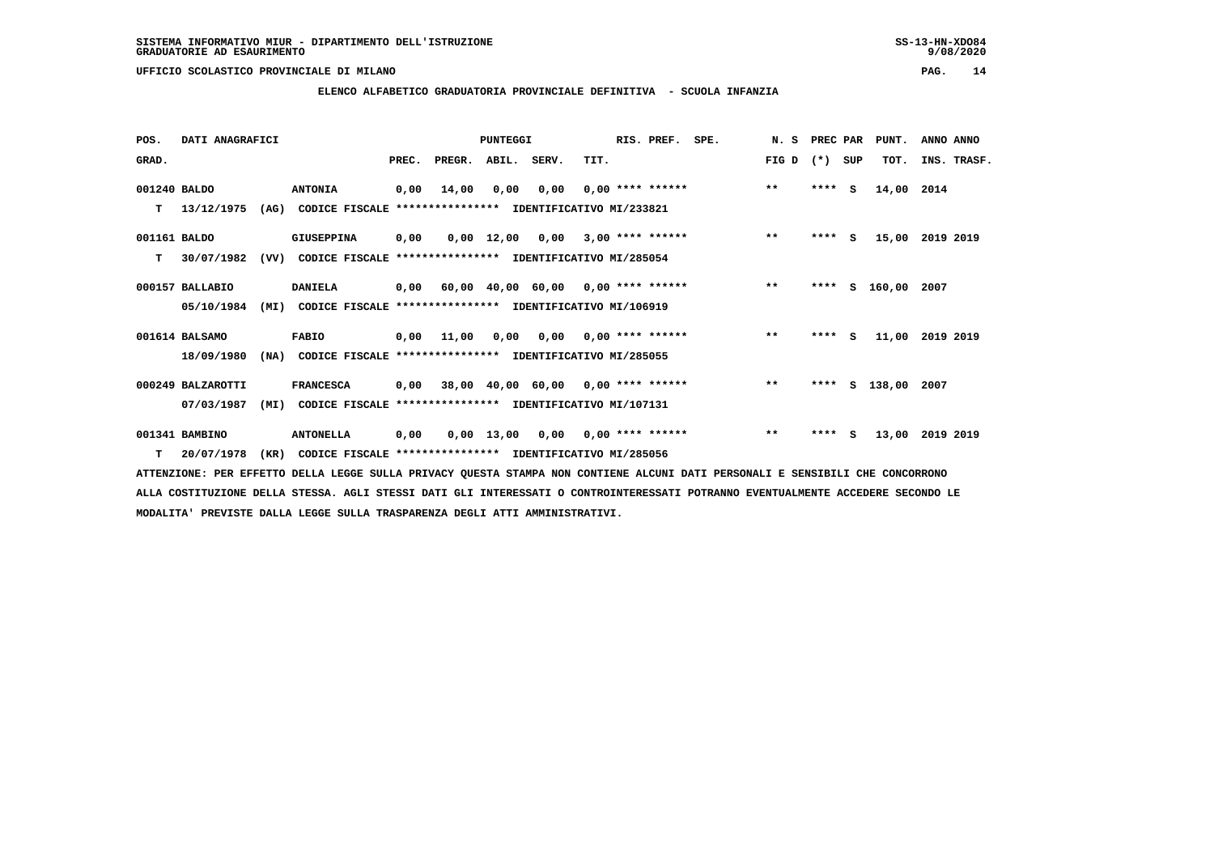SISTEMA INFORMATIVO MIUR - DIPARTIMENTO DELL'ISTRUZIONE
GRADUATORIE AD ESAURIMENTO

UFFICIO SCOLASTICO PROVINCIALE DI MILANO

## ELENCO ALFABETICO GRADUATORIA PROVINCIALE DEFINITIVA - SCUOLA INFANZIA

| POS. GRAD. | DATI ANAGRAFICI | | | PREC. | PREGR. | ABIL. | SERV. | TIT. | RIS. PREF. | SPE. | N. S FIG D | PREC PAR (*) | SUP | PUNT. TOT. | ANNO INS. | ANNO TRASF. |
|---|---|---|---|---|---|---|---|---|---|---|---|---|---|---|---|---|
| 001240 | BALDO | | ANTONIA | 0,00 | 14,00 | 0,00 | 0,00 | 0,00 | **** ****** | | ** | **** | S | 14,00 | 2014 | |
| T | 13/12/1975 | (AG) | CODICE FISCALE **************** IDENTIFICATIVO MI/233821 | | | | | | | | | | | | | |
| 001161 | BALDO | | GIUSEPPINA | 0,00 | 0,00 | 12,00 | 0,00 | 3,00 | **** ****** | | ** | **** | S | 15,00 | 2019 | 2019 |
| T | 30/07/1982 | (VV) | CODICE FISCALE **************** IDENTIFICATIVO MI/285054 | | | | | | | | | | | | | |
| 000157 | BALLABIO | | DANIELA | 0,00 | 60,00 | 40,00 | 60,00 | 0,00 | **** ****** | | ** | **** | S | 160,00 | 2007 | |
| | 05/10/1984 | (MI) | CODICE FISCALE **************** IDENTIFICATIVO MI/106919 | | | | | | | | | | | | | |
| 001614 | BALSAMO | | FABIO | 0,00 | 11,00 | 0,00 | 0,00 | 0,00 | **** ****** | | ** | **** | S | 11,00 | 2019 | 2019 |
| | 18/09/1980 | (NA) | CODICE FISCALE **************** IDENTIFICATIVO MI/285055 | | | | | | | | | | | | | |
| 000249 | BALZAROTTI | | FRANCESCA | 0,00 | 38,00 | 40,00 | 60,00 | 0,00 | **** ****** | | ** | **** | S | 138,00 | 2007 | |
| | 07/03/1987 | (MI) | CODICE FISCALE **************** IDENTIFICATIVO MI/107131 | | | | | | | | | | | | | |
| 001341 | BAMBINO | | ANTONELLA | 0,00 | 0,00 | 13,00 | 0,00 | 0,00 | **** ****** | | ** | **** | S | 13,00 | 2019 | 2019 |
| T | 20/07/1978 | (KR) | CODICE FISCALE **************** IDENTIFICATIVO MI/285056 | | | | | | | | | | | | | |

ATTENZIONE: PER EFFETTO DELLA LEGGE SULLA PRIVACY QUESTA STAMPA NON CONTIENE ALCUNI DATI PERSONALI E SENSIBILI CHE CONCORRONO ALLA COSTITUZIONE DELLA STESSA. AGLI STESSI DATI GLI INTERESSATI O CONTROINTERESSATI POTRANNO EVENTUALMENTE ACCEDERE SECONDO LE MODALITA' PREVISTE DALLA LEGGE SULLA TRASPARENZA DEGLI ATTI AMMINISTRATIVI.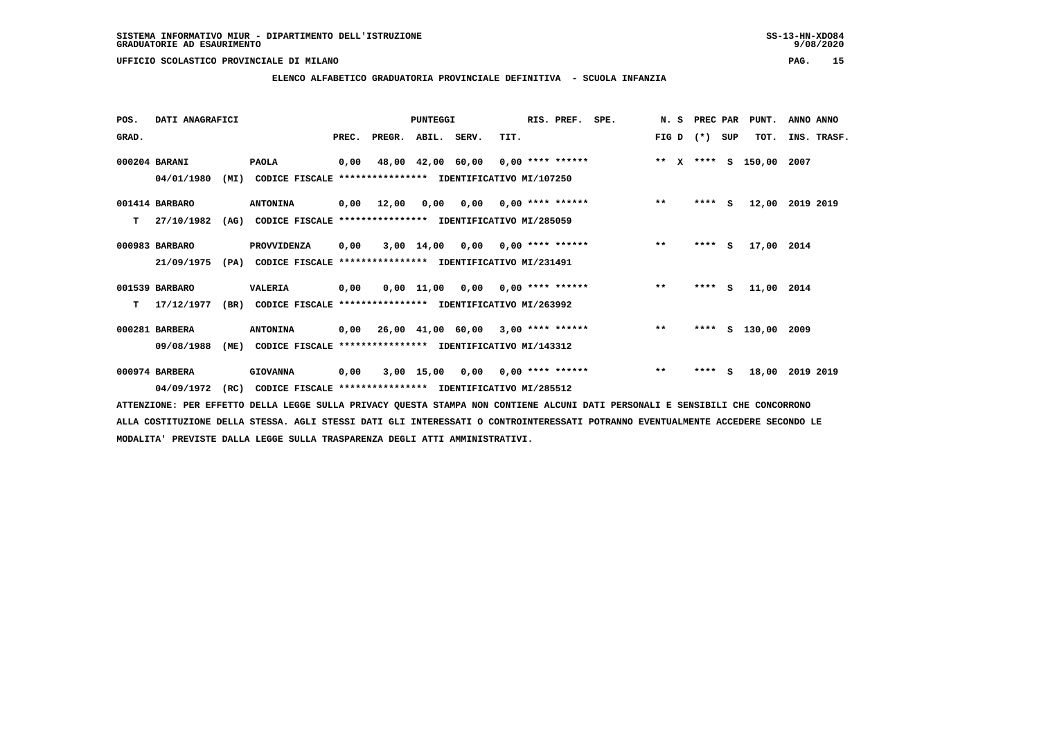SISTEMA INFORMATIVO MIUR - DIPARTIMENTO DELL'ISTRUZIONE
GRADUATORIE AD ESAURIMENTO

UFFICIO SCOLASTICO PROVINCIALE DI MILANO

**ELENCO ALFABETICO GRADUATORIA PROVINCIALE DEFINITIVA - SCUOLA INFANZIA**

| POS. GRAD. | DATI ANAGRAFICI | | PUNTEGGI PREC. | PREGR. | ABIL. | SERV. | TIT. | RIS. PREF. | SPE. | N. S FIG D | PREC PAR (*) | SUP | PUNT. TOT. | ANNO INS. | ANNO TRASF. |
|---|---|---|---|---|---|---|---|---|---|---|---|---|---|---|---|
| 000204 | BARANI 04/01/1980 (MI) | PAOLA | 0,00 | 48,00 | 42,00 | 60,00 | 0,00 | **** ****** | | ** X | **** | S | 150,00 | 2007 | |
| | CODICE FISCALE **************** IDENTIFICATIVO MI/107250 | | | | | | | | | | | | | | |
| 001414 | BARBARO T 27/10/1982 (AG) | ANTONINA | 0,00 | 12,00 | 0,00 | 0,00 | 0,00 | **** ****** | | ** | **** | S | 12,00 | 2019 | 2019 |
| | CODICE FISCALE **************** IDENTIFICATIVO MI/285059 | | | | | | | | | | | | | | |
| 000983 | BARBARO 21/09/1975 (PA) | PROVVIDENZA | 0,00 | 3,00 | 14,00 | 0,00 | 0,00 | **** ****** | | ** | **** | S | 17,00 | 2014 | |
| | CODICE FISCALE **************** IDENTIFICATIVO MI/231491 | | | | | | | | | | | | | | |
| 001539 | BARBARO T 17/12/1977 (BR) | VALERIA | 0,00 | 0,00 | 11,00 | 0,00 | 0,00 | **** ****** | | ** | **** | S | 11,00 | 2014 | |
| | CODICE FISCALE **************** IDENTIFICATIVO MI/263992 | | | | | | | | | | | | | | |
| 000281 | BARBERA 09/08/1988 (ME) | ANTONINA | 0,00 | 26,00 | 41,00 | 60,00 | 3,00 | **** ****** | | ** | **** | S | 130,00 | 2009 | |
| | CODICE FISCALE **************** IDENTIFICATIVO MI/143312 | | | | | | | | | | | | | | |
| 000974 | BARBERA 04/09/1972 (RC) | GIOVANNA | 0,00 | 3,00 | 15,00 | 0,00 | 0,00 | **** ****** | | ** | **** | S | 18,00 | 2019 | 2019 |
| | CODICE FISCALE **************** IDENTIFICATIVO MI/285512 | | | | | | | | | | | | | | |

ATTENZIONE: PER EFFETTO DELLA LEGGE SULLA PRIVACY QUESTA STAMPA NON CONTIENE ALCUNI DATI PERSONALI E SENSIBILI CHE CONCORRONO ALLA COSTITUZIONE DELLA STESSA. AGLI STESSI DATI GLI INTERESSATI O CONTROINTERESSATI POTRANNO EVENTUALMENTE ACCEDERE SECONDO LE MODALITA' PREVISTE DALLA LEGGE SULLA TRASPARENZA DEGLI ATTI AMMINISTRATIVI.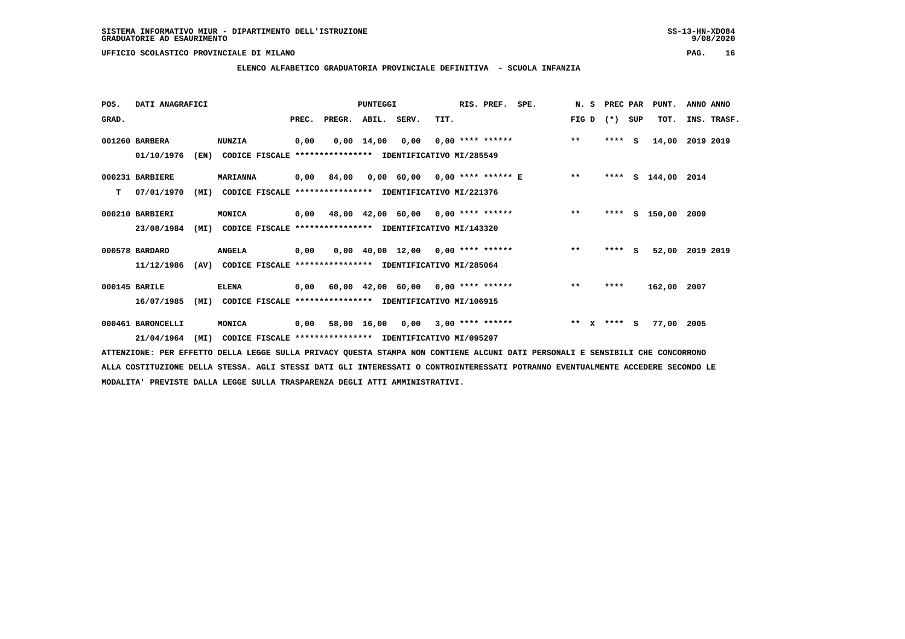SISTEMA INFORMATIVO MIUR - DIPARTIMENTO DELL'ISTRUZIONE
GRADUATORIE AD ESAURIMENTO

UFFICIO SCOLASTICO PROVINCIALE DI MILANO

## ELENCO ALFABETICO GRADUATORIA PROVINCIALE DEFINITIVA - SCUOLA INFANZIA

| POS. GRAD. | DATI ANAGRAFICI | | PREC. | PREGR. | ABIL. | SERV. | TIT. | RIS. PREF. | SPE. | N. S FIG D | PREC PAR (*) | SUP | PUNT. TOT. | ANNO INS. | ANNO TRASF. |
|---|---|---|---|---|---|---|---|---|---|---|---|---|---|---|---|
| 000260 | BARBERA | NUNZIA | 0,00 | 0,00 | 14,00 | 0,00 | 0,00 | **** ****** | | ** | **** | S | 14,00 | 2019 | 2019 |
| | 01/10/1976 (EN) | CODICE FISCALE **************** IDENTIFICATIVO MI/285549 | | | | | | | | | | | | | |
| 000231 | BARBIERE | MARIANNA | 0,00 | 84,00 | 0,00 | 60,00 | 0,00 | **** ****** | E | ** | **** | S | 144,00 | 2014 | |
| T | 07/01/1970 (MI) | CODICE FISCALE **************** IDENTIFICATIVO MI/221376 | | | | | | | | | | | | | |
| 000210 | BARBIERI | MONICA | 0,00 | 48,00 | 42,00 | 60,00 | 0,00 | **** ****** | | ** | **** | S | 150,00 | 2009 | |
| | 23/08/1984 (MI) | CODICE FISCALE **************** IDENTIFICATIVO MI/143320 | | | | | | | | | | | | | |
| 000578 | BARDARO | ANGELA | 0,00 | 0,00 | 40,00 | 12,00 | 0,00 | **** ****** | | ** | **** | S | 52,00 | 2019 | 2019 |
| | 11/12/1986 (AV) | CODICE FISCALE **************** IDENTIFICATIVO MI/285064 | | | | | | | | | | | | | |
| 000145 | BARILE | ELENA | 0,00 | 60,00 | 42,00 | 60,00 | 0,00 | **** ****** | | ** | **** | | 162,00 | 2007 | |
| | 16/07/1985 (MI) | CODICE FISCALE **************** IDENTIFICATIVO MI/106915 | | | | | | | | | | | | | |
| 000461 | BARONCELLI | MONICA | 0,00 | 58,00 | 16,00 | 0,00 | 3,00 | **** ****** | | ** X | **** | S | 77,00 | 2005 | |
| | 21/04/1964 (MI) | CODICE FISCALE **************** IDENTIFICATIVO MI/095297 | | | | | | | | | | | | | |

ATTENZIONE: PER EFFETTO DELLA LEGGE SULLA PRIVACY QUESTA STAMPA NON CONTIENE ALCUNI DATI PERSONALI E SENSIBILI CHE CONCORRONO ALLA COSTITUZIONE DELLA STESSA. AGLI STESSI DATI GLI INTERESSATI O CONTROINTERESSATI POTRANNO EVENTUALMENTE ACCEDERE SECONDO LE MODALITA' PREVISTE DALLA LEGGE SULLA TRASPARENZA DEGLI ATTI AMMINISTRATIVI.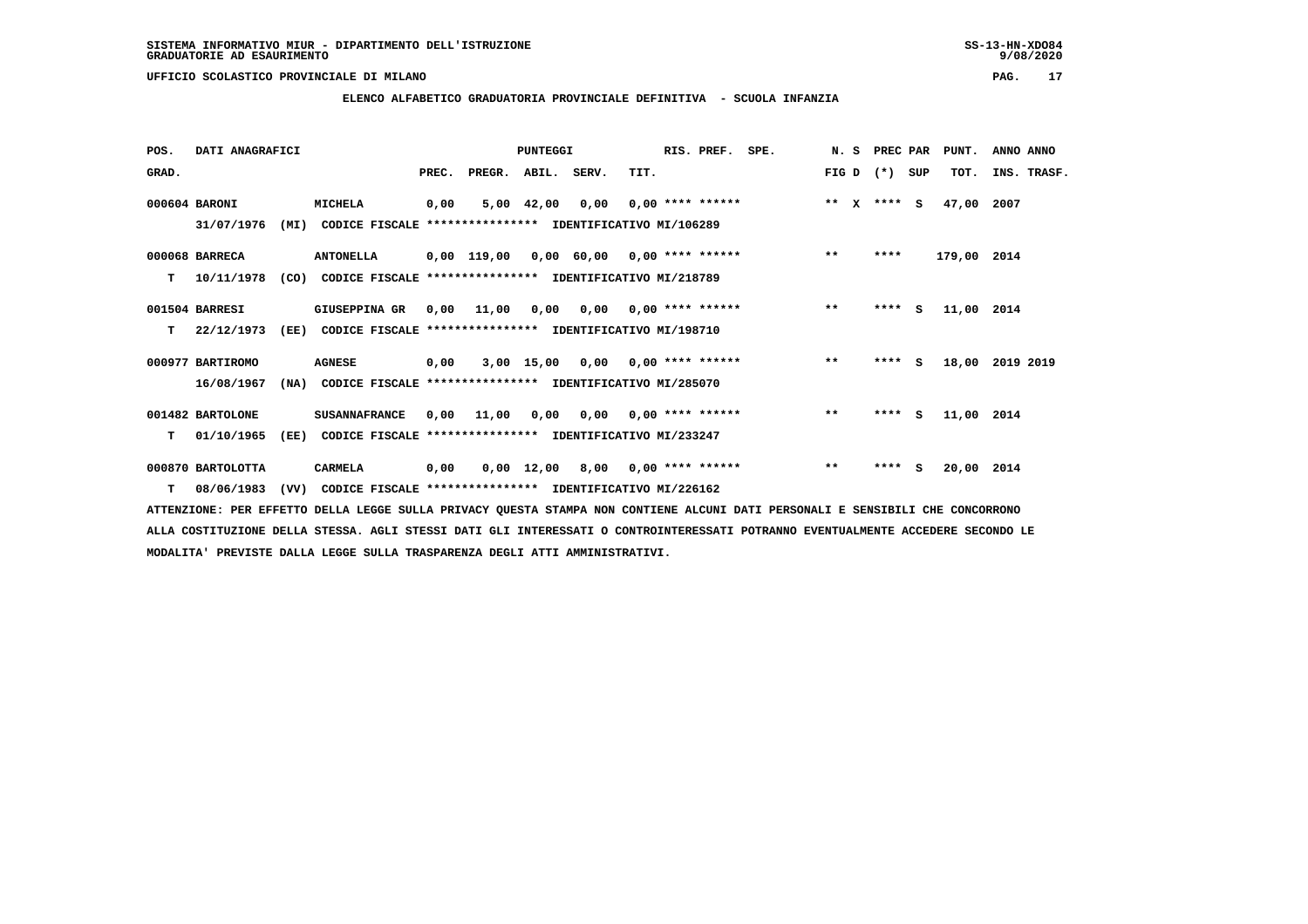SISTEMA INFORMATIVO MIUR - DIPARTIMENTO DELL'ISTRUZIONE
GRADUATORIE AD ESAURIMENTO

UFFICIO SCOLASTICO PROVINCIALE DI MILANO

## ELENCO ALFABETICO GRADUATORIA PROVINCIALE DEFINITIVA - SCUOLA INFANZIA

| POS. GRAD. | DATI ANAGRAFICI | | PREC. | PREGR. | ABIL. | SERV. | TIT. | RIS. PREF. | SPE. | N. S FIG D | PREC PAR (*) SUP | PUNT. TOT. | ANNO ANNO INS. TRASF. |
|---|---|---|---|---|---|---|---|---|---|---|---|---|---|
| 000604 | BARONI 31/07/1976 (MI) | MICHELA CODICE FISCALE **************** IDENTIFICATIVO MI/106289 | 0,00 | 5,00 | 42,00 | 0,00 | 0,00 | **** ****** | | ** X | **** S | 47,00 | 2007 |
| 000068 | BARRECA T 10/11/1978 (CO) | ANTONELLA CODICE FISCALE **************** IDENTIFICATIVO MI/218789 | 0,00 | 119,00 | 0,00 | 60,00 | 0,00 | **** ****** | | ** | **** | 179,00 | 2014 |
| 001504 | BARRESI T 22/12/1973 (EE) | GIUSEPPINA GR CODICE FISCALE **************** IDENTIFICATIVO MI/198710 | 0,00 | 11,00 | 0,00 | 0,00 | 0,00 | **** ****** | | ** | **** S | 11,00 | 2014 |
| 000977 | BARTIROMO 16/08/1967 (NA) | AGNESE CODICE FISCALE **************** IDENTIFICATIVO MI/285070 | 0,00 | 3,00 | 15,00 | 0,00 | 0,00 | **** ****** | | ** | **** S | 18,00 | 2019 2019 |
| 001482 | BARTOLONE T 01/10/1965 (EE) | SUSANNAFRANCE CODICE FISCALE **************** IDENTIFICATIVO MI/233247 | 0,00 | 11,00 | 0,00 | 0,00 | 0,00 | **** ****** | | ** | **** S | 11,00 | 2014 |
| 000870 | BARTOLOTTA T 08/06/1983 (VV) | CARMELA CODICE FISCALE **************** IDENTIFICATIVO MI/226162 | 0,00 | 0,00 | 12,00 | 8,00 | 0,00 | **** ****** | | ** | **** S | 20,00 | 2014 |

ATTENZIONE: PER EFFETTO DELLA LEGGE SULLA PRIVACY QUESTA STAMPA NON CONTIENE ALCUNI DATI PERSONALI E SENSIBILI CHE CONCORRONO ALLA COSTITUZIONE DELLA STESSA. AGLI STESSI DATI GLI INTERESSATI O CONTROINTERESSATI POTRANNO EVENTUALMENTE ACCEDERE SECONDO LE MODALITA' PREVISTE DALLA LEGGE SULLA TRASPARENZA DEGLI ATTI AMMINISTRATIVI.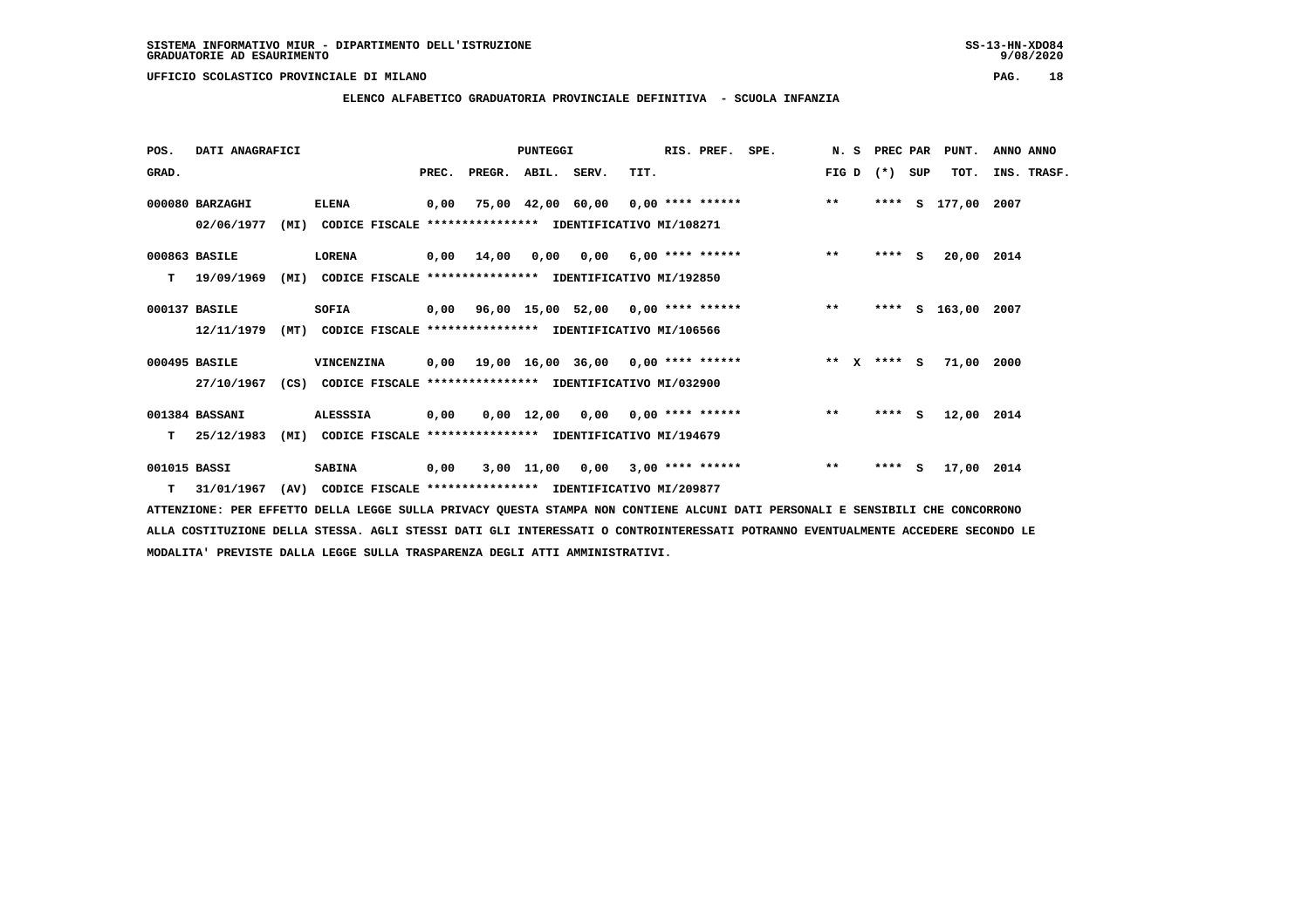SISTEMA INFORMATIVO MIUR - DIPARTIMENTO DELL'ISTRUZIONE
GRADUATORIE AD ESAURIMENTO

UFFICIO SCOLASTICO PROVINCIALE DI MILANO

## ELENCO ALFABETICO GRADUATORIA PROVINCIALE DEFINITIVA - SCUOLA INFANZIA

| POS. GRAD. | DATI ANAGRAFICI | | PREC. | PREGR. | ABIL. | SERV. | TIT. | RIS. PREF. | SPE. | N. S FIG D | PREC PAR (*) | SUP | PUNT. TOT. | ANNO INS. | ANNO TRASF. |
|---|---|---|---|---|---|---|---|---|---|---|---|---|---|---|---|
| 000080 | BARZAGHI | ELENA | 0,00 | 75,00 | 42,00 | 60,00 | 0,00 | **** ****** | | ** | **** | S | 177,00 | 2007 | |
| | 02/06/1977 (MI) | CODICE FISCALE **************** IDENTIFICATIVO MI/108271 | | | | | | | | | | | | | |
| 000863 | BASILE | LORENA | 0,00 | 14,00 | 0,00 | 0,00 | 6,00 | **** ****** | | ** | **** | S | 20,00 | 2014 | |
| T | 19/09/1969 (MI) | CODICE FISCALE **************** IDENTIFICATIVO MI/192850 | | | | | | | | | | | | | |
| 000137 | BASILE | SOFIA | 0,00 | 96,00 | 15,00 | 52,00 | 0,00 | **** ****** | | ** | **** | S | 163,00 | 2007 | |
| | 12/11/1979 (MT) | CODICE FISCALE **************** IDENTIFICATIVO MI/106566 | | | | | | | | | | | | | |
| 000495 | BASILE | VINCENZINA | 0,00 | 19,00 | 16,00 | 36,00 | 0,00 | **** ****** | | ** X | **** | S | 71,00 | 2000 | |
| | 27/10/1967 (CS) | CODICE FISCALE **************** IDENTIFICATIVO MI/032900 | | | | | | | | | | | | | |
| 001384 | BASSANI | ALESSSIA | 0,00 | 0,00 | 12,00 | 0,00 | 0,00 | **** ****** | | ** | **** | S | 12,00 | 2014 | |
| T | 25/12/1983 (MI) | CODICE FISCALE **************** IDENTIFICATIVO MI/194679 | | | | | | | | | | | | | |
| 001015 | BASSI | SABINA | 0,00 | 3,00 | 11,00 | 0,00 | 3,00 | **** ****** | | ** | **** | S | 17,00 | 2014 | |
| T | 31/01/1967 (AV) | CODICE FISCALE **************** IDENTIFICATIVO MI/209877 | | | | | | | | | | | | | |

ATTENZIONE: PER EFFETTO DELLA LEGGE SULLA PRIVACY QUESTA STAMPA NON CONTIENE ALCUNI DATI PERSONALI E SENSIBILI CHE CONCORRONO ALLA COSTITUZIONE DELLA STESSA. AGLI STESSI DATI GLI INTERESSATI O CONTROINTERESSATI POTRANNO EVENTUALMENTE ACCEDERE SECONDO LE MODALITA' PREVISTE DALLA LEGGE SULLA TRASPARENZA DEGLI ATTI AMMINISTRATIVI.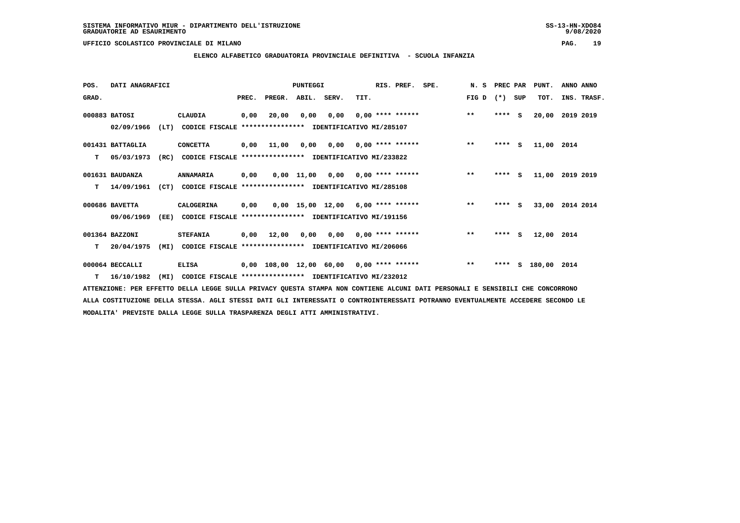SISTEMA INFORMATIVO MIUR - DIPARTIMENTO DELL'ISTRUZIONE
GRADUATORIE AD ESAURIMENTO

UFFICIO SCOLASTICO PROVINCIALE DI MILANO

## ELENCO ALFABETICO GRADUATORIA PROVINCIALE DEFINITIVA - SCUOLA INFANZIA

| POS. GRAD. | DATI ANAGRAFICI | | PREC. | PREGR. | ABIL. | SERV. | TIT. | RIS. PREF. | SPE. | N. S FIG D | PREC PAR (*) SUP | PUNT. TOT. | ANNO INS. | ANNO TRASF. |
|---|---|---|---|---|---|---|---|---|---|---|---|---|---|---|
| 000883 | BATOSI | CLAUDIA | 0,00 | 20,00 | 0,00 | 0,00 | 0,00 | **** ****** | | ** | **** S | 20,00 | 2019 | 2019 |
| | 02/09/1966 (LT) | CODICE FISCALE **************** IDENTIFICATIVO MI/285107 | | | | | | | | | | | | |
| 001431 | BATTAGLIA | CONCETTA | 0,00 | 11,00 | 0,00 | 0,00 | 0,00 | **** ****** | | ** | **** S | 11,00 | 2014 | |
| T | 05/03/1973 (RC) | CODICE FISCALE **************** IDENTIFICATIVO MI/233822 | | | | | | | | | | | | |
| 001631 | BAUDANZA | ANNAMARIA | 0,00 | 0,00 | 11,00 | 0,00 | 0,00 | **** ****** | | ** | **** S | 11,00 | 2019 | 2019 |
| T | 14/09/1961 (CT) | CODICE FISCALE **************** IDENTIFICATIVO MI/285108 | | | | | | | | | | | | |
| 000686 | BAVETTA | CALOGERINA | 0,00 | 0,00 | 15,00 | 12,00 | 6,00 | **** ****** | | ** | **** S | 33,00 | 2014 | 2014 |
| | 09/06/1969 (EE) | CODICE FISCALE **************** IDENTIFICATIVO MI/191156 | | | | | | | | | | | | |
| 001364 | BAZZONI | STEFANIA | 0,00 | 12,00 | 0,00 | 0,00 | 0,00 | **** ****** | | ** | **** S | 12,00 | 2014 | |
| T | 20/04/1975 (MI) | CODICE FISCALE **************** IDENTIFICATIVO MI/206066 | | | | | | | | | | | | |
| 000064 | BECCALLI | ELISA | 0,00 | 108,00 | 12,00 | 60,00 | 0,00 | **** ****** | | ** | **** S | 180,00 | 2014 | |
| T | 16/10/1982 (MI) | CODICE FISCALE **************** IDENTIFICATIVO MI/232012 | | | | | | | | | | | | |

ATTENZIONE: PER EFFETTO DELLA LEGGE SULLA PRIVACY QUESTA STAMPA NON CONTIENE ALCUNI DATI PERSONALI E SENSIBILI CHE CONCORRONO ALLA COSTITUZIONE DELLA STESSA. AGLI STESSI DATI GLI INTERESSATI O CONTROINTERESSATI POTRANNO EVENTUALMENTE ACCEDERE SECONDO LE MODALITA' PREVISTE DALLA LEGGE SULLA TRASPARENZA DEGLI ATTI AMMINISTRATIVI.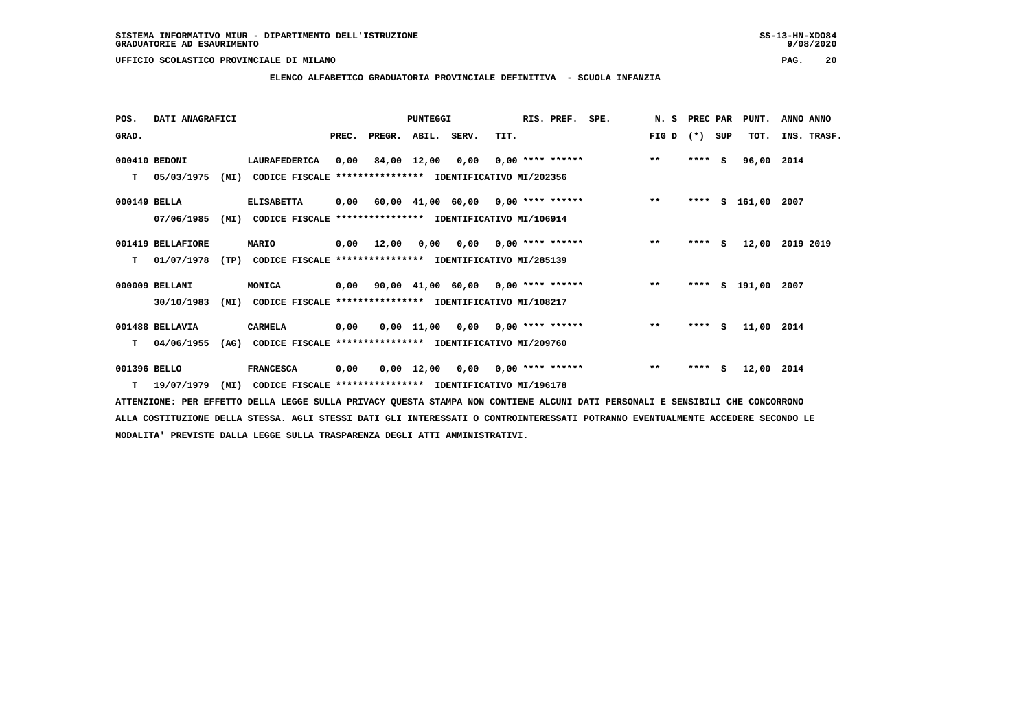SISTEMA INFORMATIVO MIUR - DIPARTIMENTO DELL'ISTRUZIONE
GRADUATORIE AD ESAURIMENTO

UFFICIO SCOLASTICO PROVINCIALE DI MILANO

## ELENCO ALFABETICO GRADUATORIA PROVINCIALE DEFINITIVA - SCUOLA INFANZIA

| POS. GRAD. | DATI ANAGRAFICI | | | PREC. | PREGR. | ABIL. | SERV. | TIT. | RIS. PREF. SPE. | N. S FIG D | PREC PAR (*) SUP | PUNT. TOT. | ANNO ANNO INS. TRASF. |
|---|---|---|---|---|---|---|---|---|---|---|---|---|---|
| 000410 | BEDONI | LAURAFEDERICA | | 0,00 | 84,00 | 12,00 | 0,00 | 0,00 | **** ****** | ** | **** S | 96,00 | 2014 |
| T | 05/03/1975 (MI) | CODICE FISCALE **************** | IDENTIFICATIVO MI/202356 | | | | | | | | | | |
| 000149 | BELLA | ELISABETTA | | 0,00 | 60,00 | 41,00 | 60,00 | 0,00 | **** ****** | ** | **** S | 161,00 | 2007 |
| | 07/06/1985 (MI) | CODICE FISCALE **************** | IDENTIFICATIVO MI/106914 | | | | | | | | | | |
| 001419 | BELLAFIORE | MARIO | | 0,00 | 12,00 | 0,00 | 0,00 | 0,00 | **** ****** | ** | **** S | 12,00 | 2019 2019 |
| T | 01/07/1978 (TP) | CODICE FISCALE **************** | IDENTIFICATIVO MI/285139 | | | | | | | | | | |
| 000009 | BELLANI | MONICA | | 0,00 | 90,00 | 41,00 | 60,00 | 0,00 | **** ****** | ** | **** S | 191,00 | 2007 |
| | 30/10/1983 (MI) | CODICE FISCALE **************** | IDENTIFICATIVO MI/108217 | | | | | | | | | | |
| 001488 | BELLAVIA | CARMELA | | 0,00 | 0,00 | 11,00 | 0,00 | 0,00 | **** ****** | ** | **** S | 11,00 | 2014 |
| T | 04/06/1955 (AG) | CODICE FISCALE **************** | IDENTIFICATIVO MI/209760 | | | | | | | | | | |
| 001396 | BELLO | FRANCESCA | | 0,00 | 0,00 | 12,00 | 0,00 | 0,00 | **** ****** | ** | **** S | 12,00 | 2014 |
| T | 19/07/1979 (MI) | CODICE FISCALE **************** | IDENTIFICATIVO MI/196178 | | | | | | | | | | |

ATTENZIONE: PER EFFETTO DELLA LEGGE SULLA PRIVACY QUESTA STAMPA NON CONTIENE ALCUNI DATI PERSONALI E SENSIBILI CHE CONCORRONO ALLA COSTITUZIONE DELLA STESSA. AGLI STESSI DATI GLI INTERESSATI O CONTROINTERESSATI POTRANNO EVENTUALMENTE ACCEDERE SECONDO LE MODALITA' PREVISTE DALLA LEGGE SULLA TRASPARENZA DEGLI ATTI AMMINISTRATIVI.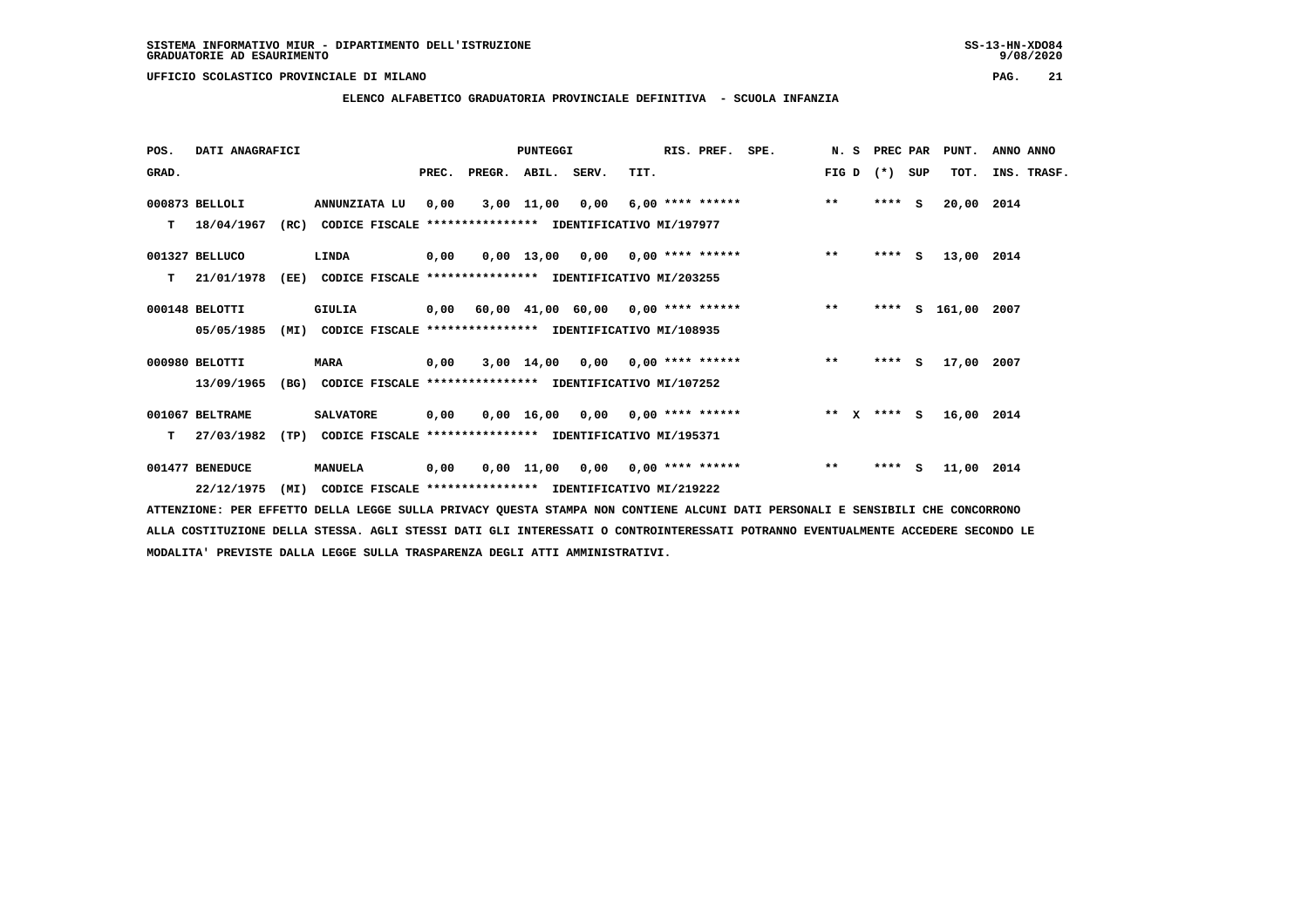SISTEMA INFORMATIVO MIUR - DIPARTIMENTO DELL'ISTRUZIONE
GRADUATORIE AD ESAURIMENTO

UFFICIO SCOLASTICO PROVINCIALE DI MILANO

## ELENCO ALFABETICO GRADUATORIA PROVINCIALE DEFINITIVA - SCUOLA INFANZIA

| POS. GRAD. | DATI ANAGRAFICI | | PREC. | PREGR. | ABIL. | SERV. | TIT. | RIS. PREF. | SPE. | N. S FIG D | PREC PAR (*) SUP | PUNT. TOT. | ANNO ANNO INS. TRASF. |
|---|---|---|---|---|---|---|---|---|---|---|---|---|---|
| 000873 | BELLOLI | ANNUNZIATA LU | 0,00 | 3,00 | 11,00 | 0,00 | 6,00 | **** ****** | | ** | **** S | 20,00 | 2014 |
| T | 18/04/1967 (RC) | CODICE FISCALE **************** IDENTIFICATIVO MI/197977 | | | | | | | | | | | |
| 001327 | BELLUCO | LINDA | 0,00 | 0,00 | 13,00 | 0,00 | 0,00 | **** ****** | | ** | **** S | 13,00 | 2014 |
| T | 21/01/1978 (EE) | CODICE FISCALE **************** IDENTIFICATIVO MI/203255 | | | | | | | | | | | |
| 000148 | BELOTTI | GIULIA | 0,00 | 60,00 | 41,00 | 60,00 | 0,00 | **** ****** | | ** | **** S | 161,00 | 2007 |
| | 05/05/1985 (MI) | CODICE FISCALE **************** IDENTIFICATIVO MI/108935 | | | | | | | | | | | |
| 000980 | BELOTTI | MARA | 0,00 | 3,00 | 14,00 | 0,00 | 0,00 | **** ****** | | ** | **** S | 17,00 | 2007 |
| | 13/09/1965 (BG) | CODICE FISCALE **************** IDENTIFICATIVO MI/107252 | | | | | | | | | | | |
| 001067 | BELTRAME | SALVATORE | 0,00 | 0,00 | 16,00 | 0,00 | 0,00 | **** ****** | | ** X | **** S | 16,00 | 2014 |
| T | 27/03/1982 (TP) | CODICE FISCALE **************** IDENTIFICATIVO MI/195371 | | | | | | | | | | | |
| 001477 | BENEDUCE | MANUELA | 0,00 | 0,00 | 11,00 | 0,00 | 0,00 | **** ****** | | ** | **** S | 11,00 | 2014 |
| | 22/12/1975 (MI) | CODICE FISCALE **************** IDENTIFICATIVO MI/219222 | | | | | | | | | | | |

ATTENZIONE: PER EFFETTO DELLA LEGGE SULLA PRIVACY QUESTA STAMPA NON CONTIENE ALCUNI DATI PERSONALI E SENSIBILI CHE CONCORRONO ALLA COSTITUZIONE DELLA STESSA. AGLI STESSI DATI GLI INTERESSATI O CONTROINTERESSATI POTRANNO EVENTUALMENTE ACCEDERE SECONDO LE MODALITA' PREVISTE DALLA LEGGE SULLA TRASPARENZA DEGLI ATTI AMMINISTRATIVI.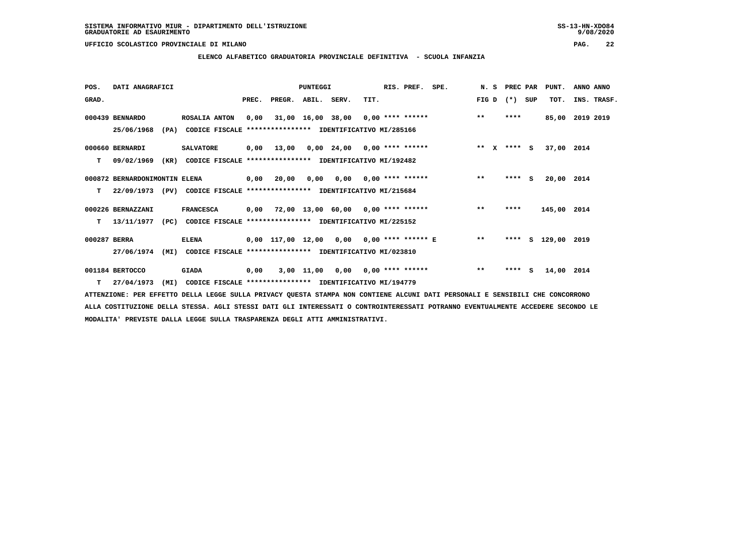SISTEMA INFORMATIVO MIUR - DIPARTIMENTO DELL'ISTRUZIONE
GRADUATORIE AD ESAURIMENTO

UFFICIO SCOLASTICO PROVINCIALE DI MILANO

## ELENCO ALFABETICO GRADUATORIA PROVINCIALE DEFINITIVA - SCUOLA INFANZIA

| POS. GRAD. | DATI ANAGRAFICI | | PREC. | PREGR. | ABIL. | SERV. | TIT. | RIS. PREF. | SPE. | N. S FIG D | PREC PAR (*) SUP | PUNT. TOT. | ANNO ANNO INS. TRASF. |
|---|---|---|---|---|---|---|---|---|---|---|---|---|---|
| 000439 | BENNARDO 25/06/1968 (PA) | ROSALIA ANTON CODICE FISCALE **************** IDENTIFICATIVO MI/285166 | 0,00 | 31,00 | 16,00 | 38,00 | 0,00 | **** ****** | | ** | **** | 85,00 | 2019 2019 |
| 000660 T | BERNARDI 09/02/1969 (KR) | SALVATORE CODICE FISCALE **************** IDENTIFICATIVO MI/192482 | 0,00 | 13,00 | 0,00 | 24,00 | 0,00 | **** ****** | | ** X | **** S | 37,00 | 2014 |
| 000872 T | BERNARDONIMONTIN 22/09/1973 (PV) | ELENA CODICE FISCALE **************** IDENTIFICATIVO MI/215684 | 0,00 | 20,00 | 0,00 | 0,00 | 0,00 | **** ****** | | ** | **** S | 20,00 | 2014 |
| 000226 T | BERNAZZANI 13/11/1977 (PC) | FRANCESCA CODICE FISCALE **************** IDENTIFICATIVO MI/225152 | 0,00 | 72,00 | 13,00 | 60,00 | 0,00 | **** ****** | | ** | **** | 145,00 | 2014 |
| 000287 | BERRA 27/06/1974 (MI) | ELENA CODICE FISCALE **************** IDENTIFICATIVO MI/023810 | 0,00 | 117,00 | 12,00 | 0,00 | 0,00 | **** ****** E | | ** | **** S | 129,00 | 2019 |
| 001184 T | BERTOCCO 27/04/1973 (MI) | GIADA CODICE FISCALE **************** IDENTIFICATIVO MI/194779 | 0,00 | 3,00 | 11,00 | 0,00 | 0,00 | **** ****** | | ** | **** S | 14,00 | 2014 |

ATTENZIONE: PER EFFETTO DELLA LEGGE SULLA PRIVACY QUESTA STAMPA NON CONTIENE ALCUNI DATI PERSONALI E SENSIBILI CHE CONCORRONO ALLA COSTITUZIONE DELLA STESSA. AGLI STESSI DATI GLI INTERESSATI O CONTROINTERESSATI POTRANNO EVENTUALMENTE ACCEDERE SECONDO LE MODALITA' PREVISTE DALLA LEGGE SULLA TRASPARENZA DEGLI ATTI AMMINISTRATIVI.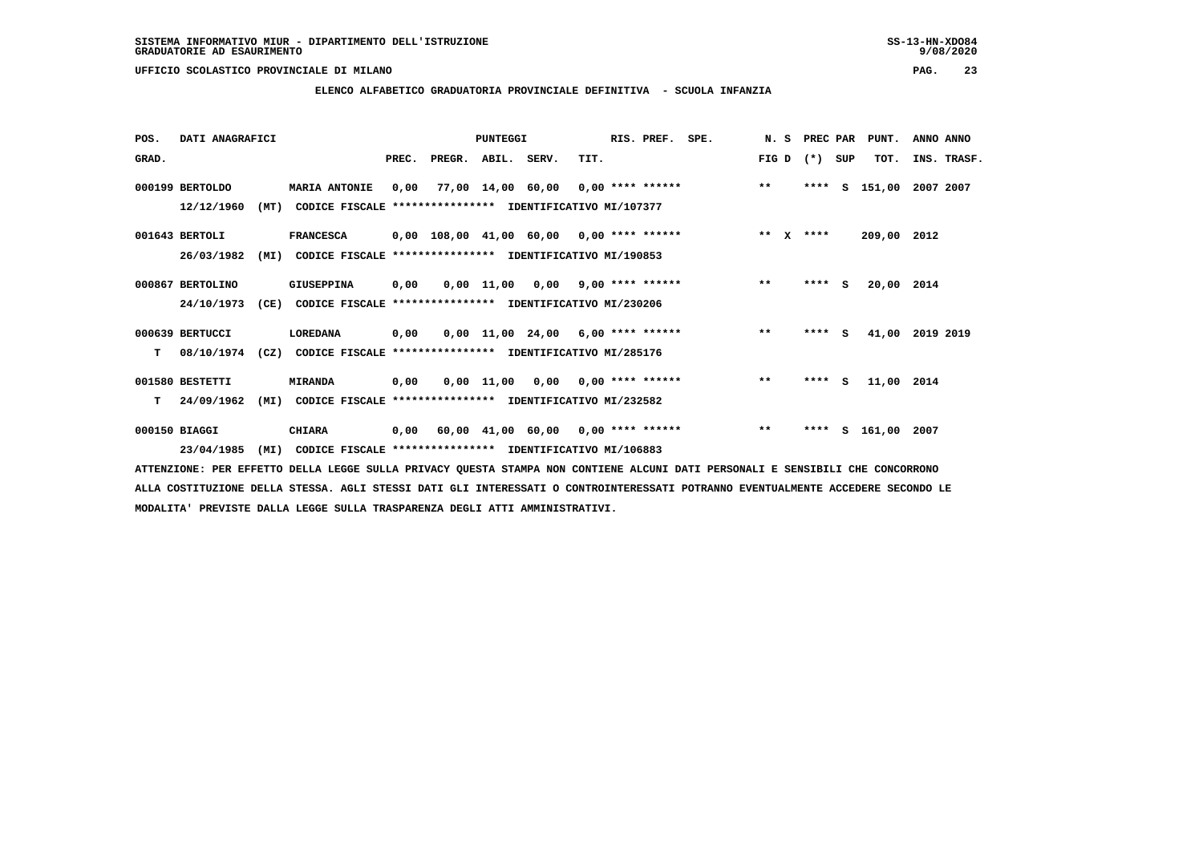SISTEMA INFORMATIVO MIUR - DIPARTIMENTO DELL'ISTRUZIONE
GRADUATORIE AD ESAURIMENTO

UFFICIO SCOLASTICO PROVINCIALE DI MILANO

## ELENCO ALFABETICO GRADUATORIA PROVINCIALE DEFINITIVA - SCUOLA INFANZIA

| POS. GRAD. | DATI ANAGRAFICI | | PREC. | PREGR. | ABIL. | SERV. | TIT. | RIS. PREF. | SPE. | N. S FIG D | PREC PAR (*) SUP | PUNT. TOT. | ANNO INS. | ANNO TRASF. |
|---|---|---|---|---|---|---|---|---|---|---|---|---|---|---|
| 000199 | BERTOLDO 12/12/1960 (MT) | MARIA ANTONIE CODICE FISCALE **************** IDENTIFICATIVO MI/107377 | 0,00 | 77,00 | 14,00 | 60,00 | 0,00 | **** ****** | | ** | **** S | 151,00 | 2007 | 2007 |
| 001643 | BERTOLI 26/03/1982 (MI) | FRANCESCA CODICE FISCALE **************** IDENTIFICATIVO MI/190853 | 0,00 | 108,00 | 41,00 | 60,00 | 0,00 | **** ****** | | ** X | **** | 209,00 | 2012 | |
| 000867 | BERTOLINO 24/10/1973 (CE) | GIUSEPPINA CODICE FISCALE **************** IDENTIFICATIVO MI/230206 | 0,00 | 0,00 | 11,00 | 0,00 | 9,00 | **** ****** | | ** | **** S | 20,00 | 2014 | |
| 000639 T | BERTUCCI 08/10/1974 (CZ) | LOREDANA CODICE FISCALE **************** IDENTIFICATIVO MI/285176 | 0,00 | 0,00 | 11,00 | 24,00 | 6,00 | **** ****** | | ** | **** S | 41,00 | 2019 | 2019 |
| 001580 T | BESTETTI 24/09/1962 (MI) | MIRANDA CODICE FISCALE **************** IDENTIFICATIVO MI/232582 | 0,00 | 0,00 | 11,00 | 0,00 | 0,00 | **** ****** | | ** | **** S | 11,00 | 2014 | |
| 000150 | BIAGGI 23/04/1985 (MI) | CHIARA CODICE FISCALE **************** IDENTIFICATIVO MI/106883 | 0,00 | 60,00 | 41,00 | 60,00 | 0,00 | **** ****** | | ** | **** S | 161,00 | 2007 | |

ATTENZIONE: PER EFFETTO DELLA LEGGE SULLA PRIVACY QUESTA STAMPA NON CONTIENE ALCUNI DATI PERSONALI E SENSIBILI CHE CONCORRONO ALLA COSTITUZIONE DELLA STESSA. AGLI STESSI DATI GLI INTERESSATI O CONTROINTERESSATI POTRANNO EVENTUALMENTE ACCEDERE SECONDO LE MODALITA' PREVISTE DALLA LEGGE SULLA TRASPARENZA DEGLI ATTI AMMINISTRATIVI.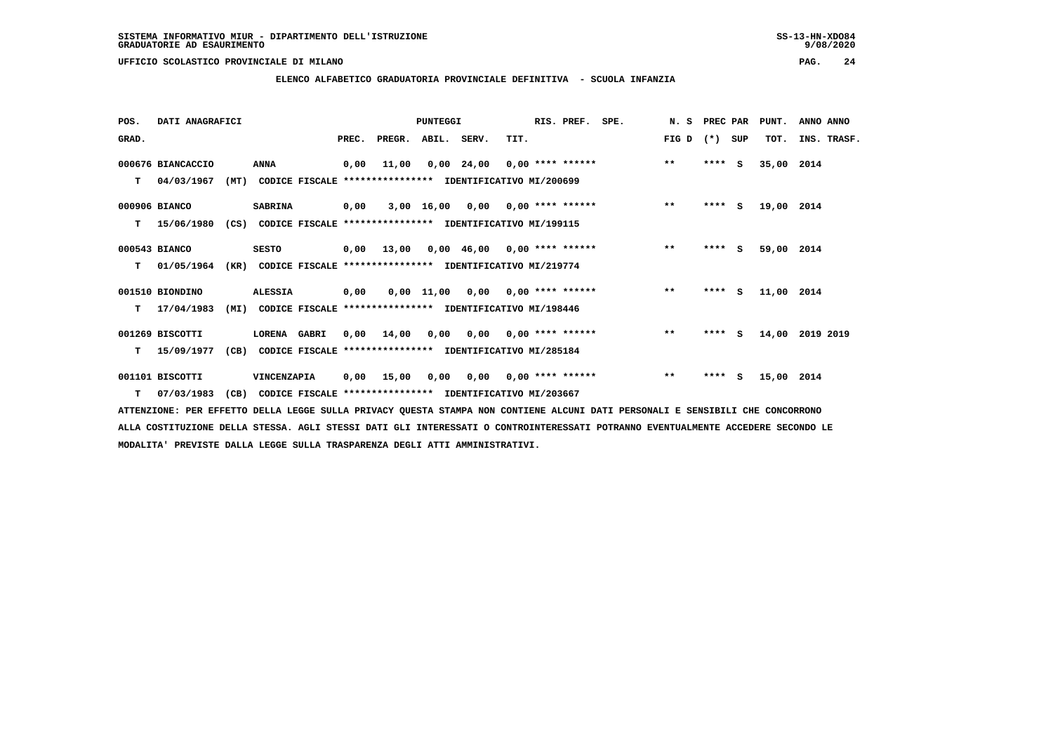SISTEMA INFORMATIVO MIUR - DIPARTIMENTO DELL'ISTRUZIONE
GRADUATORIE AD ESAURIMENTO

UFFICIO SCOLASTICO PROVINCIALE DI MILANO

**ELENCO ALFABETICO GRADUATORIA PROVINCIALE DEFINITIVA - SCUOLA INFANZIA**

| POS. GRAD. | DATI ANAGRAFICI | | PUNTEGGI PREC. | PREGR. | ABIL. | SERV. | TIT. | RIS. PREF. | SPE. | N. S FIG D | PREC PAR (*) | SUP | PUNT. TOT. | ANNO ANNO INS. TRASF. |
|---|---|---|---|---|---|---|---|---|---|---|---|---|---|---|
| 000676 | BIANCACCIO | ANNA | 0,00 | 11,00 | 0,00 | 24,00 | 0,00 | **** ****** | | ** | **** | S | 35,00 | 2014 |
| T | 04/03/1967 (MT) | CODICE FISCALE **************** IDENTIFICATIVO MI/200699 | | | | | | | | | | | | |
| 000906 | BIANCO | SABRINA | 0,00 | 3,00 | 16,00 | 0,00 | 0,00 | **** ****** | | ** | **** | S | 19,00 | 2014 |
| T | 15/06/1980 (CS) | CODICE FISCALE **************** IDENTIFICATIVO MI/199115 | | | | | | | | | | | | |
| 000543 | BIANCO | SESTO | 0,00 | 13,00 | 0,00 | 46,00 | 0,00 | **** ****** | | ** | **** | S | 59,00 | 2014 |
| T | 01/05/1964 (KR) | CODICE FISCALE **************** IDENTIFICATIVO MI/219774 | | | | | | | | | | | | |
| 001510 | BIONDINO | ALESSIA | 0,00 | 0,00 | 11,00 | 0,00 | 0,00 | **** ****** | | ** | **** | S | 11,00 | 2014 |
| T | 17/04/1983 (MI) | CODICE FISCALE **************** IDENTIFICATIVO MI/198446 | | | | | | | | | | | | |
| 001269 | BISCOTTI | LORENA GABRI | 0,00 | 14,00 | 0,00 | 0,00 | 0,00 | **** ****** | | ** | **** | S | 14,00 | 2019 2019 |
| T | 15/09/1977 (CB) | CODICE FISCALE **************** IDENTIFICATIVO MI/285184 | | | | | | | | | | | | |
| 001101 | BISCOTTI | VINCENZAPIA | 0,00 | 15,00 | 0,00 | 0,00 | 0,00 | **** ****** | | ** | **** | S | 15,00 | 2014 |
| T | 07/03/1983 (CB) | CODICE FISCALE **************** IDENTIFICATIVO MI/203667 | | | | | | | | | | | | |

ATTENZIONE: PER EFFETTO DELLA LEGGE SULLA PRIVACY QUESTA STAMPA NON CONTIENE ALCUNI DATI PERSONALI E SENSIBILI CHE CONCORRONO ALLA COSTITUZIONE DELLA STESSA. AGLI STESSI DATI GLI INTERESSATI O CONTROINTERESSATI POTRANNO EVENTUALMENTE ACCEDERE SECONDO LE MODALITA' PREVISTE DALLA LEGGE SULLA TRASPARENZA DEGLI ATTI AMMINISTRATIVI.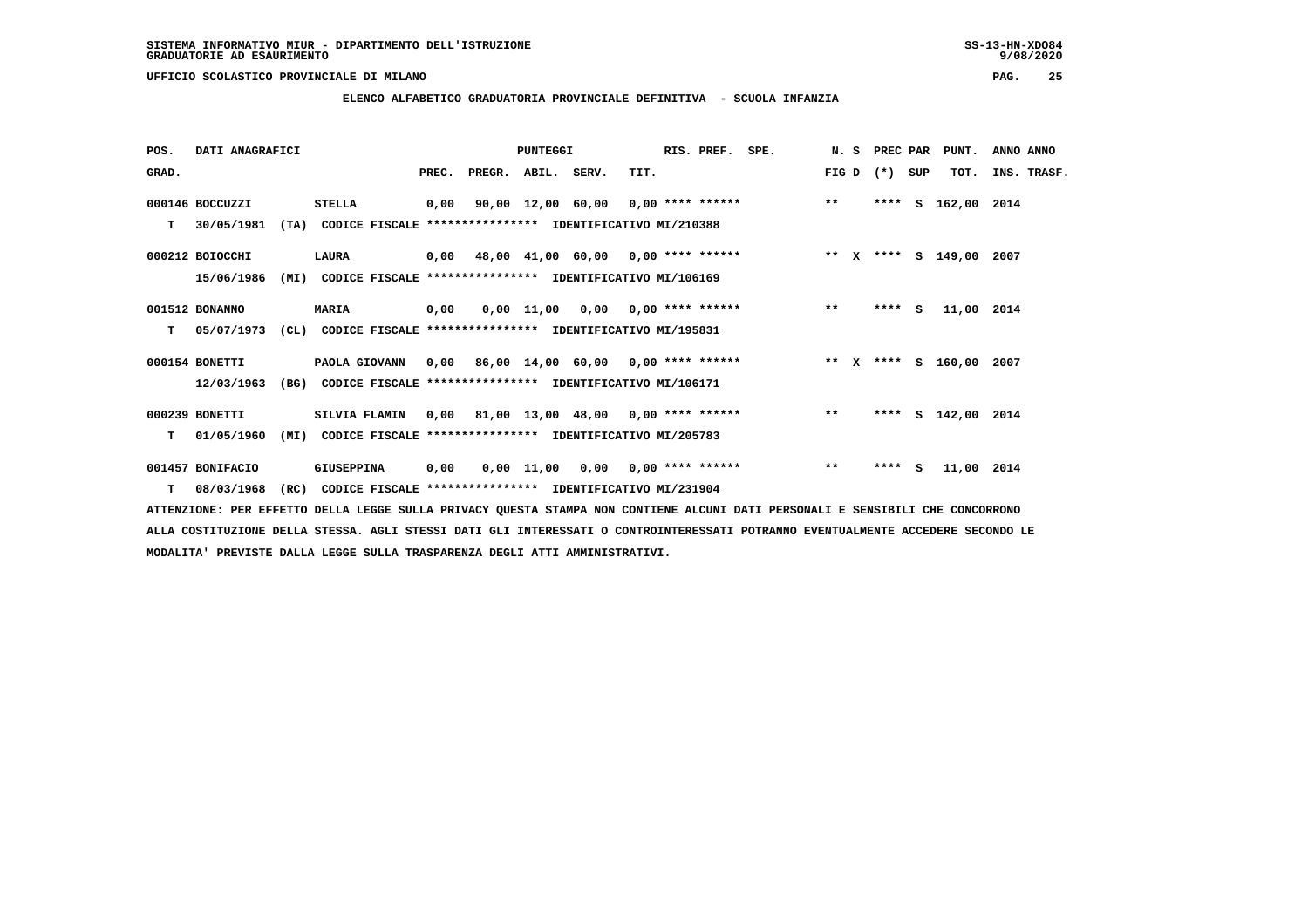SISTEMA INFORMATIVO MIUR - DIPARTIMENTO DELL'ISTRUZIONE
GRADUATORIE AD ESAURIMENTO

UFFICIO SCOLASTICO PROVINCIALE DI MILANO

## ELENCO ALFABETICO GRADUATORIA PROVINCIALE DEFINITIVA - SCUOLA INFANZIA

| POS. GRAD. | | DATI ANAGRAFICI | | | PREC. | PREGR. | ABIL. | SERV. | TIT. | RIS. PREF. | SPE. | N. S FIG D | PREC (*) | PAR SUP | PUNT. TOT. | ANNO INS. | ANNO TRASF. |
|---|---|---|---|---|---|---|---|---|---|---|---|---|---|---|---|---|---|
| 000146 | | BOCCUZZI | | STELLA | 0,00 | 90,00 | 12,00 | 60,00 | 0,00 | **** ****** | | ** | **** | S | 162,00 | 2014 | |
| | T | 30/05/1981 | (TA) | CODICE FISCALE **************** IDENTIFICATIVO MI/210388 | | | | | | | | | | | | | |
| 000212 | | BOIOCCHI | | LAURA | 0,00 | 48,00 | 41,00 | 60,00 | 0,00 | **** ****** | | ** X | **** | S | 149,00 | 2007 | |
| | | 15/06/1986 | (MI) | CODICE FISCALE **************** IDENTIFICATIVO MI/106169 | | | | | | | | | | | | | |
| 001512 | | BONANNO | | MARIA | 0,00 | 0,00 | 11,00 | 0,00 | 0,00 | **** ****** | | ** | **** | S | 11,00 | 2014 | |
| | T | 05/07/1973 | (CL) | CODICE FISCALE **************** IDENTIFICATIVO MI/195831 | | | | | | | | | | | | | |
| 000154 | | BONETTI | | PAOLA GIOVANN | 0,00 | 86,00 | 14,00 | 60,00 | 0,00 | **** ****** | | ** X | **** | S | 160,00 | 2007 | |
| | | 12/03/1963 | (BG) | CODICE FISCALE **************** IDENTIFICATIVO MI/106171 | | | | | | | | | | | | | |
| 000239 | | BONETTI | | SILVIA FLAMIN | 0,00 | 81,00 | 13,00 | 48,00 | 0,00 | **** ****** | | ** | **** | S | 142,00 | 2014 | |
| | T | 01/05/1960 | (MI) | CODICE FISCALE **************** IDENTIFICATIVO MI/205783 | | | | | | | | | | | | | |
| 001457 | | BONIFACIO | | GIUSEPPINA | 0,00 | 0,00 | 11,00 | 0,00 | 0,00 | **** ****** | | ** | **** | S | 11,00 | 2014 | |
| | T | 08/03/1968 | (RC) | CODICE FISCALE **************** IDENTIFICATIVO MI/231904 | | | | | | | | | | | | | |

ATTENZIONE: PER EFFETTO DELLA LEGGE SULLA PRIVACY QUESTA STAMPA NON CONTIENE ALCUNI DATI PERSONALI E SENSIBILI CHE CONCORRONO ALLA COSTITUZIONE DELLA STESSA. AGLI STESSI DATI GLI INTERESSATI O CONTROINTERESSATI POTRANNO EVENTUALMENTE ACCEDERE SECONDO LE MODALITA' PREVISTE DALLA LEGGE SULLA TRASPARENZA DEGLI ATTI AMMINISTRATIVI.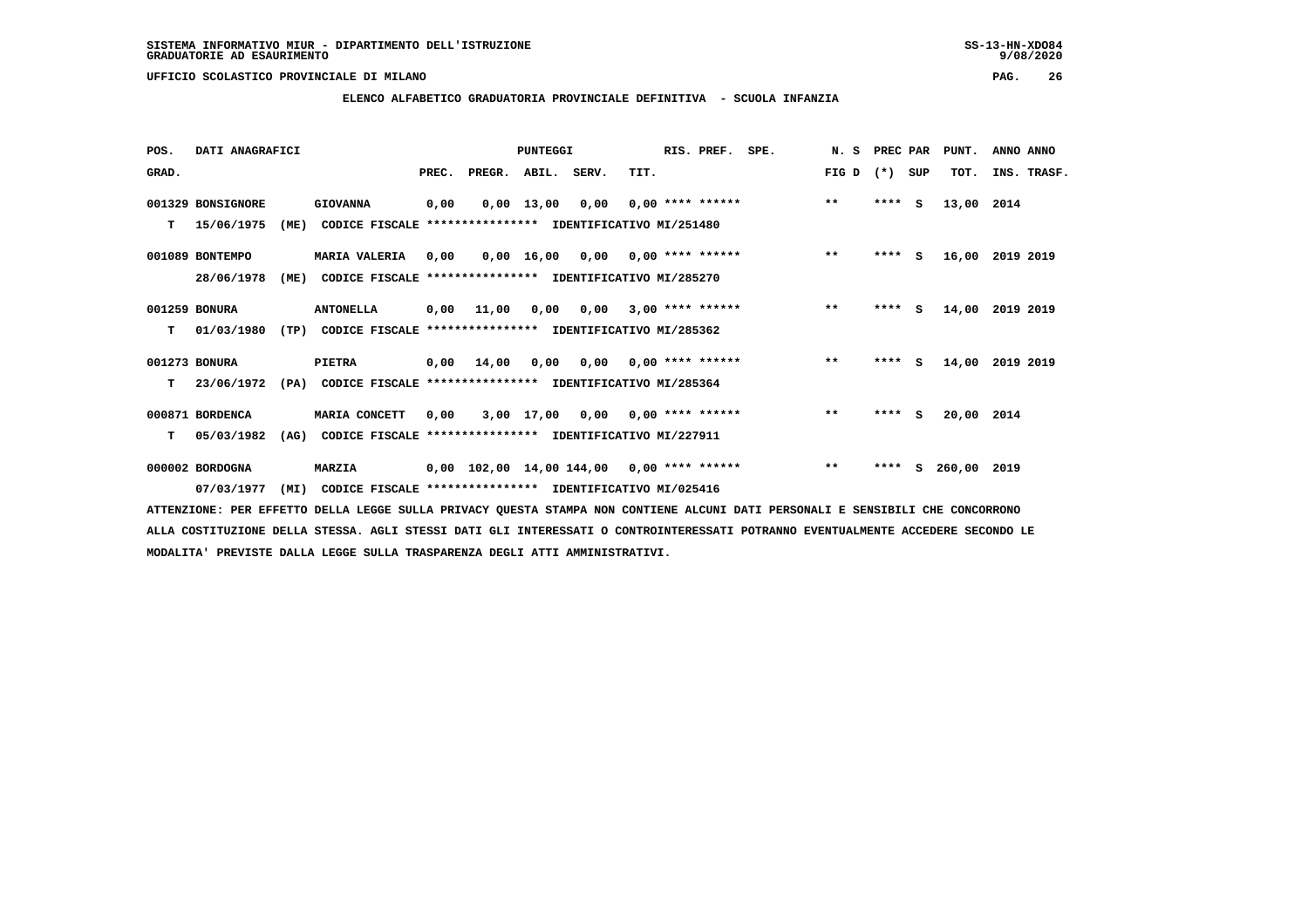SISTEMA INFORMATIVO MIUR - DIPARTIMENTO DELL'ISTRUZIONE
GRADUATORIE AD ESAURIMENTO

UFFICIO SCOLASTICO PROVINCIALE DI MILANO

ELENCO ALFABETICO GRADUATORIA PROVINCIALE DEFINITIVA - SCUOLA INFANZIA

| POS. GRAD. | DATI ANAGRAFICI | | PREC. | PREGR. | ABIL. | SERV. | TIT. | RIS. PREF. | SPE. | N. S FIG D | PREC PAR (*) | SUP | PUNT. TOT. | ANNO INS. | ANNO TRASF. |
|---|---|---|---|---|---|---|---|---|---|---|---|---|---|---|---|
| 001329 | BONSIGNORE | GIOVANNA | 0,00 | 0,00 | 13,00 | 0,00 | 0,00 | **** ****** | | ** | **** | S | 13,00 | 2014 | |
| T | 15/06/1975 (ME) | CODICE FISCALE **************** IDENTIFICATIVO MI/251480 | | | | | | | | | | | | | |
| 001089 | BONTEMPO | MARIA VALERIA | 0,00 | 0,00 | 16,00 | 0,00 | 0,00 | **** ****** | | ** | **** | S | 16,00 | 2019 | 2019 |
| | 28/06/1978 (ME) | CODICE FISCALE **************** IDENTIFICATIVO MI/285270 | | | | | | | | | | | | | |
| 001259 | BONURA | ANTONELLA | 0,00 | 11,00 | 0,00 | 0,00 | 3,00 | **** ****** | | ** | **** | S | 14,00 | 2019 | 2019 |
| T | 01/03/1980 (TP) | CODICE FISCALE **************** IDENTIFICATIVO MI/285362 | | | | | | | | | | | | | |
| 001273 | BONURA | PIETRA | 0,00 | 14,00 | 0,00 | 0,00 | 0,00 | **** ****** | | ** | **** | S | 14,00 | 2019 | 2019 |
| T | 23/06/1972 (PA) | CODICE FISCALE **************** IDENTIFICATIVO MI/285364 | | | | | | | | | | | | | |
| 000871 | BORDENCA | MARIA CONCETT | 0,00 | 3,00 | 17,00 | 0,00 | 0,00 | **** ****** | | ** | **** | S | 20,00 | 2014 | |
| T | 05/03/1982 (AG) | CODICE FISCALE **************** IDENTIFICATIVO MI/227911 | | | | | | | | | | | | | |
| 000002 | BORDOGNA | MARZIA | 0,00 | 102,00 | 14,00 | 144,00 | 0,00 | **** ****** | | ** | **** | S | 260,00 | 2019 | |
| | 07/03/1977 (MI) | CODICE FISCALE **************** IDENTIFICATIVO MI/025416 | | | | | | | | | | | | | |

ATTENZIONE: PER EFFETTO DELLA LEGGE SULLA PRIVACY QUESTA STAMPA NON CONTIENE ALCUNI DATI PERSONALI E SENSIBILI CHE CONCORRONO ALLA COSTITUZIONE DELLA STESSA. AGLI STESSI DATI GLI INTERESSATI O CONTROINTERESSATI POTRANNO EVENTUALMENTE ACCEDERE SECONDO LE MODALITA' PREVISTE DALLA LEGGE SULLA TRASPARENZA DEGLI ATTI AMMINISTRATIVI.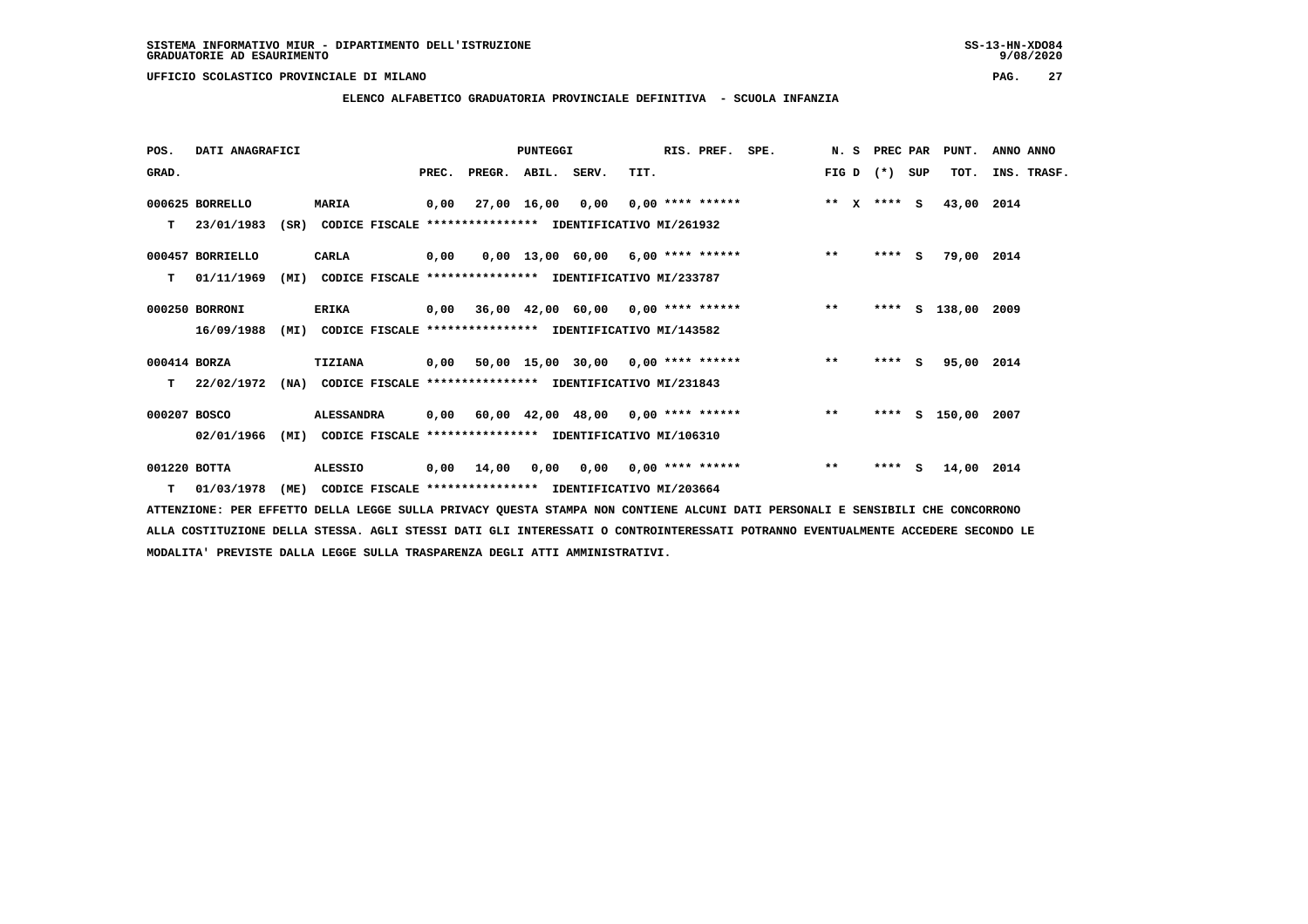SISTEMA INFORMATIVO MIUR - DIPARTIMENTO DELL'ISTRUZIONE
GRADUATORIE AD ESAURIMENTO

UFFICIO SCOLASTICO PROVINCIALE DI MILANO

**ELENCO ALFABETICO GRADUATORIA PROVINCIALE DEFINITIVA - SCUOLA INFANZIA**

| POS. GRAD. | DATI ANAGRAFICI | | PREC. | PREGR. | ABIL. | SERV. | TIT. | RIS. PREF. | SPE. | N. S FIG D | PREC PAR (*) | SUP | PUNT. TOT. | ANNO INS. | ANNO TRASF. |
|---|---|---|---|---|---|---|---|---|---|---|---|---|---|---|---|
| 000625 | BORRELLO | MARIA | 0,00 | 27,00 | 16,00 | 0,00 | 0,00 | **** ****** | | ** X | **** | S | 43,00 | 2014 | |
| T | 23/01/1983 (SR) | CODICE FISCALE **************** IDENTIFICATIVO MI/261932 | | | | | | | | | | | | | |
| 000457 | BORRIELLO | CARLA | 0,00 | 0,00 | 13,00 | 60,00 | 6,00 | **** ****** | | ** | **** | S | 79,00 | 2014 | |
| T | 01/11/1969 (MI) | CODICE FISCALE **************** IDENTIFICATIVO MI/233787 | | | | | | | | | | | | | |
| 000250 | BORRONI | ERIKA | 0,00 | 36,00 | 42,00 | 60,00 | 0,00 | **** ****** | | ** | **** | S | 138,00 | 2009 | |
| | 16/09/1988 (MI) | CODICE FISCALE **************** IDENTIFICATIVO MI/143582 | | | | | | | | | | | | | |
| 000414 | BORZA | TIZIANA | 0,00 | 50,00 | 15,00 | 30,00 | 0,00 | **** ****** | | ** | **** | S | 95,00 | 2014 | |
| T | 22/02/1972 (NA) | CODICE FISCALE **************** IDENTIFICATIVO MI/231843 | | | | | | | | | | | | | |
| 000207 | BOSCO | ALESSANDRA | 0,00 | 60,00 | 42,00 | 48,00 | 0,00 | **** ****** | | ** | **** | S | 150,00 | 2007 | |
| | 02/01/1966 (MI) | CODICE FISCALE **************** IDENTIFICATIVO MI/106310 | | | | | | | | | | | | | |
| 001220 | BOTTA | ALESSIO | 0,00 | 14,00 | 0,00 | 0,00 | 0,00 | **** ****** | | ** | **** | S | 14,00 | 2014 | |
| T | 01/03/1978 (ME) | CODICE FISCALE **************** IDENTIFICATIVO MI/203664 | | | | | | | | | | | | | |

ATTENZIONE: PER EFFETTO DELLA LEGGE SULLA PRIVACY QUESTA STAMPA NON CONTIENE ALCUNI DATI PERSONALI E SENSIBILI CHE CONCORRONO ALLA COSTITUZIONE DELLA STESSA. AGLI STESSI DATI GLI INTERESSATI O CONTROINTERESSATI POTRANNO EVENTUALMENTE ACCEDERE SECONDO LE MODALITA' PREVISTE DALLA LEGGE SULLA TRASPARENZA DEGLI ATTI AMMINISTRATIVI.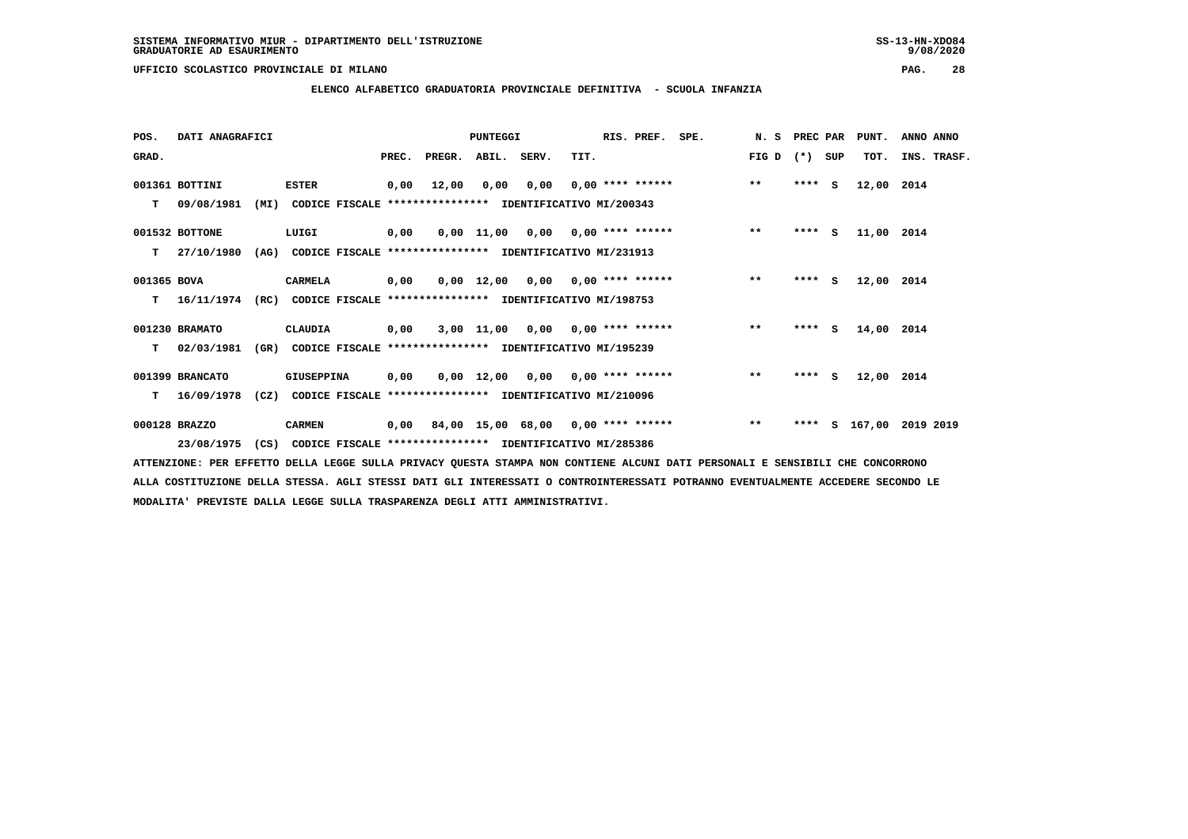SISTEMA INFORMATIVO MIUR - DIPARTIMENTO DELL'ISTRUZIONE
GRADUATORIE AD ESAURIMENTO

UFFICIO SCOLASTICO PROVINCIALE DI MILANO

## ELENCO ALFABETICO GRADUATORIA PROVINCIALE DEFINITIVA - SCUOLA INFANZIA

| POS. GRAD. | DATI ANAGRAFICI | | PUNTEGGI PREC. | PREGR. | ABIL. | SERV. | TIT. | RIS. PREF. | SPE. | N. S FIG D | PREC PAR (*) | SUP | PUNT. TOT. | ANNO ANNO INS. TRASF. |
|---|---|---|---|---|---|---|---|---|---|---|---|---|---|---|
| 001361 | BOTTINI | ESTER | 0,00 | 12,00 | 0,00 | 0,00 | 0,00 | **** ****** | | ** | **** | S | 12,00 | 2014 |
| T | 09/08/1981 (MI) | CODICE FISCALE **************** IDENTIFICATIVO MI/200343 | | | | | | | | | | | | |
| 001532 | BOTTONE | LUIGI | 0,00 | 0,00 | 11,00 | 0,00 | 0,00 | **** ****** | | ** | **** | S | 11,00 | 2014 |
| T | 27/10/1980 (AG) | CODICE FISCALE **************** IDENTIFICATIVO MI/231913 | | | | | | | | | | | | |
| 001365 | BOVA | CARMELA | 0,00 | 0,00 | 12,00 | 0,00 | 0,00 | **** ****** | | ** | **** | S | 12,00 | 2014 |
| T | 16/11/1974 (RC) | CODICE FISCALE **************** IDENTIFICATIVO MI/198753 | | | | | | | | | | | | |
| 001230 | BRAMATO | CLAUDIA | 0,00 | 3,00 | 11,00 | 0,00 | 0,00 | **** ****** | | ** | **** | S | 14,00 | 2014 |
| T | 02/03/1981 (GR) | CODICE FISCALE **************** IDENTIFICATIVO MI/195239 | | | | | | | | | | | | |
| 001399 | BRANCATO | GIUSEPPINA | 0,00 | 0,00 | 12,00 | 0,00 | 0,00 | **** ****** | | ** | **** | S | 12,00 | 2014 |
| T | 16/09/1978 (CZ) | CODICE FISCALE **************** IDENTIFICATIVO MI/210096 | | | | | | | | | | | | |
| 000128 | BRAZZO | CARMEN | 0,00 | 84,00 | 15,00 | 68,00 | 0,00 | **** ****** | | ** | **** | S | 167,00 | 2019 2019 |
| | 23/08/1975 (CS) | CODICE FISCALE **************** IDENTIFICATIVO MI/285386 | | | | | | | | | | | | |

ATTENZIONE: PER EFFETTO DELLA LEGGE SULLA PRIVACY QUESTA STAMPA NON CONTIENE ALCUNI DATI PERSONALI E SENSIBILI CHE CONCORRONO ALLA COSTITUZIONE DELLA STESSA. AGLI STESSI DATI GLI INTERESSATI O CONTROINTERESSATI POTRANNO EVENTUALMENTE ACCEDERE SECONDO LE MODALITA' PREVISTE DALLA LEGGE SULLA TRASPARENZA DEGLI ATTI AMMINISTRATIVI.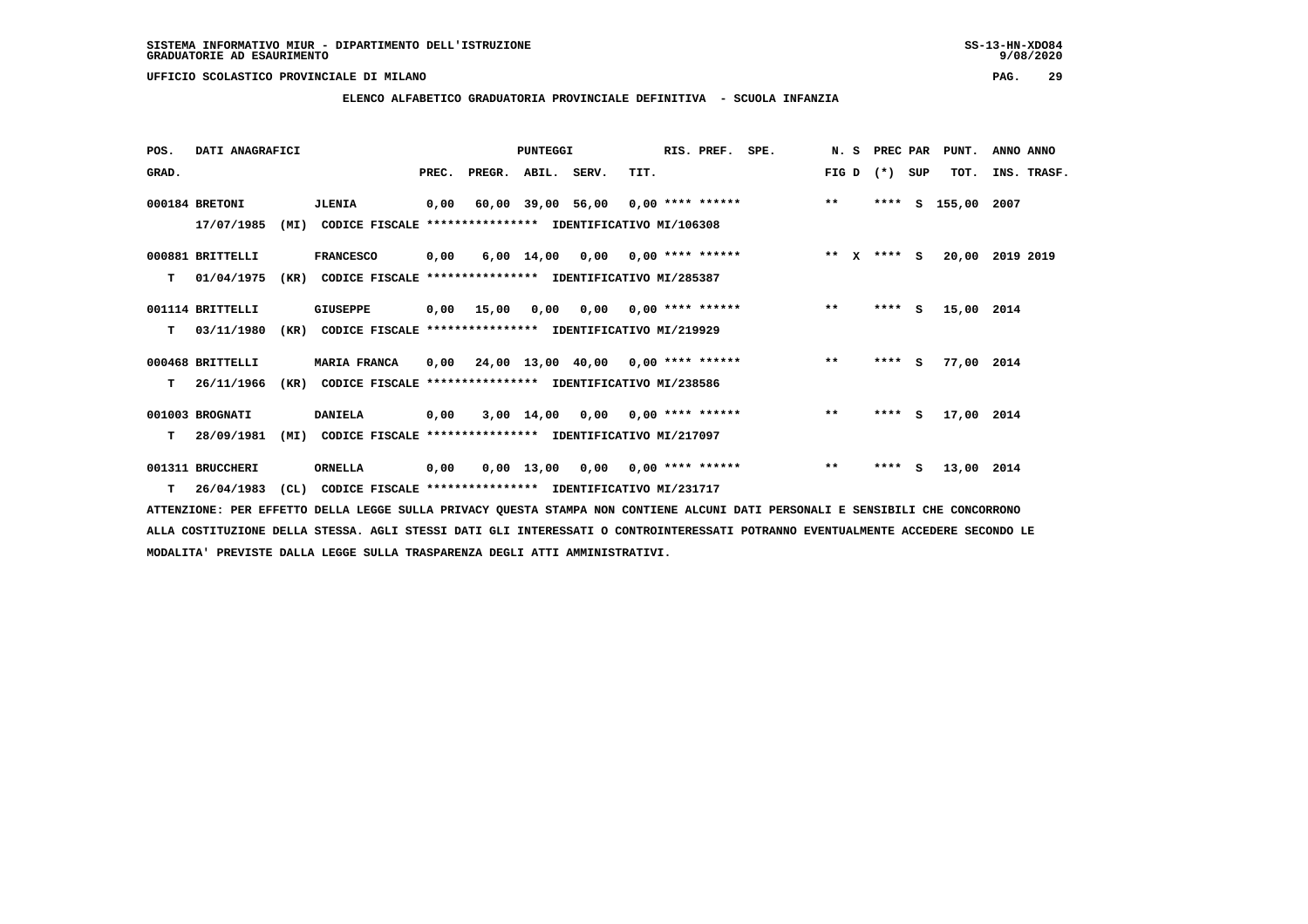SISTEMA INFORMATIVO MIUR - DIPARTIMENTO DELL'ISTRUZIONE
GRADUATORIE AD ESAURIMENTO

UFFICIO SCOLASTICO PROVINCIALE DI MILANO

**ELENCO ALFABETICO GRADUATORIA PROVINCIALE DEFINITIVA - SCUOLA INFANZIA**

| POS. GRAD. | DATI ANAGRAFICI | | PREC. | PREGR. | ABIL. | SERV. | TIT. | RIS. PREF. | SPE. | N. S FIG D | PREC PAR (*) SUP | PUNT. TOT. | ANNO ANNO INS. TRASF. |
|---|---|---|---|---|---|---|---|---|---|---|---|---|---|
| 000184 | BRETONI 17/07/1985 (MI) CODICE FISCALE **************** IDENTIFICATIVO MI/106308 | JLENIA | 0,00 | 60,00 | 39,00 | 56,00 | 0,00 | **** ****** | | ** | **** S | 155,00 | 2007 |
| 000881 T | BRITTELLI 01/04/1975 (KR) CODICE FISCALE **************** IDENTIFICATIVO MI/285387 | FRANCESCO | 0,00 | 6,00 | 14,00 | 0,00 | 0,00 | **** ****** | | ** X | **** S | 20,00 | 2019 2019 |
| 001114 T | BRITTELLI 03/11/1980 (KR) CODICE FISCALE **************** IDENTIFICATIVO MI/219929 | GIUSEPPE | 0,00 | 15,00 | 0,00 | 0,00 | 0,00 | **** ****** | | ** | **** S | 15,00 | 2014 |
| 000468 T | BRITTELLI 26/11/1966 (KR) CODICE FISCALE **************** IDENTIFICATIVO MI/238586 | MARIA FRANCA | 0,00 | 24,00 | 13,00 | 40,00 | 0,00 | **** ****** | | ** | **** S | 77,00 | 2014 |
| 001003 T | BROGNATI 28/09/1981 (MI) CODICE FISCALE **************** IDENTIFICATIVO MI/217097 | DANIELA | 0,00 | 3,00 | 14,00 | 0,00 | 0,00 | **** ****** | | ** | **** S | 17,00 | 2014 |
| 001311 T | BRUCCHERI 26/04/1983 (CL) CODICE FISCALE **************** IDENTIFICATIVO MI/231717 | ORNELLA | 0,00 | 0,00 | 13,00 | 0,00 | 0,00 | **** ****** | | ** | **** S | 13,00 | 2014 |

ATTENZIONE: PER EFFETTO DELLA LEGGE SULLA PRIVACY QUESTA STAMPA NON CONTIENE ALCUNI DATI PERSONALI E SENSIBILI CHE CONCORRONO ALLA COSTITUZIONE DELLA STESSA. AGLI STESSI DATI GLI INTERESSATI O CONTROINTERESSATI POTRANNO EVENTUALMENTE ACCEDERE SECONDO LE MODALITA' PREVISTE DALLA LEGGE SULLA TRASPARENZA DEGLI ATTI AMMINISTRATIVI.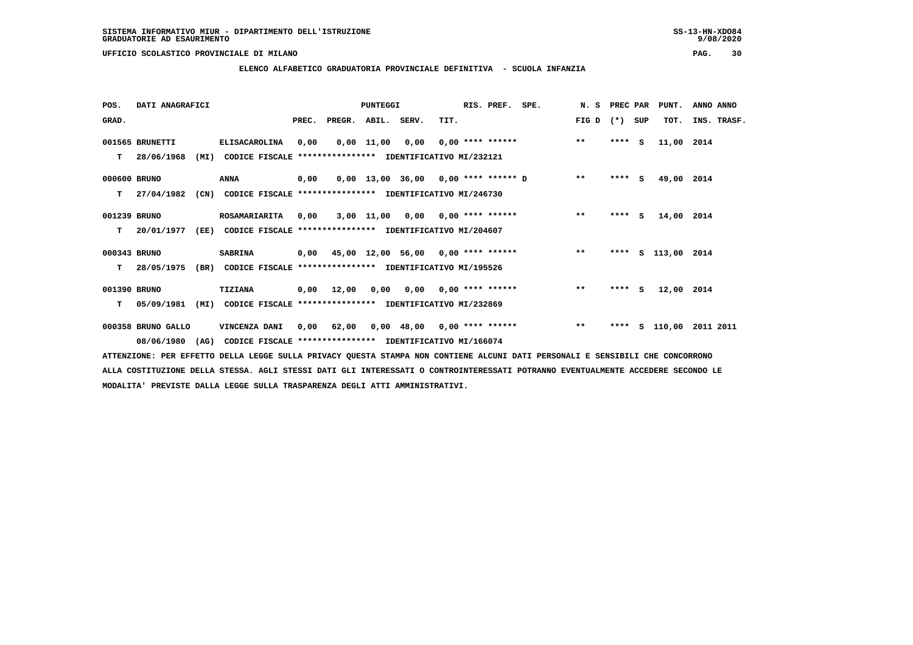SISTEMA INFORMATIVO MIUR - DIPARTIMENTO DELL'ISTRUZIONE
GRADUATORIE AD ESAURIMENTO

UFFICIO SCOLASTICO PROVINCIALE DI MILANO

**ELENCO ALFABETICO GRADUATORIA PROVINCIALE DEFINITIVA - SCUOLA INFANZIA**

| POS. GRAD. | DATI ANAGRAFICI | | PREC. | PREGR. | ABIL. | SERV. | TIT. | RIS. PREF. | SPE. | N. S FIG D | PREC PAR (*) | SUP | PUNT. TOT. | ANNO ANNO INS. TRASF. |
|---|---|---|---|---|---|---|---|---|---|---|---|---|---|---|
| 001565 | BRUNETTI | ELISACAROLINA | 0,00 | 0,00 | 11,00 | 0,00 | 0,00 | **** ****** | | ** | **** | S | 11,00 | 2014 |
| T | 28/06/1968 (MI) | CODICE FISCALE **************** IDENTIFICATIVO MI/232121 | | | | | | | | | | | | |
| 000600 | BRUNO | ANNA | 0,00 | 0,00 | 13,00 | 36,00 | 0,00 | **** ****** D | | ** | **** | S | 49,00 | 2014 |
| T | 27/04/1982 (CN) | CODICE FISCALE **************** IDENTIFICATIVO MI/246730 | | | | | | | | | | | | |
| 001239 | BRUNO | ROSAMARIARITA | 0,00 | 3,00 | 11,00 | 0,00 | 0,00 | **** ****** | | ** | **** | S | 14,00 | 2014 |
| T | 20/01/1977 (EE) | CODICE FISCALE **************** IDENTIFICATIVO MI/204607 | | | | | | | | | | | | |
| 000343 | BRUNO | SABRINA | 0,00 | 45,00 | 12,00 | 56,00 | 0,00 | **** ****** | | ** | **** | S | 113,00 | 2014 |
| T | 28/05/1975 (BR) | CODICE FISCALE **************** IDENTIFICATIVO MI/195526 | | | | | | | | | | | | |
| 001390 | BRUNO | TIZIANA | 0,00 | 12,00 | 0,00 | 0,00 | 0,00 | **** ****** | | ** | **** | S | 12,00 | 2014 |
| T | 05/09/1981 (MI) | CODICE FISCALE **************** IDENTIFICATIVO MI/232869 | | | | | | | | | | | | |
| 000358 | BRUNO GALLO | VINCENZA DANI | 0,00 | 62,00 | 0,00 | 48,00 | 0,00 | **** ****** | | ** | **** | S | 110,00 | 2011 2011 |
| | 08/06/1980 (AG) | CODICE FISCALE **************** IDENTIFICATIVO MI/166074 | | | | | | | | | | | | |

ATTENZIONE: PER EFFETTO DELLA LEGGE SULLA PRIVACY QUESTA STAMPA NON CONTIENE ALCUNI DATI PERSONALI E SENSIBILI CHE CONCORRONO ALLA COSTITUZIONE DELLA STESSA. AGLI STESSI DATI GLI INTERESSATI O CONTROINTERESSATI POTRANNO EVENTUALMENTE ACCEDERE SECONDO LE MODALITA' PREVISTE DALLA LEGGE SULLA TRASPARENZA DEGLI ATTI AMMINISTRATIVI.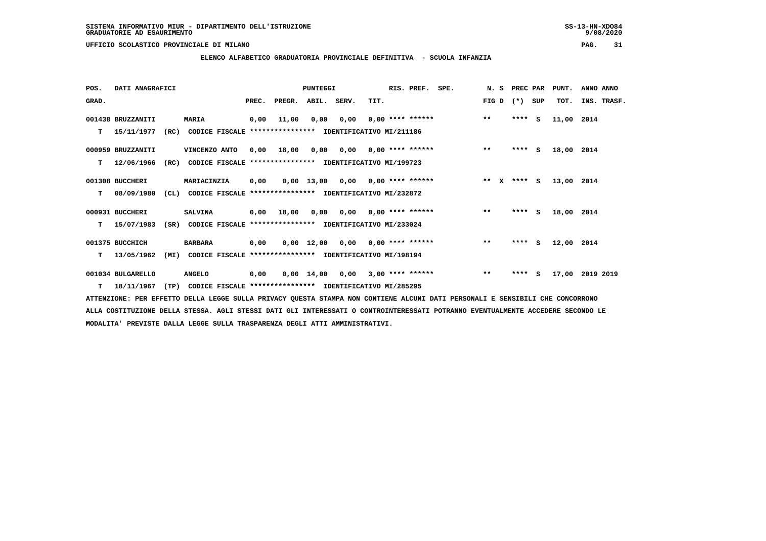SISTEMA INFORMATIVO MIUR - DIPARTIMENTO DELL'ISTRUZIONE
GRADUATORIE AD ESAURIMENTO

UFFICIO SCOLASTICO PROVINCIALE DI MILANO

**ELENCO ALFABETICO GRADUATORIA PROVINCIALE DEFINITIVA - SCUOLA INFANZIA**

| POS. | DATI ANAGRAFICI | | PUNTEGGI | | | | RIS. PREF. | SPE. | N. S | PREC PAR | | PUNT. | ANNO ANNO |
|---|---|---|---|---|---|---|---|---|---|---|---|---|---|
| GRAD. | | | PREC. | PREGR. | ABIL. | SERV. | TIT. | | FIG D | (*) | SUP | TOT. | INS. TRASF. |
| 001438 BRUZZANITI | MARIA | | 0,00 | 11,00 | 0,00 | 0,00 | 0,00 **** ****** | | ** | **** | S | 11,00 | 2014 |
| T 15/11/1977 | (RC) | CODICE FISCALE **************** IDENTIFICATIVO MI/211186 | | | | | | | | | | | |
| 000959 BRUZZANITI | VINCENZO ANTO | | 0,00 | 18,00 | 0,00 | 0,00 | 0,00 **** ****** | | ** | **** | S | 18,00 | 2014 |
| T 12/06/1966 | (RC) | CODICE FISCALE **************** IDENTIFICATIVO MI/199723 | | | | | | | | | | | |
| 001308 BUCCHERI | MARIACINZIA | | 0,00 | 0,00 | 13,00 | 0,00 | 0,00 **** ****** | | ** X | **** | S | 13,00 | 2014 |
| T 08/09/1980 | (CL) | CODICE FISCALE **************** IDENTIFICATIVO MI/232872 | | | | | | | | | | | |
| 000931 BUCCHERI | SALVINA | | 0,00 | 18,00 | 0,00 | 0,00 | 0,00 **** ****** | | ** | **** | S | 18,00 | 2014 |
| T 15/07/1983 | (SR) | CODICE FISCALE **************** IDENTIFICATIVO MI/233024 | | | | | | | | | | | |
| 001375 BUCCHICH | BARBARA | | 0,00 | 0,00 | 12,00 | 0,00 | 0,00 **** ****** | | ** | **** | S | 12,00 | 2014 |
| T 13/05/1962 | (MI) | CODICE FISCALE **************** IDENTIFICATIVO MI/198194 | | | | | | | | | | | |
| 001034 BULGARELLO | ANGELO | | 0,00 | 0,00 | 14,00 | 0,00 | 3,00 **** ****** | | ** | **** | S | 17,00 | 2019 2019 |
| T 18/11/1967 | (TP) | CODICE FISCALE **************** IDENTIFICATIVO MI/285295 | | | | | | | | | | | |

ATTENZIONE: PER EFFETTO DELLA LEGGE SULLA PRIVACY QUESTA STAMPA NON CONTIENE ALCUNI DATI PERSONALI E SENSIBILI CHE CONCORRONO ALLA COSTITUZIONE DELLA STESSA. AGLI STESSI DATI GLI INTERESSATI O CONTROINTERESSATI POTRANNO EVENTUALMENTE ACCEDERE SECONDO LE MODALITA' PREVISTE DALLA LEGGE SULLA TRASPARENZA DEGLI ATTI AMMINISTRATIVI.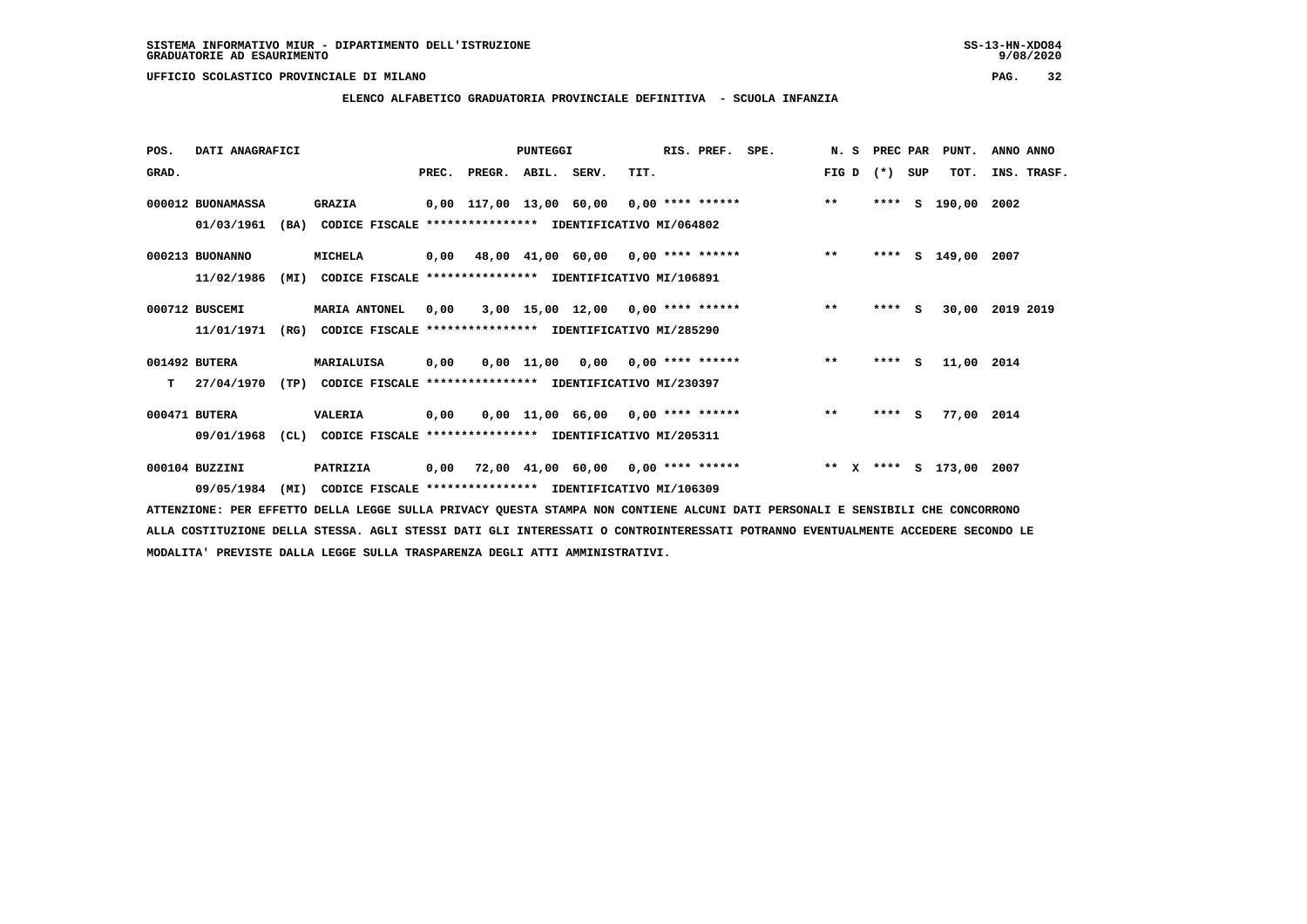SISTEMA INFORMATIVO MIUR - DIPARTIMENTO DELL'ISTRUZIONE
GRADUATORIE AD ESAURIMENTO

UFFICIO SCOLASTICO PROVINCIALE DI MILANO

## ELENCO ALFABETICO GRADUATORIA PROVINCIALE DEFINITIVA - SCUOLA INFANZIA

| POS. GRAD. | DATI ANAGRAFICI | | PREC. | PREGR. | ABIL. | SERV. | TIT. | RIS. PREF. | SPE. | N. S FIG D | PREC PAR (*) | SUP | PUNT. TOT. | ANNO INS. | ANNO TRASF. |
|---|---|---|---|---|---|---|---|---|---|---|---|---|---|---|---|
| 000012 | BUONAMASSA | GRAZIA | 0,00 | 117,00 | 13,00 | 60,00 | 0,00 | **** ****** | | ** | **** | S | 190,00 | 2002 | |
| | 01/03/1961 (BA) | CODICE FISCALE **************** IDENTIFICATIVO MI/064802 | | | | | | | | | | | | | |
| 000213 | BUONANNO | MICHELA | 0,00 | 48,00 | 41,00 | 60,00 | 0,00 | **** ****** | | ** | **** | S | 149,00 | 2007 | |
| | 11/02/1986 (MI) | CODICE FISCALE **************** IDENTIFICATIVO MI/106891 | | | | | | | | | | | | | |
| 000712 | BUSCEMI | MARIA ANTONEL | 0,00 | 3,00 | 15,00 | 12,00 | 0,00 | **** ****** | | ** | **** | S | 30,00 | 2019 | 2019 |
| | 11/01/1971 (RG) | CODICE FISCALE **************** IDENTIFICATIVO MI/285290 | | | | | | | | | | | | | |
| 001492 | BUTERA | MARIALUISA | 0,00 | 0,00 | 11,00 | 0,00 | 0,00 | **** ****** | | ** | **** | S | 11,00 | 2014 | |
| T | 27/04/1970 (TP) | CODICE FISCALE **************** IDENTIFICATIVO MI/230397 | | | | | | | | | | | | | |
| 000471 | BUTERA | VALERIA | 0,00 | 0,00 | 11,00 | 66,00 | 0,00 | **** ****** | | ** | **** | S | 77,00 | 2014 | |
| | 09/01/1968 (CL) | CODICE FISCALE **************** IDENTIFICATIVO MI/205311 | | | | | | | | | | | | | |
| 000104 | BUZZINI | PATRIZIA | 0,00 | 72,00 | 41,00 | 60,00 | 0,00 | **** ****** | | ** X | **** | S | 173,00 | 2007 | |
| | 09/05/1984 (MI) | CODICE FISCALE **************** IDENTIFICATIVO MI/106309 | | | | | | | | | | | | | |

ATTENZIONE: PER EFFETTO DELLA LEGGE SULLA PRIVACY QUESTA STAMPA NON CONTIENE ALCUNI DATI PERSONALI E SENSIBILI CHE CONCORRONO ALLA COSTITUZIONE DELLA STESSA. AGLI STESSI DATI GLI INTERESSATI O CONTROINTERESSATI POTRANNO EVENTUALMENTE ACCEDERE SECONDO LE MODALITA' PREVISTE DALLA LEGGE SULLA TRASPARENZA DEGLI ATTI AMMINISTRATIVI.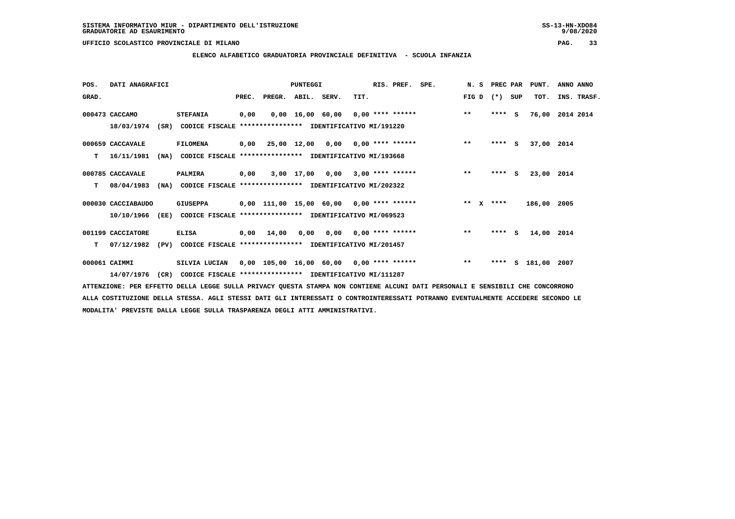SISTEMA INFORMATIVO MIUR - DIPARTIMENTO DELL'ISTRUZIONE
GRADUATORIE AD ESAURIMENTO

UFFICIO SCOLASTICO PROVINCIALE DI MILANO

## ELENCO ALFABETICO GRADUATORIA PROVINCIALE DEFINITIVA - SCUOLA INFANZIA

| POS. GRAD. | DATI ANAGRAFICI | | PUNTEGGI PREC. | PREGR. | ABIL. | SERV. | TIT. | RIS. PREF. | SPE. | N. S FIG D | PREC PAR (*) | SUP | PUNT. TOT. | ANNO ANNO INS. TRASF. |
|---|---|---|---|---|---|---|---|---|---|---|---|---|---|---|
| 000473 | CACCAMO 18/03/1974 (SR) CODICE FISCALE **************** IDENTIFICATIVO MI/191220 | STEFANIA | 0,00 | 0,00 | 16,00 | 60,00 | 0,00 | **** ****** | | ** | **** | S | 76,00 | 2014 2014 |
| 000659 | CACCAVALE T 16/11/1981 (NA) CODICE FISCALE **************** IDENTIFICATIVO MI/193668 | FILOMENA | 0,00 | 25,00 | 12,00 | 0,00 | 0,00 | **** ****** | | ** | **** | S | 37,00 | 2014 |
| 000785 | CACCAVALE T 08/04/1983 (NA) CODICE FISCALE **************** IDENTIFICATIVO MI/202322 | PALMIRA | 0,00 | 3,00 | 17,00 | 0,00 | 3,00 | **** ****** | | ** | **** | S | 23,00 | 2014 |
| 000030 | CACCIABAUDO 10/10/1966 (EE) CODICE FISCALE **************** IDENTIFICATIVO MI/069523 | GIUSEPPA | 0,00 | 111,00 | 15,00 | 60,00 | 0,00 | **** ****** | | ** X | **** | | 186,00 | 2005 |
| 001199 | CACCIATORE T 07/12/1982 (PV) CODICE FISCALE **************** IDENTIFICATIVO MI/201457 | ELISA | 0,00 | 14,00 | 0,00 | 0,00 | 0,00 | **** ****** | | ** | **** | S | 14,00 | 2014 |
| 000061 | CAIMMI 14/07/1976 (CR) CODICE FISCALE **************** IDENTIFICATIVO MI/111287 | SILVIA LUCIAN | 0,00 | 105,00 | 16,00 | 60,00 | 0,00 | **** ****** | | ** | **** | S | 181,00 | 2007 |

ATTENZIONE: PER EFFETTO DELLA LEGGE SULLA PRIVACY QUESTA STAMPA NON CONTIENE ALCUNI DATI PERSONALI E SENSIBILI CHE CONCORRONO ALLA COSTITUZIONE DELLA STESSA. AGLI STESSI DATI GLI INTERESSATI O CONTROINTERESSATI POTRANNO EVENTUALMENTE ACCEDERE SECONDO LE MODALITA' PREVISTE DALLA LEGGE SULLA TRASPARENZA DEGLI ATTI AMMINISTRATIVI.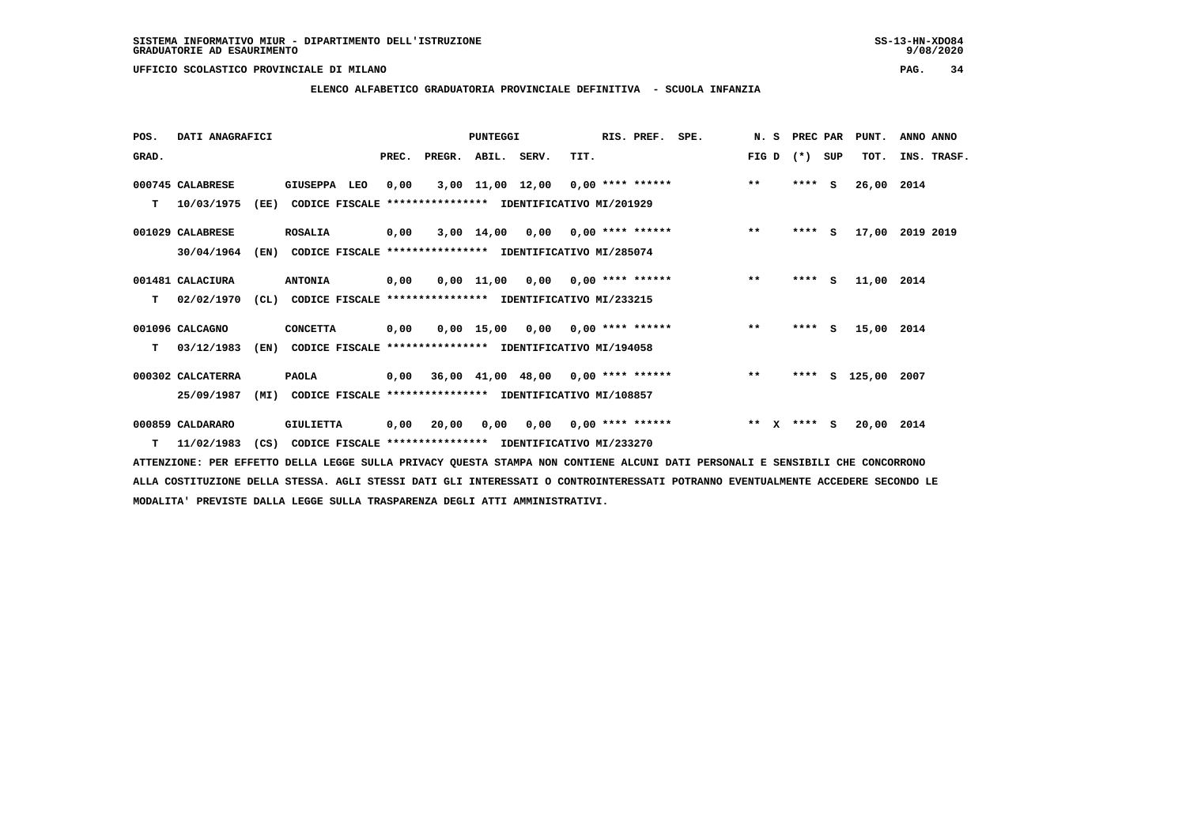SISTEMA INFORMATIVO MIUR - DIPARTIMENTO DELL'ISTRUZIONE
GRADUATORIE AD ESAURIMENTO

UFFICIO SCOLASTICO PROVINCIALE DI MILANO

## ELENCO ALFABETICO GRADUATORIA PROVINCIALE DEFINITIVA - SCUOLA INFANZIA

| POS. GRAD. | DATI ANAGRAFICI | | PREC. | PREGR. | ABIL. | SERV. | TIT. | RIS. PREF. | SPE. | N. S FIG D | PREC PAR (*) SUP | PUNT. TOT. | ANNO INS. | ANNO TRASF. |
|---|---|---|---|---|---|---|---|---|---|---|---|---|---|---|
| 000745 | CALABRESE | GIUSEPPA LEO | 0,00 | 3,00 | 11,00 | 12,00 | 0,00 | **** ****** | | ** | **** S | 26,00 | 2014 | |
| T | 10/03/1975 (EE) | CODICE FISCALE **************** IDENTIFICATIVO MI/201929 | | | | | | | | | | | | |
| 001029 | CALABRESE | ROSALIA | 0,00 | 3,00 | 14,00 | 0,00 | 0,00 | **** ****** | | ** | **** S | 17,00 | 2019 | 2019 |
| | 30/04/1964 (EN) | CODICE FISCALE **************** IDENTIFICATIVO MI/285074 | | | | | | | | | | | | |
| 001481 | CALACIURA | ANTONIA | 0,00 | 0,00 | 11,00 | 0,00 | 0,00 | **** ****** | | ** | **** S | 11,00 | 2014 | |
| T | 02/02/1970 (CL) | CODICE FISCALE **************** IDENTIFICATIVO MI/233215 | | | | | | | | | | | | |
| 001096 | CALCAGNO | CONCETTA | 0,00 | 0,00 | 15,00 | 0,00 | 0,00 | **** ****** | | ** | **** S | 15,00 | 2014 | |
| T | 03/12/1983 (EN) | CODICE FISCALE **************** IDENTIFICATIVO MI/194058 | | | | | | | | | | | | |
| 000302 | CALCATERRA | PAOLA | 0,00 | 36,00 | 41,00 | 48,00 | 0,00 | **** ****** | | ** | **** S | 125,00 | 2007 | |
| | 25/09/1987 (MI) | CODICE FISCALE **************** IDENTIFICATIVO MI/108857 | | | | | | | | | | | | |
| 000859 | CALDARARO | GIULIETTA | 0,00 | 20,00 | 0,00 | 0,00 | 0,00 | **** ****** | | ** X | **** S | 20,00 | 2014 | |
| T | 11/02/1983 (CS) | CODICE FISCALE **************** IDENTIFICATIVO MI/233270 | | | | | | | | | | | | |

ATTENZIONE: PER EFFETTO DELLA LEGGE SULLA PRIVACY QUESTA STAMPA NON CONTIENE ALCUNI DATI PERSONALI E SENSIBILI CHE CONCORRONO ALLA COSTITUZIONE DELLA STESSA. AGLI STESSI DATI GLI INTERESSATI O CONTROINTERESSATI POTRANNO EVENTUALMENTE ACCEDERE SECONDO LE MODALITA' PREVISTE DALLA LEGGE SULLA TRASPARENZA DEGLI ATTI AMMINISTRATIVI.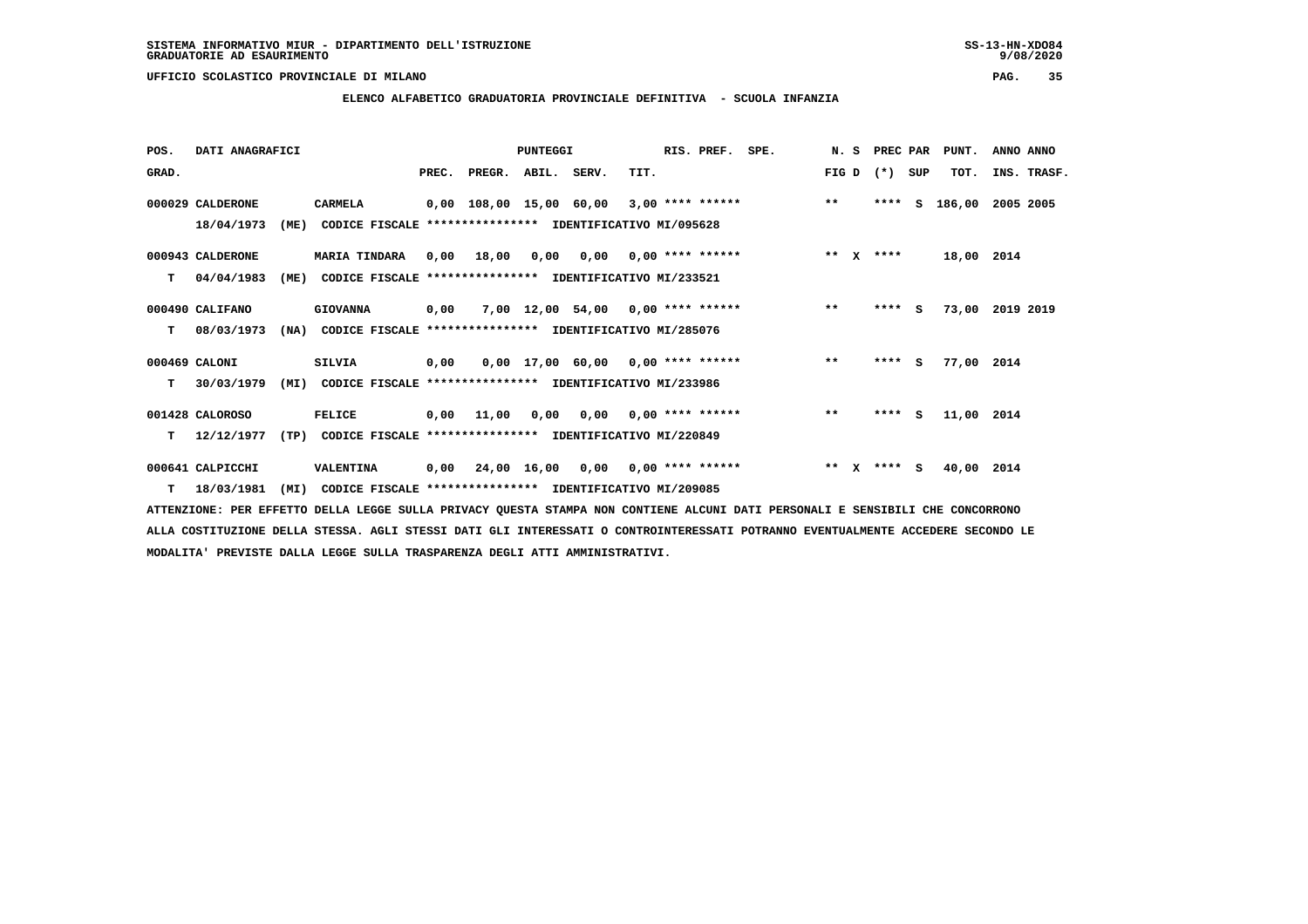SISTEMA INFORMATIVO MIUR - DIPARTIMENTO DELL'ISTRUZIONE
GRADUATORIE AD ESAURIMENTO

UFFICIO SCOLASTICO PROVINCIALE DI MILANO

## ELENCO ALFABETICO GRADUATORIA PROVINCIALE DEFINITIVA - SCUOLA INFANZIA

| POS. GRAD. | DATI ANAGRAFICI | | PREC. | PREGR. | ABIL. | SERV. | TIT. | RIS. PREF. | SPE. | N. S FIG D | PREC PAR (*) SUP | PUNT. TOT. | ANNO ANNO INS. TRASF. |
|---|---|---|---|---|---|---|---|---|---|---|---|---|---|
| 000029 | CALDERONE 18/04/1973 (ME) CODICE FISCALE **************** IDENTIFICATIVO MI/095628 | CARMELA | 0,00 | 108,00 | 15,00 | 60,00 | 3,00 | **** ****** | | ** | **** S | 186,00 | 2005 2005 |
| 000943 | CALDERONE T 04/04/1983 (ME) CODICE FISCALE **************** IDENTIFICATIVO MI/233521 | MARIA TINDARA | 0,00 | 18,00 | 0,00 | 0,00 | 0,00 | **** ****** | | ** X | **** | 18,00 | 2014 |
| 000490 | CALIFANO T 08/03/1973 (NA) CODICE FISCALE **************** IDENTIFICATIVO MI/285076 | GIOVANNA | 0,00 | 7,00 | 12,00 | 54,00 | 0,00 | **** ****** | | ** | **** S | 73,00 | 2019 2019 |
| 000469 | CALONI T 30/03/1979 (MI) CODICE FISCALE **************** IDENTIFICATIVO MI/233986 | SILVIA | 0,00 | 0,00 | 17,00 | 60,00 | 0,00 | **** ****** | | ** | **** S | 77,00 | 2014 |
| 001428 | CALOROSO T 12/12/1977 (TP) CODICE FISCALE **************** IDENTIFICATIVO MI/220849 | FELICE | 0,00 | 11,00 | 0,00 | 0,00 | 0,00 | **** ****** | | ** | **** S | 11,00 | 2014 |
| 000641 | CALPICCHI T 18/03/1981 (MI) CODICE FISCALE **************** IDENTIFICATIVO MI/209085 | VALENTINA | 0,00 | 24,00 | 16,00 | 0,00 | 0,00 | **** ****** | | ** X | **** S | 40,00 | 2014 |

ATTENZIONE: PER EFFETTO DELLA LEGGE SULLA PRIVACY QUESTA STAMPA NON CONTIENE ALCUNI DATI PERSONALI E SENSIBILI CHE CONCORRONO ALLA COSTITUZIONE DELLA STESSA. AGLI STESSI DATI GLI INTERESSATI O CONTROINTERESSATI POTRANNO EVENTUALMENTE ACCEDERE SECONDO LE MODALITA' PREVISTE DALLA LEGGE SULLA TRASPARENZA DEGLI ATTI AMMINISTRATIVI.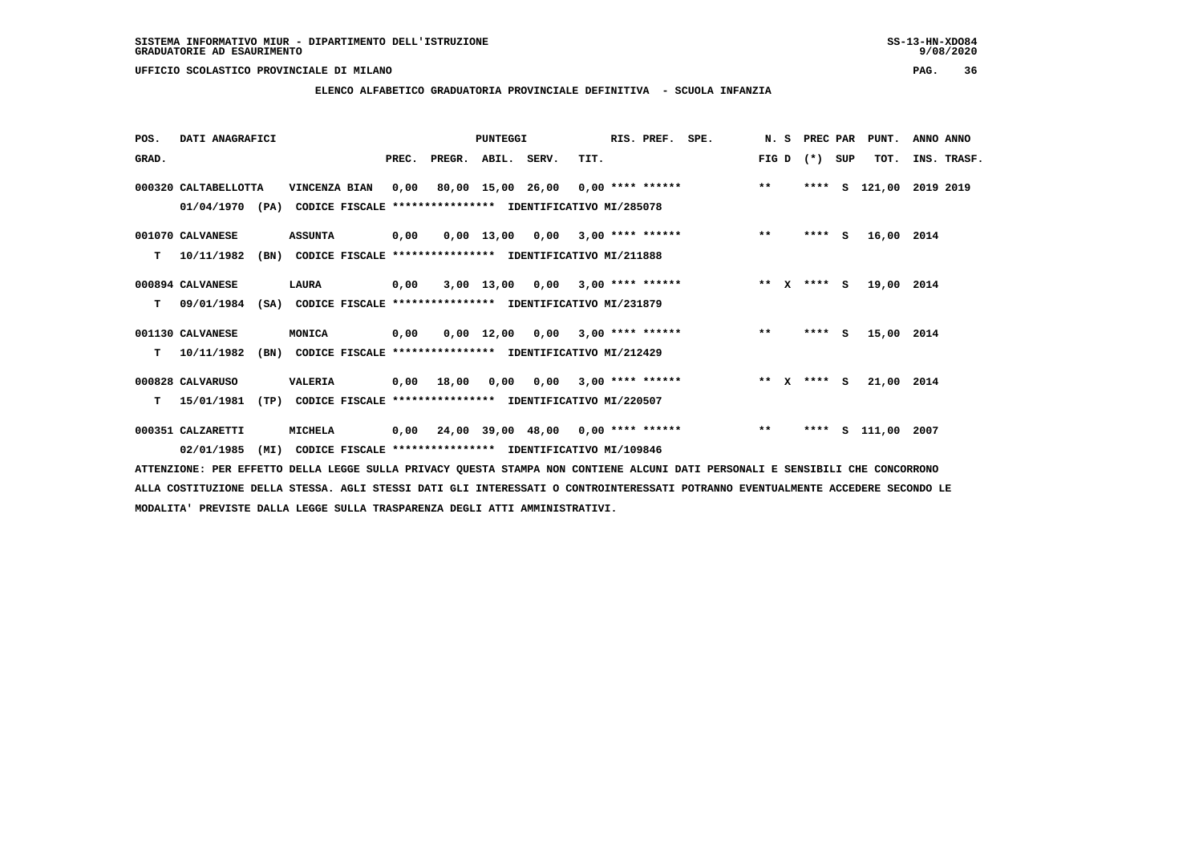SISTEMA INFORMATIVO MIUR - DIPARTIMENTO DELL'ISTRUZIONE
GRADUATORIE AD ESAURIMENTO

UFFICIO SCOLASTICO PROVINCIALE DI MILANO

## ELENCO ALFABETICO GRADUATORIA PROVINCIALE DEFINITIVA - SCUOLA INFANZIA

| POS. GRAD. | DATI ANAGRAFICI | | PREC. | PREGR. | ABIL. | SERV. | TIT. | RIS. PREF. | SPE. | N. S FIG D | PREC (*) | PAR SUP | PUNT. TOT. | ANNO INS. | ANNO TRASF. |
|---|---|---|---|---|---|---|---|---|---|---|---|---|---|---|---|
| 000320 | CALTABELLOTTA | VINCENZA BIAN | 0,00 | 80,00 | 15,00 | 26,00 | 0,00 | **** ****** | | ** | **** | S | 121,00 | 2019 | 2019 |
| | 01/04/1970 (PA) | CODICE FISCALE **************** IDENTIFICATIVO MI/285078 | | | | | | | | | | | | | |
| 001070 | CALVANESE | ASSUNTA | 0,00 | 0,00 | 13,00 | 0,00 | 3,00 | **** ****** | | ** | **** | S | 16,00 | 2014 | |
| T | 10/11/1982 (BN) | CODICE FISCALE **************** IDENTIFICATIVO MI/211888 | | | | | | | | | | | | | |
| 000894 | CALVANESE | LAURA | 0,00 | 3,00 | 13,00 | 0,00 | 3,00 | **** ****** | | ** X | **** | S | 19,00 | 2014 | |
| T | 09/01/1984 (SA) | CODICE FISCALE **************** IDENTIFICATIVO MI/231879 | | | | | | | | | | | | | |
| 001130 | CALVANESE | MONICA | 0,00 | 0,00 | 12,00 | 0,00 | 3,00 | **** ****** | | ** | **** | S | 15,00 | 2014 | |
| T | 10/11/1982 (BN) | CODICE FISCALE **************** IDENTIFICATIVO MI/212429 | | | | | | | | | | | | | |
| 000828 | CALVARUSO | VALERIA | 0,00 | 18,00 | 0,00 | 0,00 | 3,00 | **** ****** | | ** X | **** | S | 21,00 | 2014 | |
| T | 15/01/1981 (TP) | CODICE FISCALE **************** IDENTIFICATIVO MI/220507 | | | | | | | | | | | | | |
| 000351 | CALZARETTI | MICHELA | 0,00 | 24,00 | 39,00 | 48,00 | 0,00 | **** ****** | | ** | **** | S | 111,00 | 2007 | |
| | 02/01/1985 (MI) | CODICE FISCALE **************** IDENTIFICATIVO MI/109846 | | | | | | | | | | | | | |

ATTENZIONE: PER EFFETTO DELLA LEGGE SULLA PRIVACY QUESTA STAMPA NON CONTIENE ALCUNI DATI PERSONALI E SENSIBILI CHE CONCORRONO ALLA COSTITUZIONE DELLA STESSA. AGLI STESSI DATI GLI INTERESSATI O CONTROINTERESSATI POTRANNO EVENTUALMENTE ACCEDERE SECONDO LE MODALITA' PREVISTE DALLA LEGGE SULLA TRASPARENZA DEGLI ATTI AMMINISTRATIVI.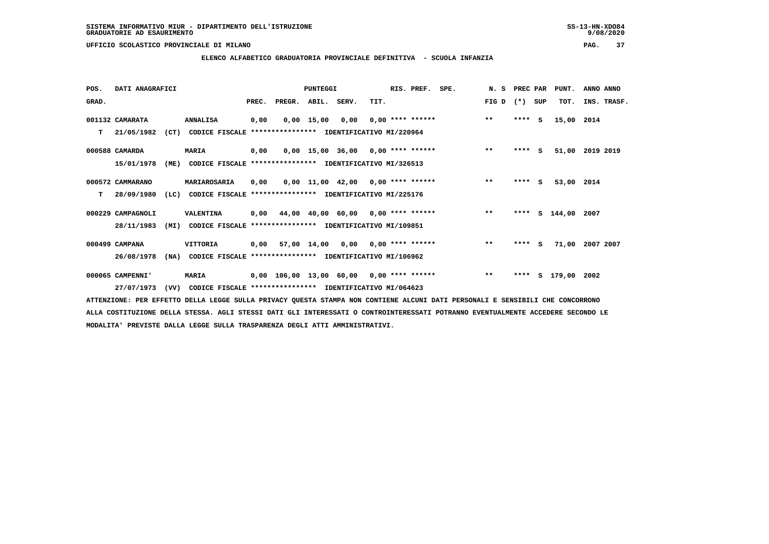SISTEMA INFORMATIVO MIUR - DIPARTIMENTO DELL'ISTRUZIONE
GRADUATORIE AD ESAURIMENTO

UFFICIO SCOLASTICO PROVINCIALE DI MILANO

## ELENCO ALFABETICO GRADUATORIA PROVINCIALE DEFINITIVA - SCUOLA INFANZIA

| POS. GRAD. | DATI ANAGRAFICI | | | PREC. | PREGR. | ABIL. | SERV. | TIT. | RIS. PREF. | SPE. | N. S FIG D | PREC PAR (*) | SUP | PUNT. TOT. | ANNO ANNO INS. TRASF. |
|---|---|---|---|---|---|---|---|---|---|---|---|---|---|---|---|
| 001132 | CAMARATA | ANNALISA | | 0,00 | 0,00 | 15,00 | 0,00 | 0,00 | **** ****** | | ** | **** | S | 15,00 | 2014 |
| T | 21/05/1982 | (CT) | CODICE FISCALE **************** IDENTIFICATIVO MI/220964 | | | | | | | | | | | | |
| 000588 | CAMARDA | MARIA | | 0,00 | 0,00 | 15,00 | 36,00 | 0,00 | **** ****** | | ** | **** | S | 51,00 | 2019 2019 |
| | 15/01/1978 | (ME) | CODICE FISCALE **************** IDENTIFICATIVO MI/326513 | | | | | | | | | | | | |
| 000572 | CAMMARANO | MARIAROSARIA | | 0,00 | 0,00 | 11,00 | 42,00 | 0,00 | **** ****** | | ** | **** | S | 53,00 | 2014 |
| T | 28/09/1980 | (LC) | CODICE FISCALE **************** IDENTIFICATIVO MI/225176 | | | | | | | | | | | | |
| 000229 | CAMPAGNOLI | VALENTINA | | 0,00 | 44,00 | 40,00 | 60,00 | 0,00 | **** ****** | | ** | **** | S | 144,00 | 2007 |
| | 28/11/1983 | (MI) | CODICE FISCALE **************** IDENTIFICATIVO MI/109851 | | | | | | | | | | | | |
| 000499 | CAMPANA | VITTORIA | | 0,00 | 57,00 | 14,00 | 0,00 | 0,00 | **** ****** | | ** | **** | S | 71,00 | 2007 2007 |
| | 26/08/1978 | (NA) | CODICE FISCALE **************** IDENTIFICATIVO MI/106962 | | | | | | | | | | | | |
| 000065 | CAMPENNI' | MARIA | | 0,00 | 106,00 | 13,00 | 60,00 | 0,00 | **** ****** | | ** | **** | S | 179,00 | 2002 |
| | 27/07/1973 | (VV) | CODICE FISCALE **************** IDENTIFICATIVO MI/064623 | | | | | | | | | | | | |

ATTENZIONE: PER EFFETTO DELLA LEGGE SULLA PRIVACY QUESTA STAMPA NON CONTIENE ALCUNI DATI PERSONALI E SENSIBILI CHE CONCORRONO ALLA COSTITUZIONE DELLA STESSA. AGLI STESSI DATI GLI INTERESSATI O CONTROINTERESSATI POTRANNO EVENTUALMENTE ACCEDERE SECONDO LE MODALITA' PREVISTE DALLA LEGGE SULLA TRASPARENZA DEGLI ATTI AMMINISTRATIVI.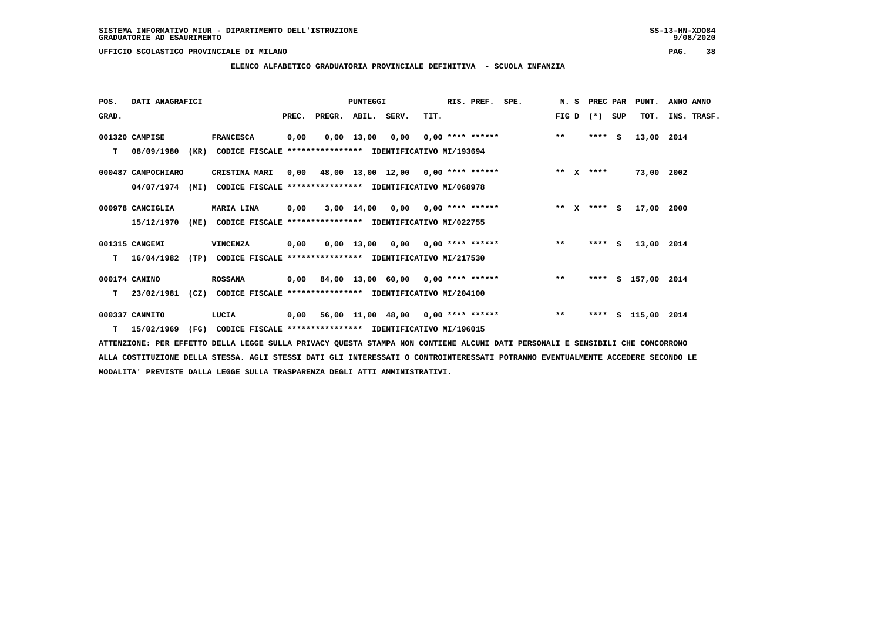SISTEMA INFORMATIVO MIUR - DIPARTIMENTO DELL'ISTRUZIONE
GRADUATORIE AD ESAURIMENTO

UFFICIO SCOLASTICO PROVINCIALE DI MILANO

## ELENCO ALFABETICO GRADUATORIA PROVINCIALE DEFINITIVA - SCUOLA INFANZIA

| POS. GRAD. | | DATI ANAGRAFICI | | | PREC. | PREGR. | ABIL. | SERV. | TIT. | RIS. PREF. | SPE. | N. S FIG D | PREC PAR (*) | SUP | PUNT. TOT. | ANNO INS. | ANNO TRASF. |
|---|---|---|---|---|---|---|---|---|---|---|---|---|---|---|---|---|---|
| 001320 | | CAMPISE | | FRANCESCA | 0,00 | 0,00 | 13,00 | 0,00 | 0,00 | **** ****** | | ** | **** | S | 13,00 | 2014 | |
| | T | 08/09/1980 | (KR) | CODICE FISCALE **************** IDENTIFICATIVO MI/193694 | | | | | | | | | | | | | |
| 000487 | | CAMPOCHIARO | | CRISTINA MARI | 0,00 | 48,00 | 13,00 | 12,00 | 0,00 | **** ****** | | ** X | **** | | 73,00 | 2002 | |
| | | 04/07/1974 | (MI) | CODICE FISCALE **************** IDENTIFICATIVO MI/068978 | | | | | | | | | | | | | |
| 000978 | | CANCIGLIA | | MARIA LINA | 0,00 | 3,00 | 14,00 | 0,00 | 0,00 | **** ****** | | ** X | **** | S | 17,00 | 2000 | |
| | | 15/12/1970 | (ME) | CODICE FISCALE **************** IDENTIFICATIVO MI/022755 | | | | | | | | | | | | | |
| 001315 | | CANGEMI | | VINCENZA | 0,00 | 0,00 | 13,00 | 0,00 | 0,00 | **** ****** | | ** | **** | S | 13,00 | 2014 | |
| | T | 16/04/1982 | (TP) | CODICE FISCALE **************** IDENTIFICATIVO MI/217530 | | | | | | | | | | | | | |
| 000174 | | CANINO | | ROSSANA | 0,00 | 84,00 | 13,00 | 60,00 | 0,00 | **** ****** | | ** | **** | S | 157,00 | 2014 | |
| | T | 23/02/1981 | (CZ) | CODICE FISCALE **************** IDENTIFICATIVO MI/204100 | | | | | | | | | | | | | |
| 000337 | | CANNITO | | LUCIA | 0,00 | 56,00 | 11,00 | 48,00 | 0,00 | **** ****** | | ** | **** | S | 115,00 | 2014 | |
| | T | 15/02/1969 | (FG) | CODICE FISCALE **************** IDENTIFICATIVO MI/196015 | | | | | | | | | | | | | |

ATTENZIONE: PER EFFETTO DELLA LEGGE SULLA PRIVACY QUESTA STAMPA NON CONTIENE ALCUNI DATI PERSONALI E SENSIBILI CHE CONCORRONO ALLA COSTITUZIONE DELLA STESSA. AGLI STESSI DATI GLI INTERESSATI O CONTROINTERESSATI POTRANNO EVENTUALMENTE ACCEDERE SECONDO LE MODALITA' PREVISTE DALLA LEGGE SULLA TRASPARENZA DEGLI ATTI AMMINISTRATIVI.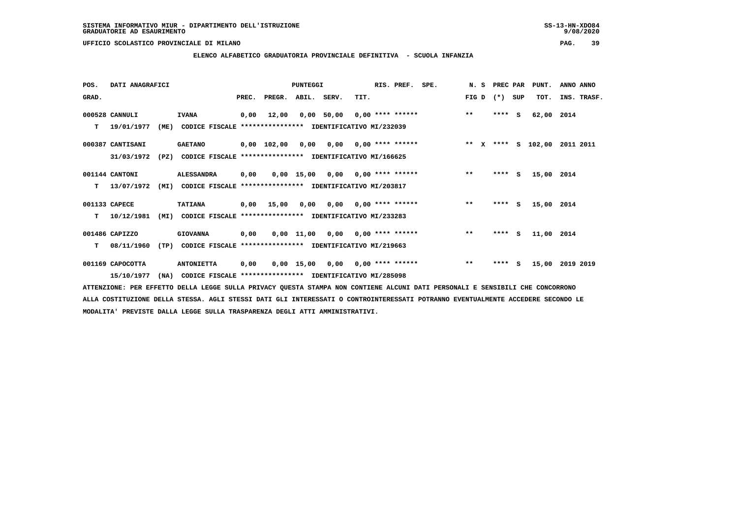SISTEMA INFORMATIVO MIUR - DIPARTIMENTO DELL'ISTRUZIONE
GRADUATORIE AD ESAURIMENTO

UFFICIO SCOLASTICO PROVINCIALE DI MILANO

## ELENCO ALFABETICO GRADUATORIA PROVINCIALE DEFINITIVA - SCUOLA INFANZIA

| POS. GRAD. | DATI ANAGRAFICI | | PREC. | PREGR. | ABIL. | SERV. | TIT. | RIS. PREF. | SPE. | N. S FIG D | PREC PAR (*) | SUP | PUNT. TOT. | ANNO INS. | ANNO TRASF. |
|---|---|---|---|---|---|---|---|---|---|---|---|---|---|---|---|
| 000528 | CANNULI | IVANA | 0,00 | 12,00 | 0,00 | 50,00 | 0,00 | **** ****** | | ** | **** | S | 62,00 | 2014 | |
| T | 19/01/1977 (ME) | CODICE FISCALE **************** IDENTIFICATIVO MI/232039 | | | | | | | | | | | | | |
| 000387 | CANTISANI | GAETANO | 0,00 | 102,00 | 0,00 | 0,00 | 0,00 | **** ****** | | ** X | **** | S | 102,00 | 2011 | 2011 |
| | 31/03/1972 (PZ) | CODICE FISCALE **************** IDENTIFICATIVO MI/166625 | | | | | | | | | | | | | |
| 001144 | CANTONI | ALESSANDRA | 0,00 | 0,00 | 15,00 | 0,00 | 0,00 | **** ****** | | ** | **** | S | 15,00 | 2014 | |
| T | 13/07/1972 (MI) | CODICE FISCALE **************** IDENTIFICATIVO MI/203817 | | | | | | | | | | | | | |
| 001133 | CAPECE | TATIANA | 0,00 | 15,00 | 0,00 | 0,00 | 0,00 | **** ****** | | ** | **** | S | 15,00 | 2014 | |
| T | 10/12/1981 (MI) | CODICE FISCALE **************** IDENTIFICATIVO MI/233283 | | | | | | | | | | | | | |
| 001486 | CAPIZZO | GIOVANNA | 0,00 | 0,00 | 11,00 | 0,00 | 0,00 | **** ****** | | ** | **** | S | 11,00 | 2014 | |
| T | 08/11/1960 (TP) | CODICE FISCALE **************** IDENTIFICATIVO MI/219663 | | | | | | | | | | | | | |
| 001169 | CAPOCOTTA | ANTONIETTA | 0,00 | 0,00 | 15,00 | 0,00 | 0,00 | **** ****** | | ** | **** | S | 15,00 | 2019 | 2019 |
| | 15/10/1977 (NA) | CODICE FISCALE **************** IDENTIFICATIVO MI/285098 | | | | | | | | | | | | | |

ATTENZIONE: PER EFFETTO DELLA LEGGE SULLA PRIVACY QUESTA STAMPA NON CONTIENE ALCUNI DATI PERSONALI E SENSIBILI CHE CONCORRONO ALLA COSTITUZIONE DELLA STESSA. AGLI STESSI DATI GLI INTERESSATI O CONTROINTERESSATI POTRANNO EVENTUALMENTE ACCEDERE SECONDO LE MODALITA' PREVISTE DALLA LEGGE SULLA TRASPARENZA DEGLI ATTI AMMINISTRATIVI.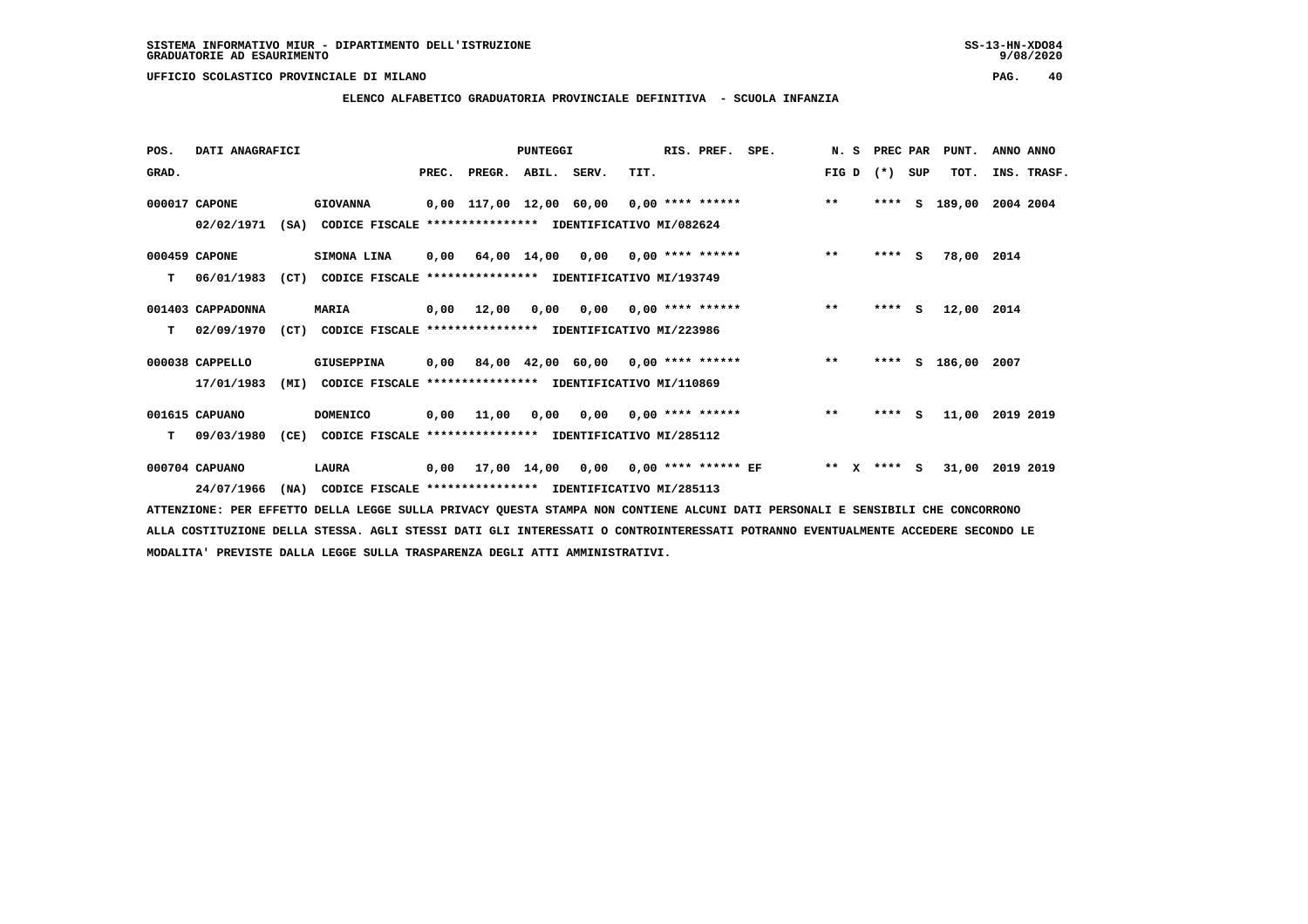SISTEMA INFORMATIVO MIUR - DIPARTIMENTO DELL'ISTRUZIONE
GRADUATORIE AD ESAURIMENTO

UFFICIO SCOLASTICO PROVINCIALE DI MILANO

## ELENCO ALFABETICO GRADUATORIA PROVINCIALE DEFINITIVA - SCUOLA INFANZIA

| POS. GRAD. | DATI ANAGRAFICI | | PREC. | PREGR. | ABIL. | SERV. | TIT. | RIS. PREF. | SPE. | N. S FIG D | PREC PAR (*) SUP | PUNT. TOT. | ANNO INS. | ANNO TRASF. |
|---|---|---|---|---|---|---|---|---|---|---|---|---|---|---|
| 000017 | CAPONE | GIOVANNA | 0,00 | 117,00 | 12,00 | 60,00 | 0,00 | **** ****** | | ** | **** S | 189,00 | 2004 | 2004 |
| | 02/02/1971 (SA) | CODICE FISCALE **************** IDENTIFICATIVO MI/082624 | | | | | | | | | | | | |
| 000459 | CAPONE | SIMONA LINA | 0,00 | 64,00 | 14,00 | 0,00 | 0,00 | **** ****** | | ** | **** S | 78,00 | 2014 | |
| T | 06/01/1983 (CT) | CODICE FISCALE **************** IDENTIFICATIVO MI/193749 | | | | | | | | | | | | |
| 001403 | CAPPADONNA | MARIA | 0,00 | 12,00 | 0,00 | 0,00 | 0,00 | **** ****** | | ** | **** S | 12,00 | 2014 | |
| T | 02/09/1970 (CT) | CODICE FISCALE **************** IDENTIFICATIVO MI/223986 | | | | | | | | | | | | |
| 000038 | CAPPELLO | GIUSEPPINA | 0,00 | 84,00 | 42,00 | 60,00 | 0,00 | **** ****** | | ** | **** S | 186,00 | 2007 | |
| | 17/01/1983 (MI) | CODICE FISCALE **************** IDENTIFICATIVO MI/110869 | | | | | | | | | | | | |
| 001615 | CAPUANO | DOMENICO | 0,00 | 11,00 | 0,00 | 0,00 | 0,00 | **** ****** | | ** | **** S | 11,00 | 2019 | 2019 |
| T | 09/03/1980 (CE) | CODICE FISCALE **************** IDENTIFICATIVO MI/285112 | | | | | | | | | | | | |
| 000704 | CAPUANO | LAURA | 0,00 | 17,00 | 14,00 | 0,00 | 0,00 | **** ****** | EF | ** X | **** S | 31,00 | 2019 | 2019 |
| | 24/07/1966 (NA) | CODICE FISCALE **************** IDENTIFICATIVO MI/285113 | | | | | | | | | | | | |

ATTENZIONE: PER EFFETTO DELLA LEGGE SULLA PRIVACY QUESTA STAMPA NON CONTIENE ALCUNI DATI PERSONALI E SENSIBILI CHE CONCORRONO ALLA COSTITUZIONE DELLA STESSA. AGLI STESSI DATI GLI INTERESSATI O CONTROINTERESSATI POTRANNO EVENTUALMENTE ACCEDERE SECONDO LE MODALITA' PREVISTE DALLA LEGGE SULLA TRASPARENZA DEGLI ATTI AMMINISTRATIVI.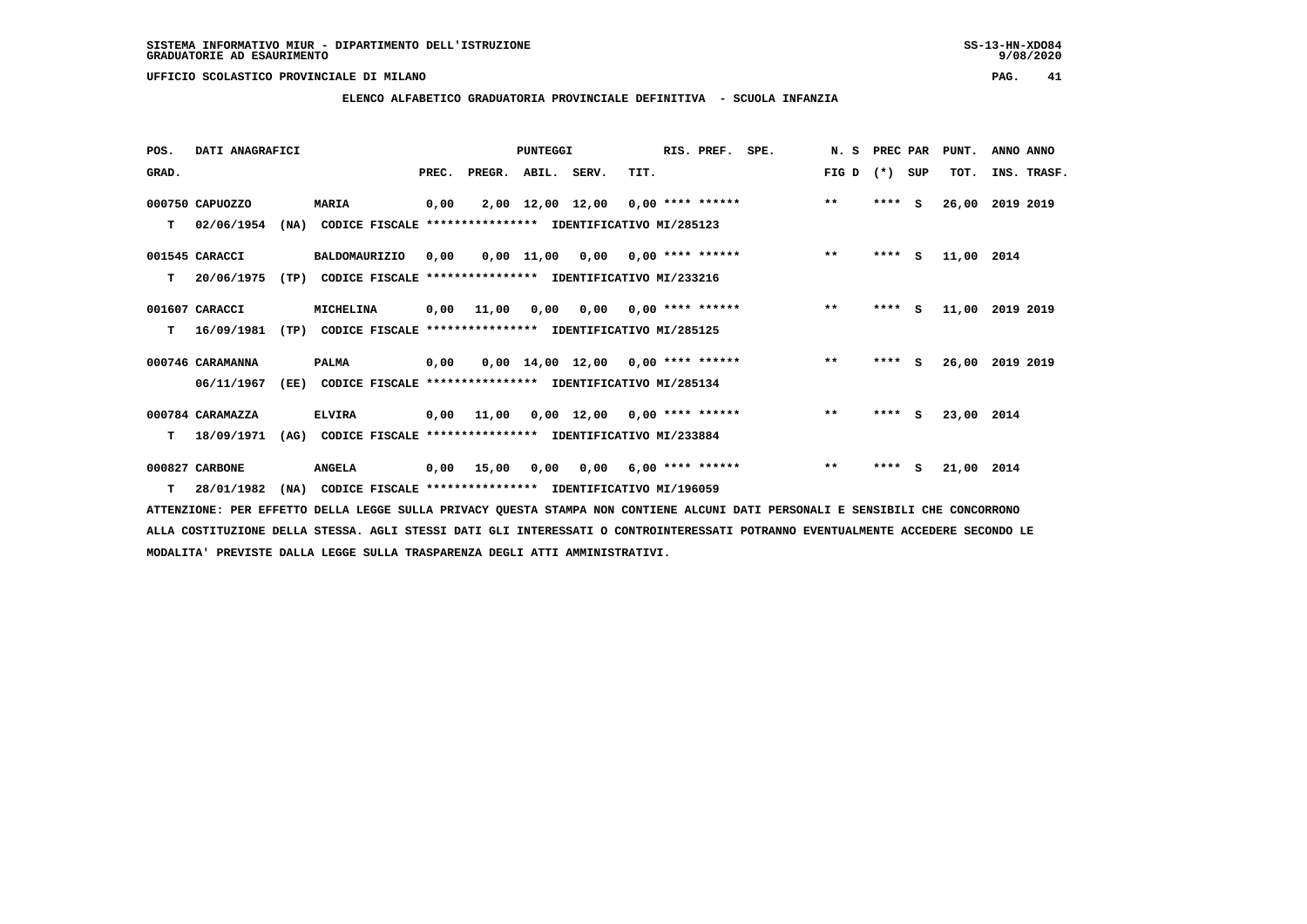SISTEMA INFORMATIVO MIUR - DIPARTIMENTO DELL'ISTRUZIONE
GRADUATORIE AD ESAURIMENTO

UFFICIO SCOLASTICO PROVINCIALE DI MILANO

## ELENCO ALFABETICO GRADUATORIA PROVINCIALE DEFINITIVA - SCUOLA INFANZIA

| POS. GRAD. | DATI ANAGRAFICI | | PUNTEGGI PREC. | PREGR. | ABIL. | SERV. | TIT. | RIS. PREF. | SPE. | N. S FIG D | PREC PAR (*) | SUP | PUNT. TOT. | ANNO INS. | ANNO TRASF. |
|---|---|---|---|---|---|---|---|---|---|---|---|---|---|---|---|
| 000750 | CAPUOZZO | MARIA | 0,00 | 2,00 | 12,00 | 12,00 | 0,00 | **** ****** | | ** | **** | S | 26,00 | 2019 | 2019 |
| T | 02/06/1954 (NA) | CODICE FISCALE **************** IDENTIFICATIVO MI/285123 | | | | | | | | | | | | | |
| 001545 | CARACCI | BALDOMAURIZIO | 0,00 | 0,00 | 11,00 | 0,00 | 0,00 | **** ****** | | ** | **** | S | 11,00 | 2014 | |
| T | 20/06/1975 (TP) | CODICE FISCALE **************** IDENTIFICATIVO MI/233216 | | | | | | | | | | | | | |
| 001607 | CARACCI | MICHELINA | 0,00 | 11,00 | 0,00 | 0,00 | 0,00 | **** ****** | | ** | **** | S | 11,00 | 2019 | 2019 |
| T | 16/09/1981 (TP) | CODICE FISCALE **************** IDENTIFICATIVO MI/285125 | | | | | | | | | | | | | |
| 000746 | CARAMANNA | PALMA | 0,00 | 0,00 | 14,00 | 12,00 | 0,00 | **** ****** | | ** | **** | S | 26,00 | 2019 | 2019 |
| | 06/11/1967 (EE) | CODICE FISCALE **************** IDENTIFICATIVO MI/285134 | | | | | | | | | | | | | |
| 000784 | CARAMAZZA | ELVIRA | 0,00 | 11,00 | 0,00 | 12,00 | 0,00 | **** ****** | | ** | **** | S | 23,00 | 2014 | |
| T | 18/09/1971 (AG) | CODICE FISCALE **************** IDENTIFICATIVO MI/233884 | | | | | | | | | | | | | |
| 000827 | CARBONE | ANGELA | 0,00 | 15,00 | 0,00 | 0,00 | 6,00 | **** ****** | | ** | **** | S | 21,00 | 2014 | |
| T | 28/01/1982 (NA) | CODICE FISCALE **************** IDENTIFICATIVO MI/196059 | | | | | | | | | | | | | |

ATTENZIONE: PER EFFETTO DELLA LEGGE SULLA PRIVACY QUESTA STAMPA NON CONTIENE ALCUNI DATI PERSONALI E SENSIBILI CHE CONCORRONO ALLA COSTITUZIONE DELLA STESSA. AGLI STESSI DATI GLI INTERESSATI O CONTROINTERESSATI POTRANNO EVENTUALMENTE ACCEDERE SECONDO LE MODALITA' PREVISTE DALLA LEGGE SULLA TRASPARENZA DEGLI ATTI AMMINISTRATIVI.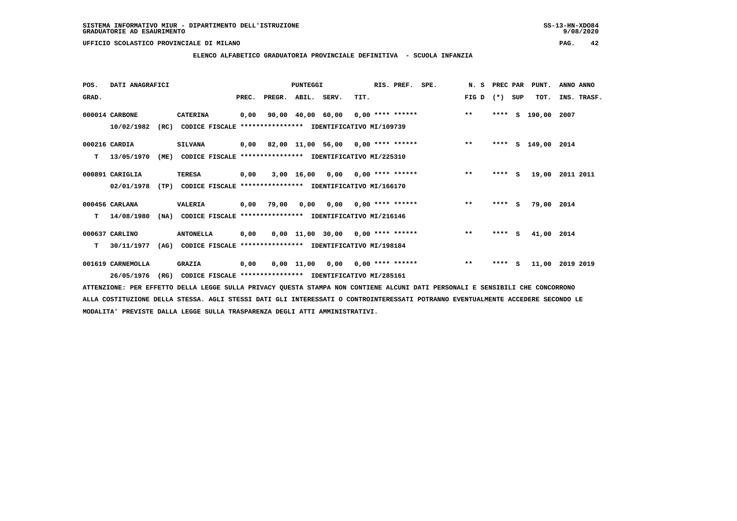SISTEMA INFORMATIVO MIUR - DIPARTIMENTO DELL'ISTRUZIONE
GRADUATORIE AD ESAURIMENTO

UFFICIO SCOLASTICO PROVINCIALE DI MILANO

**ELENCO ALFABETICO GRADUATORIA PROVINCIALE DEFINITIVA - SCUOLA INFANZIA**

| POS. GRAD. | DATI ANAGRAFICI | | PREC. | PREGR. | ABIL. | SERV. | TIT. | RIS. PREF. | SPE. | N. S FIG D | PREC PAR (*) | SUP | PUNT. TOT. | ANNO INS. | ANNO TRASF. |
|---|---|---|---|---|---|---|---|---|---|---|---|---|---|---|---|
| 000014 | CARBONE | CATERINA | 0,00 | 90,00 | 40,00 | 60,00 | 0,00 | **** ****** | | ** | **** | S | 190,00 | 2007 | |
| | 10/02/1982 (RC) | CODICE FISCALE **************** IDENTIFICATIVO MI/109739 | | | | | | | | | | | | | |
| 000216 | CARDIA | SILVANA | 0,00 | 82,00 | 11,00 | 56,00 | 0,00 | **** ****** | | ** | **** | S | 149,00 | 2014 | |
| T | 13/05/1970 (ME) | CODICE FISCALE **************** IDENTIFICATIVO MI/225310 | | | | | | | | | | | | | |
| 000891 | CARIGLIA | TERESA | 0,00 | 3,00 | 16,00 | 0,00 | 0,00 | **** ****** | | ** | **** | S | 19,00 | 2011 | 2011 |
| | 02/01/1978 (TP) | CODICE FISCALE **************** IDENTIFICATIVO MI/166170 | | | | | | | | | | | | | |
| 000456 | CARLANA | VALERIA | 0,00 | 79,00 | 0,00 | 0,00 | 0,00 | **** ****** | | ** | **** | S | 79,00 | 2014 | |
| T | 14/08/1980 (NA) | CODICE FISCALE **************** IDENTIFICATIVO MI/216146 | | | | | | | | | | | | | |
| 000637 | CARLINO | ANTONELLA | 0,00 | 0,00 | 11,00 | 30,00 | 0,00 | **** ****** | | ** | **** | S | 41,00 | 2014 | |
| T | 30/11/1977 (AG) | CODICE FISCALE **************** IDENTIFICATIVO MI/198184 | | | | | | | | | | | | | |
| 001619 | CARNEMOLLA | GRAZIA | 0,00 | 0,00 | 11,00 | 0,00 | 0,00 | **** ****** | | ** | **** | S | 11,00 | 2019 | 2019 |
| | 26/05/1976 (RG) | CODICE FISCALE **************** IDENTIFICATIVO MI/285161 | | | | | | | | | | | | | |

ATTENZIONE: PER EFFETTO DELLA LEGGE SULLA PRIVACY QUESTA STAMPA NON CONTIENE ALCUNI DATI PERSONALI E SENSIBILI CHE CONCORRONO ALLA COSTITUZIONE DELLA STESSA. AGLI STESSI DATI GLI INTERESSATI O CONTROINTERESSATI POTRANNO EVENTUALMENTE ACCEDERE SECONDO LE MODALITA' PREVISTE DALLA LEGGE SULLA TRASPARENZA DEGLI ATTI AMMINISTRATIVI.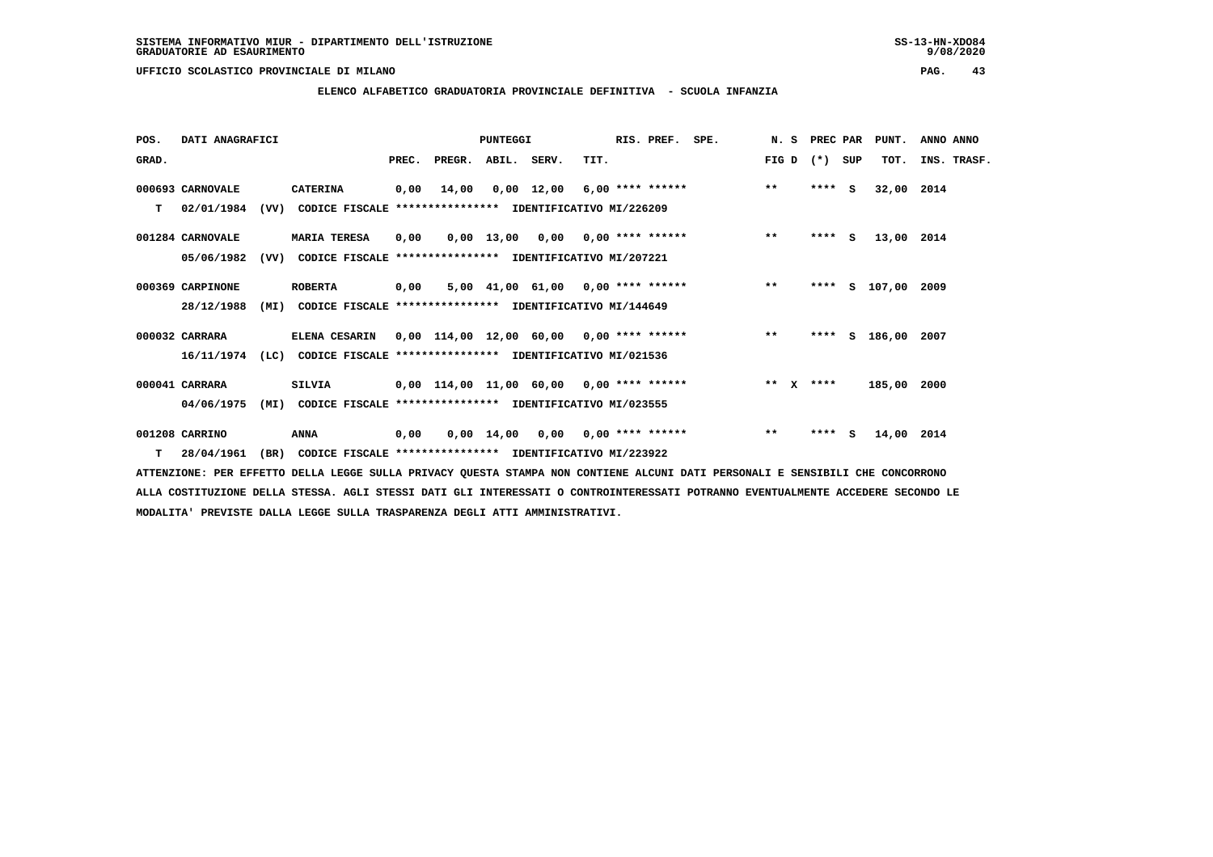SISTEMA INFORMATIVO MIUR - DIPARTIMENTO DELL'ISTRUZIONE
GRADUATORIE AD ESAURIMENTO

UFFICIO SCOLASTICO PROVINCIALE DI MILANO

## ELENCO ALFABETICO GRADUATORIA PROVINCIALE DEFINITIVA - SCUOLA INFANZIA

| POS. GRAD. | DATI ANAGRAFICI | | PREC. | PREGR. | ABIL. | SERV. | TIT. | RIS. PREF. | SPE. | N. S FIG D | PREC PAR (*) | SUP | PUNT. TOT. | ANNO INS. | ANNO TRASF. |
|---|---|---|---|---|---|---|---|---|---|---|---|---|---|---|---|
| 000693 | CARNOVALE | CATERINA | 0,00 | 14,00 | 0,00 | 12,00 | 6,00 | **** ****** | | ** | **** | S | 32,00 | 2014 | |
| T | 02/01/1984 (VV) | CODICE FISCALE **************** IDENTIFICATIVO MI/226209 | | | | | | | | | | | | | |
| 001284 | CARNOVALE | MARIA TERESA | 0,00 | 0,00 | 13,00 | 0,00 | 0,00 | **** ****** | | ** | **** | S | 13,00 | 2014 | |
| | 05/06/1982 (VV) | CODICE FISCALE **************** IDENTIFICATIVO MI/207221 | | | | | | | | | | | | | |
| 000369 | CARPINONE | ROBERTA | 0,00 | 5,00 | 41,00 | 61,00 | 0,00 | **** ****** | | ** | **** | S | 107,00 | 2009 | |
| | 28/12/1988 (MI) | CODICE FISCALE **************** IDENTIFICATIVO MI/144649 | | | | | | | | | | | | | |
| 000032 | CARRARA | ELENA CESARIN | 0,00 | 114,00 | 12,00 | 60,00 | 0,00 | **** ****** | | ** | **** | S | 186,00 | 2007 | |
| | 16/11/1974 (LC) | CODICE FISCALE **************** IDENTIFICATIVO MI/021536 | | | | | | | | | | | | | |
| 000041 | CARRARA | SILVIA | 0,00 | 114,00 | 11,00 | 60,00 | 0,00 | **** ****** | | ** X | **** | | 185,00 | 2000 | |
| | 04/06/1975 (MI) | CODICE FISCALE **************** IDENTIFICATIVO MI/023555 | | | | | | | | | | | | | |
| 001208 | CARRINO | ANNA | 0,00 | 0,00 | 14,00 | 0,00 | 0,00 | **** ****** | | ** | **** | S | 14,00 | 2014 | |
| T | 28/04/1961 (BR) | CODICE FISCALE **************** IDENTIFICATIVO MI/223922 | | | | | | | | | | | | | |

ATTENZIONE: PER EFFETTO DELLA LEGGE SULLA PRIVACY QUESTA STAMPA NON CONTIENE ALCUNI DATI PERSONALI E SENSIBILI CHE CONCORRONO ALLA COSTITUZIONE DELLA STESSA. AGLI STESSI DATI GLI INTERESSATI O CONTROINTERESSATI POTRANNO EVENTUALMENTE ACCEDERE SECONDO LE MODALITA' PREVISTE DALLA LEGGE SULLA TRASPARENZA DEGLI ATTI AMMINISTRATIVI.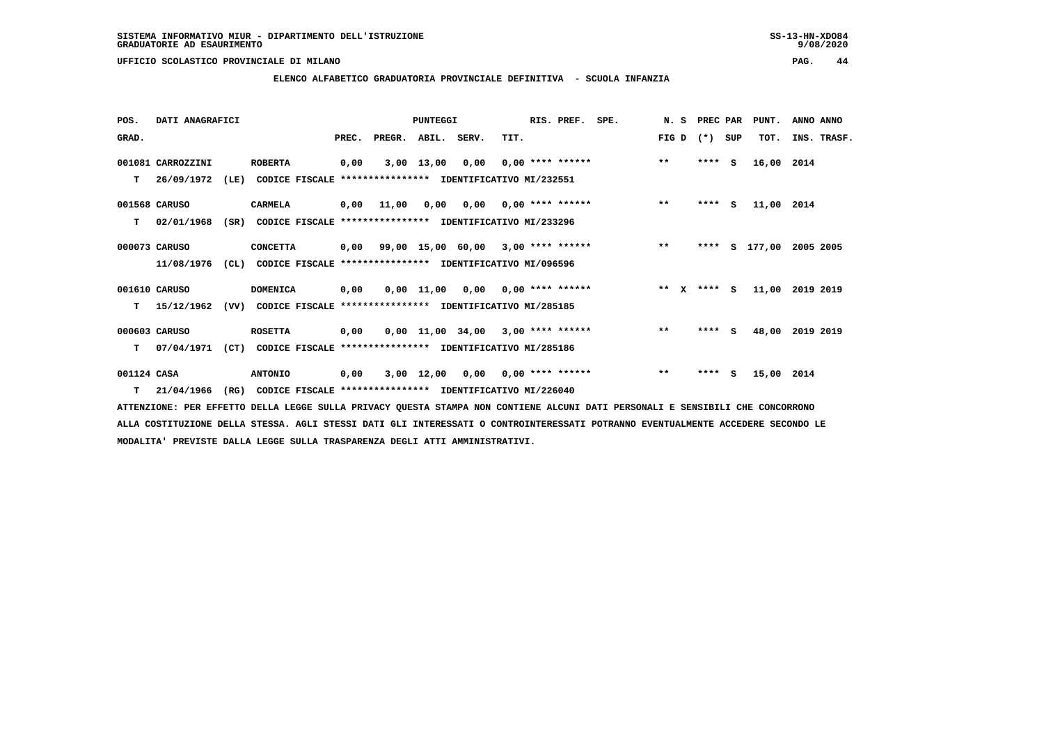SISTEMA INFORMATIVO MIUR - DIPARTIMENTO DELL'ISTRUZIONE
GRADUATORIE AD ESAURIMENTO

UFFICIO SCOLASTICO PROVINCIALE DI MILANO

## ELENCO ALFABETICO GRADUATORIA PROVINCIALE DEFINITIVA - SCUOLA INFANZIA

| POS. GRAD. | DATI ANAGRAFICI | | PREC. | PREGR. | ABIL. | SERV. | TIT. | RIS. PREF. | SPE. | N. S FIG D | PREC PAR (*) SUP | PUNT. TOT. | ANNO INS. | ANNO TRASF. |
|---|---|---|---|---|---|---|---|---|---|---|---|---|---|---|
| 001081 | CARROZZINI | ROBERTA | 0,00 | 3,00 | 13,00 | 0,00 | 0,00 | **** ****** | | ** | **** S | 16,00 | 2014 | |
| T | 26/09/1972 (LE) | CODICE FISCALE **************** IDENTIFICATIVO MI/232551 | | | | | | | | | | | | |
| 001568 | CARUSO | CARMELA | 0,00 | 11,00 | 0,00 | 0,00 | 0,00 | **** ****** | | ** | **** S | 11,00 | 2014 | |
| T | 02/01/1968 (SR) | CODICE FISCALE **************** IDENTIFICATIVO MI/233296 | | | | | | | | | | | | |
| 000073 | CARUSO | CONCETTA | 0,00 | 99,00 | 15,00 | 60,00 | 3,00 | **** ****** | | ** | **** S | 177,00 | 2005 | 2005 |
| | 11/08/1976 (CL) | CODICE FISCALE **************** IDENTIFICATIVO MI/096596 | | | | | | | | | | | | |
| 001610 | CARUSO | DOMENICA | 0,00 | 0,00 | 11,00 | 0,00 | 0,00 | **** ****** | | ** X | **** S | 11,00 | 2019 | 2019 |
| T | 15/12/1962 (VV) | CODICE FISCALE **************** IDENTIFICATIVO MI/285185 | | | | | | | | | | | | |
| 000603 | CARUSO | ROSETTA | 0,00 | 0,00 | 11,00 | 34,00 | 3,00 | **** ****** | | ** | **** S | 48,00 | 2019 | 2019 |
| T | 07/04/1971 (CT) | CODICE FISCALE **************** IDENTIFICATIVO MI/285186 | | | | | | | | | | | | |
| 001124 | CASA | ANTONIO | 0,00 | 3,00 | 12,00 | 0,00 | 0,00 | **** ****** | | ** | **** S | 15,00 | 2014 | |
| T | 21/04/1966 (RG) | CODICE FISCALE **************** IDENTIFICATIVO MI/226040 | | | | | | | | | | | | |

ATTENZIONE: PER EFFETTO DELLA LEGGE SULLA PRIVACY QUESTA STAMPA NON CONTIENE ALCUNI DATI PERSONALI E SENSIBILI CHE CONCORRONO ALLA COSTITUZIONE DELLA STESSA. AGLI STESSI DATI GLI INTERESSATI O CONTROINTERESSATI POTRANNO EVENTUALMENTE ACCEDERE SECONDO LE MODALITA' PREVISTE DALLA LEGGE SULLA TRASPARENZA DEGLI ATTI AMMINISTRATIVI.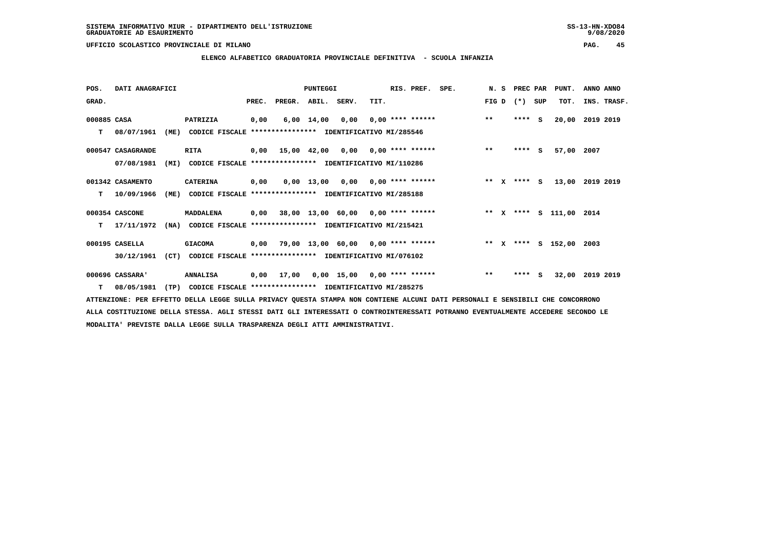SISTEMA INFORMATIVO MIUR - DIPARTIMENTO DELL'ISTRUZIONE
GRADUATORIE AD ESAURIMENTO

UFFICIO SCOLASTICO PROVINCIALE DI MILANO

## ELENCO ALFABETICO GRADUATORIA PROVINCIALE DEFINITIVA - SCUOLA INFANZIA

| POS. GRAD. | DATI ANAGRAFICI | | PREC. | PREGR. | ABIL. | SERV. | TIT. | RIS. PREF. | SPE. | N. S FIG D | PREC PAR (*) SUP | PUNT. TOT. | ANNO INS. | ANNO TRASF. |
|---|---|---|---|---|---|---|---|---|---|---|---|---|---|---|
| 000885 | CASA | PATRIZIA | 0,00 | 6,00 | 14,00 | 0,00 | 0,00 | **** ****** | | ** | **** S | 20,00 | 2019 | 2019 |
| T | 08/07/1961 (ME) | CODICE FISCALE **************** IDENTIFICATIVO MI/285546 | | | | | | | | | | | | |
| 000547 | CASAGRANDE | RITA | 0,00 | 15,00 | 42,00 | 0,00 | 0,00 | **** ****** | | ** | **** S | 57,00 | 2007 | |
| | 07/08/1981 (MI) | CODICE FISCALE **************** IDENTIFICATIVO MI/110286 | | | | | | | | | | | | |
| 001342 | CASAMENTO | CATERINA | 0,00 | 0,00 | 13,00 | 0,00 | 0,00 | **** ****** | | ** X | **** S | 13,00 | 2019 | 2019 |
| T | 10/09/1966 (ME) | CODICE FISCALE **************** IDENTIFICATIVO MI/285188 | | | | | | | | | | | | |
| 000354 | CASCONE | MADDALENA | 0,00 | 38,00 | 13,00 | 60,00 | 0,00 | **** ****** | | ** X | **** S | 111,00 | 2014 | |
| T | 17/11/1972 (NA) | CODICE FISCALE **************** IDENTIFICATIVO MI/215421 | | | | | | | | | | | | |
| 000195 | CASELLA | GIACOMA | 0,00 | 79,00 | 13,00 | 60,00 | 0,00 | **** ****** | | ** X | **** S | 152,00 | 2003 | |
| | 30/12/1961 (CT) | CODICE FISCALE **************** IDENTIFICATIVO MI/076102 | | | | | | | | | | | | |
| 000696 | CASSARA' | ANNALISA | 0,00 | 17,00 | 0,00 | 15,00 | 0,00 | **** ****** | | ** | **** S | 32,00 | 2019 | 2019 |
| T | 08/05/1981 (TP) | CODICE FISCALE **************** IDENTIFICATIVO MI/285275 | | | | | | | | | | | | |

ATTENZIONE: PER EFFETTO DELLA LEGGE SULLA PRIVACY QUESTA STAMPA NON CONTIENE ALCUNI DATI PERSONALI E SENSIBILI CHE CONCORRONO ALLA COSTITUZIONE DELLA STESSA. AGLI STESSI DATI GLI INTERESSATI O CONTROINTERESSATI POTRANNO EVENTUALMENTE ACCEDERE SECONDO LE MODALITA' PREVISTE DALLA LEGGE SULLA TRASPARENZA DEGLI ATTI AMMINISTRATIVI.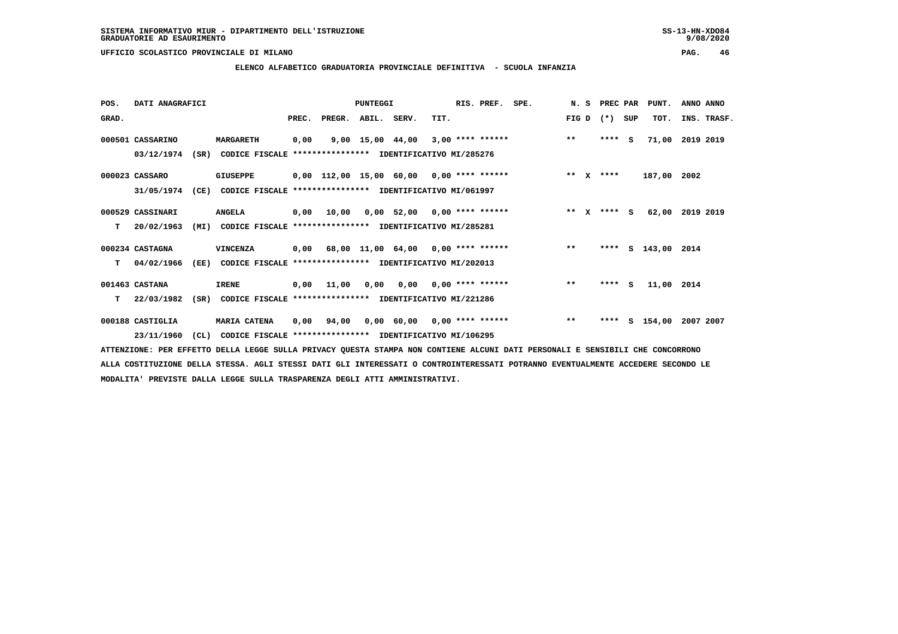SISTEMA INFORMATIVO MIUR - DIPARTIMENTO DELL'ISTRUZIONE
GRADUATORIE AD ESAURIMENTO

UFFICIO SCOLASTICO PROVINCIALE DI MILANO

**ELENCO ALFABETICO GRADUATORIA PROVINCIALE DEFINITIVA - SCUOLA INFANZIA**

| POS. GRAD. | DATI ANAGRAFICI | | PREC. | PREGR. | ABIL. | SERV. | TIT. | RIS. PREF. | SPE. | N. S FIG D | PREC PAR (*) SUP | PUNT. TOT. | ANNO INS. | ANNO TRASF. |
|---|---|---|---|---|---|---|---|---|---|---|---|---|---|---|
| 000501 | CASSARINO | MARGARETH | 0,00 | 9,00 | 15,00 | 44,00 | 3,00 | **** ****** | | ** | **** S | 71,00 | 2019 | 2019 |
| | 03/12/1974 (SR) | CODICE FISCALE **************** IDENTIFICATIVO MI/285276 | | | | | | | | | | | | |
| 000023 | CASSARO | GIUSEPPE | 0,00 | 112,00 | 15,00 | 60,00 | 0,00 | **** ****** | | ** X | **** | 187,00 | 2002 | |
| | 31/05/1974 (CE) | CODICE FISCALE **************** IDENTIFICATIVO MI/061997 | | | | | | | | | | | | |
| 000529 | CASSINARI | ANGELA | 0,00 | 10,00 | 0,00 | 52,00 | 0,00 | **** ****** | | ** X | **** S | 62,00 | 2019 | 2019 |
| T | 20/02/1963 (MI) | CODICE FISCALE **************** IDENTIFICATIVO MI/285281 | | | | | | | | | | | | |
| 000234 | CASTAGNA | VINCENZA | 0,00 | 68,00 | 11,00 | 64,00 | 0,00 | **** ****** | | ** | **** S | 143,00 | 2014 | |
| T | 04/02/1966 (EE) | CODICE FISCALE **************** IDENTIFICATIVO MI/202013 | | | | | | | | | | | | |
| 001463 | CASTANA | IRENE | 0,00 | 11,00 | 0,00 | 0,00 | 0,00 | **** ****** | | ** | **** S | 11,00 | 2014 | |
| T | 22/03/1982 (SR) | CODICE FISCALE **************** IDENTIFICATIVO MI/221286 | | | | | | | | | | | | |
| 000188 | CASTIGLIA | MARIA CATENA | 0,00 | 94,00 | 0,00 | 60,00 | 0,00 | **** ****** | | ** | **** S | 154,00 | 2007 | 2007 |
| | 23/11/1960 (CL) | CODICE FISCALE **************** IDENTIFICATIVO MI/106295 | | | | | | | | | | | | |

ATTENZIONE: PER EFFETTO DELLA LEGGE SULLA PRIVACY QUESTA STAMPA NON CONTIENE ALCUNI DATI PERSONALI E SENSIBILI CHE CONCORRONO ALLA COSTITUZIONE DELLA STESSA. AGLI STESSI DATI GLI INTERESSATI O CONTROINTERESSATI POTRANNO EVENTUALMENTE ACCEDERE SECONDO LE MODALITA' PREVISTE DALLA LEGGE SULLA TRASPARENZA DEGLI ATTI AMMINISTRATIVI.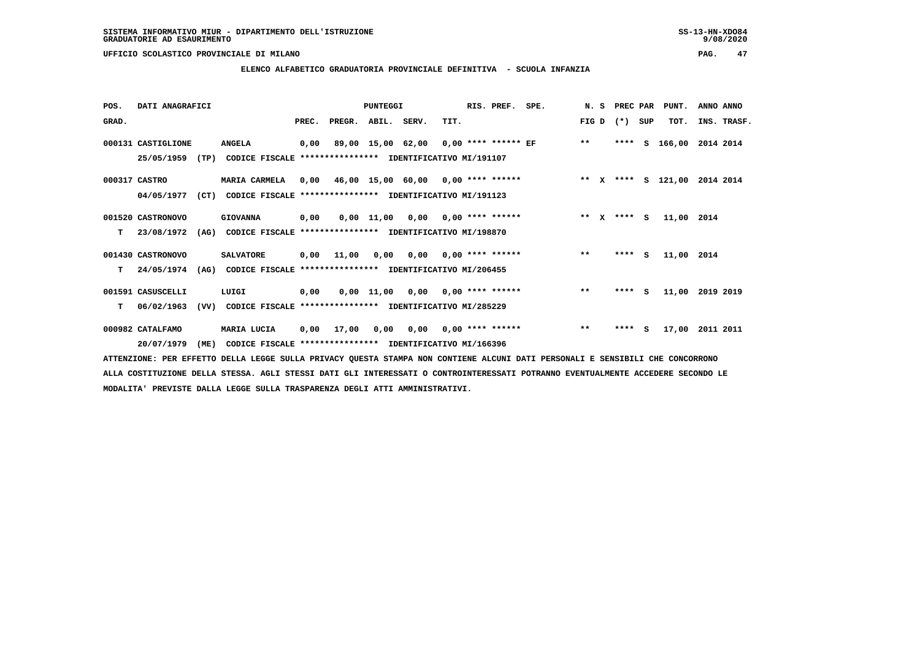SISTEMA INFORMATIVO MIUR - DIPARTIMENTO DELL'ISTRUZIONE
GRADUATORIE AD ESAURIMENTO

UFFICIO SCOLASTICO PROVINCIALE DI MILANO

## ELENCO ALFABETICO GRADUATORIA PROVINCIALE DEFINITIVA - SCUOLA INFANZIA

| POS. GRAD. | DATI ANAGRAFICI | | PREC. | PREGR. | ABIL. | SERV. | TIT. | RIS. PREF. | SPE. | N. S FIG D | PREC PAR (*) SUP | PUNT. TOT. | ANNO ANNO INS. TRASF. |
|---|---|---|---|---|---|---|---|---|---|---|---|---|---|
| 000131 | CASTIGLIONE | ANGELA | 0,00 | 89,00 | 15,00 | 62,00 | 0,00 | **** ****** EF | | ** | **** S | 166,00 | 2014 2014 |
| | 25/05/1959 (TP) | CODICE FISCALE **************** IDENTIFICATIVO MI/191107 | | | | | | | | | | | |
| 000317 | CASTRO | MARIA CARMELA | 0,00 | 46,00 | 15,00 | 60,00 | 0,00 | **** ****** | | ** X | **** S | 121,00 | 2014 2014 |
| | 04/05/1977 (CT) | CODICE FISCALE **************** IDENTIFICATIVO MI/191123 | | | | | | | | | | | |
| 001520 | CASTRONOVO | GIOVANNA | 0,00 | 0,00 | 11,00 | 0,00 | 0,00 | **** ****** | | ** X | **** S | 11,00 | 2014 |
| T | 23/08/1972 (AG) | CODICE FISCALE **************** IDENTIFICATIVO MI/198870 | | | | | | | | | | | |
| 001430 | CASTRONOVO | SALVATORE | 0,00 | 11,00 | 0,00 | 0,00 | 0,00 | **** ****** | | ** | **** S | 11,00 | 2014 |
| T | 24/05/1974 (AG) | CODICE FISCALE **************** IDENTIFICATIVO MI/206455 | | | | | | | | | | | |
| 001591 | CASUSCELLI | LUIGI | 0,00 | 0,00 | 11,00 | 0,00 | 0,00 | **** ****** | | ** | **** S | 11,00 | 2019 2019 |
| T | 06/02/1963 (VV) | CODICE FISCALE **************** IDENTIFICATIVO MI/285229 | | | | | | | | | | | |
| 000982 | CATALFAMO | MARIA LUCIA | 0,00 | 17,00 | 0,00 | 0,00 | 0,00 | **** ****** | | ** | **** S | 17,00 | 2011 2011 |
| | 20/07/1979 (ME) | CODICE FISCALE **************** IDENTIFICATIVO MI/166396 | | | | | | | | | | | |

ATTENZIONE: PER EFFETTO DELLA LEGGE SULLA PRIVACY QUESTA STAMPA NON CONTIENE ALCUNI DATI PERSONALI E SENSIBILI CHE CONCORRONO ALLA COSTITUZIONE DELLA STESSA. AGLI STESSI DATI GLI INTERESSATI O CONTROINTERESSATI POTRANNO EVENTUALMENTE ACCEDERE SECONDO LE MODALITA' PREVISTE DALLA LEGGE SULLA TRASPARENZA DEGLI ATTI AMMINISTRATIVI.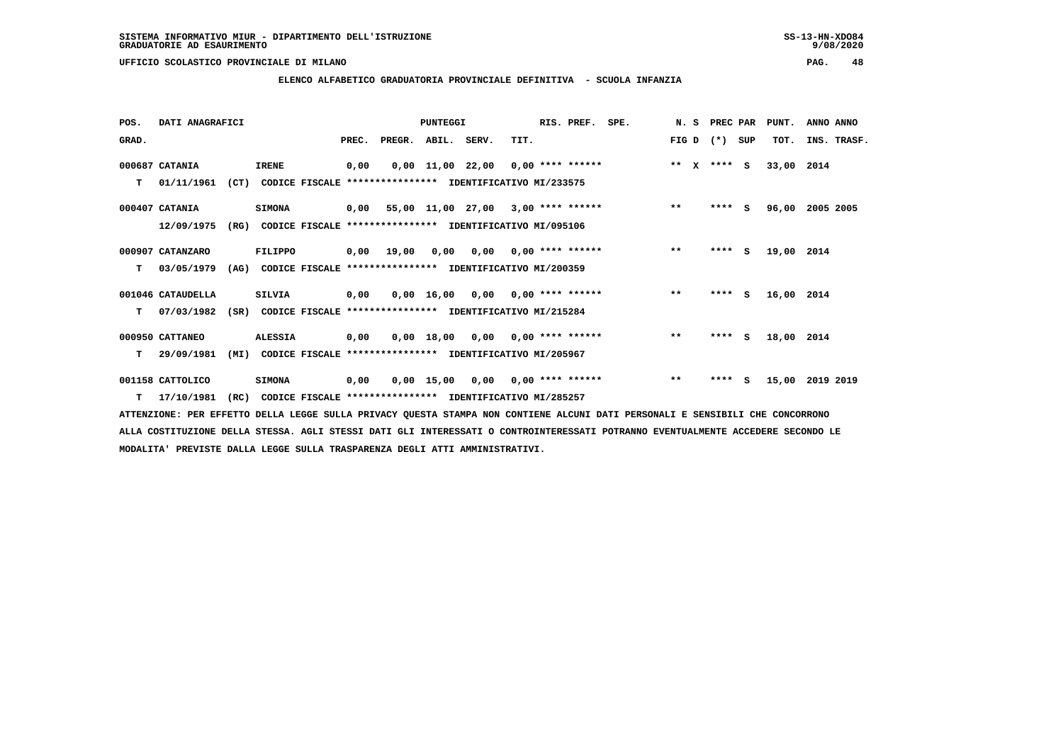SISTEMA INFORMATIVO MIUR - DIPARTIMENTO DELL'ISTRUZIONE
GRADUATORIE AD ESAURIMENTO

UFFICIO SCOLASTICO PROVINCIALE DI MILANO

ELENCO ALFABETICO GRADUATORIA PROVINCIALE DEFINITIVA - SCUOLA INFANZIA

| POS. GRAD. | DATI ANAGRAFICI | | | PREC. | PREGR. | ABIL. | SERV. | TIT. | RIS. PREF. | SPE. | N. S FIG D | PREC (*) | PAR SUP | PUNT. TOT. | ANNO INS. | ANNO TRASF. |
|---|---|---|---|---|---|---|---|---|---|---|---|---|---|---|---|---|
| 000687 | CATANIA | IRENE | | 0,00 | 0,00 | 11,00 | 22,00 | 0,00 | **** ****** | | ** X | **** | S | 33,00 | 2014 | |
| T | 01/11/1961 (CT) | CODICE FISCALE **************** | IDENTIFICATIVO MI/233575 | | | | | | | | | | | | | |
| 000407 | CATANIA | SIMONA | | 0,00 | 55,00 | 11,00 | 27,00 | 3,00 | **** ****** | | ** | **** | S | 96,00 | 2005 | 2005 |
| | 12/09/1975 (RG) | CODICE FISCALE **************** | IDENTIFICATIVO MI/095106 | | | | | | | | | | | | | |
| 000907 | CATANZARO | FILIPPO | | 0,00 | 19,00 | 0,00 | 0,00 | 0,00 | **** ****** | | ** | **** | S | 19,00 | 2014 | |
| T | 03/05/1979 (AG) | CODICE FISCALE **************** | IDENTIFICATIVO MI/200359 | | | | | | | | | | | | | |
| 001046 | CATAUDELLA | SILVIA | | 0,00 | 0,00 | 16,00 | 0,00 | 0,00 | **** ****** | | ** | **** | S | 16,00 | 2014 | |
| T | 07/03/1982 (SR) | CODICE FISCALE **************** | IDENTIFICATIVO MI/215284 | | | | | | | | | | | | | |
| 000950 | CATTANEO | ALESSIA | | 0,00 | 0,00 | 18,00 | 0,00 | 0,00 | **** ****** | | ** | **** | S | 18,00 | 2014 | |
| T | 29/09/1981 (MI) | CODICE FISCALE **************** | IDENTIFICATIVO MI/205967 | | | | | | | | | | | | | |
| 001158 | CATTOLICO | SIMONA | | 0,00 | 0,00 | 15,00 | 0,00 | 0,00 | **** ****** | | ** | **** | S | 15,00 | 2019 | 2019 |
| T | 17/10/1981 (RC) | CODICE FISCALE **************** | IDENTIFICATIVO MI/285257 | | | | | | | | | | | | | |

ATTENZIONE: PER EFFETTO DELLA LEGGE SULLA PRIVACY QUESTA STAMPA NON CONTIENE ALCUNI DATI PERSONALI E SENSIBILI CHE CONCORRONO ALLA COSTITUZIONE DELLA STESSA. AGLI STESSI DATI GLI INTERESSATI O CONTROINTERESSATI POTRANNO EVENTUALMENTE ACCEDERE SECONDO LE MODALITA' PREVISTE DALLA LEGGE SULLA TRASPARENZA DEGLI ATTI AMMINISTRATIVI.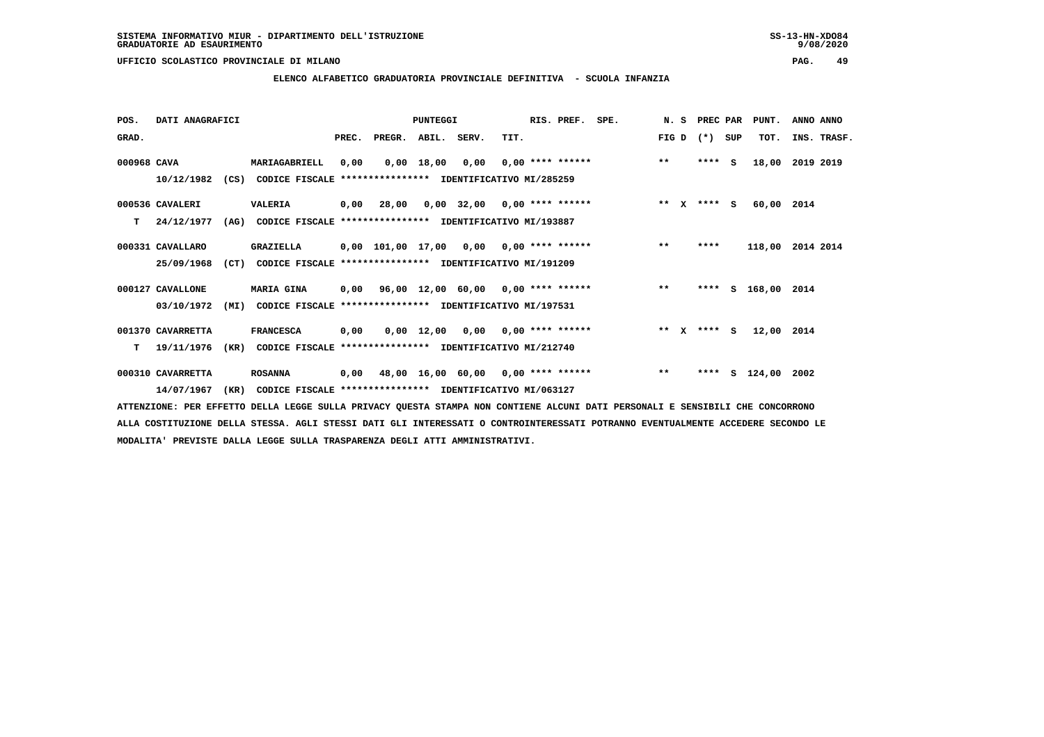SISTEMA INFORMATIVO MIUR - DIPARTIMENTO DELL'ISTRUZIONE
GRADUATORIE AD ESAURIMENTO

UFFICIO SCOLASTICO PROVINCIALE DI MILANO

ELENCO ALFABETICO GRADUATORIA PROVINCIALE DEFINITIVA - SCUOLA INFANZIA

| POS. GRAD. | DATI ANAGRAFICI | | PREC. | PREGR. | ABIL. | SERV. | TIT. | RIS. PREF. | SPE. | N. S FIG D | PREC PAR (*) SUP | PUNT. TOT. | ANNO ANNO INS. TRASF. |
|---|---|---|---|---|---|---|---|---|---|---|---|---|---|
| 000968 | CAVA 10/12/1982 (CS) CODICE FISCALE **************** IDENTIFICATIVO MI/285259 | MARIAGABRIELL | 0,00 | 0,00 | 18,00 | 0,00 | 0,00 | **** ****** | | ** | **** S | 18,00 | 2019 2019 |
| 000536 T | CAVALERI 24/12/1977 (AG) CODICE FISCALE **************** IDENTIFICATIVO MI/193887 | VALERIA | 0,00 | 28,00 | 0,00 | 32,00 | 0,00 | **** ****** | | ** X | **** S | 60,00 | 2014 |
| 000331 | CAVALLARO 25/09/1968 (CT) CODICE FISCALE **************** IDENTIFICATIVO MI/191209 | GRAZIELLA | 0,00 | 101,00 | 17,00 | 0,00 | 0,00 | **** ****** | | ** | **** | 118,00 | 2014 2014 |
| 000127 | CAVALLONE 03/10/1972 (MI) CODICE FISCALE **************** IDENTIFICATIVO MI/197531 | MARIA GINA | 0,00 | 96,00 | 12,00 | 60,00 | 0,00 | **** ****** | | ** | **** S | 168,00 | 2014 |
| 001370 T | CAVARRETTA 19/11/1976 (KR) CODICE FISCALE **************** IDENTIFICATIVO MI/212740 | FRANCESCA | 0,00 | 0,00 | 12,00 | 0,00 | 0,00 | **** ****** | | ** X | **** S | 12,00 | 2014 |
| 000310 | CAVARRETTA 14/07/1967 (KR) CODICE FISCALE **************** IDENTIFICATIVO MI/063127 | ROSANNA | 0,00 | 48,00 | 16,00 | 60,00 | 0,00 | **** ****** | | ** | **** S | 124,00 | 2002 |

ATTENZIONE: PER EFFETTO DELLA LEGGE SULLA PRIVACY QUESTA STAMPA NON CONTIENE ALCUNI DATI PERSONALI E SENSIBILI CHE CONCORRONO ALLA COSTITUZIONE DELLA STESSA. AGLI STESSI DATI GLI INTERESSATI O CONTROINTERESSATI POTRANNO EVENTUALMENTE ACCEDERE SECONDO LE MODALITA' PREVISTE DALLA LEGGE SULLA TRASPARENZA DEGLI ATTI AMMINISTRATIVI.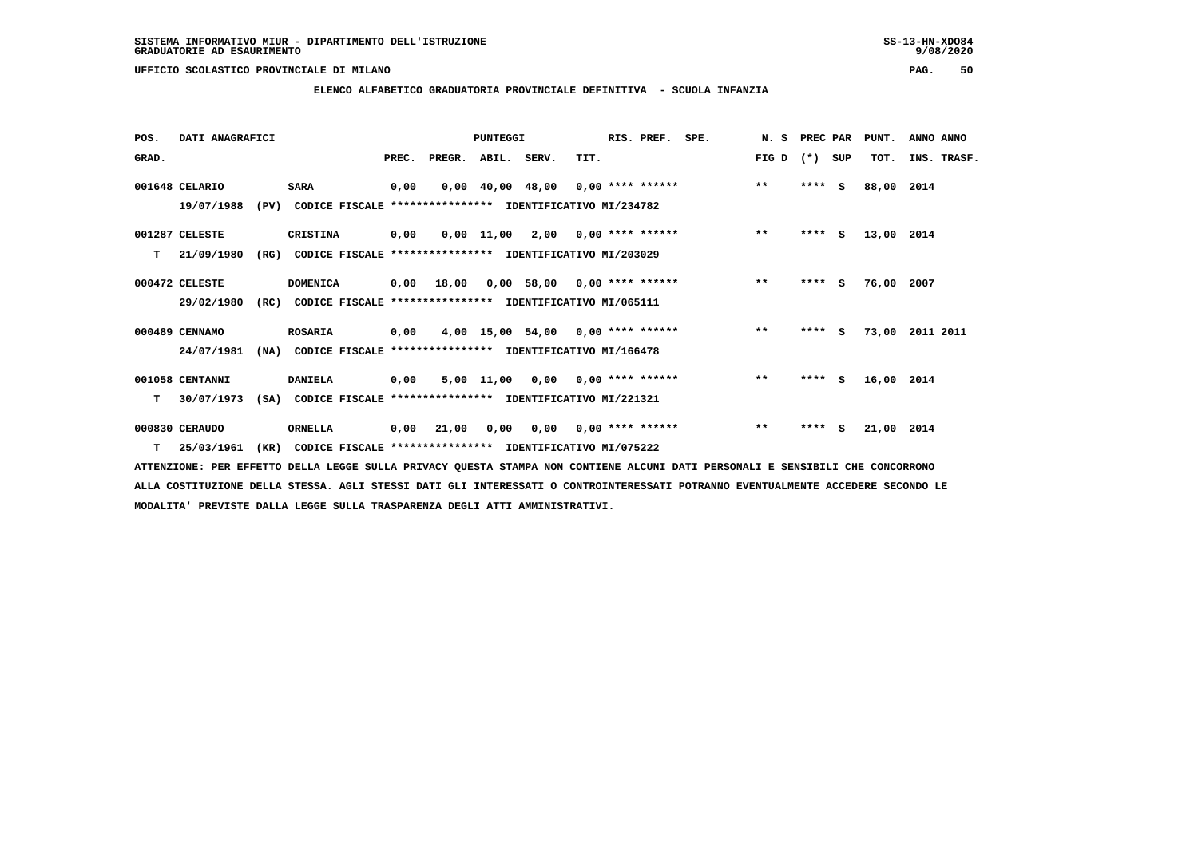SISTEMA INFORMATIVO MIUR - DIPARTIMENTO DELL'ISTRUZIONE
GRADUATORIE AD ESAURIMENTO

UFFICIO SCOLASTICO PROVINCIALE DI MILANO

**ELENCO ALFABETICO GRADUATORIA PROVINCIALE DEFINITIVA - SCUOLA INFANZIA**

| POS. GRAD. | DATI ANAGRAFICI | | PREC. | PREGR. | ABIL. | SERV. | TIT. | RIS. PREF. | SPE. | N. S FIG D | PREC PAR (*) | SUP | PUNT. TOT. | ANNO INS. | ANNO TRASF. |
|---|---|---|---|---|---|---|---|---|---|---|---|---|---|---|---|
| 001648 | CELARIO | SARA | 0,00 | 0,00 | 40,00 | 48,00 | 0,00 | **** ****** | | ** | **** | S | 88,00 | 2014 | |
| | 19/07/1988 (PV) | CODICE FISCALE **************** IDENTIFICATIVO MI/234782 | | | | | | | | | | | | | |
| 001287 | CELESTE | CRISTINA | 0,00 | 0,00 | 11,00 | 2,00 | 0,00 | **** ****** | | ** | **** | S | 13,00 | 2014 | |
| T | 21/09/1980 (RG) | CODICE FISCALE **************** IDENTIFICATIVO MI/203029 | | | | | | | | | | | | | |
| 000472 | CELESTE | DOMENICA | 0,00 | 18,00 | 0,00 | 58,00 | 0,00 | **** ****** | | ** | **** | S | 76,00 | 2007 | |
| | 29/02/1980 (RC) | CODICE FISCALE **************** IDENTIFICATIVO MI/065111 | | | | | | | | | | | | | |
| 000489 | CENNAMO | ROSARIA | 0,00 | 4,00 | 15,00 | 54,00 | 0,00 | **** ****** | | ** | **** | S | 73,00 | 2011 | 2011 |
| | 24/07/1981 (NA) | CODICE FISCALE **************** IDENTIFICATIVO MI/166478 | | | | | | | | | | | | | |
| 001058 | CENTANNI | DANIELA | 0,00 | 5,00 | 11,00 | 0,00 | 0,00 | **** ****** | | ** | **** | S | 16,00 | 2014 | |
| T | 30/07/1973 (SA) | CODICE FISCALE **************** IDENTIFICATIVO MI/221321 | | | | | | | | | | | | | |
| 000830 | CERAUDO | ORNELLA | 0,00 | 21,00 | 0,00 | 0,00 | 0,00 | **** ****** | | ** | **** | S | 21,00 | 2014 | |
| T | 25/03/1961 (KR) | CODICE FISCALE **************** IDENTIFICATIVO MI/075222 | | | | | | | | | | | | | |

ATTENZIONE: PER EFFETTO DELLA LEGGE SULLA PRIVACY QUESTA STAMPA NON CONTIENE ALCUNI DATI PERSONALI E SENSIBILI CHE CONCORRONO ALLA COSTITUZIONE DELLA STESSA. AGLI STESSI DATI GLI INTERESSATI O CONTROINTERESSATI POTRANNO EVENTUALMENTE ACCEDERE SECONDO LE MODALITA' PREVISTE DALLA LEGGE SULLA TRASPARENZA DEGLI ATTI AMMINISTRATIVI.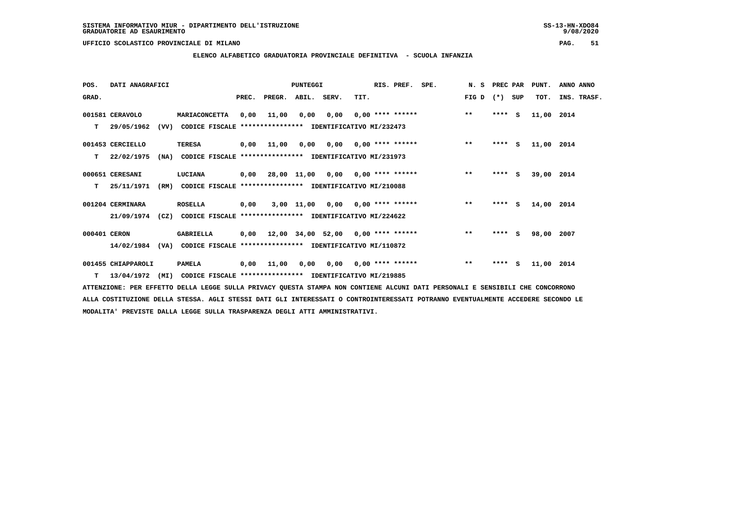SISTEMA INFORMATIVO MIUR - DIPARTIMENTO DELL'ISTRUZIONE
GRADUATORIE AD ESAURIMENTO

UFFICIO SCOLASTICO PROVINCIALE DI MILANO

## ELENCO ALFABETICO GRADUATORIA PROVINCIALE DEFINITIVA - SCUOLA INFANZIA

| POS. GRAD. | DATI ANAGRAFICI | | PUNTEGGI PREC. | PREGR. | ABIL. | SERV. | TIT. | RIS. PREF. | SPE. | N. S FIG D | PREC PAR (*) | SUP | PUNT. TOT. | ANNO ANNO INS. TRASF. |
|---|---|---|---|---|---|---|---|---|---|---|---|---|---|---|
| 001581 | CERAVOLO | MARIACONCETTA | 0,00 | 11,00 | 0,00 | 0,00 | 0,00 | **** ****** | | ** | **** | S | 11,00 | 2014 |
| T | 29/05/1962 (VV) | CODICE FISCALE **************** IDENTIFICATIVO MI/232473 | | | | | | | | | | | | |
| 001453 | CERCIELLO | TERESA | 0,00 | 11,00 | 0,00 | 0,00 | 0,00 | **** ****** | | ** | **** | S | 11,00 | 2014 |
| T | 22/02/1975 (NA) | CODICE FISCALE **************** IDENTIFICATIVO MI/231973 | | | | | | | | | | | | |
| 000651 | CERESANI | LUCIANA | 0,00 | 28,00 | 11,00 | 0,00 | 0,00 | **** ****** | | ** | **** | S | 39,00 | 2014 |
| T | 25/11/1971 (RM) | CODICE FISCALE **************** IDENTIFICATIVO MI/210088 | | | | | | | | | | | | |
| 001204 | CERMINARA | ROSELLA | 0,00 | 3,00 | 11,00 | 0,00 | 0,00 | **** ****** | | ** | **** | S | 14,00 | 2014 |
| | 21/09/1974 (CZ) | CODICE FISCALE **************** IDENTIFICATIVO MI/224622 | | | | | | | | | | | | |
| 000401 | CERON | GABRIELLA | 0,00 | 12,00 | 34,00 | 52,00 | 0,00 | **** ****** | | ** | **** | S | 98,00 | 2007 |
| | 14/02/1984 (VA) | CODICE FISCALE **************** IDENTIFICATIVO MI/110872 | | | | | | | | | | | | |
| 001455 | CHIAPPAROLI | PAMELA | 0,00 | 11,00 | 0,00 | 0,00 | 0,00 | **** ****** | | ** | **** | S | 11,00 | 2014 |
| T | 13/04/1972 (MI) | CODICE FISCALE **************** IDENTIFICATIVO MI/219885 | | | | | | | | | | | | |

ATTENZIONE: PER EFFETTO DELLA LEGGE SULLA PRIVACY QUESTA STAMPA NON CONTIENE ALCUNI DATI PERSONALI E SENSIBILI CHE CONCORRONO ALLA COSTITUZIONE DELLA STESSA. AGLI STESSI DATI GLI INTERESSATI O CONTROINTERESSATI POTRANNO EVENTUALMENTE ACCEDERE SECONDO LE MODALITA' PREVISTE DALLA LEGGE SULLA TRASPARENZA DEGLI ATTI AMMINISTRATIVI.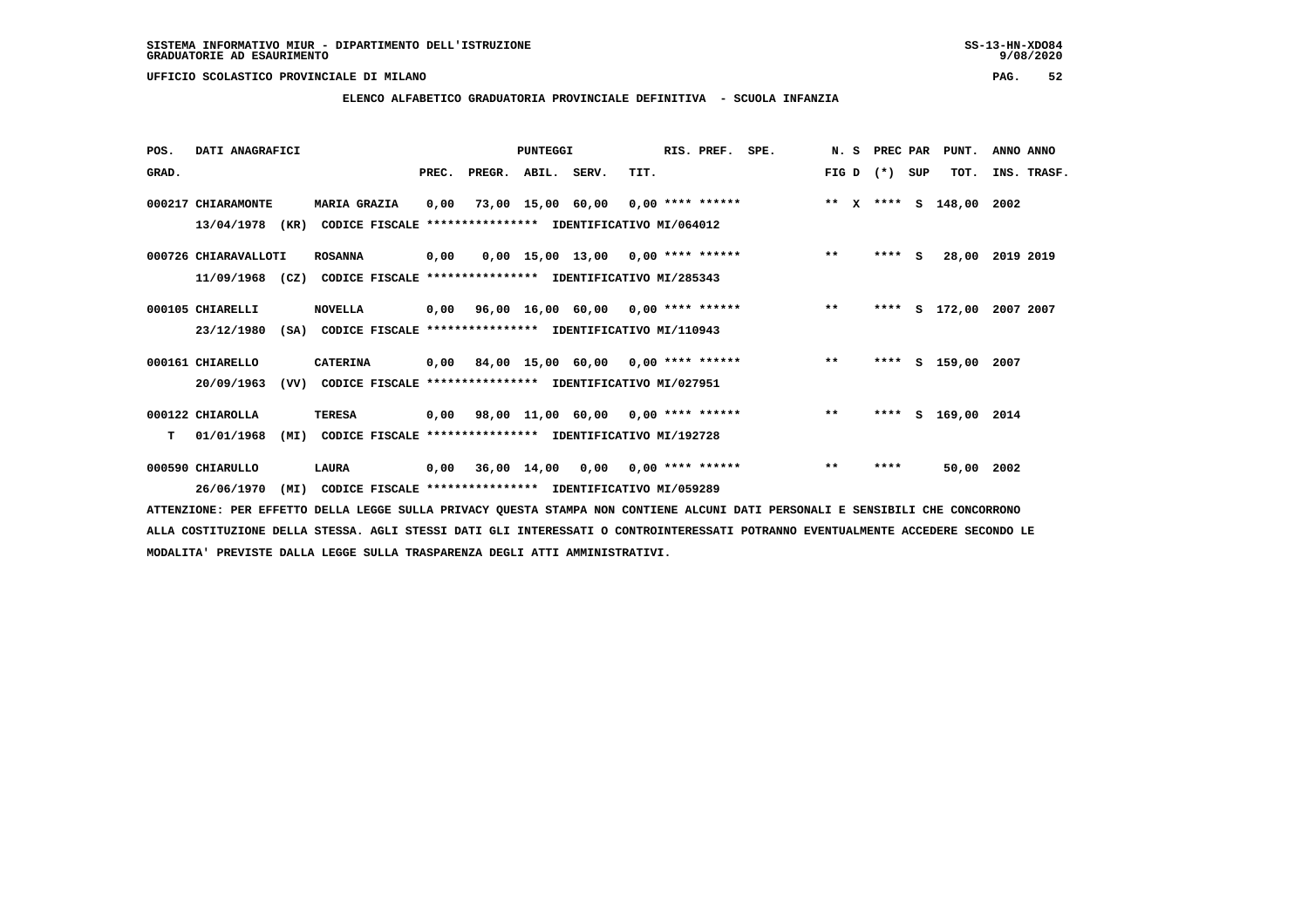SISTEMA INFORMATIVO MIUR - DIPARTIMENTO DELL'ISTRUZIONE
GRADUATORIE AD ESAURIMENTO

UFFICIO SCOLASTICO PROVINCIALE DI MILANO

**ELENCO ALFABETICO GRADUATORIA PROVINCIALE DEFINITIVA - SCUOLA INFANZIA**

| POS. GRAD. | DATI ANAGRAFICI | | PREC. | PREGR. | ABIL. | SERV. | TIT. | RIS. PREF. | SPE. | N. S FIG D | PREC PAR (*) | SUP | PUNT. TOT. | ANNO ANNO INS. TRASF. |
|---|---|---|---|---|---|---|---|---|---|---|---|---|---|---|
| 000217 | CHIARAMONTE 13/04/1978 (KR) | MARIA GRAZIA CODICE FISCALE **************** IDENTIFICATIVO MI/064012 | 0,00 | 73,00 | 15,00 | 60,00 | 0,00 | **** ****** | | ** X | **** | S | 148,00 | 2002 |
| 000726 | CHIARAVALLOTI 11/09/1968 (CZ) | ROSANNA CODICE FISCALE **************** IDENTIFICATIVO MI/285343 | 0,00 | 0,00 | 15,00 | 13,00 | 0,00 | **** ****** | | ** | **** | S | 28,00 | 2019 2019 |
| 000105 | CHIARELLI 23/12/1980 (SA) | NOVELLA CODICE FISCALE **************** IDENTIFICATIVO MI/110943 | 0,00 | 96,00 | 16,00 | 60,00 | 0,00 | **** ****** | | ** | **** | S | 172,00 | 2007 2007 |
| 000161 | CHIARELLO 20/09/1963 (VV) | CATERINA CODICE FISCALE **************** IDENTIFICATIVO MI/027951 | 0,00 | 84,00 | 15,00 | 60,00 | 0,00 | **** ****** | | ** | **** | S | 159,00 | 2007 |
| 000122 T | CHIAROLLA 01/01/1968 (MI) | TERESA CODICE FISCALE **************** IDENTIFICATIVO MI/192728 | 0,00 | 98,00 | 11,00 | 60,00 | 0,00 | **** ****** | | ** | **** | S | 169,00 | 2014 |
| 000590 | CHIARULLO 26/06/1970 (MI) | LAURA CODICE FISCALE **************** IDENTIFICATIVO MI/059289 | 0,00 | 36,00 | 14,00 | 0,00 | 0,00 | **** ****** | | ** | **** | | 50,00 | 2002 |

ATTENZIONE: PER EFFETTO DELLA LEGGE SULLA PRIVACY QUESTA STAMPA NON CONTIENE ALCUNI DATI PERSONALI E SENSIBILI CHE CONCORRONO ALLA COSTITUZIONE DELLA STESSA. AGLI STESSI DATI GLI INTERESSATI O CONTROINTERESSATI POTRANNO EVENTUALMENTE ACCEDERE SECONDO LE MODALITA' PREVISTE DALLA LEGGE SULLA TRASPARENZA DEGLI ATTI AMMINISTRATIVI.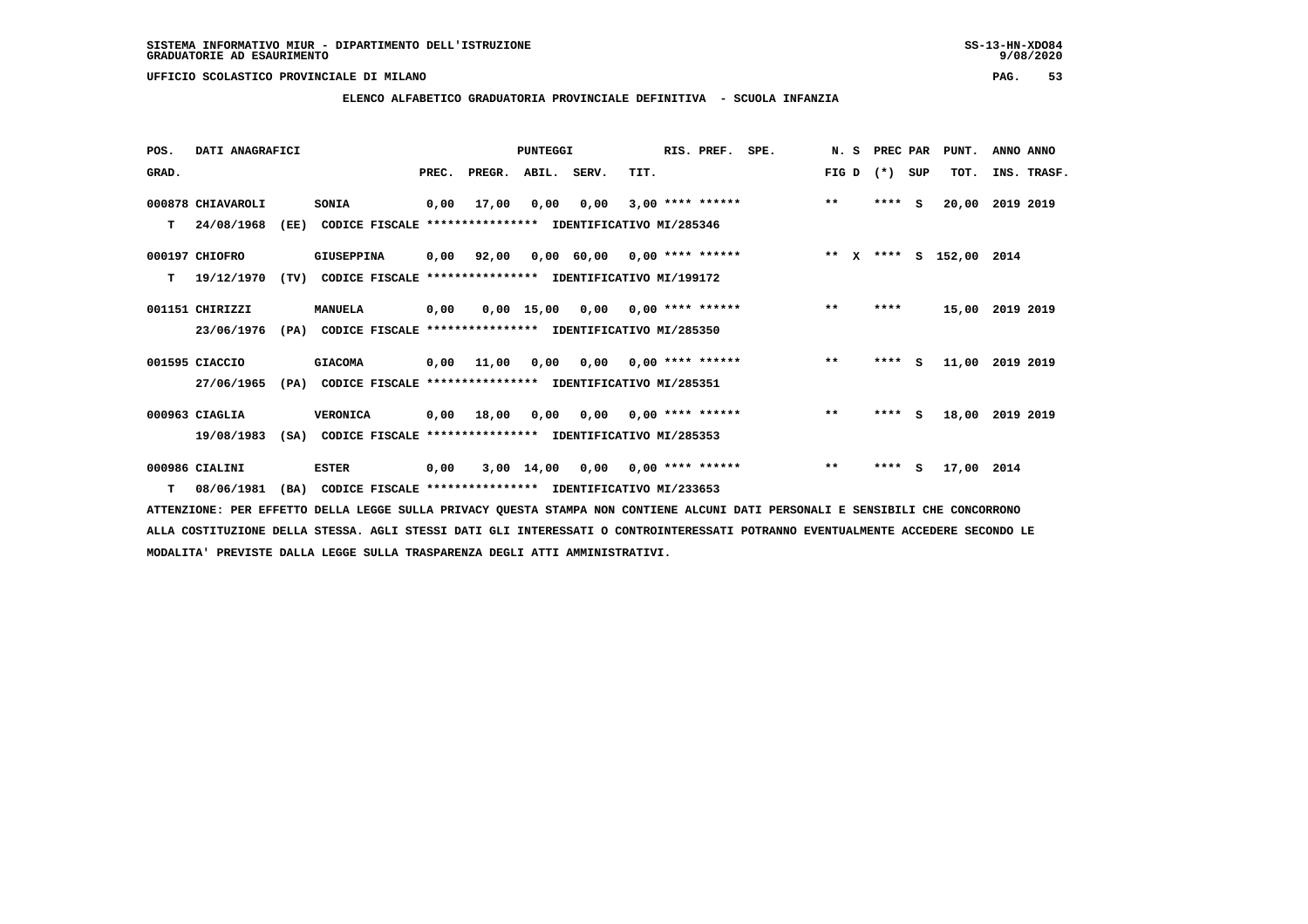SISTEMA INFORMATIVO MIUR - DIPARTIMENTO DELL'ISTRUZIONE
GRADUATORIE AD ESAURIMENTO

UFFICIO SCOLASTICO PROVINCIALE DI MILANO

## ELENCO ALFABETICO GRADUATORIA PROVINCIALE DEFINITIVA - SCUOLA INFANZIA

| POS. GRAD. | DATI ANAGRAFICI | | | PREC. | PREGR. | ABIL. | SERV. | TIT. | RIS. PREF. | SPE. | N. S FIG D | PREC PAR (*) | SUP | PUNT. TOT. | ANNO INS. | ANNO TRASF. |
|---|---|---|---|---|---|---|---|---|---|---|---|---|---|---|---|---|
| 000878 | CHIAVAROLI | | SONIA | 0,00 | 17,00 | 0,00 | 0,00 | 3,00 | **** ****** | | ** | **** | S | 20,00 | 2019 | 2019 |
| T | 24/08/1968 | (EE) | CODICE FISCALE **************** IDENTIFICATIVO MI/285346 | | | | | | | | | | | | | |
| 000197 | CHIOFRO | | GIUSEPPINA | 0,00 | 92,00 | 0,00 | 60,00 | 0,00 | **** ****** | | ** X | **** | S | 152,00 | 2014 | |
| T | 19/12/1970 | (TV) | CODICE FISCALE **************** IDENTIFICATIVO MI/199172 | | | | | | | | | | | | | |
| 001151 | CHIRIZZI | | MANUELA | 0,00 | 0,00 | 15,00 | 0,00 | 0,00 | **** ****** | | ** | **** | | 15,00 | 2019 | 2019 |
| | 23/06/1976 | (PA) | CODICE FISCALE **************** IDENTIFICATIVO MI/285350 | | | | | | | | | | | | | |
| 001595 | CIACCIO | | GIACOMA | 0,00 | 11,00 | 0,00 | 0,00 | 0,00 | **** ****** | | ** | **** | S | 11,00 | 2019 | 2019 |
| | 27/06/1965 | (PA) | CODICE FISCALE **************** IDENTIFICATIVO MI/285351 | | | | | | | | | | | | | |
| 000963 | CIAGLIA | | VERONICA | 0,00 | 18,00 | 0,00 | 0,00 | 0,00 | **** ****** | | ** | **** | S | 18,00 | 2019 | 2019 |
| | 19/08/1983 | (SA) | CODICE FISCALE **************** IDENTIFICATIVO MI/285353 | | | | | | | | | | | | | |
| 000986 | CIALINI | | ESTER | 0,00 | 3,00 | 14,00 | 0,00 | 0,00 | **** ****** | | ** | **** | S | 17,00 | 2014 | |
| T | 08/06/1981 | (BA) | CODICE FISCALE **************** IDENTIFICATIVO MI/233653 | | | | | | | | | | | | | |

ATTENZIONE: PER EFFETTO DELLA LEGGE SULLA PRIVACY QUESTA STAMPA NON CONTIENE ALCUNI DATI PERSONALI E SENSIBILI CHE CONCORRONO ALLA COSTITUZIONE DELLA STESSA. AGLI STESSI DATI GLI INTERESSATI O CONTROINTERESSATI POTRANNO EVENTUALMENTE ACCEDERE SECONDO LE MODALITA' PREVISTE DALLA LEGGE SULLA TRASPARENZA DEGLI ATTI AMMINISTRATIVI.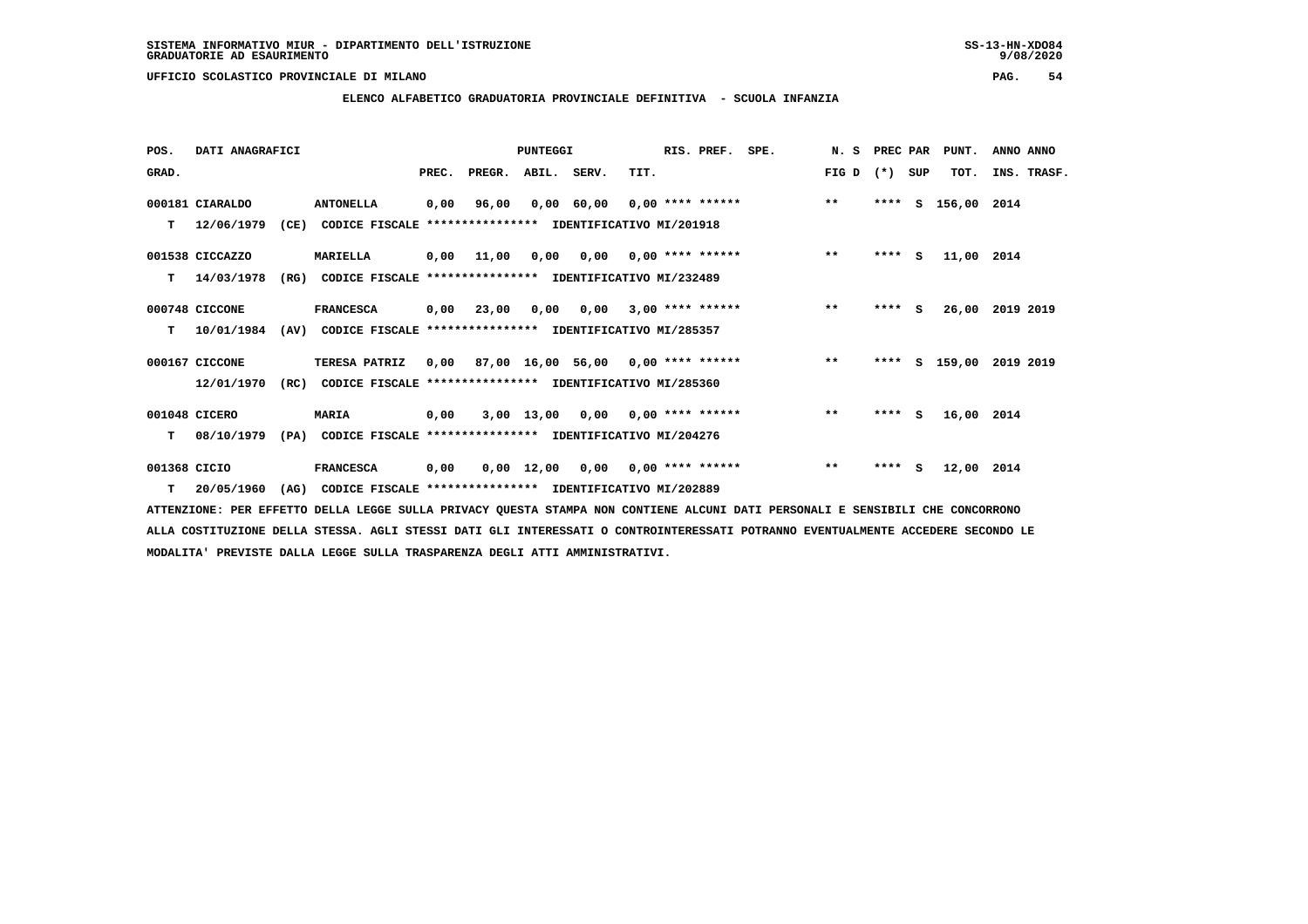SISTEMA INFORMATIVO MIUR - DIPARTIMENTO DELL'ISTRUZIONE
GRADUATORIE AD ESAURIMENTO

UFFICIO SCOLASTICO PROVINCIALE DI MILANO

**ELENCO ALFABETICO GRADUATORIA PROVINCIALE DEFINITIVA - SCUOLA INFANZIA**

| POS. GRAD. | DATI ANAGRAFICI | | | PREC. | PREGR. | ABIL. | SERV. | TIT. | RIS. PREF. | SPE. | N. S FIG D | PREC PAR (*) | SUP | PUNT. TOT. | ANNO ANNO INS. TRASF. |
|---|---|---|---|---|---|---|---|---|---|---|---|---|---|---|---|
| 000181 | CIARALDO | ANTONELLA | | 0,00 | 96,00 | 0,00 | 60,00 | 0,00 | **** ****** | | ** | **** | S | 156,00 | 2014 |
| T | 12/06/1979 (CE) | CODICE FISCALE **************** | IDENTIFICATIVO MI/201918 | | | | | | | | | | | | |
| 001538 | CICCAZZO | MARIELLA | | 0,00 | 11,00 | 0,00 | 0,00 | 0,00 | **** ****** | | ** | **** | S | 11,00 | 2014 |
| T | 14/03/1978 (RG) | CODICE FISCALE **************** | IDENTIFICATIVO MI/232489 | | | | | | | | | | | | |
| 000748 | CICCONE | FRANCESCA | | 0,00 | 23,00 | 0,00 | 0,00 | 3,00 | **** ****** | | ** | **** | S | 26,00 | 2019 2019 |
| T | 10/01/1984 (AV) | CODICE FISCALE **************** | IDENTIFICATIVO MI/285357 | | | | | | | | | | | | |
| 000167 | CICCONE | TERESA PATRIZ | | 0,00 | 87,00 | 16,00 | 56,00 | 0,00 | **** ****** | | ** | **** | S | 159,00 | 2019 2019 |
| | 12/01/1970 (RC) | CODICE FISCALE **************** | IDENTIFICATIVO MI/285360 | | | | | | | | | | | | |
| 001048 | CICERO | MARIA | | 0,00 | 3,00 | 13,00 | 0,00 | 0,00 | **** ****** | | ** | **** | S | 16,00 | 2014 |
| T | 08/10/1979 (PA) | CODICE FISCALE **************** | IDENTIFICATIVO MI/204276 | | | | | | | | | | | | |
| 001368 | CICIO | FRANCESCA | | 0,00 | 0,00 | 12,00 | 0,00 | 0,00 | **** ****** | | ** | **** | S | 12,00 | 2014 |
| T | 20/05/1960 (AG) | CODICE FISCALE **************** | IDENTIFICATIVO MI/202889 | | | | | | | | | | | | |

ATTENZIONE: PER EFFETTO DELLA LEGGE SULLA PRIVACY QUESTA STAMPA NON CONTIENE ALCUNI DATI PERSONALI E SENSIBILI CHE CONCORRONO ALLA COSTITUZIONE DELLA STESSA. AGLI STESSI DATI GLI INTERESSATI O CONTROINTERESSATI POTRANNO EVENTUALMENTE ACCEDERE SECONDO LE MODALITA' PREVISTE DALLA LEGGE SULLA TRASPARENZA DEGLI ATTI AMMINISTRATIVI.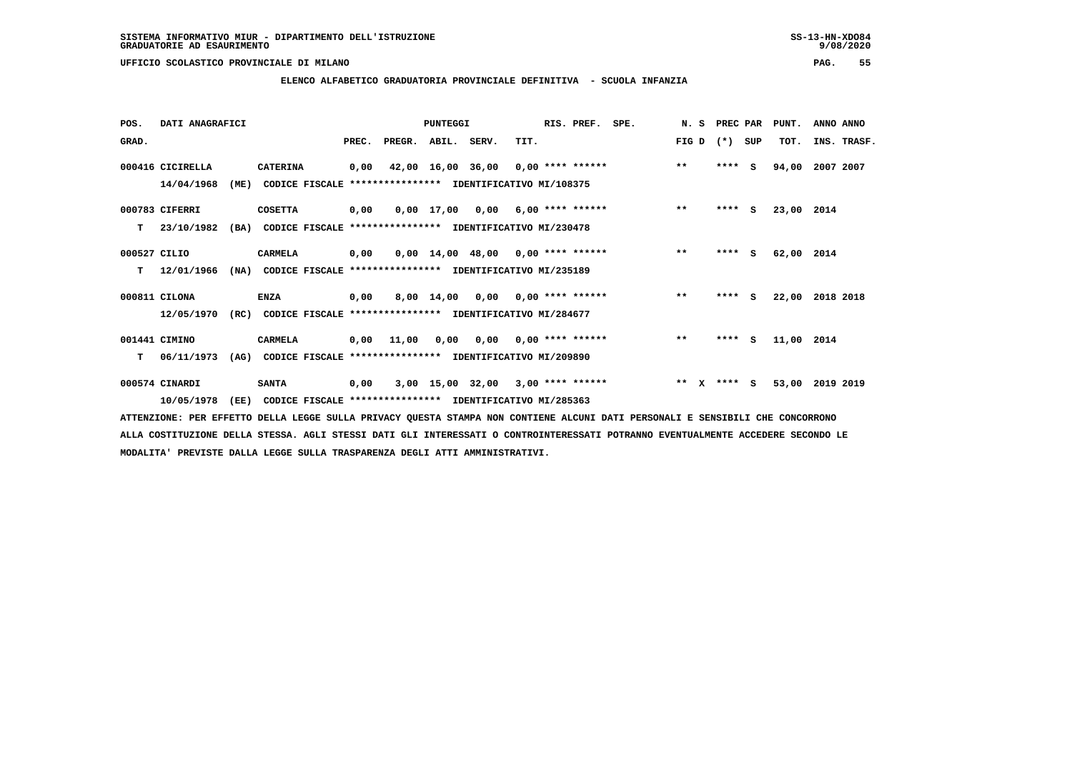SISTEMA INFORMATIVO MIUR - DIPARTIMENTO DELL'ISTRUZIONE
GRADUATORIE AD ESAURIMENTO

UFFICIO SCOLASTICO PROVINCIALE DI MILANO

## ELENCO ALFABETICO GRADUATORIA PROVINCIALE DEFINITIVA - SCUOLA INFANZIA

| POS. GRAD. | DATI ANAGRAFICI | | PREC. | PREGR. | ABIL. | SERV. | TIT. | RIS. PREF. | SPE. | N. S FIG D | PREC PAR (*) SUP | PUNT. TOT. | ANNO ANNO INS. TRASF. |
|---|---|---|---|---|---|---|---|---|---|---|---|---|---|
| 000416 | CICIRELLA | CATERINA | 0,00 | 42,00 | 16,00 | 36,00 | 0,00 | **** ****** | | ** | **** S | 94,00 | 2007 2007 |
| | 14/04/1968 (ME) | CODICE FISCALE **************** IDENTIFICATIVO MI/108375 | | | | | | | | | | | |
| 000783 | CIFERRI | COSETTA | 0,00 | 0,00 | 17,00 | 0,00 | 6,00 | **** ****** | | ** | **** S | 23,00 | 2014 |
| T | 23/10/1982 (BA) | CODICE FISCALE **************** IDENTIFICATIVO MI/230478 | | | | | | | | | | | |
| 000527 | CILIO | CARMELA | 0,00 | 0,00 | 14,00 | 48,00 | 0,00 | **** ****** | | ** | **** S | 62,00 | 2014 |
| T | 12/01/1966 (NA) | CODICE FISCALE **************** IDENTIFICATIVO MI/235189 | | | | | | | | | | | |
| 000811 | CILONA | ENZA | 0,00 | 8,00 | 14,00 | 0,00 | 0,00 | **** ****** | | ** | **** S | 22,00 | 2018 2018 |
| | 12/05/1970 (RC) | CODICE FISCALE **************** IDENTIFICATIVO MI/284677 | | | | | | | | | | | |
| 001441 | CIMINO | CARMELA | 0,00 | 11,00 | 0,00 | 0,00 | 0,00 | **** ****** | | ** | **** S | 11,00 | 2014 |
| T | 06/11/1973 (AG) | CODICE FISCALE **************** IDENTIFICATIVO MI/209890 | | | | | | | | | | | |
| 000574 | CINARDI | SANTA | 0,00 | 3,00 | 15,00 | 32,00 | 3,00 | **** ****** | | ** X | **** S | 53,00 | 2019 2019 |
| | 10/05/1978 (EE) | CODICE FISCALE **************** IDENTIFICATIVO MI/285363 | | | | | | | | | | | |

ATTENZIONE: PER EFFETTO DELLA LEGGE SULLA PRIVACY QUESTA STAMPA NON CONTIENE ALCUNI DATI PERSONALI E SENSIBILI CHE CONCORRONO ALLA COSTITUZIONE DELLA STESSA. AGLI STESSI DATI GLI INTERESSATI O CONTROINTERESSATI POTRANNO EVENTUALMENTE ACCEDERE SECONDO LE MODALITA' PREVISTE DALLA LEGGE SULLA TRASPARENZA DEGLI ATTI AMMINISTRATIVI.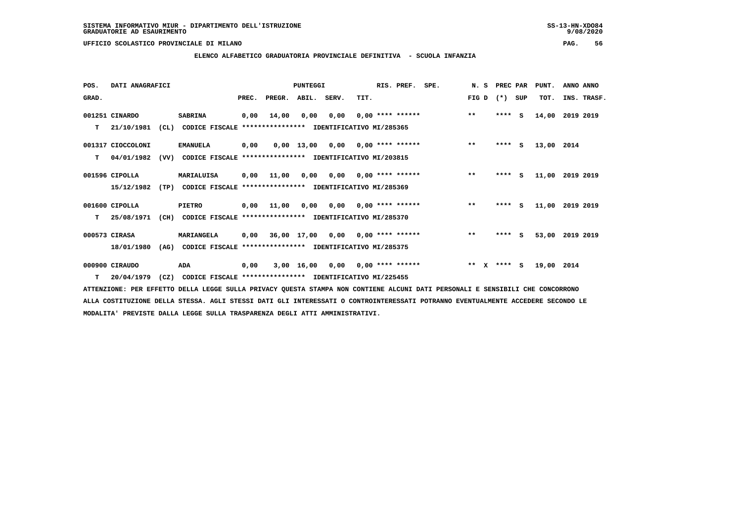SISTEMA INFORMATIVO MIUR - DIPARTIMENTO DELL'ISTRUZIONE
GRADUATORIE AD ESAURIMENTO

UFFICIO SCOLASTICO PROVINCIALE DI MILANO

## ELENCO ALFABETICO GRADUATORIA PROVINCIALE DEFINITIVA - SCUOLA INFANZIA

| POS. GRAD. | DATI ANAGRAFICI | | | PREC. | PREGR. | ABIL. | SERV. | TIT. | RIS. PREF. | SPE. | N. S FIG D | PREC PAR (*) SUP | PUNT. TOT. | ANNO ANNO INS. TRASF. |
|---|---|---|---|---|---|---|---|---|---|---|---|---|---|---|
| 001251 | CINARDO | SABRINA | | 0,00 | 14,00 | 0,00 | 0,00 | 0,00 | **** ****** | | ** | **** S | 14,00 | 2019 2019 |
| T | 21/10/1981 | (CL) | CODICE FISCALE **************** IDENTIFICATIVO MI/285365 | | | | | | | | | | | |
| 001317 | CIOCCOLONI | EMANUELA | | 0,00 | 0,00 | 13,00 | 0,00 | 0,00 | **** ****** | | ** | **** S | 13,00 | 2014 |
| T | 04/01/1982 | (VV) | CODICE FISCALE **************** IDENTIFICATIVO MI/203815 | | | | | | | | | | | |
| 001596 | CIPOLLA | MARIALUISA | | 0,00 | 11,00 | 0,00 | 0,00 | 0,00 | **** ****** | | ** | **** S | 11,00 | 2019 2019 |
| | 15/12/1982 | (TP) | CODICE FISCALE **************** IDENTIFICATIVO MI/285369 | | | | | | | | | | | |
| 001600 | CIPOLLA | PIETRO | | 0,00 | 11,00 | 0,00 | 0,00 | 0,00 | **** ****** | | ** | **** S | 11,00 | 2019 2019 |
| T | 25/08/1971 | (CH) | CODICE FISCALE **************** IDENTIFICATIVO MI/285370 | | | | | | | | | | | |
| 000573 | CIRASA | MARIANGELA | | 0,00 | 36,00 | 17,00 | 0,00 | 0,00 | **** ****** | | ** | **** S | 53,00 | 2019 2019 |
| | 18/01/1980 | (AG) | CODICE FISCALE **************** IDENTIFICATIVO MI/285375 | | | | | | | | | | | |
| 000900 | CIRAUDO | ADA | | 0,00 | 3,00 | 16,00 | 0,00 | 0,00 | **** ****** | | ** X | **** S | 19,00 | 2014 |
| T | 20/04/1979 | (CZ) | CODICE FISCALE **************** IDENTIFICATIVO MI/225455 | | | | | | | | | | | |

ATTENZIONE: PER EFFETTO DELLA LEGGE SULLA PRIVACY QUESTA STAMPA NON CONTIENE ALCUNI DATI PERSONALI E SENSIBILI CHE CONCORRONO ALLA COSTITUZIONE DELLA STESSA. AGLI STESSI DATI GLI INTERESSATI O CONTROINTERESSATI POTRANNO EVENTUALMENTE ACCEDERE SECONDO LE MODALITA' PREVISTE DALLA LEGGE SULLA TRASPARENZA DEGLI ATTI AMMINISTRATIVI.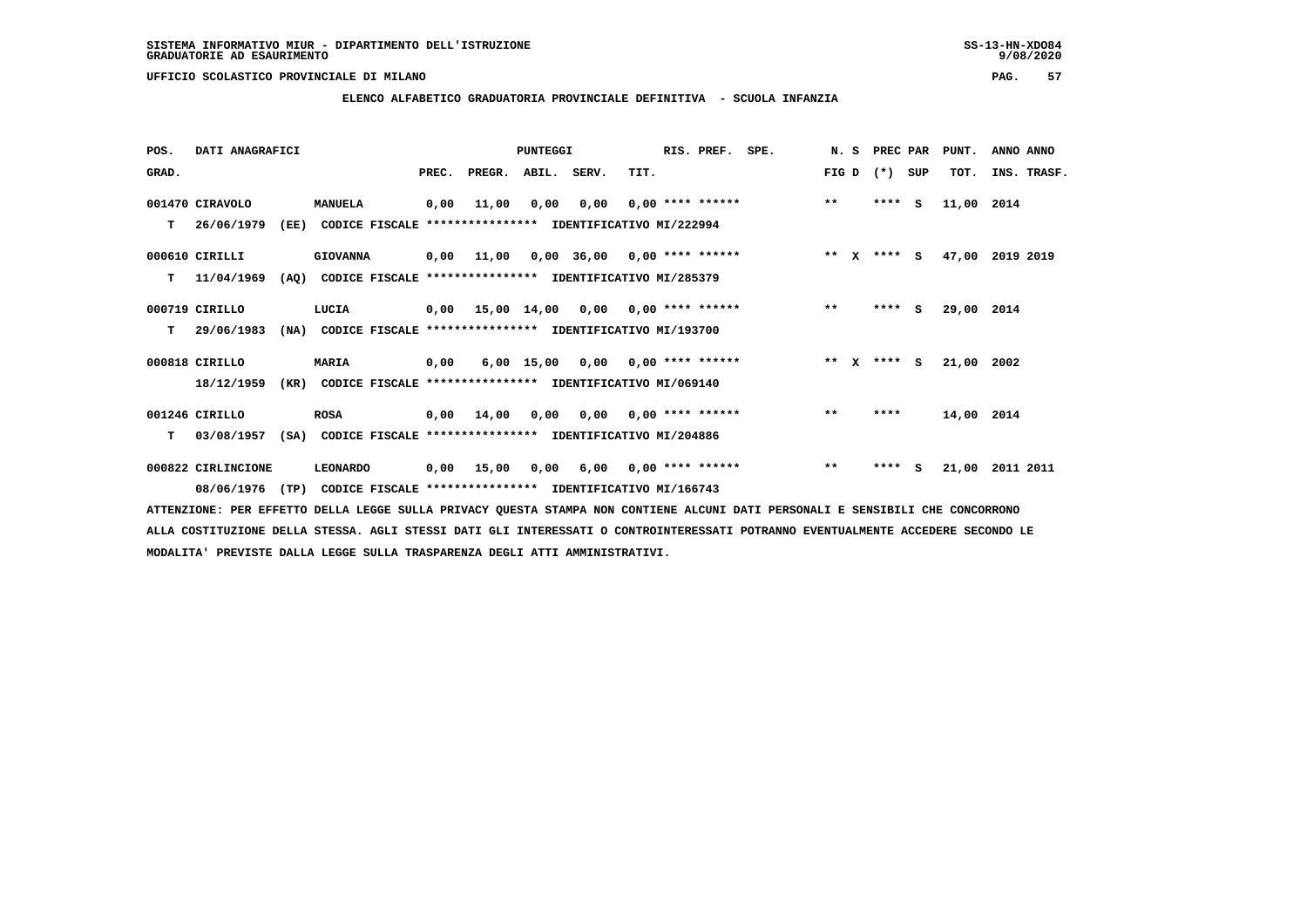SISTEMA INFORMATIVO MIUR - DIPARTIMENTO DELL'ISTRUZIONE
GRADUATORIE AD ESAURIMENTO

UFFICIO SCOLASTICO PROVINCIALE DI MILANO

ELENCO ALFABETICO GRADUATORIA PROVINCIALE DEFINITIVA - SCUOLA INFANZIA

| POS. GRAD. | DATI ANAGRAFICI | | | PREC. | PREGR. | ABIL. | SERV. | TIT. | RIS. PREF. | SPE. | N. S FIG D | PREC PAR (*) | SUP | PUNT. TOT. | ANNO ANNO INS. TRASF. |
|---|---|---|---|---|---|---|---|---|---|---|---|---|---|---|---|
| 001470 | CIRAVOLO | MANUELA | | 0,00 | 11,00 | 0,00 | 0,00 | 0,00 | **** ****** | | ** | **** | S | 11,00 | 2014 |
| T | 26/06/1979 (EE) | CODICE FISCALE **************** | IDENTIFICATIVO MI/222994 | | | | | | | | | | | | |
| 000610 | CIRILLI | GIOVANNA | | 0,00 | 11,00 | 0,00 | 36,00 | 0,00 | **** ****** | | ** X | **** | S | 47,00 | 2019 2019 |
| T | 11/04/1969 (AQ) | CODICE FISCALE **************** | IDENTIFICATIVO MI/285379 | | | | | | | | | | | | |
| 000719 | CIRILLO | LUCIA | | 0,00 | 15,00 | 14,00 | 0,00 | 0,00 | **** ****** | | ** | **** | S | 29,00 | 2014 |
| T | 29/06/1983 (NA) | CODICE FISCALE **************** | IDENTIFICATIVO MI/193700 | | | | | | | | | | | | |
| 000818 | CIRILLO | MARIA | | 0,00 | 6,00 | 15,00 | 0,00 | 0,00 | **** ****** | | ** X | **** | S | 21,00 | 2002 |
| | 18/12/1959 (KR) | CODICE FISCALE **************** | IDENTIFICATIVO MI/069140 | | | | | | | | | | | | |
| 001246 | CIRILLO | ROSA | | 0,00 | 14,00 | 0,00 | 0,00 | 0,00 | **** ****** | | ** | **** | | 14,00 | 2014 |
| T | 03/08/1957 (SA) | CODICE FISCALE **************** | IDENTIFICATIVO MI/204886 | | | | | | | | | | | | |
| 000822 | CIRLINCIONE | LEONARDO | | 0,00 | 15,00 | 0,00 | 6,00 | 0,00 | **** ****** | | ** | **** | S | 21,00 | 2011 2011 |
| | 08/06/1976 (TP) | CODICE FISCALE **************** | IDENTIFICATIVO MI/166743 | | | | | | | | | | | | |

ATTENZIONE: PER EFFETTO DELLA LEGGE SULLA PRIVACY QUESTA STAMPA NON CONTIENE ALCUNI DATI PERSONALI E SENSIBILI CHE CONCORRONO ALLA COSTITUZIONE DELLA STESSA. AGLI STESSI DATI GLI INTERESSATI O CONTROINTERESSATI POTRANNO EVENTUALMENTE ACCEDERE SECONDO LE MODALITA' PREVISTE DALLA LEGGE SULLA TRASPARENZA DEGLI ATTI AMMINISTRATIVI.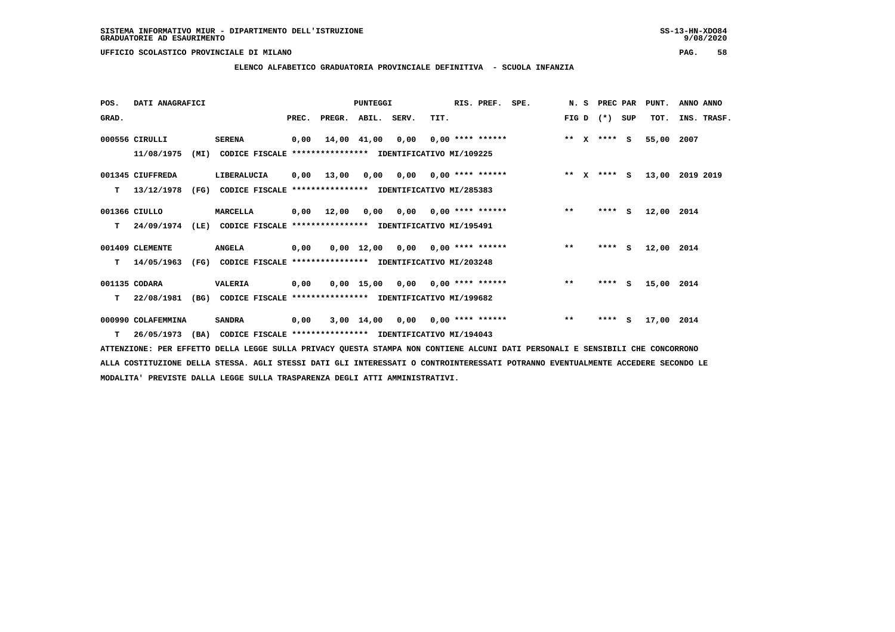SISTEMA INFORMATIVO MIUR - DIPARTIMENTO DELL'ISTRUZIONE
GRADUATORIE AD ESAURIMENTO

UFFICIO SCOLASTICO PROVINCIALE DI MILANO

## ELENCO ALFABETICO GRADUATORIA PROVINCIALE DEFINITIVA - SCUOLA INFANZIA

| POS. GRAD. | DATI ANAGRAFICI | | PREC. | PREGR. | ABIL. | SERV. | TIT. | RIS. PREF. | SPE. | N. S FIG D | PREC PAR (*) SUP | PUNT. TOT. | ANNO ANNO INS. TRASF. |
|---|---|---|---|---|---|---|---|---|---|---|---|---|---|
| 000556 | CIRULLI 11/08/1975 (MI) CODICE FISCALE **************** IDENTIFICATIVO MI/109225 | SERENA | 0,00 | 14,00 | 41,00 | 0,00 | 0,00 | **** ****** | | ** X | **** S | 55,00 | 2007 |
| 001345 T | CIUFFREDA 13/12/1978 (FG) CODICE FISCALE **************** IDENTIFICATIVO MI/285383 | LIBERALUCIA | 0,00 | 13,00 | 0,00 | 0,00 | 0,00 | **** ****** | | ** X | **** S | 13,00 | 2019 2019 |
| 001366 T | CIULLO 24/09/1974 (LE) CODICE FISCALE **************** IDENTIFICATIVO MI/195491 | MARCELLA | 0,00 | 12,00 | 0,00 | 0,00 | 0,00 | **** ****** | | ** | **** S | 12,00 | 2014 |
| 001409 T | CLEMENTE 14/05/1963 (FG) CODICE FISCALE **************** IDENTIFICATIVO MI/203248 | ANGELA | 0,00 | 0,00 | 12,00 | 0,00 | 0,00 | **** ****** | | ** | **** S | 12,00 | 2014 |
| 001135 T | CODARA 22/08/1981 (BG) CODICE FISCALE **************** IDENTIFICATIVO MI/199682 | VALERIA | 0,00 | 0,00 | 15,00 | 0,00 | 0,00 | **** ****** | | ** | **** S | 15,00 | 2014 |
| 000990 T | COLAFEMMINA 26/05/1973 (BA) CODICE FISCALE **************** IDENTIFICATIVO MI/194043 | SANDRA | 0,00 | 3,00 | 14,00 | 0,00 | 0,00 | **** ****** | | ** | **** S | 17,00 | 2014 |

ATTENZIONE: PER EFFETTO DELLA LEGGE SULLA PRIVACY QUESTA STAMPA NON CONTIENE ALCUNI DATI PERSONALI E SENSIBILI CHE CONCORRONO ALLA COSTITUZIONE DELLA STESSA. AGLI STESSI DATI GLI INTERESSATI O CONTROINTERESSATI POTRANNO EVENTUALMENTE ACCEDERE SECONDO LE MODALITA' PREVISTE DALLA LEGGE SULLA TRASPARENZA DEGLI ATTI AMMINISTRATIVI.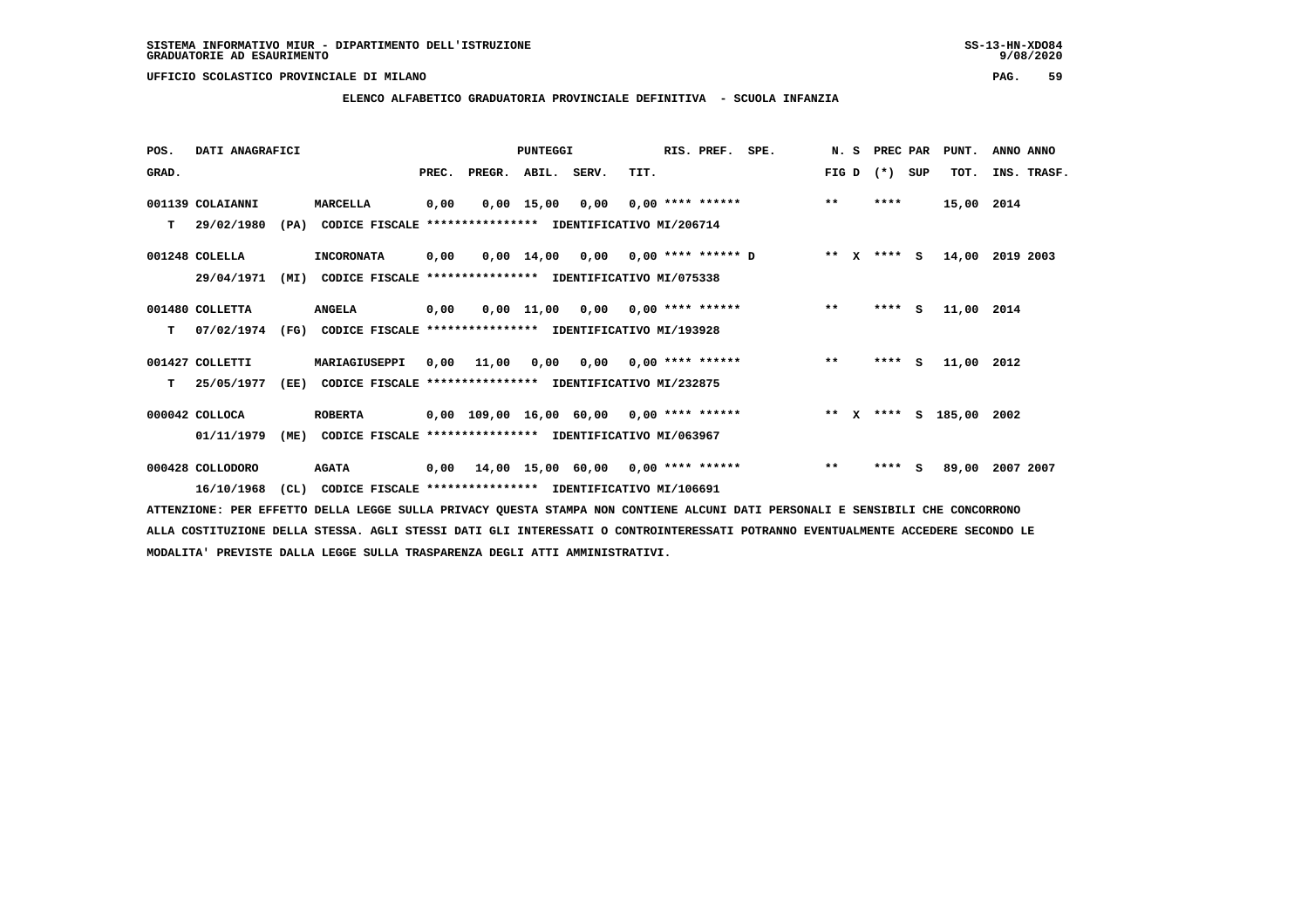SISTEMA INFORMATIVO MIUR - DIPARTIMENTO DELL'ISTRUZIONE
GRADUATORIE AD ESAURIMENTO

UFFICIO SCOLASTICO PROVINCIALE DI MILANO

## ELENCO ALFABETICO GRADUATORIA PROVINCIALE DEFINITIVA - SCUOLA INFANZIA

| POS. GRAD. | DATI ANAGRAFICI | | PREC. | PREGR. | ABIL. | SERV. | TIT. | RIS. PREF. | SPE. | N. S FIG D | PREC PAR (*) SUP | PUNT. TOT. | ANNO INS. | ANNO TRASF. |
|---|---|---|---|---|---|---|---|---|---|---|---|---|---|---|
| 001139 | COLAIANNI | MARCELLA | 0,00 | 0,00 | 15,00 | 0,00 | 0,00 | **** ****** | | ** | **** | 15,00 | 2014 | |
| T | 29/02/1980 (PA) | CODICE FISCALE **************** IDENTIFICATIVO MI/206714 | | | | | | | | | | | | |
| 001248 | COLELLA | INCORONATA | 0,00 | 0,00 | 14,00 | 0,00 | 0,00 | **** ****** | D | ** X | **** S | 14,00 | 2019 | 2003 |
| | 29/04/1971 (MI) | CODICE FISCALE **************** IDENTIFICATIVO MI/075338 | | | | | | | | | | | | |
| 001480 | COLLETTA | ANGELA | 0,00 | 0,00 | 11,00 | 0,00 | 0,00 | **** ****** | | ** | **** S | 11,00 | 2014 | |
| T | 07/02/1974 (FG) | CODICE FISCALE **************** IDENTIFICATIVO MI/193928 | | | | | | | | | | | | |
| 001427 | COLLETTI | MARIAGIUSEPPI | 0,00 | 11,00 | 0,00 | 0,00 | 0,00 | **** ****** | | ** | **** S | 11,00 | 2012 | |
| T | 25/05/1977 (EE) | CODICE FISCALE **************** IDENTIFICATIVO MI/232875 | | | | | | | | | | | | |
| 000042 | COLLOCA | ROBERTA | 0,00 | 109,00 | 16,00 | 60,00 | 0,00 | **** ****** | | ** X | **** S | 185,00 | 2002 | |
| | 01/11/1979 (ME) | CODICE FISCALE **************** IDENTIFICATIVO MI/063967 | | | | | | | | | | | | |
| 000428 | COLLODORO | AGATA | 0,00 | 14,00 | 15,00 | 60,00 | 0,00 | **** ****** | | ** | **** S | 89,00 | 2007 | 2007 |
| | 16/10/1968 (CL) | CODICE FISCALE **************** IDENTIFICATIVO MI/106691 | | | | | | | | | | | | |

ATTENZIONE: PER EFFETTO DELLA LEGGE SULLA PRIVACY QUESTA STAMPA NON CONTIENE ALCUNI DATI PERSONALI E SENSIBILI CHE CONCORRONO ALLA COSTITUZIONE DELLA STESSA. AGLI STESSI DATI GLI INTERESSATI O CONTROINTERESSATI POTRANNO EVENTUALMENTE ACCEDERE SECONDO LE MODALITA' PREVISTE DALLA LEGGE SULLA TRASPARENZA DEGLI ATTI AMMINISTRATIVI.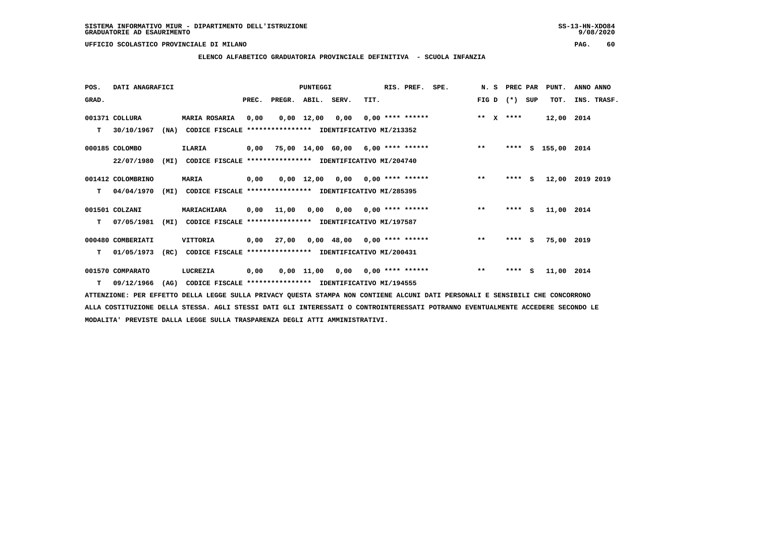SISTEMA INFORMATIVO MIUR - DIPARTIMENTO DELL'ISTRUZIONE
GRADUATORIE AD ESAURIMENTO

UFFICIO SCOLASTICO PROVINCIALE DI MILANO

**ELENCO ALFABETICO GRADUATORIA PROVINCIALE DEFINITIVA - SCUOLA INFANZIA**

| POS. GRAD. | DATI ANAGRAFICI | | PUNTEGGI PREC. | PREGR. | ABIL. | SERV. | TIT. | RIS. PREF. | SPE. | N. S FIG D | PREC PAR (*) SUP | PUNT. TOT. | ANNO ANNO INS. TRASF. |
|---|---|---|---|---|---|---|---|---|---|---|---|---|---|
| 001371 | COLLURA | MARIA ROSARIA | 0,00 | 0,00 | 12,00 | 0,00 | 0,00 | **** ****** | | ** X | **** | 12,00 | 2014 |
| T | 30/10/1967 (NA) | CODICE FISCALE **************** IDENTIFICATIVO MI/213352 | | | | | | | | | | | |
| 000185 | COLOMBO | ILARIA | 0,00 | 75,00 | 14,00 | 60,00 | 6,00 | **** ****** | | ** | **** S | 155,00 | 2014 |
| | 22/07/1980 (MI) | CODICE FISCALE **************** IDENTIFICATIVO MI/204740 | | | | | | | | | | | |
| 001412 | COLOMBRINO | MARIA | 0,00 | 0,00 | 12,00 | 0,00 | 0,00 | **** ****** | | ** | **** S | 12,00 | 2019 2019 |
| T | 04/04/1970 (MI) | CODICE FISCALE **************** IDENTIFICATIVO MI/285395 | | | | | | | | | | | |
| 001501 | COLZANI | MARIACHIARA | 0,00 | 11,00 | 0,00 | 0,00 | 0,00 | **** ****** | | ** | **** S | 11,00 | 2014 |
| T | 07/05/1981 (MI) | CODICE FISCALE **************** IDENTIFICATIVO MI/197587 | | | | | | | | | | | |
| 000480 | COMBERIATI | VITTORIA | 0,00 | 27,00 | 0,00 | 48,00 | 0,00 | **** ****** | | ** | **** S | 75,00 | 2019 |
| T | 01/05/1973 (RC) | CODICE FISCALE **************** IDENTIFICATIVO MI/200431 | | | | | | | | | | | |
| 001570 | COMPARATO | LUCREZIA | 0,00 | 0,00 | 11,00 | 0,00 | 0,00 | **** ****** | | ** | **** S | 11,00 | 2014 |
| T | 09/12/1966 (AG) | CODICE FISCALE **************** IDENTIFICATIVO MI/194555 | | | | | | | | | | | |

ATTENZIONE: PER EFFETTO DELLA LEGGE SULLA PRIVACY QUESTA STAMPA NON CONTIENE ALCUNI DATI PERSONALI E SENSIBILI CHE CONCORRONO ALLA COSTITUZIONE DELLA STESSA. AGLI STESSI DATI GLI INTERESSATI O CONTROINTERESSATI POTRANNO EVENTUALMENTE ACCEDERE SECONDO LE MODALITA' PREVISTE DALLA LEGGE SULLA TRASPARENZA DEGLI ATTI AMMINISTRATIVI.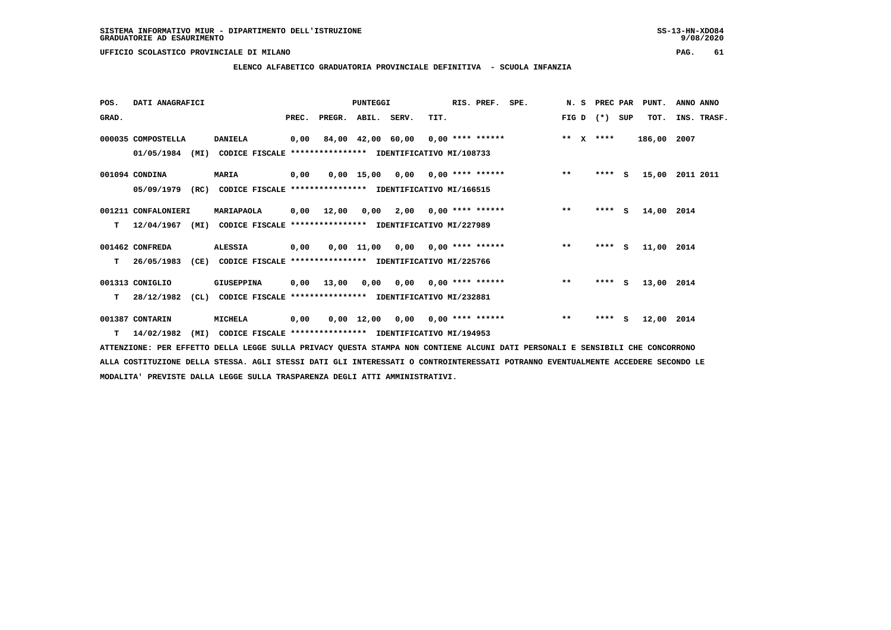SISTEMA INFORMATIVO MIUR - DIPARTIMENTO DELL'ISTRUZIONE
GRADUATORIE AD ESAURIMENTO

UFFICIO SCOLASTICO PROVINCIALE DI MILANO

**ELENCO ALFABETICO GRADUATORIA PROVINCIALE DEFINITIVA - SCUOLA INFANZIA**

| POS. GRAD. | DATI ANAGRAFICI | | PREC. | PREGR. | ABIL. | SERV. | TIT. | RIS. PREF. | SPE. | N. S FIG D | PREC PAR (*) SUP | PUNT. TOT. | ANNO ANNO INS. TRASF. |
|---|---|---|---|---|---|---|---|---|---|---|---|---|---|
| 000035 | COMPOSTELLA 01/05/1984 (MI) CODICE FISCALE **************** IDENTIFICATIVO MI/108733 | DANIELA | 0,00 | 84,00 | 42,00 | 60,00 | 0,00 | **** ****** | | ** X | **** | 186,00 | 2007 |
| 001094 | CONDINA 05/09/1979 (RC) CODICE FISCALE **************** IDENTIFICATIVO MI/166515 | MARIA | 0,00 | 0,00 | 15,00 | 0,00 | 0,00 | **** ****** | | ** | **** S | 15,00 | 2011 2011 |
| 001211 | CONFALONIERI T 12/04/1967 (MI) CODICE FISCALE **************** IDENTIFICATIVO MI/227989 | MARIAPAOLA | 0,00 | 12,00 | 0,00 | 2,00 | 0,00 | **** ****** | | ** | **** S | 14,00 | 2014 |
| 001462 | CONFREDA T 26/05/1983 (CE) CODICE FISCALE **************** IDENTIFICATIVO MI/225766 | ALESSIA | 0,00 | 0,00 | 11,00 | 0,00 | 0,00 | **** ****** | | ** | **** S | 11,00 | 2014 |
| 001313 | CONIGLIO T 28/12/1982 (CL) CODICE FISCALE **************** IDENTIFICATIVO MI/232881 | GIUSEPPINA | 0,00 | 13,00 | 0,00 | 0,00 | 0,00 | **** ****** | | ** | **** S | 13,00 | 2014 |
| 001387 | CONTARIN T 14/02/1982 (MI) CODICE FISCALE **************** IDENTIFICATIVO MI/194953 | MICHELA | 0,00 | 0,00 | 12,00 | 0,00 | 0,00 | **** ****** | | ** | **** S | 12,00 | 2014 |

ATTENZIONE: PER EFFETTO DELLA LEGGE SULLA PRIVACY QUESTA STAMPA NON CONTIENE ALCUNI DATI PERSONALI E SENSIBILI CHE CONCORRONO ALLA COSTITUZIONE DELLA STESSA. AGLI STESSI DATI GLI INTERESSATI O CONTROINTERESSATI POTRANNO EVENTUALMENTE ACCEDERE SECONDO LE MODALITA' PREVISTE DALLA LEGGE SULLA TRASPARENZA DEGLI ATTI AMMINISTRATIVI.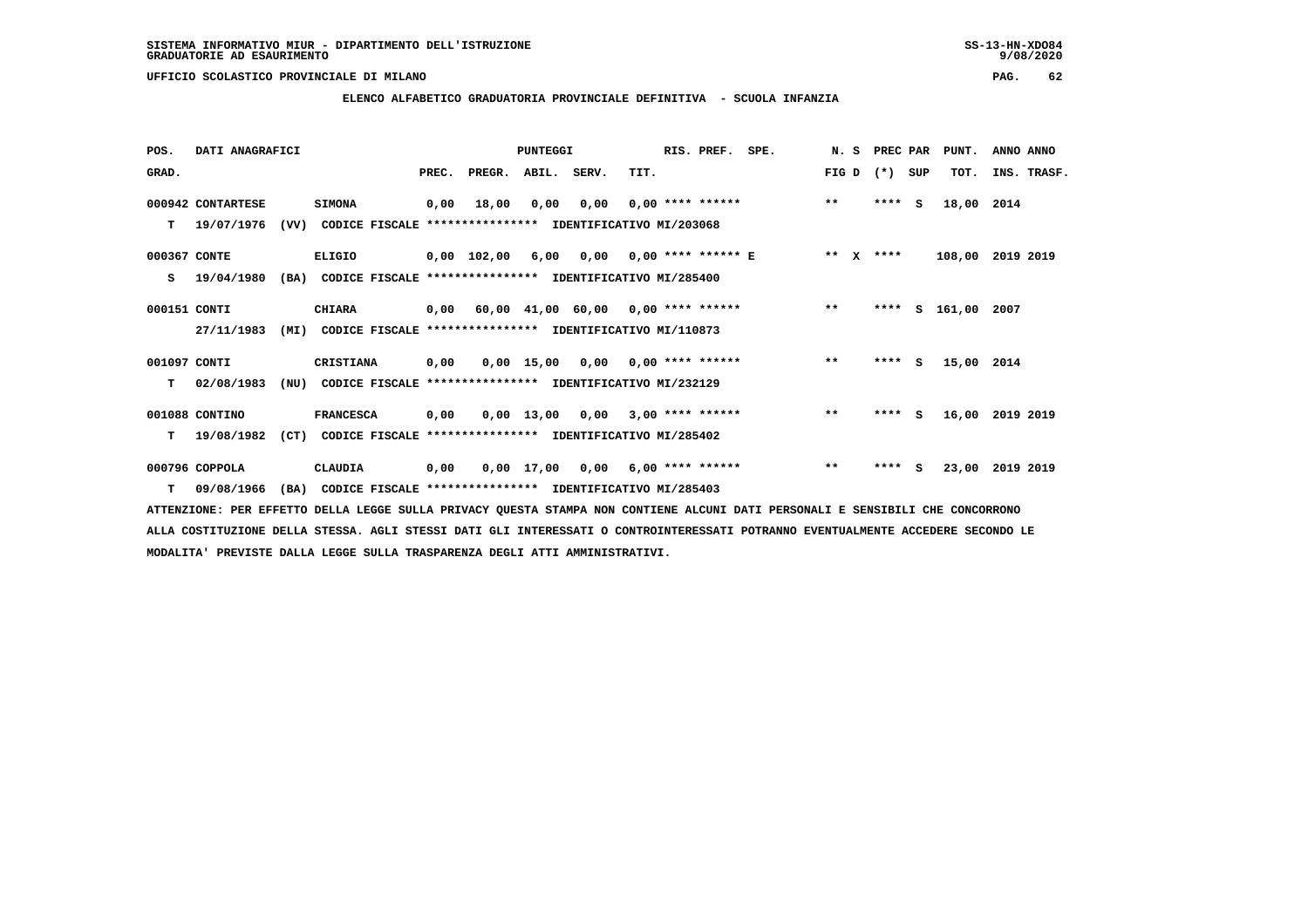SISTEMA INFORMATIVO MIUR - DIPARTIMENTO DELL'ISTRUZIONE
GRADUATORIE AD ESAURIMENTO

UFFICIO SCOLASTICO PROVINCIALE DI MILANO

## ELENCO ALFABETICO GRADUATORIA PROVINCIALE DEFINITIVA - SCUOLA INFANZIA

| POS. GRAD. | DATI ANAGRAFICI | | PREC. | PREGR. | ABIL. | SERV. | TIT. | RIS. PREF. | SPE. | N. S FIG D | PREC PAR (*) SUP | PUNT. TOT. | ANNO INS. | ANNO TRASF. |
|---|---|---|---|---|---|---|---|---|---|---|---|---|---|---|
| 000942 | CONTARTESE | SIMONA | 0,00 | 18,00 | 0,00 | 0,00 | 0,00 | **** ****** | | ** | **** S | 18,00 | 2014 | |
| T | 19/07/1976 (VV) | CODICE FISCALE **************** IDENTIFICATIVO MI/203068 | | | | | | | | | | | | |
| 000367 | CONTE | ELIGIO | 0,00 | 102,00 | 6,00 | 0,00 | 0,00 | **** ****** E | | ** X | **** | 108,00 | 2019 | 2019 |
| S | 19/04/1980 (BA) | CODICE FISCALE **************** IDENTIFICATIVO MI/285400 | | | | | | | | | | | | |
| 000151 | CONTI | CHIARA | 0,00 | 60,00 | 41,00 | 60,00 | 0,00 | **** ****** | | ** | **** S | 161,00 | 2007 | |
| | 27/11/1983 (MI) | CODICE FISCALE **************** IDENTIFICATIVO MI/110873 | | | | | | | | | | | | |
| 001097 | CONTI | CRISTIANA | 0,00 | 0,00 | 15,00 | 0,00 | 0,00 | **** ****** | | ** | **** S | 15,00 | 2014 | |
| T | 02/08/1983 (NU) | CODICE FISCALE **************** IDENTIFICATIVO MI/232129 | | | | | | | | | | | | |
| 001088 | CONTINO | FRANCESCA | 0,00 | 0,00 | 13,00 | 0,00 | 3,00 | **** ****** | | ** | **** S | 16,00 | 2019 | 2019 |
| T | 19/08/1982 (CT) | CODICE FISCALE **************** IDENTIFICATIVO MI/285402 | | | | | | | | | | | | |
| 000796 | COPPOLA | CLAUDIA | 0,00 | 0,00 | 17,00 | 0,00 | 6,00 | **** ****** | | ** | **** S | 23,00 | 2019 | 2019 |
| T | 09/08/1966 (BA) | CODICE FISCALE **************** IDENTIFICATIVO MI/285403 | | | | | | | | | | | | |

ATTENZIONE: PER EFFETTO DELLA LEGGE SULLA PRIVACY QUESTA STAMPA NON CONTIENE ALCUNI DATI PERSONALI E SENSIBILI CHE CONCORRONO ALLA COSTITUZIONE DELLA STESSA. AGLI STESSI DATI GLI INTERESSATI O CONTROINTERESSATI POTRANNO EVENTUALMENTE ACCEDERE SECONDO LE MODALITA' PREVISTE DALLA LEGGE SULLA TRASPARENZA DEGLI ATTI AMMINISTRATIVI.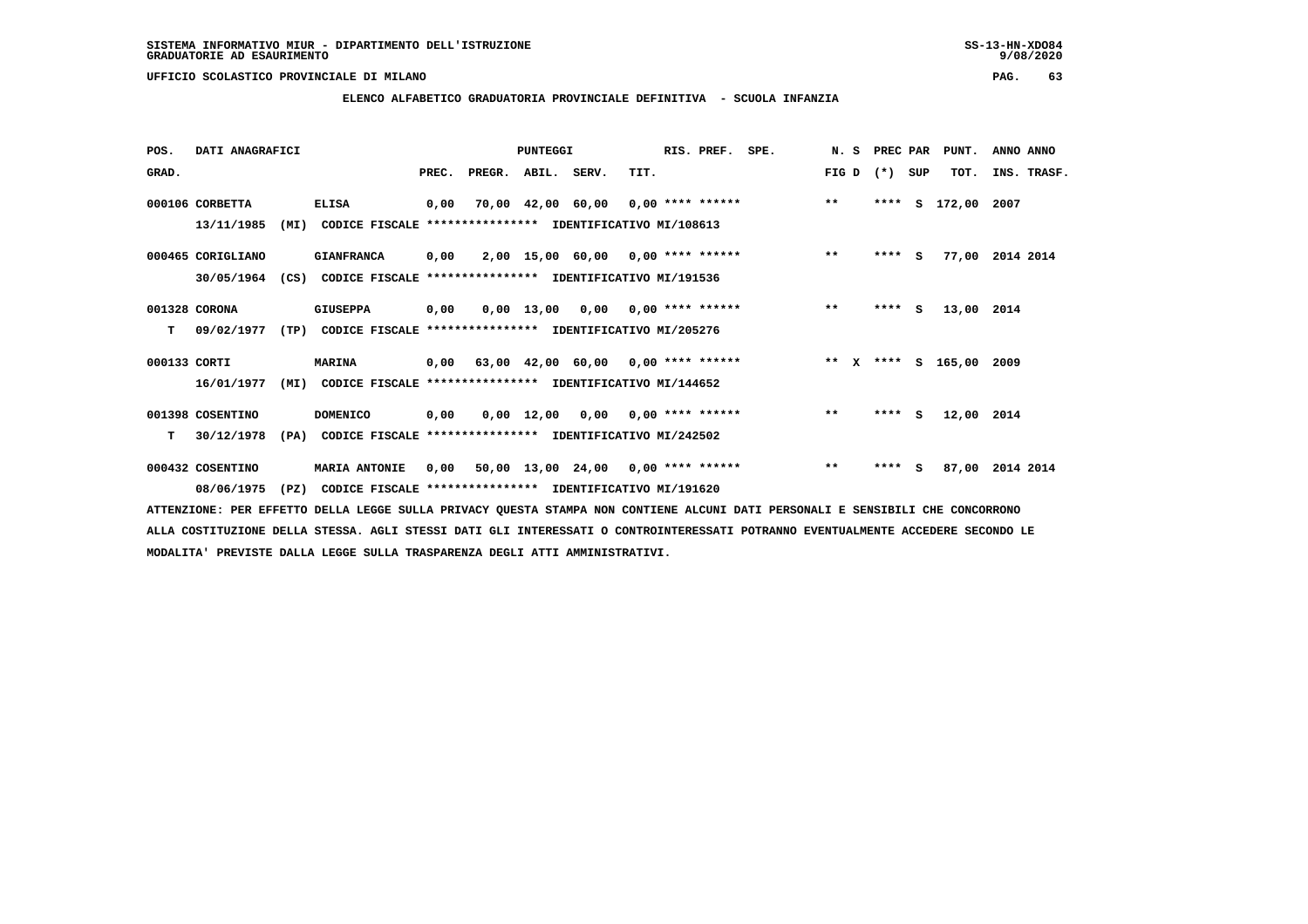SISTEMA INFORMATIVO MIUR - DIPARTIMENTO DELL'ISTRUZIONE
GRADUATORIE AD ESAURIMENTO

UFFICIO SCOLASTICO PROVINCIALE DI MILANO

## ELENCO ALFABETICO GRADUATORIA PROVINCIALE DEFINITIVA - SCUOLA INFANZIA

| POS. GRAD. | DATI ANAGRAFICI | | PREC. | PREGR. | ABIL. | SERV. | TIT. | RIS. PREF. | SPE. | N. S FIG D | PREC PAR (*) SUP | PUNT. TOT. | ANNO ANNO INS. TRASF. |
|---|---|---|---|---|---|---|---|---|---|---|---|---|---|
| 000106 | CORBETTA 13/11/1985 (MI) CODICE FISCALE **************** | ELISA IDENTIFICATIVO MI/108613 | 0,00 | 70,00 | 42,00 | 60,00 | 0,00 | **** ****** | | ** | **** S | 172,00 | 2007 |
| 000465 | CORIGLIANO 30/05/1964 (CS) CODICE FISCALE **************** | GIANFRANCA IDENTIFICATIVO MI/191536 | 0,00 | 2,00 | 15,00 | 60,00 | 0,00 | **** ****** | | ** | **** S | 77,00 | 2014 2014 |
| 001328 T | CORONA 09/02/1977 (TP) CODICE FISCALE **************** | GIUSEPPA IDENTIFICATIVO MI/205276 | 0,00 | 0,00 | 13,00 | 0,00 | 0,00 | **** ****** | | ** | **** S | 13,00 | 2014 |
| 000133 | CORTI 16/01/1977 (MI) CODICE FISCALE **************** | MARINA IDENTIFICATIVO MI/144652 | 0,00 | 63,00 | 42,00 | 60,00 | 0,00 | **** ****** | | ** X | **** S | 165,00 | 2009 |
| 001398 T | COSENTINO 30/12/1978 (PA) CODICE FISCALE **************** | DOMENICO IDENTIFICATIVO MI/242502 | 0,00 | 0,00 | 12,00 | 0,00 | 0,00 | **** ****** | | ** | **** S | 12,00 | 2014 |
| 000432 | COSENTINO 08/06/1975 (PZ) CODICE FISCALE **************** | MARIA ANTONIE IDENTIFICATIVO MI/191620 | 0,00 | 50,00 | 13,00 | 24,00 | 0,00 | **** ****** | | ** | **** S | 87,00 | 2014 2014 |

ATTENZIONE: PER EFFETTO DELLA LEGGE SULLA PRIVACY QUESTA STAMPA NON CONTIENE ALCUNI DATI PERSONALI E SENSIBILI CHE CONCORRONO ALLA COSTITUZIONE DELLA STESSA. AGLI STESSI DATI GLI INTERESSATI O CONTROINTERESSATI POTRANNO EVENTUALMENTE ACCEDERE SECONDO LE MODALITA' PREVISTE DALLA LEGGE SULLA TRASPARENZA DEGLI ATTI AMMINISTRATIVI.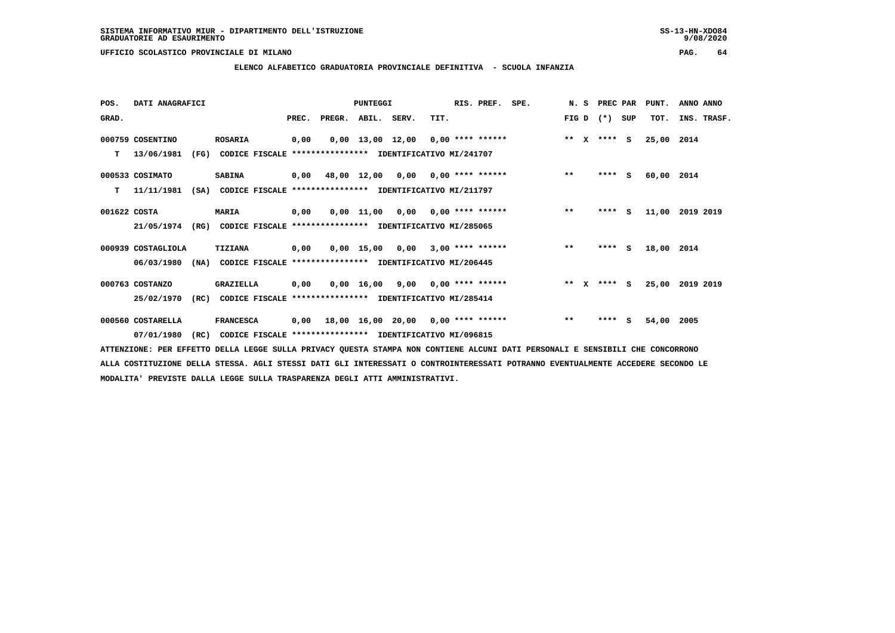SISTEMA INFORMATIVO MIUR - DIPARTIMENTO DELL'ISTRUZIONE
GRADUATORIE AD ESAURIMENTO

UFFICIO SCOLASTICO PROVINCIALE DI MILANO

## ELENCO ALFABETICO GRADUATORIA PROVINCIALE DEFINITIVA - SCUOLA INFANZIA

| POS. GRAD. | DATI ANAGRAFICI | | PREC. | PREGR. | ABIL. | SERV. | TIT. | RIS. PREF. | SPE. | N. S FIG D | PREC PAR (*) SUP | PUNT. TOT. | ANNO INS. | ANNO TRASF. |
|---|---|---|---|---|---|---|---|---|---|---|---|---|---|---|
| 000759 | COSENTINO | ROSARIA | 0,00 | 0,00 | 13,00 | 12,00 | 0,00 | **** ****** | | ** X | **** S | 25,00 | 2014 | |
| T | 13/06/1981 (FG) CODICE FISCALE **************** IDENTIFICATIVO MI/241707 | | | | | | | | | | | | | |
| 000533 | COSIMATO | SABINA | 0,00 | 48,00 | 12,00 | 0,00 | 0,00 | **** ****** | | ** | **** S | 60,00 | 2014 | |
| T | 11/11/1981 (SA) CODICE FISCALE **************** IDENTIFICATIVO MI/211797 | | | | | | | | | | | | | |
| 001622 | COSTA | MARIA | 0,00 | 0,00 | 11,00 | 0,00 | 0,00 | **** ****** | | ** | **** S | 11,00 | 2019 | 2019 |
| | 21/05/1974 (RG) CODICE FISCALE **************** IDENTIFICATIVO MI/285065 | | | | | | | | | | | | | |
| 000939 | COSTAGLIOLA | TIZIANA | 0,00 | 0,00 | 15,00 | 0,00 | 3,00 | **** ****** | | ** | **** S | 18,00 | 2014 | |
| | 06/03/1980 (NA) CODICE FISCALE **************** IDENTIFICATIVO MI/206445 | | | | | | | | | | | | | |
| 000763 | COSTANZO | GRAZIELLA | 0,00 | 0,00 | 16,00 | 9,00 | 0,00 | **** ****** | | ** X | **** S | 25,00 | 2019 | 2019 |
| | 25/02/1970 (RC) CODICE FISCALE **************** IDENTIFICATIVO MI/285414 | | | | | | | | | | | | | |
| 000560 | COSTARELLA | FRANCESCA | 0,00 | 18,00 | 16,00 | 20,00 | 0,00 | **** ****** | | ** | **** S | 54,00 | 2005 | |
| | 07/01/1980 (RC) CODICE FISCALE **************** IDENTIFICATIVO MI/096815 | | | | | | | | | | | | | |

ATTENZIONE: PER EFFETTO DELLA LEGGE SULLA PRIVACY QUESTA STAMPA NON CONTIENE ALCUNI DATI PERSONALI E SENSIBILI CHE CONCORRONO ALLA COSTITUZIONE DELLA STESSA. AGLI STESSI DATI GLI INTERESSATI O CONTROINTERESSATI POTRANNO EVENTUALMENTE ACCEDERE SECONDO LE MODALITA' PREVISTE DALLA LEGGE SULLA TRASPARENZA DEGLI ATTI AMMINISTRATIVI.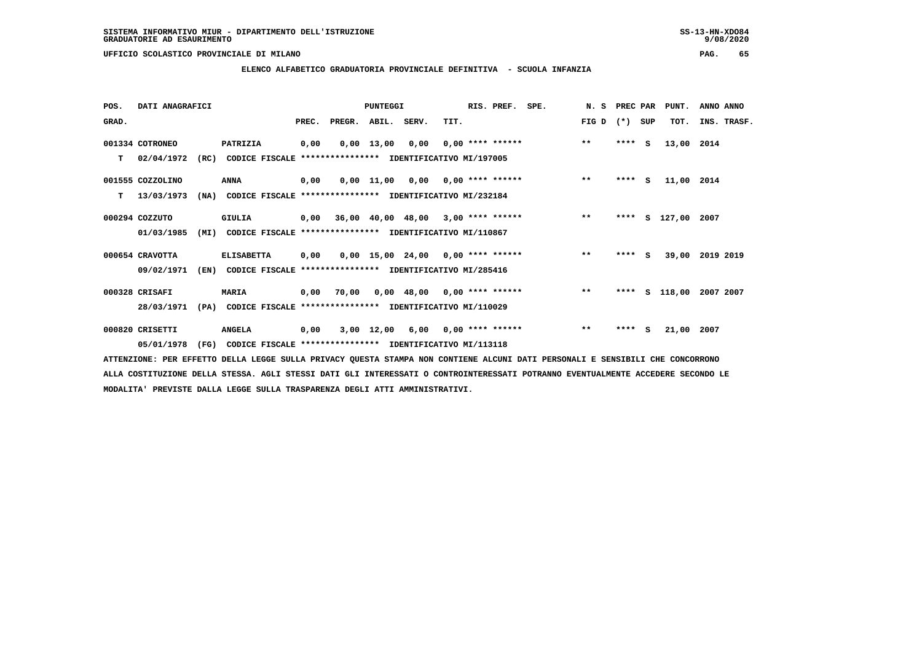SISTEMA INFORMATIVO MIUR - DIPARTIMENTO DELL'ISTRUZIONE
GRADUATORIE AD ESAURIMENTO

UFFICIO SCOLASTICO PROVINCIALE DI MILANO

## ELENCO ALFABETICO GRADUATORIA PROVINCIALE DEFINITIVA - SCUOLA INFANZIA

| POS. GRAD. | DATI ANAGRAFICI | | PREC. | PREGR. | ABIL. | SERV. | TIT. | RIS. PREF. | SPE. | N. S FIG D | PREC (*) | PAR SUP | PUNT. TOT. | ANNO INS. | ANNO TRASF. |
|---|---|---|---|---|---|---|---|---|---|---|---|---|---|---|---|
| 001334 | COTRONEO | PATRIZIA | 0,00 | 0,00 | 13,00 | 0,00 | 0,00 | **** ****** | | ** | **** | S | 13,00 | 2014 | |
| T | 02/04/1972 (RC) | CODICE FISCALE **************** IDENTIFICATIVO MI/197005 | | | | | | | | | | | | | |
| 001555 | COZZOLINO | ANNA | 0,00 | 0,00 | 11,00 | 0,00 | 0,00 | **** ****** | | ** | **** | S | 11,00 | 2014 | |
| T | 13/03/1973 (NA) | CODICE FISCALE **************** IDENTIFICATIVO MI/232184 | | | | | | | | | | | | | |
| 000294 | COZZUTO | GIULIA | 0,00 | 36,00 | 40,00 | 48,00 | 3,00 | **** ****** | | ** | **** | S | 127,00 | 2007 | |
| | 01/03/1985 (MI) | CODICE FISCALE **************** IDENTIFICATIVO MI/110867 | | | | | | | | | | | | | |
| 000654 | CRAVOTTA | ELISABETTA | 0,00 | 0,00 | 15,00 | 24,00 | 0,00 | **** ****** | | ** | **** | S | 39,00 | 2019 | 2019 |
| | 09/02/1971 (EN) | CODICE FISCALE **************** IDENTIFICATIVO MI/285416 | | | | | | | | | | | | | |
| 000328 | CRISAFI | MARIA | 0,00 | 70,00 | 0,00 | 48,00 | 0,00 | **** ****** | | ** | **** | S | 118,00 | 2007 | 2007 |
| | 28/03/1971 (PA) | CODICE FISCALE **************** IDENTIFICATIVO MI/110029 | | | | | | | | | | | | | |
| 000820 | CRISETTI | ANGELA | 0,00 | 3,00 | 12,00 | 6,00 | 0,00 | **** ****** | | ** | **** | S | 21,00 | 2007 | |
| | 05/01/1978 (FG) | CODICE FISCALE **************** IDENTIFICATIVO MI/113118 | | | | | | | | | | | | | |

ATTENZIONE: PER EFFETTO DELLA LEGGE SULLA PRIVACY QUESTA STAMPA NON CONTIENE ALCUNI DATI PERSONALI E SENSIBILI CHE CONCORRONO ALLA COSTITUZIONE DELLA STESSA. AGLI STESSI DATI GLI INTERESSATI O CONTROINTERESSATI POTRANNO EVENTUALMENTE ACCEDERE SECONDO LE MODALITA' PREVISTE DALLA LEGGE SULLA TRASPARENZA DEGLI ATTI AMMINISTRATIVI.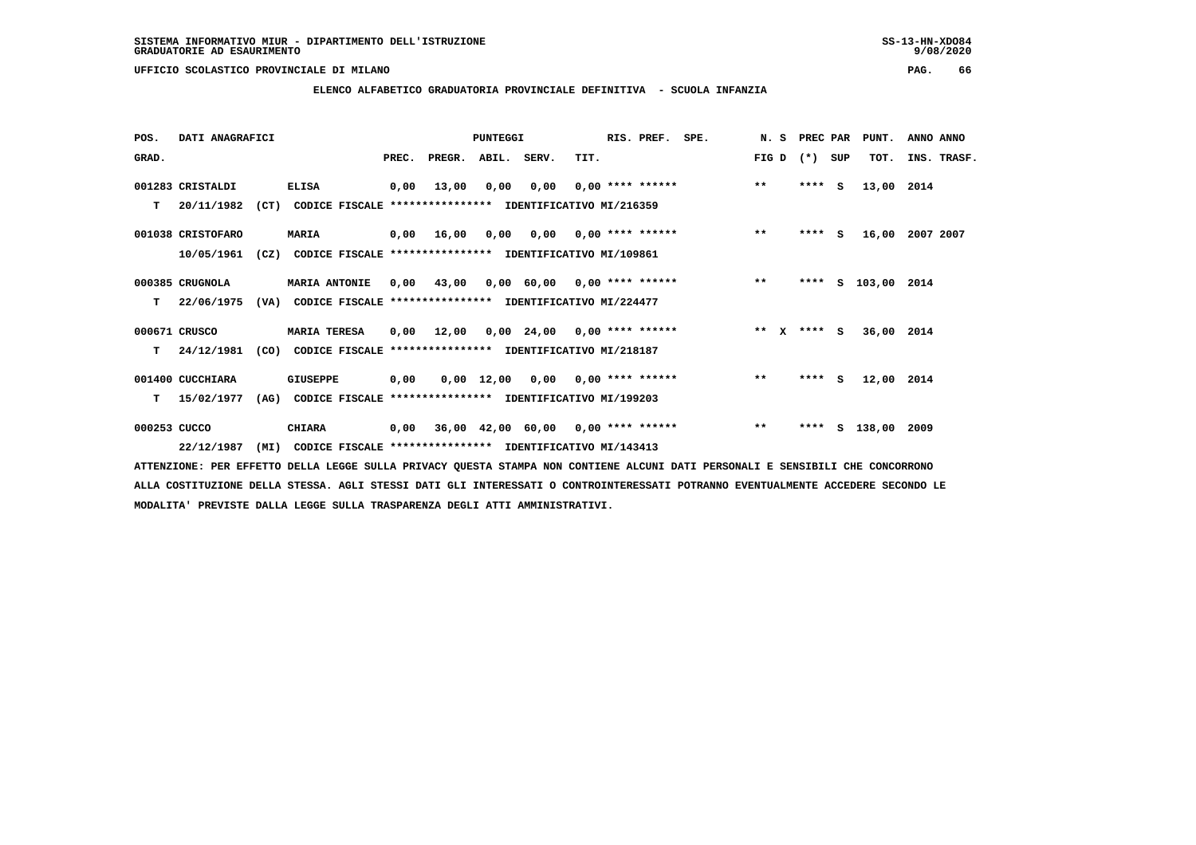SISTEMA INFORMATIVO MIUR - DIPARTIMENTO DELL'ISTRUZIONE
GRADUATORIE AD ESAURIMENTO

UFFICIO SCOLASTICO PROVINCIALE DI MILANO

## ELENCO ALFABETICO GRADUATORIA PROVINCIALE DEFINITIVA - SCUOLA INFANZIA

| POS. GRAD. | DATI ANAGRAFICI | | PREC. | PREGR. | ABIL. | SERV. | TIT. | RIS. PREF. | SPE. | N. S FIG D | PREC PAR (*) SUP | PUNT. TOT. | ANNO ANNO INS. TRASF. |
|---|---|---|---|---|---|---|---|---|---|---|---|---|---|
| 001283 | CRISTALDI | ELISA | 0,00 | 13,00 | 0,00 | 0,00 | 0,00 | **** ****** | | ** | **** S | 13,00 | 2014 |
| T | 20/11/1982 (CT) | CODICE FISCALE **************** IDENTIFICATIVO MI/216359 | | | | | | | | | | | |
| 001038 | CRISTOFARO | MARIA | 0,00 | 16,00 | 0,00 | 0,00 | 0,00 | **** ****** | | ** | **** S | 16,00 | 2007 2007 |
| | 10/05/1961 (CZ) | CODICE FISCALE **************** IDENTIFICATIVO MI/109861 | | | | | | | | | | | |
| 000385 | CRUGNOLA | MARIA ANTONIE | 0,00 | 43,00 | 0,00 | 60,00 | 0,00 | **** ****** | | ** | **** S | 103,00 | 2014 |
| T | 22/06/1975 (VA) | CODICE FISCALE **************** IDENTIFICATIVO MI/224477 | | | | | | | | | | | |
| 000671 | CRUSCO | MARIA TERESA | 0,00 | 12,00 | 0,00 | 24,00 | 0,00 | **** ****** | | ** X | **** S | 36,00 | 2014 |
| T | 24/12/1981 (CO) | CODICE FISCALE **************** IDENTIFICATIVO MI/218187 | | | | | | | | | | | |
| 001400 | CUCCHIARA | GIUSEPPE | 0,00 | 0,00 | 12,00 | 0,00 | 0,00 | **** ****** | | ** | **** S | 12,00 | 2014 |
| T | 15/02/1977 (AG) | CODICE FISCALE **************** IDENTIFICATIVO MI/199203 | | | | | | | | | | | |
| 000253 | CUCCO | CHIARA | 0,00 | 36,00 | 42,00 | 60,00 | 0,00 | **** ****** | | ** | **** S | 138,00 | 2009 |
| | 22/12/1987 (MI) | CODICE FISCALE **************** IDENTIFICATIVO MI/143413 | | | | | | | | | | | |

ATTENZIONE: PER EFFETTO DELLA LEGGE SULLA PRIVACY QUESTA STAMPA NON CONTIENE ALCUNI DATI PERSONALI E SENSIBILI CHE CONCORRONO ALLA COSTITUZIONE DELLA STESSA. AGLI STESSI DATI GLI INTERESSATI O CONTROINTERESSATI POTRANNO EVENTUALMENTE ACCEDERE SECONDO LE MODALITA' PREVISTE DALLA LEGGE SULLA TRASPARENZA DEGLI ATTI AMMINISTRATIVI.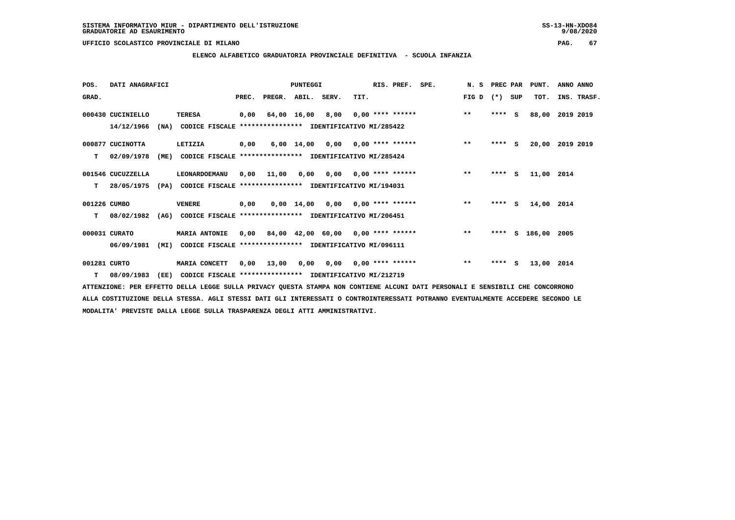SISTEMA INFORMATIVO MIUR - DIPARTIMENTO DELL'ISTRUZIONE
GRADUATORIE AD ESAURIMENTO

UFFICIO SCOLASTICO PROVINCIALE DI MILANO

**ELENCO ALFABETICO GRADUATORIA PROVINCIALE DEFINITIVA - SCUOLA INFANZIA**

| POS. GRAD. | DATI ANAGRAFICI | | PREC. | PREGR. | ABIL. | SERV. | TIT. | RIS. PREF. | SPE. | N. S FIG D | PREC PAR (*) | SUP | PUNT. TOT. | ANNO INS. | ANNO TRASF. |
|---|---|---|---|---|---|---|---|---|---|---|---|---|---|---|---|
| 000430 | CUCINIELLO | TERESA | 0,00 | 64,00 | 16,00 | 8,00 | 0,00 | **** ****** | | ** | **** | S | 88,00 | 2019 | 2019 |
| | 14/12/1966 (NA) | CODICE FISCALE **************** IDENTIFICATIVO MI/285422 | | | | | | | | | | | | | |
| 000877 | CUCINOTTA | LETIZIA | 0,00 | 6,00 | 14,00 | 0,00 | 0,00 | **** ****** | | ** | **** | S | 20,00 | 2019 | 2019 |
| T | 02/09/1978 (ME) | CODICE FISCALE **************** IDENTIFICATIVO MI/285424 | | | | | | | | | | | | | |
| 001546 | CUCUZZELLA | LEONARDOEMANU | 0,00 | 11,00 | 0,00 | 0,00 | 0,00 | **** ****** | | ** | **** | S | 11,00 | 2014 | |
| T | 28/05/1975 (PA) | CODICE FISCALE **************** IDENTIFICATIVO MI/194031 | | | | | | | | | | | | | |
| 001226 | CUMBO | VENERE | 0,00 | 0,00 | 14,00 | 0,00 | 0,00 | **** ****** | | ** | **** | S | 14,00 | 2014 | |
| T | 08/02/1982 (AG) | CODICE FISCALE **************** IDENTIFICATIVO MI/206451 | | | | | | | | | | | | | |
| 000031 | CURATO | MARIA ANTONIE | 0,00 | 84,00 | 42,00 | 60,00 | 0,00 | **** ****** | | ** | **** | S | 186,00 | 2005 | |
| | 06/09/1981 (MI) | CODICE FISCALE **************** IDENTIFICATIVO MI/096111 | | | | | | | | | | | | | |
| 001281 | CURTO | MARIA CONCETT | 0,00 | 13,00 | 0,00 | 0,00 | 0,00 | **** ****** | | ** | **** | S | 13,00 | 2014 | |
| T | 08/09/1983 (EE) | CODICE FISCALE **************** IDENTIFICATIVO MI/212719 | | | | | | | | | | | | | |

ATTENZIONE: PER EFFETTO DELLA LEGGE SULLA PRIVACY QUESTA STAMPA NON CONTIENE ALCUNI DATI PERSONALI E SENSIBILI CHE CONCORRONO ALLA COSTITUZIONE DELLA STESSA. AGLI STESSI DATI GLI INTERESSATI O CONTROINTERESSATI POTRANNO EVENTUALMENTE ACCEDERE SECONDO LE MODALITA' PREVISTE DALLA LEGGE SULLA TRASPARENZA DEGLI ATTI AMMINISTRATIVI.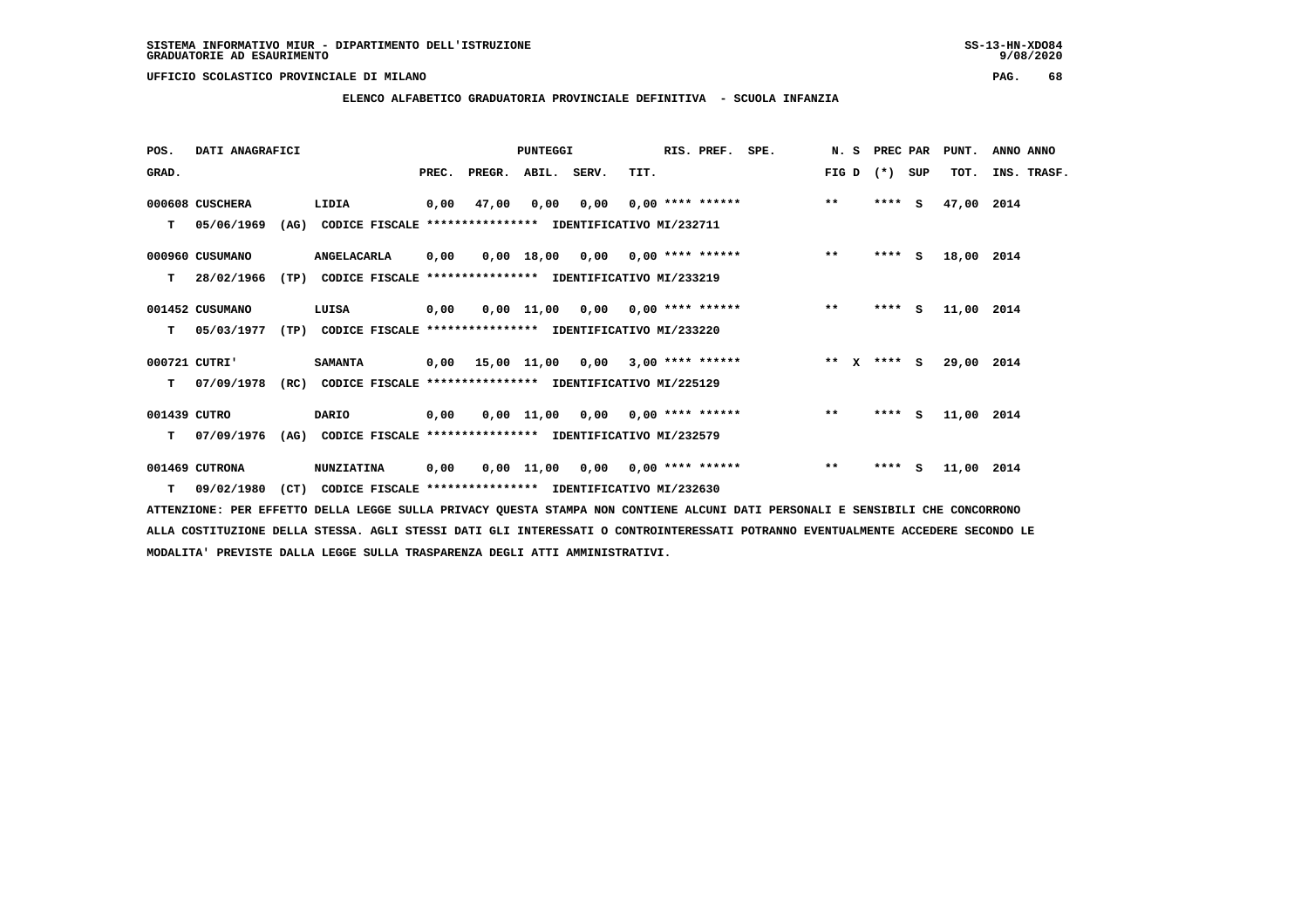SISTEMA INFORMATIVO MIUR - DIPARTIMENTO DELL'ISTRUZIONE
GRADUATORIE AD ESAURIMENTO

UFFICIO SCOLASTICO PROVINCIALE DI MILANO

ELENCO ALFABETICO GRADUATORIA PROVINCIALE DEFINITIVA - SCUOLA INFANZIA

| POS. GRAD. | DATI ANAGRAFICI | | PREC. | PREGR. | ABIL. | SERV. | TIT. | RIS. PREF. | SPE. | N. S FIG D | PREC PAR (*) SUP | PUNT. TOT. | ANNO ANNO INS. TRASF. |
|---|---|---|---|---|---|---|---|---|---|---|---|---|---|
| 000608 | CUSCHERA | LIDIA | 0,00 | 47,00 | 0,00 | 0,00 | 0,00 | **** ****** | | ** | **** S | 47,00 | 2014 |
| T | 05/06/1969 (AG) | CODICE FISCALE **************** IDENTIFICATIVO MI/232711 | | | | | | | | | | | |
| 000960 | CUSUMANO | ANGELACARLA | 0,00 | 0,00 | 18,00 | 0,00 | 0,00 | **** ****** | | ** | **** S | 18,00 | 2014 |
| T | 28/02/1966 (TP) | CODICE FISCALE **************** IDENTIFICATIVO MI/233219 | | | | | | | | | | | |
| 001452 | CUSUMANO | LUISA | 0,00 | 0,00 | 11,00 | 0,00 | 0,00 | **** ****** | | ** | **** S | 11,00 | 2014 |
| T | 05/03/1977 (TP) | CODICE FISCALE **************** IDENTIFICATIVO MI/233220 | | | | | | | | | | | |
| 000721 | CUTRI' | SAMANTA | 0,00 | 15,00 | 11,00 | 0,00 | 3,00 | **** ****** | | ** X | **** S | 29,00 | 2014 |
| T | 07/09/1978 (RC) | CODICE FISCALE **************** IDENTIFICATIVO MI/225129 | | | | | | | | | | | |
| 001439 | CUTRO | DARIO | 0,00 | 0,00 | 11,00 | 0,00 | 0,00 | **** ****** | | ** | **** S | 11,00 | 2014 |
| T | 07/09/1976 (AG) | CODICE FISCALE **************** IDENTIFICATIVO MI/232579 | | | | | | | | | | | |
| 001469 | CUTRONA | NUNZIATINA | 0,00 | 0,00 | 11,00 | 0,00 | 0,00 | **** ****** | | ** | **** S | 11,00 | 2014 |
| T | 09/02/1980 (CT) | CODICE FISCALE **************** IDENTIFICATIVO MI/232630 | | | | | | | | | | | |

ATTENZIONE: PER EFFETTO DELLA LEGGE SULLA PRIVACY QUESTA STAMPA NON CONTIENE ALCUNI DATI PERSONALI E SENSIBILI CHE CONCORRONO ALLA COSTITUZIONE DELLA STESSA. AGLI STESSI DATI GLI INTERESSATI O CONTROINTERESSATI POTRANNO EVENTUALMENTE ACCEDERE SECONDO LE MODALITA' PREVISTE DALLA LEGGE SULLA TRASPARENZA DEGLI ATTI AMMINISTRATIVI.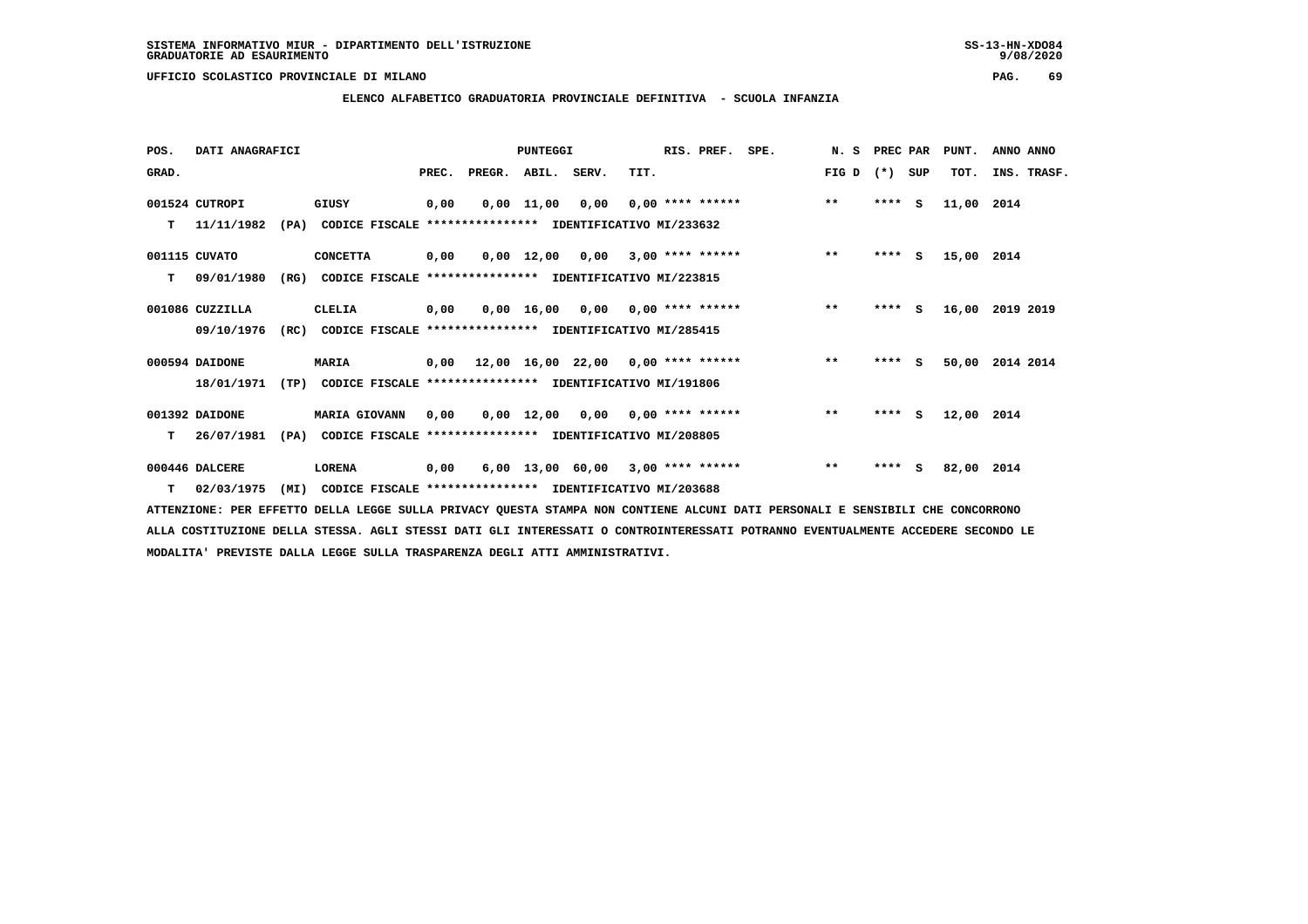SISTEMA INFORMATIVO MIUR - DIPARTIMENTO DELL'ISTRUZIONE
GRADUATORIE AD ESAURIMENTO

UFFICIO SCOLASTICO PROVINCIALE DI MILANO

ELENCO ALFABETICO GRADUATORIA PROVINCIALE DEFINITIVA - SCUOLA INFANZIA

| POS. | DATI ANAGRAFICI | | | PREC. | PREGR. | ABIL. | SERV. | TIT. | RIS. PREF. | SPE. | N. S FIG D | PREC PAR (*) | SUP | PUNT. TOT. | ANNO INS. | ANNO TRASF. |
|---|---|---|---|---|---|---|---|---|---|---|---|---|---|---|---|---|
| 001524 | CUTROPI | GIUSY | | 0,00 | 0,00 | 11,00 | 0,00 | 0,00 | **** ****** | | ** | **** | S | 11,00 | 2014 | |
| T | 11/11/1982 | (PA) | CODICE FISCALE **************** IDENTIFICATIVO MI/233632 | | | | | | | | | | | | | |
| 001115 | CUVATO | CONCETTA | | 0,00 | 0,00 | 12,00 | 0,00 | 3,00 | **** ****** | | ** | **** | S | 15,00 | 2014 | |
| T | 09/01/1980 | (RG) | CODICE FISCALE **************** IDENTIFICATIVO MI/223815 | | | | | | | | | | | | | |
| 001086 | CUZZILLA | CLELIA | | 0,00 | 0,00 | 16,00 | 0,00 | 0,00 | **** ****** | | ** | **** | S | 16,00 | 2019 | 2019 |
| | 09/10/1976 | (RC) | CODICE FISCALE **************** IDENTIFICATIVO MI/285415 | | | | | | | | | | | | | |
| 000594 | DAIDONE | MARIA | | 0,00 | 12,00 | 16,00 | 22,00 | 0,00 | **** ****** | | ** | **** | S | 50,00 | 2014 | 2014 |
| | 18/01/1971 | (TP) | CODICE FISCALE **************** IDENTIFICATIVO MI/191806 | | | | | | | | | | | | | |
| 001392 | DAIDONE | MARIA GIOVANN | | 0,00 | 0,00 | 12,00 | 0,00 | 0,00 | **** ****** | | ** | **** | S | 12,00 | 2014 | |
| T | 26/07/1981 | (PA) | CODICE FISCALE **************** IDENTIFICATIVO MI/208805 | | | | | | | | | | | | | |
| 000446 | DALCERE | LORENA | | 0,00 | 6,00 | 13,00 | 60,00 | 3,00 | **** ****** | | ** | **** | S | 82,00 | 2014 | |
| T | 02/03/1975 | (MI) | CODICE FISCALE **************** IDENTIFICATIVO MI/203688 | | | | | | | | | | | | | |

ATTENZIONE: PER EFFETTO DELLA LEGGE SULLA PRIVACY QUESTA STAMPA NON CONTIENE ALCUNI DATI PERSONALI E SENSIBILI CHE CONCORRONO ALLA COSTITUZIONE DELLA STESSA. AGLI STESSI DATI GLI INTERESSATI O CONTROINTERESSATI POTRANNO EVENTUALMENTE ACCEDERE SECONDO LE MODALITA' PREVISTE DALLA LEGGE SULLA TRASPARENZA DEGLI ATTI AMMINISTRATIVI.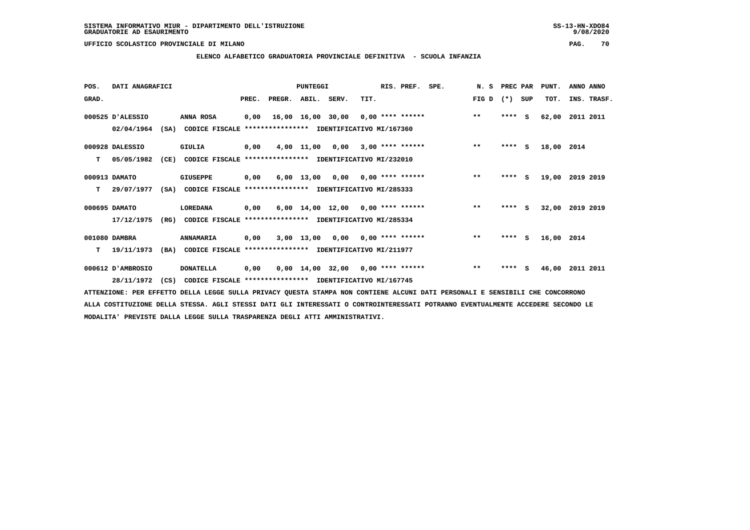SISTEMA INFORMATIVO MIUR - DIPARTIMENTO DELL'ISTRUZIONE
GRADUATORIE AD ESAURIMENTO

UFFICIO SCOLASTICO PROVINCIALE DI MILANO

**ELENCO ALFABETICO GRADUATORIA PROVINCIALE DEFINITIVA - SCUOLA INFANZIA**

| POS. GRAD. | DATI ANAGRAFICI | | PREC. | PREGR. | ABIL. | SERV. | TIT. | RIS. PREF. | SPE. | N. S FIG D | PREC PAR (*) | SUP | PUNT. TOT. | ANNO INS. | ANNO TRASF. |
|---|---|---|---|---|---|---|---|---|---|---|---|---|---|---|---|
| 000525 | D'ALESSIO | ANNA ROSA | 0,00 | 16,00 | 16,00 | 30,00 | 0,00 | **** ****** | | ** | **** | S | 62,00 | 2011 | 2011 |
| | 02/04/1964 (SA) | CODICE FISCALE **************** IDENTIFICATIVO MI/167360 | | | | | | | | | | | | | |
| 000928 | DALESSIO | GIULIA | 0,00 | 4,00 | 11,00 | 0,00 | 3,00 | **** ****** | | ** | **** | S | 18,00 | 2014 | |
| T | 05/05/1982 (CE) | CODICE FISCALE **************** IDENTIFICATIVO MI/232010 | | | | | | | | | | | | | |
| 000913 | DAMATO | GIUSEPPE | 0,00 | 6,00 | 13,00 | 0,00 | 0,00 | **** ****** | | ** | **** | S | 19,00 | 2019 | 2019 |
| T | 29/07/1977 (SA) | CODICE FISCALE **************** IDENTIFICATIVO MI/285333 | | | | | | | | | | | | | |
| 000695 | DAMATO | LOREDANA | 0,00 | 6,00 | 14,00 | 12,00 | 0,00 | **** ****** | | ** | **** | S | 32,00 | 2019 | 2019 |
| | 17/12/1975 (RG) | CODICE FISCALE **************** IDENTIFICATIVO MI/285334 | | | | | | | | | | | | | |
| 001080 | DAMBRA | ANNAMARIA | 0,00 | 3,00 | 13,00 | 0,00 | 0,00 | **** ****** | | ** | **** | S | 16,00 | 2014 | |
| T | 19/11/1973 (BA) | CODICE FISCALE **************** IDENTIFICATIVO MI/211977 | | | | | | | | | | | | | |
| 000612 | D'AMBROSIO | DONATELLA | 0,00 | 0,00 | 14,00 | 32,00 | 0,00 | **** ****** | | ** | **** | S | 46,00 | 2011 | 2011 |
| | 28/11/1972 (CS) | CODICE FISCALE **************** IDENTIFICATIVO MI/167745 | | | | | | | | | | | | | |

ATTENZIONE: PER EFFETTO DELLA LEGGE SULLA PRIVACY QUESTA STAMPA NON CONTIENE ALCUNI DATI PERSONALI E SENSIBILI CHE CONCORRONO ALLA COSTITUZIONE DELLA STESSA. AGLI STESSI DATI GLI INTERESSATI O CONTROINTERESSATI POTRANNO EVENTUALMENTE ACCEDERE SECONDO LE MODALITA' PREVISTE DALLA LEGGE SULLA TRASPARENZA DEGLI ATTI AMMINISTRATIVI.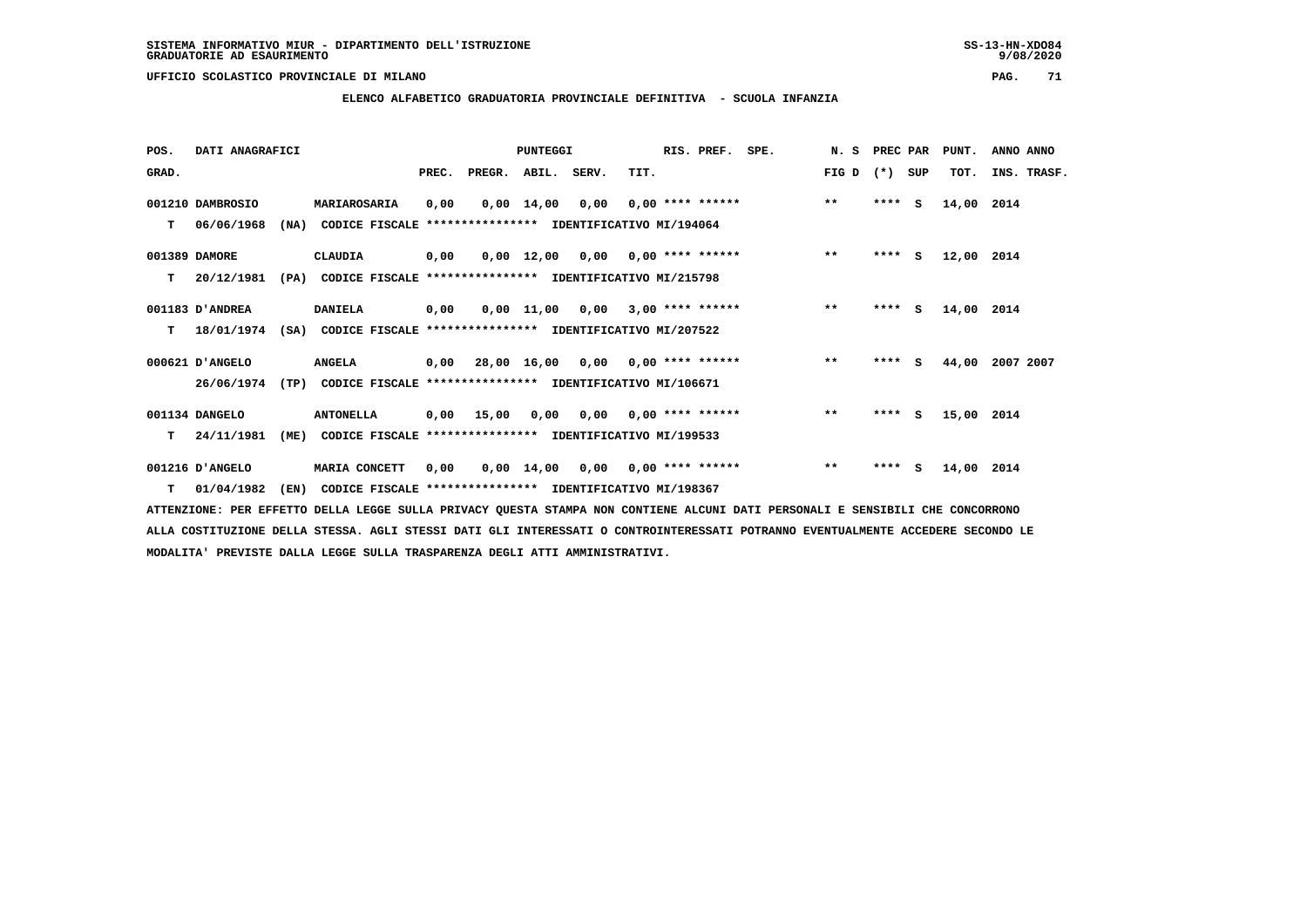SISTEMA INFORMATIVO MIUR - DIPARTIMENTO DELL'ISTRUZIONE
GRADUATORIE AD ESAURIMENTO

UFFICIO SCOLASTICO PROVINCIALE DI MILANO

## ELENCO ALFABETICO GRADUATORIA PROVINCIALE DEFINITIVA - SCUOLA INFANZIA

| POS. GRAD. | DATI ANAGRAFICI | | | PREC. | PREGR. | ABIL. | SERV. | TIT. | RIS. PREF. | SPE. | N. S FIG D | PREC PAR (*) | SUP | PUNT. TOT. | ANNO INS. | ANNO TRASF. |
|---|---|---|---|---|---|---|---|---|---|---|---|---|---|---|---|---|
| 001210 | DAMBROSIO | MARIAROSARIA | | 0,00 | 0,00 | 14,00 | 0,00 | 0,00 | **** ****** | | ** | **** | S | 14,00 | 2014 | |
| T | 06/06/1968 (NA) | CODICE FISCALE **************** | IDENTIFICATIVO MI/194064 | | | | | | | | | | | | | |
| 001389 | DAMORE | CLAUDIA | | 0,00 | 0,00 | 12,00 | 0,00 | 0,00 | **** ****** | | ** | **** | S | 12,00 | 2014 | |
| T | 20/12/1981 (PA) | CODICE FISCALE **************** | IDENTIFICATIVO MI/215798 | | | | | | | | | | | | | |
| 001183 | D'ANDREA | DANIELA | | 0,00 | 0,00 | 11,00 | 0,00 | 3,00 | **** ****** | | ** | **** | S | 14,00 | 2014 | |
| T | 18/01/1974 (SA) | CODICE FISCALE **************** | IDENTIFICATIVO MI/207522 | | | | | | | | | | | | | |
| 000621 | D'ANGELO | ANGELA | | 0,00 | 28,00 | 16,00 | 0,00 | 0,00 | **** ****** | | ** | **** | S | 44,00 | 2007 | 2007 |
| | 26/06/1974 (TP) | CODICE FISCALE **************** | IDENTIFICATIVO MI/106671 | | | | | | | | | | | | | |
| 001134 | DANGELO | ANTONELLA | | 0,00 | 15,00 | 0,00 | 0,00 | 0,00 | **** ****** | | ** | **** | S | 15,00 | 2014 | |
| T | 24/11/1981 (ME) | CODICE FISCALE **************** | IDENTIFICATIVO MI/199533 | | | | | | | | | | | | | |
| 001216 | D'ANGELO | MARIA CONCETT | | 0,00 | 0,00 | 14,00 | 0,00 | 0,00 | **** ****** | | ** | **** | S | 14,00 | 2014 | |
| T | 01/04/1982 (EN) | CODICE FISCALE **************** | IDENTIFICATIVO MI/198367 | | | | | | | | | | | | | |

ATTENZIONE: PER EFFETTO DELLA LEGGE SULLA PRIVACY QUESTA STAMPA NON CONTIENE ALCUNI DATI PERSONALI E SENSIBILI CHE CONCORRONO ALLA COSTITUZIONE DELLA STESSA. AGLI STESSI DATI GLI INTERESSATI O CONTROINTERESSATI POTRANNO EVENTUALMENTE ACCEDERE SECONDO LE MODALITA' PREVISTE DALLA LEGGE SULLA TRASPARENZA DEGLI ATTI AMMINISTRATIVI.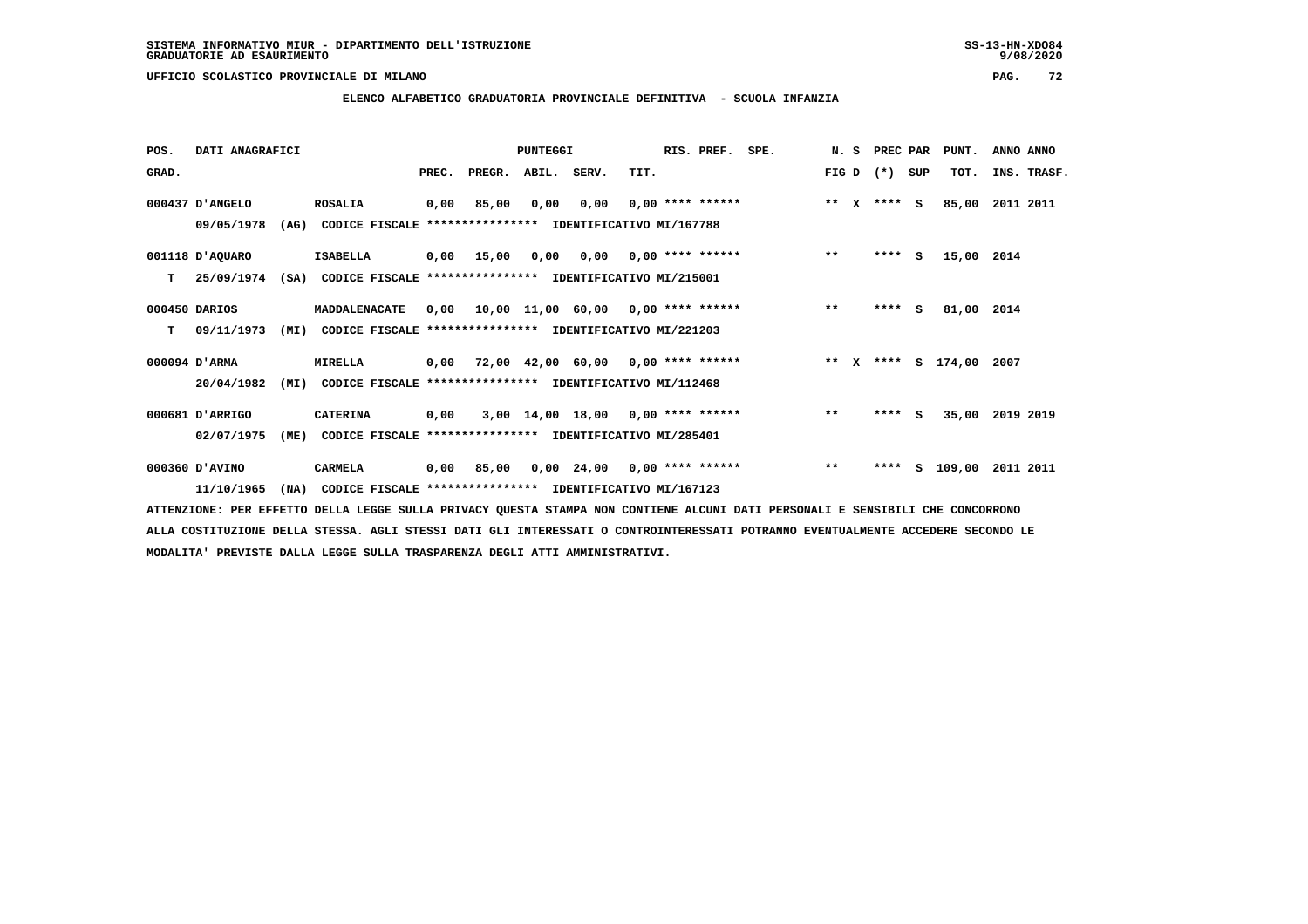SISTEMA INFORMATIVO MIUR - DIPARTIMENTO DELL'ISTRUZIONE
GRADUATORIE AD ESAURIMENTO

UFFICIO SCOLASTICO PROVINCIALE DI MILANO

## ELENCO ALFABETICO GRADUATORIA PROVINCIALE DEFINITIVA - SCUOLA INFANZIA

| POS. GRAD. | DATI ANAGRAFICI | | PREC. | PREGR. | ABIL. | SERV. | TIT. | RIS. PREF. | SPE. | N. S FIG D | PREC PAR (*) SUP | PUNT. TOT. | ANNO ANNO INS. TRASF. |
|---|---|---|---|---|---|---|---|---|---|---|---|---|---|
| 000437 | D'ANGELO 09/05/1978 (AG) CODICE FISCALE **************** IDENTIFICATIVO MI/167788 | ROSALIA | 0,00 | 85,00 | 0,00 | 0,00 | 0,00 | **** ****** | | ** X | **** S | 85,00 | 2011 2011 |
| 001118 T | D'AQUARO 25/09/1974 (SA) CODICE FISCALE **************** IDENTIFICATIVO MI/215001 | ISABELLA | 0,00 | 15,00 | 0,00 | 0,00 | 0,00 | **** ****** | | ** | **** S | 15,00 | 2014 |
| 000450 T | DARIOS 09/11/1973 (MI) CODICE FISCALE **************** IDENTIFICATIVO MI/221203 | MADDALENACATE | 0,00 | 10,00 | 11,00 | 60,00 | 0,00 | **** ****** | | ** | **** S | 81,00 | 2014 |
| 000094 | D'ARMA 20/04/1982 (MI) CODICE FISCALE **************** IDENTIFICATIVO MI/112468 | MIRELLA | 0,00 | 72,00 | 42,00 | 60,00 | 0,00 | **** ****** | | ** X | **** S | 174,00 | 2007 |
| 000681 | D'ARRIGO 02/07/1975 (ME) CODICE FISCALE **************** IDENTIFICATIVO MI/285401 | CATERINA | 0,00 | 3,00 | 14,00 | 18,00 | 0,00 | **** ****** | | ** | **** S | 35,00 | 2019 2019 |
| 000360 | D'AVINO 11/10/1965 (NA) CODICE FISCALE **************** IDENTIFICATIVO MI/167123 | CARMELA | 0,00 | 85,00 | 0,00 | 24,00 | 0,00 | **** ****** | | ** | **** S | 109,00 | 2011 2011 |

ATTENZIONE: PER EFFETTO DELLA LEGGE SULLA PRIVACY QUESTA STAMPA NON CONTIENE ALCUNI DATI PERSONALI E SENSIBILI CHE CONCORRONO ALLA COSTITUZIONE DELLA STESSA. AGLI STESSI DATI GLI INTERESSATI O CONTROINTERESSATI POTRANNO EVENTUALMENTE ACCEDERE SECONDO LE MODALITA' PREVISTE DALLA LEGGE SULLA TRASPARENZA DEGLI ATTI AMMINISTRATIVI.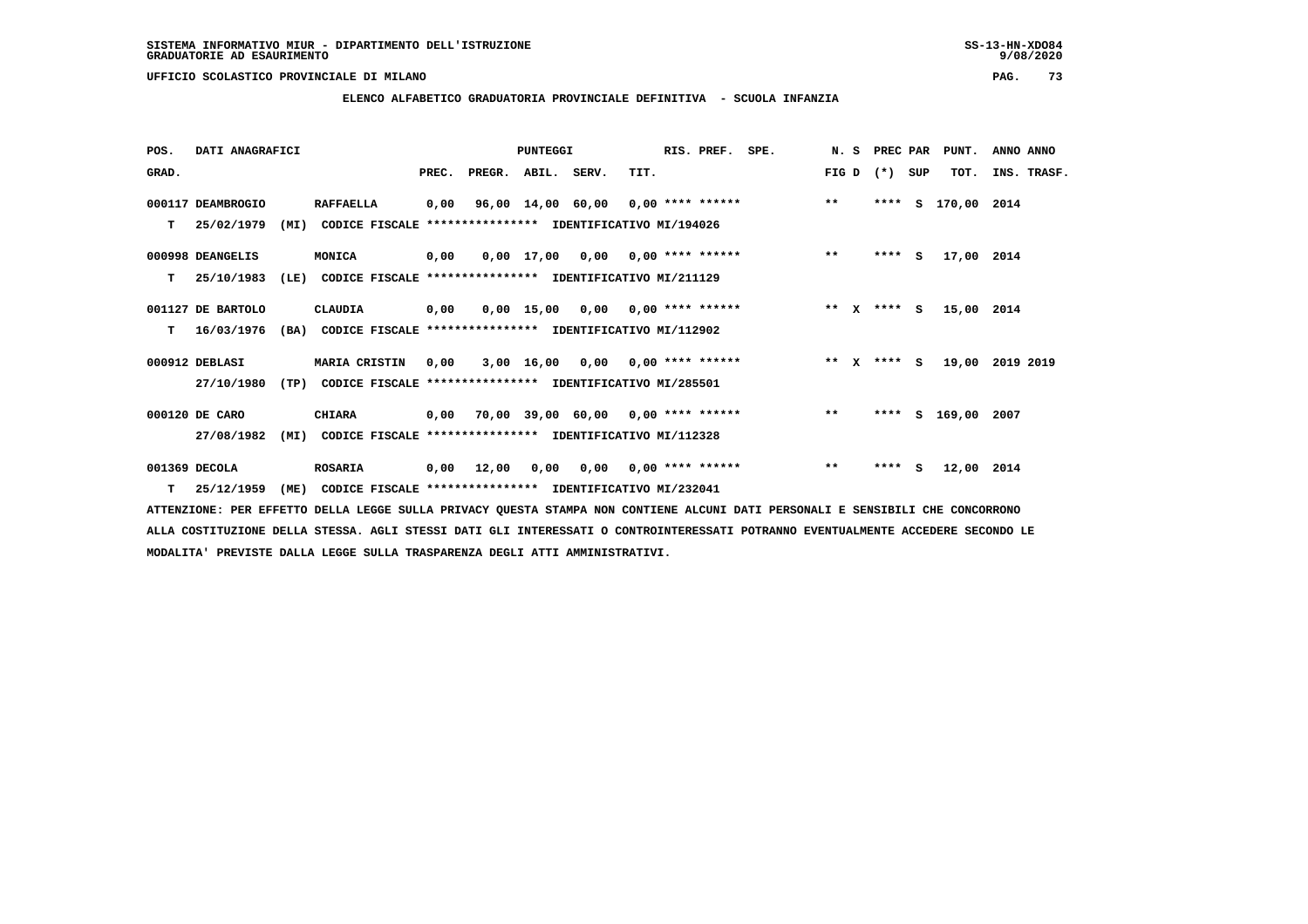SISTEMA INFORMATIVO MIUR - DIPARTIMENTO DELL'ISTRUZIONE
GRADUATORIE AD ESAURIMENTO

UFFICIO SCOLASTICO PROVINCIALE DI MILANO

**ELENCO ALFABETICO GRADUATORIA PROVINCIALE DEFINITIVA - SCUOLA INFANZIA**

| POS. GRAD. | DATI ANAGRAFICI | | PUNTEGGI PREC. | PREGR. | ABIL. | SERV. | TIT. | RIS. PREF. | SPE. | N. S FIG D | PREC PAR (*) SUP | PUNT. TOT. | ANNO ANNO INS. TRASF. |
|---|---|---|---|---|---|---|---|---|---|---|---|---|---|
| 000117 | DEAMBROGIO | RAFFAELLA | 0,00 | 96,00 | 14,00 | 60,00 | 0,00 | **** ****** | | ** | **** S | 170,00 | 2014 |
| T | 25/02/1979 (MI) | CODICE FISCALE **************** IDENTIFICATIVO MI/194026 | | | | | | | | | | | |
| 000998 | DEANGELIS | MONICA | 0,00 | 0,00 | 17,00 | 0,00 | 0,00 | **** ****** | | ** | **** S | 17,00 | 2014 |
| T | 25/10/1983 (LE) | CODICE FISCALE **************** IDENTIFICATIVO MI/211129 | | | | | | | | | | | |
| 001127 | DE BARTOLO | CLAUDIA | 0,00 | 0,00 | 15,00 | 0,00 | 0,00 | **** ****** | | ** X | **** S | 15,00 | 2014 |
| T | 16/03/1976 (BA) | CODICE FISCALE **************** IDENTIFICATIVO MI/112902 | | | | | | | | | | | |
| 000912 | DEBLASI | MARIA CRISTIN | 0,00 | 3,00 | 16,00 | 0,00 | 0,00 | **** ****** | | ** X | **** S | 19,00 | 2019 2019 |
| | 27/10/1980 (TP) | CODICE FISCALE **************** IDENTIFICATIVO MI/285501 | | | | | | | | | | | |
| 000120 | DE CARO | CHIARA | 0,00 | 70,00 | 39,00 | 60,00 | 0,00 | **** ****** | | ** | **** S | 169,00 | 2007 |
| | 27/08/1982 (MI) | CODICE FISCALE **************** IDENTIFICATIVO MI/112328 | | | | | | | | | | | |
| 001369 | DECOLA | ROSARIA | 0,00 | 12,00 | 0,00 | 0,00 | 0,00 | **** ****** | | ** | **** S | 12,00 | 2014 |
| T | 25/12/1959 (ME) | CODICE FISCALE **************** IDENTIFICATIVO MI/232041 | | | | | | | | | | | |

ATTENZIONE: PER EFFETTO DELLA LEGGE SULLA PRIVACY QUESTA STAMPA NON CONTIENE ALCUNI DATI PERSONALI E SENSIBILI CHE CONCORRONO ALLA COSTITUZIONE DELLA STESSA. AGLI STESSI DATI GLI INTERESSATI O CONTROINTERESSATI POTRANNO EVENTUALMENTE ACCEDERE SECONDO LE MODALITA' PREVISTE DALLA LEGGE SULLA TRASPARENZA DEGLI ATTI AMMINISTRATIVI.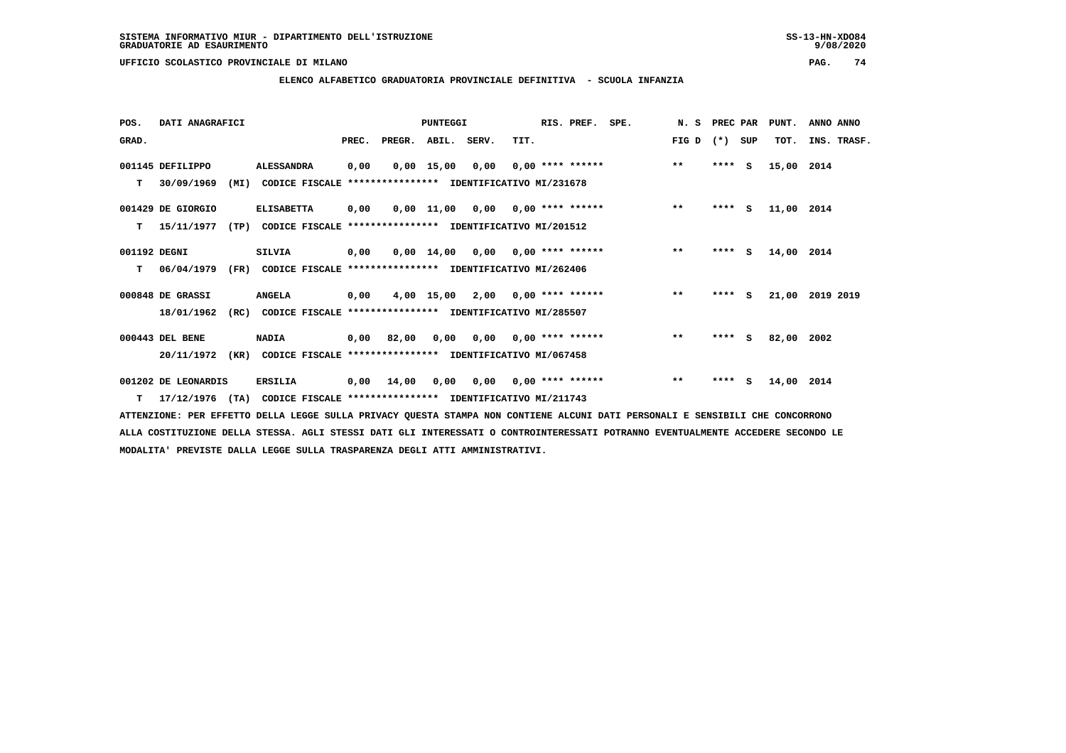SISTEMA INFORMATIVO MIUR - DIPARTIMENTO DELL'ISTRUZIONE
GRADUATORIE AD ESAURIMENTO

UFFICIO SCOLASTICO PROVINCIALE DI MILANO

## ELENCO ALFABETICO GRADUATORIA PROVINCIALE DEFINITIVA - SCUOLA INFANZIA

| POS. GRAD. | DATI ANAGRAFICI | | PREC. | PREGR. | ABIL. | SERV. | TIT. | RIS. PREF. | SPE. | N. S FIG D | PREC PAR (*) | SUP | PUNT. TOT. | ANNO INS. | ANNO TRASF. |
|---|---|---|---|---|---|---|---|---|---|---|---|---|---|---|---|
| 001145 | DEFILIPPO | ALESSANDRA | 0,00 | 0,00 | 15,00 | 0,00 | 0,00 | **** ****** | | ** | **** | S | 15,00 | 2014 | |
| T | 30/09/1969 (MI) | CODICE FISCALE **************** IDENTIFICATIVO MI/231678 | | | | | | | | | | | | | |
| 001429 | DE GIORGIO | ELISABETTA | 0,00 | 0,00 | 11,00 | 0,00 | 0,00 | **** ****** | | ** | **** | S | 11,00 | 2014 | |
| T | 15/11/1977 (TP) | CODICE FISCALE **************** IDENTIFICATIVO MI/201512 | | | | | | | | | | | | | |
| 001192 | DEGNI | SILVIA | 0,00 | 0,00 | 14,00 | 0,00 | 0,00 | **** ****** | | ** | **** | S | 14,00 | 2014 | |
| T | 06/04/1979 (FR) | CODICE FISCALE **************** IDENTIFICATIVO MI/262406 | | | | | | | | | | | | | |
| 000848 | DE GRASSI | ANGELA | 0,00 | 4,00 | 15,00 | 2,00 | 0,00 | **** ****** | | ** | **** | S | 21,00 | 2019 | 2019 |
| | 18/01/1962 (RC) | CODICE FISCALE **************** IDENTIFICATIVO MI/285507 | | | | | | | | | | | | | |
| 000443 | DEL BENE | NADIA | 0,00 | 82,00 | 0,00 | 0,00 | 0,00 | **** ****** | | ** | **** | S | 82,00 | 2002 | |
| | 20/11/1972 (KR) | CODICE FISCALE **************** IDENTIFICATIVO MI/067458 | | | | | | | | | | | | | |
| 001202 | DE LEONARDIS | ERSILIA | 0,00 | 14,00 | 0,00 | 0,00 | 0,00 | **** ****** | | ** | **** | S | 14,00 | 2014 | |
| T | 17/12/1976 (TA) | CODICE FISCALE **************** IDENTIFICATIVO MI/211743 | | | | | | | | | | | | | |

ATTENZIONE: PER EFFETTO DELLA LEGGE SULLA PRIVACY QUESTA STAMPA NON CONTIENE ALCUNI DATI PERSONALI E SENSIBILI CHE CONCORRONO ALLA COSTITUZIONE DELLA STESSA. AGLI STESSI DATI GLI INTERESSATI O CONTROINTERESSATI POTRANNO EVENTUALMENTE ACCEDERE SECONDO LE MODALITA' PREVISTE DALLA LEGGE SULLA TRASPARENZA DEGLI ATTI AMMINISTRATIVI.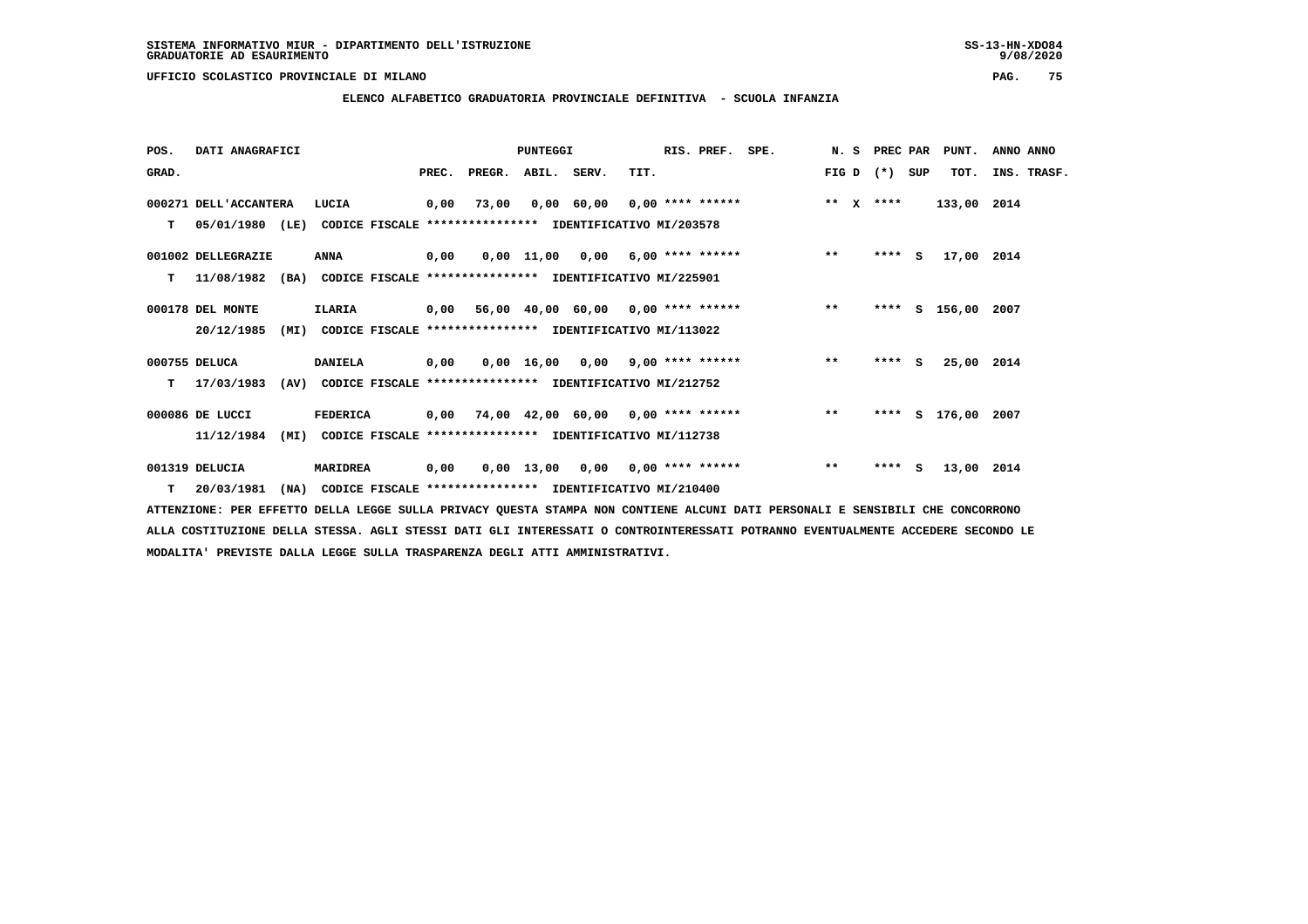SISTEMA INFORMATIVO MIUR - DIPARTIMENTO DELL'ISTRUZIONE
GRADUATORIE AD ESAURIMENTO

UFFICIO SCOLASTICO PROVINCIALE DI MILANO

**ELENCO ALFABETICO GRADUATORIA PROVINCIALE DEFINITIVA - SCUOLA INFANZIA**

| POS. GRAD. | DATI ANAGRAFICI | | PREC. | PREGR. | ABIL. | SERV. | TIT. | RIS. PREF. | SPE. | N. S FIG D | PREC PAR (*) | SUP | PUNT. TOT. | ANNO INS. | ANNO TRASF. |
|---|---|---|---|---|---|---|---|---|---|---|---|---|---|---|---|
| 000271 | DELL'ACCANTERA | LUCIA | 0,00 | 73,00 | 0,00 | 60,00 | 0,00 | **** ****** | | ** X | **** | | 133,00 | 2014 | |
| T | 05/01/1980 (LE) | CODICE FISCALE **************** IDENTIFICATIVO MI/203578 | | | | | | | | | | | | | |
| 001002 | DELLEGRAZIE | ANNA | 0,00 | 0,00 | 11,00 | 0,00 | 6,00 | **** ****** | | ** | **** | S | 17,00 | 2014 | |
| T | 11/08/1982 (BA) | CODICE FISCALE **************** IDENTIFICATIVO MI/225901 | | | | | | | | | | | | | |
| 000178 | DEL MONTE | ILARIA | 0,00 | 56,00 | 40,00 | 60,00 | 0,00 | **** ****** | | ** | **** | S | 156,00 | 2007 | |
| | 20/12/1985 (MI) | CODICE FISCALE **************** IDENTIFICATIVO MI/113022 | | | | | | | | | | | | | |
| 000755 | DELUCA | DANIELA | 0,00 | 0,00 | 16,00 | 0,00 | 9,00 | **** ****** | | ** | **** | S | 25,00 | 2014 | |
| T | 17/03/1983 (AV) | CODICE FISCALE **************** IDENTIFICATIVO MI/212752 | | | | | | | | | | | | | |
| 000086 | DE LUCCI | FEDERICA | 0,00 | 74,00 | 42,00 | 60,00 | 0,00 | **** ****** | | ** | **** | S | 176,00 | 2007 | |
| | 11/12/1984 (MI) | CODICE FISCALE **************** IDENTIFICATIVO MI/112738 | | | | | | | | | | | | | |
| 001319 | DELUCIA | MARIDREA | 0,00 | 0,00 | 13,00 | 0,00 | 0,00 | **** ****** | | ** | **** | S | 13,00 | 2014 | |
| T | 20/03/1981 (NA) | CODICE FISCALE **************** IDENTIFICATIVO MI/210400 | | | | | | | | | | | | | |

ATTENZIONE: PER EFFETTO DELLA LEGGE SULLA PRIVACY QUESTA STAMPA NON CONTIENE ALCUNI DATI PERSONALI E SENSIBILI CHE CONCORRONO ALLA COSTITUZIONE DELLA STESSA. AGLI STESSI DATI GLI INTERESSATI O CONTROINTERESSATI POTRANNO EVENTUALMENTE ACCEDERE SECONDO LE MODALITA' PREVISTE DALLA LEGGE SULLA TRASPARENZA DEGLI ATTI AMMINISTRATIVI.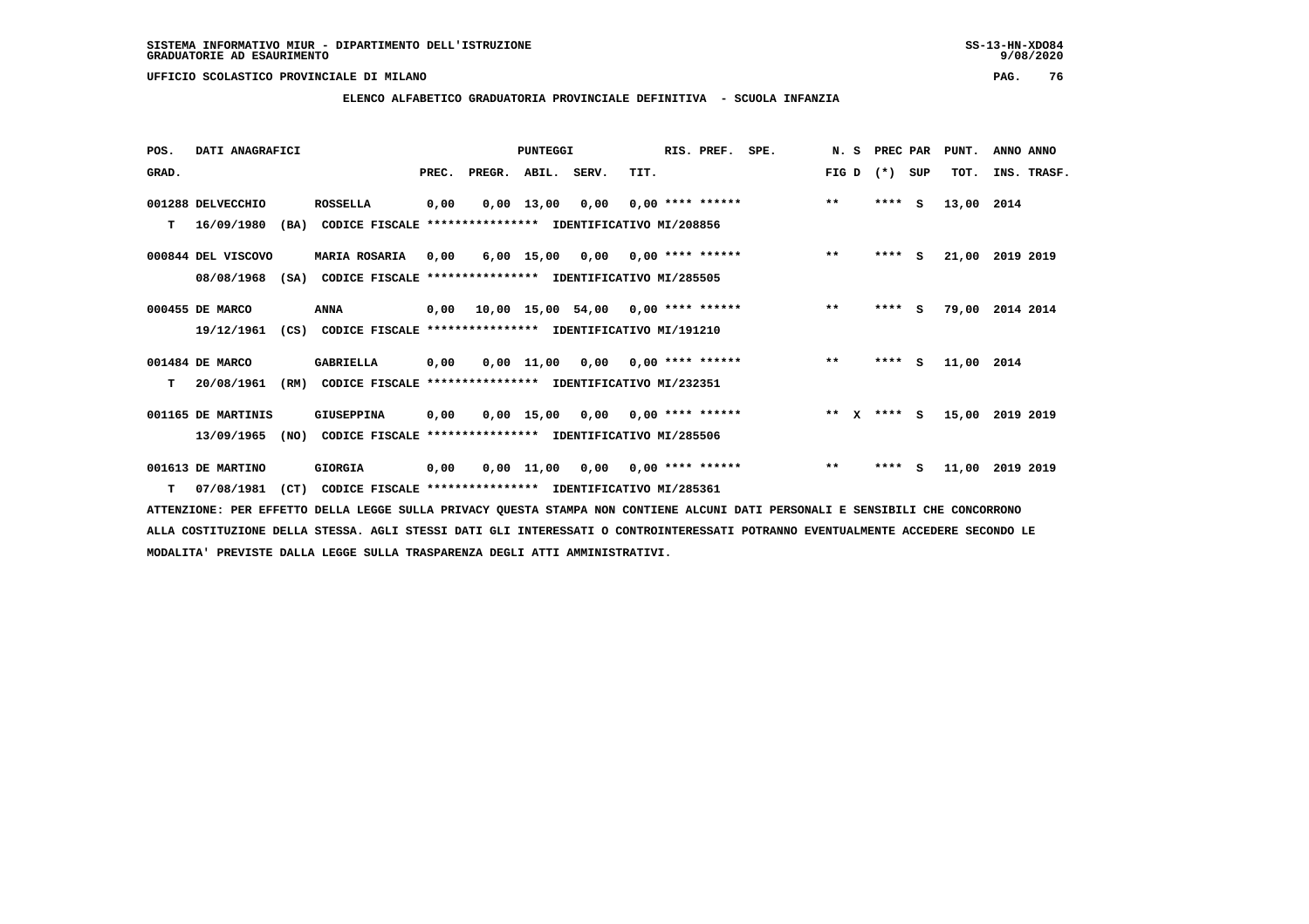SISTEMA INFORMATIVO MIUR - DIPARTIMENTO DELL'ISTRUZIONE
GRADUATORIE AD ESAURIMENTO

UFFICIO SCOLASTICO PROVINCIALE DI MILANO

**ELENCO ALFABETICO GRADUATORIA PROVINCIALE DEFINITIVA - SCUOLA INFANZIA**

| POS. GRAD. | DATI ANAGRAFICI | | PREC. | PREGR. | ABIL. | SERV. | TIT. | RIS. PREF. | SPE. | N. S FIG D | PREC PAR (*) | SUP | PUNT. TOT. | ANNO INS. | ANNO TRASF. |
|---|---|---|---|---|---|---|---|---|---|---|---|---|---|---|---|
| 001288 | DELVECCHIO | ROSSELLA | 0,00 | 0,00 | 13,00 | 0,00 | 0,00 | **** ****** | | ** | **** | S | 13,00 | 2014 | |
| T | 16/09/1980 (BA) | CODICE FISCALE **************** IDENTIFICATIVO MI/208856 | | | | | | | | | | | | | |
| 000844 | DEL VISCOVO | MARIA ROSARIA | 0,00 | 6,00 | 15,00 | 0,00 | 0,00 | **** ****** | | ** | **** | S | 21,00 | 2019 | 2019 |
| | 08/08/1968 (SA) | CODICE FISCALE **************** IDENTIFICATIVO MI/285505 | | | | | | | | | | | | | |
| 000455 | DE MARCO | ANNA | 0,00 | 10,00 | 15,00 | 54,00 | 0,00 | **** ****** | | ** | **** | S | 79,00 | 2014 | 2014 |
| | 19/12/1961 (CS) | CODICE FISCALE **************** IDENTIFICATIVO MI/191210 | | | | | | | | | | | | | |
| 001484 | DE MARCO | GABRIELLA | 0,00 | 0,00 | 11,00 | 0,00 | 0,00 | **** ****** | | ** | **** | S | 11,00 | 2014 | |
| T | 20/08/1961 (RM) | CODICE FISCALE **************** IDENTIFICATIVO MI/232351 | | | | | | | | | | | | | |
| 001165 | DE MARTINIS | GIUSEPPINA | 0,00 | 0,00 | 15,00 | 0,00 | 0,00 | **** ****** | | ** X | **** | S | 15,00 | 2019 | 2019 |
| | 13/09/1965 (NO) | CODICE FISCALE **************** IDENTIFICATIVO MI/285506 | | | | | | | | | | | | | |
| 001613 | DE MARTINO | GIORGIA | 0,00 | 0,00 | 11,00 | 0,00 | 0,00 | **** ****** | | ** | **** | S | 11,00 | 2019 | 2019 |
| T | 07/08/1981 (CT) | CODICE FISCALE **************** IDENTIFICATIVO MI/285361 | | | | | | | | | | | | | |

ATTENZIONE: PER EFFETTO DELLA LEGGE SULLA PRIVACY QUESTA STAMPA NON CONTIENE ALCUNI DATI PERSONALI E SENSIBILI CHE CONCORRONO ALLA COSTITUZIONE DELLA STESSA. AGLI STESSI DATI GLI INTERESSATI O CONTROINTERESSATI POTRANNO EVENTUALMENTE ACCEDERE SECONDO LE MODALITA' PREVISTE DALLA LEGGE SULLA TRASPARENZA DEGLI ATTI AMMINISTRATIVI.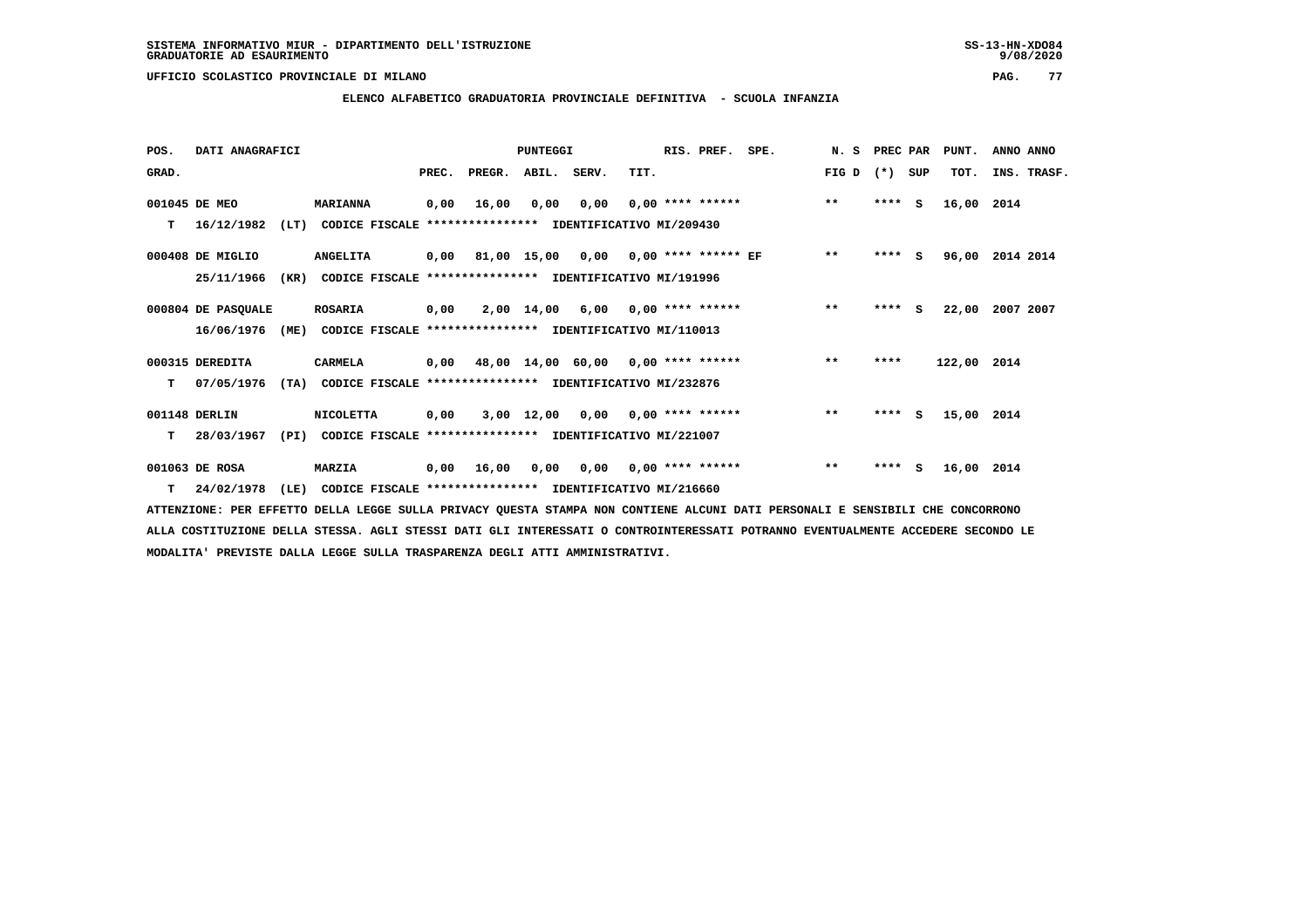SISTEMA INFORMATIVO MIUR - DIPARTIMENTO DELL'ISTRUZIONE
GRADUATORIE AD ESAURIMENTO

UFFICIO SCOLASTICO PROVINCIALE DI MILANO

**ELENCO ALFABETICO GRADUATORIA PROVINCIALE DEFINITIVA - SCUOLA INFANZIA**

| POS. GRAD. | DATI ANAGRAFICI | | PREC. | PREGR. | ABIL. | SERV. | TIT. | RIS. PREF. | SPE. | N. S FIG D | PREC PAR (*) | SUP | PUNT. TOT. | ANNO INS. | ANNO TRASF. |
|---|---|---|---|---|---|---|---|---|---|---|---|---|---|---|---|
| 001045 | DE MEO | MARIANNA | 0,00 | 16,00 | 0,00 | 0,00 | 0,00 | **** ****** | | ** | **** | S | 16,00 | 2014 | |
| T | 16/12/1982 (LT) | CODICE FISCALE **************** IDENTIFICATIVO MI/209430 | | | | | | | | | | | | | |
| 000408 | DE MIGLIO | ANGELITA | 0,00 | 81,00 | 15,00 | 0,00 | 0,00 | **** ****** | EF | ** | **** | S | 96,00 | 2014 | 2014 |
| | 25/11/1966 (KR) | CODICE FISCALE **************** IDENTIFICATIVO MI/191996 | | | | | | | | | | | | | |
| 000804 | DE PASQUALE | ROSARIA | 0,00 | 2,00 | 14,00 | 6,00 | 0,00 | **** ****** | | ** | **** | S | 22,00 | 2007 | 2007 |
| | 16/06/1976 (ME) | CODICE FISCALE **************** IDENTIFICATIVO MI/110013 | | | | | | | | | | | | | |
| 000315 | DEREDITA | CARMELA | 0,00 | 48,00 | 14,00 | 60,00 | 0,00 | **** ****** | | ** | **** | | 122,00 | 2014 | |
| T | 07/05/1976 (TA) | CODICE FISCALE **************** IDENTIFICATIVO MI/232876 | | | | | | | | | | | | | |
| 001148 | DERLIN | NICOLETTA | 0,00 | 3,00 | 12,00 | 0,00 | 0,00 | **** ****** | | ** | **** | S | 15,00 | 2014 | |
| T | 28/03/1967 (PI) | CODICE FISCALE **************** IDENTIFICATIVO MI/221007 | | | | | | | | | | | | | |
| 001063 | DE ROSA | MARZIA | 0,00 | 16,00 | 0,00 | 0,00 | 0,00 | **** ****** | | ** | **** | S | 16,00 | 2014 | |
| T | 24/02/1978 (LE) | CODICE FISCALE **************** IDENTIFICATIVO MI/216660 | | | | | | | | | | | | | |

ATTENZIONE: PER EFFETTO DELLA LEGGE SULLA PRIVACY QUESTA STAMPA NON CONTIENE ALCUNI DATI PERSONALI E SENSIBILI CHE CONCORRONO ALLA COSTITUZIONE DELLA STESSA. AGLI STESSI DATI GLI INTERESSATI O CONTROINTERESSATI POTRANNO EVENTUALMENTE ACCEDERE SECONDO LE MODALITA' PREVISTE DALLA LEGGE SULLA TRASPARENZA DEGLI ATTI AMMINISTRATIVI.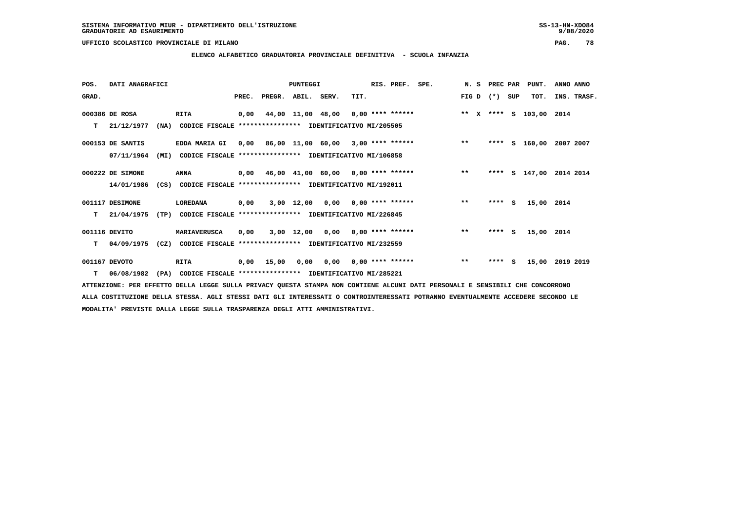SISTEMA INFORMATIVO MIUR - DIPARTIMENTO DELL'ISTRUZIONE
GRADUATORIE AD ESAURIMENTO

UFFICIO SCOLASTICO PROVINCIALE DI MILANO

## ELENCO ALFABETICO GRADUATORIA PROVINCIALE DEFINITIVA - SCUOLA INFANZIA

| POS. GRAD. | DATI ANAGRAFICI | | | PREC. | PREGR. | ABIL. | SERV. | TIT. | RIS. PREF. | SPE. | N. S FIG D | PREC PAR (*) | SUP | PUNT. TOT. | ANNO INS. | ANNO TRASF. |
|---|---|---|---|---|---|---|---|---|---|---|---|---|---|---|---|---|
| 000386 | DE ROSA | | RITA | 0,00 | 44,00 | 11,00 | 48,00 | 0,00 | **** ****** | | ** X | **** | S | 103,00 | 2014 | |
| T | 21/12/1977 | (NA) | CODICE FISCALE **************** IDENTIFICATIVO MI/205505 | | | | | | | | | | | | | |
| 000153 | DE SANTIS | | EDDA MARIA GI | 0,00 | 86,00 | 11,00 | 60,00 | 3,00 | **** ****** | | ** | **** | S | 160,00 | 2007 | 2007 |
| | 07/11/1964 | (MI) | CODICE FISCALE **************** IDENTIFICATIVO MI/106858 | | | | | | | | | | | | | |
| 000222 | DE SIMONE | | ANNA | 0,00 | 46,00 | 41,00 | 60,00 | 0,00 | **** ****** | | ** | **** | S | 147,00 | 2014 | 2014 |
| | 14/01/1986 | (CS) | CODICE FISCALE **************** IDENTIFICATIVO MI/192011 | | | | | | | | | | | | | |
| 001117 | DESIMONE | | LOREDANA | 0,00 | 3,00 | 12,00 | 0,00 | 0,00 | **** ****** | | ** | **** | S | 15,00 | 2014 | |
| T | 21/04/1975 | (TP) | CODICE FISCALE **************** IDENTIFICATIVO MI/226845 | | | | | | | | | | | | | |
| 001116 | DEVITO | | MARIAVERUSCA | 0,00 | 3,00 | 12,00 | 0,00 | 0,00 | **** ****** | | ** | **** | S | 15,00 | 2014 | |
| T | 04/09/1975 | (CZ) | CODICE FISCALE **************** IDENTIFICATIVO MI/232559 | | | | | | | | | | | | | |
| 001167 | DEVOTO | | RITA | 0,00 | 15,00 | 0,00 | 0,00 | 0,00 | **** ****** | | ** | **** | S | 15,00 | 2019 | 2019 |
| T | 06/08/1982 | (PA) | CODICE FISCALE **************** IDENTIFICATIVO MI/285221 | | | | | | | | | | | | | |

ATTENZIONE: PER EFFETTO DELLA LEGGE SULLA PRIVACY QUESTA STAMPA NON CONTIENE ALCUNI DATI PERSONALI E SENSIBILI CHE CONCORRONO ALLA COSTITUZIONE DELLA STESSA. AGLI STESSI DATI GLI INTERESSATI O CONTROINTERESSATI POTRANNO EVENTUALMENTE ACCEDERE SECONDO LE MODALITA' PREVISTE DALLA LEGGE SULLA TRASPARENZA DEGLI ATTI AMMINISTRATIVI.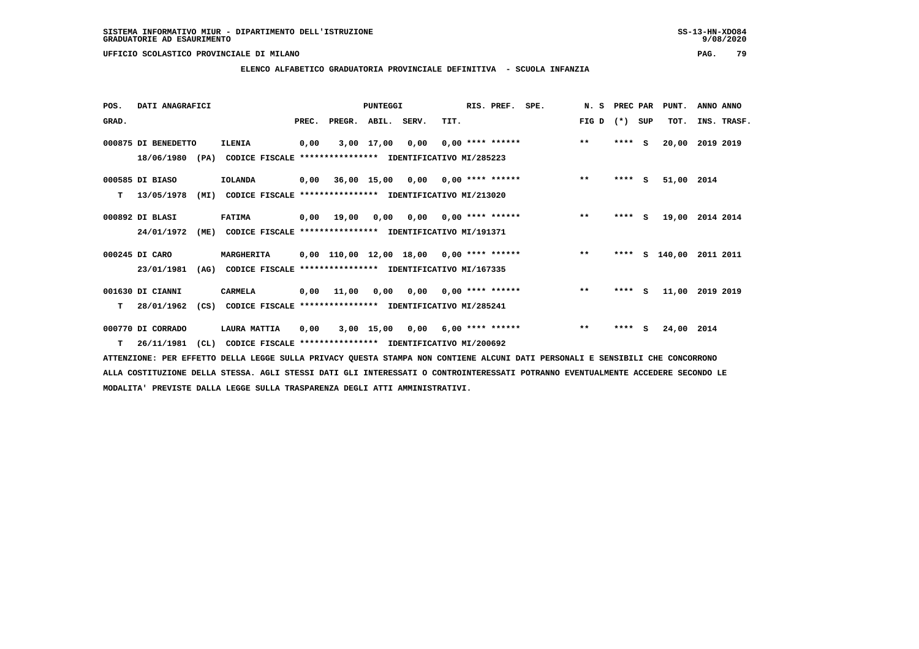SISTEMA INFORMATIVO MIUR - DIPARTIMENTO DELL'ISTRUZIONE
GRADUATORIE AD ESAURIMENTO

UFFICIO SCOLASTICO PROVINCIALE DI MILANO

**ELENCO ALFABETICO GRADUATORIA PROVINCIALE DEFINITIVA - SCUOLA INFANZIA**

| POS. GRAD. | DATI ANAGRAFICI | | PREC. | PREGR. | ABIL. | SERV. | TIT. | RIS. PREF. | SPE. | N. S FIG D | PREC PAR (*) | SUP | PUNT. TOT. | ANNO INS. | ANNO TRASF. |
|---|---|---|---|---|---|---|---|---|---|---|---|---|---|---|---|
| 000875 | DI BENEDETTO | ILENIA | 0,00 | 3,00 | 17,00 | 0,00 | 0,00 | **** ****** | | ** | **** | S | 20,00 | 2019 | 2019 |
| | 18/06/1980 (PA) | CODICE FISCALE **************** IDENTIFICATIVO MI/285223 | | | | | | | | | | | | | |
| 000585 | DI BIASO | IOLANDA | 0,00 | 36,00 | 15,00 | 0,00 | 0,00 | **** ****** | | ** | **** | S | 51,00 | 2014 | |
| T | 13/05/1978 (MI) | CODICE FISCALE **************** IDENTIFICATIVO MI/213020 | | | | | | | | | | | | | |
| 000892 | DI BLASI | FATIMA | 0,00 | 19,00 | 0,00 | 0,00 | 0,00 | **** ****** | | ** | **** | S | 19,00 | 2014 | 2014 |
| | 24/01/1972 (ME) | CODICE FISCALE **************** IDENTIFICATIVO MI/191371 | | | | | | | | | | | | | |
| 000245 | DI CARO | MARGHERITA | 0,00 | 110,00 | 12,00 | 18,00 | 0,00 | **** ****** | | ** | **** | S | 140,00 | 2011 | 2011 |
| | 23/01/1981 (AG) | CODICE FISCALE **************** IDENTIFICATIVO MI/167335 | | | | | | | | | | | | | |
| 001630 | DI CIANNI | CARMELA | 0,00 | 11,00 | 0,00 | 0,00 | 0,00 | **** ****** | | ** | **** | S | 11,00 | 2019 | 2019 |
| T | 28/01/1962 (CS) | CODICE FISCALE **************** IDENTIFICATIVO MI/285241 | | | | | | | | | | | | | |
| 000770 | DI CORRADO | LAURA MATTIA | 0,00 | 3,00 | 15,00 | 0,00 | 6,00 | **** ****** | | ** | **** | S | 24,00 | 2014 | |
| T | 26/11/1981 (CL) | CODICE FISCALE **************** IDENTIFICATIVO MI/200692 | | | | | | | | | | | | | |

ATTENZIONE: PER EFFETTO DELLA LEGGE SULLA PRIVACY QUESTA STAMPA NON CONTIENE ALCUNI DATI PERSONALI E SENSIBILI CHE CONCORRONO ALLA COSTITUZIONE DELLA STESSA. AGLI STESSI DATI GLI INTERESSATI O CONTROINTERESSATI POTRANNO EVENTUALMENTE ACCEDERE SECONDO LE MODALITA' PREVISTE DALLA LEGGE SULLA TRASPARENZA DEGLI ATTI AMMINISTRATIVI.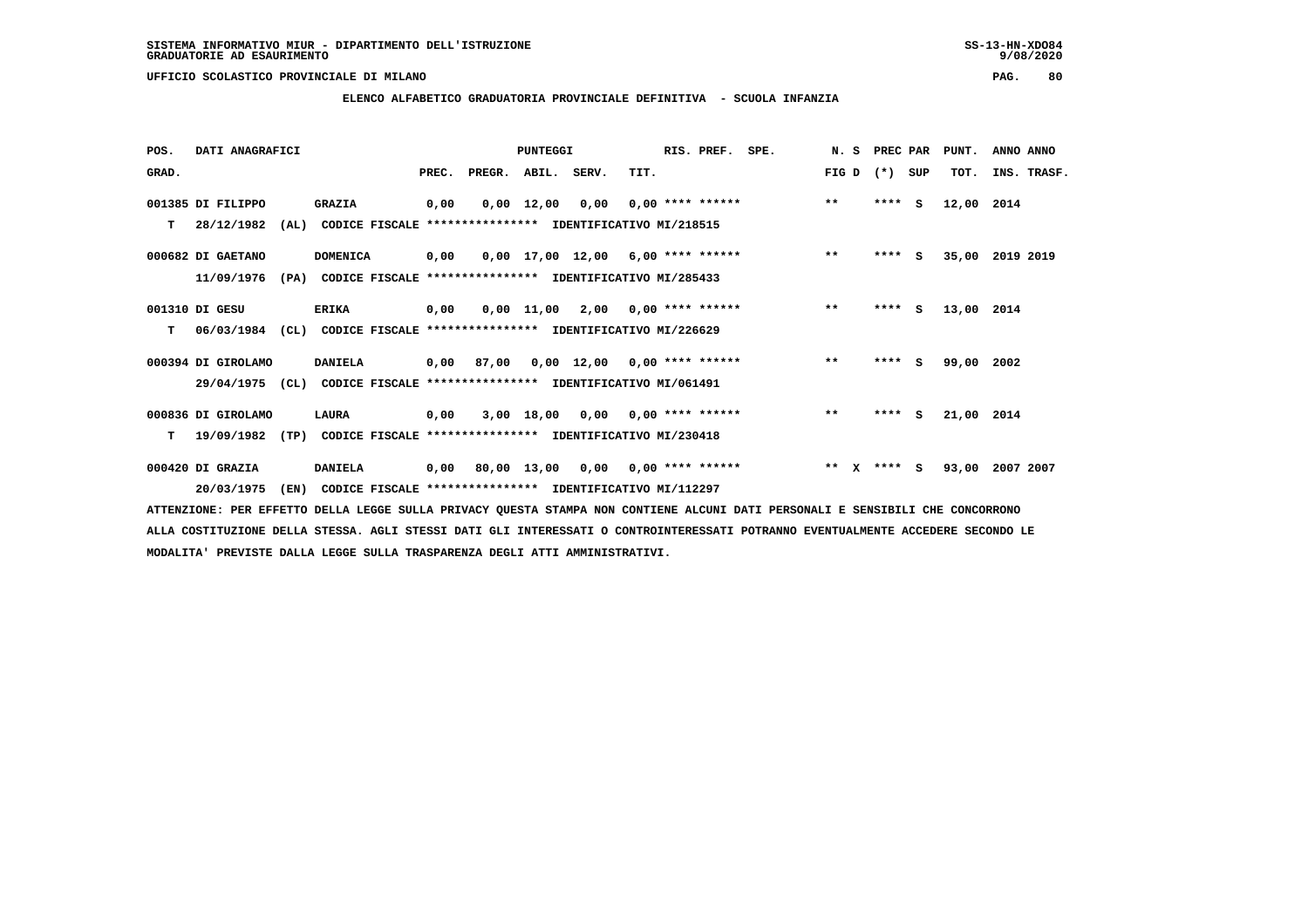SISTEMA INFORMATIVO MIUR - DIPARTIMENTO DELL'ISTRUZIONE
GRADUATORIE AD ESAURIMENTO

UFFICIO SCOLASTICO PROVINCIALE DI MILANO

## ELENCO ALFABETICO GRADUATORIA PROVINCIALE DEFINITIVA - SCUOLA INFANZIA

| POS. GRAD. | DATI ANAGRAFICI | | PREC. | PREGR. | ABIL. | SERV. | TIT. | RIS. PREF. | SPE. | N. S FIG D | PREC PAR (*) SUP | PUNT. TOT. | ANNO INS. | ANNO TRASF. |
|---|---|---|---|---|---|---|---|---|---|---|---|---|---|---|
| 001385 | DI FILIPPO | GRAZIA | 0,00 | 0,00 | 12,00 | 0,00 | 0,00 | **** ****** | | ** | **** S | 12,00 | 2014 | |
| T | 28/12/1982 (AL) | CODICE FISCALE **************** IDENTIFICATIVO MI/218515 | | | | | | | | | | | | |
| 000682 | DI GAETANO | DOMENICA | 0,00 | 0,00 | 17,00 | 12,00 | 6,00 | **** ****** | | ** | **** S | 35,00 | 2019 | 2019 |
| | 11/09/1976 (PA) | CODICE FISCALE **************** IDENTIFICATIVO MI/285433 | | | | | | | | | | | | |
| 001310 | DI GESU | ERIKA | 0,00 | 0,00 | 11,00 | 2,00 | 0,00 | **** ****** | | ** | **** S | 13,00 | 2014 | |
| T | 06/03/1984 (CL) | CODICE FISCALE **************** IDENTIFICATIVO MI/226629 | | | | | | | | | | | | |
| 000394 | DI GIROLAMO | DANIELA | 0,00 | 87,00 | 0,00 | 12,00 | 0,00 | **** ****** | | ** | **** S | 99,00 | 2002 | |
| | 29/04/1975 (CL) | CODICE FISCALE **************** IDENTIFICATIVO MI/061491 | | | | | | | | | | | | |
| 000836 | DI GIROLAMO | LAURA | 0,00 | 3,00 | 18,00 | 0,00 | 0,00 | **** ****** | | ** | **** S | 21,00 | 2014 | |
| T | 19/09/1982 (TP) | CODICE FISCALE **************** IDENTIFICATIVO MI/230418 | | | | | | | | | | | | |
| 000420 | DI GRAZIA | DANIELA | 0,00 | 80,00 | 13,00 | 0,00 | 0,00 | **** ****** | | ** X | **** S | 93,00 | 2007 | 2007 |
| | 20/03/1975 (EN) | CODICE FISCALE **************** IDENTIFICATIVO MI/112297 | | | | | | | | | | | | |

ATTENZIONE: PER EFFETTO DELLA LEGGE SULLA PRIVACY QUESTA STAMPA NON CONTIENE ALCUNI DATI PERSONALI E SENSIBILI CHE CONCORRONO ALLA COSTITUZIONE DELLA STESSA. AGLI STESSI DATI GLI INTERESSATI O CONTROINTERESSATI POTRANNO EVENTUALMENTE ACCEDERE SECONDO LE MODALITA' PREVISTE DALLA LEGGE SULLA TRASPARENZA DEGLI ATTI AMMINISTRATIVI.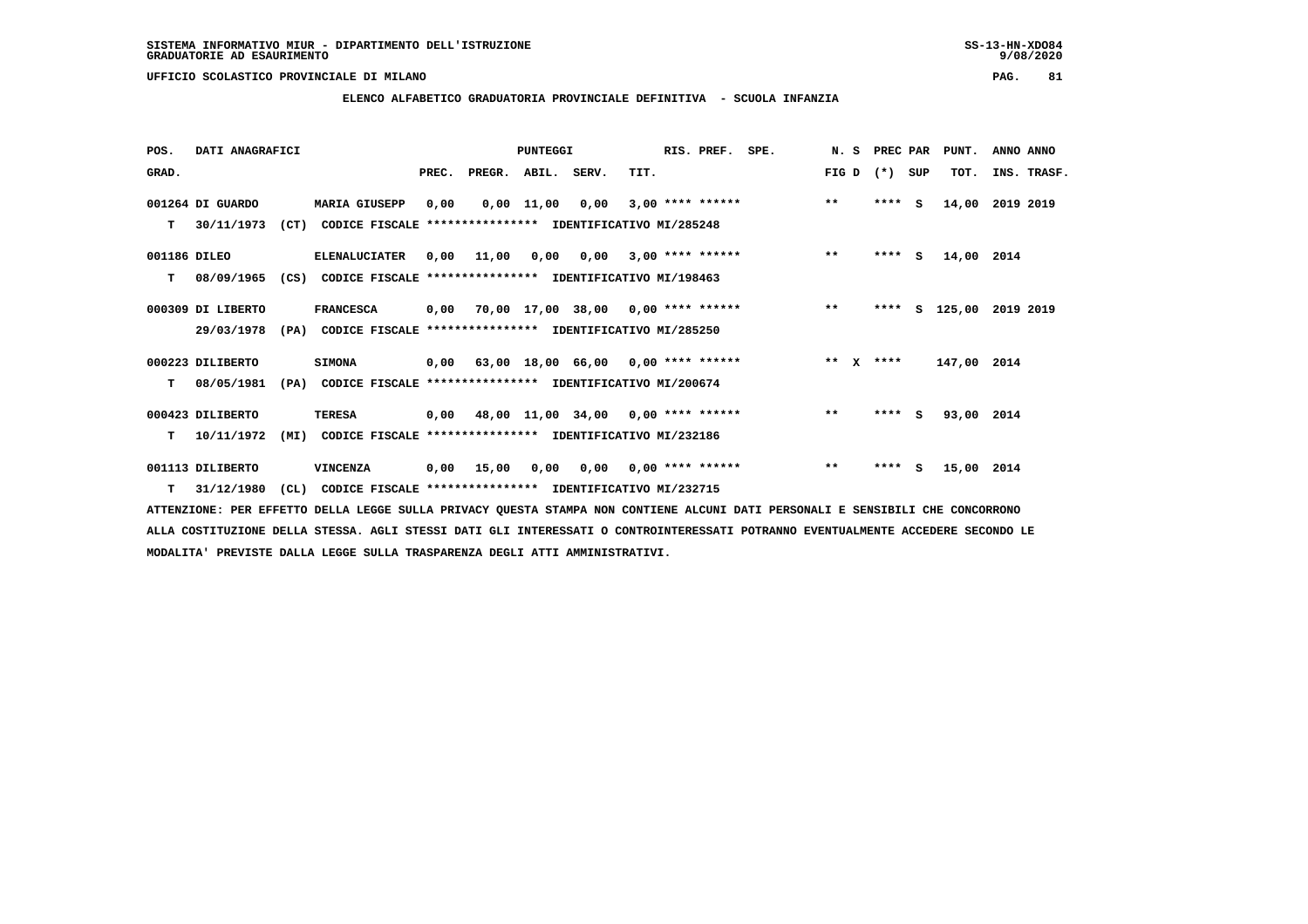SISTEMA INFORMATIVO MIUR - DIPARTIMENTO DELL'ISTRUZIONE
GRADUATORIE AD ESAURIMENTO

UFFICIO SCOLASTICO PROVINCIALE DI MILANO

## ELENCO ALFABETICO GRADUATORIA PROVINCIALE DEFINITIVA - SCUOLA INFANZIA

| POS. GRAD. | DATI ANAGRAFICI | | PUNTEGGI PREC. | PREGR. | ABIL. | SERV. | TIT. | RIS. PREF. | SPE. | N. S FIG D | PREC PAR (*) | SUP | PUNT. TOT. | ANNO ANNO INS. TRASF. |
|---|---|---|---|---|---|---|---|---|---|---|---|---|---|---|
| 001264 | DI GUARDO | MARIA GIUSEPP | 0,00 | 0,00 | 11,00 | 0,00 | 3,00 | **** ****** | | ** | **** | S | 14,00 | 2019 2019 |
| T | 30/11/1973 (CT) | CODICE FISCALE **************** IDENTIFICATIVO MI/285248 | | | | | | | | | | | | |
| 001186 | DILEO | ELENALUCIATER | 0,00 | 11,00 | 0,00 | 0,00 | 3,00 | **** ****** | | ** | **** | S | 14,00 | 2014 |
| T | 08/09/1965 (CS) | CODICE FISCALE **************** IDENTIFICATIVO MI/198463 | | | | | | | | | | | | |
| 000309 | DI LIBERTO | FRANCESCA | 0,00 | 70,00 | 17,00 | 38,00 | 0,00 | **** ****** | | ** | **** | S | 125,00 | 2019 2019 |
| | 29/03/1978 (PA) | CODICE FISCALE **************** IDENTIFICATIVO MI/285250 | | | | | | | | | | | | |
| 000223 | DILIBERTO | SIMONA | 0,00 | 63,00 | 18,00 | 66,00 | 0,00 | **** ****** | | ** X | **** | | 147,00 | 2014 |
| T | 08/05/1981 (PA) | CODICE FISCALE **************** IDENTIFICATIVO MI/200674 | | | | | | | | | | | | |
| 000423 | DILIBERTO | TERESA | 0,00 | 48,00 | 11,00 | 34,00 | 0,00 | **** ****** | | ** | **** | S | 93,00 | 2014 |
| T | 10/11/1972 (MI) | CODICE FISCALE **************** IDENTIFICATIVO MI/232186 | | | | | | | | | | | | |
| 001113 | DILIBERTO | VINCENZA | 0,00 | 15,00 | 0,00 | 0,00 | 0,00 | **** ****** | | ** | **** | S | 15,00 | 2014 |
| T | 31/12/1980 (CL) | CODICE FISCALE **************** IDENTIFICATIVO MI/232715 | | | | | | | | | | | | |

ATTENZIONE: PER EFFETTO DELLA LEGGE SULLA PRIVACY QUESTA STAMPA NON CONTIENE ALCUNI DATI PERSONALI E SENSIBILI CHE CONCORRONO ALLA COSTITUZIONE DELLA STESSA. AGLI STESSI DATI GLI INTERESSATI O CONTROINTERESSATI POTRANNO EVENTUALMENTE ACCEDERE SECONDO LE MODALITA' PREVISTE DALLA LEGGE SULLA TRASPARENZA DEGLI ATTI AMMINISTRATIVI.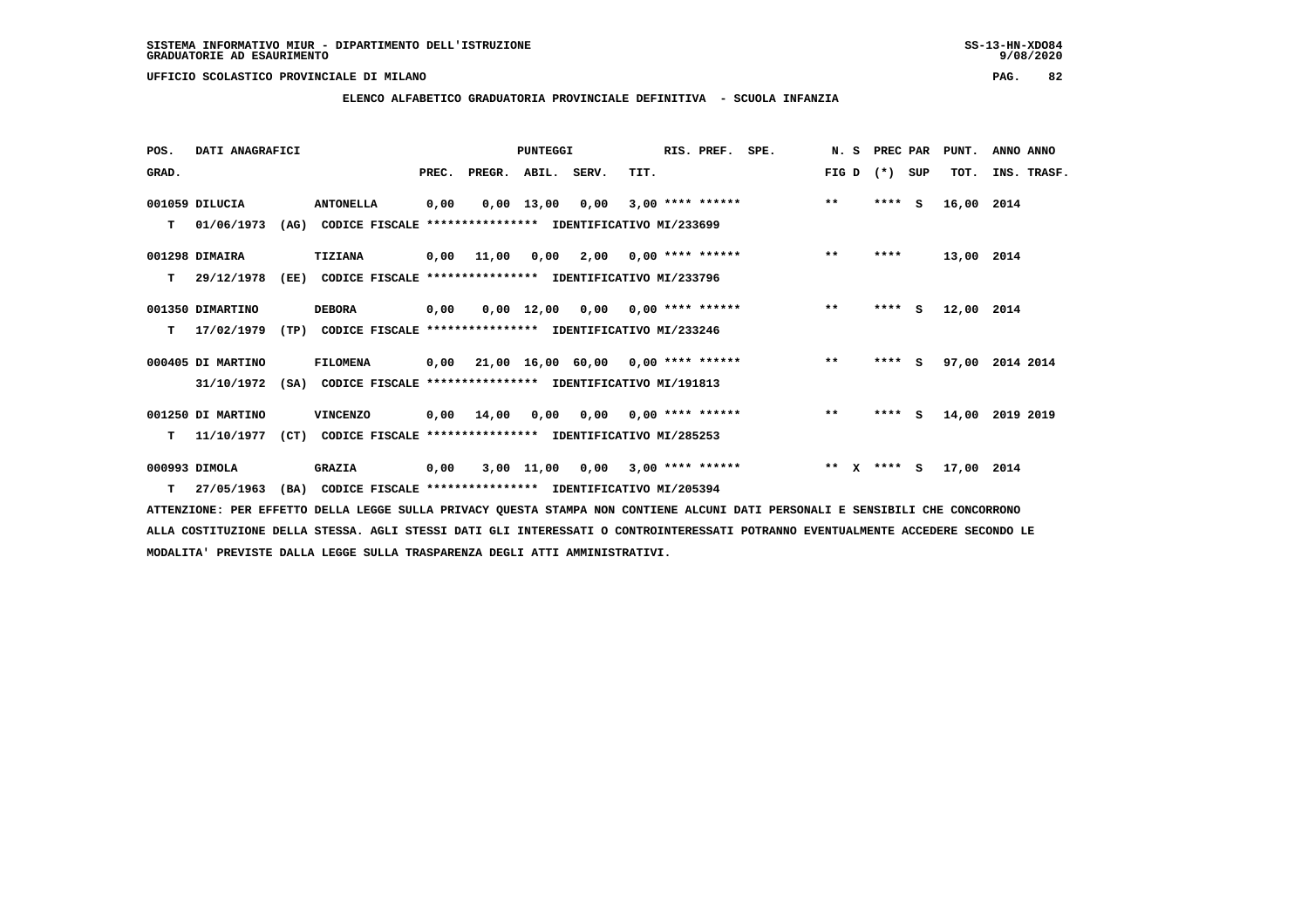SISTEMA INFORMATIVO MIUR - DIPARTIMENTO DELL'ISTRUZIONE
GRADUATORIE AD ESAURIMENTO

UFFICIO SCOLASTICO PROVINCIALE DI MILANO

## ELENCO ALFABETICO GRADUATORIA PROVINCIALE DEFINITIVA - SCUOLA INFANZIA

| POS. GRAD. | DATI ANAGRAFICI | | | PREC. | PREGR. | ABIL. | SERV. | TIT. | RIS. PREF. | SPE. | N. S FIG D | PREC PAR (*) SUP | PUNT. TOT. | ANNO ANNO INS. TRASF. |
|---|---|---|---|---|---|---|---|---|---|---|---|---|---|---|
| 001059 | DILUCIA | | ANTONELLA | 0,00 | 0,00 | 13,00 | 0,00 | 3,00 | **** ****** | | ** | **** S | 16,00 | 2014 |
| T | 01/06/1973 | (AG) | CODICE FISCALE **************** IDENTIFICATIVO MI/233699 | | | | | | | | | | | |
| 001298 | DIMAIRA | | TIZIANA | 0,00 | 11,00 | 0,00 | 2,00 | 0,00 | **** ****** | | ** | **** | 13,00 | 2014 |
| T | 29/12/1978 | (EE) | CODICE FISCALE **************** IDENTIFICATIVO MI/233796 | | | | | | | | | | | |
| 001350 | DIMARTINO | | DEBORA | 0,00 | 0,00 | 12,00 | 0,00 | 0,00 | **** ****** | | ** | **** S | 12,00 | 2014 |
| T | 17/02/1979 | (TP) | CODICE FISCALE **************** IDENTIFICATIVO MI/233246 | | | | | | | | | | | |
| 000405 | DI MARTINO | | FILOMENA | 0,00 | 21,00 | 16,00 | 60,00 | 0,00 | **** ****** | | ** | **** S | 97,00 | 2014 2014 |
| | 31/10/1972 | (SA) | CODICE FISCALE **************** IDENTIFICATIVO MI/191813 | | | | | | | | | | | |
| 001250 | DI MARTINO | | VINCENZO | 0,00 | 14,00 | 0,00 | 0,00 | 0,00 | **** ****** | | ** | **** S | 14,00 | 2019 2019 |
| T | 11/10/1977 | (CT) | CODICE FISCALE **************** IDENTIFICATIVO MI/285253 | | | | | | | | | | | |
| 000993 | DIMOLA | | GRAZIA | 0,00 | 3,00 | 11,00 | 0,00 | 3,00 | **** ****** | | ** X | **** S | 17,00 | 2014 |
| T | 27/05/1963 | (BA) | CODICE FISCALE **************** IDENTIFICATIVO MI/205394 | | | | | | | | | | | |

ATTENZIONE: PER EFFETTO DELLA LEGGE SULLA PRIVACY QUESTA STAMPA NON CONTIENE ALCUNI DATI PERSONALI E SENSIBILI CHE CONCORRONO ALLA COSTITUZIONE DELLA STESSA. AGLI STESSI DATI GLI INTERESSATI O CONTROINTERESSATI POTRANNO EVENTUALMENTE ACCEDERE SECONDO LE MODALITA' PREVISTE DALLA LEGGE SULLA TRASPARENZA DEGLI ATTI AMMINISTRATIVI.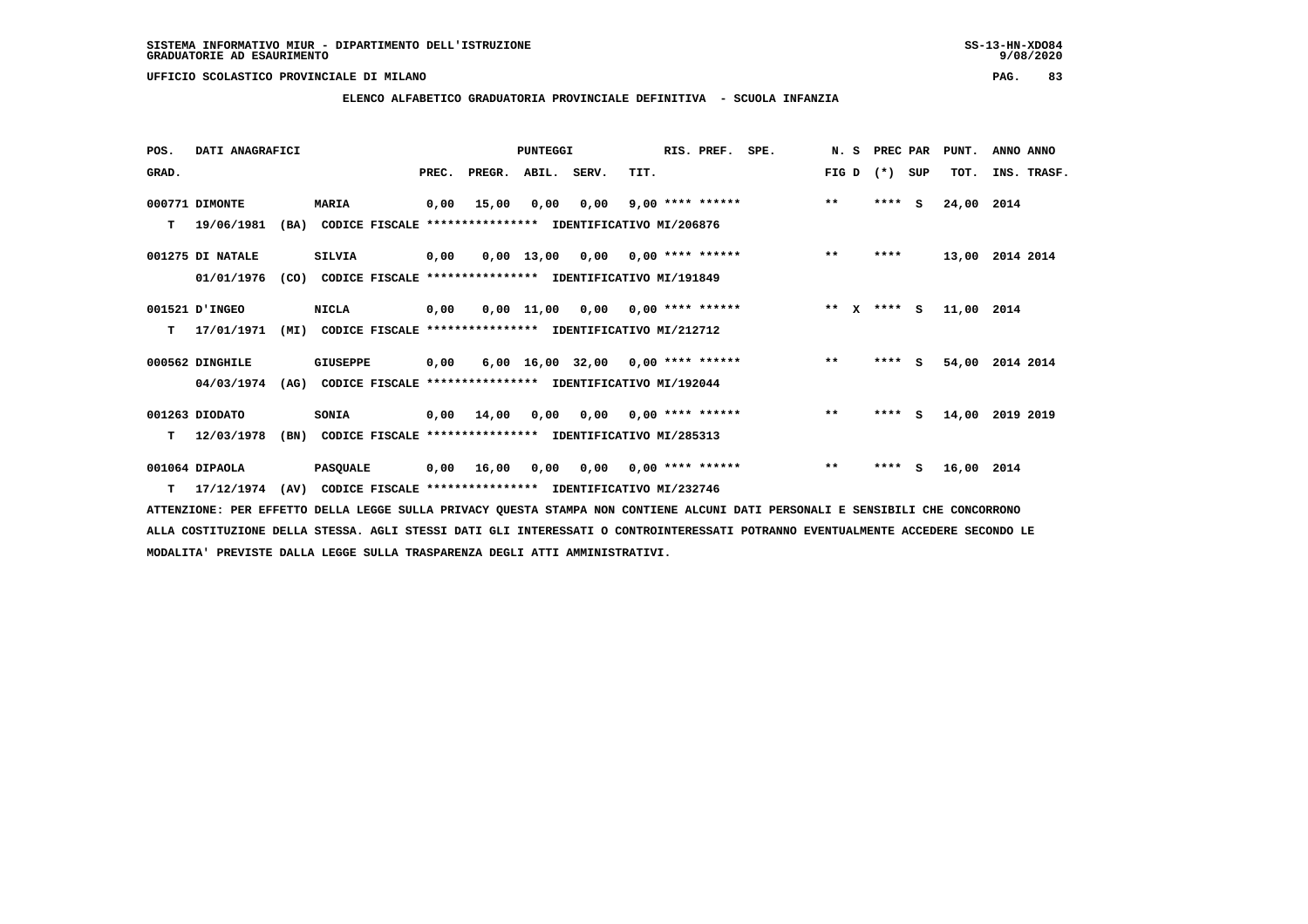SISTEMA INFORMATIVO MIUR - DIPARTIMENTO DELL'ISTRUZIONE
GRADUATORIE AD ESAURIMENTO

UFFICIO SCOLASTICO PROVINCIALE DI MILANO

## ELENCO ALFABETICO GRADUATORIA PROVINCIALE DEFINITIVA - SCUOLA INFANZIA

| POS. GRAD. | DATI ANAGRAFICI | | PREC. | PREGR. | ABIL. | SERV. | TIT. | RIS. PREF. | SPE. | N. S FIG D | PREC PAR (*) SUP | PUNT. TOT. | ANNO INS. | ANNO TRASF. |
|---|---|---|---|---|---|---|---|---|---|---|---|---|---|---|
| 000771 | DIMONTE | MARIA | 0,00 | 15,00 | 0,00 | 0,00 | 9,00 | **** ****** | | ** | **** S | 24,00 | 2014 | |
| T | 19/06/1981 (BA) | CODICE FISCALE **************** IDENTIFICATIVO MI/206876 | | | | | | | | | | | | |
| 001275 | DI NATALE | SILVIA | 0,00 | 0,00 | 13,00 | 0,00 | 0,00 | **** ****** | | ** | **** | 13,00 | 2014 | 2014 |
| | 01/01/1976 (CO) | CODICE FISCALE **************** IDENTIFICATIVO MI/191849 | | | | | | | | | | | | |
| 001521 | D'INGEO | NICLA | 0,00 | 0,00 | 11,00 | 0,00 | 0,00 | **** ****** | | ** X | **** S | 11,00 | 2014 | |
| T | 17/01/1971 (MI) | CODICE FISCALE **************** IDENTIFICATIVO MI/212712 | | | | | | | | | | | | |
| 000562 | DINGHILE | GIUSEPPE | 0,00 | 6,00 | 16,00 | 32,00 | 0,00 | **** ****** | | ** | **** S | 54,00 | 2014 | 2014 |
| | 04/03/1974 (AG) | CODICE FISCALE **************** IDENTIFICATIVO MI/192044 | | | | | | | | | | | | |
| 001263 | DIODATO | SONIA | 0,00 | 14,00 | 0,00 | 0,00 | 0,00 | **** ****** | | ** | **** S | 14,00 | 2019 | 2019 |
| T | 12/03/1978 (BN) | CODICE FISCALE **************** IDENTIFICATIVO MI/285313 | | | | | | | | | | | | |
| 001064 | DIPAOLA | PASQUALE | 0,00 | 16,00 | 0,00 | 0,00 | 0,00 | **** ****** | | ** | **** S | 16,00 | 2014 | |
| T | 17/12/1974 (AV) | CODICE FISCALE **************** IDENTIFICATIVO MI/232746 | | | | | | | | | | | | |

ATTENZIONE: PER EFFETTO DELLA LEGGE SULLA PRIVACY QUESTA STAMPA NON CONTIENE ALCUNI DATI PERSONALI E SENSIBILI CHE CONCORRONO ALLA COSTITUZIONE DELLA STESSA. AGLI STESSI DATI GLI INTERESSATI O CONTROINTERESSATI POTRANNO EVENTUALMENTE ACCEDERE SECONDO LE MODALITA' PREVISTE DALLA LEGGE SULLA TRASPARENZA DEGLI ATTI AMMINISTRATIVI.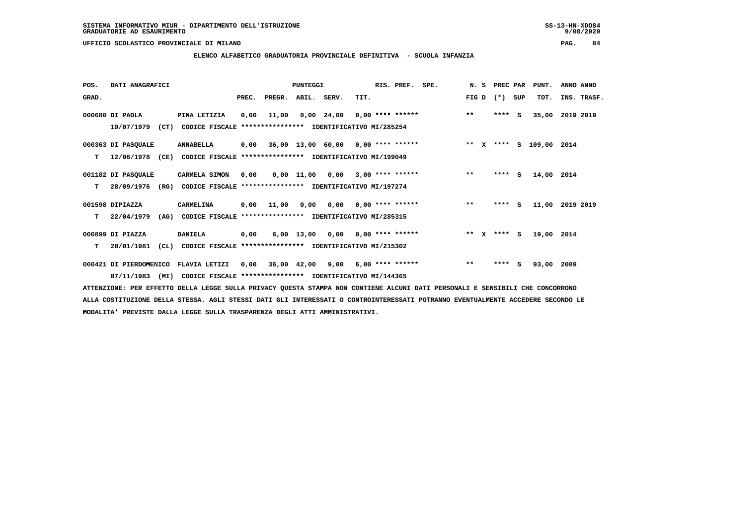SISTEMA INFORMATIVO MIUR - DIPARTIMENTO DELL'ISTRUZIONE
GRADUATORIE AD ESAURIMENTO

UFFICIO SCOLASTICO PROVINCIALE DI MILANO

**ELENCO ALFABETICO GRADUATORIA PROVINCIALE DEFINITIVA - SCUOLA INFANZIA**

| POS. GRAD. | DATI ANAGRAFICI | | PUNTEGGI PREC. | PREGR. | ABIL. | SERV. | TIT. | RIS. PREF. | SPE. | N. S FIG D | PREC PAR (*) SUP | PUNT. TOT. | ANNO ANNO INS. TRASF. |
|---|---|---|---|---|---|---|---|---|---|---|---|---|---|
| 000680 | DI PAOLA 19/07/1979 (CT) | PINA LETIZIA CODICE FISCALE **************** IDENTIFICATIVO MI/285254 | 0,00 | 11,00 | 0,00 | 24,00 | 0,00 | **** ****** | | ** | **** S | 35,00 | 2019 2019 |
| 000363 T | DI PASQUALE 12/06/1978 (CE) | ANNABELLA CODICE FISCALE **************** IDENTIFICATIVO MI/199049 | 0,00 | 36,00 | 13,00 | 60,00 | 0,00 | **** ****** | | ** X | **** S | 109,00 | 2014 |
| 001182 T | DI PASQUALE 28/09/1976 (RG) | CARMELA SIMON CODICE FISCALE **************** IDENTIFICATIVO MI/197274 | 0,00 | 0,00 | 11,00 | 0,00 | 3,00 | **** ****** | | ** | **** S | 14,00 | 2014 |
| 001598 T | DIPIAZZA 22/04/1979 (AG) | CARMELINA CODICE FISCALE **************** IDENTIFICATIVO MI/285315 | 0,00 | 11,00 | 0,00 | 0,00 | 0,00 | **** ****** | | ** | **** S | 11,00 | 2019 2019 |
| 000899 T | DI PIAZZA 20/01/1981 (CL) | DANIELA CODICE FISCALE **************** IDENTIFICATIVO MI/215302 | 0,00 | 6,00 | 13,00 | 0,00 | 0,00 | **** ****** | | ** X | **** S | 19,00 | 2014 |
| 000421 | DI PIERDOMENICO 07/11/1983 (MI) | FLAVIA LETIZI CODICE FISCALE **************** IDENTIFICATIVO MI/144365 | 0,00 | 36,00 | 42,00 | 9,00 | 6,00 | **** ****** | | ** | **** S | 93,00 | 2009 |

ATTENZIONE: PER EFFETTO DELLA LEGGE SULLA PRIVACY QUESTA STAMPA NON CONTIENE ALCUNI DATI PERSONALI E SENSIBILI CHE CONCORRONO ALLA COSTITUZIONE DELLA STESSA. AGLI STESSI DATI GLI INTERESSATI O CONTROINTERESSATI POTRANNO EVENTUALMENTE ACCEDERE SECONDO LE MODALITA' PREVISTE DALLA LEGGE SULLA TRASPARENZA DEGLI ATTI AMMINISTRATIVI.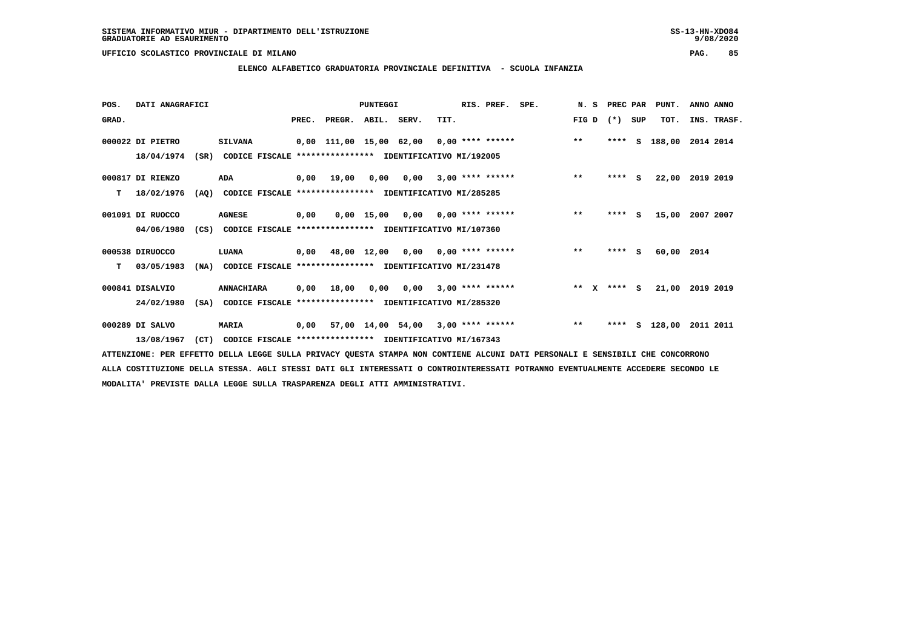SISTEMA INFORMATIVO MIUR - DIPARTIMENTO DELL'ISTRUZIONE
GRADUATORIE AD ESAURIMENTO

UFFICIO SCOLASTICO PROVINCIALE DI MILANO

## ELENCO ALFABETICO GRADUATORIA PROVINCIALE DEFINITIVA - SCUOLA INFANZIA

| POS. GRAD. | DATI ANAGRAFICI | | PREC. | PREGR. | ABIL. | SERV. | TIT. | RIS. PREF. | SPE. | N. S FIG D | PREC PAR (*) SUP | PUNT. TOT. | ANNO ANNO INS. TRASF. |
|---|---|---|---|---|---|---|---|---|---|---|---|---|---|
| 000022 | DI PIETRO 18/04/1974 (SR) | SILVANA CODICE FISCALE **************** IDENTIFICATIVO MI/192005 | 0,00 | 111,00 | 15,00 | 62,00 | 0,00 | **** ****** | | ** | **** S | 188,00 | 2014 2014 |
| 000817 T | DI RIENZO 18/02/1976 (AQ) | ADA CODICE FISCALE **************** IDENTIFICATIVO MI/285285 | 0,00 | 19,00 | 0,00 | 0,00 | 3,00 | **** ****** | | ** | **** S | 22,00 | 2019 2019 |
| 001091 | DI RUOCCO 04/06/1980 (CS) | AGNESE CODICE FISCALE **************** IDENTIFICATIVO MI/107360 | 0,00 | 0,00 | 15,00 | 0,00 | 0,00 | **** ****** | | ** | **** S | 15,00 | 2007 2007 |
| 000538 T | DIRUOCCO 03/05/1983 (NA) | LUANA CODICE FISCALE **************** IDENTIFICATIVO MI/231478 | 0,00 | 48,00 | 12,00 | 0,00 | 0,00 | **** ****** | | ** | **** S | 60,00 | 2014 |
| 000841 | DISALVIO 24/02/1980 (SA) | ANNACHIARA CODICE FISCALE **************** IDENTIFICATIVO MI/285320 | 0,00 | 18,00 | 0,00 | 0,00 | 3,00 | **** ****** | | ** X | **** S | 21,00 | 2019 2019 |
| 000289 | DI SALVO 13/08/1967 (CT) | MARIA CODICE FISCALE **************** IDENTIFICATIVO MI/167343 | 0,00 | 57,00 | 14,00 | 54,00 | 3,00 | **** ****** | | ** | **** S | 128,00 | 2011 2011 |

ATTENZIONE: PER EFFETTO DELLA LEGGE SULLA PRIVACY QUESTA STAMPA NON CONTIENE ALCUNI DATI PERSONALI E SENSIBILI CHE CONCORRONO ALLA COSTITUZIONE DELLA STESSA. AGLI STESSI DATI GLI INTERESSATI O CONTROINTERESSATI POTRANNO EVENTUALMENTE ACCEDERE SECONDO LE MODALITA' PREVISTE DALLA LEGGE SULLA TRASPARENZA DEGLI ATTI AMMINISTRATIVI.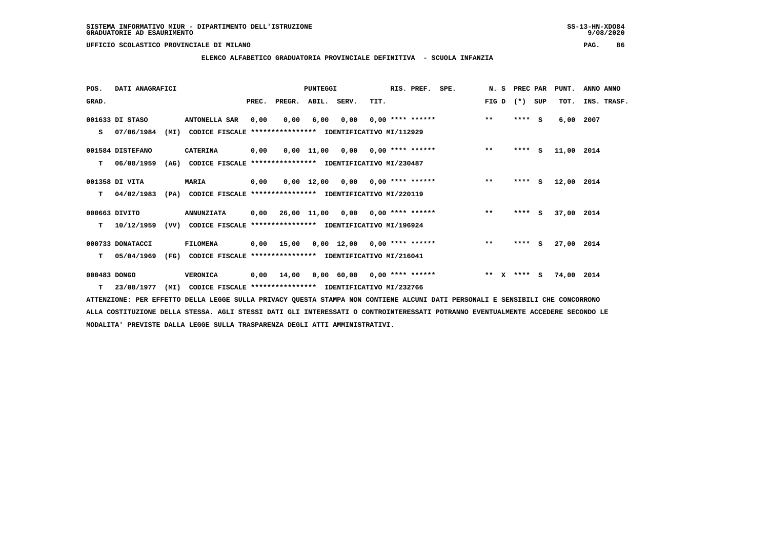SISTEMA INFORMATIVO MIUR - DIPARTIMENTO DELL'ISTRUZIONE
GRADUATORIE AD ESAURIMENTO

UFFICIO SCOLASTICO PROVINCIALE DI MILANO

## ELENCO ALFABETICO GRADUATORIA PROVINCIALE DEFINITIVA - SCUOLA INFANZIA

| POS. GRAD. | DATI ANAGRAFICI | | PREC. | PREGR. | ABIL. | SERV. | TIT. | RIS. PREF. | SPE. | N. S FIG D | PREC PAR (*) SUP | PUNT. TOT. | ANNO INS. | ANNO TRASF. |
|---|---|---|---|---|---|---|---|---|---|---|---|---|---|---|
| 001633 | DI STASO | ANTONELLA SAR | 0,00 | 0,00 | 6,00 | 0,00 | 0,00 | **** ****** | | ** | **** S | 6,00 | 2007 | |
| S | 07/06/1984 (MI) | CODICE FISCALE **************** IDENTIFICATIVO MI/112929 | | | | | | | | | | | | |
| 001584 | DISTEFANO | CATERINA | 0,00 | 0,00 | 11,00 | 0,00 | 0,00 | **** ****** | | ** | **** S | 11,00 | 2014 | |
| T | 06/08/1959 (AG) | CODICE FISCALE **************** IDENTIFICATIVO MI/230487 | | | | | | | | | | | | |
| 001358 | DI VITA | MARIA | 0,00 | 0,00 | 12,00 | 0,00 | 0,00 | **** ****** | | ** | **** S | 12,00 | 2014 | |
| T | 04/02/1983 (PA) | CODICE FISCALE **************** IDENTIFICATIVO MI/220119 | | | | | | | | | | | | |
| 000663 | DIVITO | ANNUNZIATA | 0,00 | 26,00 | 11,00 | 0,00 | 0,00 | **** ****** | | ** | **** S | 37,00 | 2014 | |
| T | 10/12/1959 (VV) | CODICE FISCALE **************** IDENTIFICATIVO MI/196924 | | | | | | | | | | | | |
| 000733 | DONATACCI | FILOMENA | 0,00 | 15,00 | 0,00 | 12,00 | 0,00 | **** ****** | | ** | **** S | 27,00 | 2014 | |
| T | 05/04/1969 (FG) | CODICE FISCALE **************** IDENTIFICATIVO MI/216041 | | | | | | | | | | | | |
| 000483 | DONGO | VERONICA | 0,00 | 14,00 | 0,00 | 60,00 | 0,00 | **** ****** | | ** X | **** S | 74,00 | 2014 | |
| T | 23/08/1977 (MI) | CODICE FISCALE **************** IDENTIFICATIVO MI/232766 | | | | | | | | | | | | |

ATTENZIONE: PER EFFETTO DELLA LEGGE SULLA PRIVACY QUESTA STAMPA NON CONTIENE ALCUNI DATI PERSONALI E SENSIBILI CHE CONCORRONO ALLA COSTITUZIONE DELLA STESSA. AGLI STESSI DATI GLI INTERESSATI O CONTROINTERESSATI POTRANNO EVENTUALMENTE ACCEDERE SECONDO LE MODALITA' PREVISTE DALLA LEGGE SULLA TRASPARENZA DEGLI ATTI AMMINISTRATIVI.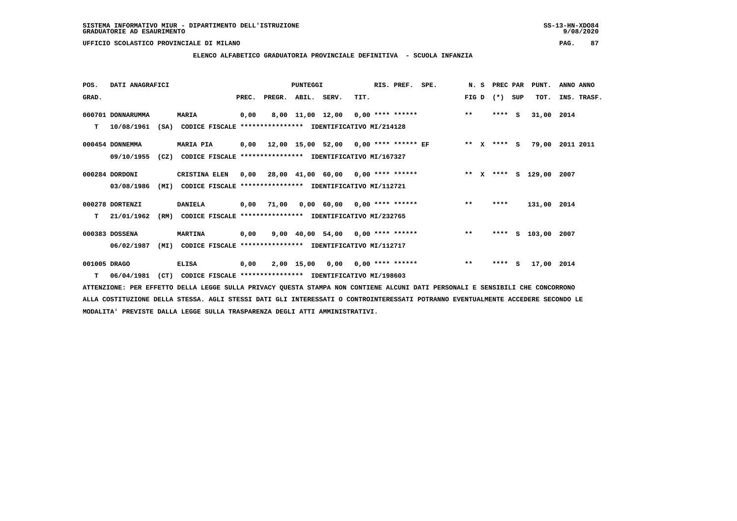SISTEMA INFORMATIVO MIUR - DIPARTIMENTO DELL'ISTRUZIONE
GRADUATORIE AD ESAURIMENTO

UFFICIO SCOLASTICO PROVINCIALE DI MILANO

## ELENCO ALFABETICO GRADUATORIA PROVINCIALE DEFINITIVA - SCUOLA INFANZIA

| POS. GRAD. | DATI ANAGRAFICI | | PREC. | PREGR. | ABIL. | SERV. | TIT. | RIS. PREF. | SPE. | N. S FIG D | PREC PAR (*) SUP | PUNT. TOT. | ANNO ANNO INS. TRASF. |
|---|---|---|---|---|---|---|---|---|---|---|---|---|---|
| 000701 | DONNARUMMA | MARIA | 0,00 | 8,00 | 11,00 | 12,00 | 0,00 | **** ****** | | ** | **** S | 31,00 | 2014 |
| T | 10/08/1961 (SA) | CODICE FISCALE **************** IDENTIFICATIVO MI/214128 | | | | | | | | | | | |
| 000454 | DONNEMMA | MARIA PIA | 0,00 | 12,00 | 15,00 | 52,00 | 0,00 | **** ****** | EF | ** X | **** S | 79,00 | 2011 2011 |
| | 09/10/1955 (CZ) | CODICE FISCALE **************** IDENTIFICATIVO MI/167327 | | | | | | | | | | | |
| 000284 | DORDONI | CRISTINA ELEN | 0,00 | 28,00 | 41,00 | 60,00 | 0,00 | **** ****** | | ** X | **** S | 129,00 | 2007 |
| | 03/08/1986 (MI) | CODICE FISCALE **************** IDENTIFICATIVO MI/112721 | | | | | | | | | | | |
| 000278 | DORTENZI | DANIELA | 0,00 | 71,00 | 0,00 | 60,00 | 0,00 | **** ****** | | ** | **** | 131,00 | 2014 |
| T | 21/01/1962 (RM) | CODICE FISCALE **************** IDENTIFICATIVO MI/232765 | | | | | | | | | | | |
| 000383 | DOSSENA | MARTINA | 0,00 | 9,00 | 40,00 | 54,00 | 0,00 | **** ****** | | ** | **** S | 103,00 | 2007 |
| | 06/02/1987 (MI) | CODICE FISCALE **************** IDENTIFICATIVO MI/112717 | | | | | | | | | | | |
| 001005 | DRAGO | ELISA | 0,00 | 2,00 | 15,00 | 0,00 | 0,00 | **** ****** | | ** | **** S | 17,00 | 2014 |
| T | 06/04/1981 (CT) | CODICE FISCALE **************** IDENTIFICATIVO MI/198603 | | | | | | | | | | | |

ATTENZIONE: PER EFFETTO DELLA LEGGE SULLA PRIVACY QUESTA STAMPA NON CONTIENE ALCUNI DATI PERSONALI E SENSIBILI CHE CONCORRONO ALLA COSTITUZIONE DELLA STESSA. AGLI STESSI DATI GLI INTERESSATI O CONTROINTERESSATI POTRANNO EVENTUALMENTE ACCEDERE SECONDO LE MODALITA' PREVISTE DALLA LEGGE SULLA TRASPARENZA DEGLI ATTI AMMINISTRATIVI.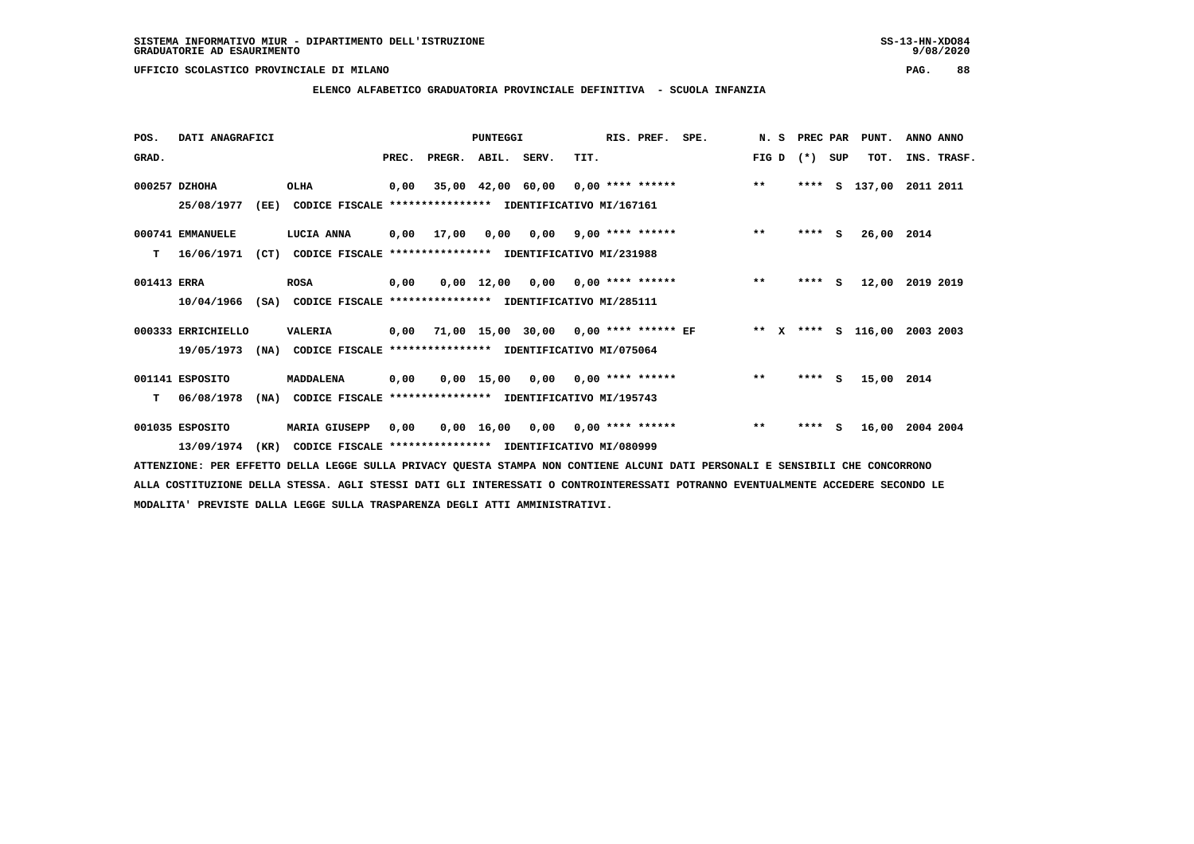SISTEMA INFORMATIVO MIUR - DIPARTIMENTO DELL'ISTRUZIONE
GRADUATORIE AD ESAURIMENTO

UFFICIO SCOLASTICO PROVINCIALE DI MILANO

## ELENCO ALFABETICO GRADUATORIA PROVINCIALE DEFINITIVA - SCUOLA INFANZIA

| POS. GRAD. | DATI ANAGRAFICI | | PREC. | PREGR. | ABIL. | SERV. | TIT. | RIS. PREF. | SPE. | N. S FIG D | PREC PAR (*) | SUP | PUNT. TOT. | ANNO INS. | ANNO TRASF. |
|---|---|---|---|---|---|---|---|---|---|---|---|---|---|---|---|
| 000257 | DZHOHA 25/08/1977 (EE) CODICE FISCALE **************** IDENTIFICATIVO MI/167161 | OLHA | 0,00 | 35,00 | 42,00 | 60,00 | 0,00 | **** ****** | | ** | **** | S | 137,00 | 2011 | 2011 |
| 000741 | EMMANUELE T 16/06/1971 (CT) CODICE FISCALE **************** IDENTIFICATIVO MI/231988 | LUCIA ANNA | 0,00 | 17,00 | 0,00 | 0,00 | 9,00 | **** ****** | | ** | **** | S | 26,00 | 2014 | |
| 001413 | ERRA 10/04/1966 (SA) CODICE FISCALE **************** IDENTIFICATIVO MI/285111 | ROSA | 0,00 | 0,00 | 12,00 | 0,00 | 0,00 | **** ****** | | ** | **** | S | 12,00 | 2019 | 2019 |
| 000333 | ERRICHIELLO 19/05/1973 (NA) CODICE FISCALE **************** IDENTIFICATIVO MI/075064 | VALERIA | 0,00 | 71,00 | 15,00 | 30,00 | 0,00 | **** ****** | EF | ** X | **** | S | 116,00 | 2003 | 2003 |
| 001141 | ESPOSITO T 06/08/1978 (NA) CODICE FISCALE **************** IDENTIFICATIVO MI/195743 | MADDALENA | 0,00 | 0,00 | 15,00 | 0,00 | 0,00 | **** ****** | | ** | **** | S | 15,00 | 2014 | |
| 001035 | ESPOSITO 13/09/1974 (KR) CODICE FISCALE **************** IDENTIFICATIVO MI/080999 | MARIA GIUSEPP | 0,00 | 0,00 | 16,00 | 0,00 | 0,00 | **** ****** | | ** | **** | S | 16,00 | 2004 | 2004 |

ATTENZIONE: PER EFFETTO DELLA LEGGE SULLA PRIVACY QUESTA STAMPA NON CONTIENE ALCUNI DATI PERSONALI E SENSIBILI CHE CONCORRONO ALLA COSTITUZIONE DELLA STESSA. AGLI STESSI DATI GLI INTERESSATI O CONTROINTERESSATI POTRANNO EVENTUALMENTE ACCEDERE SECONDO LE MODALITA' PREVISTE DALLA LEGGE SULLA TRASPARENZA DEGLI ATTI AMMINISTRATIVI.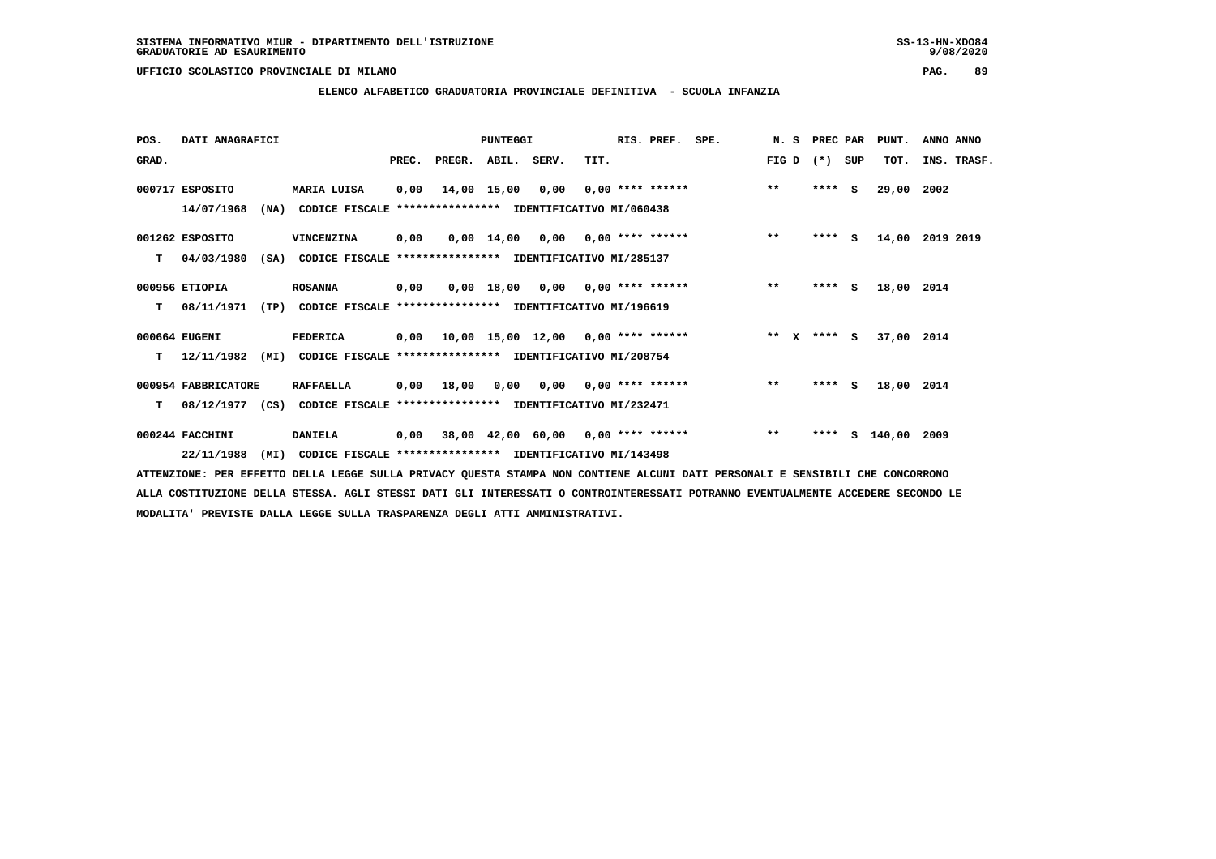SISTEMA INFORMATIVO MIUR - DIPARTIMENTO DELL'ISTRUZIONE
GRADUATORIE AD ESAURIMENTO

UFFICIO SCOLASTICO PROVINCIALE DI MILANO

ELENCO ALFABETICO GRADUATORIA PROVINCIALE DEFINITIVA - SCUOLA INFANZIA

| POS. GRAD. | DATI ANAGRAFICI | | PREC. | PREGR. | ABIL. | SERV. | TIT. | RIS. PREF. | SPE. | N. S FIG D | PREC PAR (*) SUP | PUNT. TOT. | ANNO ANNO INS. TRASF. |
|---|---|---|---|---|---|---|---|---|---|---|---|---|---|
| 000717 | ESPOSITO 14/07/1968 (NA) CODICE FISCALE **************** IDENTIFICATIVO MI/060438 | MARIA LUISA | 0,00 | 14,00 | 15,00 | 0,00 | 0,00 | **** ****** | | ** | **** S | 29,00 | 2002 |
| 001262 T | ESPOSITO 04/03/1980 (SA) CODICE FISCALE **************** IDENTIFICATIVO MI/285137 | VINCENZINA | 0,00 | 0,00 | 14,00 | 0,00 | 0,00 | **** ****** | | ** | **** S | 14,00 | 2019 2019 |
| 000956 T | ETIOPIA 08/11/1971 (TP) CODICE FISCALE **************** IDENTIFICATIVO MI/196619 | ROSANNA | 0,00 | 0,00 | 18,00 | 0,00 | 0,00 | **** ****** | | ** | **** S | 18,00 | 2014 |
| 000664 T | EUGENI 12/11/1982 (MI) CODICE FISCALE **************** IDENTIFICATIVO MI/208754 | FEDERICA | 0,00 | 10,00 | 15,00 | 12,00 | 0,00 | **** ****** | | ** X | **** S | 37,00 | 2014 |
| 000954 T | FABBRICATORE 08/12/1977 (CS) CODICE FISCALE **************** IDENTIFICATIVO MI/232471 | RAFFAELLA | 0,00 | 18,00 | 0,00 | 0,00 | 0,00 | **** ****** | | ** | **** S | 18,00 | 2014 |
| 000244 | FACCHINI 22/11/1988 (MI) CODICE FISCALE **************** IDENTIFICATIVO MI/143498 | DANIELA | 0,00 | 38,00 | 42,00 | 60,00 | 0,00 | **** ****** | | ** | **** S | 140,00 | 2009 |

ATTENZIONE: PER EFFETTO DELLA LEGGE SULLA PRIVACY QUESTA STAMPA NON CONTIENE ALCUNI DATI PERSONALI E SENSIBILI CHE CONCORRONO ALLA COSTITUZIONE DELLA STESSA. AGLI STESSI DATI GLI INTERESSATI O CONTROINTERESSATI POTRANNO EVENTUALMENTE ACCEDERE SECONDO LE MODALITA' PREVISTE DALLA LEGGE SULLA TRASPARENZA DEGLI ATTI AMMINISTRATIVI.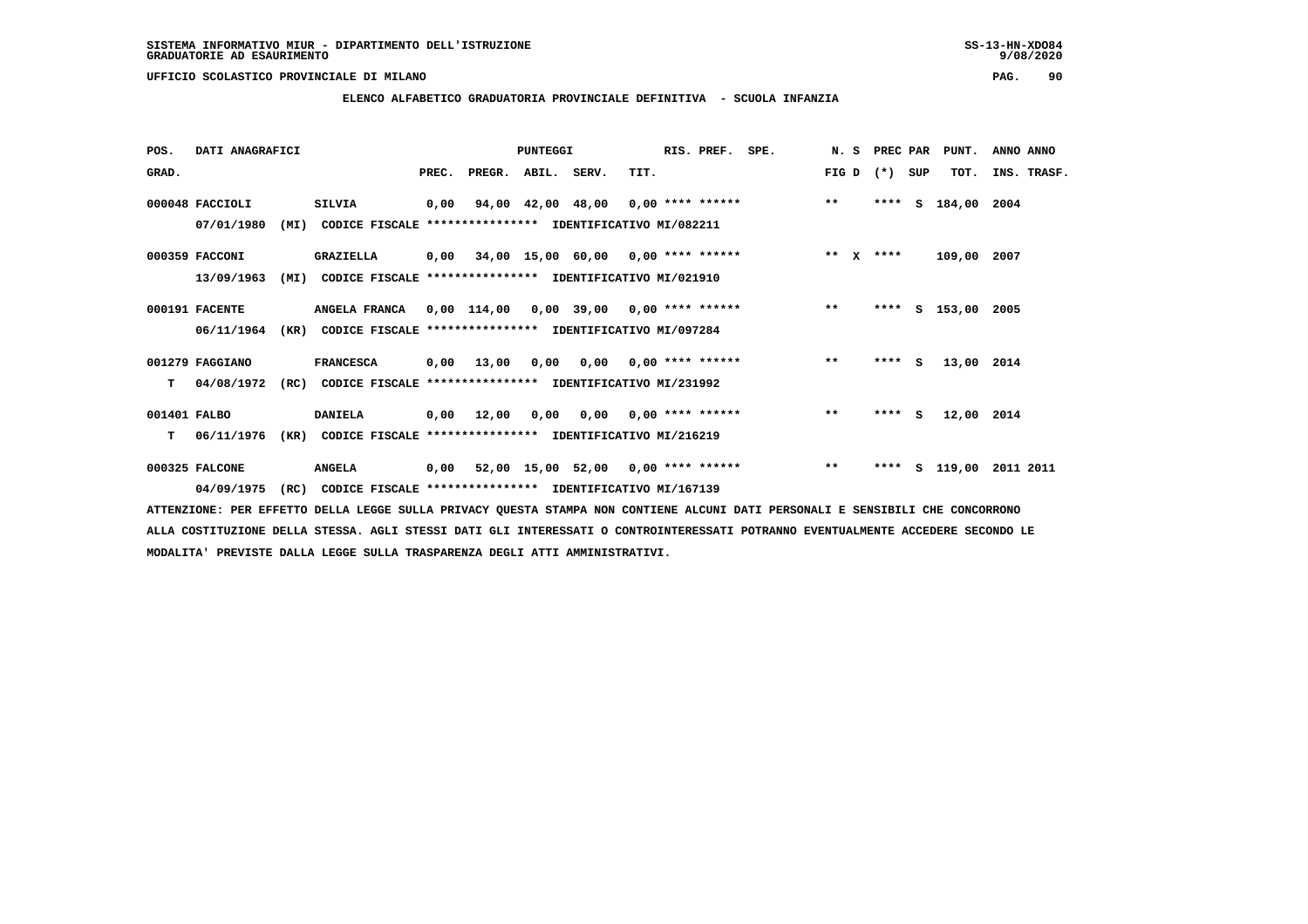SISTEMA INFORMATIVO MIUR - DIPARTIMENTO DELL'ISTRUZIONE
GRADUATORIE AD ESAURIMENTO

UFFICIO SCOLASTICO PROVINCIALE DI MILANO

**ELENCO ALFABETICO GRADUATORIA PROVINCIALE DEFINITIVA - SCUOLA INFANZIA**

| POS. GRAD. | DATI ANAGRAFICI | | PREC. | PREGR. | ABIL. | SERV. | TIT. | RIS. PREF. | SPE. | N. S FIG D | PREC PAR (*) | SUP | PUNT. TOT. | ANNO ANNO INS. TRASF. |
|---|---|---|---|---|---|---|---|---|---|---|---|---|---|---|
| 000048 | FACCIOLI | SILVIA | 0,00 | 94,00 | 42,00 | 48,00 | 0,00 | **** ****** | | ** | **** | S | 184,00 | 2004 |
| | 07/01/1980 (MI) | CODICE FISCALE **************** IDENTIFICATIVO MI/082211 | | | | | | | | | | | | |
| 000359 | FACCONI | GRAZIELLA | 0,00 | 34,00 | 15,00 | 60,00 | 0,00 | **** ****** | | ** X | **** | | 109,00 | 2007 |
| | 13/09/1963 (MI) | CODICE FISCALE **************** IDENTIFICATIVO MI/021910 | | | | | | | | | | | | |
| 000191 | FACENTE | ANGELA FRANCA | 0,00 | 114,00 | 0,00 | 39,00 | 0,00 | **** ****** | | ** | **** | S | 153,00 | 2005 |
| | 06/11/1964 (KR) | CODICE FISCALE **************** IDENTIFICATIVO MI/097284 | | | | | | | | | | | | |
| 001279 | FAGGIANO | FRANCESCA | 0,00 | 13,00 | 0,00 | 0,00 | 0,00 | **** ****** | | ** | **** | S | 13,00 | 2014 |
| T | 04/08/1972 (RC) | CODICE FISCALE **************** IDENTIFICATIVO MI/231992 | | | | | | | | | | | | |
| 001401 | FALBO | DANIELA | 0,00 | 12,00 | 0,00 | 0,00 | 0,00 | **** ****** | | ** | **** | S | 12,00 | 2014 |
| T | 06/11/1976 (KR) | CODICE FISCALE **************** IDENTIFICATIVO MI/216219 | | | | | | | | | | | | |
| 000325 | FALCONE | ANGELA | 0,00 | 52,00 | 15,00 | 52,00 | 0,00 | **** ****** | | ** | **** | S | 119,00 | 2011 2011 |
| | 04/09/1975 (RC) | CODICE FISCALE **************** IDENTIFICATIVO MI/167139 | | | | | | | | | | | | |

ATTENZIONE: PER EFFETTO DELLA LEGGE SULLA PRIVACY QUESTA STAMPA NON CONTIENE ALCUNI DATI PERSONALI E SENSIBILI CHE CONCORRONO ALLA COSTITUZIONE DELLA STESSA. AGLI STESSI DATI GLI INTERESSATI O CONTROINTERESSATI POTRANNO EVENTUALMENTE ACCEDERE SECONDO LE MODALITA' PREVISTE DALLA LEGGE SULLA TRASPARENZA DEGLI ATTI AMMINISTRATIVI.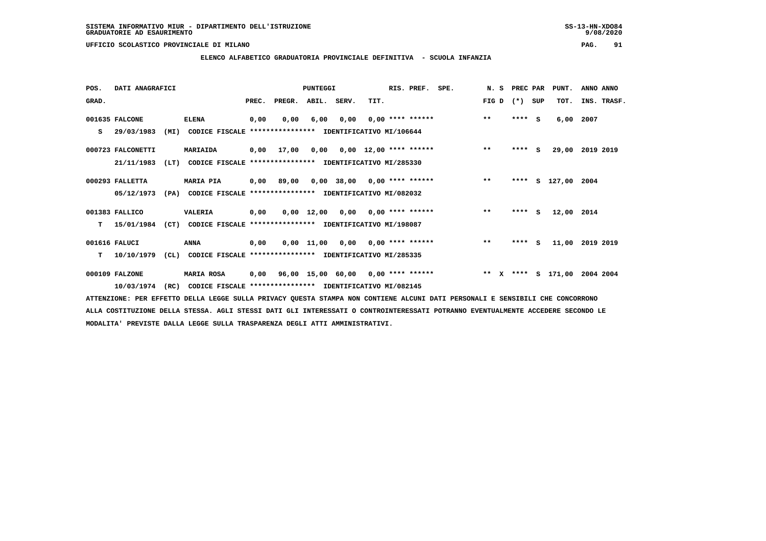SISTEMA INFORMATIVO MIUR - DIPARTIMENTO DELL'ISTRUZIONE
GRADUATORIE AD ESAURIMENTO

UFFICIO SCOLASTICO PROVINCIALE DI MILANO

## ELENCO ALFABETICO GRADUATORIA PROVINCIALE DEFINITIVA - SCUOLA INFANZIA

| POS. GRAD. | DATI ANAGRAFICI | | | PREC. | PREGR. | ABIL. | SERV. | TIT. | RIS. PREF. | SPE. | N. S FIG D | PREC PAR (*) SUP | PUNT. TOT. | ANNO ANNO INS. TRASF. |
|---|---|---|---|---|---|---|---|---|---|---|---|---|---|---|
| 001635 | FALCONE | ELENA | | 0,00 | 0,00 | 6,00 | 0,00 | 0,00 | **** ****** | | ** | **** S | 6,00 | 2007 |
| S | 29/03/1983 | (MI) | CODICE FISCALE **************** IDENTIFICATIVO MI/106644 | | | | | | | | | | | |
| 000723 | FALCONETTI | MARIAIDA | | 0,00 | 17,00 | 0,00 | 0,00 | 12,00 | **** ****** | | ** | **** S | 29,00 | 2019 2019 |
| | 21/11/1983 | (LT) | CODICE FISCALE **************** IDENTIFICATIVO MI/285330 | | | | | | | | | | | |
| 000293 | FALLETTA | MARIA PIA | | 0,00 | 89,00 | 0,00 | 38,00 | 0,00 | **** ****** | | ** | **** S | 127,00 | 2004 |
| | 05/12/1973 | (PA) | CODICE FISCALE **************** IDENTIFICATIVO MI/082032 | | | | | | | | | | | |
| 001383 | FALLICO | VALERIA | | 0,00 | 0,00 | 12,00 | 0,00 | 0,00 | **** ****** | | ** | **** S | 12,00 | 2014 |
| T | 15/01/1984 | (CT) | CODICE FISCALE **************** IDENTIFICATIVO MI/198087 | | | | | | | | | | | |
| 001616 | FALUCI | ANNA | | 0,00 | 0,00 | 11,00 | 0,00 | 0,00 | **** ****** | | ** | **** S | 11,00 | 2019 2019 |
| T | 10/10/1979 | (CL) | CODICE FISCALE **************** IDENTIFICATIVO MI/285335 | | | | | | | | | | | |
| 000109 | FALZONE | MARIA ROSA | | 0,00 | 96,00 | 15,00 | 60,00 | 0,00 | **** ****** | | ** X | **** S | 171,00 | 2004 2004 |
| | 10/03/1974 | (RC) | CODICE FISCALE **************** IDENTIFICATIVO MI/082145 | | | | | | | | | | | |

ATTENZIONE: PER EFFETTO DELLA LEGGE SULLA PRIVACY QUESTA STAMPA NON CONTIENE ALCUNI DATI PERSONALI E SENSIBILI CHE CONCORRONO ALLA COSTITUZIONE DELLA STESSA. AGLI STESSI DATI GLI INTERESSATI O CONTROINTERESSATI POTRANNO EVENTUALMENTE ACCEDERE SECONDO LE MODALITA' PREVISTE DALLA LEGGE SULLA TRASPARENZA DEGLI ATTI AMMINISTRATIVI.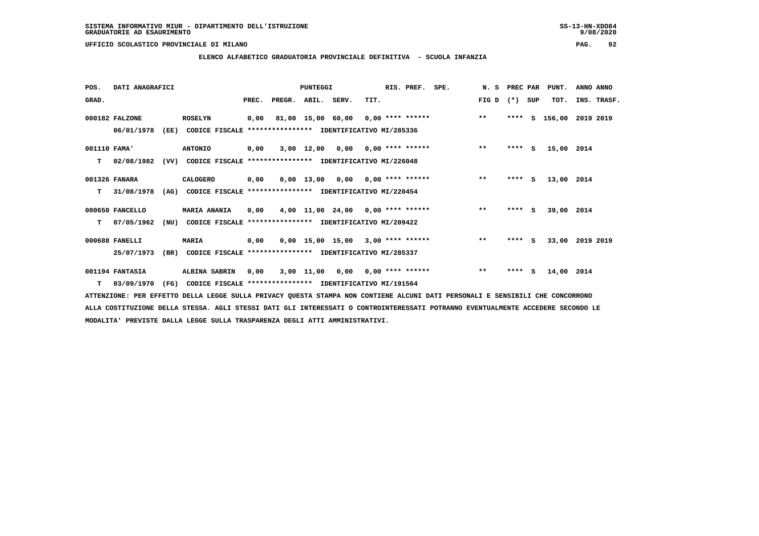SISTEMA INFORMATIVO MIUR - DIPARTIMENTO DELL'ISTRUZIONE
GRADUATORIE AD ESAURIMENTO

UFFICIO SCOLASTICO PROVINCIALE DI MILANO

**ELENCO ALFABETICO GRADUATORIA PROVINCIALE DEFINITIVA - SCUOLA INFANZIA**

| POS. GRAD. | DATI ANAGRAFICI | | PREC. | PREGR. | ABIL. | SERV. | TIT. | RIS. PREF. | SPE. | N. S FIG D | PREC PAR (*) | SUP | PUNT. TOT. | ANNO ANNO INS. TRASF. |
|---|---|---|---|---|---|---|---|---|---|---|---|---|---|---|
| 000182 | FALZONE 06/01/1978 (EE) CODICE FISCALE **************** | ROSELYN IDENTIFICATIVO MI/285336 | 0,00 | 81,00 | 15,00 | 60,00 | 0,00 | **** ****** | | ** | **** | S | 156,00 | 2019 2019 |
| 001110 T | FAMA' 02/08/1982 (VV) CODICE FISCALE **************** | ANTONIO IDENTIFICATIVO MI/226048 | 0,00 | 3,00 | 12,00 | 0,00 | 0,00 | **** ****** | | ** | **** | S | 15,00 | 2014 |
| 001326 T | FANARA 31/08/1978 (AG) CODICE FISCALE **************** | CALOGERO IDENTIFICATIVO MI/220454 | 0,00 | 0,00 | 13,00 | 0,00 | 0,00 | **** ****** | | ** | **** | S | 13,00 | 2014 |
| 000650 T | FANCELLO 07/05/1962 (NU) CODICE FISCALE **************** | MARIA ANANIA IDENTIFICATIVO MI/209422 | 0,00 | 4,00 | 11,00 | 24,00 | 0,00 | **** ****** | | ** | **** | S | 39,00 | 2014 |
| 000688 | FANELLI 25/07/1973 (BR) CODICE FISCALE **************** | MARIA IDENTIFICATIVO MI/285337 | 0,00 | 0,00 | 15,00 | 15,00 | 3,00 | **** ****** | | ** | **** | S | 33,00 | 2019 2019 |
| 001194 T | FANTASIA 03/09/1970 (FG) CODICE FISCALE **************** | ALBINA SABRIN IDENTIFICATIVO MI/191564 | 0,00 | 3,00 | 11,00 | 0,00 | 0,00 | **** ****** | | ** | **** | S | 14,00 | 2014 |

ATTENZIONE: PER EFFETTO DELLA LEGGE SULLA PRIVACY QUESTA STAMPA NON CONTIENE ALCUNI DATI PERSONALI E SENSIBILI CHE CONCORRONO ALLA COSTITUZIONE DELLA STESSA. AGLI STESSI DATI GLI INTERESSATI O CONTROINTERESSATI POTRANNO EVENTUALMENTE ACCEDERE SECONDO LE MODALITA' PREVISTE DALLA LEGGE SULLA TRASPARENZA DEGLI ATTI AMMINISTRATIVI.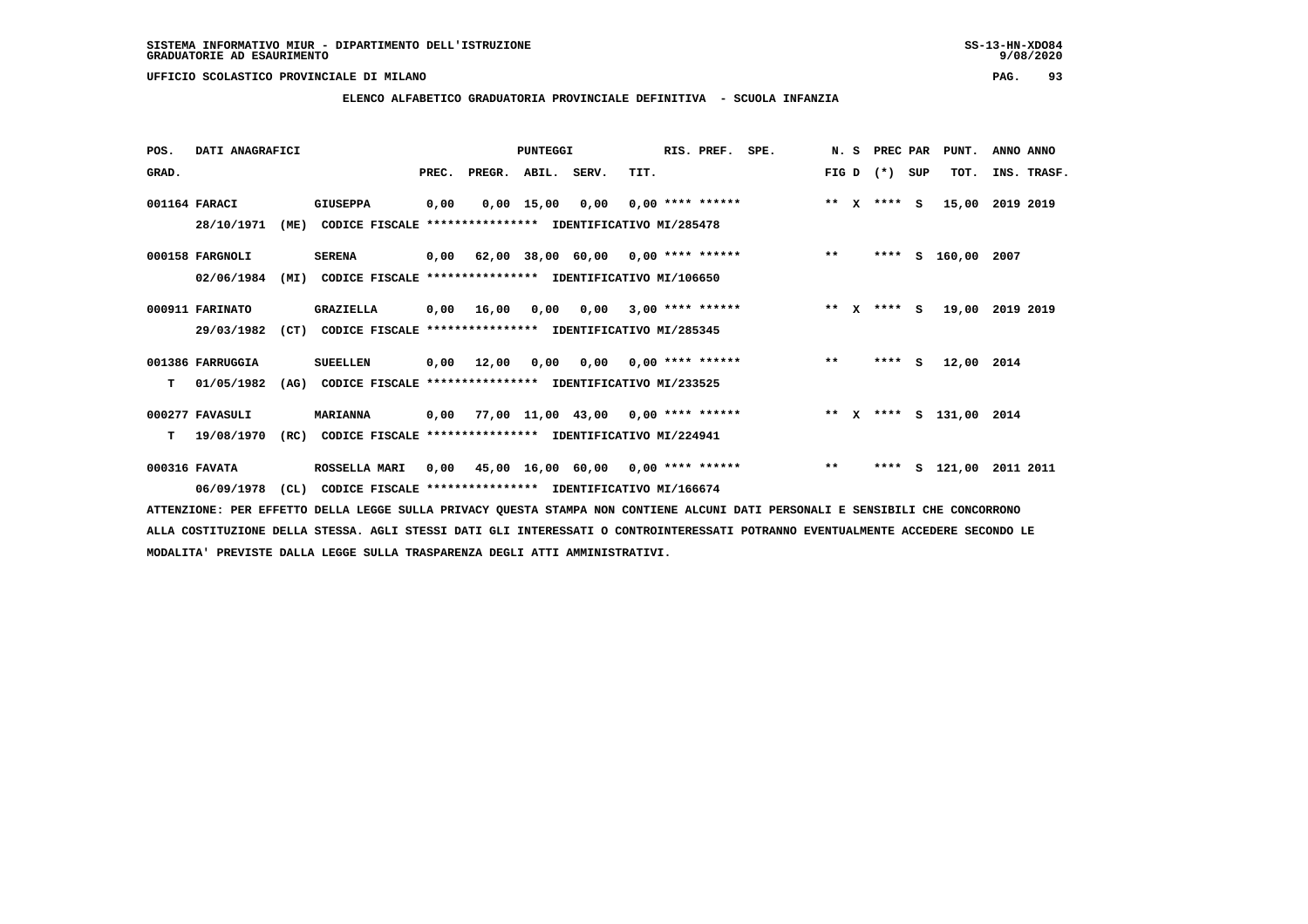SISTEMA INFORMATIVO MIUR - DIPARTIMENTO DELL'ISTRUZIONE
GRADUATORIE AD ESAURIMENTO

UFFICIO SCOLASTICO PROVINCIALE DI MILANO

## ELENCO ALFABETICO GRADUATORIA PROVINCIALE DEFINITIVA - SCUOLA INFANZIA

| POS. GRAD. | DATI ANAGRAFICI | | PUNTEGGI PREC. | PREGR. | ABIL. | SERV. | TIT. | RIS. PREF. | SPE. | N. S FIG D | PREC PAR (*) | SUP | PUNT. TOT. | ANNO INS. | ANNO TRASF. |
|---|---|---|---|---|---|---|---|---|---|---|---|---|---|---|---|
| 001164 | FARACI | GIUSEPPA | 0,00 | 0,00 | 15,00 | 0,00 | 0,00 | **** ****** | | ** X | **** | S | 15,00 | 2019 | 2019 |
| | 28/10/1971 (ME) | CODICE FISCALE **************** IDENTIFICATIVO MI/285478 | | | | | | | | | | | | | |
| 000158 | FARGNOLI | SERENA | 0,00 | 62,00 | 38,00 | 60,00 | 0,00 | **** ****** | | ** | **** | S | 160,00 | 2007 | |
| | 02/06/1984 (MI) | CODICE FISCALE **************** IDENTIFICATIVO MI/106650 | | | | | | | | | | | | | |
| 000911 | FARINATO | GRAZIELLA | 0,00 | 16,00 | 0,00 | 0,00 | 3,00 | **** ****** | | ** X | **** | S | 19,00 | 2019 | 2019 |
| | 29/03/1982 (CT) | CODICE FISCALE **************** IDENTIFICATIVO MI/285345 | | | | | | | | | | | | | |
| 001386 | FARRUGGIA | SUEELLEN | 0,00 | 12,00 | 0,00 | 0,00 | 0,00 | **** ****** | | ** | **** | S | 12,00 | 2014 | |
| T | 01/05/1982 (AG) | CODICE FISCALE **************** IDENTIFICATIVO MI/233525 | | | | | | | | | | | | | |
| 000277 | FAVASULI | MARIANNA | 0,00 | 77,00 | 11,00 | 43,00 | 0,00 | **** ****** | | ** X | **** | S | 131,00 | 2014 | |
| T | 19/08/1970 (RC) | CODICE FISCALE **************** IDENTIFICATIVO MI/224941 | | | | | | | | | | | | | |
| 000316 | FAVATA | ROSSELLA MARI | 0,00 | 45,00 | 16,00 | 60,00 | 0,00 | **** ****** | | ** | **** | S | 121,00 | 2011 | 2011 |
| | 06/09/1978 (CL) | CODICE FISCALE **************** IDENTIFICATIVO MI/166674 | | | | | | | | | | | | | |

ATTENZIONE: PER EFFETTO DELLA LEGGE SULLA PRIVACY QUESTA STAMPA NON CONTIENE ALCUNI DATI PERSONALI E SENSIBILI CHE CONCORRONO ALLA COSTITUZIONE DELLA STESSA. AGLI STESSI DATI GLI INTERESSATI O CONTROINTERESSATI POTRANNO EVENTUALMENTE ACCEDERE SECONDO LE MODALITA' PREVISTE DALLA LEGGE SULLA TRASPARENZA DEGLI ATTI AMMINISTRATIVI.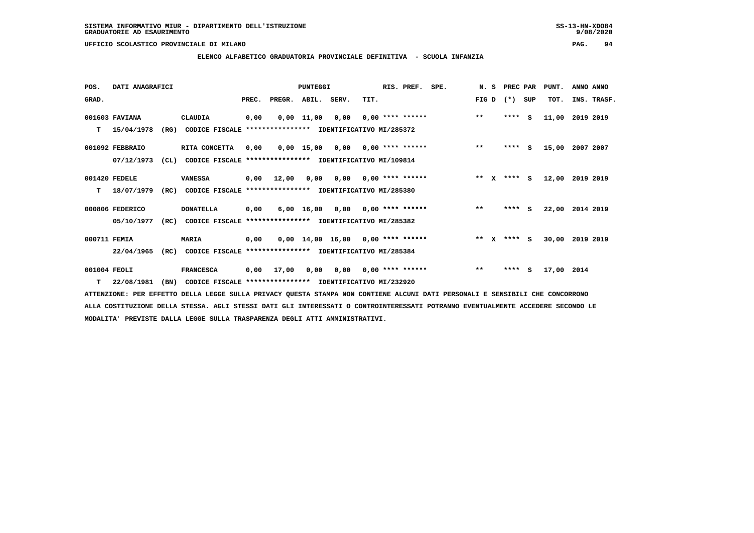SISTEMA INFORMATIVO MIUR - DIPARTIMENTO DELL'ISTRUZIONE
GRADUATORIE AD ESAURIMENTO

UFFICIO SCOLASTICO PROVINCIALE DI MILANO

## ELENCO ALFABETICO GRADUATORIA PROVINCIALE DEFINITIVA - SCUOLA INFANZIA

| POS. GRAD. | DATI ANAGRAFICI | | | PREC. | PREGR. | ABIL. | SERV. | TIT. | RIS. PREF. | SPE. | N. S FIG D | PREC PAR (*) SUP | PUNT. TOT. | ANNO ANNO INS. TRASF. |
|---|---|---|---|---|---|---|---|---|---|---|---|---|---|---|
| 001603 | FAVIANA | CLAUDIA | | 0,00 | 0,00 | 11,00 | 0,00 | 0,00 | **** ****** | | ** | **** S | 11,00 | 2019 2019 |
| T | 15/04/1978 (RG) | CODICE FISCALE **************** | IDENTIFICATIVO MI/285372 | | | | | | | | | | | |
| 001092 | FEBBRAIO | RITA CONCETTA | | 0,00 | 0,00 | 15,00 | 0,00 | 0,00 | **** ****** | | ** | **** S | 15,00 | 2007 2007 |
| | 07/12/1973 (CL) | CODICE FISCALE **************** | IDENTIFICATIVO MI/109814 | | | | | | | | | | | |
| 001420 | FEDELE | VANESSA | | 0,00 | 12,00 | 0,00 | 0,00 | 0,00 | **** ****** | | ** X | **** S | 12,00 | 2019 2019 |
| T | 18/07/1979 (RC) | CODICE FISCALE **************** | IDENTIFICATIVO MI/285380 | | | | | | | | | | | |
| 000806 | FEDERICO | DONATELLA | | 0,00 | 6,00 | 16,00 | 0,00 | 0,00 | **** ****** | | ** | **** S | 22,00 | 2014 2019 |
| | 05/10/1977 (RC) | CODICE FISCALE **************** | IDENTIFICATIVO MI/285382 | | | | | | | | | | | |
| 000711 | FEMIA | MARIA | | 0,00 | 0,00 | 14,00 | 16,00 | 0,00 | **** ****** | | ** X | **** S | 30,00 | 2019 2019 |
| | 22/04/1965 (RC) | CODICE FISCALE **************** | IDENTIFICATIVO MI/285384 | | | | | | | | | | | |
| 001004 | FEOLI | FRANCESCA | | 0,00 | 17,00 | 0,00 | 0,00 | 0,00 | **** ****** | | ** | **** S | 17,00 | 2014 |
| T | 22/08/1981 (BN) | CODICE FISCALE **************** | IDENTIFICATIVO MI/232920 | | | | | | | | | | | |

ATTENZIONE: PER EFFETTO DELLA LEGGE SULLA PRIVACY QUESTA STAMPA NON CONTIENE ALCUNI DATI PERSONALI E SENSIBILI CHE CONCORRONO ALLA COSTITUZIONE DELLA STESSA. AGLI STESSI DATI GLI INTERESSATI O CONTROINTERESSATI POTRANNO EVENTUALMENTE ACCEDERE SECONDO LE MODALITA' PREVISTE DALLA LEGGE SULLA TRASPARENZA DEGLI ATTI AMMINISTRATIVI.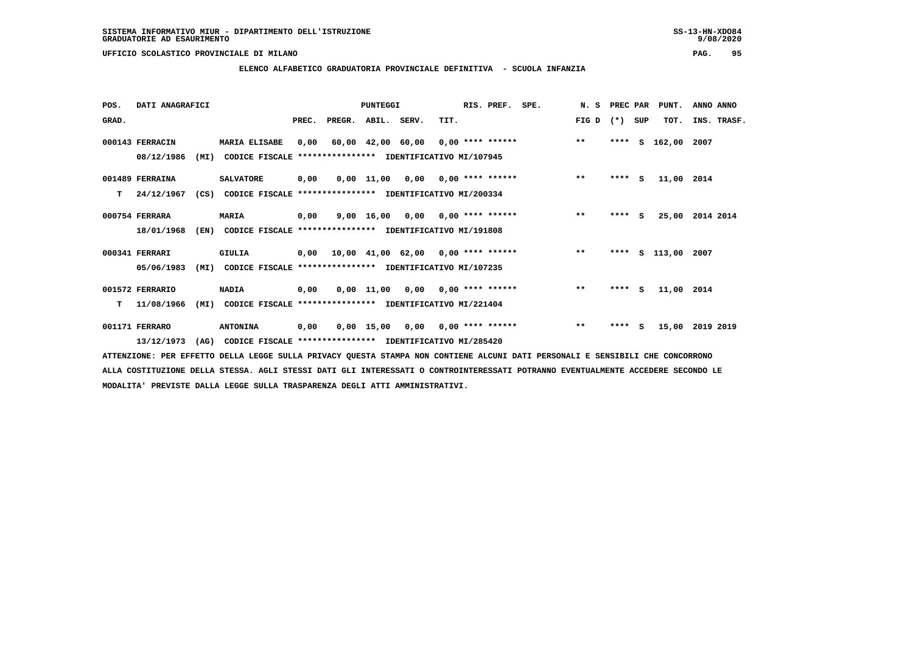SISTEMA INFORMATIVO MIUR - DIPARTIMENTO DELL'ISTRUZIONE
GRADUATORIE AD ESAURIMENTO

UFFICIO SCOLASTICO PROVINCIALE DI MILANO

**ELENCO ALFABETICO GRADUATORIA PROVINCIALE DEFINITIVA - SCUOLA INFANZIA**

| POS. GRAD. | DATI ANAGRAFICI | | PREC. | PREGR. | ABIL. | SERV. | TIT. | RIS. PREF. | SPE. | N. S FIG D | PREC PAR (*) | SUP | PUNT. TOT. | ANNO INS. | ANNO TRASF. |
|---|---|---|---|---|---|---|---|---|---|---|---|---|---|---|---|
| 000143 | FERRACIN 08/12/1986 (MI) | MARIA ELISABE CODICE FISCALE **************** IDENTIFICATIVO MI/107945 | 0,00 | 60,00 | 42,00 | 60,00 | 0,00 | **** ****** | | ** | **** | S | 162,00 | 2007 | |
| 001489 T | FERRAINA 24/12/1967 (CS) | SALVATORE CODICE FISCALE **************** IDENTIFICATIVO MI/200334 | 0,00 | 0,00 | 11,00 | 0,00 | 0,00 | **** ****** | | ** | **** | S | 11,00 | 2014 | |
| 000754 | FERRARA 18/01/1968 (EN) | MARIA CODICE FISCALE **************** IDENTIFICATIVO MI/191808 | 0,00 | 9,00 | 16,00 | 0,00 | 0,00 | **** ****** | | ** | **** | S | 25,00 | 2014 | 2014 |
| 000341 | FERRARI 05/06/1983 (MI) | GIULIA CODICE FISCALE **************** IDENTIFICATIVO MI/107235 | 0,00 | 10,00 | 41,00 | 62,00 | 0,00 | **** ****** | | ** | **** | S | 113,00 | 2007 | |
| 001572 T | FERRARIO 11/08/1966 (MI) | NADIA CODICE FISCALE **************** IDENTIFICATIVO MI/221404 | 0,00 | 0,00 | 11,00 | 0,00 | 0,00 | **** ****** | | ** | **** | S | 11,00 | 2014 | |
| 001171 | FERRARO 13/12/1973 (AG) | ANTONINA CODICE FISCALE **************** IDENTIFICATIVO MI/285420 | 0,00 | 0,00 | 15,00 | 0,00 | 0,00 | **** ****** | | ** | **** | S | 15,00 | 2019 | 2019 |

ATTENZIONE: PER EFFETTO DELLA LEGGE SULLA PRIVACY QUESTA STAMPA NON CONTIENE ALCUNI DATI PERSONALI E SENSIBILI CHE CONCORRONO ALLA COSTITUZIONE DELLA STESSA. AGLI STESSI DATI GLI INTERESSATI O CONTROINTERESSATI POTRANNO EVENTUALMENTE ACCEDERE SECONDO LE MODALITA' PREVISTE DALLA LEGGE SULLA TRASPARENZA DEGLI ATTI AMMINISTRATIVI.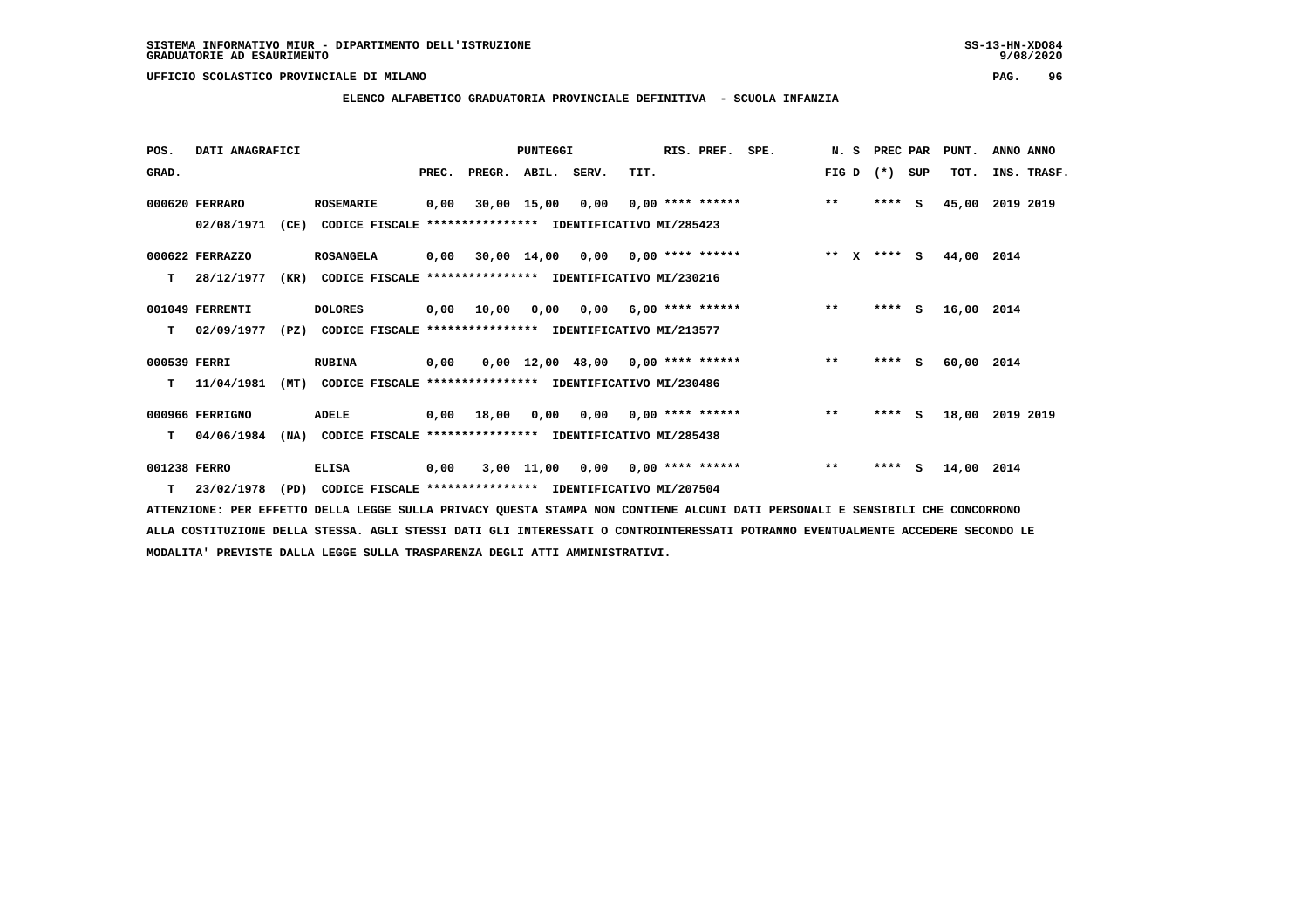SISTEMA INFORMATIVO MIUR - DIPARTIMENTO DELL'ISTRUZIONE
GRADUATORIE AD ESAURIMENTO

UFFICIO SCOLASTICO PROVINCIALE DI MILANO

## ELENCO ALFABETICO GRADUATORIA PROVINCIALE DEFINITIVA - SCUOLA INFANZIA

| POS. GRAD. | DATI ANAGRAFICI | | PREC. | PREGR. | ABIL. | SERV. | TIT. | RIS. PREF. | SPE. | N. S FIG D | PREC PAR (*) SUP | PUNT. TOT. | ANNO ANNO INS. TRASF. |
|---|---|---|---|---|---|---|---|---|---|---|---|---|---|
| 000620 | FERRARO 02/08/1971 (CE) | ROSEMARIE | 0,00 | 30,00 | 15,00 | 0,00 | 0,00 | **** ****** | | ** | **** S | 45,00 | 2019 2019 |
| | CODICE FISCALE **************** IDENTIFICATIVO MI/285423 | | | | | | | | | | | | |
| 000622 | FERRAZZO T 28/12/1977 (KR) | ROSANGELA | 0,00 | 30,00 | 14,00 | 0,00 | 0,00 | **** ****** | | ** X | **** S | 44,00 | 2014 |
| | CODICE FISCALE **************** IDENTIFICATIVO MI/230216 | | | | | | | | | | | | |
| 001049 | FERRENTI T 02/09/1977 (PZ) | DOLORES | 0,00 | 10,00 | 0,00 | 0,00 | 6,00 | **** ****** | | ** | **** S | 16,00 | 2014 |
| | CODICE FISCALE **************** IDENTIFICATIVO MI/213577 | | | | | | | | | | | | |
| 000539 | FERRI T 11/04/1981 (MT) | RUBINA | 0,00 | 0,00 | 12,00 | 48,00 | 0,00 | **** ****** | | ** | **** S | 60,00 | 2014 |
| | CODICE FISCALE **************** IDENTIFICATIVO MI/230486 | | | | | | | | | | | | |
| 000966 | FERRIGNO T 04/06/1984 (NA) | ADELE | 0,00 | 18,00 | 0,00 | 0,00 | 0,00 | **** ****** | | ** | **** S | 18,00 | 2019 2019 |
| | CODICE FISCALE **************** IDENTIFICATIVO MI/285438 | | | | | | | | | | | | |
| 001238 | FERRO T 23/02/1978 (PD) | ELISA | 0,00 | 3,00 | 11,00 | 0,00 | 0,00 | **** ****** | | ** | **** S | 14,00 | 2014 |
| | CODICE FISCALE **************** IDENTIFICATIVO MI/207504 | | | | | | | | | | | | |

ATTENZIONE: PER EFFETTO DELLA LEGGE SULLA PRIVACY QUESTA STAMPA NON CONTIENE ALCUNI DATI PERSONALI E SENSIBILI CHE CONCORRONO ALLA COSTITUZIONE DELLA STESSA. AGLI STESSI DATI GLI INTERESSATI O CONTROINTERESSATI POTRANNO EVENTUALMENTE ACCEDERE SECONDO LE MODALITA' PREVISTE DALLA LEGGE SULLA TRASPARENZA DEGLI ATTI AMMINISTRATIVI.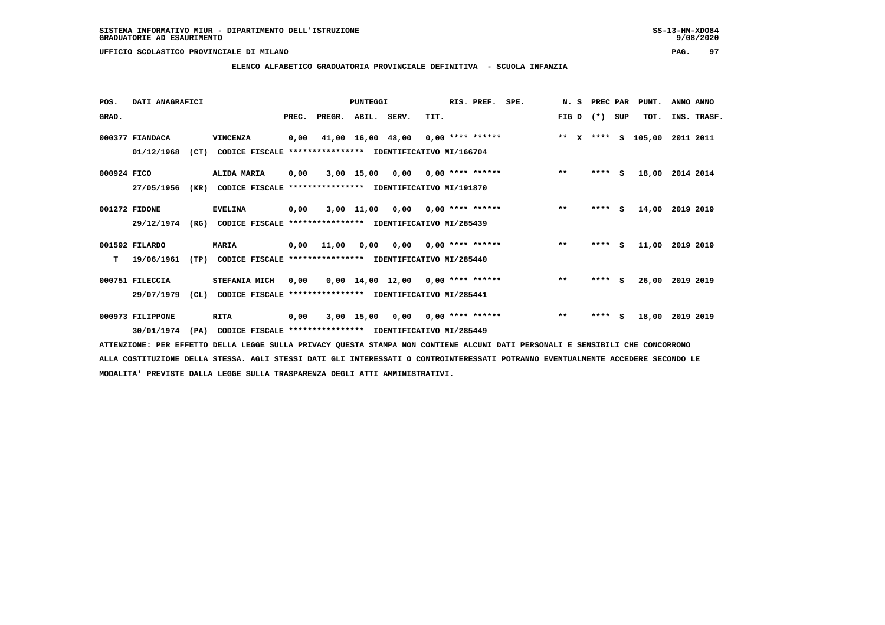SISTEMA INFORMATIVO MIUR - DIPARTIMENTO DELL'ISTRUZIONE
GRADUATORIE AD ESAURIMENTO

UFFICIO SCOLASTICO PROVINCIALE DI MILANO

## ELENCO ALFABETICO GRADUATORIA PROVINCIALE DEFINITIVA - SCUOLA INFANZIA

| POS. GRAD. | DATI ANAGRAFICI | | PREC. | PREGR. | ABIL. | SERV. | TIT. | RIS. PREF. | SPE. | N. S FIG D | PREC PAR (*) SUP | PUNT. TOT. | ANNO ANNO INS. TRASF. |
|---|---|---|---|---|---|---|---|---|---|---|---|---|---|
| 000377 | FIANDACA | VINCENZA | 0,00 | 41,00 | 16,00 | 48,00 | 0,00 | **** ****** | | ** X | **** S | 105,00 | 2011 2011 |
| | 01/12/1968 (CT) | CODICE FISCALE **************** IDENTIFICATIVO MI/166704 | | | | | | | | | | | |
| 000924 | FICO | ALIDA MARIA | 0,00 | 3,00 | 15,00 | 0,00 | 0,00 | **** ****** | | ** | **** S | 18,00 | 2014 2014 |
| | 27/05/1956 (KR) | CODICE FISCALE **************** IDENTIFICATIVO MI/191870 | | | | | | | | | | | |
| 001272 | FIDONE | EVELINA | 0,00 | 3,00 | 11,00 | 0,00 | 0,00 | **** ****** | | ** | **** S | 14,00 | 2019 2019 |
| | 29/12/1974 (RG) | CODICE FISCALE **************** IDENTIFICATIVO MI/285439 | | | | | | | | | | | |
| 001592 | FILARDO | MARIA | 0,00 | 11,00 | 0,00 | 0,00 | 0,00 | **** ****** | | ** | **** S | 11,00 | 2019 2019 |
| T | 19/06/1961 (TP) | CODICE FISCALE **************** IDENTIFICATIVO MI/285440 | | | | | | | | | | | |
| 000751 | FILECCIA | STEFANIA MICH | 0,00 | 0,00 | 14,00 | 12,00 | 0,00 | **** ****** | | ** | **** S | 26,00 | 2019 2019 |
| | 29/07/1979 (CL) | CODICE FISCALE **************** IDENTIFICATIVO MI/285441 | | | | | | | | | | | |
| 000973 | FILIPPONE | RITA | 0,00 | 3,00 | 15,00 | 0,00 | 0,00 | **** ****** | | ** | **** S | 18,00 | 2019 2019 |
| | 30/01/1974 (PA) | CODICE FISCALE **************** IDENTIFICATIVO MI/285449 | | | | | | | | | | | |

ATTENZIONE: PER EFFETTO DELLA LEGGE SULLA PRIVACY QUESTA STAMPA NON CONTIENE ALCUNI DATI PERSONALI E SENSIBILI CHE CONCORRONO ALLA COSTITUZIONE DELLA STESSA. AGLI STESSI DATI GLI INTERESSATI O CONTROINTERESSATI POTRANNO EVENTUALMENTE ACCEDERE SECONDO LE MODALITA' PREVISTE DALLA LEGGE SULLA TRASPARENZA DEGLI ATTI AMMINISTRATIVI.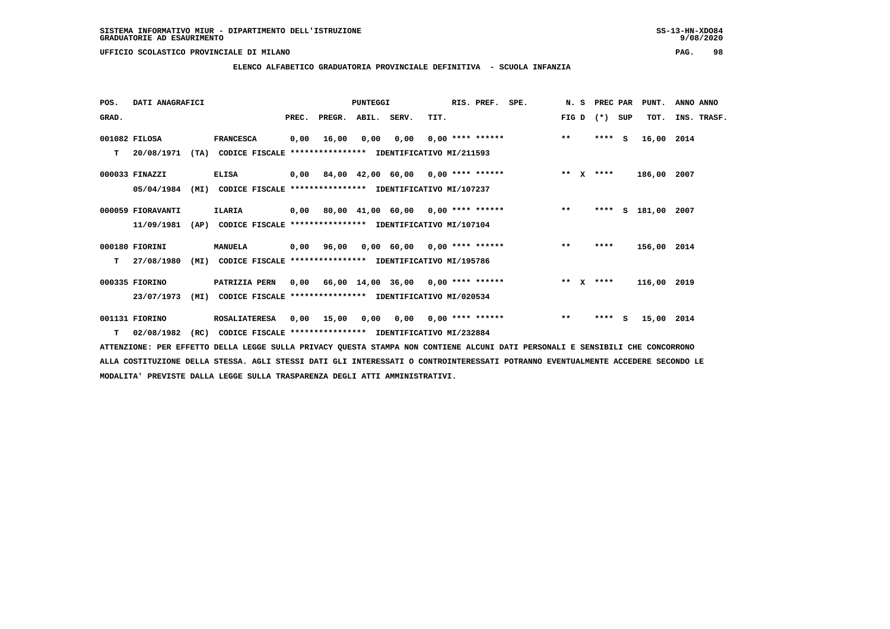SISTEMA INFORMATIVO MIUR - DIPARTIMENTO DELL'ISTRUZIONE
GRADUATORIE AD ESAURIMENTO

UFFICIO SCOLASTICO PROVINCIALE DI MILANO

## ELENCO ALFABETICO GRADUATORIA PROVINCIALE DEFINITIVA - SCUOLA INFANZIA

| POS. GRAD. | DATI ANAGRAFICI | | PREC. | PREGR. | ABIL. | SERV. | TIT. | RIS. PREF. | SPE. | N. S FIG D | PREC PAR (*) SUP | PUNT. TOT. | ANNO INS. | ANNO TRASF. |
|---|---|---|---|---|---|---|---|---|---|---|---|---|---|---|
| 001082 | FILOSA | FRANCESCA | 0,00 | 16,00 | 0,00 | 0,00 | 0,00 | **** ****** | | ** | **** S | 16,00 | 2014 | |
| T | 20/08/1971 (TA) | CODICE FISCALE **************** IDENTIFICATIVO MI/211593 | | | | | | | | | | | | |
| 000033 | FINAZZI | ELISA | 0,00 | 84,00 | 42,00 | 60,00 | 0,00 | **** ****** | | ** X | **** | 186,00 | 2007 | |
| | 05/04/1984 (MI) | CODICE FISCALE **************** IDENTIFICATIVO MI/107237 | | | | | | | | | | | | |
| 000059 | FIORAVANTI | ILARIA | 0,00 | 80,00 | 41,00 | 60,00 | 0,00 | **** ****** | | ** | **** S | 181,00 | 2007 | |
| | 11/09/1981 (AP) | CODICE FISCALE **************** IDENTIFICATIVO MI/107104 | | | | | | | | | | | | |
| 000180 | FIORINI | MANUELA | 0,00 | 96,00 | 0,00 | 60,00 | 0,00 | **** ****** | | ** | **** | 156,00 | 2014 | |
| T | 27/08/1980 (MI) | CODICE FISCALE **************** IDENTIFICATIVO MI/195786 | | | | | | | | | | | | |
| 000335 | FIORINO | PATRIZIA PERN | 0,00 | 66,00 | 14,00 | 36,00 | 0,00 | **** ****** | | ** X | **** | 116,00 | 2019 | |
| | 23/07/1973 (MI) | CODICE FISCALE **************** IDENTIFICATIVO MI/020534 | | | | | | | | | | | | |
| 001131 | FIORINO | ROSALIATERESA | 0,00 | 15,00 | 0,00 | 0,00 | 0,00 | **** ****** | | ** | **** S | 15,00 | 2014 | |
| T | 02/08/1982 (RC) | CODICE FISCALE **************** IDENTIFICATIVO MI/232884 | | | | | | | | | | | | |

ATTENZIONE: PER EFFETTO DELLA LEGGE SULLA PRIVACY QUESTA STAMPA NON CONTIENE ALCUNI DATI PERSONALI E SENSIBILI CHE CONCORRONO ALLA COSTITUZIONE DELLA STESSA. AGLI STESSI DATI GLI INTERESSATI O CONTROINTERESSATI POTRANNO EVENTUALMENTE ACCEDERE SECONDO LE MODALITA' PREVISTE DALLA LEGGE SULLA TRASPARENZA DEGLI ATTI AMMINISTRATIVI.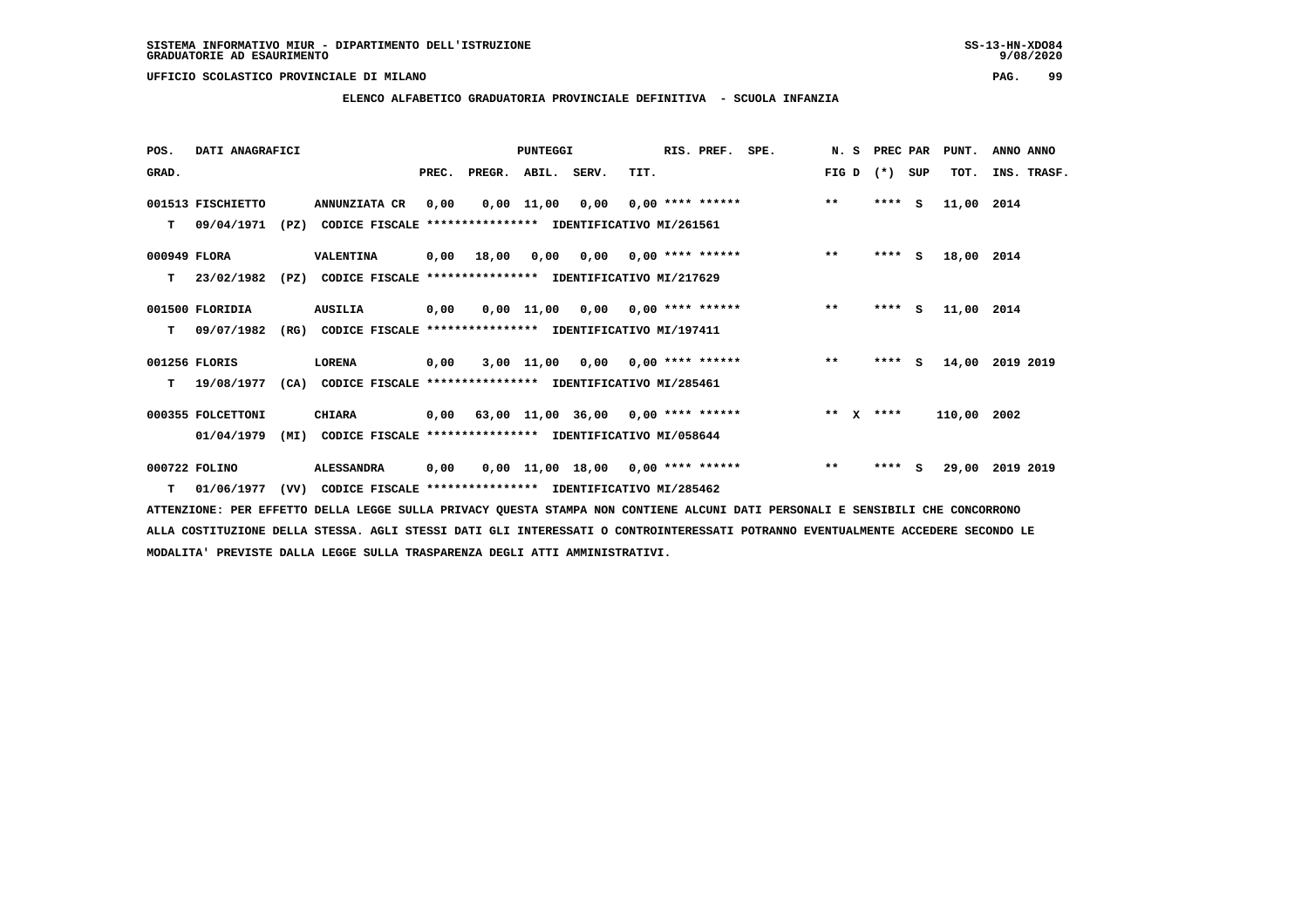SISTEMA INFORMATIVO MIUR - DIPARTIMENTO DELL'ISTRUZIONE
GRADUATORIE AD ESAURIMENTO

UFFICIO SCOLASTICO PROVINCIALE DI MILANO

ELENCO ALFABETICO GRADUATORIA PROVINCIALE DEFINITIVA - SCUOLA INFANZIA

| POS. GRAD. | DATI ANAGRAFICI | | PREC. | PREGR. | ABIL. | SERV. | TIT. | RIS. PREF. | SPE. | N. S FIG D | PREC PAR (*) | SUP | PUNT. TOT. | ANNO INS. | ANNO TRASF. |
|---|---|---|---|---|---|---|---|---|---|---|---|---|---|---|---|
| 001513 | FISCHIETTO | ANNUNZIATA CR | 0,00 | 0,00 | 11,00 | 0,00 | 0,00 | **** ****** | | ** | **** | S | 11,00 | 2014 | |
| T | 09/04/1971 (PZ) | CODICE FISCALE **************** IDENTIFICATIVO MI/261561 | | | | | | | | | | | | | |
| 000949 | FLORA | VALENTINA | 0,00 | 18,00 | 0,00 | 0,00 | 0,00 | **** ****** | | ** | **** | S | 18,00 | 2014 | |
| T | 23/02/1982 (PZ) | CODICE FISCALE **************** IDENTIFICATIVO MI/217629 | | | | | | | | | | | | | |
| 001500 | FLORIDIA | AUSILIA | 0,00 | 0,00 | 11,00 | 0,00 | 0,00 | **** ****** | | ** | **** | S | 11,00 | 2014 | |
| T | 09/07/1982 (RG) | CODICE FISCALE **************** IDENTIFICATIVO MI/197411 | | | | | | | | | | | | | |
| 001256 | FLORIS | LORENA | 0,00 | 3,00 | 11,00 | 0,00 | 0,00 | **** ****** | | ** | **** | S | 14,00 | 2019 | 2019 |
| T | 19/08/1977 (CA) | CODICE FISCALE **************** IDENTIFICATIVO MI/285461 | | | | | | | | | | | | | |
| 000355 | FOLCETTONI | CHIARA | 0,00 | 63,00 | 11,00 | 36,00 | 0,00 | **** ****** | | ** X | **** | | 110,00 | 2002 | |
| | 01/04/1979 (MI) | CODICE FISCALE **************** IDENTIFICATIVO MI/058644 | | | | | | | | | | | | | |
| 000722 | FOLINO | ALESSANDRA | 0,00 | 0,00 | 11,00 | 18,00 | 0,00 | **** ****** | | ** | **** | S | 29,00 | 2019 | 2019 |
| T | 01/06/1977 (VV) | CODICE FISCALE **************** IDENTIFICATIVO MI/285462 | | | | | | | | | | | | | |

ATTENZIONE: PER EFFETTO DELLA LEGGE SULLA PRIVACY QUESTA STAMPA NON CONTIENE ALCUNI DATI PERSONALI E SENSIBILI CHE CONCORRONO ALLA COSTITUZIONE DELLA STESSA. AGLI STESSI DATI GLI INTERESSATI O CONTROINTERESSATI POTRANNO EVENTUALMENTE ACCEDERE SECONDO LE MODALITA' PREVISTE DALLA LEGGE SULLA TRASPARENZA DEGLI ATTI AMMINISTRATIVI.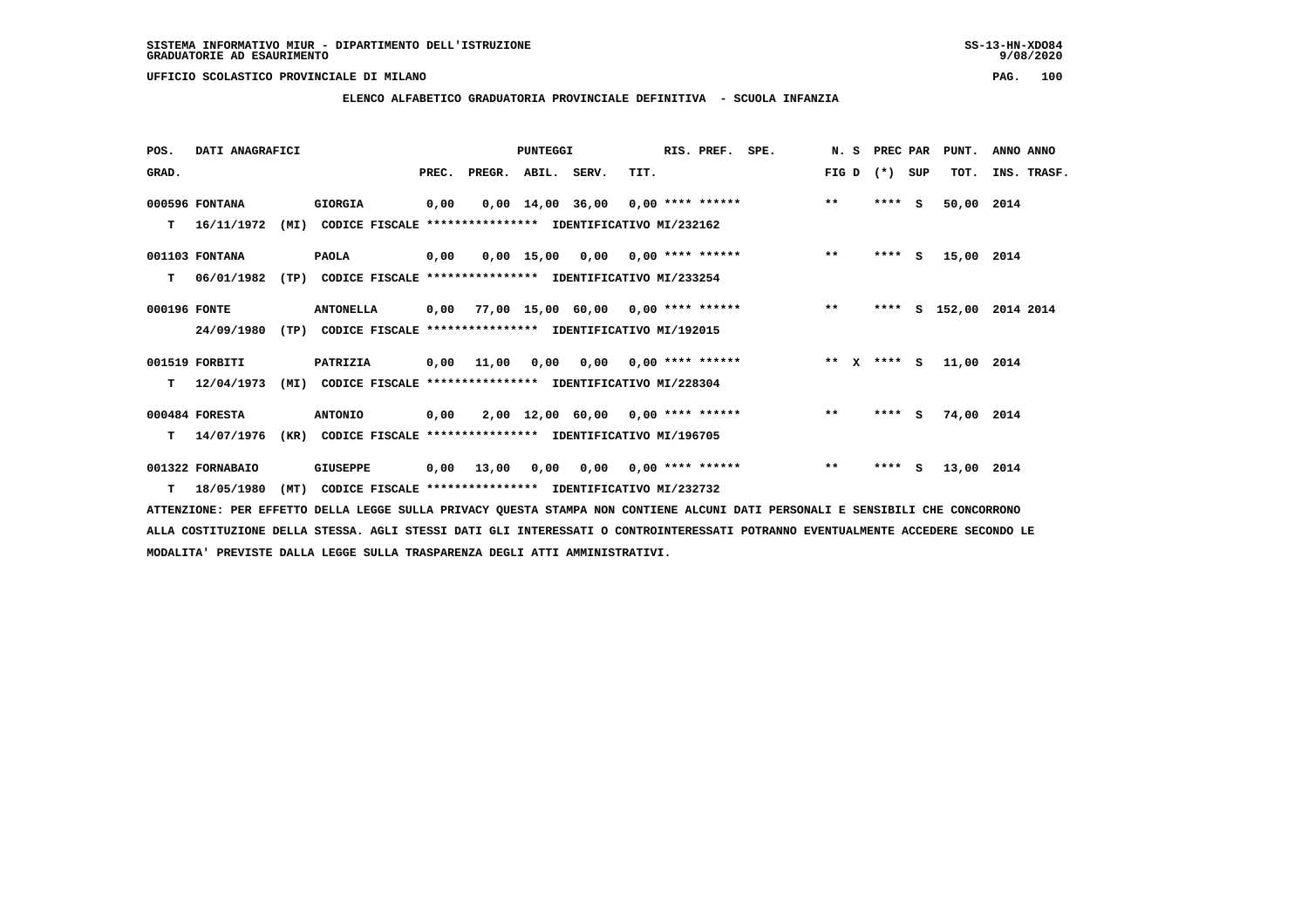SISTEMA INFORMATIVO MIUR - DIPARTIMENTO DELL'ISTRUZIONE
GRADUATORIE AD ESAURIMENTO

UFFICIO SCOLASTICO PROVINCIALE DI MILANO

ELENCO ALFABETICO GRADUATORIA PROVINCIALE DEFINITIVA - SCUOLA INFANZIA

| POS. GRAD. | DATI ANAGRAFICI | | PREC. | PREGR. | ABIL. | SERV. | TIT. | RIS. PREF. | SPE. | N. S FIG D | PREC PAR (*) | SUP | PUNT. TOT. | ANNO ANNO INS. TRASF. |
|---|---|---|---|---|---|---|---|---|---|---|---|---|---|---|
| 000596 | FONTANA | GIORGIA | 0,00 | 0,00 | 14,00 | 36,00 | 0,00 | **** ****** | | ** | **** | S | 50,00 | 2014 |
| T | 16/11/1972 (MI) | CODICE FISCALE **************** IDENTIFICATIVO MI/232162 | | | | | | | | | | | | |
| 001103 | FONTANA | PAOLA | 0,00 | 0,00 | 15,00 | 0,00 | 0,00 | **** ****** | | ** | **** | S | 15,00 | 2014 |
| T | 06/01/1982 (TP) | CODICE FISCALE **************** IDENTIFICATIVO MI/233254 | | | | | | | | | | | | |
| 000196 | FONTE | ANTONELLA | 0,00 | 77,00 | 15,00 | 60,00 | 0,00 | **** ****** | | ** | **** | S | 152,00 | 2014 2014 |
| | 24/09/1980 (TP) | CODICE FISCALE **************** IDENTIFICATIVO MI/192015 | | | | | | | | | | | | |
| 001519 | FORBITI | PATRIZIA | 0,00 | 11,00 | 0,00 | 0,00 | 0,00 | **** ****** | | ** X | **** | S | 11,00 | 2014 |
| T | 12/04/1973 (MI) | CODICE FISCALE **************** IDENTIFICATIVO MI/228304 | | | | | | | | | | | | |
| 000484 | FORESTA | ANTONIO | 0,00 | 2,00 | 12,00 | 60,00 | 0,00 | **** ****** | | ** | **** | S | 74,00 | 2014 |
| T | 14/07/1976 (KR) | CODICE FISCALE **************** IDENTIFICATIVO MI/196705 | | | | | | | | | | | | |
| 001322 | FORNABAIO | GIUSEPPE | 0,00 | 13,00 | 0,00 | 0,00 | 0,00 | **** ****** | | ** | **** | S | 13,00 | 2014 |
| T | 18/05/1980 (MT) | CODICE FISCALE **************** IDENTIFICATIVO MI/232732 | | | | | | | | | | | | |

ATTENZIONE: PER EFFETTO DELLA LEGGE SULLA PRIVACY QUESTA STAMPA NON CONTIENE ALCUNI DATI PERSONALI E SENSIBILI CHE CONCORRONO ALLA COSTITUZIONE DELLA STESSA. AGLI STESSI DATI GLI INTERESSATI O CONTROINTERESSATI POTRANNO EVENTUALMENTE ACCEDERE SECONDO LE MODALITA' PREVISTE DALLA LEGGE SULLA TRASPARENZA DEGLI ATTI AMMINISTRATIVI.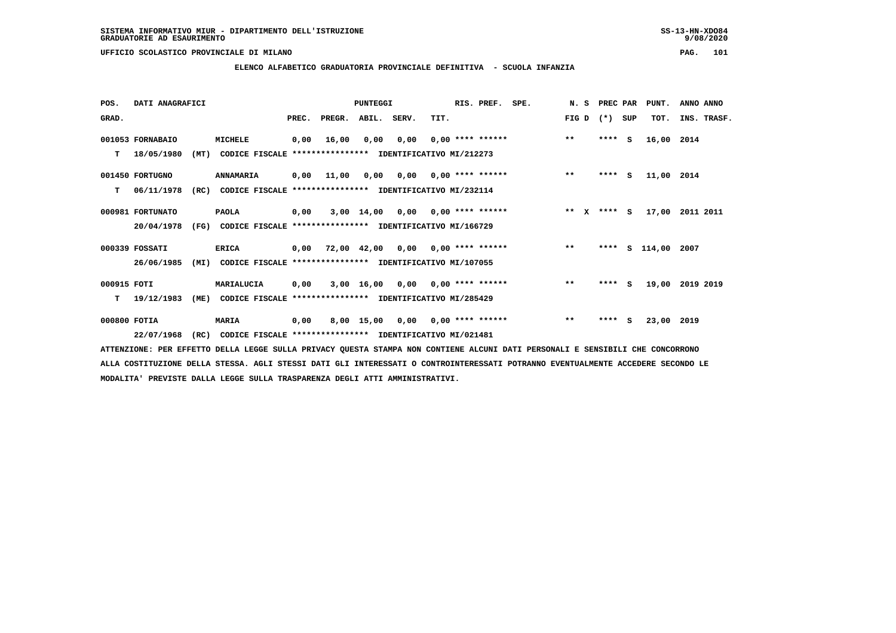SISTEMA INFORMATIVO MIUR - DIPARTIMENTO DELL'ISTRUZIONE
GRADUATORIE AD ESAURIMENTO

UFFICIO SCOLASTICO PROVINCIALE DI MILANO

## ELENCO ALFABETICO GRADUATORIA PROVINCIALE DEFINITIVA - SCUOLA INFANZIA

| POS. GRAD. | DATI ANAGRAFICI | | PREC. | PREGR. | ABIL. | SERV. | TIT. | RIS. PREF. | SPE. | N. S FIG D | PREC PAR (*) SUP | PUNT. TOT. | ANNO INS. | ANNO TRASF. |
|---|---|---|---|---|---|---|---|---|---|---|---|---|---|---|
| 001053 | FORNABAIO | MICHELE | 0,00 | 16,00 | 0,00 | 0,00 | 0,00 | **** ****** | | ** | **** S | 16,00 | 2014 | |
| T | 18/05/1980 (MT) | CODICE FISCALE **************** IDENTIFICATIVO MI/212273 | | | | | | | | | | | | |
| 001450 | FORTUGNO | ANNAMARIA | 0,00 | 11,00 | 0,00 | 0,00 | 0,00 | **** ****** | | ** | **** S | 11,00 | 2014 | |
| T | 06/11/1978 (RC) | CODICE FISCALE **************** IDENTIFICATIVO MI/232114 | | | | | | | | | | | | |
| 000981 | FORTUNATO | PAOLA | 0,00 | 3,00 | 14,00 | 0,00 | 0,00 | **** ****** | | ** X | **** S | 17,00 | 2011 | 2011 |
| | 20/04/1978 (FG) | CODICE FISCALE **************** IDENTIFICATIVO MI/166729 | | | | | | | | | | | | |
| 000339 | FOSSATI | ERICA | 0,00 | 72,00 | 42,00 | 0,00 | 0,00 | **** ****** | | ** | **** S | 114,00 | 2007 | |
| | 26/06/1985 (MI) | CODICE FISCALE **************** IDENTIFICATIVO MI/107055 | | | | | | | | | | | | |
| 000915 | FOTI | MARIALUCIA | 0,00 | 3,00 | 16,00 | 0,00 | 0,00 | **** ****** | | ** | **** S | 19,00 | 2019 | 2019 |
| T | 19/12/1983 (ME) | CODICE FISCALE **************** IDENTIFICATIVO MI/285429 | | | | | | | | | | | | |
| 000800 | FOTIA | MARIA | 0,00 | 8,00 | 15,00 | 0,00 | 0,00 | **** ****** | | ** | **** S | 23,00 | 2019 | |
| | 22/07/1968 (RC) | CODICE FISCALE **************** IDENTIFICATIVO MI/021481 | | | | | | | | | | | | |

ATTENZIONE: PER EFFETTO DELLA LEGGE SULLA PRIVACY QUESTA STAMPA NON CONTIENE ALCUNI DATI PERSONALI E SENSIBILI CHE CONCORRONO ALLA COSTITUZIONE DELLA STESSA. AGLI STESSI DATI GLI INTERESSATI O CONTROINTERESSATI POTRANNO EVENTUALMENTE ACCEDERE SECONDO LE MODALITA' PREVISTE DALLA LEGGE SULLA TRASPARENZA DEGLI ATTI AMMINISTRATIVI.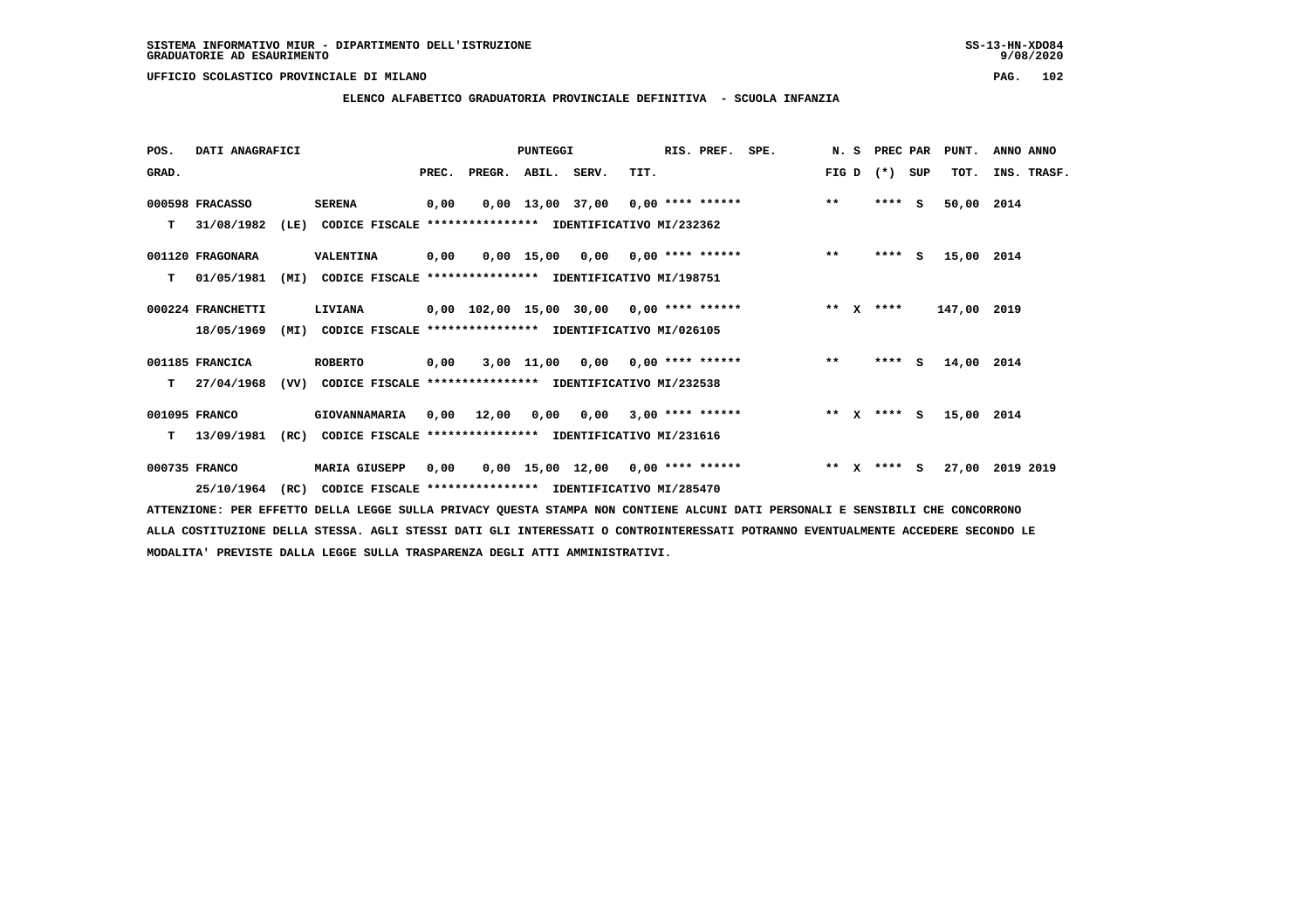SISTEMA INFORMATIVO MIUR - DIPARTIMENTO DELL'ISTRUZIONE
GRADUATORIE AD ESAURIMENTO

UFFICIO SCOLASTICO PROVINCIALE DI MILANO

**ELENCO ALFABETICO GRADUATORIA PROVINCIALE DEFINITIVA - SCUOLA INFANZIA**

| POS. GRAD. | DATI ANAGRAFICI | | PREC. | PREGR. | ABIL. | SERV. | TIT. | RIS. PREF. | SPE. | N. S FIG D | PREC PAR (*) SUP | PUNT. TOT. | ANNO ANNO INS. TRASF. |
|---|---|---|---|---|---|---|---|---|---|---|---|---|---|
| 000598 | FRACASSO | SERENA | 0,00 | 0,00 | 13,00 | 37,00 | 0,00 | **** ****** | | ** | **** S | 50,00 | 2014 |
| T | 31/08/1982 (LE) | CODICE FISCALE **************** IDENTIFICATIVO MI/232362 | | | | | | | | | | | |
| 001120 | FRAGONARA | VALENTINA | 0,00 | 0,00 | 15,00 | 0,00 | 0,00 | **** ****** | | ** | **** S | 15,00 | 2014 |
| T | 01/05/1981 (MI) | CODICE FISCALE **************** IDENTIFICATIVO MI/198751 | | | | | | | | | | | |
| 000224 | FRANCHETTI | LIVIANA | 0,00 | 102,00 | 15,00 | 30,00 | 0,00 | **** ****** | | ** X | **** | 147,00 | 2019 |
| | 18/05/1969 (MI) | CODICE FISCALE **************** IDENTIFICATIVO MI/026105 | | | | | | | | | | | |
| 001185 | FRANCICA | ROBERTO | 0,00 | 3,00 | 11,00 | 0,00 | 0,00 | **** ****** | | ** | **** S | 14,00 | 2014 |
| T | 27/04/1968 (VV) | CODICE FISCALE **************** IDENTIFICATIVO MI/232538 | | | | | | | | | | | |
| 001095 | FRANCO | GIOVANNAMARIA | 0,00 | 12,00 | 0,00 | 0,00 | 3,00 | **** ****** | | ** X | **** S | 15,00 | 2014 |
| T | 13/09/1981 (RC) | CODICE FISCALE **************** IDENTIFICATIVO MI/231616 | | | | | | | | | | | |
| 000735 | FRANCO | MARIA GIUSEPP | 0,00 | 0,00 | 15,00 | 12,00 | 0,00 | **** ****** | | ** X | **** S | 27,00 | 2019 2019 |
| | 25/10/1964 (RC) | CODICE FISCALE **************** IDENTIFICATIVO MI/285470 | | | | | | | | | | | |

ATTENZIONE: PER EFFETTO DELLA LEGGE SULLA PRIVACY QUESTA STAMPA NON CONTIENE ALCUNI DATI PERSONALI E SENSIBILI CHE CONCORRONO ALLA COSTITUZIONE DELLA STESSA. AGLI STESSI DATI GLI INTERESSATI O CONTROINTERESSATI POTRANNO EVENTUALMENTE ACCEDERE SECONDO LE MODALITA' PREVISTE DALLA LEGGE SULLA TRASPARENZA DEGLI ATTI AMMINISTRATIVI.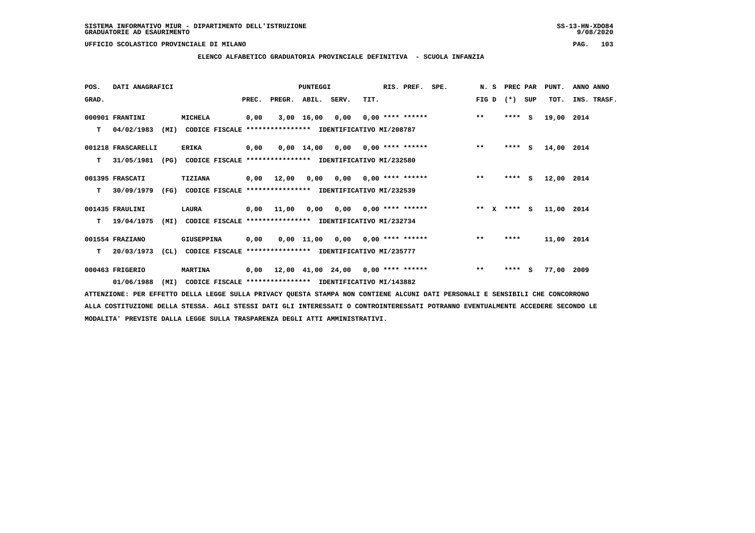SISTEMA INFORMATIVO MIUR - DIPARTIMENTO DELL'ISTRUZIONE
GRADUATORIE AD ESAURIMENTO

UFFICIO SCOLASTICO PROVINCIALE DI MILANO

## ELENCO ALFABETICO GRADUATORIA PROVINCIALE DEFINITIVA - SCUOLA INFANZIA

| POS. GRAD. | DATI ANAGRAFICI | | PREC. | PREGR. | ABIL. | SERV. | TIT. | RIS. PREF. | SPE. | N. S FIG D | PREC PAR (*) SUP | PUNT. TOT. | ANNO ANNO INS. TRASF. |
|---|---|---|---|---|---|---|---|---|---|---|---|---|---|
| 000901 | FRANTINI | MICHELA | 0,00 | 3,00 | 16,00 | 0,00 | 0,00 | **** ****** | | ** | **** S | 19,00 | 2014 |
| T | 04/02/1983 (MI) | CODICE FISCALE **************** IDENTIFICATIVO MI/208787 | | | | | | | | | | | |
| 001218 | FRASCARELLI | ERIKA | 0,00 | 0,00 | 14,00 | 0,00 | 0,00 | **** ****** | | ** | **** S | 14,00 | 2014 |
| T | 31/05/1981 (PG) | CODICE FISCALE **************** IDENTIFICATIVO MI/232580 | | | | | | | | | | | |
| 001395 | FRASCATI | TIZIANA | 0,00 | 12,00 | 0,00 | 0,00 | 0,00 | **** ****** | | ** | **** S | 12,00 | 2014 |
| T | 30/09/1979 (FG) | CODICE FISCALE **************** IDENTIFICATIVO MI/232539 | | | | | | | | | | | |
| 001435 | FRAULINI | LAURA | 0,00 | 11,00 | 0,00 | 0,00 | 0,00 | **** ****** | | ** X | **** S | 11,00 | 2014 |
| T | 19/04/1975 (MI) | CODICE FISCALE **************** IDENTIFICATIVO MI/232734 | | | | | | | | | | | |
| 001554 | FRAZIANO | GIUSEPPINA | 0,00 | 0,00 | 11,00 | 0,00 | 0,00 | **** ****** | | ** | **** | 11,00 | 2014 |
| T | 20/03/1973 (CL) | CODICE FISCALE **************** IDENTIFICATIVO MI/235777 | | | | | | | | | | | |
| 000463 | FRIGERIO | MARTINA | 0,00 | 12,00 | 41,00 | 24,00 | 0,00 | **** ****** | | ** | **** S | 77,00 | 2009 |
| | 01/06/1988 (MI) | CODICE FISCALE **************** IDENTIFICATIVO MI/143882 | | | | | | | | | | | |

ATTENZIONE: PER EFFETTO DELLA LEGGE SULLA PRIVACY QUESTA STAMPA NON CONTIENE ALCUNI DATI PERSONALI E SENSIBILI CHE CONCORRONO ALLA COSTITUZIONE DELLA STESSA. AGLI STESSI DATI GLI INTERESSATI O CONTROINTERESSATI POTRANNO EVENTUALMENTE ACCEDERE SECONDO LE MODALITA' PREVISTE DALLA LEGGE SULLA TRASPARENZA DEGLI ATTI AMMINISTRATIVI.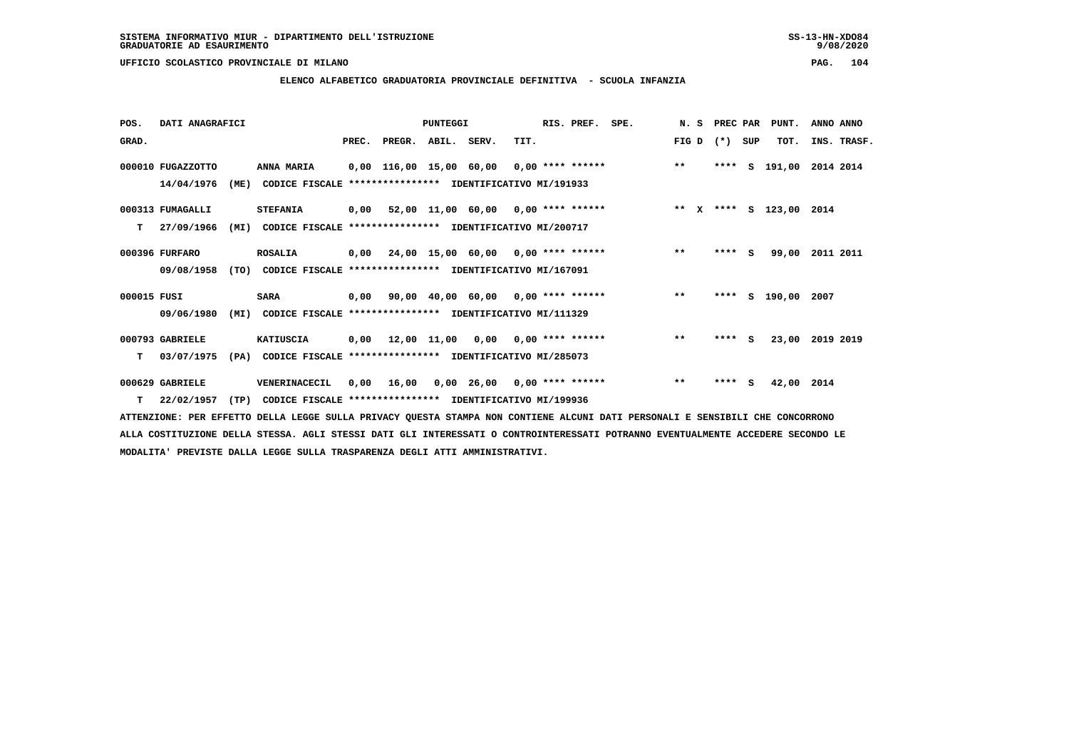SISTEMA INFORMATIVO MIUR - DIPARTIMENTO DELL'ISTRUZIONE
GRADUATORIE AD ESAURIMENTO

UFFICIO SCOLASTICO PROVINCIALE DI MILANO

## ELENCO ALFABETICO GRADUATORIA PROVINCIALE DEFINITIVA - SCUOLA INFANZIA

| POS. GRAD. | DATI ANAGRAFICI | | | PREC. | PREGR. | ABIL. | SERV. | TIT. | RIS. PREF. | SPE. | N. S FIG D | PREC PAR (*) SUP | PUNT. TOT. | ANNO ANNO INS. TRASF. |
|---|---|---|---|---|---|---|---|---|---|---|---|---|---|---|
| 000010 | FUGAZZOTTO | ANNA MARIA | | 0,00 | 116,00 | 15,00 | 60,00 | 0,00 | **** ****** | | ** | **** S | 191,00 | 2014 2014 |
| | 14/04/1976 (ME) | CODICE FISCALE **************** | IDENTIFICATIVO MI/191933 | | | | | | | | | | | |
| 000313 | FUMAGALLI | STEFANIA | | 0,00 | 52,00 | 11,00 | 60,00 | 0,00 | **** ****** | | ** X | **** S | 123,00 | 2014 |
| T | 27/09/1966 (MI) | CODICE FISCALE **************** | IDENTIFICATIVO MI/200717 | | | | | | | | | | | |
| 000396 | FURFARO | ROSALIA | | 0,00 | 24,00 | 15,00 | 60,00 | 0,00 | **** ****** | | ** | **** S | 99,00 | 2011 2011 |
| | 09/08/1958 (TO) | CODICE FISCALE **************** | IDENTIFICATIVO MI/167091 | | | | | | | | | | | |
| 000015 | FUSI | SARA | | 0,00 | 90,00 | 40,00 | 60,00 | 0,00 | **** ****** | | ** | **** S | 190,00 | 2007 |
| | 09/06/1980 (MI) | CODICE FISCALE **************** | IDENTIFICATIVO MI/111329 | | | | | | | | | | | |
| 000793 | GABRIELE | KATIUSCIA | | 0,00 | 12,00 | 11,00 | 0,00 | 0,00 | **** ****** | | ** | **** S | 23,00 | 2019 2019 |
| T | 03/07/1975 (PA) | CODICE FISCALE **************** | IDENTIFICATIVO MI/285073 | | | | | | | | | | | |
| 000629 | GABRIELE | VENERINACECIL | | 0,00 | 16,00 | 0,00 | 26,00 | 0,00 | **** ****** | | ** | **** S | 42,00 | 2014 |
| T | 22/02/1957 (TP) | CODICE FISCALE **************** | IDENTIFICATIVO MI/199936 | | | | | | | | | | | |

ATTENZIONE: PER EFFETTO DELLA LEGGE SULLA PRIVACY QUESTA STAMPA NON CONTIENE ALCUNI DATI PERSONALI E SENSIBILI CHE CONCORRONO ALLA COSTITUZIONE DELLA STESSA. AGLI STESSI DATI GLI INTERESSATI O CONTROINTERESSATI POTRANNO EVENTUALMENTE ACCEDERE SECONDO LE MODALITA' PREVISTE DALLA LEGGE SULLA TRASPARENZA DEGLI ATTI AMMINISTRATIVI.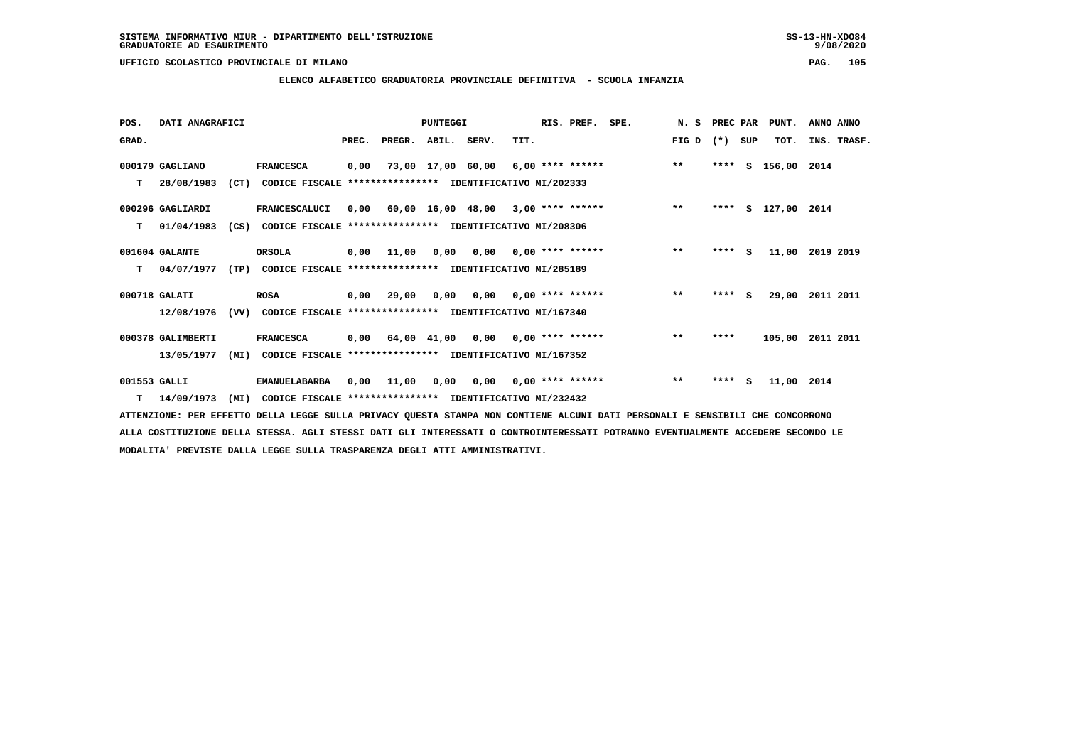SISTEMA INFORMATIVO MIUR - DIPARTIMENTO DELL'ISTRUZIONE
GRADUATORIE AD ESAURIMENTO

UFFICIO SCOLASTICO PROVINCIALE DI MILANO

## ELENCO ALFABETICO GRADUATORIA PROVINCIALE DEFINITIVA - SCUOLA INFANZIA

| POS. GRAD. | DATI ANAGRAFICI | | | PREC. | PREGR. | ABIL. | SERV. | TIT. | RIS. PREF. | SPE. | N. S FIG D | PREC PAR (*) | SUP | PUNT. TOT. | ANNO INS. | ANNO TRASF. |
|---|---|---|---|---|---|---|---|---|---|---|---|---|---|---|---|---|
| 000179 | GAGLIANO | | FRANCESCA | 0,00 | 73,00 | 17,00 | 60,00 | 6,00 | **** ****** | | ** | **** | S | 156,00 | 2014 | |
| T | 28/08/1983 | (CT) | CODICE FISCALE **************** IDENTIFICATIVO MI/202333 | | | | | | | | | | | | | |
| 000296 | GAGLIARDI | | FRANCESCALUCI | 0,00 | 60,00 | 16,00 | 48,00 | 3,00 | **** ****** | | ** | **** | S | 127,00 | 2014 | |
| T | 01/04/1983 | (CS) | CODICE FISCALE **************** IDENTIFICATIVO MI/208306 | | | | | | | | | | | | | |
| 001604 | GALANTE | | ORSOLA | 0,00 | 11,00 | 0,00 | 0,00 | 0,00 | **** ****** | | ** | **** | S | 11,00 | 2019 | 2019 |
| T | 04/07/1977 | (TP) | CODICE FISCALE **************** IDENTIFICATIVO MI/285189 | | | | | | | | | | | | | |
| 000718 | GALATI | | ROSA | 0,00 | 29,00 | 0,00 | 0,00 | 0,00 | **** ****** | | ** | **** | S | 29,00 | 2011 | 2011 |
| | 12/08/1976 | (VV) | CODICE FISCALE **************** IDENTIFICATIVO MI/167340 | | | | | | | | | | | | | |
| 000378 | GALIMBERTI | | FRANCESCA | 0,00 | 64,00 | 41,00 | 0,00 | 0,00 | **** ****** | | ** | **** | | 105,00 | 2011 | 2011 |
| | 13/05/1977 | (MI) | CODICE FISCALE **************** IDENTIFICATIVO MI/167352 | | | | | | | | | | | | | |
| 001553 | GALLI | | EMANUELABARBA | 0,00 | 11,00 | 0,00 | 0,00 | 0,00 | **** ****** | | ** | **** | S | 11,00 | 2014 | |
| T | 14/09/1973 | (MI) | CODICE FISCALE **************** IDENTIFICATIVO MI/232432 | | | | | | | | | | | | | |

ATTENZIONE: PER EFFETTO DELLA LEGGE SULLA PRIVACY QUESTA STAMPA NON CONTIENE ALCUNI DATI PERSONALI E SENSIBILI CHE CONCORRONO ALLA COSTITUZIONE DELLA STESSA. AGLI STESSI DATI GLI INTERESSATI O CONTROINTERESSATI POTRANNO EVENTUALMENTE ACCEDERE SECONDO LE MODALITA' PREVISTE DALLA LEGGE SULLA TRASPARENZA DEGLI ATTI AMMINISTRATIVI.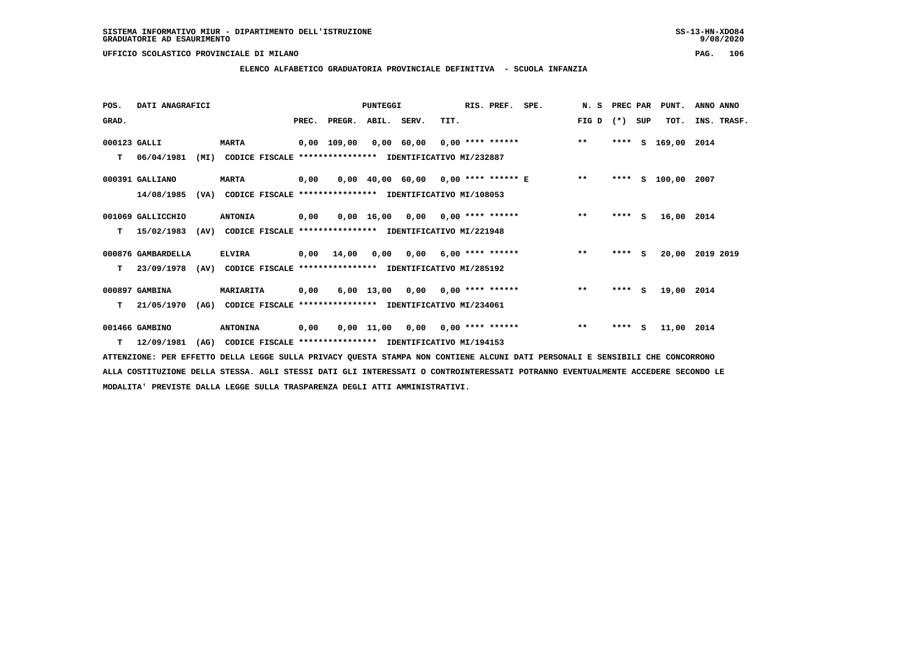SISTEMA INFORMATIVO MIUR - DIPARTIMENTO DELL'ISTRUZIONE
GRADUATORIE AD ESAURIMENTO

UFFICIO SCOLASTICO PROVINCIALE DI MILANO

## ELENCO ALFABETICO GRADUATORIA PROVINCIALE DEFINITIVA - SCUOLA INFANZIA

| POS. GRAD. | DATI ANAGRAFICI | | PREC. | PREGR. | ABIL. | SERV. | TIT. | RIS. PREF. | SPE. | N. S FIG D | PREC PAR (*) | SUP | PUNT. TOT. | ANNO ANNO INS. TRASF. |
|---|---|---|---|---|---|---|---|---|---|---|---|---|---|---|
| 000123 | GALLI | MARTA | 0,00 | 109,00 | 0,00 | 60,00 | 0,00 | **** ****** | | ** | **** | S | 169,00 | 2014 |
| T | 06/04/1981 (MI) | CODICE FISCALE **************** IDENTIFICATIVO MI/232887 | | | | | | | | | | | | |
| 000391 | GALLIANO | MARTA | 0,00 | 0,00 | 40,00 | 60,00 | 0,00 | **** ****** | E | ** | **** | S | 100,00 | 2007 |
| | 14/08/1985 (VA) | CODICE FISCALE **************** IDENTIFICATIVO MI/108053 | | | | | | | | | | | | |
| 001069 | GALLICCHIO | ANTONIA | 0,00 | 0,00 | 16,00 | 0,00 | 0,00 | **** ****** | | ** | **** | S | 16,00 | 2014 |
| T | 15/02/1983 (AV) | CODICE FISCALE **************** IDENTIFICATIVO MI/221948 | | | | | | | | | | | | |
| 000876 | GAMBARDELLA | ELVIRA | 0,00 | 14,00 | 0,00 | 0,00 | 6,00 | **** ****** | | ** | **** | S | 20,00 | 2019 2019 |
| T | 23/09/1978 (AV) | CODICE FISCALE **************** IDENTIFICATIVO MI/285192 | | | | | | | | | | | | |
| 000897 | GAMBINA | MARIARITA | 0,00 | 6,00 | 13,00 | 0,00 | 0,00 | **** ****** | | ** | **** | S | 19,00 | 2014 |
| T | 21/05/1970 (AG) | CODICE FISCALE **************** IDENTIFICATIVO MI/234061 | | | | | | | | | | | | |
| 001466 | GAMBINO | ANTONINA | 0,00 | 0,00 | 11,00 | 0,00 | 0,00 | **** ****** | | ** | **** | S | 11,00 | 2014 |
| T | 12/09/1981 (AG) | CODICE FISCALE **************** IDENTIFICATIVO MI/194153 | | | | | | | | | | | | |

ATTENZIONE: PER EFFETTO DELLA LEGGE SULLA PRIVACY QUESTA STAMPA NON CONTIENE ALCUNI DATI PERSONALI E SENSIBILI CHE CONCORRONO ALLA COSTITUZIONE DELLA STESSA. AGLI STESSI DATI GLI INTERESSATI O CONTROINTERESSATI POTRANNO EVENTUALMENTE ACCEDERE SECONDO LE MODALITA' PREVISTE DALLA LEGGE SULLA TRASPARENZA DEGLI ATTI AMMINISTRATIVI.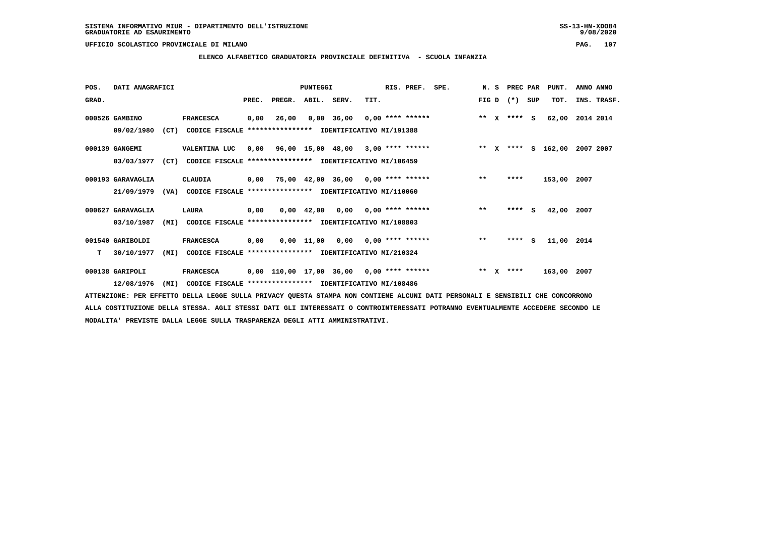SISTEMA INFORMATIVO MIUR - DIPARTIMENTO DELL'ISTRUZIONE
GRADUATORIE AD ESAURIMENTO

UFFICIO SCOLASTICO PROVINCIALE DI MILANO

## ELENCO ALFABETICO GRADUATORIA PROVINCIALE DEFINITIVA - SCUOLA INFANZIA

| POS. GRAD. | DATI ANAGRAFICI | | PREC. | PREGR. | ABIL. | SERV. | TIT. | RIS. PREF. | SPE. | N. S FIG D | PREC PAR (*) SUP | PUNT. TOT. | ANNO ANNO INS. TRASF. |
|---|---|---|---|---|---|---|---|---|---|---|---|---|---|
| 000526 | GAMBINO 09/02/1980 (CT) | FRANCESCA CODICE FISCALE **************** IDENTIFICATIVO MI/191388 | 0,00 | 26,00 | 0,00 | 36,00 | 0,00 | **** ****** | | ** X | **** S | 62,00 | 2014 2014 |
| 000139 | GANGEMI 03/03/1977 (CT) | VALENTINA LUC CODICE FISCALE **************** IDENTIFICATIVO MI/106459 | 0,00 | 96,00 | 15,00 | 48,00 | 3,00 | **** ****** | | ** X | **** S | 162,00 | 2007 2007 |
| 000193 | GARAVAGLIA 21/09/1979 (VA) | CLAUDIA CODICE FISCALE **************** IDENTIFICATIVO MI/110060 | 0,00 | 75,00 | 42,00 | 36,00 | 0,00 | **** ****** | | ** | **** | 153,00 | 2007 |
| 000627 | GARAVAGLIA 03/10/1987 (MI) | LAURA CODICE FISCALE **************** IDENTIFICATIVO MI/108803 | 0,00 | 0,00 | 42,00 | 0,00 | 0,00 | **** ****** | | ** | **** S | 42,00 | 2007 |
| 001540 T | GARIBOLDI 30/10/1977 (MI) | FRANCESCA CODICE FISCALE **************** IDENTIFICATIVO MI/210324 | 0,00 | 0,00 | 11,00 | 0,00 | 0,00 | **** ****** | | ** | **** S | 11,00 | 2014 |
| 000138 | GARIPOLI 12/08/1976 (MI) | FRANCESCA CODICE FISCALE **************** IDENTIFICATIVO MI/108486 | 0,00 | 110,00 | 17,00 | 36,00 | 0,00 | **** ****** | | ** X | **** | 163,00 | 2007 |

ATTENZIONE: PER EFFETTO DELLA LEGGE SULLA PRIVACY QUESTA STAMPA NON CONTIENE ALCUNI DATI PERSONALI E SENSIBILI CHE CONCORRONO ALLA COSTITUZIONE DELLA STESSA. AGLI STESSI DATI GLI INTERESSATI O CONTROINTERESSATI POTRANNO EVENTUALMENTE ACCEDERE SECONDO LE MODALITA' PREVISTE DALLA LEGGE SULLA TRASPARENZA DEGLI ATTI AMMINISTRATIVI.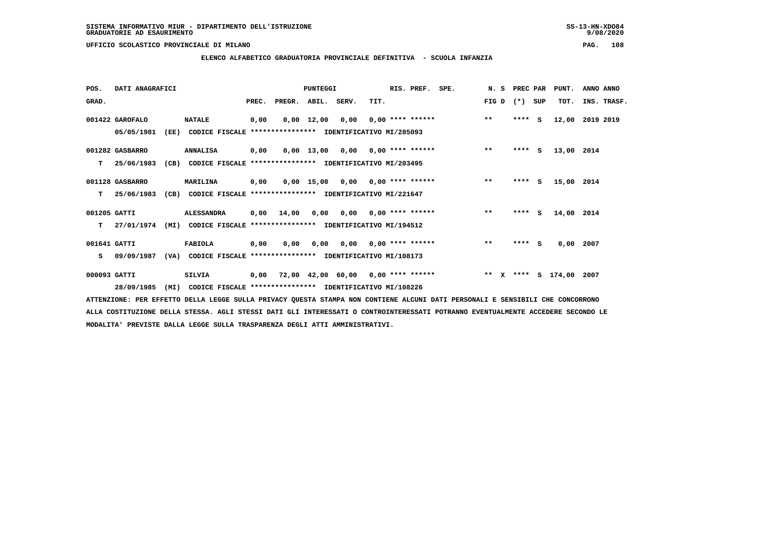SISTEMA INFORMATIVO MIUR - DIPARTIMENTO DELL'ISTRUZIONE
GRADUATORIE AD ESAURIMENTO

UFFICIO SCOLASTICO PROVINCIALE DI MILANO

## ELENCO ALFABETICO GRADUATORIA PROVINCIALE DEFINITIVA - SCUOLA INFANZIA

| POS. GRAD. | DATI ANAGRAFICI | | PREC. | PREGR. | ABIL. | SERV. | TIT. | RIS. PREF. | SPE. | N. S FIG D | PREC PAR (*) SUP | PUNT. TOT. | ANNO ANNO INS. TRASF. |
|---|---|---|---|---|---|---|---|---|---|---|---|---|---|
| 001422 | GAROFALO | NATALE | 0,00 | 0,00 | 12,00 | 0,00 | 0,00 | **** ****** | | ** | **** S | 12,00 | 2019 2019 |
| | 05/05/1981 (EE) | CODICE FISCALE **************** IDENTIFICATIVO MI/285093 | | | | | | | | | | | |
| 001282 | GASBARRO | ANNALISA | 0,00 | 0,00 | 13,00 | 0,00 | 0,00 | **** ****** | | ** | **** S | 13,00 | 2014 |
| T | 25/06/1983 (CB) | CODICE FISCALE **************** IDENTIFICATIVO MI/203495 | | | | | | | | | | | |
| 001128 | GASBARRO | MARILINA | 0,00 | 0,00 | 15,00 | 0,00 | 0,00 | **** ****** | | ** | **** S | 15,00 | 2014 |
| T | 25/06/1983 (CB) | CODICE FISCALE **************** IDENTIFICATIVO MI/221647 | | | | | | | | | | | |
| 001205 | GATTI | ALESSANDRA | 0,00 | 14,00 | 0,00 | 0,00 | 0,00 | **** ****** | | ** | **** S | 14,00 | 2014 |
| T | 27/01/1974 (MI) | CODICE FISCALE **************** IDENTIFICATIVO MI/194512 | | | | | | | | | | | |
| 001641 | GATTI | FABIOLA | 0,00 | 0,00 | 0,00 | 0,00 | 0,00 | **** ****** | | ** | **** S | 0,00 | 2007 |
| S | 09/09/1987 (VA) | CODICE FISCALE **************** IDENTIFICATIVO MI/108173 | | | | | | | | | | | |
| 000093 | GATTI | SILVIA | 0,00 | 72,00 | 42,00 | 60,00 | 0,00 | **** ****** | | ** X | **** S | 174,00 | 2007 |
| | 28/09/1985 (MI) | CODICE FISCALE **************** IDENTIFICATIVO MI/108226 | | | | | | | | | | | |

ATTENZIONE: PER EFFETTO DELLA LEGGE SULLA PRIVACY QUESTA STAMPA NON CONTIENE ALCUNI DATI PERSONALI E SENSIBILI CHE CONCORRONO ALLA COSTITUZIONE DELLA STESSA. AGLI STESSI DATI GLI INTERESSATI O CONTROINTERESSATI POTRANNO EVENTUALMENTE ACCEDERE SECONDO LE MODALITA' PREVISTE DALLA LEGGE SULLA TRASPARENZA DEGLI ATTI AMMINISTRATIVI.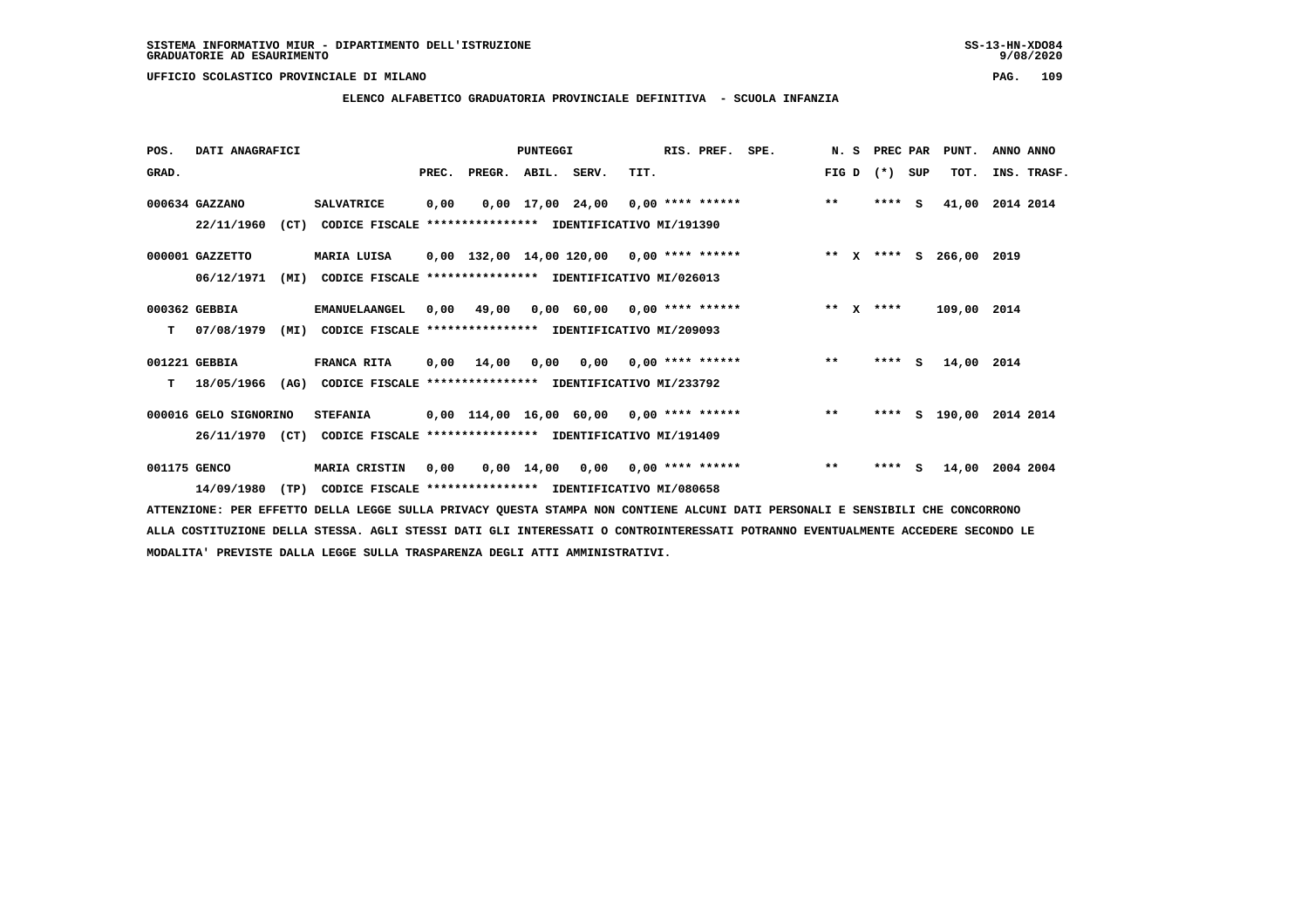SISTEMA INFORMATIVO MIUR - DIPARTIMENTO DELL'ISTRUZIONE
GRADUATORIE AD ESAURIMENTO

UFFICIO SCOLASTICO PROVINCIALE DI MILANO

## ELENCO ALFABETICO GRADUATORIA PROVINCIALE DEFINITIVA - SCUOLA INFANZIA

| POS. GRAD. | DATI ANAGRAFICI | | PREC. | PREGR. | ABIL. | SERV. | TIT. | RIS. PREF. | SPE. | N. S FIG D | PREC PAR (*) SUP | PUNT. TOT. | ANNO INS. | ANNO TRASF. |
|---|---|---|---|---|---|---|---|---|---|---|---|---|---|---|
| 000634 | GAZZANO 22/11/1960 (CT) | SALVATRICE | 0,00 | 0,00 | 17,00 | 24,00 | 0,00 | **** ****** | | ** | **** S | 41,00 | 2014 | 2014 |
| | CODICE FISCALE **************** IDENTIFICATIVO MI/191390 | | | | | | | | | | | | | |
| 000001 | GAZZETTO 06/12/1971 (MI) | MARIA LUISA | 0,00 | 132,00 | 14,00 | 120,00 | 0,00 | **** ****** | | ** X | **** S | 266,00 | 2019 | |
| | CODICE FISCALE **************** IDENTIFICATIVO MI/026013 | | | | | | | | | | | | | |
| 000362 | GEBBIA T 07/08/1979 (MI) | EMANUELAANGEL | 0,00 | 49,00 | 0,00 | 60,00 | 0,00 | **** ****** | | ** X | **** | 109,00 | 2014 | |
| | CODICE FISCALE **************** IDENTIFICATIVO MI/209093 | | | | | | | | | | | | | |
| 001221 | GEBBIA T 18/05/1966 (AG) | FRANCA RITA | 0,00 | 14,00 | 0,00 | 0,00 | 0,00 | **** ****** | | ** | **** S | 14,00 | 2014 | |
| | CODICE FISCALE **************** IDENTIFICATIVO MI/233792 | | | | | | | | | | | | | |
| 000016 | GELO SIGNORINO 26/11/1970 (CT) | STEFANIA | 0,00 | 114,00 | 16,00 | 60,00 | 0,00 | **** ****** | | ** | **** S | 190,00 | 2014 | 2014 |
| | CODICE FISCALE **************** IDENTIFICATIVO MI/191409 | | | | | | | | | | | | | |
| 001175 | GENCO 14/09/1980 (TP) | MARIA CRISTIN | 0,00 | 0,00 | 14,00 | 0,00 | 0,00 | **** ****** | | ** | **** S | 14,00 | 2004 | 2004 |
| | CODICE FISCALE **************** IDENTIFICATIVO MI/080658 | | | | | | | | | | | | | |

ATTENZIONE: PER EFFETTO DELLA LEGGE SULLA PRIVACY QUESTA STAMPA NON CONTIENE ALCUNI DATI PERSONALI E SENSIBILI CHE CONCORRONO ALLA COSTITUZIONE DELLA STESSA. AGLI STESSI DATI GLI INTERESSATI O CONTROINTERESSATI POTRANNO EVENTUALMENTE ACCEDERE SECONDO LE MODALITA' PREVISTE DALLA LEGGE SULLA TRASPARENZA DEGLI ATTI AMMINISTRATIVI.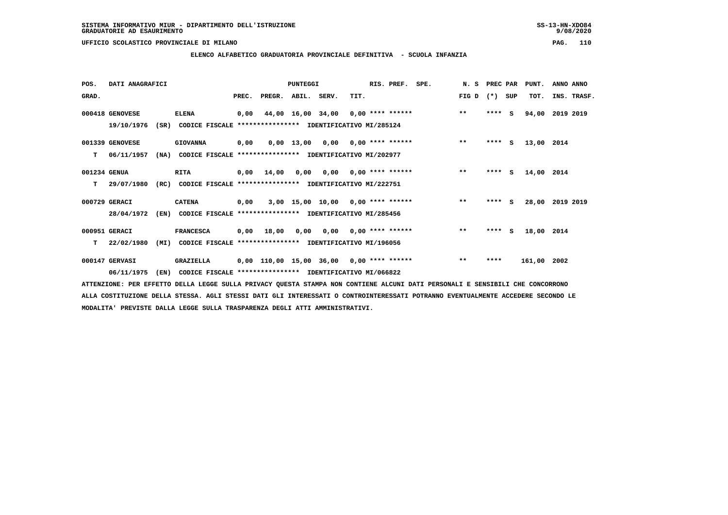SISTEMA INFORMATIVO MIUR - DIPARTIMENTO DELL'ISTRUZIONE
GRADUATORIE AD ESAURIMENTO

UFFICIO SCOLASTICO PROVINCIALE DI MILANO

## ELENCO ALFABETICO GRADUATORIA PROVINCIALE DEFINITIVA - SCUOLA INFANZIA

| POS. GRAD. | DATI ANAGRAFICI | | | PREC. | PREGR. | ABIL. | SERV. | TIT. | RIS. PREF. | SPE. | N. S FIG D | PREC PAR (*) | SUP | PUNT. TOT. | ANNO INS. | ANNO TRASF. |
|---|---|---|---|---|---|---|---|---|---|---|---|---|---|---|---|---|
| 000418 | GENOVESE | ELENA | | 0,00 | 44,00 | 16,00 | 34,00 | 0,00 | **** ****** | | ** | **** | S | 94,00 | 2019 | 2019 |
| | 19/10/1976 (SR) | CODICE FISCALE **************** | IDENTIFICATIVO MI/285124 | | | | | | | | | | | | | |
| 001339 | GENOVESE | GIOVANNA | | 0,00 | 0,00 | 13,00 | 0,00 | 0,00 | **** ****** | | ** | **** | S | 13,00 | 2014 | |
| T | 06/11/1957 (NA) | CODICE FISCALE **************** | IDENTIFICATIVO MI/202977 | | | | | | | | | | | | | |
| 001234 | GENUA | RITA | | 0,00 | 14,00 | 0,00 | 0,00 | 0,00 | **** ****** | | ** | **** | S | 14,00 | 2014 | |
| T | 29/07/1980 (RC) | CODICE FISCALE **************** | IDENTIFICATIVO MI/222751 | | | | | | | | | | | | | |
| 000729 | GERACI | CATENA | | 0,00 | 3,00 | 15,00 | 10,00 | 0,00 | **** ****** | | ** | **** | S | 28,00 | 2019 | 2019 |
| | 28/04/1972 (EN) | CODICE FISCALE **************** | IDENTIFICATIVO MI/285456 | | | | | | | | | | | | | |
| 000951 | GERACI | FRANCESCA | | 0,00 | 18,00 | 0,00 | 0,00 | 0,00 | **** ****** | | ** | **** | S | 18,00 | 2014 | |
| T | 22/02/1980 (MI) | CODICE FISCALE **************** | IDENTIFICATIVO MI/196056 | | | | | | | | | | | | | |
| 000147 | GERVASI | GRAZIELLA | | 0,00 | 110,00 | 15,00 | 36,00 | 0,00 | **** ****** | | ** | **** | | 161,00 | 2002 | |
| | 06/11/1975 (EN) | CODICE FISCALE **************** | IDENTIFICATIVO MI/066822 | | | | | | | | | | | | | |

ATTENZIONE: PER EFFETTO DELLA LEGGE SULLA PRIVACY QUESTA STAMPA NON CONTIENE ALCUNI DATI PERSONALI E SENSIBILI CHE CONCORRONO ALLA COSTITUZIONE DELLA STESSA. AGLI STESSI DATI GLI INTERESSATI O CONTROINTERESSATI POTRANNO EVENTUALMENTE ACCEDERE SECONDO LE MODALITA' PREVISTE DALLA LEGGE SULLA TRASPARENZA DEGLI ATTI AMMINISTRATIVI.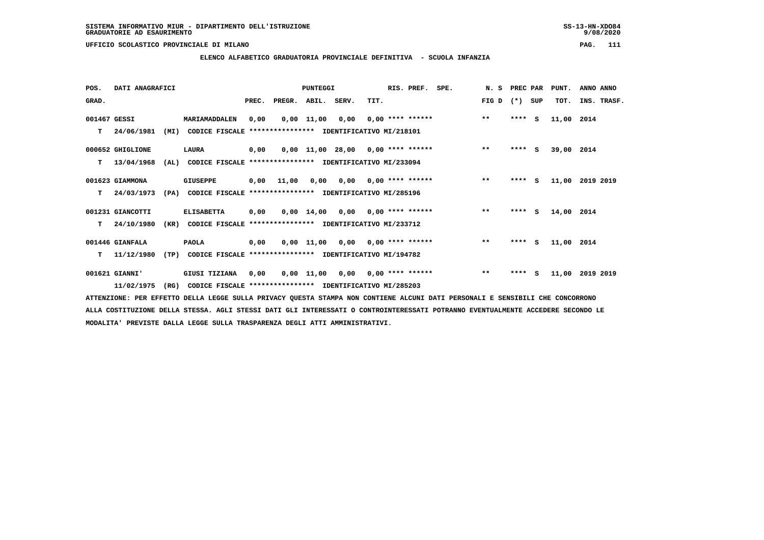SISTEMA INFORMATIVO MIUR - DIPARTIMENTO DELL'ISTRUZIONE
GRADUATORIE AD ESAURIMENTO

UFFICIO SCOLASTICO PROVINCIALE DI MILANO

**ELENCO ALFABETICO GRADUATORIA PROVINCIALE DEFINITIVA - SCUOLA INFANZIA**

| POS. GRAD. | DATI ANAGRAFICI | | PREC. | PREGR. | ABIL. | SERV. | TIT. | RIS. PREF. | SPE. | N. S FIG D | PREC PAR (*) | SUP | PUNT. TOT. | ANNO INS. | ANNO TRASF. |
|---|---|---|---|---|---|---|---|---|---|---|---|---|---|---|---|
| 001467 | GESSI | MARIAMADDALEN | 0,00 | 0,00 | 11,00 | 0,00 | 0,00 | **** ****** | | ** | **** | S | 11,00 | 2014 | |
| T | 24/06/1981 (MI) | CODICE FISCALE **************** IDENTIFICATIVO MI/218101 | | | | | | | | | | | | | |
| 000652 | GHIGLIONE | LAURA | 0,00 | 0,00 | 11,00 | 28,00 | 0,00 | **** ****** | | ** | **** | S | 39,00 | 2014 | |
| T | 13/04/1968 (AL) | CODICE FISCALE **************** IDENTIFICATIVO MI/233094 | | | | | | | | | | | | | |
| 001623 | GIAMMONA | GIUSEPPE | 0,00 | 11,00 | 0,00 | 0,00 | 0,00 | **** ****** | | ** | **** | S | 11,00 | 2019 | 2019 |
| T | 24/03/1973 (PA) | CODICE FISCALE **************** IDENTIFICATIVO MI/285196 | | | | | | | | | | | | | |
| 001231 | GIANCOTTI | ELISABETTA | 0,00 | 0,00 | 14,00 | 0,00 | 0,00 | **** ****** | | ** | **** | S | 14,00 | 2014 | |
| T | 24/10/1980 (KR) | CODICE FISCALE **************** IDENTIFICATIVO MI/233712 | | | | | | | | | | | | | |
| 001446 | GIANFALA | PAOLA | 0,00 | 0,00 | 11,00 | 0,00 | 0,00 | **** ****** | | ** | **** | S | 11,00 | 2014 | |
| T | 11/12/1980 (TP) | CODICE FISCALE **************** IDENTIFICATIVO MI/194782 | | | | | | | | | | | | | |
| 001621 | GIANNI' | GIUSI TIZIANA | 0,00 | 0,00 | 11,00 | 0,00 | 0,00 | **** ****** | | ** | **** | S | 11,00 | 2019 | 2019 |
| | 11/02/1975 (RG) | CODICE FISCALE **************** IDENTIFICATIVO MI/285203 | | | | | | | | | | | | | |

ATTENZIONE: PER EFFETTO DELLA LEGGE SULLA PRIVACY QUESTA STAMPA NON CONTIENE ALCUNI DATI PERSONALI E SENSIBILI CHE CONCORRONO ALLA COSTITUZIONE DELLA STESSA. AGLI STESSI DATI GLI INTERESSATI O CONTROINTERESSATI POTRANNO EVENTUALMENTE ACCEDERE SECONDO LE MODALITA' PREVISTE DALLA LEGGE SULLA TRASPARENZA DEGLI ATTI AMMINISTRATIVI.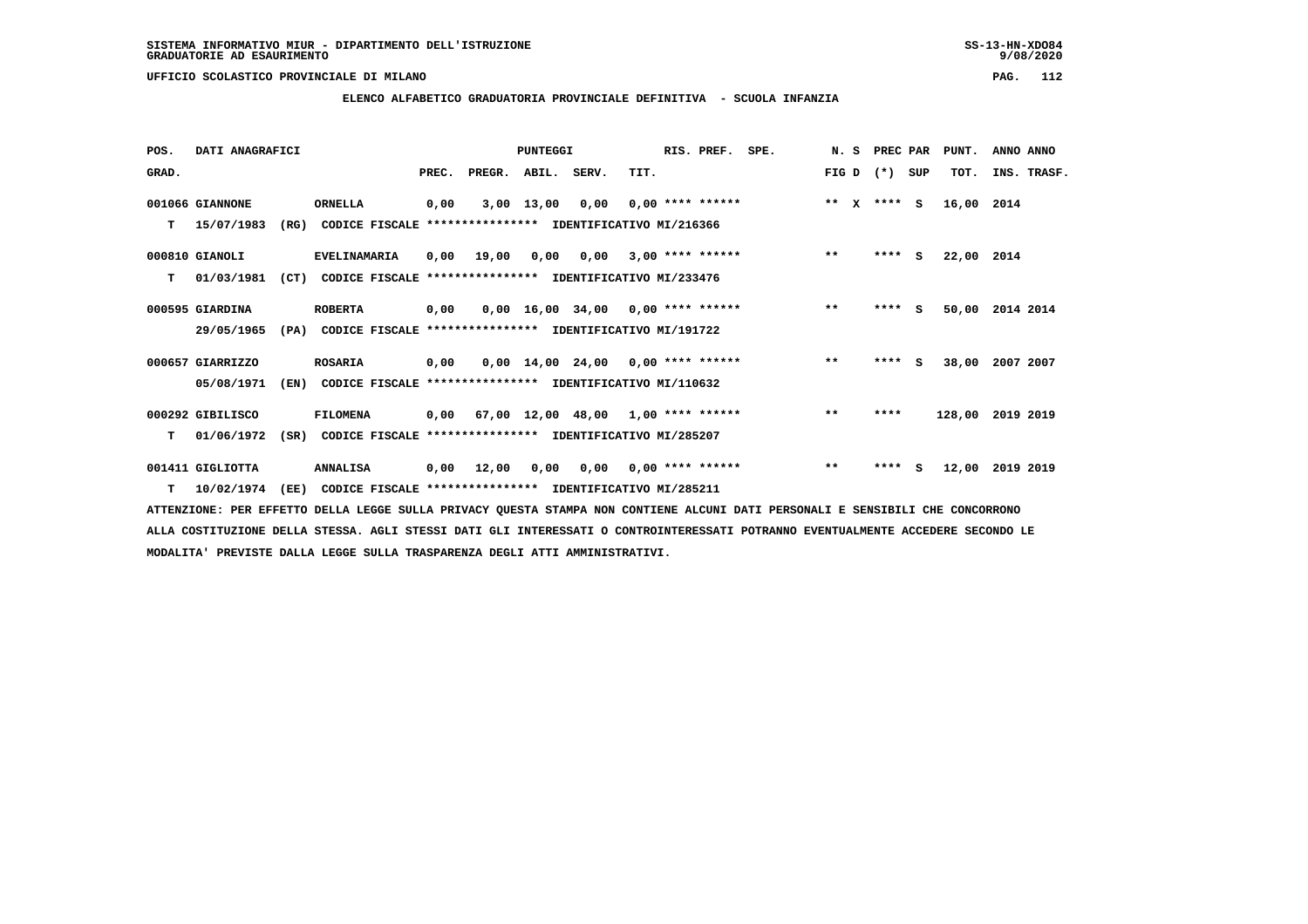SISTEMA INFORMATIVO MIUR - DIPARTIMENTO DELL'ISTRUZIONE

GRADUATORIE AD ESAURIMENTO

UFFICIO SCOLASTICO PROVINCIALE DI MILANO

## ELENCO ALFABETICO GRADUATORIA PROVINCIALE DEFINITIVA - SCUOLA INFANZIA

| POS. GRAD. | DATI ANAGRAFICI | | | PREC. | PREGR. | ABIL. | SERV. | TIT. | RIS. PREF. | SPE. | N. S FIG D | PREC PAR (*) SUP | PUNT. TOT. | ANNO ANNO INS. TRASF. |
|---|---|---|---|---|---|---|---|---|---|---|---|---|---|---|
| 001066 | GIANNONE | ORNELLA | | 0,00 | 3,00 | 13,00 | 0,00 | 0,00 | **** ****** | | ** X | **** S | 16,00 | 2014 |
| T | 15/07/1983 | (RG) | CODICE FISCALE **************** IDENTIFICATIVO MI/216366 | | | | | | | | | | | |
| 000810 | GIANOLI | EVELINAMARIA | | 0,00 | 19,00 | 0,00 | 0,00 | 3,00 | **** ****** | | ** | **** S | 22,00 | 2014 |
| T | 01/03/1981 | (CT) | CODICE FISCALE **************** IDENTIFICATIVO MI/233476 | | | | | | | | | | | |
| 000595 | GIARDINA | ROBERTA | | 0,00 | 0,00 | 16,00 | 34,00 | 0,00 | **** ****** | | ** | **** S | 50,00 | 2014 2014 |
| | 29/05/1965 | (PA) | CODICE FISCALE **************** IDENTIFICATIVO MI/191722 | | | | | | | | | | | |
| 000657 | GIARRIZZO | ROSARIA | | 0,00 | 0,00 | 14,00 | 24,00 | 0,00 | **** ****** | | ** | **** S | 38,00 | 2007 2007 |
| | 05/08/1971 | (EN) | CODICE FISCALE **************** IDENTIFICATIVO MI/110632 | | | | | | | | | | | |
| 000292 | GIBILISCO | FILOMENA | | 0,00 | 67,00 | 12,00 | 48,00 | 1,00 | **** ****** | | ** | **** | 128,00 | 2019 2019 |
| T | 01/06/1972 | (SR) | CODICE FISCALE **************** IDENTIFICATIVO MI/285207 | | | | | | | | | | | |
| 001411 | GIGLIOTTA | ANNALISA | | 0,00 | 12,00 | 0,00 | 0,00 | 0,00 | **** ****** | | ** | **** S | 12,00 | 2019 2019 |
| T | 10/02/1974 | (EE) | CODICE FISCALE **************** IDENTIFICATIVO MI/285211 | | | | | | | | | | | |

ATTENZIONE: PER EFFETTO DELLA LEGGE SULLA PRIVACY QUESTA STAMPA NON CONTIENE ALCUNI DATI PERSONALI E SENSIBILI CHE CONCORRONO ALLA COSTITUZIONE DELLA STESSA. AGLI STESSI DATI GLI INTERESSATI O CONTROINTERESSATI POTRANNO EVENTUALMENTE ACCEDERE SECONDO LE MODALITA' PREVISTE DALLA LEGGE SULLA TRASPARENZA DEGLI ATTI AMMINISTRATIVI.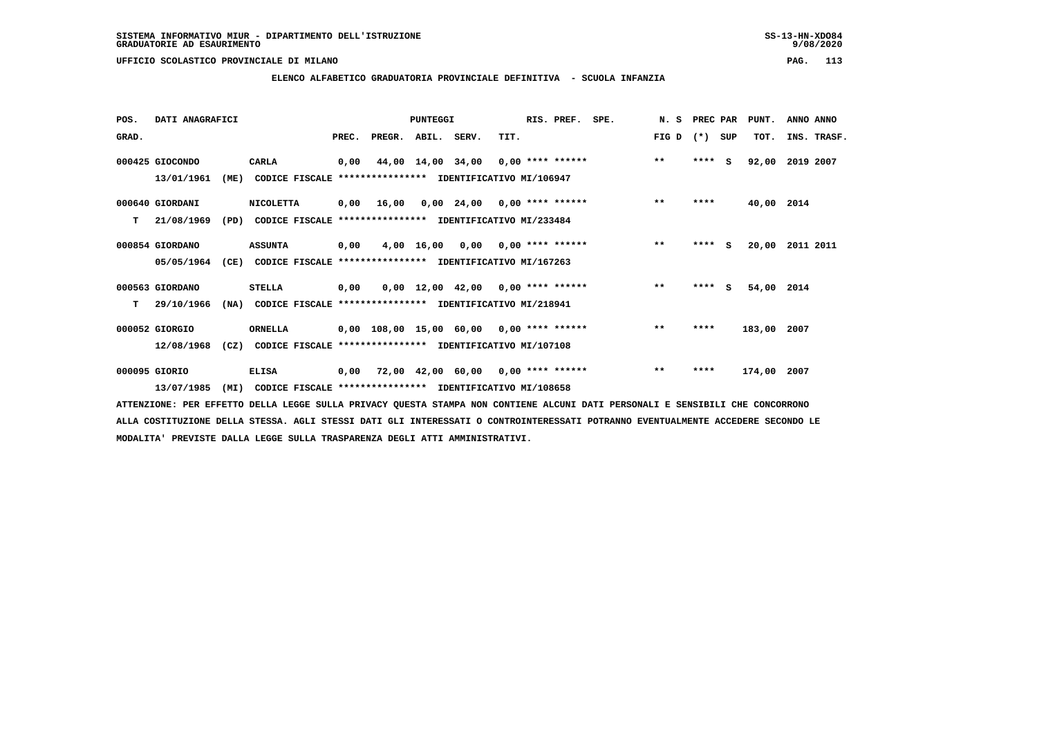SISTEMA INFORMATIVO MIUR - DIPARTIMENTO DELL'ISTRUZIONE
GRADUATORIE AD ESAURIMENTO

UFFICIO SCOLASTICO PROVINCIALE DI MILANO

**ELENCO ALFABETICO GRADUATORIA PROVINCIALE DEFINITIVA - SCUOLA INFANZIA**

| POS. GRAD. | DATI ANAGRAFICI | | PREC. | PREGR. | ABIL. | SERV. | TIT. | RIS. PREF. | SPE. | N. S FIG D | PREC PAR (*) | SUP | PUNT. TOT. | ANNO INS. | ANNO TRASF. |
|---|---|---|---|---|---|---|---|---|---|---|---|---|---|---|---|
| 000425 | GIOCONDO | CARLA | 0,00 | 44,00 | 14,00 | 34,00 | 0,00 | **** ****** | | ** | **** | S | 92,00 | 2019 | 2007 |
| | 13/01/1961 (ME) | CODICE FISCALE **************** IDENTIFICATIVO MI/106947 | | | | | | | | | | | | | |
| 000640 | GIORDANI | NICOLETTA | 0,00 | 16,00 | 0,00 | 24,00 | 0,00 | **** ****** | | ** | **** | | 40,00 | 2014 | |
| T | 21/08/1969 (PD) | CODICE FISCALE **************** IDENTIFICATIVO MI/233484 | | | | | | | | | | | | | |
| 000854 | GIORDANO | ASSUNTA | 0,00 | 4,00 | 16,00 | 0,00 | 0,00 | **** ****** | | ** | **** | S | 20,00 | 2011 | 2011 |
| | 05/05/1964 (CE) | CODICE FISCALE **************** IDENTIFICATIVO MI/167263 | | | | | | | | | | | | | |
| 000563 | GIORDANO | STELLA | 0,00 | 0,00 | 12,00 | 42,00 | 0,00 | **** ****** | | ** | **** | S | 54,00 | 2014 | |
| T | 29/10/1966 (NA) | CODICE FISCALE **************** IDENTIFICATIVO MI/218941 | | | | | | | | | | | | | |
| 000052 | GIORGIO | ORNELLA | 0,00 | 108,00 | 15,00 | 60,00 | 0,00 | **** ****** | | ** | **** | | 183,00 | 2007 | |
| | 12/08/1968 (CZ) | CODICE FISCALE **************** IDENTIFICATIVO MI/107108 | | | | | | | | | | | | | |
| 000095 | GIORIO | ELISA | 0,00 | 72,00 | 42,00 | 60,00 | 0,00 | **** ****** | | ** | **** | | 174,00 | 2007 | |
| | 13/07/1985 (MI) | CODICE FISCALE **************** IDENTIFICATIVO MI/108658 | | | | | | | | | | | | | |

ATTENZIONE: PER EFFETTO DELLA LEGGE SULLA PRIVACY QUESTA STAMPA NON CONTIENE ALCUNI DATI PERSONALI E SENSIBILI CHE CONCORRONO ALLA COSTITUZIONE DELLA STESSA. AGLI STESSI DATI GLI INTERESSATI O CONTROINTERESSATI POTRANNO EVENTUALMENTE ACCEDERE SECONDO LE MODALITA' PREVISTE DALLA LEGGE SULLA TRASPARENZA DEGLI ATTI AMMINISTRATIVI.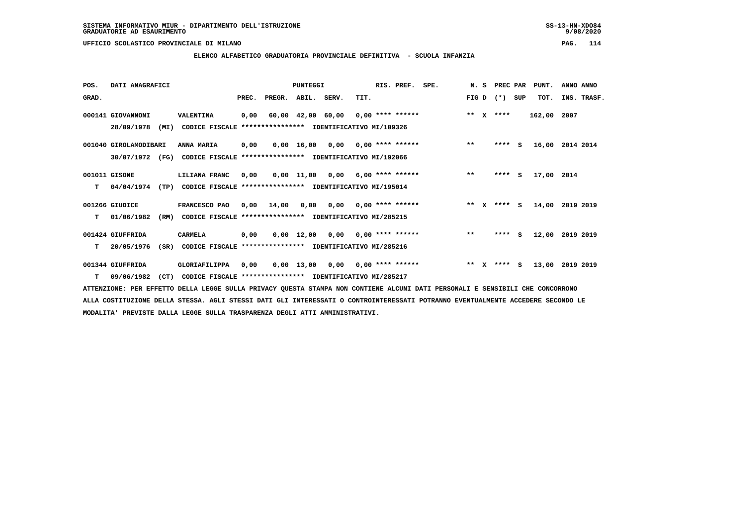SISTEMA INFORMATIVO MIUR - DIPARTIMENTO DELL'ISTRUZIONE
GRADUATORIE AD ESAURIMENTO

UFFICIO SCOLASTICO PROVINCIALE DI MILANO

**ELENCO ALFABETICO GRADUATORIA PROVINCIALE DEFINITIVA - SCUOLA INFANZIA**

| POS. GRAD. | DATI ANAGRAFICI | | PREC. | PREGR. | ABIL. | SERV. | TIT. | RIS. PREF. | SPE. | N. S FIG D | PREC (*) | PAR SUP | PUNT. TOT. | ANNO INS. | ANNO TRASF. |
|---|---|---|---|---|---|---|---|---|---|---|---|---|---|---|---|
| 000141 | GIOVANNONI | VALENTINA | 0,00 | 60,00 | 42,00 | 60,00 | 0,00 | **** ****** | | ** X | **** | | 162,00 | 2007 | |
| | 28/09/1978 (MI) | CODICE FISCALE **************** IDENTIFICATIVO MI/109326 | | | | | | | | | | | | | |
| 001040 | GIROLAMODIBARI | ANNA MARIA | 0,00 | 0,00 | 16,00 | 0,00 | 0,00 | **** ****** | | ** | **** | S | 16,00 | 2014 | 2014 |
| | 30/07/1972 (FG) | CODICE FISCALE **************** IDENTIFICATIVO MI/192066 | | | | | | | | | | | | | |
| 001011 | GISONE | LILIANA FRANC | 0,00 | 0,00 | 11,00 | 0,00 | 6,00 | **** ****** | | ** | **** | S | 17,00 | 2014 | |
| T | 04/04/1974 (TP) | CODICE FISCALE **************** IDENTIFICATIVO MI/195014 | | | | | | | | | | | | | |
| 001266 | GIUDICE | FRANCESCO PAO | 0,00 | 14,00 | 0,00 | 0,00 | 0,00 | **** ****** | | ** X | **** | S | 14,00 | 2019 | 2019 |
| T | 01/06/1982 (RM) | CODICE FISCALE **************** IDENTIFICATIVO MI/285215 | | | | | | | | | | | | | |
| 001424 | GIUFFRIDA | CARMELA | 0,00 | 0,00 | 12,00 | 0,00 | 0,00 | **** ****** | | ** | **** | S | 12,00 | 2019 | 2019 |
| T | 20/05/1976 (SR) | CODICE FISCALE **************** IDENTIFICATIVO MI/285216 | | | | | | | | | | | | | |
| 001344 | GIUFFRIDA | GLORIAFILIPPA | 0,00 | 0,00 | 13,00 | 0,00 | 0,00 | **** ****** | | ** X | **** | S | 13,00 | 2019 | 2019 |
| T | 09/06/1982 (CT) | CODICE FISCALE **************** IDENTIFICATIVO MI/285217 | | | | | | | | | | | | | |

ATTENZIONE: PER EFFETTO DELLA LEGGE SULLA PRIVACY QUESTA STAMPA NON CONTIENE ALCUNI DATI PERSONALI E SENSIBILI CHE CONCORRONO ALLA COSTITUZIONE DELLA STESSA. AGLI STESSI DATI GLI INTERESSATI O CONTROINTERESSATI POTRANNO EVENTUALMENTE ACCEDERE SECONDO LE MODALITA' PREVISTE DALLA LEGGE SULLA TRASPARENZA DEGLI ATTI AMMINISTRATIVI.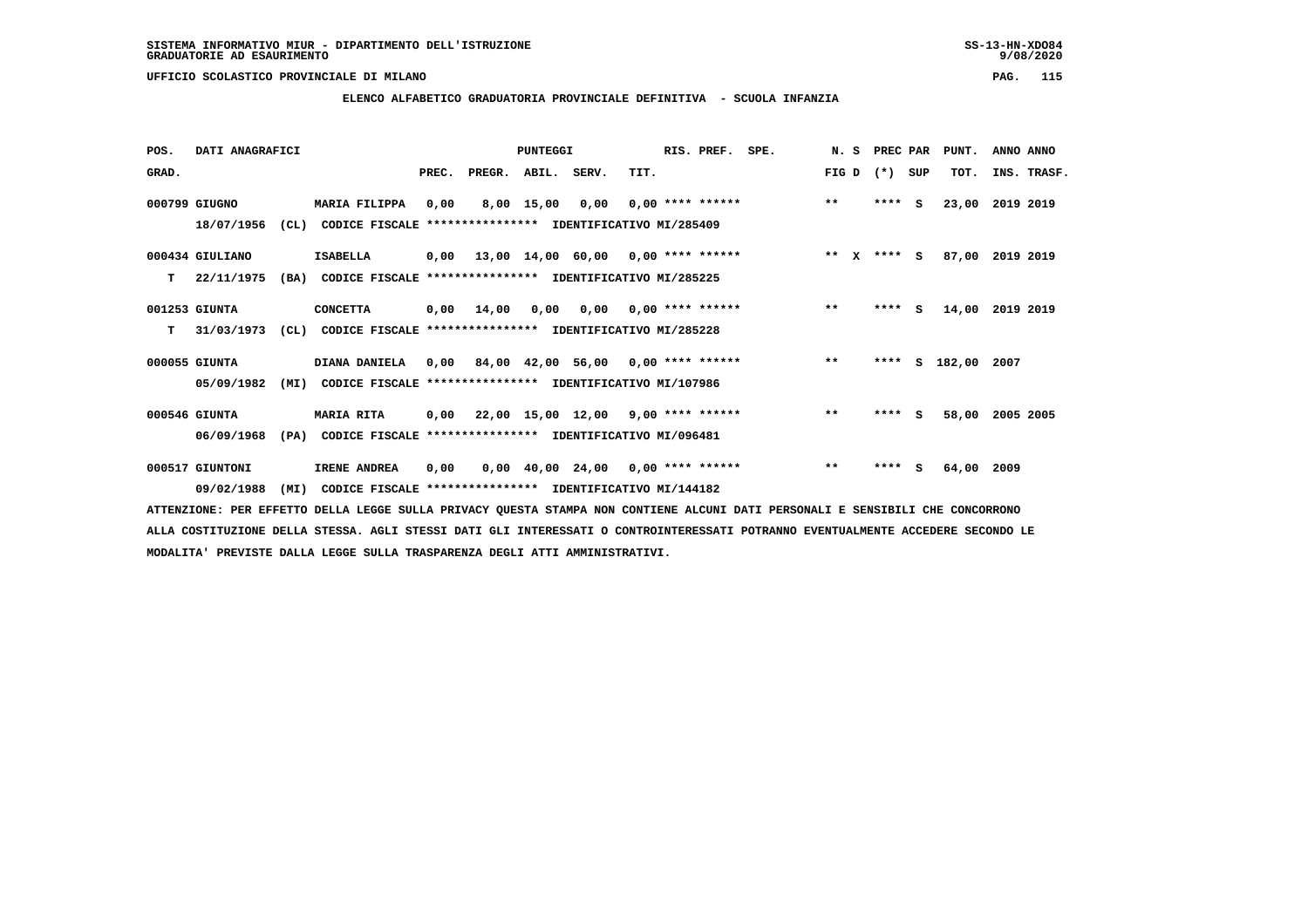SISTEMA INFORMATIVO MIUR - DIPARTIMENTO DELL'ISTRUZIONE
GRADUATORIE AD ESAURIMENTO

UFFICIO SCOLASTICO PROVINCIALE DI MILANO

## ELENCO ALFABETICO GRADUATORIA PROVINCIALE DEFINITIVA - SCUOLA INFANZIA

| POS. GRAD. | DATI ANAGRAFICI | | PUNTEGGI PREC. | PREGR. | ABIL. | SERV. | TIT. | RIS. PREF. | SPE. | N. S FIG D | PREC PAR (*) SUP | PUNT. TOT. | ANNO ANNO INS. TRASF. |
|---|---|---|---|---|---|---|---|---|---|---|---|---|---|
| 000799 | GIUGNO 18/07/1956 (CL) | MARIA FILIPPA CODICE FISCALE **************** IDENTIFICATIVO MI/285409 | 0,00 | 8,00 | 15,00 | 0,00 | 0,00 | **** ****** | | ** | **** S | 23,00 | 2019 2019 |
| 000434 | GIULIANO T 22/11/1975 (BA) | ISABELLA CODICE FISCALE **************** IDENTIFICATIVO MI/285225 | 0,00 | 13,00 | 14,00 | 60,00 | 0,00 | **** ****** | | ** X | **** S | 87,00 | 2019 2019 |
| 001253 | GIUNTA T 31/03/1973 (CL) | CONCETTA CODICE FISCALE **************** IDENTIFICATIVO MI/285228 | 0,00 | 14,00 | 0,00 | 0,00 | 0,00 | **** ****** | | ** | **** S | 14,00 | 2019 2019 |
| 000055 | GIUNTA 05/09/1982 (MI) | DIANA DANIELA CODICE FISCALE **************** IDENTIFICATIVO MI/107986 | 0,00 | 84,00 | 42,00 | 56,00 | 0,00 | **** ****** | | ** | **** S | 182,00 | 2007 |
| 000546 | GIUNTA 06/09/1968 (PA) | MARIA RITA CODICE FISCALE **************** IDENTIFICATIVO MI/096481 | 0,00 | 22,00 | 15,00 | 12,00 | 9,00 | **** ****** | | ** | **** S | 58,00 | 2005 2005 |
| 000517 | GIUNTONI 09/02/1988 (MI) | IRENE ANDREA CODICE FISCALE **************** IDENTIFICATIVO MI/144182 | 0,00 | 0,00 | 40,00 | 24,00 | 0,00 | **** ****** | | ** | **** S | 64,00 | 2009 |

ATTENZIONE: PER EFFETTO DELLA LEGGE SULLA PRIVACY QUESTA STAMPA NON CONTIENE ALCUNI DATI PERSONALI E SENSIBILI CHE CONCORRONO ALLA COSTITUZIONE DELLA STESSA. AGLI STESSI DATI GLI INTERESSATI O CONTROINTERESSATI POTRANNO EVENTUALMENTE ACCEDERE SECONDO LE MODALITA' PREVISTE DALLA LEGGE SULLA TRASPARENZA DEGLI ATTI AMMINISTRATIVI.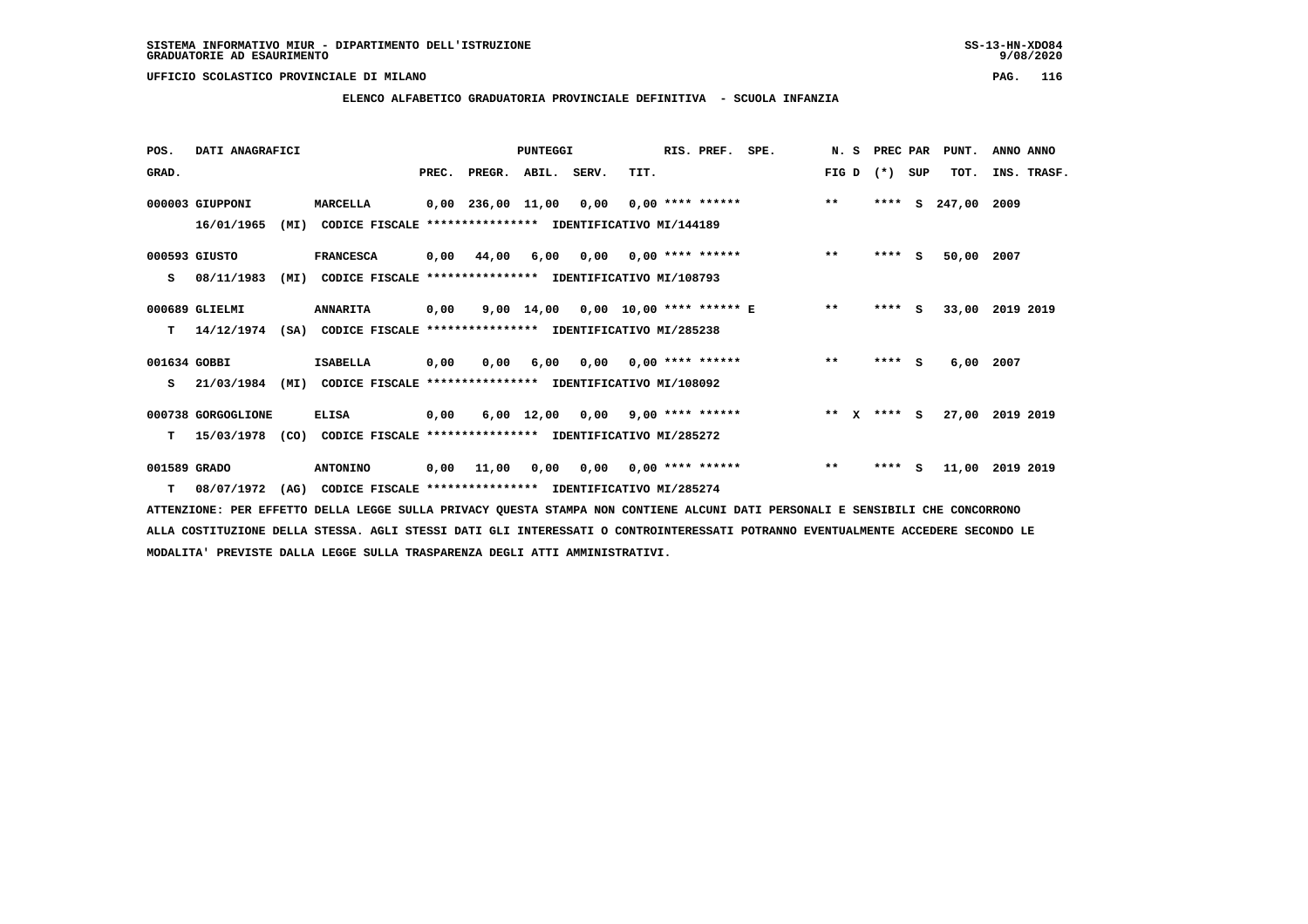SISTEMA INFORMATIVO MIUR - DIPARTIMENTO DELL'ISTRUZIONE
GRADUATORIE AD ESAURIMENTO

UFFICIO SCOLASTICO PROVINCIALE DI MILANO

## ELENCO ALFABETICO GRADUATORIA PROVINCIALE DEFINITIVA - SCUOLA INFANZIA

| POS. GRAD. | DATI ANAGRAFICI | | PREC. | PREGR. | ABIL. | SERV. | TIT. | RIS. PREF. | SPE. | N. S FIG D | PREC PAR (*) SUP | PUNT. TOT. | ANNO INS. | ANNO TRASF. |
|---|---|---|---|---|---|---|---|---|---|---|---|---|---|---|
| 000003 | GIUPPONI | MARCELLA | 0,00 | 236,00 | 11,00 | 0,00 | 0,00 | **** ****** | | ** | **** S | 247,00 | 2009 | |
| | 16/01/1965 (MI) | CODICE FISCALE **************** IDENTIFICATIVO MI/144189 | | | | | | | | | | | | |
| 000593 | GIUSTO | FRANCESCA | 0,00 | 44,00 | 6,00 | 0,00 | 0,00 | **** ****** | | ** | **** S | 50,00 | 2007 | |
| S | 08/11/1983 (MI) | CODICE FISCALE **************** IDENTIFICATIVO MI/108793 | | | | | | | | | | | | |
| 000689 | GLIELMI | ANNARITA | 0,00 | 9,00 | 14,00 | 0,00 | 10,00 | **** ****** E | | ** | **** S | 33,00 | 2019 | 2019 |
| T | 14/12/1974 (SA) | CODICE FISCALE **************** IDENTIFICATIVO MI/285238 | | | | | | | | | | | | |
| 001634 | GOBBI | ISABELLA | 0,00 | 0,00 | 6,00 | 0,00 | 0,00 | **** ****** | | ** | **** S | 6,00 | 2007 | |
| S | 21/03/1984 (MI) | CODICE FISCALE **************** IDENTIFICATIVO MI/108092 | | | | | | | | | | | | |
| 000738 | GORGOGLIONE | ELISA | 0,00 | 6,00 | 12,00 | 0,00 | 9,00 | **** ****** | | ** X | **** S | 27,00 | 2019 | 2019 |
| T | 15/03/1978 (CO) | CODICE FISCALE **************** IDENTIFICATIVO MI/285272 | | | | | | | | | | | | |
| 001589 | GRADO | ANTONINO | 0,00 | 11,00 | 0,00 | 0,00 | 0,00 | **** ****** | | ** | **** S | 11,00 | 2019 | 2019 |
| T | 08/07/1972 (AG) | CODICE FISCALE **************** IDENTIFICATIVO MI/285274 | | | | | | | | | | | | |

ATTENZIONE: PER EFFETTO DELLA LEGGE SULLA PRIVACY QUESTA STAMPA NON CONTIENE ALCUNI DATI PERSONALI E SENSIBILI CHE CONCORRONO ALLA COSTITUZIONE DELLA STESSA. AGLI STESSI DATI GLI INTERESSATI O CONTROINTERESSATI POTRANNO EVENTUALMENTE ACCEDERE SECONDO LE MODALITA' PREVISTE DALLA LEGGE SULLA TRASPARENZA DEGLI ATTI AMMINISTRATIVI.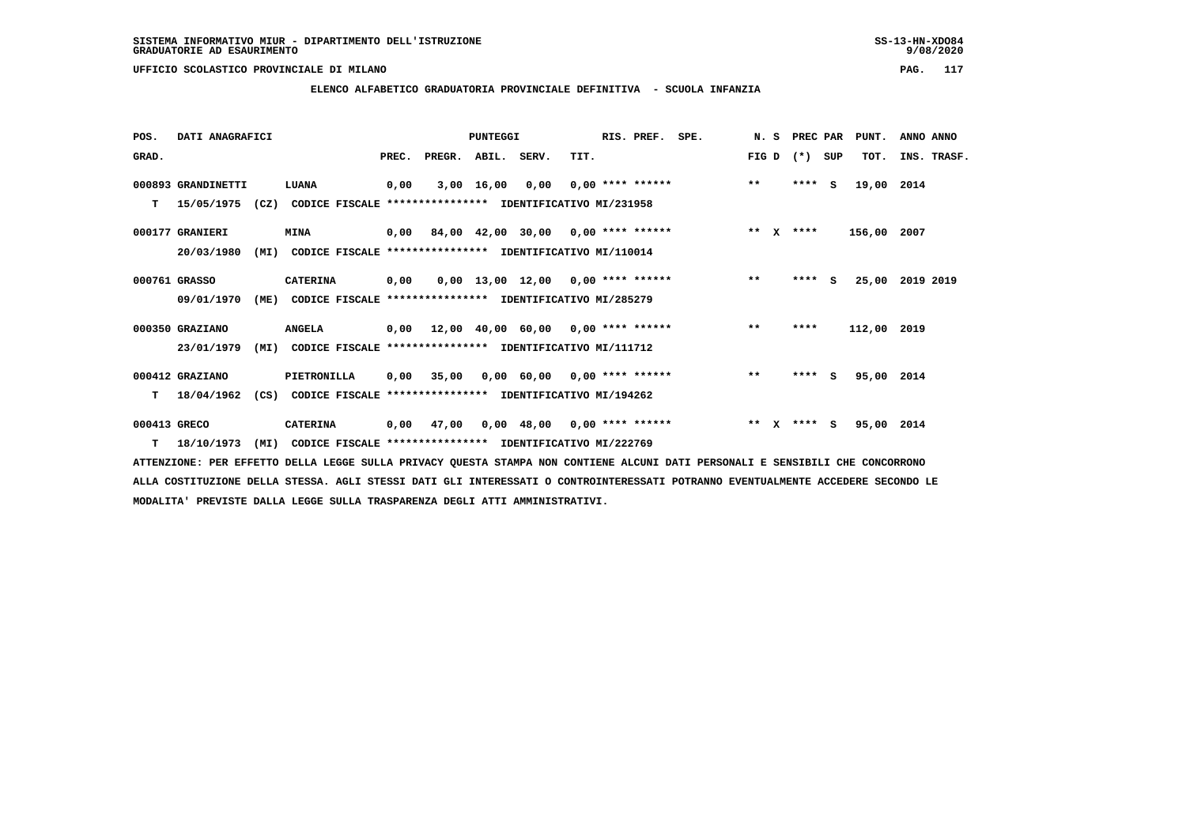SISTEMA INFORMATIVO MIUR - DIPARTIMENTO DELL'ISTRUZIONE
GRADUATORIE AD ESAURIMENTO

UFFICIO SCOLASTICO PROVINCIALE DI MILANO

## ELENCO ALFABETICO GRADUATORIA PROVINCIALE DEFINITIVA - SCUOLA INFANZIA

| POS. GRAD. | DATI ANAGRAFICI | | PREC. | PREGR. | ABIL. | SERV. | TIT. | RIS. PREF. | SPE. | N. S FIG D | PREC PAR (*) SUP | PUNT. TOT. | ANNO ANNO INS. TRASF. |
|---|---|---|---|---|---|---|---|---|---|---|---|---|---|
| 000893 | GRANDINETTI | LUANA | 0,00 | 3,00 | 16,00 | 0,00 | 0,00 | **** ****** | | ** | **** S | 19,00 | 2014 |
| T | 15/05/1975 (CZ) | CODICE FISCALE **************** IDENTIFICATIVO MI/231958 | | | | | | | | | | | |
| 000177 | GRANIERI | MINA | 0,00 | 84,00 | 42,00 | 30,00 | 0,00 | **** ****** | | ** X | **** | 156,00 | 2007 |
| | 20/03/1980 (MI) | CODICE FISCALE **************** IDENTIFICATIVO MI/110014 | | | | | | | | | | | |
| 000761 | GRASSO | CATERINA | 0,00 | 0,00 | 13,00 | 12,00 | 0,00 | **** ****** | | ** | **** S | 25,00 | 2019 2019 |
| | 09/01/1970 (ME) | CODICE FISCALE **************** IDENTIFICATIVO MI/285279 | | | | | | | | | | | |
| 000350 | GRAZIANO | ANGELA | 0,00 | 12,00 | 40,00 | 60,00 | 0,00 | **** ****** | | ** | **** | 112,00 | 2019 |
| | 23/01/1979 (MI) | CODICE FISCALE **************** IDENTIFICATIVO MI/111712 | | | | | | | | | | | |
| 000412 | GRAZIANO | PIETRONILLA | 0,00 | 35,00 | 0,00 | 60,00 | 0,00 | **** ****** | | ** | **** S | 95,00 | 2014 |
| T | 18/04/1962 (CS) | CODICE FISCALE **************** IDENTIFICATIVO MI/194262 | | | | | | | | | | | |
| 000413 | GRECO | CATERINA | 0,00 | 47,00 | 0,00 | 48,00 | 0,00 | **** ****** | | ** X | **** S | 95,00 | 2014 |
| T | 18/10/1973 (MI) | CODICE FISCALE **************** IDENTIFICATIVO MI/222769 | | | | | | | | | | | |

ATTENZIONE: PER EFFETTO DELLA LEGGE SULLA PRIVACY QUESTA STAMPA NON CONTIENE ALCUNI DATI PERSONALI E SENSIBILI CHE CONCORRONO ALLA COSTITUZIONE DELLA STESSA. AGLI STESSI DATI GLI INTERESSATI O CONTROINTERESSATI POTRANNO EVENTUALMENTE ACCEDERE SECONDO LE MODALITA' PREVISTE DALLA LEGGE SULLA TRASPARENZA DEGLI ATTI AMMINISTRATIVI.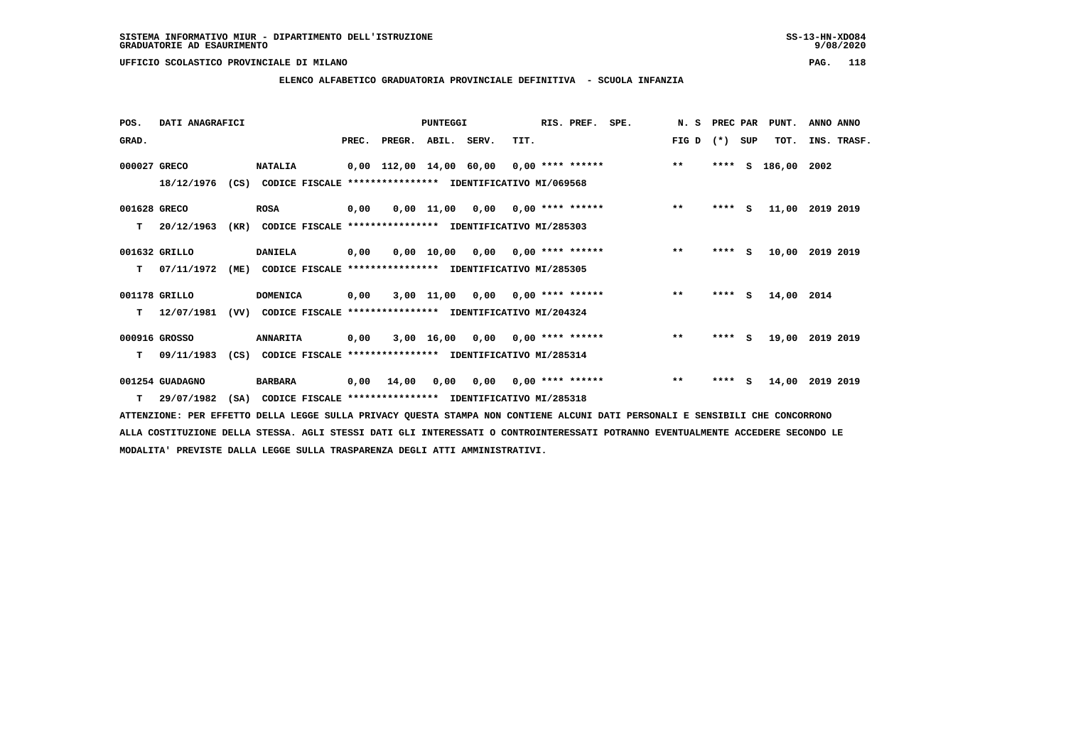SISTEMA INFORMATIVO MIUR - DIPARTIMENTO DELL'ISTRUZIONE
GRADUATORIE AD ESAURIMENTO

UFFICIO SCOLASTICO PROVINCIALE DI MILANO

## ELENCO ALFABETICO GRADUATORIA PROVINCIALE DEFINITIVA - SCUOLA INFANZIA

| POS. GRAD. | DATI ANAGRAFICI | | PREC. | PREGR. | ABIL. | SERV. | TIT. | RIS. PREF. | SPE. | N. S FIG D | PREC PAR (*) | SUP | PUNT. TOT. | ANNO INS. | ANNO TRASF. |
|---|---|---|---|---|---|---|---|---|---|---|---|---|---|---|---|
| 000027 | GRECO | NATALIA | 0,00 | 112,00 | 14,00 | 60,00 | 0,00 | **** ****** | | ** | **** | S | 186,00 | 2002 | |
| | 18/12/1976 (CS) | CODICE FISCALE **************** IDENTIFICATIVO MI/069568 | | | | | | | | | | | | | |
| 001628 | GRECO | ROSA | 0,00 | 0,00 | 11,00 | 0,00 | 0,00 | **** ****** | | ** | **** | S | 11,00 | 2019 | 2019 |
| T | 20/12/1963 (KR) | CODICE FISCALE **************** IDENTIFICATIVO MI/285303 | | | | | | | | | | | | | |
| 001632 | GRILLO | DANIELA | 0,00 | 0,00 | 10,00 | 0,00 | 0,00 | **** ****** | | ** | **** | S | 10,00 | 2019 | 2019 |
| T | 07/11/1972 (ME) | CODICE FISCALE **************** IDENTIFICATIVO MI/285305 | | | | | | | | | | | | | |
| 001178 | GRILLO | DOMENICA | 0,00 | 3,00 | 11,00 | 0,00 | 0,00 | **** ****** | | ** | **** | S | 14,00 | 2014 | |
| T | 12/07/1981 (VV) | CODICE FISCALE **************** IDENTIFICATIVO MI/204324 | | | | | | | | | | | | | |
| 000916 | GROSSO | ANNARITA | 0,00 | 3,00 | 16,00 | 0,00 | 0,00 | **** ****** | | ** | **** | S | 19,00 | 2019 | 2019 |
| T | 09/11/1983 (CS) | CODICE FISCALE **************** IDENTIFICATIVO MI/285314 | | | | | | | | | | | | | |
| 001254 | GUADAGNO | BARBARA | 0,00 | 14,00 | 0,00 | 0,00 | 0,00 | **** ****** | | ** | **** | S | 14,00 | 2019 | 2019 |
| T | 29/07/1982 (SA) | CODICE FISCALE **************** IDENTIFICATIVO MI/285318 | | | | | | | | | | | | | |

ATTENZIONE: PER EFFETTO DELLA LEGGE SULLA PRIVACY QUESTA STAMPA NON CONTIENE ALCUNI DATI PERSONALI E SENSIBILI CHE CONCORRONO ALLA COSTITUZIONE DELLA STESSA. AGLI STESSI DATI GLI INTERESSATI O CONTROINTERESSATI POTRANNO EVENTUALMENTE ACCEDERE SECONDO LE MODALITA' PREVISTE DALLA LEGGE SULLA TRASPARENZA DEGLI ATTI AMMINISTRATIVI.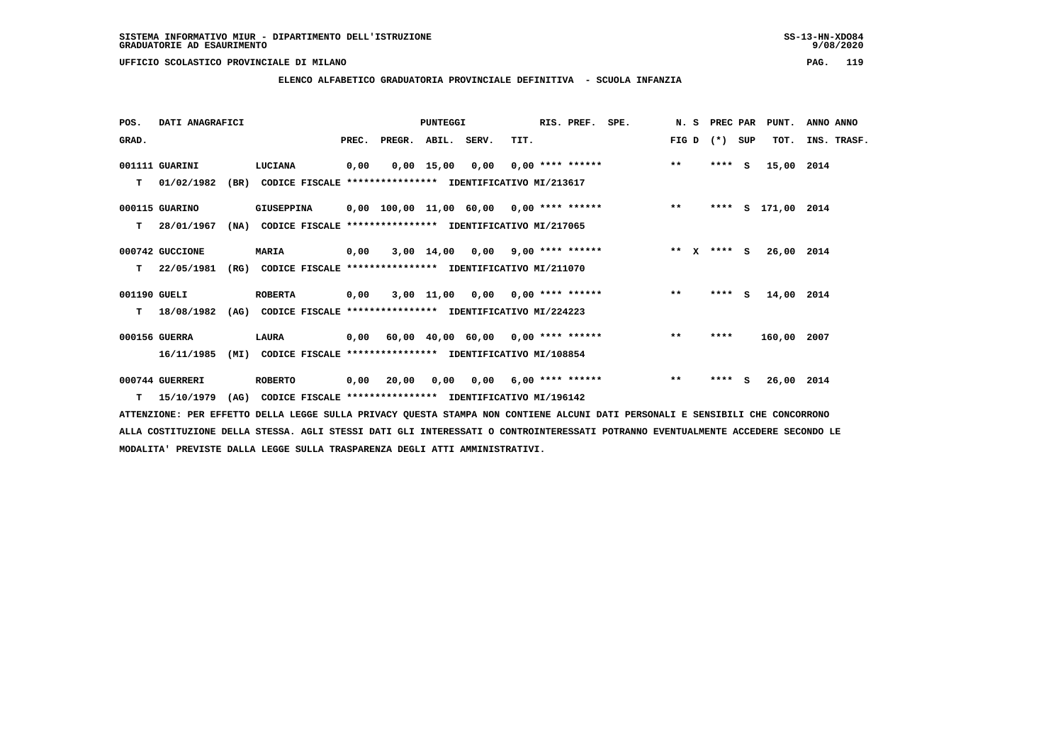SISTEMA INFORMATIVO MIUR - DIPARTIMENTO DELL'ISTRUZIONE
GRADUATORIE AD ESAURIMENTO

UFFICIO SCOLASTICO PROVINCIALE DI MILANO

ELENCO ALFABETICO GRADUATORIA PROVINCIALE DEFINITIVA - SCUOLA INFANZIA

| POS. | DATI ANAGRAFICI | | PUNTEGGI | | | | RIS. PREF. | SPE. | N. S | PREC PAR | | PUNT. | ANNO ANNO |
|---|---|---|---|---|---|---|---|---|---|---|---|---|---|
| GRAD. | | | PREC. | PREGR. | ABIL. | SERV. | TIT. | | FIG D | (*) | SUP | TOT. | INS. TRASF. |
| 001111 GUARINI | | LUCIANA | 0,00 | 0,00 | 15,00 | 0,00 | 0,00 **** ****** | | ** | **** | S | 15,00 | 2014 |
| T 01/02/1982 | (BR) | CODICE FISCALE **************** IDENTIFICATIVO MI/213617 | | | | | | | | | | | |
| 000115 GUARINO | | GIUSEPPINA | 0,00 | 100,00 | 11,00 | 60,00 | 0,00 **** ****** | | ** | **** | S | 171,00 | 2014 |
| T 28/01/1967 | (NA) | CODICE FISCALE **************** IDENTIFICATIVO MI/217065 | | | | | | | | | | | |
| 000742 GUCCIONE | | MARIA | 0,00 | 3,00 | 14,00 | 0,00 | 9,00 **** ****** | | ** X | **** | S | 26,00 | 2014 |
| T 22/05/1981 | (RG) | CODICE FISCALE **************** IDENTIFICATIVO MI/211070 | | | | | | | | | | | |
| 001190 GUELI | | ROBERTA | 0,00 | 3,00 | 11,00 | 0,00 | 0,00 **** ****** | | ** | **** | S | 14,00 | 2014 |
| T 18/08/1982 | (AG) | CODICE FISCALE **************** IDENTIFICATIVO MI/224223 | | | | | | | | | | | |
| 000156 GUERRA | | LAURA | 0,00 | 60,00 | 40,00 | 60,00 | 0,00 **** ****** | | ** | **** | | 160,00 | 2007 |
| 16/11/1985 | (MI) | CODICE FISCALE **************** IDENTIFICATIVO MI/108854 | | | | | | | | | | | |
| 000744 GUERRERI | | ROBERTO | 0,00 | 20,00 | 0,00 | 0,00 | 6,00 **** ****** | | ** | **** | S | 26,00 | 2014 |
| T 15/10/1979 | (AG) | CODICE FISCALE **************** IDENTIFICATIVO MI/196142 | | | | | | | | | | | |

ATTENZIONE: PER EFFETTO DELLA LEGGE SULLA PRIVACY QUESTA STAMPA NON CONTIENE ALCUNI DATI PERSONALI E SENSIBILI CHE CONCORRONO ALLA COSTITUZIONE DELLA STESSA. AGLI STESSI DATI GLI INTERESSATI O CONTROINTERESSATI POTRANNO EVENTUALMENTE ACCEDERE SECONDO LE MODALITA' PREVISTE DALLA LEGGE SULLA TRASPARENZA DEGLI ATTI AMMINISTRATIVI.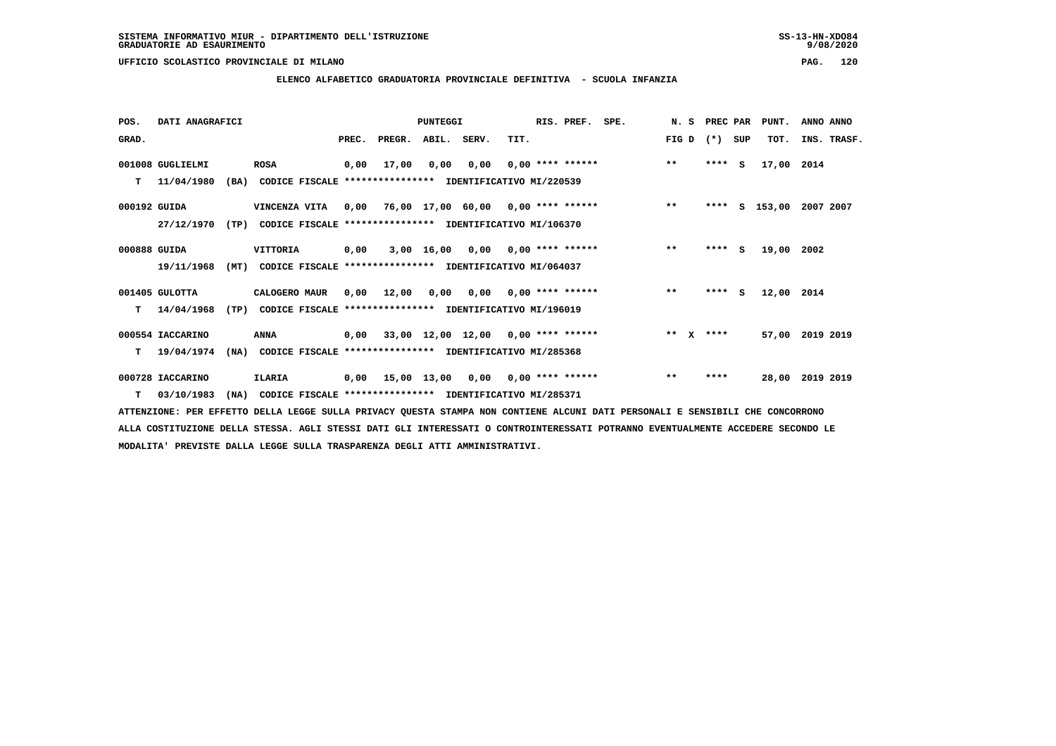SISTEMA INFORMATIVO MIUR - DIPARTIMENTO DELL'ISTRUZIONE
GRADUATORIE AD ESAURIMENTO

UFFICIO SCOLASTICO PROVINCIALE DI MILANO

**ELENCO ALFABETICO GRADUATORIA PROVINCIALE DEFINITIVA - SCUOLA INFANZIA**

| POS. GRAD. | DATI ANAGRAFICI | | PREC. | PREGR. | ABIL. | SERV. | TIT. | RIS. PREF. | SPE. | N. S FIG D | PREC PAR (*) | SUP | PUNT. TOT. | ANNO INS. | ANNO TRASF. |
|---|---|---|---|---|---|---|---|---|---|---|---|---|---|---|---|
| 001008 | GUGLIELMI | ROSA | 0,00 | 17,00 | 0,00 | 0,00 | 0,00 | **** ****** | | ** | **** | S | 17,00 | 2014 | |
| T | 11/04/1980 (BA) | CODICE FISCALE **************** IDENTIFICATIVO MI/220539 | | | | | | | | | | | | | |
| 000192 | GUIDA | VINCENZA VITA | 0,00 | 76,00 | 17,00 | 60,00 | 0,00 | **** ****** | | ** | **** | S | 153,00 | 2007 | 2007 |
| | 27/12/1970 (TP) | CODICE FISCALE **************** IDENTIFICATIVO MI/106370 | | | | | | | | | | | | | |
| 000888 | GUIDA | VITTORIA | 0,00 | 3,00 | 16,00 | 0,00 | 0,00 | **** ****** | | ** | **** | S | 19,00 | 2002 | |
| | 19/11/1968 (MT) | CODICE FISCALE **************** IDENTIFICATIVO MI/064037 | | | | | | | | | | | | | |
| 001405 | GULOTTA | CALOGERO MAUR | 0,00 | 12,00 | 0,00 | 0,00 | 0,00 | **** ****** | | ** | **** | S | 12,00 | 2014 | |
| T | 14/04/1968 (TP) | CODICE FISCALE **************** IDENTIFICATIVO MI/196019 | | | | | | | | | | | | | |
| 000554 | IACCARINO | ANNA | 0,00 | 33,00 | 12,00 | 12,00 | 0,00 | **** ****** | | ** X | **** | | 57,00 | 2019 | 2019 |
| T | 19/04/1974 (NA) | CODICE FISCALE **************** IDENTIFICATIVO MI/285368 | | | | | | | | | | | | | |
| 000728 | IACCARINO | ILARIA | 0,00 | 15,00 | 13,00 | 0,00 | 0,00 | **** ****** | | ** | **** | | 28,00 | 2019 | 2019 |
| T | 03/10/1983 (NA) | CODICE FISCALE **************** IDENTIFICATIVO MI/285371 | | | | | | | | | | | | | |

ATTENZIONE: PER EFFETTO DELLA LEGGE SULLA PRIVACY QUESTA STAMPA NON CONTIENE ALCUNI DATI PERSONALI E SENSIBILI CHE CONCORRONO ALLA COSTITUZIONE DELLA STESSA. AGLI STESSI DATI GLI INTERESSATI O CONTROINTERESSATI POTRANNO EVENTUALMENTE ACCEDERE SECONDO LE MODALITA' PREVISTE DALLA LEGGE SULLA TRASPARENZA DEGLI ATTI AMMINISTRATIVI.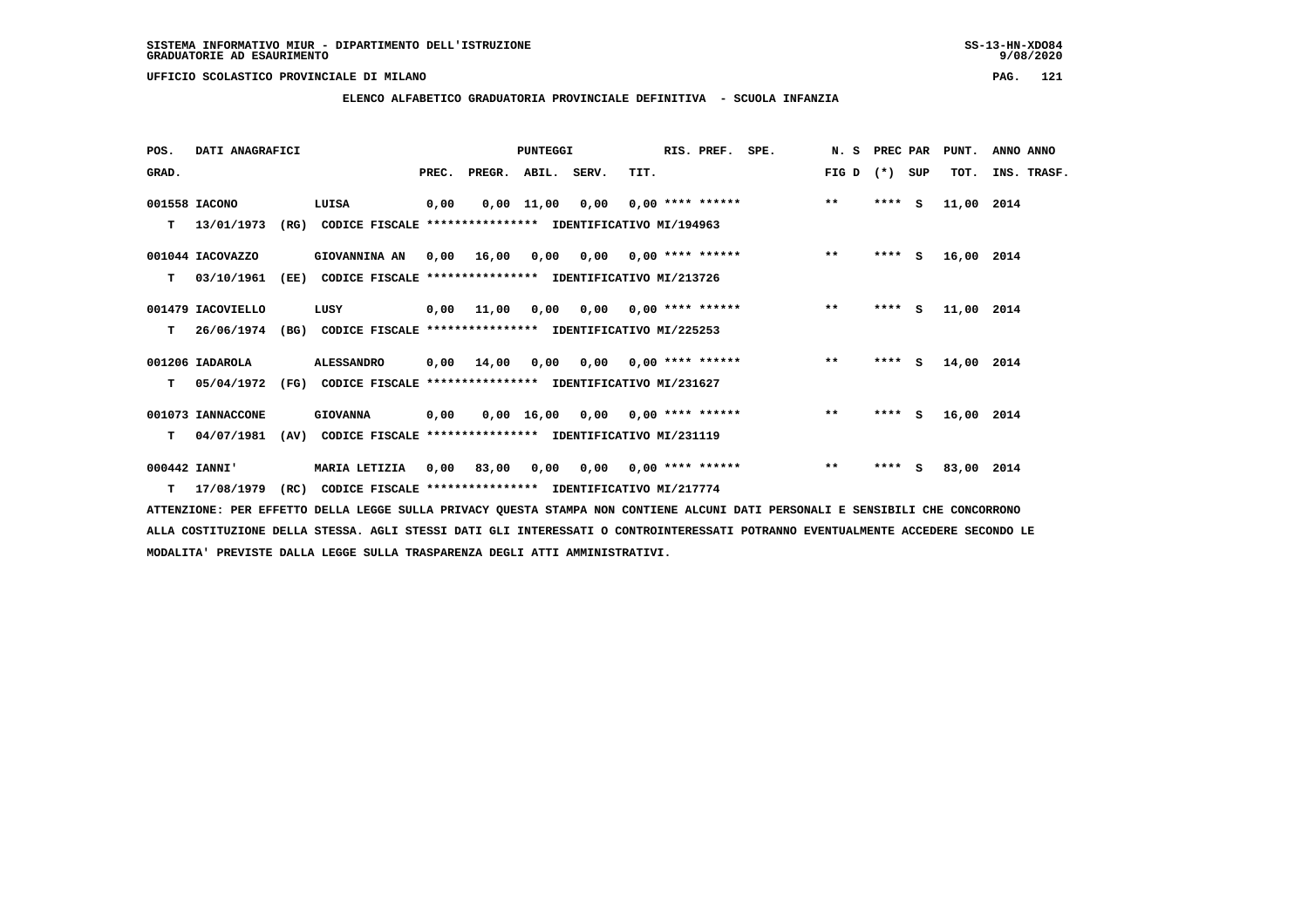SISTEMA INFORMATIVO MIUR - DIPARTIMENTO DELL'ISTRUZIONE
GRADUATORIE AD ESAURIMENTO

UFFICIO SCOLASTICO PROVINCIALE DI MILANO

## ELENCO ALFABETICO GRADUATORIA PROVINCIALE DEFINITIVA - SCUOLA INFANZIA

| POS. GRAD. | DATI ANAGRAFICI | | PUNTEGGI PREC. | PREGR. | ABIL. | SERV. | TIT. | RIS. PREF. | SPE. | N. S FIG D | PREC PAR (*) | SUP | PUNT. TOT. | ANNO ANNO INS. TRASF. |
|---|---|---|---|---|---|---|---|---|---|---|---|---|---|---|
| 001558 | IACONO | LUISA | 0,00 | 0,00 | 11,00 | 0,00 | 0,00 | **** ****** | | ** | **** | S | 11,00 | 2014 |
| T | 13/01/1973 (RG) | CODICE FISCALE **************** IDENTIFICATIVO MI/194963 | | | | | | | | | | | | |
| 001044 | IACOVAZZO | GIOVANNINA AN | 0,00 | 16,00 | 0,00 | 0,00 | 0,00 | **** ****** | | ** | **** | S | 16,00 | 2014 |
| T | 03/10/1961 (EE) | CODICE FISCALE **************** IDENTIFICATIVO MI/213726 | | | | | | | | | | | | |
| 001479 | IACOVIELLO | LUSY | 0,00 | 11,00 | 0,00 | 0,00 | 0,00 | **** ****** | | ** | **** | S | 11,00 | 2014 |
| T | 26/06/1974 (BG) | CODICE FISCALE **************** IDENTIFICATIVO MI/225253 | | | | | | | | | | | | |
| 001206 | IADAROLA | ALESSANDRO | 0,00 | 14,00 | 0,00 | 0,00 | 0,00 | **** ****** | | ** | **** | S | 14,00 | 2014 |
| T | 05/04/1972 (FG) | CODICE FISCALE **************** IDENTIFICATIVO MI/231627 | | | | | | | | | | | | |
| 001073 | IANNACCONE | GIOVANNA | 0,00 | 0,00 | 16,00 | 0,00 | 0,00 | **** ****** | | ** | **** | S | 16,00 | 2014 |
| T | 04/07/1981 (AV) | CODICE FISCALE **************** IDENTIFICATIVO MI/231119 | | | | | | | | | | | | |
| 000442 | IANNI' | MARIA LETIZIA | 0,00 | 83,00 | 0,00 | 0,00 | 0,00 | **** ****** | | ** | **** | S | 83,00 | 2014 |
| T | 17/08/1979 (RC) | CODICE FISCALE **************** IDENTIFICATIVO MI/217774 | | | | | | | | | | | | |

ATTENZIONE: PER EFFETTO DELLA LEGGE SULLA PRIVACY QUESTA STAMPA NON CONTIENE ALCUNI DATI PERSONALI E SENSIBILI CHE CONCORRONO ALLA COSTITUZIONE DELLA STESSA. AGLI STESSI DATI GLI INTERESSATI O CONTROINTERESSATI POTRANNO EVENTUALMENTE ACCEDERE SECONDO LE MODALITA' PREVISTE DALLA LEGGE SULLA TRASPARENZA DEGLI ATTI AMMINISTRATIVI.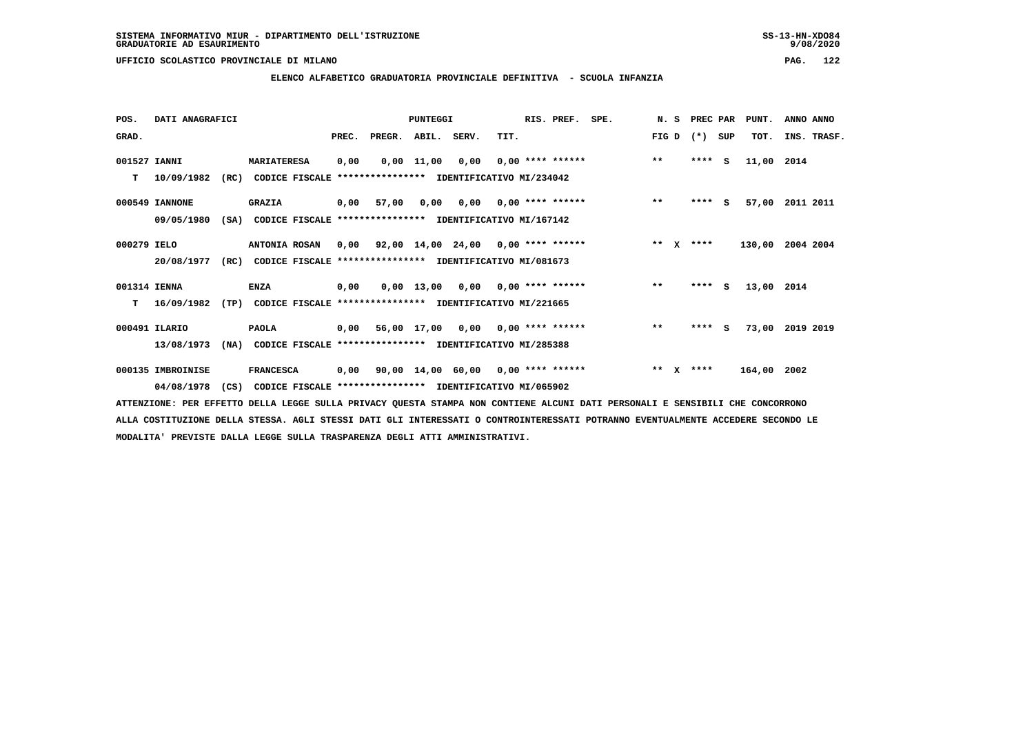SISTEMA INFORMATIVO MIUR - DIPARTIMENTO DELL'ISTRUZIONE
GRADUATORIE AD ESAURIMENTO

UFFICIO SCOLASTICO PROVINCIALE DI MILANO

ELENCO ALFABETICO GRADUATORIA PROVINCIALE DEFINITIVA - SCUOLA INFANZIA

| POS. GRAD. | DATI ANAGRAFICI | | PREC. | PREGR. | ABIL. | SERV. | TIT. | RIS. PREF. | SPE. | N. S FIG D | PREC PAR (*) SUP | PUNT. TOT. | ANNO INS. | ANNO TRASF. |
|---|---|---|---|---|---|---|---|---|---|---|---|---|---|---|
| 001527 | IANNI | MARIATERESA | 0,00 | 0,00 | 11,00 | 0,00 | 0,00 | **** ****** | | ** | **** S | 11,00 | 2014 | |
| T | 10/09/1982 (RC) | CODICE FISCALE **************** IDENTIFICATIVO MI/234042 | | | | | | | | | | | | |
| 000549 | IANNONE | GRAZIA | 0,00 | 57,00 | 0,00 | 0,00 | 0,00 | **** ****** | | ** | **** S | 57,00 | 2011 | 2011 |
| | 09/05/1980 (SA) | CODICE FISCALE **************** IDENTIFICATIVO MI/167142 | | | | | | | | | | | | |
| 000279 | IELO | ANTONIA ROSAN | 0,00 | 92,00 | 14,00 | 24,00 | 0,00 | **** ****** | | ** X | **** | 130,00 | 2004 | 2004 |
| | 20/08/1977 (RC) | CODICE FISCALE **************** IDENTIFICATIVO MI/081673 | | | | | | | | | | | | |
| 001314 | IENNA | ENZA | 0,00 | 0,00 | 13,00 | 0,00 | 0,00 | **** ****** | | ** | **** S | 13,00 | 2014 | |
| T | 16/09/1982 (TP) | CODICE FISCALE **************** IDENTIFICATIVO MI/221665 | | | | | | | | | | | | |
| 000491 | ILARIO | PAOLA | 0,00 | 56,00 | 17,00 | 0,00 | 0,00 | **** ****** | | ** | **** S | 73,00 | 2019 | 2019 |
| | 13/08/1973 (NA) | CODICE FISCALE **************** IDENTIFICATIVO MI/285388 | | | | | | | | | | | | |
| 000135 | IMBROINISE | FRANCESCA | 0,00 | 90,00 | 14,00 | 60,00 | 0,00 | **** ****** | | ** X | **** | 164,00 | 2002 | |
| | 04/08/1978 (CS) | CODICE FISCALE **************** IDENTIFICATIVO MI/065902 | | | | | | | | | | | | |

ATTENZIONE: PER EFFETTO DELLA LEGGE SULLA PRIVACY QUESTA STAMPA NON CONTIENE ALCUNI DATI PERSONALI E SENSIBILI CHE CONCORRONO ALLA COSTITUZIONE DELLA STESSA. AGLI STESSI DATI GLI INTERESSATI O CONTROINTERESSATI POTRANNO EVENTUALMENTE ACCEDERE SECONDO LE MODALITA' PREVISTE DALLA LEGGE SULLA TRASPARENZA DEGLI ATTI AMMINISTRATIVI.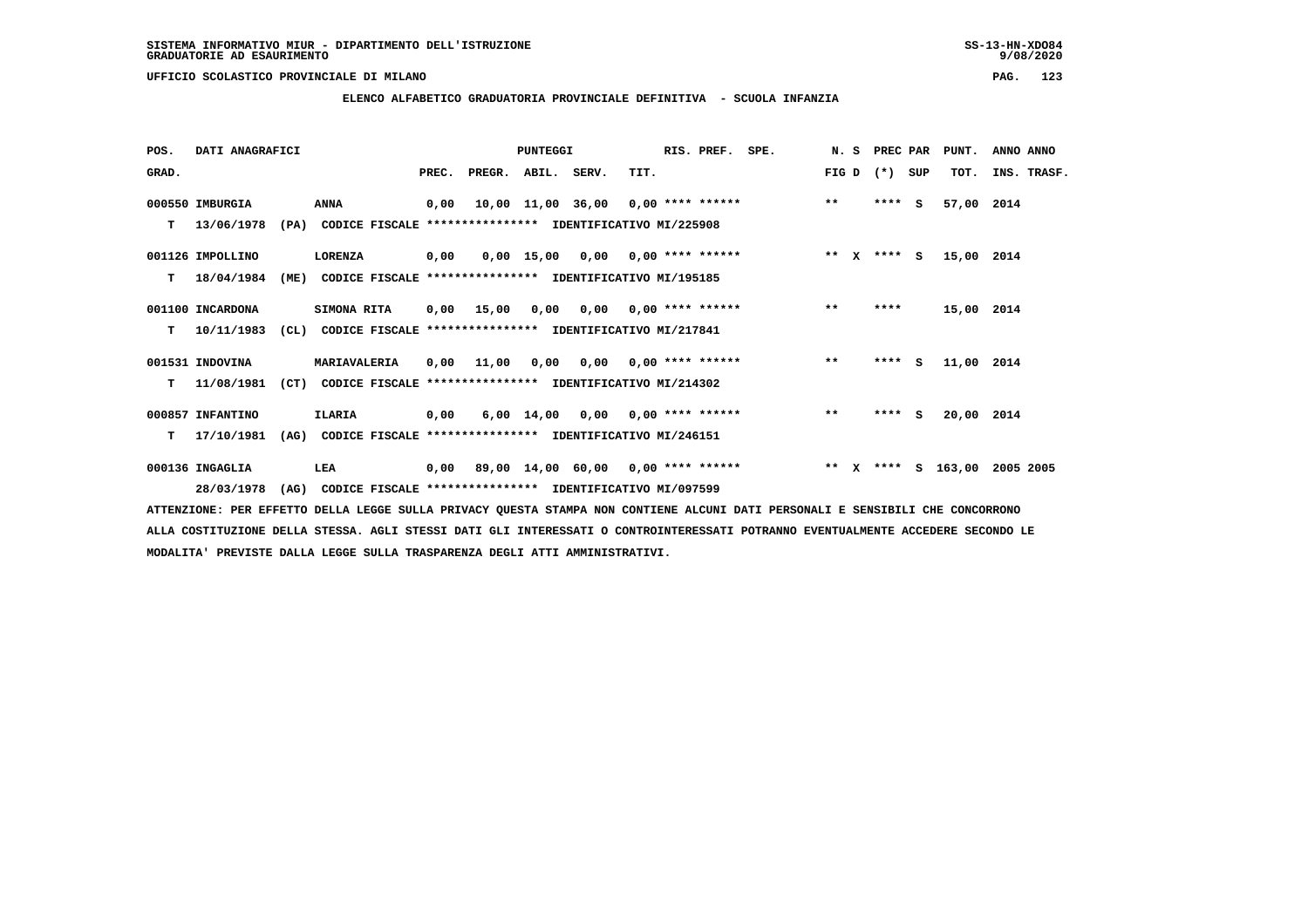SISTEMA INFORMATIVO MIUR - DIPARTIMENTO DELL'ISTRUZIONE
GRADUATORIE AD ESAURIMENTO

UFFICIO SCOLASTICO PROVINCIALE DI MILANO

## ELENCO ALFABETICO GRADUATORIA PROVINCIALE DEFINITIVA - SCUOLA INFANZIA

| POS. | DATI ANAGRAFICI | | PUNTEGGI | | | | RIS. PREF. | SPE. | N. S | PREC PAR | PUNT. | ANNO ANNO |
|---|---|---|---|---|---|---|---|---|---|---|---|---|
| GRAD. | | | PREC. | PREGR. | ABIL. | SERV. | TIT. | | FIG D | (*) SUP | TOT. | INS. TRASF. |
| 000550 IMBURGIA | ANNA | | 0,00 | 10,00 | 11,00 | 36,00 | 0,00 **** ****** | | ** | **** S | 57,00 | 2014 |
| T 13/06/1978 (PA) | CODICE FISCALE **************** | IDENTIFICATIVO MI/225908 | | | | | | | | | | |
| 001126 IMPOLLINO | LORENZA | | 0,00 | 0,00 | 15,00 | 0,00 | 0,00 **** ****** | | ** X | **** S | 15,00 | 2014 |
| T 18/04/1984 (ME) | CODICE FISCALE **************** | IDENTIFICATIVO MI/195185 | | | | | | | | | | |
| 001100 INCARDONA | SIMONA RITA | | 0,00 | 15,00 | 0,00 | 0,00 | 0,00 **** ****** | | ** | **** | 15,00 | 2014 |
| T 10/11/1983 (CL) | CODICE FISCALE **************** | IDENTIFICATIVO MI/217841 | | | | | | | | | | |
| 001531 INDOVINA | MARIAVALERIA | | 0,00 | 11,00 | 0,00 | 0,00 | 0,00 **** ****** | | ** | **** S | 11,00 | 2014 |
| T 11/08/1981 (CT) | CODICE FISCALE **************** | IDENTIFICATIVO MI/214302 | | | | | | | | | | |
| 000857 INFANTINO | ILARIA | | 0,00 | 6,00 | 14,00 | 0,00 | 0,00 **** ****** | | ** | **** S | 20,00 | 2014 |
| T 17/10/1981 (AG) | CODICE FISCALE **************** | IDENTIFICATIVO MI/246151 | | | | | | | | | | |
| 000136 INGAGLIA | LEA | | 0,00 | 89,00 | 14,00 | 60,00 | 0,00 **** ****** | | ** X | **** S | 163,00 | 2005 2005 |
| 28/03/1978 (AG) | CODICE FISCALE **************** | IDENTIFICATIVO MI/097599 | | | | | | | | | | |

ATTENZIONE: PER EFFETTO DELLA LEGGE SULLA PRIVACY QUESTA STAMPA NON CONTIENE ALCUNI DATI PERSONALI E SENSIBILI CHE CONCORRONO ALLA COSTITUZIONE DELLA STESSA. AGLI STESSI DATI GLI INTERESSATI O CONTROINTERESSATI POTRANNO EVENTUALMENTE ACCEDERE SECONDO LE MODALITA' PREVISTE DALLA LEGGE SULLA TRASPARENZA DEGLI ATTI AMMINISTRATIVI.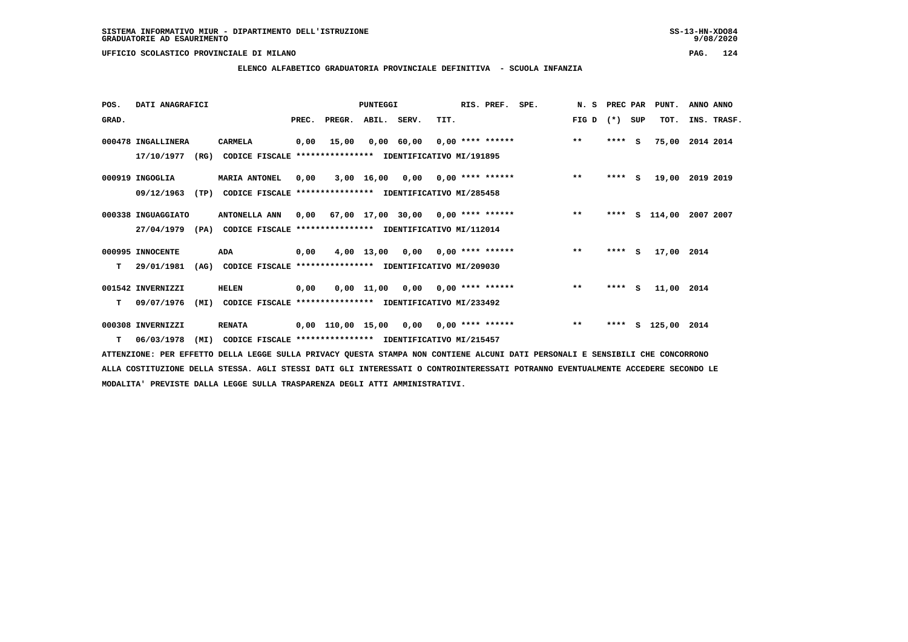SISTEMA INFORMATIVO MIUR - DIPARTIMENTO DELL'ISTRUZIONE
GRADUATORIE AD ESAURIMENTO

UFFICIO SCOLASTICO PROVINCIALE DI MILANO

**ELENCO ALFABETICO GRADUATORIA PROVINCIALE DEFINITIVA - SCUOLA INFANZIA**

| POS. GRAD. | DATI ANAGRAFICI | | PREC. | PREGR. | ABIL. | SERV. | TIT. | RIS. PREF. | SPE. | N. S FIG D | PREC PAR (*) | SUP | PUNT. TOT. | ANNO ANNO INS. TRASF. |
|---|---|---|---|---|---|---|---|---|---|---|---|---|---|---|
| 000478 | INGALLINERA | CARMELA | 0,00 | 15,00 | 0,00 | 60,00 | 0,00 | **** ****** | | ** | **** | S | 75,00 | 2014 2014 |
| | 17/10/1977 (RG) | CODICE FISCALE **************** IDENTIFICATIVO MI/191895 | | | | | | | | | | | | |
| 000919 | INGOGLIA | MARIA ANTONEL | 0,00 | 3,00 | 16,00 | 0,00 | 0,00 | **** ****** | | ** | **** | S | 19,00 | 2019 2019 |
| | 09/12/1963 (TP) | CODICE FISCALE **************** IDENTIFICATIVO MI/285458 | | | | | | | | | | | | |
| 000338 | INGUAGGIATO | ANTONELLA ANN | 0,00 | 67,00 | 17,00 | 30,00 | 0,00 | **** ****** | | ** | **** | S | 114,00 | 2007 2007 |
| | 27/04/1979 (PA) | CODICE FISCALE **************** IDENTIFICATIVO MI/112014 | | | | | | | | | | | | |
| 000995 | INNOCENTE | ADA | 0,00 | 4,00 | 13,00 | 0,00 | 0,00 | **** ****** | | ** | **** | S | 17,00 | 2014 |
| T | 29/01/1981 (AG) | CODICE FISCALE **************** IDENTIFICATIVO MI/209030 | | | | | | | | | | | | |
| 001542 | INVERNIZZI | HELEN | 0,00 | 0,00 | 11,00 | 0,00 | 0,00 | **** ****** | | ** | **** | S | 11,00 | 2014 |
| T | 09/07/1976 (MI) | CODICE FISCALE **************** IDENTIFICATIVO MI/233492 | | | | | | | | | | | | |
| 000308 | INVERNIZZI | RENATA | 0,00 | 110,00 | 15,00 | 0,00 | 0,00 | **** ****** | | ** | **** | S | 125,00 | 2014 |
| T | 06/03/1978 (MI) | CODICE FISCALE **************** IDENTIFICATIVO MI/215457 | | | | | | | | | | | | |

ATTENZIONE: PER EFFETTO DELLA LEGGE SULLA PRIVACY QUESTA STAMPA NON CONTIENE ALCUNI DATI PERSONALI E SENSIBILI CHE CONCORRONO ALLA COSTITUZIONE DELLA STESSA. AGLI STESSI DATI GLI INTERESSATI O CONTROINTERESSATI POTRANNO EVENTUALMENTE ACCEDERE SECONDO LE MODALITA' PREVISTE DALLA LEGGE SULLA TRASPARENZA DEGLI ATTI AMMINISTRATIVI.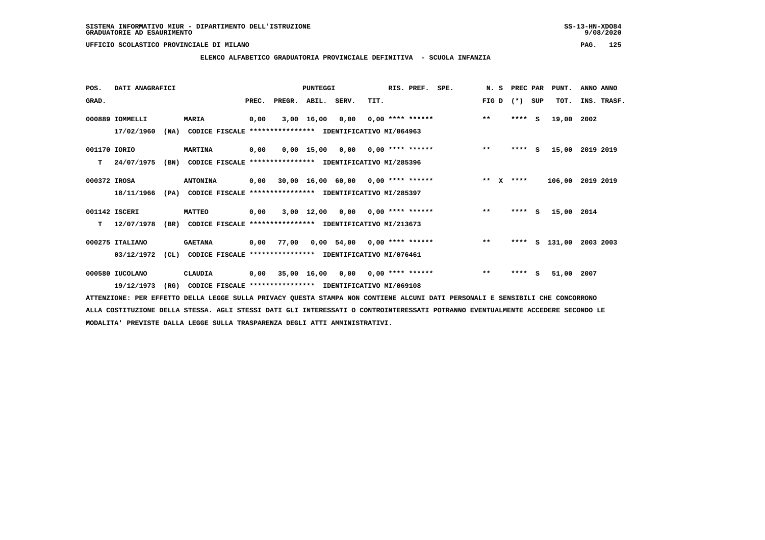SISTEMA INFORMATIVO MIUR - DIPARTIMENTO DELL'ISTRUZIONE
GRADUATORIE AD ESAURIMENTO

UFFICIO SCOLASTICO PROVINCIALE DI MILANO

**ELENCO ALFABETICO GRADUATORIA PROVINCIALE DEFINITIVA - SCUOLA INFANZIA**

| POS. GRAD. | DATI ANAGRAFICI | | PREC. | PREGR. | ABIL. | SERV. | TIT. | RIS. PREF. | SPE. | N. S FIG D | PREC PAR (*) SUP | PUNT. TOT. | ANNO ANNO INS. TRASF. |
|---|---|---|---|---|---|---|---|---|---|---|---|---|---|
| 000889 | IOMMELLI 17/02/1960 (NA) | MARIA CODICE FISCALE **************** IDENTIFICATIVO MI/064963 | 0,00 | 3,00 | 16,00 | 0,00 | 0,00 | **** ****** | | ** | **** S | 19,00 | 2002 |
| 001170 | IORIO T 24/07/1975 (BN) | MARTINA CODICE FISCALE **************** IDENTIFICATIVO MI/285396 | 0,00 | 0,00 | 15,00 | 0,00 | 0,00 | **** ****** | | ** | **** S | 15,00 | 2019 2019 |
| 000372 | IROSA 18/11/1966 (PA) | ANTONINA CODICE FISCALE **************** IDENTIFICATIVO MI/285397 | 0,00 | 30,00 | 16,00 | 60,00 | 0,00 | **** ****** | | ** X | **** | 106,00 | 2019 2019 |
| 001142 | ISCERI T 12/07/1978 (BR) | MATTEO CODICE FISCALE **************** IDENTIFICATIVO MI/213673 | 0,00 | 3,00 | 12,00 | 0,00 | 0,00 | **** ****** | | ** | **** S | 15,00 | 2014 |
| 000275 | ITALIANO 03/12/1972 (CL) | GAETANA CODICE FISCALE **************** IDENTIFICATIVO MI/076461 | 0,00 | 77,00 | 0,00 | 54,00 | 0,00 | **** ****** | | ** | **** S | 131,00 | 2003 2003 |
| 000580 | IUCOLANO 19/12/1973 (RG) | CLAUDIA CODICE FISCALE **************** IDENTIFICATIVO MI/069108 | 0,00 | 35,00 | 16,00 | 0,00 | 0,00 | **** ****** | | ** | **** S | 51,00 | 2007 |

ATTENZIONE: PER EFFETTO DELLA LEGGE SULLA PRIVACY QUESTA STAMPA NON CONTIENE ALCUNI DATI PERSONALI E SENSIBILI CHE CONCORRONO ALLA COSTITUZIONE DELLA STESSA. AGLI STESSI DATI GLI INTERESSATI O CONTROINTERESSATI POTRANNO EVENTUALMENTE ACCEDERE SECONDO LE MODALITA' PREVISTE DALLA LEGGE SULLA TRASPARENZA DEGLI ATTI AMMINISTRATIVI.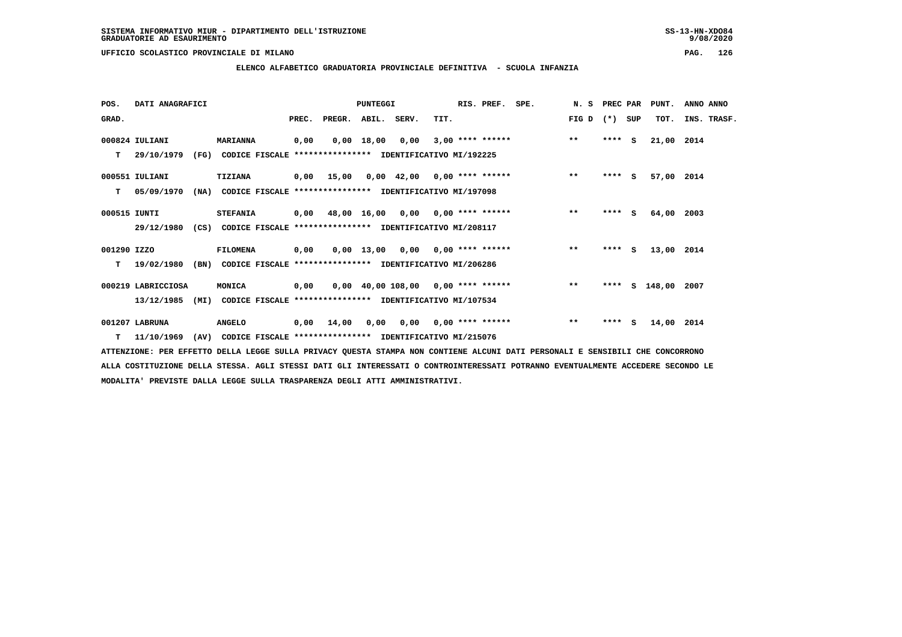SISTEMA INFORMATIVO MIUR - DIPARTIMENTO DELL'ISTRUZIONE
GRADUATORIE AD ESAURIMENTO

UFFICIO SCOLASTICO PROVINCIALE DI MILANO

**ELENCO ALFABETICO GRADUATORIA PROVINCIALE DEFINITIVA - SCUOLA INFANZIA**

| POS. GRAD. | DATI ANAGRAFICI | | PREC. | PREGR. | ABIL. | SERV. | TIT. | RIS. PREF. | SPE. | N. S FIG D | PREC PAR (*) | SUP | PUNT. TOT. | ANNO INS. | ANNO TRASF. |
|---|---|---|---|---|---|---|---|---|---|---|---|---|---|---|---|
| 000824 | IULIANI | MARIANNA | 0,00 | 0,00 | 18,00 | 0,00 | 3,00 | **** ****** | | ** | **** | S | 21,00 | 2014 | |
| T | 29/10/1979 (FG) | CODICE FISCALE **************** IDENTIFICATIVO MI/192225 | | | | | | | | | | | | | |
| 000551 | IULIANI | TIZIANA | 0,00 | 15,00 | 0,00 | 42,00 | 0,00 | **** ****** | | ** | **** | S | 57,00 | 2014 | |
| T | 05/09/1970 (NA) | CODICE FISCALE **************** IDENTIFICATIVO MI/197098 | | | | | | | | | | | | | |
| 000515 | IUNTI | STEFANIA | 0,00 | 48,00 | 16,00 | 0,00 | 0,00 | **** ****** | | ** | **** | S | 64,00 | 2003 | |
| | 29/12/1980 (CS) | CODICE FISCALE **************** IDENTIFICATIVO MI/208117 | | | | | | | | | | | | | |
| 001290 | IZZO | FILOMENA | 0,00 | 0,00 | 13,00 | 0,00 | 0,00 | **** ****** | | ** | **** | S | 13,00 | 2014 | |
| T | 19/02/1980 (BN) | CODICE FISCALE **************** IDENTIFICATIVO MI/206286 | | | | | | | | | | | | | |
| 000219 | LABRICCIOSA | MONICA | 0,00 | 0,00 | 40,00 | 108,00 | 0,00 | **** ****** | | ** | **** | S | 148,00 | 2007 | |
| | 13/12/1985 (MI) | CODICE FISCALE **************** IDENTIFICATIVO MI/107534 | | | | | | | | | | | | | |
| 001207 | LABRUNA | ANGELO | 0,00 | 14,00 | 0,00 | 0,00 | 0,00 | **** ****** | | ** | **** | S | 14,00 | 2014 | |
| T | 11/10/1969 (AV) | CODICE FISCALE **************** IDENTIFICATIVO MI/215076 | | | | | | | | | | | | | |

ATTENZIONE: PER EFFETTO DELLA LEGGE SULLA PRIVACY QUESTA STAMPA NON CONTIENE ALCUNI DATI PERSONALI E SENSIBILI CHE CONCORRONO ALLA COSTITUZIONE DELLA STESSA. AGLI STESSI DATI GLI INTERESSATI O CONTROINTERESSATI POTRANNO EVENTUALMENTE ACCEDERE SECONDO LE MODALITA' PREVISTE DALLA LEGGE SULLA TRASPARENZA DEGLI ATTI AMMINISTRATIVI.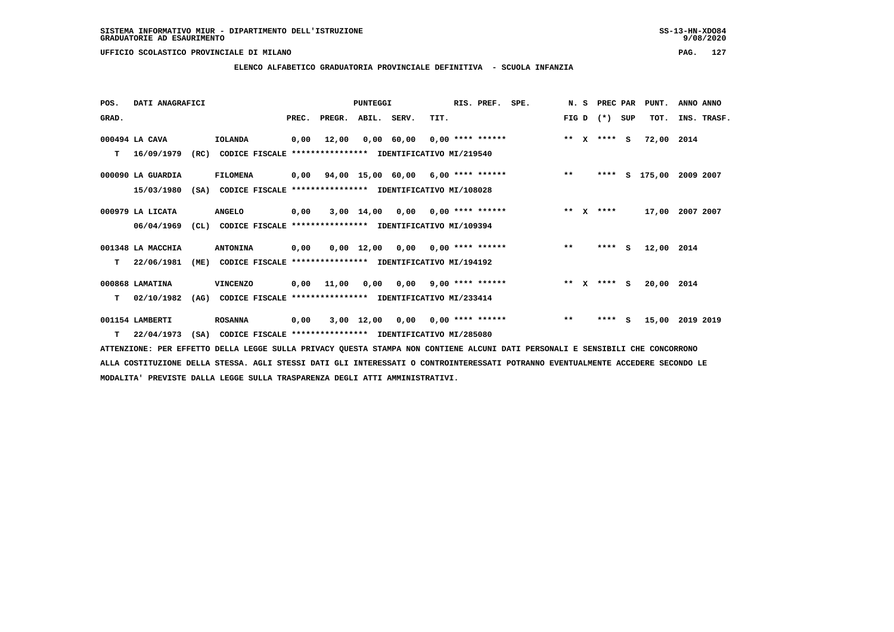SISTEMA INFORMATIVO MIUR - DIPARTIMENTO DELL'ISTRUZIONE
GRADUATORIE AD ESAURIMENTO

UFFICIO SCOLASTICO PROVINCIALE DI MILANO

**ELENCO ALFABETICO GRADUATORIA PROVINCIALE DEFINITIVA - SCUOLA INFANZIA**

| POS. GRAD. | DATI ANAGRAFICI | | PUNTEGGI PREC. | PREGR. | ABIL. | SERV. | TIT. | RIS. PREF. | SPE. | N. S FIG D | PREC PAR (*) | SUP | PUNT. TOT. | ANNO INS. | ANNO TRASF. |
|---|---|---|---|---|---|---|---|---|---|---|---|---|---|---|---|
| 000494 | LA CAVA | IOLANDA | 0,00 | 12,00 | 0,00 | 60,00 | 0,00 | **** ****** | | ** X | **** | S | 72,00 | 2014 | |
| T | 16/09/1979 (RC) | CODICE FISCALE **************** IDENTIFICATIVO MI/219540 | | | | | | | | | | | | | |
| 000090 | LA GUARDIA | FILOMENA | 0,00 | 94,00 | 15,00 | 60,00 | 6,00 | **** ****** | | ** | **** | S | 175,00 | 2009 | 2007 |
| | 15/03/1980 (SA) | CODICE FISCALE **************** IDENTIFICATIVO MI/108028 | | | | | | | | | | | | | |
| 000979 | LA LICATA | ANGELO | 0,00 | 3,00 | 14,00 | 0,00 | 0,00 | **** ****** | | ** X | **** | | 17,00 | 2007 | 2007 |
| | 06/04/1969 (CL) | CODICE FISCALE **************** IDENTIFICATIVO MI/109394 | | | | | | | | | | | | | |
| 001348 | LA MACCHIA | ANTONINA | 0,00 | 0,00 | 12,00 | 0,00 | 0,00 | **** ****** | | ** | **** | S | 12,00 | 2014 | |
| T | 22/06/1981 (ME) | CODICE FISCALE **************** IDENTIFICATIVO MI/194192 | | | | | | | | | | | | | |
| 000868 | LAMATINA | VINCENZO | 0,00 | 11,00 | 0,00 | 0,00 | 9,00 | **** ****** | | ** X | **** | S | 20,00 | 2014 | |
| T | 02/10/1982 (AG) | CODICE FISCALE **************** IDENTIFICATIVO MI/233414 | | | | | | | | | | | | | |
| 001154 | LAMBERTI | ROSANNA | 0,00 | 3,00 | 12,00 | 0,00 | 0,00 | **** ****** | | ** | **** | S | 15,00 | 2019 | 2019 |
| T | 22/04/1973 (SA) | CODICE FISCALE **************** IDENTIFICATIVO MI/285080 | | | | | | | | | | | | | |

ATTENZIONE: PER EFFETTO DELLA LEGGE SULLA PRIVACY QUESTA STAMPA NON CONTIENE ALCUNI DATI PERSONALI E SENSIBILI CHE CONCORRONO ALLA COSTITUZIONE DELLA STESSA. AGLI STESSI DATI GLI INTERESSATI O CONTROINTERESSATI POTRANNO EVENTUALMENTE ACCEDERE SECONDO LE MODALITA' PREVISTE DALLA LEGGE SULLA TRASPARENZA DEGLI ATTI AMMINISTRATIVI.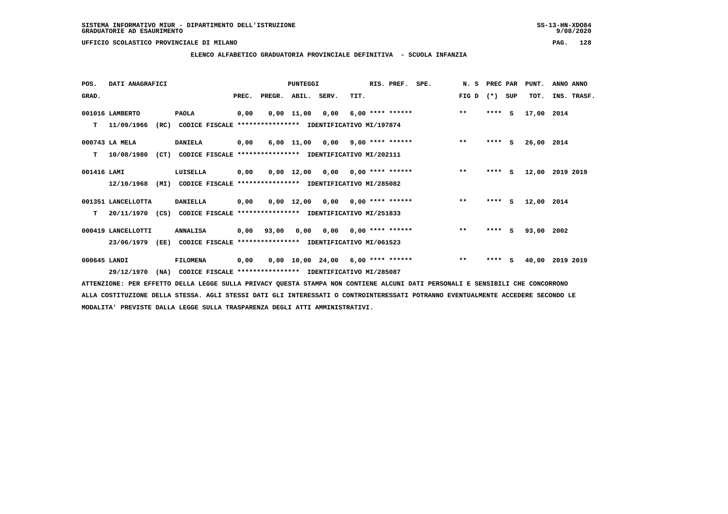SISTEMA INFORMATIVO MIUR - DIPARTIMENTO DELL'ISTRUZIONE
GRADUATORIE AD ESAURIMENTO

UFFICIO SCOLASTICO PROVINCIALE DI MILANO

## ELENCO ALFABETICO GRADUATORIA PROVINCIALE DEFINITIVA - SCUOLA INFANZIA

| POS. GRAD. | DATI ANAGRAFICI | | PREC. | PREGR. | ABIL. | SERV. | TIT. | RIS. PREF. | SPE. | N. S FIG D | PREC PAR (*) SUP | PUNT. TOT. | ANNO ANNO INS. TRASF. |
|---|---|---|---|---|---|---|---|---|---|---|---|---|---|
| 001016 | LAMBERTO | PAOLA | 0,00 | 0,00 | 11,00 | 0,00 | 6,00 | **** ****** | | ** | **** S | 17,00 | 2014 |
| T | 11/09/1966 (RC) | CODICE FISCALE **************** IDENTIFICATIVO MI/197874 | | | | | | | | | | | |
| 000743 | LA MELA | DANIELA | 0,00 | 6,00 | 11,00 | 0,00 | 9,00 | **** ****** | | ** | **** S | 26,00 | 2014 |
| T | 10/08/1980 (CT) | CODICE FISCALE **************** IDENTIFICATIVO MI/202111 | | | | | | | | | | | |
| 001416 | LAMI | LUISELLA | 0,00 | 0,00 | 12,00 | 0,00 | 0,00 | **** ****** | | ** | **** S | 12,00 | 2019 2019 |
| | 12/10/1968 (MI) | CODICE FISCALE **************** IDENTIFICATIVO MI/285082 | | | | | | | | | | | |
| 001351 | LANCELLOTTA | DANIELLA | 0,00 | 0,00 | 12,00 | 0,00 | 0,00 | **** ****** | | ** | **** S | 12,00 | 2014 |
| T | 20/11/1970 (CS) | CODICE FISCALE **************** IDENTIFICATIVO MI/251833 | | | | | | | | | | | |
| 000419 | LANCELLOTTI | ANNALISA | 0,00 | 93,00 | 0,00 | 0,00 | 0,00 | **** ****** | | ** | **** S | 93,00 | 2002 |
| | 23/06/1979 (EE) | CODICE FISCALE **************** IDENTIFICATIVO MI/061523 | | | | | | | | | | | |
| 000645 | LANDI | FILOMENA | 0,00 | 0,00 | 10,00 | 24,00 | 6,00 | **** ****** | | ** | **** S | 40,00 | 2019 2019 |
| | 29/12/1970 (NA) | CODICE FISCALE **************** IDENTIFICATIVO MI/285087 | | | | | | | | | | | |

ATTENZIONE: PER EFFETTO DELLA LEGGE SULLA PRIVACY QUESTA STAMPA NON CONTIENE ALCUNI DATI PERSONALI E SENSIBILI CHE CONCORRONO ALLA COSTITUZIONE DELLA STESSA. AGLI STESSI DATI GLI INTERESSATI O CONTROINTERESSATI POTRANNO EVENTUALMENTE ACCEDERE SECONDO LE MODALITA' PREVISTE DALLA LEGGE SULLA TRASPARENZA DEGLI ATTI AMMINISTRATIVI.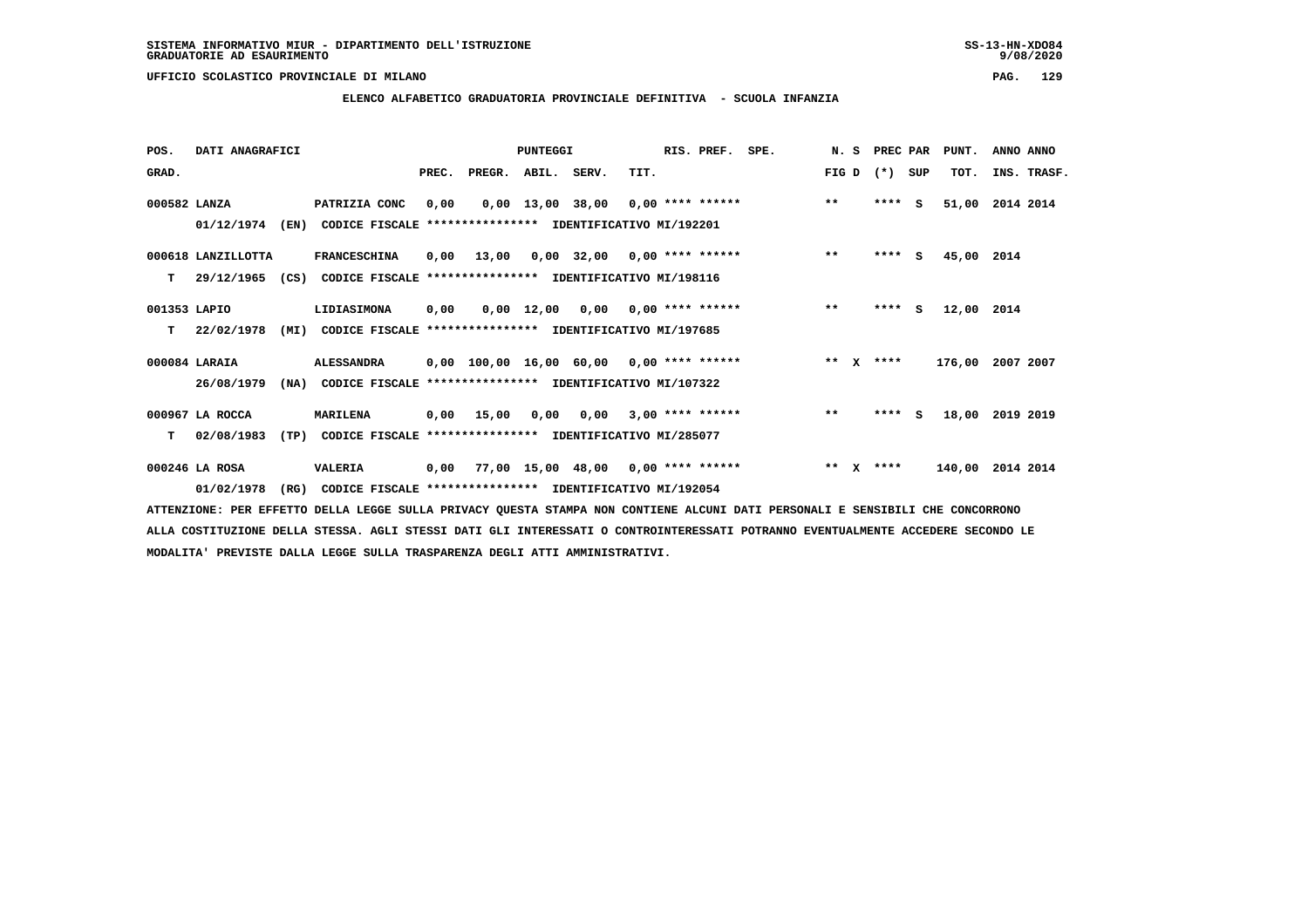SISTEMA INFORMATIVO MIUR - DIPARTIMENTO DELL'ISTRUZIONE
GRADUATORIE AD ESAURIMENTO

UFFICIO SCOLASTICO PROVINCIALE DI MILANO

## ELENCO ALFABETICO GRADUATORIA PROVINCIALE DEFINITIVA - SCUOLA INFANZIA

| POS. | DATI ANAGRAFICI | | PREC. | PREGR. | ABIL. | SERV. | TIT. | RIS. PREF. | SPE. | N. S FIG D | PREC PAR (*) SUP | PUNT. TOT. | ANNO INS. | ANNO TRASF. |
|---|---|---|---|---|---|---|---|---|---|---|---|---|---|---|
| 000582 | LANZA | PATRIZIA CONC | 0,00 | 0,00 | 13,00 | 38,00 | 0,00 | **** ****** | | ** | **** S | 51,00 | 2014 | 2014 |
| | 01/12/1974 (EN) | CODICE FISCALE **************** IDENTIFICATIVO MI/192201 | | | | | | | | | | | | |
| 000618 | LANZILLOTTA | FRANCESCHINA | 0,00 | 13,00 | 0,00 | 32,00 | 0,00 | **** ****** | | ** | **** S | 45,00 | 2014 | |
| T | 29/12/1965 (CS) | CODICE FISCALE **************** IDENTIFICATIVO MI/198116 | | | | | | | | | | | | |
| 001353 | LAPIO | LIDIASIMONA | 0,00 | 0,00 | 12,00 | 0,00 | 0,00 | **** ****** | | ** | **** S | 12,00 | 2014 | |
| T | 22/02/1978 (MI) | CODICE FISCALE **************** IDENTIFICATIVO MI/197685 | | | | | | | | | | | | |
| 000084 | LARAIA | ALESSANDRA | 0,00 | 100,00 | 16,00 | 60,00 | 0,00 | **** ****** | | ** X | **** | 176,00 | 2007 | 2007 |
| | 26/08/1979 (NA) | CODICE FISCALE **************** IDENTIFICATIVO MI/107322 | | | | | | | | | | | | |
| 000967 | LA ROCCA | MARILENA | 0,00 | 15,00 | 0,00 | 0,00 | 3,00 | **** ****** | | ** | **** S | 18,00 | 2019 | 2019 |
| T | 02/08/1983 (TP) | CODICE FISCALE **************** IDENTIFICATIVO MI/285077 | | | | | | | | | | | | |
| 000246 | LA ROSA | VALERIA | 0,00 | 77,00 | 15,00 | 48,00 | 0,00 | **** ****** | | ** X | **** | 140,00 | 2014 | 2014 |
| | 01/02/1978 (RG) | CODICE FISCALE **************** IDENTIFICATIVO MI/192054 | | | | | | | | | | | | |

ATTENZIONE: PER EFFETTO DELLA LEGGE SULLA PRIVACY QUESTA STAMPA NON CONTIENE ALCUNI DATI PERSONALI E SENSIBILI CHE CONCORRONO ALLA COSTITUZIONE DELLA STESSA. AGLI STESSI DATI GLI INTERESSATI O CONTROINTERESSATI POTRANNO EVENTUALMENTE ACCEDERE SECONDO LE MODALITA' PREVISTE DALLA LEGGE SULLA TRASPARENZA DEGLI ATTI AMMINISTRATIVI.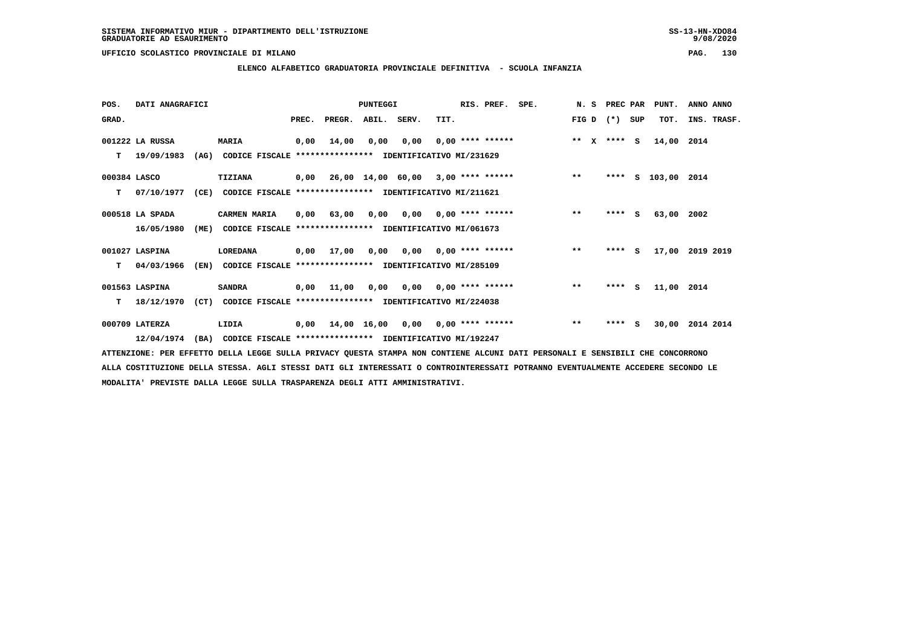SISTEMA INFORMATIVO MIUR - DIPARTIMENTO DELL'ISTRUZIONE

GRADUATORIE AD ESAURIMENTO

UFFICIO SCOLASTICO PROVINCIALE DI MILANO

## ELENCO ALFABETICO GRADUATORIA PROVINCIALE DEFINITIVA - SCUOLA INFANZIA

| POS. GRAD. | DATI ANAGRAFICI | | PUNTEGGI PREC. | PREGR. | ABIL. | SERV. | TIT. | RIS. PREF. | SPE. | N. S FIG D | PREC PAR (*) | SUP | PUNT. TOT. | ANNO INS. | ANNO TRASF. |
|---|---|---|---|---|---|---|---|---|---|---|---|---|---|---|---|
| 001222 | LA RUSSA | MARIA | 0,00 | 14,00 | 0,00 | 0,00 | 0,00 | **** ****** | | ** X | **** | S | 14,00 | 2014 | |
| T | 19/09/1983 (AG) | CODICE FISCALE **************** IDENTIFICATIVO MI/231629 | | | | | | | | | | | | | |
| 000384 | LASCO | TIZIANA | 0,00 | 26,00 | 14,00 | 60,00 | 3,00 | **** ****** | | ** | **** | S | 103,00 | 2014 | |
| T | 07/10/1977 (CE) | CODICE FISCALE **************** IDENTIFICATIVO MI/211621 | | | | | | | | | | | | | |
| 000518 | LA SPADA | CARMEN MARIA | 0,00 | 63,00 | 0,00 | 0,00 | 0,00 | **** ****** | | ** | **** | S | 63,00 | 2002 | |
| | 16/05/1980 (ME) | CODICE FISCALE **************** IDENTIFICATIVO MI/061673 | | | | | | | | | | | | | |
| 001027 | LASPINA | LOREDANA | 0,00 | 17,00 | 0,00 | 0,00 | 0,00 | **** ****** | | ** | **** | S | 17,00 | 2019 | 2019 |
| T | 04/03/1966 (EN) | CODICE FISCALE **************** IDENTIFICATIVO MI/285109 | | | | | | | | | | | | | |
| 001563 | LASPINA | SANDRA | 0,00 | 11,00 | 0,00 | 0,00 | 0,00 | **** ****** | | ** | **** | S | 11,00 | 2014 | |
| T | 18/12/1970 (CT) | CODICE FISCALE **************** IDENTIFICATIVO MI/224038 | | | | | | | | | | | | | |
| 000709 | LATERZA | LIDIA | 0,00 | 14,00 | 16,00 | 0,00 | 0,00 | **** ****** | | ** | **** | S | 30,00 | 2014 | 2014 |
| | 12/04/1974 (BA) | CODICE FISCALE **************** IDENTIFICATIVO MI/192247 | | | | | | | | | | | | | |

ATTENZIONE: PER EFFETTO DELLA LEGGE SULLA PRIVACY QUESTA STAMPA NON CONTIENE ALCUNI DATI PERSONALI E SENSIBILI CHE CONCORRONO ALLA COSTITUZIONE DELLA STESSA. AGLI STESSI DATI GLI INTERESSATI O CONTROINTERESSATI POTRANNO EVENTUALMENTE ACCEDERE SECONDO LE MODALITA' PREVISTE DALLA LEGGE SULLA TRASPARENZA DEGLI ATTI AMMINISTRATIVI.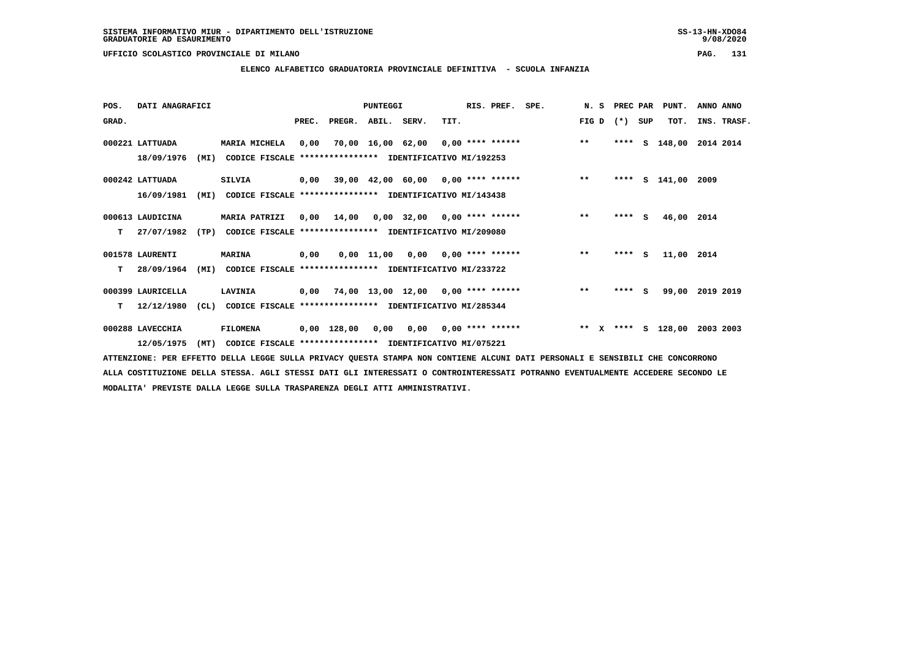SISTEMA INFORMATIVO MIUR - DIPARTIMENTO DELL'ISTRUZIONE
GRADUATORIE AD ESAURIMENTO

UFFICIO SCOLASTICO PROVINCIALE DI MILANO

## ELENCO ALFABETICO GRADUATORIA PROVINCIALE DEFINITIVA - SCUOLA INFANZIA

| POS. GRAD. | DATI ANAGRAFICI | | PREC. | PREGR. | ABIL. | SERV. | TIT. | RIS. PREF. | SPE. | N. S FIG D | PREC PAR (*) SUP | PUNT. TOT. | ANNO INS. | ANNO TRASF. |
|---|---|---|---|---|---|---|---|---|---|---|---|---|---|---|
| 000221 | LATTUADA | MARIA MICHELA | 0,00 | 70,00 | 16,00 | 62,00 | 0,00 | **** ****** | | ** | **** S | 148,00 | 2014 | 2014 |
| | 18/09/1976 (MI) | CODICE FISCALE **************** IDENTIFICATIVO MI/192253 | | | | | | | | | | | | |
| 000242 | LATTUADA | SILVIA | 0,00 | 39,00 | 42,00 | 60,00 | 0,00 | **** ****** | | ** | **** S | 141,00 | 2009 | |
| | 16/09/1981 (MI) | CODICE FISCALE **************** IDENTIFICATIVO MI/143438 | | | | | | | | | | | | |
| 000613 | LAUDICINA | MARIA PATRIZI | 0,00 | 14,00 | 0,00 | 32,00 | 0,00 | **** ****** | | ** | **** S | 46,00 | 2014 | |
| T | 27/07/1982 (TP) | CODICE FISCALE **************** IDENTIFICATIVO MI/209080 | | | | | | | | | | | | |
| 001578 | LAURENTI | MARINA | 0,00 | 0,00 | 11,00 | 0,00 | 0,00 | **** ****** | | ** | **** S | 11,00 | 2014 | |
| T | 28/09/1964 (MI) | CODICE FISCALE **************** IDENTIFICATIVO MI/233722 | | | | | | | | | | | | |
| 000399 | LAURICELLA | LAVINIA | 0,00 | 74,00 | 13,00 | 12,00 | 0,00 | **** ****** | | ** | **** S | 99,00 | 2019 | 2019 |
| T | 12/12/1980 (CL) | CODICE FISCALE **************** IDENTIFICATIVO MI/285344 | | | | | | | | | | | | |
| 000288 | LAVECCHIA | FILOMENA | 0,00 | 128,00 | 0,00 | 0,00 | 0,00 | **** ****** | | ** X | **** S | 128,00 | 2003 | 2003 |
| | 12/05/1975 (MT) | CODICE FISCALE **************** IDENTIFICATIVO MI/075221 | | | | | | | | | | | | |

ATTENZIONE: PER EFFETTO DELLA LEGGE SULLA PRIVACY QUESTA STAMPA NON CONTIENE ALCUNI DATI PERSONALI E SENSIBILI CHE CONCORRONO ALLA COSTITUZIONE DELLA STESSA. AGLI STESSI DATI GLI INTERESSATI O CONTROINTERESSATI POTRANNO EVENTUALMENTE ACCEDERE SECONDO LE MODALITA' PREVISTE DALLA LEGGE SULLA TRASPARENZA DEGLI ATTI AMMINISTRATIVI.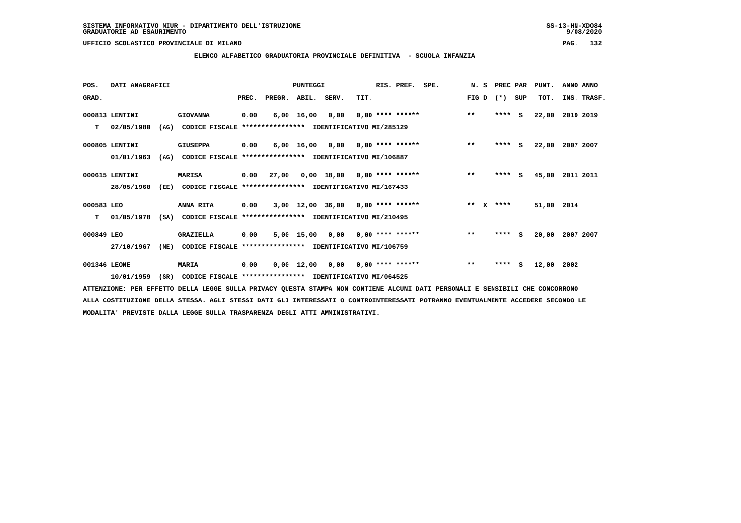SISTEMA INFORMATIVO MIUR - DIPARTIMENTO DELL'ISTRUZIONE
GRADUATORIE AD ESAURIMENTO

UFFICIO SCOLASTICO PROVINCIALE DI MILANO

**ELENCO ALFABETICO GRADUATORIA PROVINCIALE DEFINITIVA - SCUOLA INFANZIA**

| POS. GRAD. | DATI ANAGRAFICI | | | PREC. | PREGR. | ABIL. | SERV. | TIT. | RIS. PREF. | SPE. | N. S FIG D | PREC PAR (*) SUP | | PUNT. TOT. | ANNO ANNO INS. TRASF. |
|---|---|---|---|---|---|---|---|---|---|---|---|---|---|---|---|
| 000813 | LENTINI | | GIOVANNA | 0,00 | 6,00 | 16,00 | 0,00 | 0,00 | **** ****** | | ** | **** | S | 22,00 | 2019 2019 |
| T | 02/05/1980 | (AG) | CODICE FISCALE **************** IDENTIFICATIVO MI/285129 | | | | | | | | | | | | |
| 000805 | LENTINI | | GIUSEPPA | 0,00 | 6,00 | 16,00 | 0,00 | 0,00 | **** ****** | | ** | **** | S | 22,00 | 2007 2007 |
| | 01/01/1963 | (AG) | CODICE FISCALE **************** IDENTIFICATIVO MI/106887 | | | | | | | | | | | | |
| 000615 | LENTINI | | MARISA | 0,00 | 27,00 | 0,00 | 18,00 | 0,00 | **** ****** | | ** | **** | S | 45,00 | 2011 2011 |
| | 28/05/1968 | (EE) | CODICE FISCALE **************** IDENTIFICATIVO MI/167433 | | | | | | | | | | | | |
| 000583 | LEO | | ANNA RITA | 0,00 | 3,00 | 12,00 | 36,00 | 0,00 | **** ****** | | ** X | **** | | 51,00 | 2014 |
| T | 01/05/1978 | (SA) | CODICE FISCALE **************** IDENTIFICATIVO MI/210495 | | | | | | | | | | | | |
| 000849 | LEO | | GRAZIELLA | 0,00 | 5,00 | 15,00 | 0,00 | 0,00 | **** ****** | | ** | **** | S | 20,00 | 2007 2007 |
| | 27/10/1967 | (ME) | CODICE FISCALE **************** IDENTIFICATIVO MI/106759 | | | | | | | | | | | | |
| 001346 | LEONE | | MARIA | 0,00 | 0,00 | 12,00 | 0,00 | 0,00 | **** ****** | | ** | **** | S | 12,00 | 2002 |
| | 10/01/1959 | (SR) | CODICE FISCALE **************** IDENTIFICATIVO MI/064525 | | | | | | | | | | | | |

ATTENZIONE: PER EFFETTO DELLA LEGGE SULLA PRIVACY QUESTA STAMPA NON CONTIENE ALCUNI DATI PERSONALI E SENSIBILI CHE CONCORRONO ALLA COSTITUZIONE DELLA STESSA. AGLI STESSI DATI GLI INTERESSATI O CONTROINTERESSATI POTRANNO EVENTUALMENTE ACCEDERE SECONDO LE MODALITA' PREVISTE DALLA LEGGE SULLA TRASPARENZA DEGLI ATTI AMMINISTRATIVI.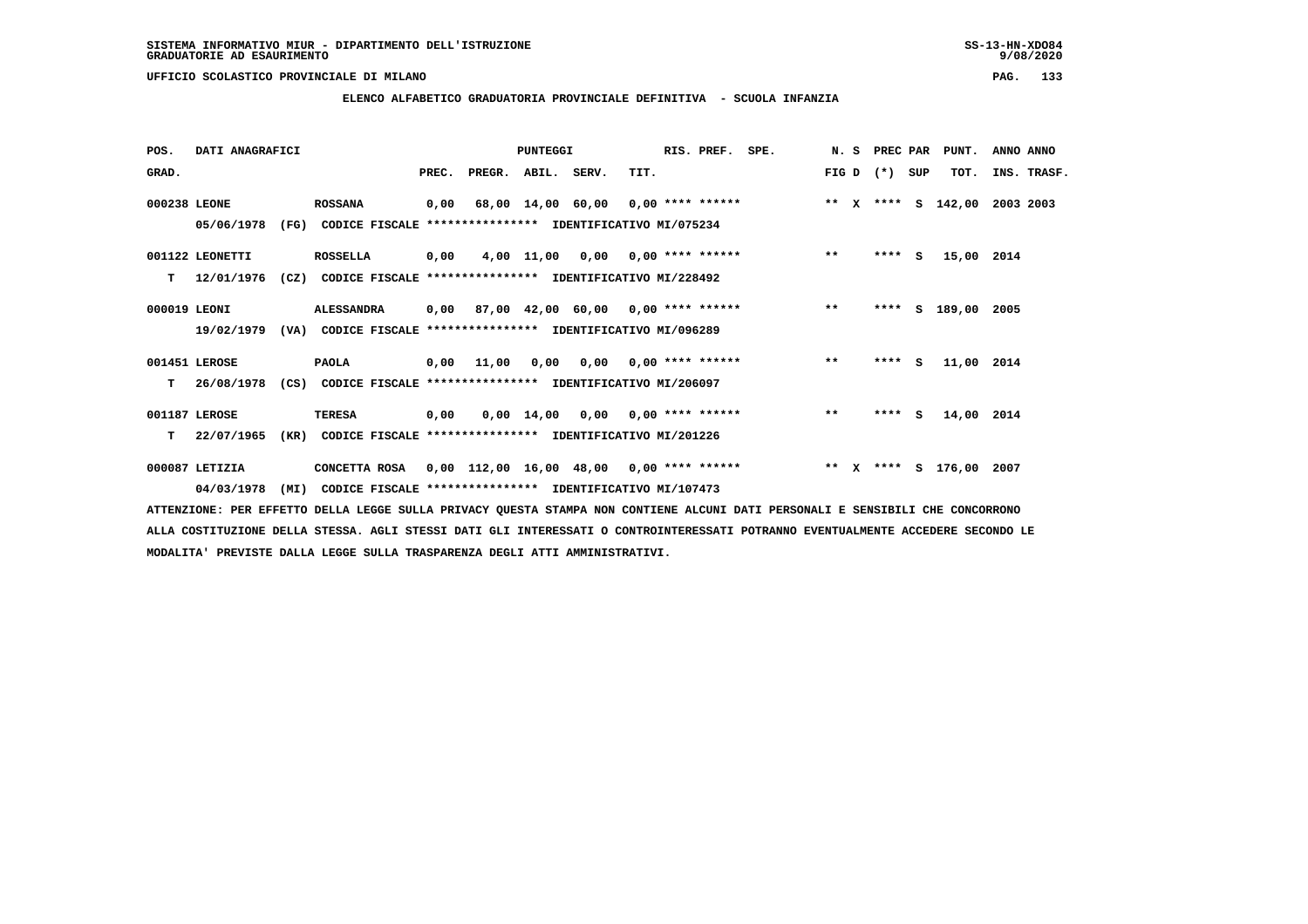SISTEMA INFORMATIVO MIUR - DIPARTIMENTO DELL'ISTRUZIONE
GRADUATORIE AD ESAURIMENTO

UFFICIO SCOLASTICO PROVINCIALE DI MILANO

ELENCO ALFABETICO GRADUATORIA PROVINCIALE DEFINITIVA - SCUOLA INFANZIA

| POS. GRAD. | DATI ANAGRAFICI | | PREC. | PREGR. | ABIL. | SERV. | TIT. | RIS. PREF. | SPE. | N. S FIG D | PREC PAR (*) SUP | PUNT. TOT. | ANNO ANNO INS. TRASF. |
|---|---|---|---|---|---|---|---|---|---|---|---|---|---|
| 000238 | LEONE | ROSSANA | 0,00 | 68,00 | 14,00 | 60,00 | 0,00 | **** ****** | | ** X | **** S | 142,00 | 2003 2003 |
| | 05/06/1978 (FG) | CODICE FISCALE **************** IDENTIFICATIVO MI/075234 | | | | | | | | | | | |
| 001122 | LEONETTI | ROSSELLA | 0,00 | 4,00 | 11,00 | 0,00 | 0,00 | **** ****** | | ** | **** S | 15,00 | 2014 |
| T | 12/01/1976 (CZ) | CODICE FISCALE **************** IDENTIFICATIVO MI/228492 | | | | | | | | | | | |
| 000019 | LEONI | ALESSANDRA | 0,00 | 87,00 | 42,00 | 60,00 | 0,00 | **** ****** | | ** | **** S | 189,00 | 2005 |
| | 19/02/1979 (VA) | CODICE FISCALE **************** IDENTIFICATIVO MI/096289 | | | | | | | | | | | |
| 001451 | LEROSE | PAOLA | 0,00 | 11,00 | 0,00 | 0,00 | 0,00 | **** ****** | | ** | **** S | 11,00 | 2014 |
| T | 26/08/1978 (CS) | CODICE FISCALE **************** IDENTIFICATIVO MI/206097 | | | | | | | | | | | |
| 001187 | LEROSE | TERESA | 0,00 | 0,00 | 14,00 | 0,00 | 0,00 | **** ****** | | ** | **** S | 14,00 | 2014 |
| T | 22/07/1965 (KR) | CODICE FISCALE **************** IDENTIFICATIVO MI/201226 | | | | | | | | | | | |
| 000087 | LETIZIA | CONCETTA ROSA | 0,00 | 112,00 | 16,00 | 48,00 | 0,00 | **** ****** | | ** X | **** S | 176,00 | 2007 |
| | 04/03/1978 (MI) | CODICE FISCALE **************** IDENTIFICATIVO MI/107473 | | | | | | | | | | | |

ATTENZIONE: PER EFFETTO DELLA LEGGE SULLA PRIVACY QUESTA STAMPA NON CONTIENE ALCUNI DATI PERSONALI E SENSIBILI CHE CONCORRONO ALLA COSTITUZIONE DELLA STESSA. AGLI STESSI DATI GLI INTERESSATI O CONTROINTERESSATI POTRANNO EVENTUALMENTE ACCEDERE SECONDO LE MODALITA' PREVISTE DALLA LEGGE SULLA TRASPARENZA DEGLI ATTI AMMINISTRATIVI.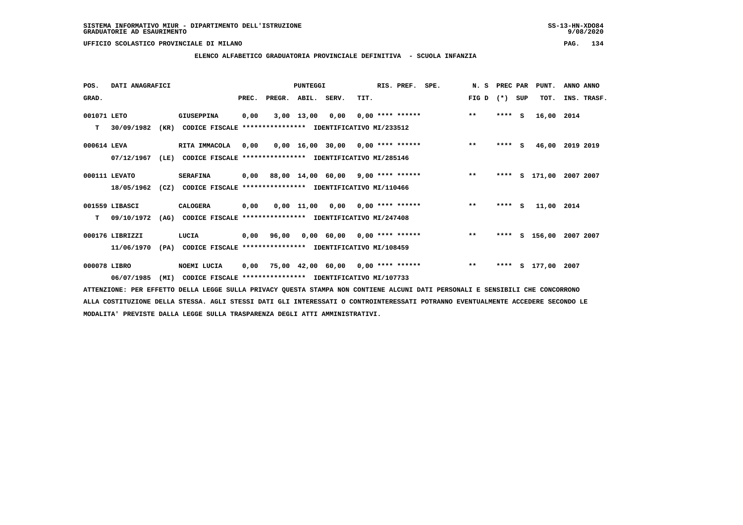SISTEMA INFORMATIVO MIUR - DIPARTIMENTO DELL'ISTRUZIONE
GRADUATORIE AD ESAURIMENTO

UFFICIO SCOLASTICO PROVINCIALE DI MILANO

## ELENCO ALFABETICO GRADUATORIA PROVINCIALE DEFINITIVA - SCUOLA INFANZIA

| POS. GRAD. | DATI ANAGRAFICI | | PREC. | PREGR. | ABIL. | SERV. | TIT. | RIS. PREF. | SPE. | N. S FIG D | PREC PAR (*) | SUP | PUNT. TOT. | ANNO INS. | ANNO TRASF. |
|---|---|---|---|---|---|---|---|---|---|---|---|---|---|---|---|
| 001071 | LETO | GIUSEPPINA | 0,00 | 3,00 | 13,00 | 0,00 | 0,00 | **** ****** | | ** | **** | S | 16,00 | 2014 | |
| T | 30/09/1982 (KR) | CODICE FISCALE **************** IDENTIFICATIVO MI/233512 | | | | | | | | | | | | | |
| 000614 | LEVA | RITA IMMACOLA | 0,00 | 0,00 | 16,00 | 30,00 | 0,00 | **** ****** | | ** | **** | S | 46,00 | 2019 | 2019 |
| | 07/12/1967 (LE) | CODICE FISCALE **************** IDENTIFICATIVO MI/285146 | | | | | | | | | | | | | |
| 000111 | LEVATO | SERAFINA | 0,00 | 88,00 | 14,00 | 60,00 | 9,00 | **** ****** | | ** | **** | S | 171,00 | 2007 | 2007 |
| | 18/05/1962 (CZ) | CODICE FISCALE **************** IDENTIFICATIVO MI/110466 | | | | | | | | | | | | | |
| 001559 | LIBASCI | CALOGERA | 0,00 | 0,00 | 11,00 | 0,00 | 0,00 | **** ****** | | ** | **** | S | 11,00 | 2014 | |
| T | 09/10/1972 (AG) | CODICE FISCALE **************** IDENTIFICATIVO MI/247408 | | | | | | | | | | | | | |
| 000176 | LIBRIZZI | LUCIA | 0,00 | 96,00 | 0,00 | 60,00 | 0,00 | **** ****** | | ** | **** | S | 156,00 | 2007 | 2007 |
| | 11/06/1970 (PA) | CODICE FISCALE **************** IDENTIFICATIVO MI/108459 | | | | | | | | | | | | | |
| 000078 | LIBRO | NOEMI LUCIA | 0,00 | 75,00 | 42,00 | 60,00 | 0,00 | **** ****** | | ** | **** | S | 177,00 | 2007 | |
| | 06/07/1985 (MI) | CODICE FISCALE **************** IDENTIFICATIVO MI/107733 | | | | | | | | | | | | | |

ATTENZIONE: PER EFFETTO DELLA LEGGE SULLA PRIVACY QUESTA STAMPA NON CONTIENE ALCUNI DATI PERSONALI E SENSIBILI CHE CONCORRONO ALLA COSTITUZIONE DELLA STESSA. AGLI STESSI DATI GLI INTERESSATI O CONTROINTERESSATI POTRANNO EVENTUALMENTE ACCEDERE SECONDO LE MODALITA' PREVISTE DALLA LEGGE SULLA TRASPARENZA DEGLI ATTI AMMINISTRATIVI.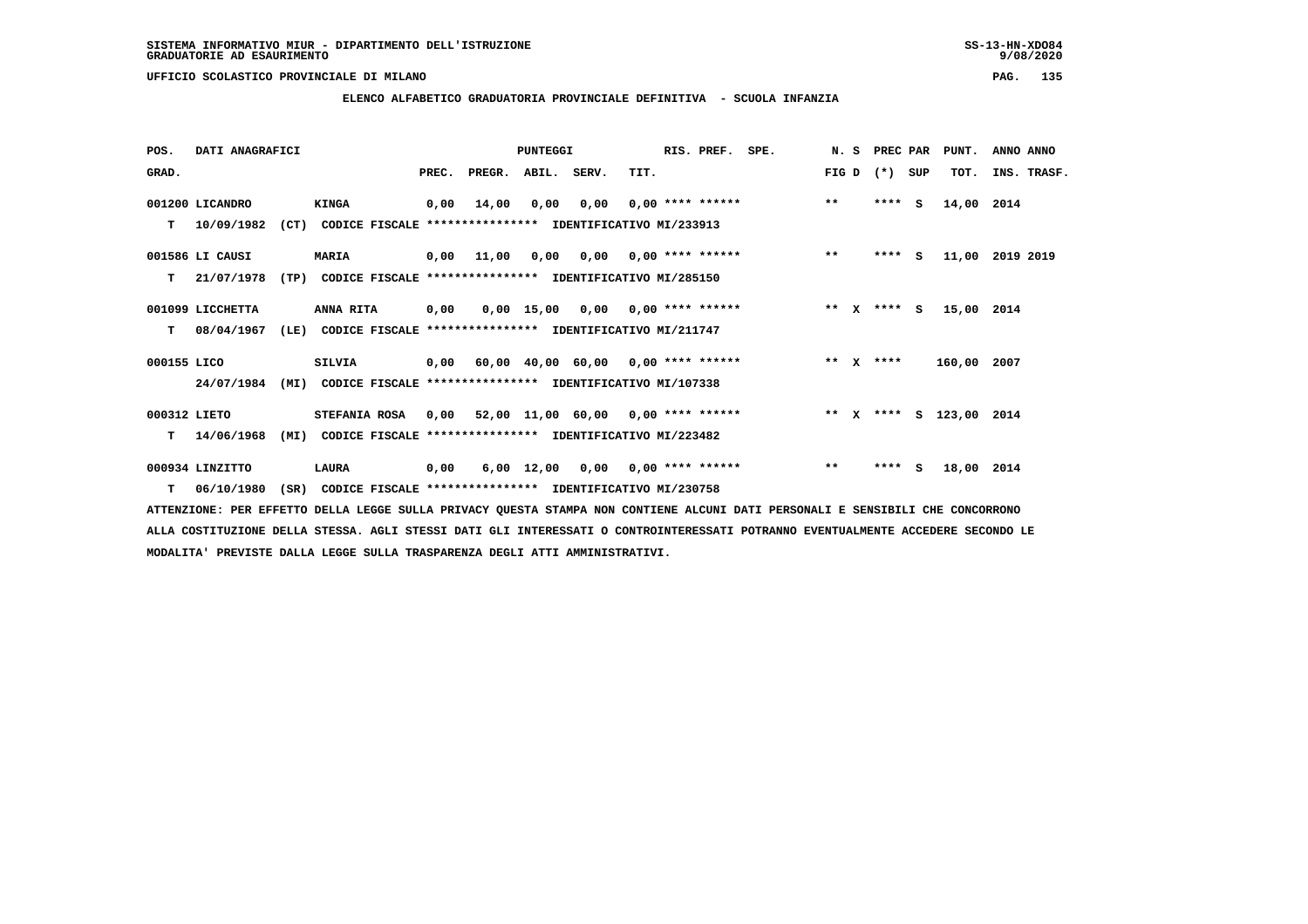SISTEMA INFORMATIVO MIUR - DIPARTIMENTO DELL'ISTRUZIONE
GRADUATORIE AD ESAURIMENTO

UFFICIO SCOLASTICO PROVINCIALE DI MILANO

## ELENCO ALFABETICO GRADUATORIA PROVINCIALE DEFINITIVA - SCUOLA INFANZIA

| POS. | DATI ANAGRAFICI | | PUNTEGGI PREC. | PREGR. | ABIL. | SERV. | TIT. | RIS. PREF. | SPE. | N. S FIG D | PREC PAR (*) SUP | PUNT. TOT. | ANNO ANNO INS. TRASF. |
|---|---|---|---|---|---|---|---|---|---|---|---|---|---|
| 001200 | LICANDRO | KINGA | 0,00 | 14,00 | 0,00 | 0,00 | 0,00 | **** ****** | | ** | **** S | 14,00 | 2014 |
| T | 10/09/1982 (CT) | CODICE FISCALE **************** IDENTIFICATIVO MI/233913 | | | | | | | | | | | |
| 001586 | LI CAUSI | MARIA | 0,00 | 11,00 | 0,00 | 0,00 | 0,00 | **** ****** | | ** | **** S | 11,00 | 2019 2019 |
| T | 21/07/1978 (TP) | CODICE FISCALE **************** IDENTIFICATIVO MI/285150 | | | | | | | | | | | |
| 001099 | LICCHETTA | ANNA RITA | 0,00 | 0,00 | 15,00 | 0,00 | 0,00 | **** ****** | | ** X | **** S | 15,00 | 2014 |
| T | 08/04/1967 (LE) | CODICE FISCALE **************** IDENTIFICATIVO MI/211747 | | | | | | | | | | | |
| 000155 | LICO | SILVIA | 0,00 | 60,00 | 40,00 | 60,00 | 0,00 | **** ****** | | ** X | **** | 160,00 | 2007 |
| | 24/07/1984 (MI) | CODICE FISCALE **************** IDENTIFICATIVO MI/107338 | | | | | | | | | | | |
| 000312 | LIETO | STEFANIA ROSA | 0,00 | 52,00 | 11,00 | 60,00 | 0,00 | **** ****** | | ** X | **** S | 123,00 | 2014 |
| T | 14/06/1968 (MI) | CODICE FISCALE **************** IDENTIFICATIVO MI/223482 | | | | | | | | | | | |
| 000934 | LINZITTO | LAURA | 0,00 | 6,00 | 12,00 | 0,00 | 0,00 | **** ****** | | ** | **** S | 18,00 | 2014 |
| T | 06/10/1980 (SR) | CODICE FISCALE **************** IDENTIFICATIVO MI/230758 | | | | | | | | | | | |

ATTENZIONE: PER EFFETTO DELLA LEGGE SULLA PRIVACY QUESTA STAMPA NON CONTIENE ALCUNI DATI PERSONALI E SENSIBILI CHE CONCORRONO ALLA COSTITUZIONE DELLA STESSA. AGLI STESSI DATI GLI INTERESSATI O CONTROINTERESSATI POTRANNO EVENTUALMENTE ACCEDERE SECONDO LE MODALITA' PREVISTE DALLA LEGGE SULLA TRASPARENZA DEGLI ATTI AMMINISTRATIVI.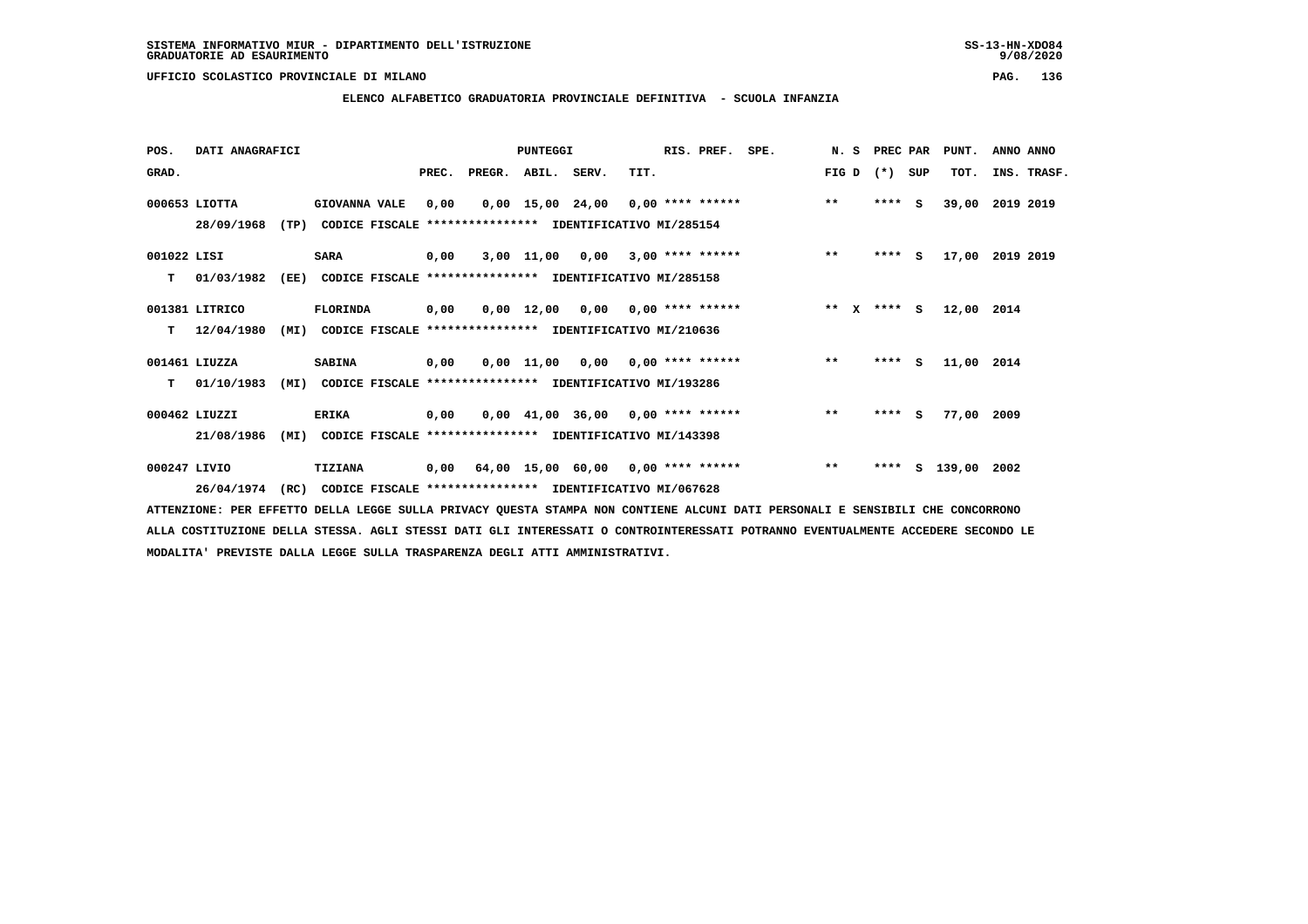SISTEMA INFORMATIVO MIUR - DIPARTIMENTO DELL'ISTRUZIONE
GRADUATORIE AD ESAURIMENTO

UFFICIO SCOLASTICO PROVINCIALE DI MILANO

## ELENCO ALFABETICO GRADUATORIA PROVINCIALE DEFINITIVA - SCUOLA INFANZIA

| POS. GRAD. | DATI ANAGRAFICI | | PREC. | PREGR. | ABIL. | SERV. | TIT. | RIS. PREF. | SPE. | N. S FIG D | PREC PAR (*) SUP | PUNT. TOT. | ANNO ANNO INS. TRASF. |
|---|---|---|---|---|---|---|---|---|---|---|---|---|---|
| 000653 | LIOTTA 28/09/1968 (TP) | GIOVANNA VALE CODICE FISCALE **************** IDENTIFICATIVO MI/285154 | 0,00 | 0,00 | 15,00 | 24,00 | 0,00 | **** ****** | | ** | **** S | 39,00 | 2019 2019 |
| 001022 | LISI T 01/03/1982 (EE) | SARA CODICE FISCALE **************** IDENTIFICATIVO MI/285158 | 0,00 | 3,00 | 11,00 | 0,00 | 3,00 | **** ****** | | ** | **** S | 17,00 | 2019 2019 |
| 001381 | LITRICO T 12/04/1980 (MI) | FLORINDA CODICE FISCALE **************** IDENTIFICATIVO MI/210636 | 0,00 | 0,00 | 12,00 | 0,00 | 0,00 | **** ****** | | ** X | **** S | 12,00 | 2014 |
| 001461 | LIUZZA T 01/10/1983 (MI) | SABINA CODICE FISCALE **************** IDENTIFICATIVO MI/193286 | 0,00 | 0,00 | 11,00 | 0,00 | 0,00 | **** ****** | | ** | **** S | 11,00 | 2014 |
| 000462 | LIUZZI 21/08/1986 (MI) | ERIKA CODICE FISCALE **************** IDENTIFICATIVO MI/143398 | 0,00 | 0,00 | 41,00 | 36,00 | 0,00 | **** ****** | | ** | **** S | 77,00 | 2009 |
| 000247 | LIVIO 26/04/1974 (RC) | TIZIANA CODICE FISCALE **************** IDENTIFICATIVO MI/067628 | 0,00 | 64,00 | 15,00 | 60,00 | 0,00 | **** ****** | | ** | **** S | 139,00 | 2002 |

ATTENZIONE: PER EFFETTO DELLA LEGGE SULLA PRIVACY QUESTA STAMPA NON CONTIENE ALCUNI DATI PERSONALI E SENSIBILI CHE CONCORRONO ALLA COSTITUZIONE DELLA STESSA. AGLI STESSI DATI GLI INTERESSATI O CONTROINTERESSATI POTRANNO EVENTUALMENTE ACCEDERE SECONDO LE MODALITA' PREVISTE DALLA LEGGE SULLA TRASPARENZA DEGLI ATTI AMMINISTRATIVI.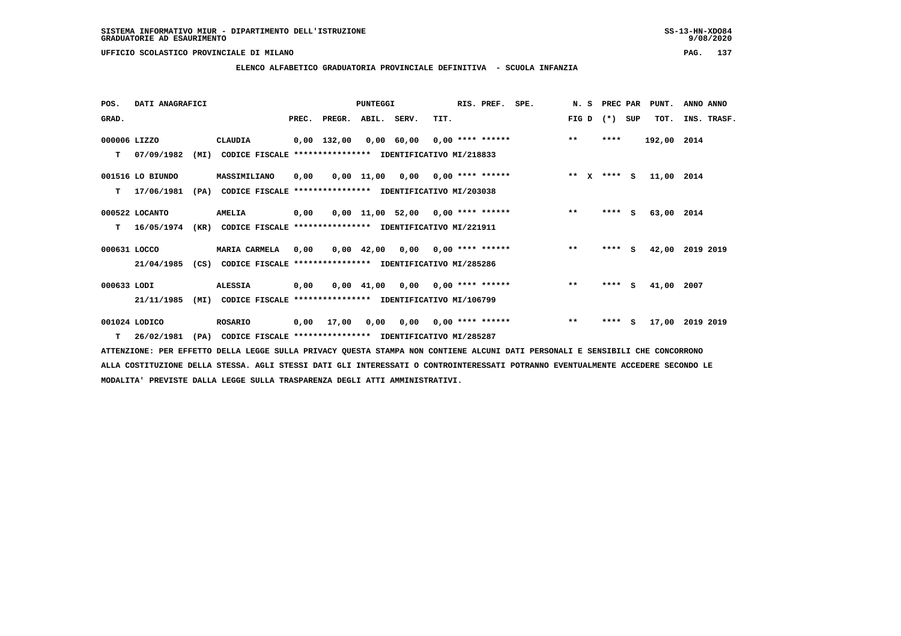SISTEMA INFORMATIVO MIUR - DIPARTIMENTO DELL'ISTRUZIONE
GRADUATORIE AD ESAURIMENTO

UFFICIO SCOLASTICO PROVINCIALE DI MILANO

## ELENCO ALFABETICO GRADUATORIA PROVINCIALE DEFINITIVA - SCUOLA INFANZIA

| POS. GRAD. | DATI ANAGRAFICI | | | PREC. | PREGR. | ABIL. | SERV. | TIT. | RIS. PREF. | SPE. | N. S FIG D | PREC PAR (*) | SUP | PUNT. TOT. | ANNO ANNO INS. TRASF. |
|---|---|---|---|---|---|---|---|---|---|---|---|---|---|---|---|
| 000006 | LIZZO | CLAUDIA | | 0,00 | 132,00 | 0,00 | 60,00 | 0,00 | **** ****** | | ** | **** | | 192,00 | 2014 |
| T | 07/09/1982 (MI) | CODICE FISCALE **************** | IDENTIFICATIVO MI/218833 | | | | | | | | | | | | |
| 001516 | LO BIUNDO | MASSIMILIANO | | 0,00 | 0,00 | 11,00 | 0,00 | 0,00 | **** ****** | | ** X | **** | S | 11,00 | 2014 |
| T | 17/06/1981 (PA) | CODICE FISCALE **************** | IDENTIFICATIVO MI/203038 | | | | | | | | | | | | |
| 000522 | LOCANTO | AMELIA | | 0,00 | 0,00 | 11,00 | 52,00 | 0,00 | **** ****** | | ** | **** | S | 63,00 | 2014 |
| T | 16/05/1974 (KR) | CODICE FISCALE **************** | IDENTIFICATIVO MI/221911 | | | | | | | | | | | | |
| 000631 | LOCCO | MARIA CARMELA | | 0,00 | 0,00 | 42,00 | 0,00 | 0,00 | **** ****** | | ** | **** | S | 42,00 | 2019 2019 |
| | 21/04/1985 (CS) | CODICE FISCALE **************** | IDENTIFICATIVO MI/285286 | | | | | | | | | | | | |
| 000633 | LODI | ALESSIA | | 0,00 | 0,00 | 41,00 | 0,00 | 0,00 | **** ****** | | ** | **** | S | 41,00 | 2007 |
| | 21/11/1985 (MI) | CODICE FISCALE **************** | IDENTIFICATIVO MI/106799 | | | | | | | | | | | | |
| 001024 | LODICO | ROSARIO | | 0,00 | 17,00 | 0,00 | 0,00 | 0,00 | **** ****** | | ** | **** | S | 17,00 | 2019 2019 |
| T | 26/02/1981 (PA) | CODICE FISCALE **************** | IDENTIFICATIVO MI/285287 | | | | | | | | | | | | |

ATTENZIONE: PER EFFETTO DELLA LEGGE SULLA PRIVACY QUESTA STAMPA NON CONTIENE ALCUNI DATI PERSONALI E SENSIBILI CHE CONCORRONO ALLA COSTITUZIONE DELLA STESSA. AGLI STESSI DATI GLI INTERESSATI O CONTROINTERESSATI POTRANNO EVENTUALMENTE ACCEDERE SECONDO LE MODALITA' PREVISTE DALLA LEGGE SULLA TRASPARENZA DEGLI ATTI AMMINISTRATIVI.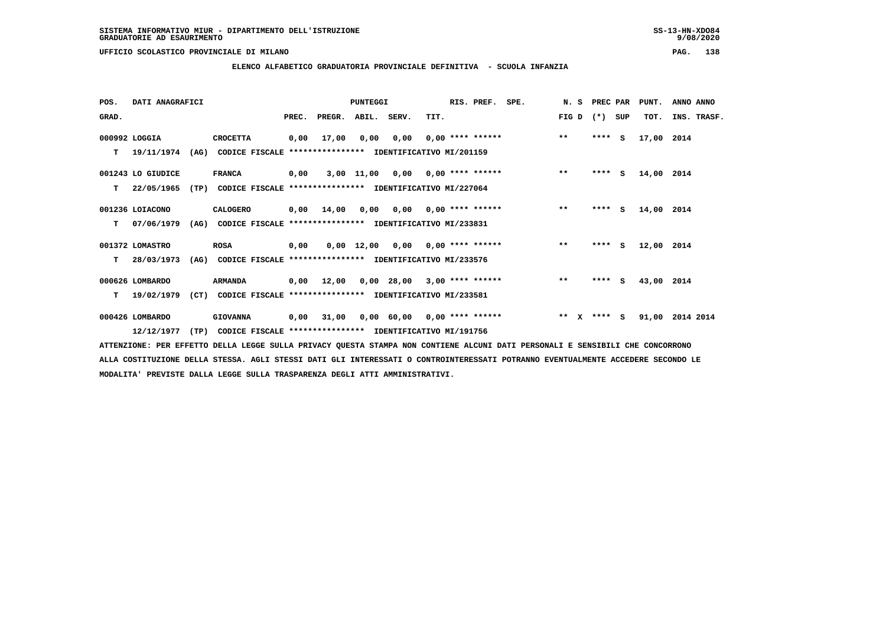SISTEMA INFORMATIVO MIUR - DIPARTIMENTO DELL'ISTRUZIONE
GRADUATORIE AD ESAURIMENTO

UFFICIO SCOLASTICO PROVINCIALE DI MILANO

**ELENCO ALFABETICO GRADUATORIA PROVINCIALE DEFINITIVA - SCUOLA INFANZIA**

| POS. GRAD. | DATI ANAGRAFICI | | PREC. | PREGR. | ABIL. | SERV. | TIT. | RIS. PREF. | SPE. | N. S FIG D | PREC PAR (*) SUP | PUNT. TOT. | ANNO ANNO INS. TRASF. |
|---|---|---|---|---|---|---|---|---|---|---|---|---|---|
| 000992 | LOGGIA | CROCETTA | 0,00 | 17,00 | 0,00 | 0,00 | 0,00 | **** ****** | | ** | **** S | 17,00 | 2014 |
| T | 19/11/1974 (AG) | CODICE FISCALE **************** IDENTIFICATIVO MI/201159 | | | | | | | | | | | |
| 001243 | LO GIUDICE | FRANCA | 0,00 | 3,00 | 11,00 | 0,00 | 0,00 | **** ****** | | ** | **** S | 14,00 | 2014 |
| T | 22/05/1965 (TP) | CODICE FISCALE **************** IDENTIFICATIVO MI/227064 | | | | | | | | | | | |
| 001236 | LOIACONO | CALOGERO | 0,00 | 14,00 | 0,00 | 0,00 | 0,00 | **** ****** | | ** | **** S | 14,00 | 2014 |
| T | 07/06/1979 (AG) | CODICE FISCALE **************** IDENTIFICATIVO MI/233831 | | | | | | | | | | | |
| 001372 | LOMASTRO | ROSA | 0,00 | 0,00 | 12,00 | 0,00 | 0,00 | **** ****** | | ** | **** S | 12,00 | 2014 |
| T | 28/03/1973 (AG) | CODICE FISCALE **************** IDENTIFICATIVO MI/233576 | | | | | | | | | | | |
| 000626 | LOMBARDO | ARMANDA | 0,00 | 12,00 | 0,00 | 28,00 | 3,00 | **** ****** | | ** | **** S | 43,00 | 2014 |
| T | 19/02/1979 (CT) | CODICE FISCALE **************** IDENTIFICATIVO MI/233581 | | | | | | | | | | | |
| 000426 | LOMBARDO | GIOVANNA | 0,00 | 31,00 | 0,00 | 60,00 | 0,00 | **** ****** | | ** X | **** S | 91,00 | 2014 2014 |
| | 12/12/1977 (TP) | CODICE FISCALE **************** IDENTIFICATIVO MI/191756 | | | | | | | | | | | |

ATTENZIONE: PER EFFETTO DELLA LEGGE SULLA PRIVACY QUESTA STAMPA NON CONTIENE ALCUNI DATI PERSONALI E SENSIBILI CHE CONCORRONO ALLA COSTITUZIONE DELLA STESSA. AGLI STESSI DATI GLI INTERESSATI O CONTROINTERESSATI POTRANNO EVENTUALMENTE ACCEDERE SECONDO LE MODALITA' PREVISTE DALLA LEGGE SULLA TRASPARENZA DEGLI ATTI AMMINISTRATIVI.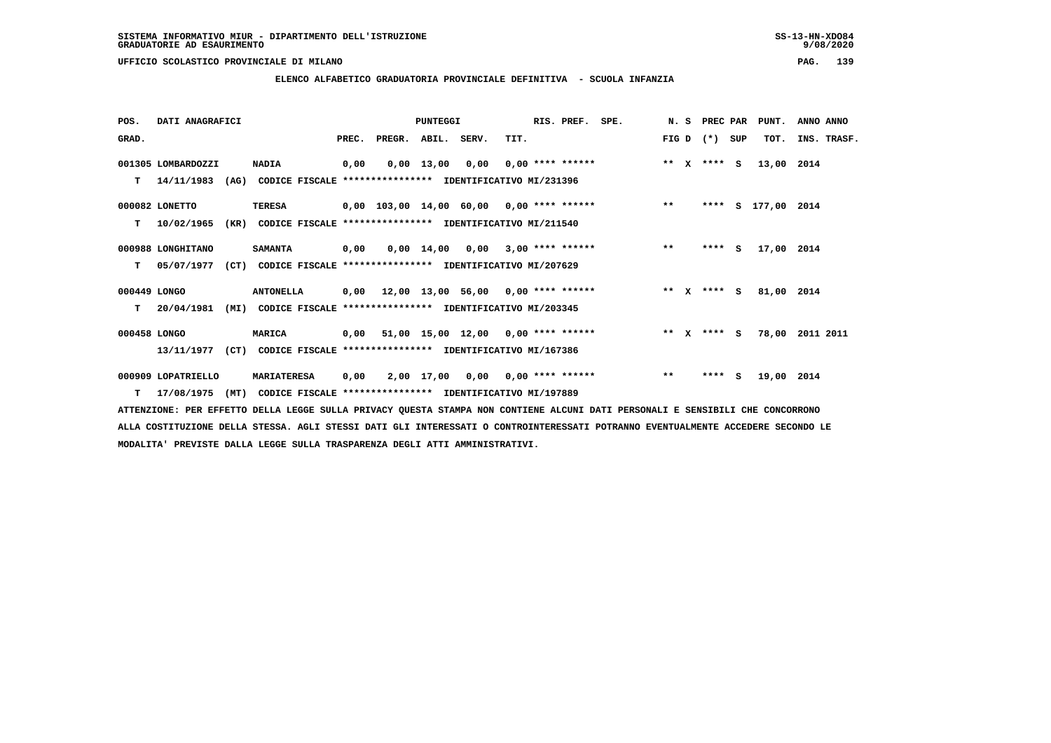SISTEMA INFORMATIVO MIUR - DIPARTIMENTO DELL'ISTRUZIONE
GRADUATORIE AD ESAURIMENTO

UFFICIO SCOLASTICO PROVINCIALE DI MILANO

## ELENCO ALFABETICO GRADUATORIA PROVINCIALE DEFINITIVA - SCUOLA INFANZIA

| POS. GRAD. | DATI ANAGRAFICI | | PREC. | PREGR. | ABIL. | SERV. | TIT. | RIS. PREF. | SPE. | N. S FIG D | PREC PAR (*) SUP | PUNT. TOT. | ANNO ANNO INS. TRASF. |
|---|---|---|---|---|---|---|---|---|---|---|---|---|---|
| 001305 | LOMBARDOZZI | NADIA | 0,00 | 0,00 | 13,00 | 0,00 | 0,00 | **** ****** | | ** X | **** S | 13,00 | 2014 |
| T | 14/11/1983 (AG) | CODICE FISCALE **************** IDENTIFICATIVO MI/231396 | | | | | | | | | | | |
| 000082 | LONETTO | TERESA | 0,00 | 103,00 | 14,00 | 60,00 | 0,00 | **** ****** | | ** | **** S | 177,00 | 2014 |
| T | 10/02/1965 (KR) | CODICE FISCALE **************** IDENTIFICATIVO MI/211540 | | | | | | | | | | | |
| 000988 | LONGHITANO | SAMANTA | 0,00 | 0,00 | 14,00 | 0,00 | 3,00 | **** ****** | | ** | **** S | 17,00 | 2014 |
| T | 05/07/1977 (CT) | CODICE FISCALE **************** IDENTIFICATIVO MI/207629 | | | | | | | | | | | |
| 000449 | LONGO | ANTONELLA | 0,00 | 12,00 | 13,00 | 56,00 | 0,00 | **** ****** | | ** X | **** S | 81,00 | 2014 |
| T | 20/04/1981 (MI) | CODICE FISCALE **************** IDENTIFICATIVO MI/203345 | | | | | | | | | | | |
| 000458 | LONGO | MARICA | 0,00 | 51,00 | 15,00 | 12,00 | 0,00 | **** ****** | | ** X | **** S | 78,00 | 2011 2011 |
| | 13/11/1977 (CT) | CODICE FISCALE **************** IDENTIFICATIVO MI/167386 | | | | | | | | | | | |
| 000909 | LOPATRIELLO | MARIATERESA | 0,00 | 2,00 | 17,00 | 0,00 | 0,00 | **** ****** | | ** | **** S | 19,00 | 2014 |
| T | 17/08/1975 (MT) | CODICE FISCALE **************** IDENTIFICATIVO MI/197889 | | | | | | | | | | | |

ATTENZIONE: PER EFFETTO DELLA LEGGE SULLA PRIVACY QUESTA STAMPA NON CONTIENE ALCUNI DATI PERSONALI E SENSIBILI CHE CONCORRONO ALLA COSTITUZIONE DELLA STESSA. AGLI STESSI DATI GLI INTERESSATI O CONTROINTERESSATI POTRANNO EVENTUALMENTE ACCEDERE SECONDO LE MODALITA' PREVISTE DALLA LEGGE SULLA TRASPARENZA DEGLI ATTI AMMINISTRATIVI.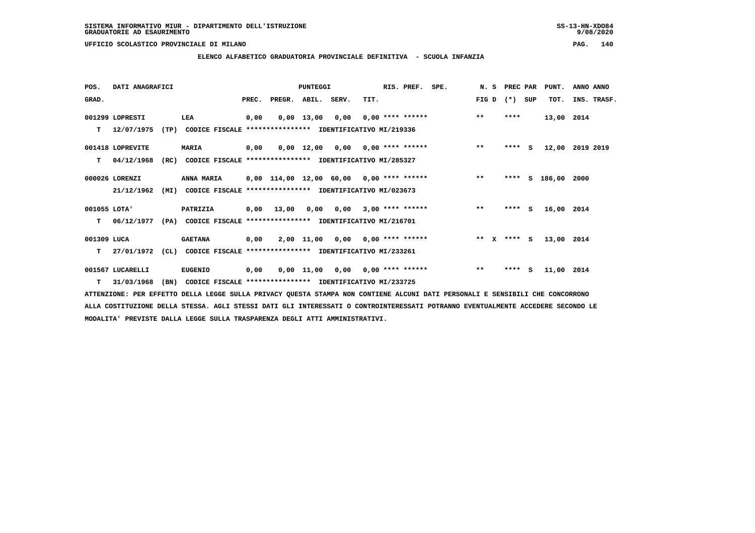SISTEMA INFORMATIVO MIUR - DIPARTIMENTO DELL'ISTRUZIONE
GRADUATORIE AD ESAURIMENTO

UFFICIO SCOLASTICO PROVINCIALE DI MILANO

**ELENCO ALFABETICO GRADUATORIA PROVINCIALE DEFINITIVA - SCUOLA INFANZIA**

| POS. GRAD. | DATI ANAGRAFICI | | PREC. | PREGR. | ABIL. | SERV. | TIT. | RIS. PREF. | SPE. | N. S FIG D | PREC PAR (*) SUP | PUNT. TOT. | ANNO ANNO INS. TRASF. |
|---|---|---|---|---|---|---|---|---|---|---|---|---|---|
| 001299 | LOPRESTI | LEA | 0,00 | 0,00 | 13,00 | 0,00 | 0,00 | **** ****** | | ** | **** | 13,00 | 2014 |
| T | 12/07/1975 (TP) | CODICE FISCALE **************** IDENTIFICATIVO MI/219336 | | | | | | | | | | | |
| 001418 | LOPREVITE | MARIA | 0,00 | 0,00 | 12,00 | 0,00 | 0,00 | **** ****** | | ** | **** S | 12,00 | 2019 2019 |
| T | 04/12/1968 (RC) | CODICE FISCALE **************** IDENTIFICATIVO MI/285327 | | | | | | | | | | | |
| 000026 | LORENZI | ANNA MARIA | 0,00 | 114,00 | 12,00 | 60,00 | 0,00 | **** ****** | | ** | **** S | 186,00 | 2000 |
| | 21/12/1962 (MI) | CODICE FISCALE **************** IDENTIFICATIVO MI/023673 | | | | | | | | | | | |
| 001055 | LOTA' | PATRIZIA | 0,00 | 13,00 | 0,00 | 0,00 | 3,00 | **** ****** | | ** | **** S | 16,00 | 2014 |
| T | 06/12/1977 (PA) | CODICE FISCALE **************** IDENTIFICATIVO MI/216701 | | | | | | | | | | | |
| 001309 | LUCA | GAETANA | 0,00 | 2,00 | 11,00 | 0,00 | 0,00 | **** ****** | | ** X | **** S | 13,00 | 2014 |
| T | 27/01/1972 (CL) | CODICE FISCALE **************** IDENTIFICATIVO MI/233261 | | | | | | | | | | | |
| 001567 | LUCARELLI | EUGENIO | 0,00 | 0,00 | 11,00 | 0,00 | 0,00 | **** ****** | | ** | **** S | 11,00 | 2014 |
| T | 31/03/1968 (BN) | CODICE FISCALE **************** IDENTIFICATIVO MI/233725 | | | | | | | | | | | |

ATTENZIONE: PER EFFETTO DELLA LEGGE SULLA PRIVACY QUESTA STAMPA NON CONTIENE ALCUNI DATI PERSONALI E SENSIBILI CHE CONCORRONO ALLA COSTITUZIONE DELLA STESSA. AGLI STESSI DATI GLI INTERESSATI O CONTROINTERESSATI POTRANNO EVENTUALMENTE ACCEDERE SECONDO LE MODALITA' PREVISTE DALLA LEGGE SULLA TRASPARENZA DEGLI ATTI AMMINISTRATIVI.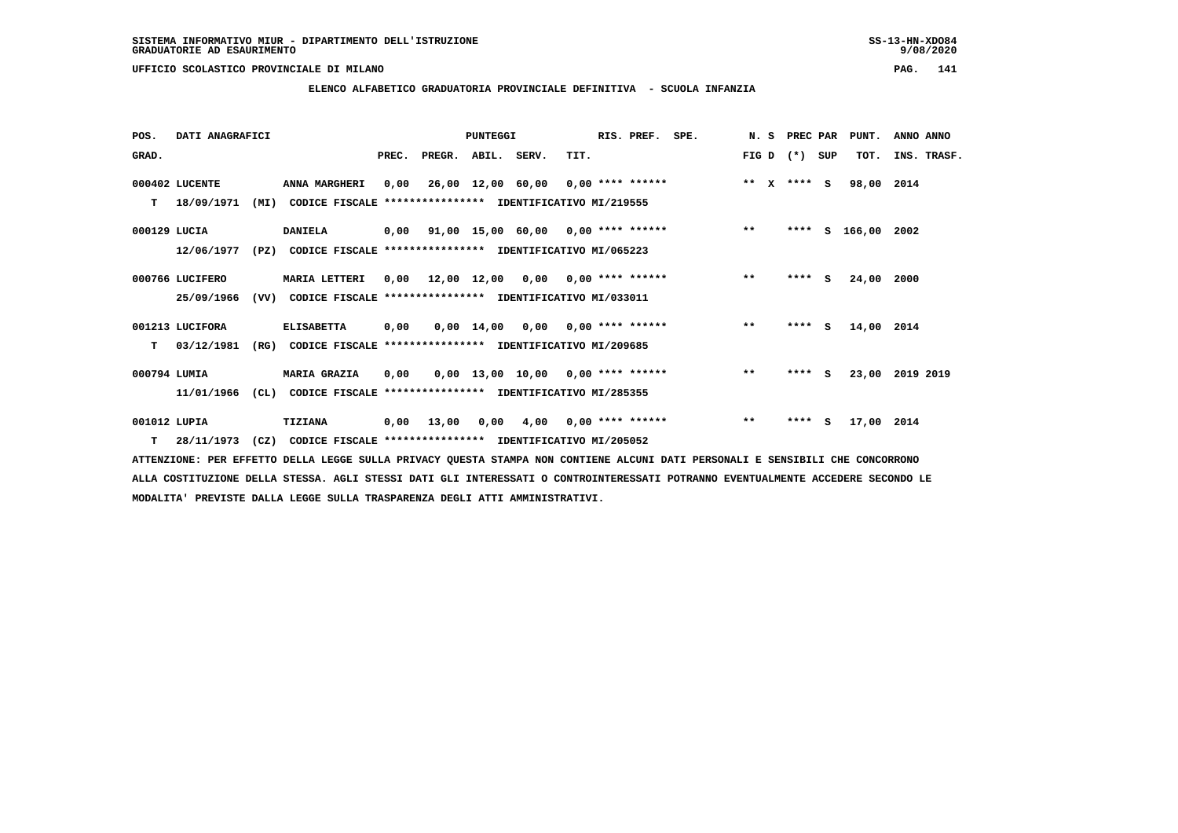SISTEMA INFORMATIVO MIUR - DIPARTIMENTO DELL'ISTRUZIONE
GRADUATORIE AD ESAURIMENTO

UFFICIO SCOLASTICO PROVINCIALE DI MILANO

## ELENCO ALFABETICO GRADUATORIA PROVINCIALE DEFINITIVA - SCUOLA INFANZIA

| POS. GRAD. | DATI ANAGRAFICI | | PREC. | PREGR. | ABIL. | SERV. | TIT. | RIS. PREF. | SPE. | N. S FIG D | PREC PAR (*) | SUP | PUNT. TOT. | ANNO ANNO INS. TRASF. |
|---|---|---|---|---|---|---|---|---|---|---|---|---|---|---|
| 000402 | LUCENTE | ANNA MARGHERI | 0,00 | 26,00 | 12,00 | 60,00 | 0,00 | **** ****** | | ** X | **** | S | 98,00 | 2014 |
| T | 18/09/1971 (MI) | CODICE FISCALE **************** IDENTIFICATIVO MI/219555 | | | | | | | | | | | | |
| 000129 | LUCIA | DANIELA | 0,00 | 91,00 | 15,00 | 60,00 | 0,00 | **** ****** | | ** | **** | S | 166,00 | 2002 |
| | 12/06/1977 (PZ) | CODICE FISCALE **************** IDENTIFICATIVO MI/065223 | | | | | | | | | | | | |
| 000766 | LUCIFERO | MARIA LETTERI | 0,00 | 12,00 | 12,00 | 0,00 | 0,00 | **** ****** | | ** | **** | S | 24,00 | 2000 |
| | 25/09/1966 (VV) | CODICE FISCALE **************** IDENTIFICATIVO MI/033011 | | | | | | | | | | | | |
| 001213 | LUCIFORA | ELISABETTA | 0,00 | 0,00 | 14,00 | 0,00 | 0,00 | **** ****** | | ** | **** | S | 14,00 | 2014 |
| T | 03/12/1981 (RG) | CODICE FISCALE **************** IDENTIFICATIVO MI/209685 | | | | | | | | | | | | |
| 000794 | LUMIA | MARIA GRAZIA | 0,00 | 0,00 | 13,00 | 10,00 | 0,00 | **** ****** | | ** | **** | S | 23,00 | 2019 2019 |
| | 11/01/1966 (CL) | CODICE FISCALE **************** IDENTIFICATIVO MI/285355 | | | | | | | | | | | | |
| 001012 | LUPIA | TIZIANA | 0,00 | 13,00 | 0,00 | 4,00 | 0,00 | **** ****** | | ** | **** | S | 17,00 | 2014 |
| T | 28/11/1973 (CZ) | CODICE FISCALE **************** IDENTIFICATIVO MI/205052 | | | | | | | | | | | | |

ATTENZIONE: PER EFFETTO DELLA LEGGE SULLA PRIVACY QUESTA STAMPA NON CONTIENE ALCUNI DATI PERSONALI E SENSIBILI CHE CONCORRONO ALLA COSTITUZIONE DELLA STESSA. AGLI STESSI DATI GLI INTERESSATI O CONTROINTERESSATI POTRANNO EVENTUALMENTE ACCEDERE SECONDO LE MODALITA' PREVISTE DALLA LEGGE SULLA TRASPARENZA DEGLI ATTI AMMINISTRATIVI.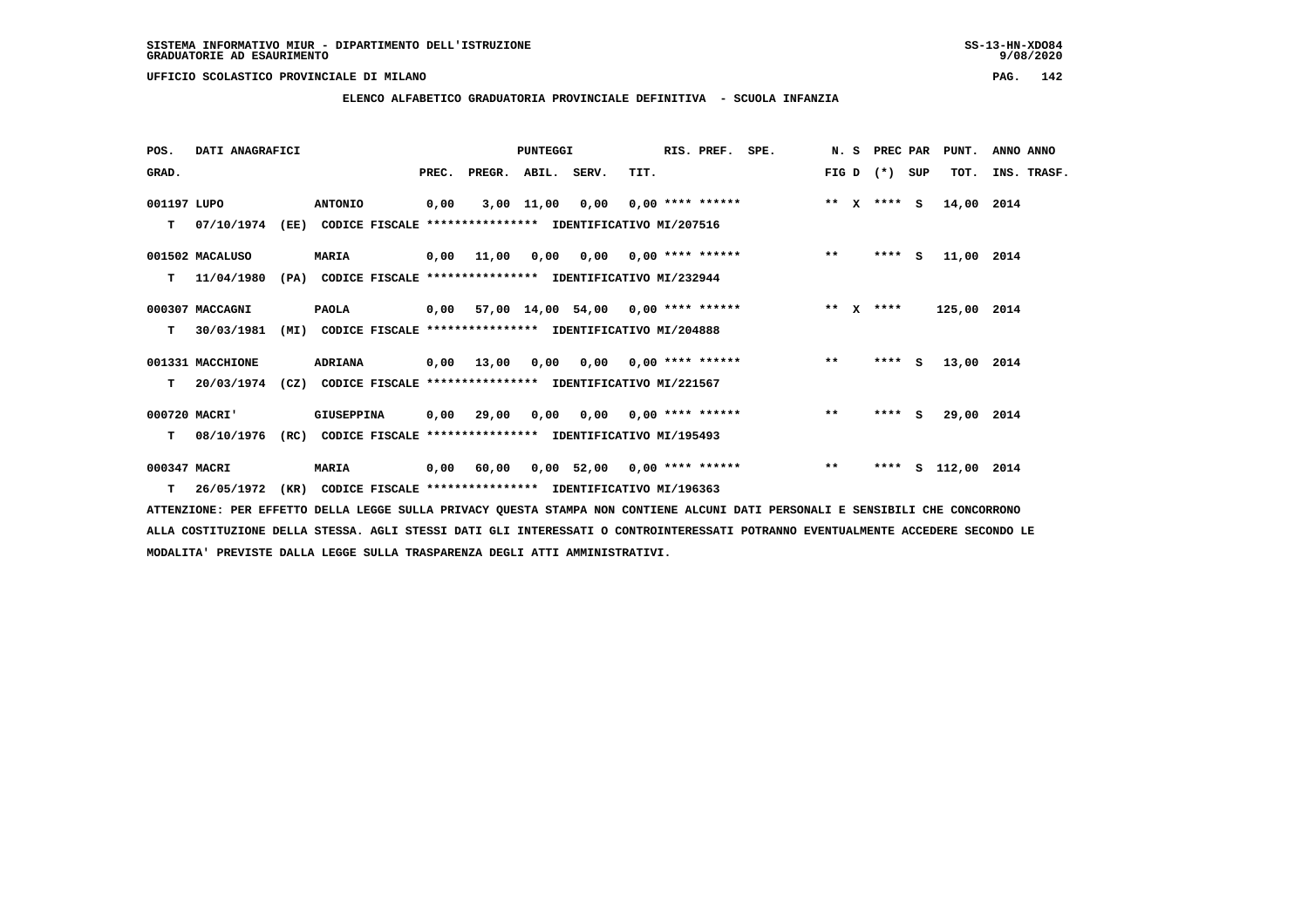SISTEMA INFORMATIVO MIUR - DIPARTIMENTO DELL'ISTRUZIONE
GRADUATORIE AD ESAURIMENTO

UFFICIO SCOLASTICO PROVINCIALE DI MILANO

## ELENCO ALFABETICO GRADUATORIA PROVINCIALE DEFINITIVA - SCUOLA INFANZIA

| POS. | DATI ANAGRAFICI | | PUNTEGGI PREC. | PREGR. | ABIL. | SERV. | TIT. | RIS. PREF. | SPE. | N. S FIG D | PREC PAR (*) | SUP | PUNT. TOT. | ANNO ANNO INS. TRASF. |
|---|---|---|---|---|---|---|---|---|---|---|---|---|---|---|
| 001197 | LUPO | ANTONIO | 0,00 | 3,00 | 11,00 | 0,00 | 0,00 | **** ****** | | ** X | **** | S | 14,00 | 2014 |
| T | 07/10/1974 (EE) | CODICE FISCALE **************** IDENTIFICATIVO MI/207516 | | | | | | | | | | | | |
| 001502 | MACALUSO | MARIA | 0,00 | 11,00 | 0,00 | 0,00 | 0,00 | **** ****** | | ** | **** | S | 11,00 | 2014 |
| T | 11/04/1980 (PA) | CODICE FISCALE **************** IDENTIFICATIVO MI/232944 | | | | | | | | | | | | |
| 000307 | MACCAGNI | PAOLA | 0,00 | 57,00 | 14,00 | 54,00 | 0,00 | **** ****** | | ** X | **** | | 125,00 | 2014 |
| T | 30/03/1981 (MI) | CODICE FISCALE **************** IDENTIFICATIVO MI/204888 | | | | | | | | | | | | |
| 001331 | MACCHIONE | ADRIANA | 0,00 | 13,00 | 0,00 | 0,00 | 0,00 | **** ****** | | ** | **** | S | 13,00 | 2014 |
| T | 20/03/1974 (CZ) | CODICE FISCALE **************** IDENTIFICATIVO MI/221567 | | | | | | | | | | | | |
| 000720 | MACRI' | GIUSEPPINA | 0,00 | 29,00 | 0,00 | 0,00 | 0,00 | **** ****** | | ** | **** | S | 29,00 | 2014 |
| T | 08/10/1976 (RC) | CODICE FISCALE **************** IDENTIFICATIVO MI/195493 | | | | | | | | | | | | |
| 000347 | MACRI | MARIA | 0,00 | 60,00 | 0,00 | 52,00 | 0,00 | **** ****** | | ** | **** | S | 112,00 | 2014 |
| T | 26/05/1972 (KR) | CODICE FISCALE **************** IDENTIFICATIVO MI/196363 | | | | | | | | | | | | |

ATTENZIONE: PER EFFETTO DELLA LEGGE SULLA PRIVACY QUESTA STAMPA NON CONTIENE ALCUNI DATI PERSONALI E SENSIBILI CHE CONCORRONO ALLA COSTITUZIONE DELLA STESSA. AGLI STESSI DATI GLI INTERESSATI O CONTROINTERESSATI POTRANNO EVENTUALMENTE ACCEDERE SECONDO LE MODALITA' PREVISTE DALLA LEGGE SULLA TRASPARENZA DEGLI ATTI AMMINISTRATIVI.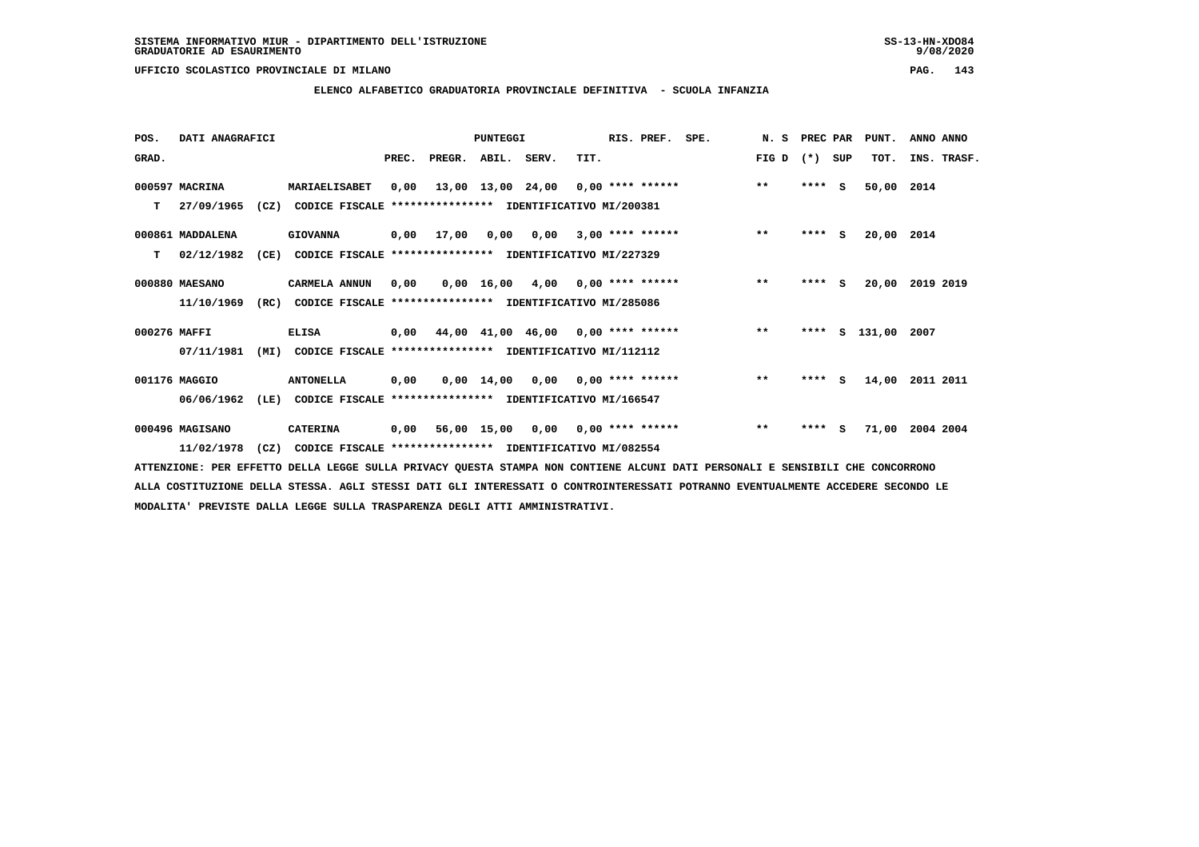SISTEMA INFORMATIVO MIUR - DIPARTIMENTO DELL'ISTRUZIONE
GRADUATORIE AD ESAURIMENTO

UFFICIO SCOLASTICO PROVINCIALE DI MILANO

## ELENCO ALFABETICO GRADUATORIA PROVINCIALE DEFINITIVA - SCUOLA INFANZIA

| POS. GRAD. | DATI ANAGRAFICI | | | PREC. | PREGR. | ABIL. | SERV. | TIT. | RIS. PREF. | SPE. | N. S FIG D | PREC PAR (*) SUP | PUNT. TOT. | ANNO ANNO INS. TRASF. |
|---|---|---|---|---|---|---|---|---|---|---|---|---|---|---|
| 000597 | MACRINA | MARIAELISABET | | 0,00 | 13,00 | 13,00 | 24,00 | 0,00 | **** ****** | | ** | **** S | 50,00 | 2014 |
| T | 27/09/1965 | (CZ) | CODICE FISCALE **************** IDENTIFICATIVO MI/200381 | | | | | | | | | | | |
| 000861 | MADDALENA | GIOVANNA | | 0,00 | 17,00 | 0,00 | 0,00 | 3,00 | **** ****** | | ** | **** S | 20,00 | 2014 |
| T | 02/12/1982 | (CE) | CODICE FISCALE **************** IDENTIFICATIVO MI/227329 | | | | | | | | | | | |
| 000880 | MAESANO | CARMELA ANNUN | | 0,00 | 0,00 | 16,00 | 4,00 | 0,00 | **** ****** | | ** | **** S | 20,00 | 2019 2019 |
| | 11/10/1969 | (RC) | CODICE FISCALE **************** IDENTIFICATIVO MI/285086 | | | | | | | | | | | |
| 000276 | MAFFI | ELISA | | 0,00 | 44,00 | 41,00 | 46,00 | 0,00 | **** ****** | | ** | **** S | 131,00 | 2007 |
| | 07/11/1981 | (MI) | CODICE FISCALE **************** IDENTIFICATIVO MI/112112 | | | | | | | | | | | |
| 001176 | MAGGIO | ANTONELLA | | 0,00 | 0,00 | 14,00 | 0,00 | 0,00 | **** ****** | | ** | **** S | 14,00 | 2011 2011 |
| | 06/06/1962 | (LE) | CODICE FISCALE **************** IDENTIFICATIVO MI/166547 | | | | | | | | | | | |
| 000496 | MAGISANO | CATERINA | | 0,00 | 56,00 | 15,00 | 0,00 | 0,00 | **** ****** | | ** | **** S | 71,00 | 2004 2004 |
| | 11/02/1978 | (CZ) | CODICE FISCALE **************** IDENTIFICATIVO MI/082554 | | | | | | | | | | | |

ATTENZIONE: PER EFFETTO DELLA LEGGE SULLA PRIVACY QUESTA STAMPA NON CONTIENE ALCUNI DATI PERSONALI E SENSIBILI CHE CONCORRONO ALLA COSTITUZIONE DELLA STESSA. AGLI STESSI DATI GLI INTERESSATI O CONTROINTERESSATI POTRANNO EVENTUALMENTE ACCEDERE SECONDO LE MODALITA' PREVISTE DALLA LEGGE SULLA TRASPARENZA DEGLI ATTI AMMINISTRATIVI.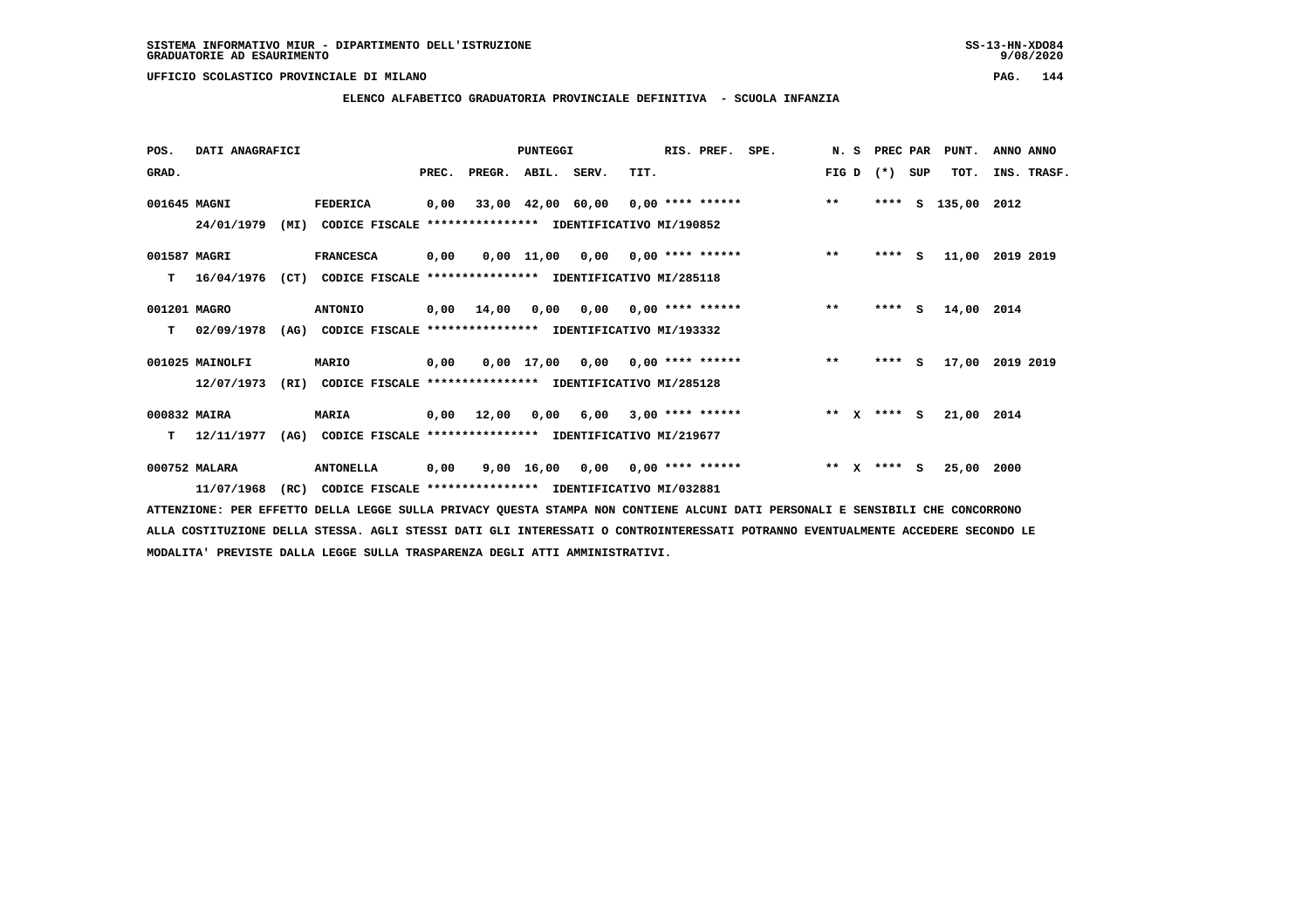SISTEMA INFORMATIVO MIUR - DIPARTIMENTO DELL'ISTRUZIONE
GRADUATORIE AD ESAURIMENTO

UFFICIO SCOLASTICO PROVINCIALE DI MILANO

## ELENCO ALFABETICO GRADUATORIA PROVINCIALE DEFINITIVA - SCUOLA INFANZIA

| POS. GRAD. | DATI ANAGRAFICI | | PREC. | PREGR. | ABIL. | SERV. | TIT. | RIS. PREF. | SPE. | N. S FIG D | PREC PAR (*) SUP | PUNT. TOT. | ANNO INS. | ANNO TRASF. |
|---|---|---|---|---|---|---|---|---|---|---|---|---|---|---|
| 001645 | MAGNI | FEDERICA | 0,00 | 33,00 | 42,00 | 60,00 | 0,00 | **** ****** | | ** | **** S | 135,00 | 2012 | |
| | 24/01/1979 (MI) | CODICE FISCALE **************** IDENTIFICATIVO MI/190852 | | | | | | | | | | | | |
| 001587 | MAGRI | FRANCESCA | 0,00 | 0,00 | 11,00 | 0,00 | 0,00 | **** ****** | | ** | **** S | 11,00 | 2019 | 2019 |
| T | 16/04/1976 (CT) | CODICE FISCALE **************** IDENTIFICATIVO MI/285118 | | | | | | | | | | | | |
| 001201 | MAGRO | ANTONIO | 0,00 | 14,00 | 0,00 | 0,00 | 0,00 | **** ****** | | ** | **** S | 14,00 | 2014 | |
| T | 02/09/1978 (AG) | CODICE FISCALE **************** IDENTIFICATIVO MI/193332 | | | | | | | | | | | | |
| 001025 | MAINOLFI | MARIO | 0,00 | 0,00 | 17,00 | 0,00 | 0,00 | **** ****** | | ** | **** S | 17,00 | 2019 | 2019 |
| | 12/07/1973 (RI) | CODICE FISCALE **************** IDENTIFICATIVO MI/285128 | | | | | | | | | | | | |
| 000832 | MAIRA | MARIA | 0,00 | 12,00 | 0,00 | 6,00 | 3,00 | **** ****** | | ** X | **** S | 21,00 | 2014 | |
| T | 12/11/1977 (AG) | CODICE FISCALE **************** IDENTIFICATIVO MI/219677 | | | | | | | | | | | | |
| 000752 | MALARA | ANTONELLA | 0,00 | 9,00 | 16,00 | 0,00 | 0,00 | **** ****** | | ** X | **** S | 25,00 | 2000 | |
| | 11/07/1968 (RC) | CODICE FISCALE **************** IDENTIFICATIVO MI/032881 | | | | | | | | | | | | |

ATTENZIONE: PER EFFETTO DELLA LEGGE SULLA PRIVACY QUESTA STAMPA NON CONTIENE ALCUNI DATI PERSONALI E SENSIBILI CHE CONCORRONO ALLA COSTITUZIONE DELLA STESSA. AGLI STESSI DATI GLI INTERESSATI O CONTROINTERESSATI POTRANNO EVENTUALMENTE ACCEDERE SECONDO LE MODALITA' PREVISTE DALLA LEGGE SULLA TRASPARENZA DEGLI ATTI AMMINISTRATIVI.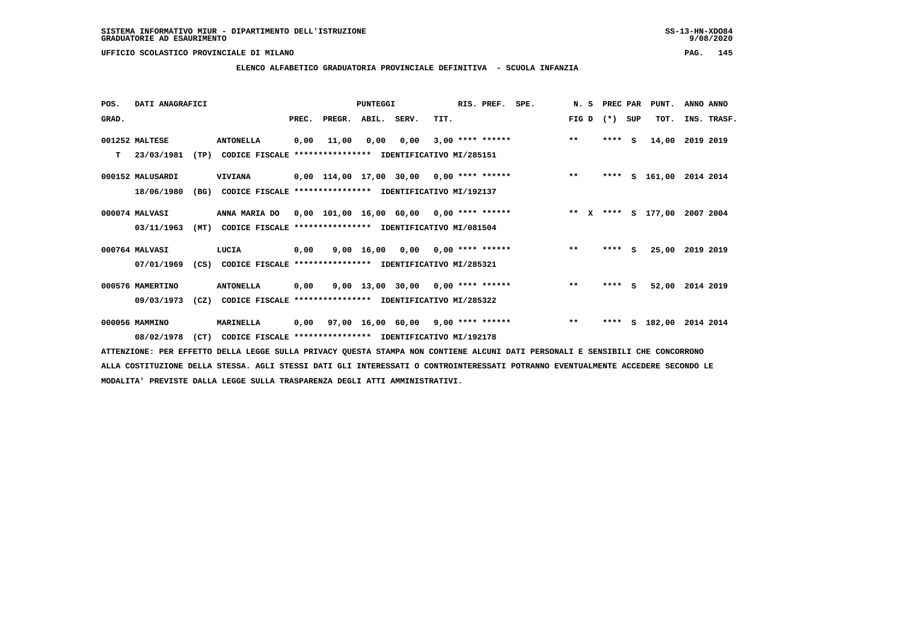SISTEMA INFORMATIVO MIUR - DIPARTIMENTO DELL'ISTRUZIONE
GRADUATORIE AD ESAURIMENTO

UFFICIO SCOLASTICO PROVINCIALE DI MILANO

## ELENCO ALFABETICO GRADUATORIA PROVINCIALE DEFINITIVA - SCUOLA INFANZIA

| POS. GRAD. | DATI ANAGRAFICI | | PREC. | PREGR. | ABIL. | SERV. | TIT. | RIS. PREF. | SPE. | N. S FIG D | PREC PAR (*) SUP | PUNT. TOT. | ANNO ANNO INS. TRASF. |
|---|---|---|---|---|---|---|---|---|---|---|---|---|---|
| 001252 | MALTESE | ANTONELLA | 0,00 | 11,00 | 0,00 | 0,00 | 3,00 | **** ****** | | ** | **** S | 14,00 | 2019 2019 |
| T | 23/03/1981 (TP) | CODICE FISCALE **************** IDENTIFICATIVO MI/285151 | | | | | | | | | | | |
| 000152 | MALUSARDI | VIVIANA | 0,00 | 114,00 | 17,00 | 30,00 | 0,00 | **** ****** | | ** | **** S | 161,00 | 2014 2014 |
| | 18/06/1980 (BG) | CODICE FISCALE **************** IDENTIFICATIVO MI/192137 | | | | | | | | | | | |
| 000074 | MALVASI | ANNA MARIA DO | 0,00 | 101,00 | 16,00 | 60,00 | 0,00 | **** ****** | | ** X | **** S | 177,00 | 2007 2004 |
| | 03/11/1963 (MT) | CODICE FISCALE **************** IDENTIFICATIVO MI/081504 | | | | | | | | | | | |
| 000764 | MALVASI | LUCIA | 0,00 | 9,00 | 16,00 | 0,00 | 0,00 | **** ****** | | ** | **** S | 25,00 | 2019 2019 |
| | 07/01/1969 (CS) | CODICE FISCALE **************** IDENTIFICATIVO MI/285321 | | | | | | | | | | | |
| 000576 | MAMERTINO | ANTONELLA | 0,00 | 9,00 | 13,00 | 30,00 | 0,00 | **** ****** | | ** | **** S | 52,00 | 2014 2019 |
| | 09/03/1973 (CZ) | CODICE FISCALE **************** IDENTIFICATIVO MI/285322 | | | | | | | | | | | |
| 000056 | MAMMINO | MARINELLA | 0,00 | 97,00 | 16,00 | 60,00 | 9,00 | **** ****** | | ** | **** S | 182,00 | 2014 2014 |
| | 08/02/1978 (CT) | CODICE FISCALE **************** IDENTIFICATIVO MI/192178 | | | | | | | | | | | |

ATTENZIONE: PER EFFETTO DELLA LEGGE SULLA PRIVACY QUESTA STAMPA NON CONTIENE ALCUNI DATI PERSONALI E SENSIBILI CHE CONCORRONO ALLA COSTITUZIONE DELLA STESSA. AGLI STESSI DATI GLI INTERESSATI O CONTROINTERESSATI POTRANNO EVENTUALMENTE ACCEDERE SECONDO LE MODALITA' PREVISTE DALLA LEGGE SULLA TRASPARENZA DEGLI ATTI AMMINISTRATIVI.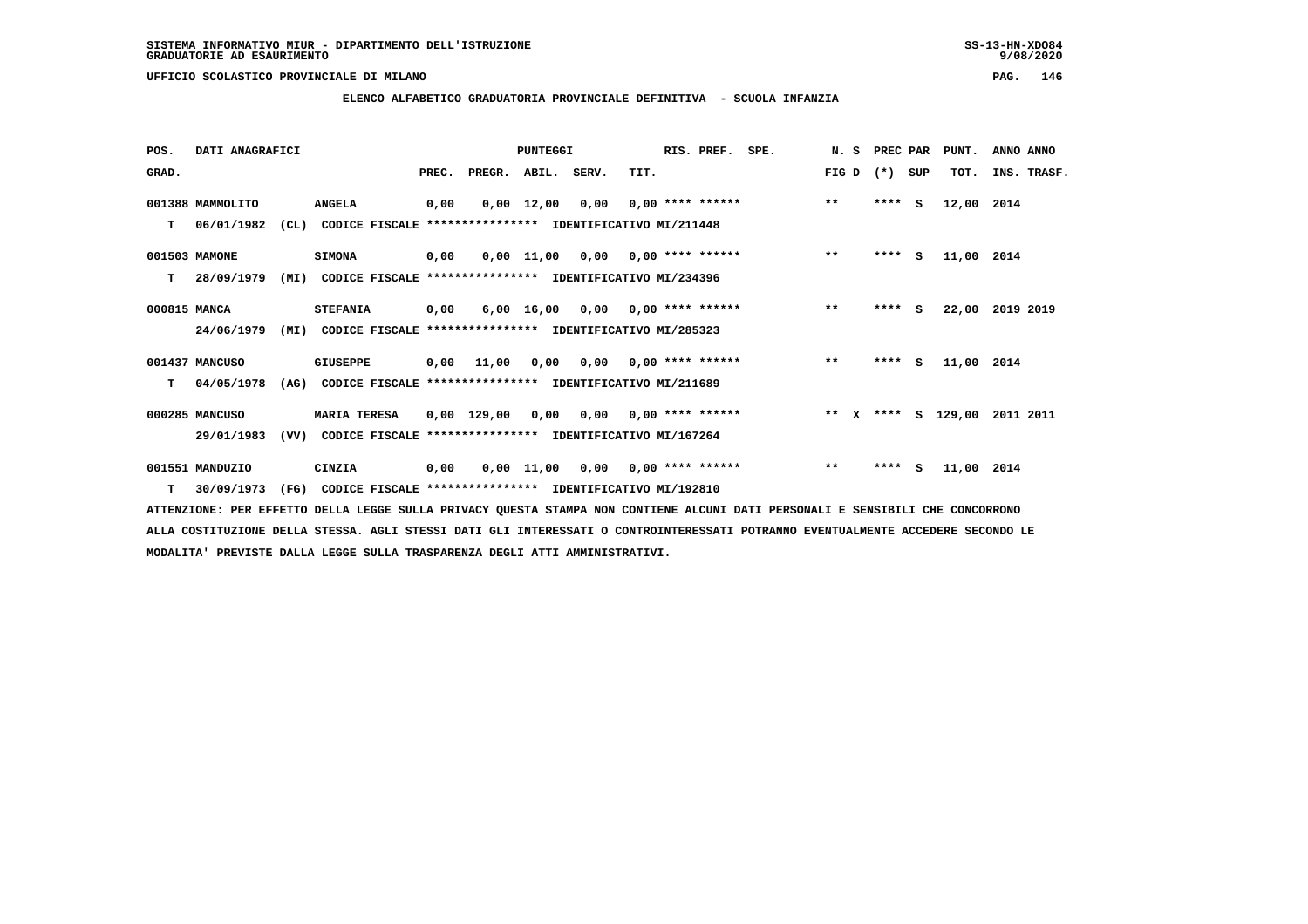SISTEMA INFORMATIVO MIUR - DIPARTIMENTO DELL'ISTRUZIONE
GRADUATORIE AD ESAURIMENTO

UFFICIO SCOLASTICO PROVINCIALE DI MILANO

## ELENCO ALFABETICO GRADUATORIA PROVINCIALE DEFINITIVA - SCUOLA INFANZIA

| POS. GRAD. | DATI ANAGRAFICI | | PREC. | PREGR. | ABIL. | SERV. | TIT. | RIS. PREF. | SPE. | N. S FIG D | PREC PAR (*) SUP | PUNT. TOT. | ANNO ANNO INS. TRASF. |
|---|---|---|---|---|---|---|---|---|---|---|---|---|---|
| 001388 | MAMMOLITO | ANGELA | 0,00 | 0,00 | 12,00 | 0,00 | 0,00 | **** ****** | | ** | **** S | 12,00 | 2014 |
| T | 06/01/1982 (CL) | CODICE FISCALE **************** IDENTIFICATIVO MI/211448 | | | | | | | | | | | |
| 001503 | MAMONE | SIMONA | 0,00 | 0,00 | 11,00 | 0,00 | 0,00 | **** ****** | | ** | **** S | 11,00 | 2014 |
| T | 28/09/1979 (MI) | CODICE FISCALE **************** IDENTIFICATIVO MI/234396 | | | | | | | | | | | |
| 000815 | MANCA | STEFANIA | 0,00 | 6,00 | 16,00 | 0,00 | 0,00 | **** ****** | | ** | **** S | 22,00 | 2019 2019 |
| | 24/06/1979 (MI) | CODICE FISCALE **************** IDENTIFICATIVO MI/285323 | | | | | | | | | | | |
| 001437 | MANCUSO | GIUSEPPE | 0,00 | 11,00 | 0,00 | 0,00 | 0,00 | **** ****** | | ** | **** S | 11,00 | 2014 |
| T | 04/05/1978 (AG) | CODICE FISCALE **************** IDENTIFICATIVO MI/211689 | | | | | | | | | | | |
| 000285 | MANCUSO | MARIA TERESA | 0,00 | 129,00 | 0,00 | 0,00 | 0,00 | **** ****** | | ** X | **** S | 129,00 | 2011 2011 |
| | 29/01/1983 (VV) | CODICE FISCALE **************** IDENTIFICATIVO MI/167264 | | | | | | | | | | | |
| 001551 | MANDUZIO | CINZIA | 0,00 | 0,00 | 11,00 | 0,00 | 0,00 | **** ****** | | ** | **** S | 11,00 | 2014 |
| T | 30/09/1973 (FG) | CODICE FISCALE **************** IDENTIFICATIVO MI/192810 | | | | | | | | | | | |

ATTENZIONE: PER EFFETTO DELLA LEGGE SULLA PRIVACY QUESTA STAMPA NON CONTIENE ALCUNI DATI PERSONALI E SENSIBILI CHE CONCORRONO ALLA COSTITUZIONE DELLA STESSA. AGLI STESSI DATI GLI INTERESSATI O CONTROINTERESSATI POTRANNO EVENTUALMENTE ACCEDERE SECONDO LE MODALITA' PREVISTE DALLA LEGGE SULLA TRASPARENZA DEGLI ATTI AMMINISTRATIVI.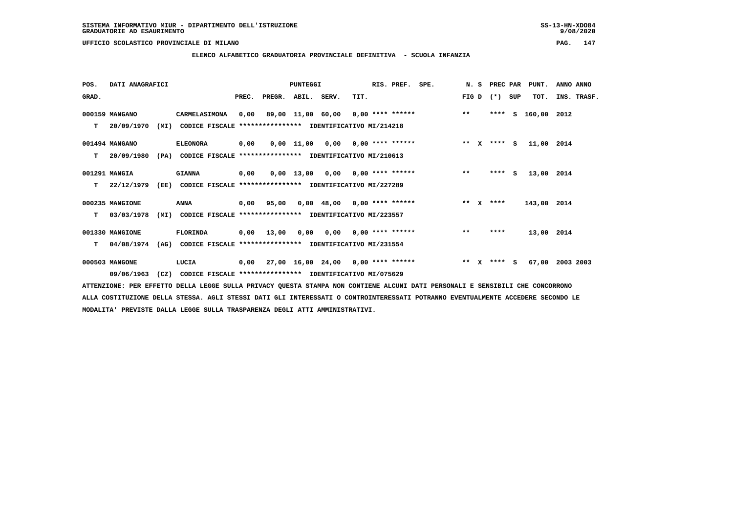SISTEMA INFORMATIVO MIUR - DIPARTIMENTO DELL'ISTRUZIONE
GRADUATORIE AD ESAURIMENTO

UFFICIO SCOLASTICO PROVINCIALE DI MILANO

## ELENCO ALFABETICO GRADUATORIA PROVINCIALE DEFINITIVA - SCUOLA INFANZIA

| POS. GRAD. | DATI ANAGRAFICI | | PREC. | PREGR. | ABIL. | SERV. | TIT. | RIS. PREF. | SPE. | N. S FIG D | PREC PAR (*) SUP | PUNT. TOT. | ANNO ANNO INS. TRASF. |
|---|---|---|---|---|---|---|---|---|---|---|---|---|---|
| 000159 | MANGANO | CARMELASIMONA | 0,00 | 89,00 | 11,00 | 60,00 | 0,00 | **** ****** | | ** | **** S | 160,00 | 2012 |
| T | 20/09/1970 (MI) | CODICE FISCALE **************** IDENTIFICATIVO MI/214218 | | | | | | | | | | | |
| 001494 | MANGANO | ELEONORA | 0,00 | 0,00 | 11,00 | 0,00 | 0,00 | **** ****** | | ** X | **** S | 11,00 | 2014 |
| T | 20/09/1980 (PA) | CODICE FISCALE **************** IDENTIFICATIVO MI/210613 | | | | | | | | | | | |
| 001291 | MANGIA | GIANNA | 0,00 | 0,00 | 13,00 | 0,00 | 0,00 | **** ****** | | ** | **** S | 13,00 | 2014 |
| T | 22/12/1979 (EE) | CODICE FISCALE **************** IDENTIFICATIVO MI/227289 | | | | | | | | | | | |
| 000235 | MANGIONE | ANNA | 0,00 | 95,00 | 0,00 | 48,00 | 0,00 | **** ****** | | ** X | **** | 143,00 | 2014 |
| T | 03/03/1978 (MI) | CODICE FISCALE **************** IDENTIFICATIVO MI/223557 | | | | | | | | | | | |
| 001330 | MANGIONE | FLORINDA | 0,00 | 13,00 | 0,00 | 0,00 | 0,00 | **** ****** | | ** | **** | 13,00 | 2014 |
| T | 04/08/1974 (AG) | CODICE FISCALE **************** IDENTIFICATIVO MI/231554 | | | | | | | | | | | |
| 000503 | MANGONE | LUCIA | 0,00 | 27,00 | 16,00 | 24,00 | 0,00 | **** ****** | | ** X | **** S | 67,00 | 2003 2003 |
| | 09/06/1963 (CZ) | CODICE FISCALE **************** IDENTIFICATIVO MI/075629 | | | | | | | | | | | |

ATTENZIONE: PER EFFETTO DELLA LEGGE SULLA PRIVACY QUESTA STAMPA NON CONTIENE ALCUNI DATI PERSONALI E SENSIBILI CHE CONCORRONO ALLA COSTITUZIONE DELLA STESSA. AGLI STESSI DATI GLI INTERESSATI O CONTROINTERESSATI POTRANNO EVENTUALMENTE ACCEDERE SECONDO LE MODALITA' PREVISTE DALLA LEGGE SULLA TRASPARENZA DEGLI ATTI AMMINISTRATIVI.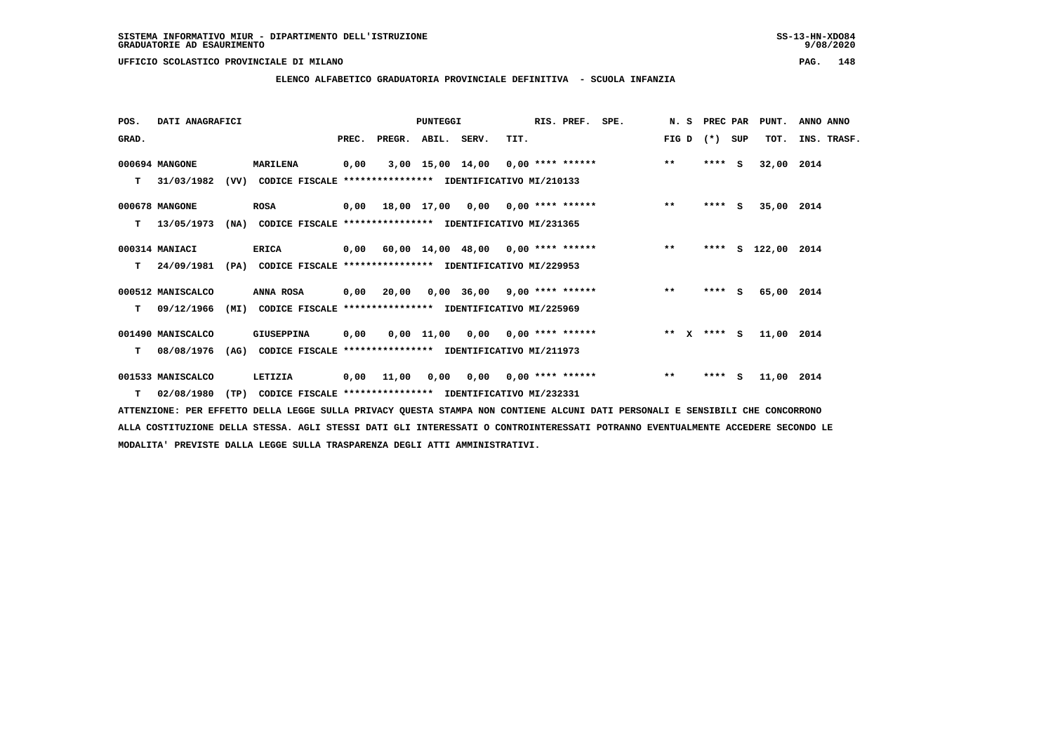SISTEMA INFORMATIVO MIUR - DIPARTIMENTO DELL'ISTRUZIONE
GRADUATORIE AD ESAURIMENTO

UFFICIO SCOLASTICO PROVINCIALE DI MILANO

## ELENCO ALFABETICO GRADUATORIA PROVINCIALE DEFINITIVA - SCUOLA INFANZIA

| POS. GRAD. | DATI ANAGRAFICI | | PREC. | PREGR. | ABIL. | SERV. | TIT. | RIS. PREF. | SPE. | N. S FIG D | PREC PAR (*) SUP | PUNT. TOT. | ANNO ANNO INS. TRASF. |
|---|---|---|---|---|---|---|---|---|---|---|---|---|---|
| 000694 | MANGONE | MARILENA | 0,00 | 3,00 | 15,00 | 14,00 | 0,00 | **** ****** | | ** | **** S | 32,00 | 2014 |
| T | 31/03/1982 (VV) | CODICE FISCALE **************** IDENTIFICATIVO MI/210133 | | | | | | | | | | | |
| 000678 | MANGONE | ROSA | 0,00 | 18,00 | 17,00 | 0,00 | 0,00 | **** ****** | | ** | **** S | 35,00 | 2014 |
| T | 13/05/1973 (NA) | CODICE FISCALE **************** IDENTIFICATIVO MI/231365 | | | | | | | | | | | |
| 000314 | MANIACI | ERICA | 0,00 | 60,00 | 14,00 | 48,00 | 0,00 | **** ****** | | ** | **** S | 122,00 | 2014 |
| T | 24/09/1981 (PA) | CODICE FISCALE **************** IDENTIFICATIVO MI/229953 | | | | | | | | | | | |
| 000512 | MANISCALCO | ANNA ROSA | 0,00 | 20,00 | 0,00 | 36,00 | 9,00 | **** ****** | | ** | **** S | 65,00 | 2014 |
| T | 09/12/1966 (MI) | CODICE FISCALE **************** IDENTIFICATIVO MI/225969 | | | | | | | | | | | |
| 001490 | MANISCALCO | GIUSEPPINA | 0,00 | 0,00 | 11,00 | 0,00 | 0,00 | **** ****** | | ** X | **** S | 11,00 | 2014 |
| T | 08/08/1976 (AG) | CODICE FISCALE **************** IDENTIFICATIVO MI/211973 | | | | | | | | | | | |
| 001533 | MANISCALCO | LETIZIA | 0,00 | 11,00 | 0,00 | 0,00 | 0,00 | **** ****** | | ** | **** S | 11,00 | 2014 |
| T | 02/08/1980 (TP) | CODICE FISCALE **************** IDENTIFICATIVO MI/232331 | | | | | | | | | | | |

ATTENZIONE: PER EFFETTO DELLA LEGGE SULLA PRIVACY QUESTA STAMPA NON CONTIENE ALCUNI DATI PERSONALI E SENSIBILI CHE CONCORRONO ALLA COSTITUZIONE DELLA STESSA. AGLI STESSI DATI GLI INTERESSATI O CONTROINTERESSATI POTRANNO EVENTUALMENTE ACCEDERE SECONDO LE MODALITA' PREVISTE DALLA LEGGE SULLA TRASPARENZA DEGLI ATTI AMMINISTRATIVI.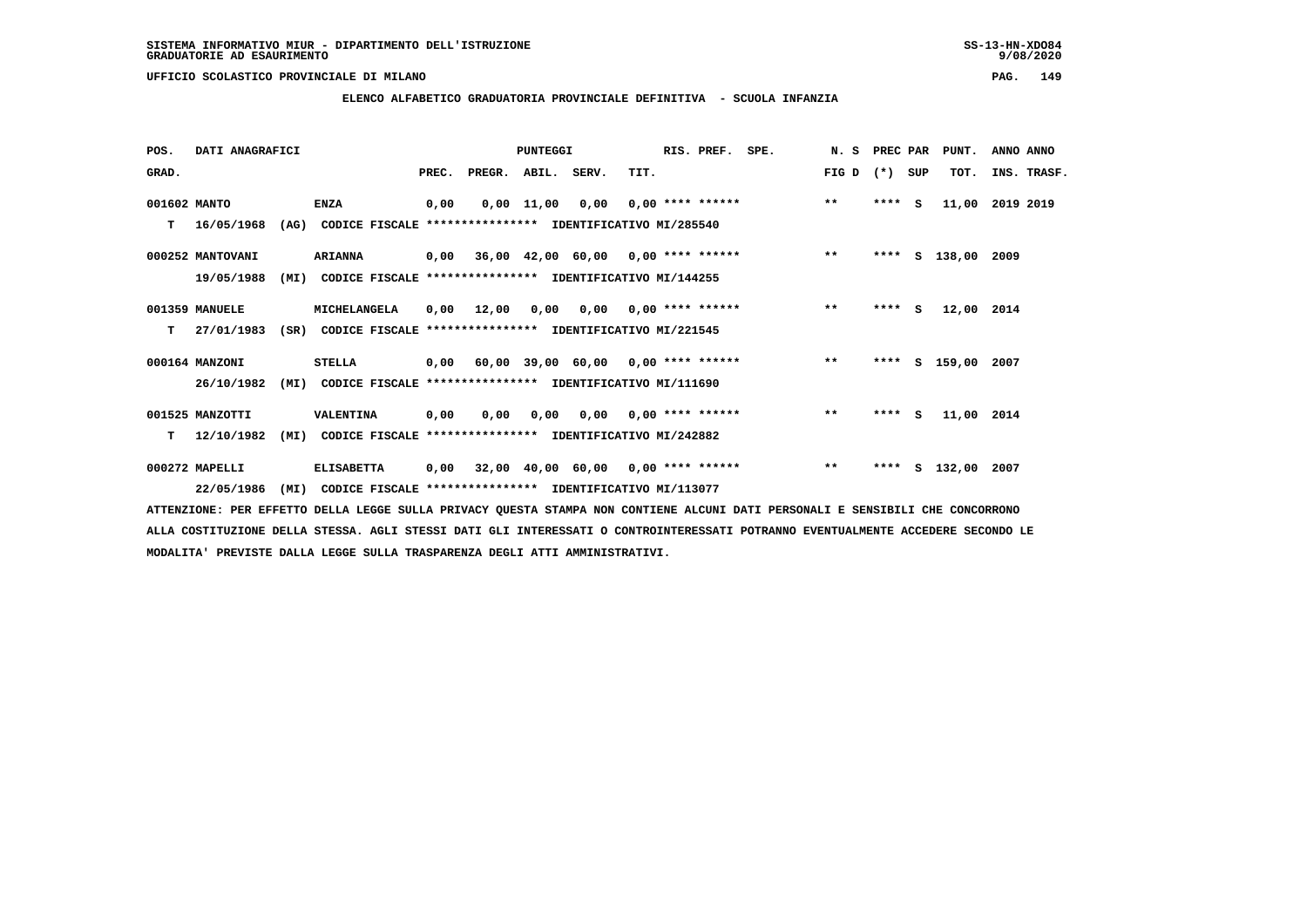SISTEMA INFORMATIVO MIUR - DIPARTIMENTO DELL'ISTRUZIONE
GRADUATORIE AD ESAURIMENTO

UFFICIO SCOLASTICO PROVINCIALE DI MILANO

## ELENCO ALFABETICO GRADUATORIA PROVINCIALE DEFINITIVA - SCUOLA INFANZIA

| POS. | DATI ANAGRAFICI | | PUNTEGGI | | | | | RIS. PREF. | SPE. | N. S | PREC PAR | | PUNT. | ANNO ANNO |
|---|---|---|---|---|---|---|---|---|---|---|---|---|---|---|
| GRAD. | | | PREC. | PREGR. | ABIL. | SERV. | TIT. | | | FIG D | (*) | SUP | TOT. | INS. TRASF. |
| 001602 MANTO | | ENZA | 0,00 | 0,00 | 11,00 | 0,00 | 0,00 | **** ****** | | ** | **** | S | 11,00 | 2019 2019 |
| T 16/05/1968 | (AG) | CODICE FISCALE **************** IDENTIFICATIVO MI/285540 | | | | | | | | | | | | |
| 000252 MANTOVANI | | ARIANNA | 0,00 | 36,00 | 42,00 | 60,00 | 0,00 | **** ****** | | ** | **** | S | 138,00 | 2009 |
| 19/05/1988 | (MI) | CODICE FISCALE **************** IDENTIFICATIVO MI/144255 | | | | | | | | | | | | |
| 001359 MANUELE | | MICHELANGELA | 0,00 | 12,00 | 0,00 | 0,00 | 0,00 | **** ****** | | ** | **** | S | 12,00 | 2014 |
| T 27/01/1983 | (SR) | CODICE FISCALE **************** IDENTIFICATIVO MI/221545 | | | | | | | | | | | | |
| 000164 MANZONI | | STELLA | 0,00 | 60,00 | 39,00 | 60,00 | 0,00 | **** ****** | | ** | **** | S | 159,00 | 2007 |
| 26/10/1982 | (MI) | CODICE FISCALE **************** IDENTIFICATIVO MI/111690 | | | | | | | | | | | | |
| 001525 MANZOTTI | | VALENTINA | 0,00 | 0,00 | 0,00 | 0,00 | 0,00 | **** ****** | | ** | **** | S | 11,00 | 2014 |
| T 12/10/1982 | (MI) | CODICE FISCALE **************** IDENTIFICATIVO MI/242882 | | | | | | | | | | | | |
| 000272 MAPELLI | | ELISABETTA | 0,00 | 32,00 | 40,00 | 60,00 | 0,00 | **** ****** | | ** | **** | S | 132,00 | 2007 |
| 22/05/1986 | (MI) | CODICE FISCALE **************** IDENTIFICATIVO MI/113077 | | | | | | | | | | | | |

ATTENZIONE: PER EFFETTO DELLA LEGGE SULLA PRIVACY QUESTA STAMPA NON CONTIENE ALCUNI DATI PERSONALI E SENSIBILI CHE CONCORRONO ALLA COSTITUZIONE DELLA STESSA. AGLI STESSI DATI GLI INTERESSATI O CONTROINTERESSATI POTRANNO EVENTUALMENTE ACCEDERE SECONDO LE MODALITA' PREVISTE DALLA LEGGE SULLA TRASPARENZA DEGLI ATTI AMMINISTRATIVI.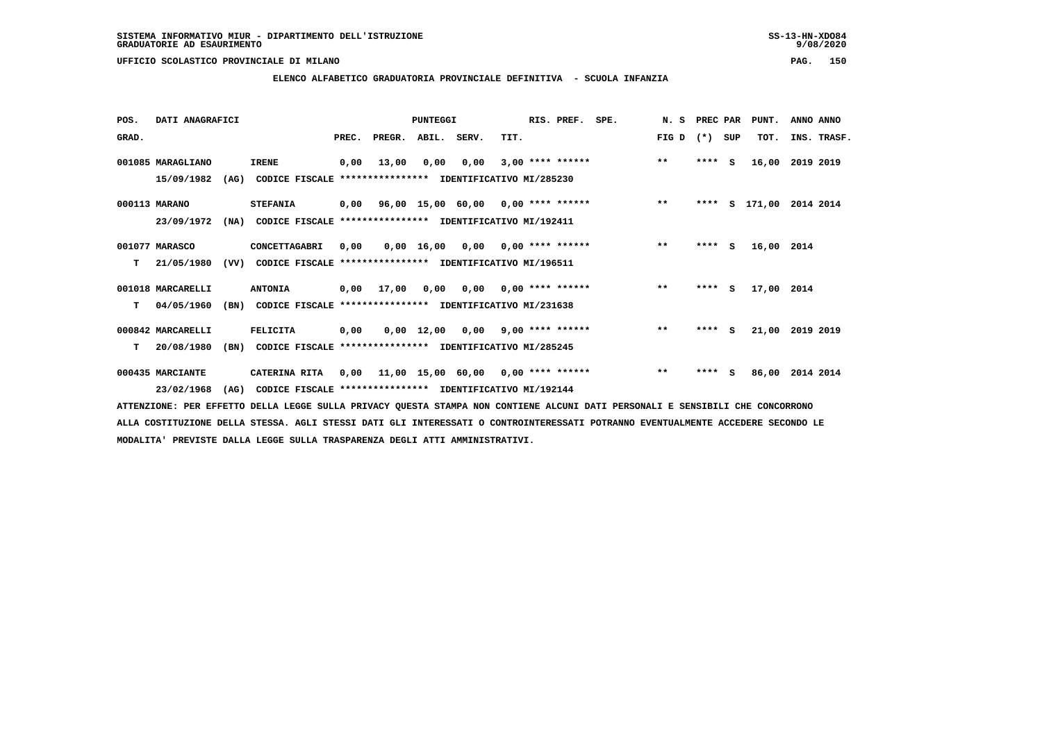SISTEMA INFORMATIVO MIUR - DIPARTIMENTO DELL'ISTRUZIONE
GRADUATORIE AD ESAURIMENTO

UFFICIO SCOLASTICO PROVINCIALE DI MILANO

## ELENCO ALFABETICO GRADUATORIA PROVINCIALE DEFINITIVA - SCUOLA INFANZIA

| POS. GRAD. | DATI ANAGRAFICI | | PREC. | PREGR. | ABIL. | SERV. | TIT. | RIS. PREF. | SPE. | N. S FIG D | PREC PAR (*) | SUP | PUNT. TOT. | ANNO INS. | ANNO TRASF. |
|---|---|---|---|---|---|---|---|---|---|---|---|---|---|---|---|
| 001085 | MARAGLIANO | IRENE | 0,00 | 13,00 | 0,00 | 0,00 | 3,00 | **** ****** | | ** | **** | S | 16,00 | 2019 | 2019 |
| | 15/09/1982 (AG) | CODICE FISCALE **************** IDENTIFICATIVO MI/285230 | | | | | | | | | | | | | |
| 000113 | MARANO | STEFANIA | 0,00 | 96,00 | 15,00 | 60,00 | 0,00 | **** ****** | | ** | **** | S | 171,00 | 2014 | 2014 |
| | 23/09/1972 (NA) | CODICE FISCALE **************** IDENTIFICATIVO MI/192411 | | | | | | | | | | | | | |
| 001077 | MARASCO | CONCETTAGABRI | 0,00 | 0,00 | 16,00 | 0,00 | 0,00 | **** ****** | | ** | **** | S | 16,00 | 2014 | |
| T | 21/05/1980 (VV) | CODICE FISCALE **************** IDENTIFICATIVO MI/196511 | | | | | | | | | | | | | |
| 001018 | MARCARELLI | ANTONIA | 0,00 | 17,00 | 0,00 | 0,00 | 0,00 | **** ****** | | ** | **** | S | 17,00 | 2014 | |
| T | 04/05/1960 (BN) | CODICE FISCALE **************** IDENTIFICATIVO MI/231638 | | | | | | | | | | | | | |
| 000842 | MARCARELLI | FELICITA | 0,00 | 0,00 | 12,00 | 0,00 | 9,00 | **** ****** | | ** | **** | S | 21,00 | 2019 | 2019 |
| T | 20/08/1980 (BN) | CODICE FISCALE **************** IDENTIFICATIVO MI/285245 | | | | | | | | | | | | | |
| 000435 | MARCIANTE | CATERINA RITA | 0,00 | 11,00 | 15,00 | 60,00 | 0,00 | **** ****** | | ** | **** | S | 86,00 | 2014 | 2014 |
| | 23/02/1968 (AG) | CODICE FISCALE **************** IDENTIFICATIVO MI/192144 | | | | | | | | | | | | | |

ATTENZIONE: PER EFFETTO DELLA LEGGE SULLA PRIVACY QUESTA STAMPA NON CONTIENE ALCUNI DATI PERSONALI E SENSIBILI CHE CONCORRONO ALLA COSTITUZIONE DELLA STESSA. AGLI STESSI DATI GLI INTERESSATI O CONTROINTERESSATI POTRANNO EVENTUALMENTE ACCEDERE SECONDO LE MODALITA' PREVISTE DALLA LEGGE SULLA TRASPARENZA DEGLI ATTI AMMINISTRATIVI.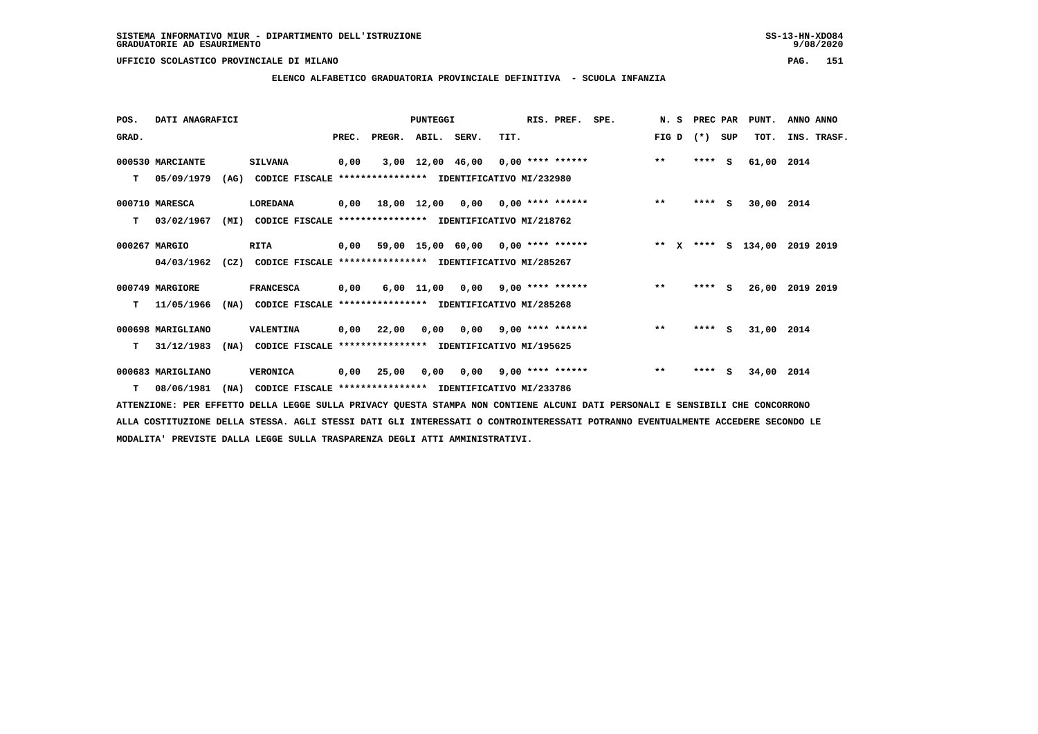SISTEMA INFORMATIVO MIUR - DIPARTIMENTO DELL'ISTRUZIONE
GRADUATORIE AD ESAURIMENTO

UFFICIO SCOLASTICO PROVINCIALE DI MILANO

ELENCO ALFABETICO GRADUATORIA PROVINCIALE DEFINITIVA - SCUOLA INFANZIA

| POS. GRAD. | DATI ANAGRAFICI | | PREC. | PREGR. | ABIL. | SERV. | TIT. | RIS. PREF. | SPE. | N. S FIG D | PREC PAR (*) SUP | PUNT. TOT. | ANNO ANNO INS. TRASF. |
|---|---|---|---|---|---|---|---|---|---|---|---|---|---|
| 000530 | MARCIANTE | SILVANA | 0,00 | 3,00 | 12,00 | 46,00 | 0,00 | **** ****** | | ** | **** S | 61,00 | 2014 |
| T | 05/09/1979 (AG) | CODICE FISCALE **************** IDENTIFICATIVO MI/232980 | | | | | | | | | | | |
| 000710 | MARESCA | LOREDANA | 0,00 | 18,00 | 12,00 | 0,00 | 0,00 | **** ****** | | ** | **** S | 30,00 | 2014 |
| T | 03/02/1967 (MI) | CODICE FISCALE **************** IDENTIFICATIVO MI/218762 | | | | | | | | | | | |
| 000267 | MARGIO | RITA | 0,00 | 59,00 | 15,00 | 60,00 | 0,00 | **** ****** | | ** X | **** S | 134,00 | 2019 2019 |
| | 04/03/1962 (CZ) | CODICE FISCALE **************** IDENTIFICATIVO MI/285267 | | | | | | | | | | | |
| 000749 | MARGIORE | FRANCESCA | 0,00 | 6,00 | 11,00 | 0,00 | 9,00 | **** ****** | | ** | **** S | 26,00 | 2019 2019 |
| T | 11/05/1966 (NA) | CODICE FISCALE **************** IDENTIFICATIVO MI/285268 | | | | | | | | | | | |
| 000698 | MARIGLIANO | VALENTINA | 0,00 | 22,00 | 0,00 | 0,00 | 9,00 | **** ****** | | ** | **** S | 31,00 | 2014 |
| T | 31/12/1983 (NA) | CODICE FISCALE **************** IDENTIFICATIVO MI/195625 | | | | | | | | | | | |
| 000683 | MARIGLIANO | VERONICA | 0,00 | 25,00 | 0,00 | 0,00 | 9,00 | **** ****** | | ** | **** S | 34,00 | 2014 |
| T | 08/06/1981 (NA) | CODICE FISCALE **************** IDENTIFICATIVO MI/233786 | | | | | | | | | | | |

ATTENZIONE: PER EFFETTO DELLA LEGGE SULLA PRIVACY QUESTA STAMPA NON CONTIENE ALCUNI DATI PERSONALI E SENSIBILI CHE CONCORRONO ALLA COSTITUZIONE DELLA STESSA. AGLI STESSI DATI GLI INTERESSATI O CONTROINTERESSATI POTRANNO EVENTUALMENTE ACCEDERE SECONDO LE MODALITA' PREVISTE DALLA LEGGE SULLA TRASPARENZA DEGLI ATTI AMMINISTRATIVI.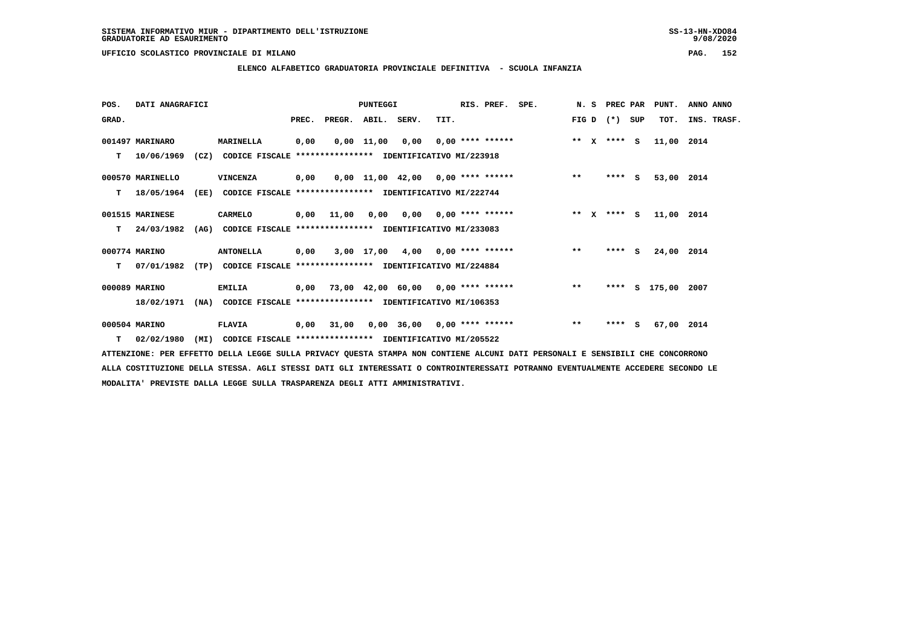SISTEMA INFORMATIVO MIUR - DIPARTIMENTO DELL'ISTRUZIONE
GRADUATORIE AD ESAURIMENTO

UFFICIO SCOLASTICO PROVINCIALE DI MILANO

ELENCO ALFABETICO GRADUATORIA PROVINCIALE DEFINITIVA - SCUOLA INFANZIA

| POS. GRAD. | DATI ANAGRAFICI | | PREC. | PREGR. | ABIL. | SERV. | TIT. | RIS. PREF. | SPE. | N. S FIG D | PREC PAR (*) SUP | PUNT. TOT. | ANNO INS. | ANNO TRASF. |
|---|---|---|---|---|---|---|---|---|---|---|---|---|---|---|
| 001497 | MARINARO | MARINELLA | 0,00 | 0,00 | 11,00 | 0,00 | 0,00 | **** ****** | | ** X | **** S | 11,00 | 2014 | |
| T | 10/06/1969 (CZ) | CODICE FISCALE **************** IDENTIFICATIVO MI/223918 | | | | | | | | | | | | |
| 000570 | MARINELLO | VINCENZA | 0,00 | 0,00 | 11,00 | 42,00 | 0,00 | **** ****** | | ** | **** S | 53,00 | 2014 | |
| T | 18/05/1964 (EE) | CODICE FISCALE **************** IDENTIFICATIVO MI/222744 | | | | | | | | | | | | |
| 001515 | MARINESE | CARMELO | 0,00 | 11,00 | 0,00 | 0,00 | 0,00 | **** ****** | | ** X | **** S | 11,00 | 2014 | |
| T | 24/03/1982 (AG) | CODICE FISCALE **************** IDENTIFICATIVO MI/233083 | | | | | | | | | | | | |
| 000774 | MARINO | ANTONELLA | 0,00 | 3,00 | 17,00 | 4,00 | 0,00 | **** ****** | | ** | **** S | 24,00 | 2014 | |
| T | 07/01/1982 (TP) | CODICE FISCALE **************** IDENTIFICATIVO MI/224884 | | | | | | | | | | | | |
| 000089 | MARINO | EMILIA | 0,00 | 73,00 | 42,00 | 60,00 | 0,00 | **** ****** | | ** | **** S | 175,00 | 2007 | |
| | 18/02/1971 (NA) | CODICE FISCALE **************** IDENTIFICATIVO MI/106353 | | | | | | | | | | | | |
| 000504 | MARINO | FLAVIA | 0,00 | 31,00 | 0,00 | 36,00 | 0,00 | **** ****** | | ** | **** S | 67,00 | 2014 | |
| T | 02/02/1980 (MI) | CODICE FISCALE **************** IDENTIFICATIVO MI/205522 | | | | | | | | | | | | |

ATTENZIONE: PER EFFETTO DELLA LEGGE SULLA PRIVACY QUESTA STAMPA NON CONTIENE ALCUNI DATI PERSONALI E SENSIBILI CHE CONCORRONO ALLA COSTITUZIONE DELLA STESSA. AGLI STESSI DATI GLI INTERESSATI O CONTROINTERESSATI POTRANNO EVENTUALMENTE ACCEDERE SECONDO LE MODALITA' PREVISTE DALLA LEGGE SULLA TRASPARENZA DEGLI ATTI AMMINISTRATIVI.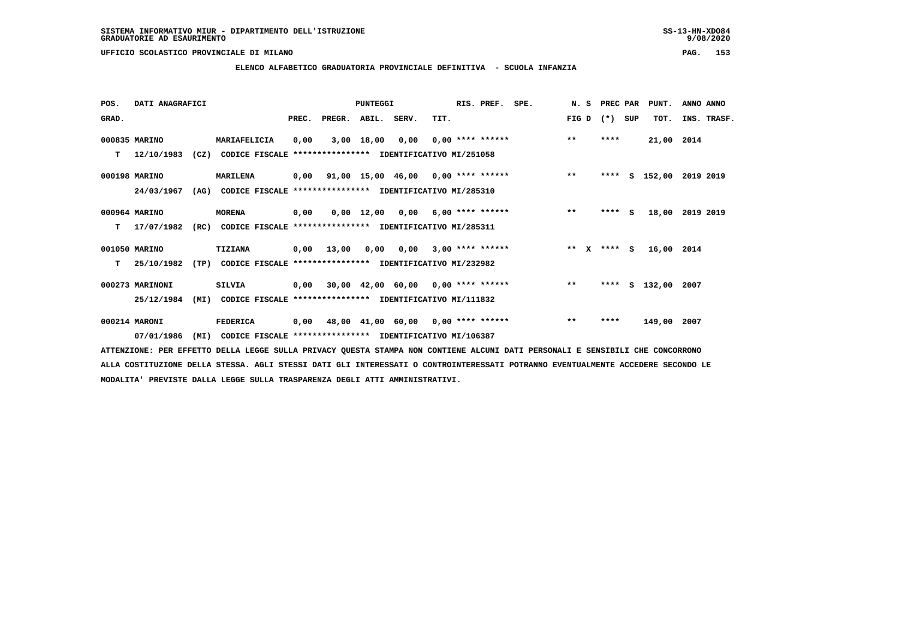SISTEMA INFORMATIVO MIUR - DIPARTIMENTO DELL'ISTRUZIONE
GRADUATORIE AD ESAURIMENTO

UFFICIO SCOLASTICO PROVINCIALE DI MILANO

**ELENCO ALFABETICO GRADUATORIA PROVINCIALE DEFINITIVA - SCUOLA INFANZIA**

| POS. GRAD. | DATI ANAGRAFICI | | PREC. | PREGR. | ABIL. | SERV. | TIT. | RIS. PREF. | SPE. | N. S FIG D | PREC PAR (*) SUP | PUNT. TOT. | ANNO ANNO INS. TRASF. |
|---|---|---|---|---|---|---|---|---|---|---|---|---|---|
| 000835 | MARINO | MARIAFELICIA | 0,00 | 3,00 | 18,00 | 0,00 | 0,00 | **** ****** | | ** | **** | 21,00 | 2014 |
| T | 12/10/1983 (CZ) | CODICE FISCALE **************** IDENTIFICATIVO MI/251058 | | | | | | | | | | | |
| 000198 | MARINO | MARILENA | 0,00 | 91,00 | 15,00 | 46,00 | 0,00 | **** ****** | | ** | **** S | 152,00 | 2019 2019 |
| | 24/03/1967 (AG) | CODICE FISCALE **************** IDENTIFICATIVO MI/285310 | | | | | | | | | | | |
| 000964 | MARINO | MORENA | 0,00 | 0,00 | 12,00 | 0,00 | 6,00 | **** ****** | | ** | **** S | 18,00 | 2019 2019 |
| T | 17/07/1982 (RC) | CODICE FISCALE **************** IDENTIFICATIVO MI/285311 | | | | | | | | | | | |
| 001050 | MARINO | TIZIANA | 0,00 | 13,00 | 0,00 | 0,00 | 3,00 | **** ****** | | ** X | **** S | 16,00 | 2014 |
| T | 25/10/1982 (TP) | CODICE FISCALE **************** IDENTIFICATIVO MI/232982 | | | | | | | | | | | |
| 000273 | MARINONI | SILVIA | 0,00 | 30,00 | 42,00 | 60,00 | 0,00 | **** ****** | | ** | **** S | 132,00 | 2007 |
| | 25/12/1984 (MI) | CODICE FISCALE **************** IDENTIFICATIVO MI/111832 | | | | | | | | | | | |
| 000214 | MARONI | FEDERICA | 0,00 | 48,00 | 41,00 | 60,00 | 0,00 | **** ****** | | ** | **** | 149,00 | 2007 |
| | 07/01/1986 (MI) | CODICE FISCALE **************** IDENTIFICATIVO MI/106387 | | | | | | | | | | | |

ATTENZIONE: PER EFFETTO DELLA LEGGE SULLA PRIVACY QUESTA STAMPA NON CONTIENE ALCUNI DATI PERSONALI E SENSIBILI CHE CONCORRONO ALLA COSTITUZIONE DELLA STESSA. AGLI STESSI DATI GLI INTERESSATI O CONTROINTERESSATI POTRANNO EVENTUALMENTE ACCEDERE SECONDO LE MODALITA' PREVISTE DALLA LEGGE SULLA TRASPARENZA DEGLI ATTI AMMINISTRATIVI.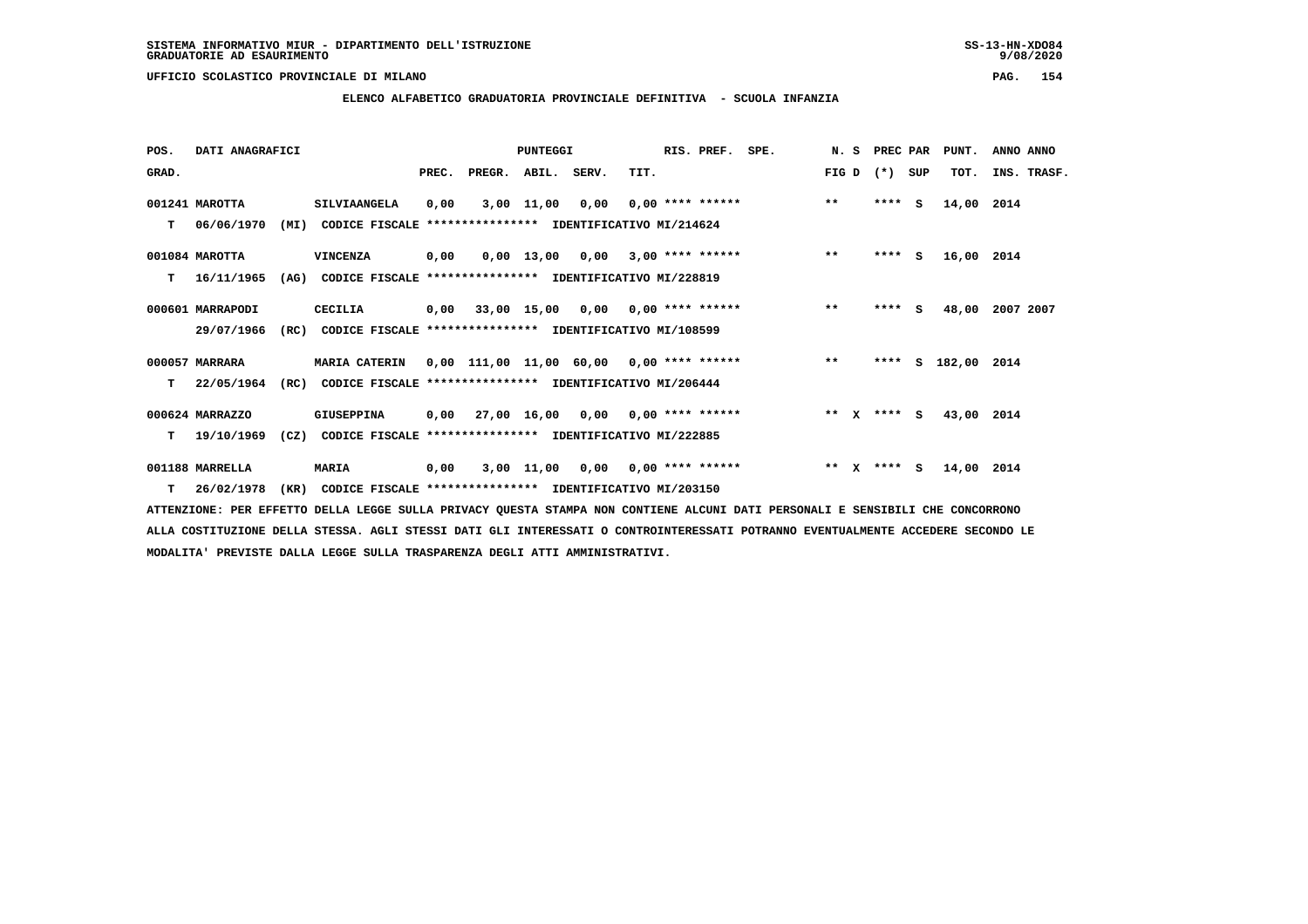SISTEMA INFORMATIVO MIUR - DIPARTIMENTO DELL'ISTRUZIONE
GRADUATORIE AD ESAURIMENTO

UFFICIO SCOLASTICO PROVINCIALE DI MILANO

**ELENCO ALFABETICO GRADUATORIA PROVINCIALE DEFINITIVA - SCUOLA INFANZIA**

| POS. GRAD. | DATI ANAGRAFICI | | PREC. | PREGR. | ABIL. | SERV. | TIT. | RIS. PREF. | SPE. | N. S FIG D | PREC PAR (*) SUP | PUNT. TOT. | ANNO ANNO INS. TRASF. |
|---|---|---|---|---|---|---|---|---|---|---|---|---|---|
| 001241 | MAROTTA | SILVIAANGELA | 0,00 | 3,00 | 11,00 | 0,00 | 0,00 | **** ****** | | ** | **** S | 14,00 | 2014 |
| T | 06/06/1970 (MI) | CODICE FISCALE **************** IDENTIFICATIVO MI/214624 | | | | | | | | | | | |
| 001084 | MAROTTA | VINCENZA | 0,00 | 0,00 | 13,00 | 0,00 | 3,00 | **** ****** | | ** | **** S | 16,00 | 2014 |
| T | 16/11/1965 (AG) | CODICE FISCALE **************** IDENTIFICATIVO MI/228819 | | | | | | | | | | | |
| 000601 | MARRAPODI | CECILIA | 0,00 | 33,00 | 15,00 | 0,00 | 0,00 | **** ****** | | ** | **** S | 48,00 | 2007 2007 |
| | 29/07/1966 (RC) | CODICE FISCALE **************** IDENTIFICATIVO MI/108599 | | | | | | | | | | | |
| 000057 | MARRARA | MARIA CATERIN | 0,00 | 111,00 | 11,00 | 60,00 | 0,00 | **** ****** | | ** | **** S | 182,00 | 2014 |
| T | 22/05/1964 (RC) | CODICE FISCALE **************** IDENTIFICATIVO MI/206444 | | | | | | | | | | | |
| 000624 | MARRAZZO | GIUSEPPINA | 0,00 | 27,00 | 16,00 | 0,00 | 0,00 | **** ****** | | ** X | **** S | 43,00 | 2014 |
| T | 19/10/1969 (CZ) | CODICE FISCALE **************** IDENTIFICATIVO MI/222885 | | | | | | | | | | | |
| 001188 | MARRELLA | MARIA | 0,00 | 3,00 | 11,00 | 0,00 | 0,00 | **** ****** | | ** X | **** S | 14,00 | 2014 |
| T | 26/02/1978 (KR) | CODICE FISCALE **************** IDENTIFICATIVO MI/203150 | | | | | | | | | | | |

ATTENZIONE: PER EFFETTO DELLA LEGGE SULLA PRIVACY QUESTA STAMPA NON CONTIENE ALCUNI DATI PERSONALI E SENSIBILI CHE CONCORRONO ALLA COSTITUZIONE DELLA STESSA. AGLI STESSI DATI GLI INTERESSATI O CONTROINTERESSATI POTRANNO EVENTUALMENTE ACCEDERE SECONDO LE MODALITA' PREVISTE DALLA LEGGE SULLA TRASPARENZA DEGLI ATTI AMMINISTRATIVI.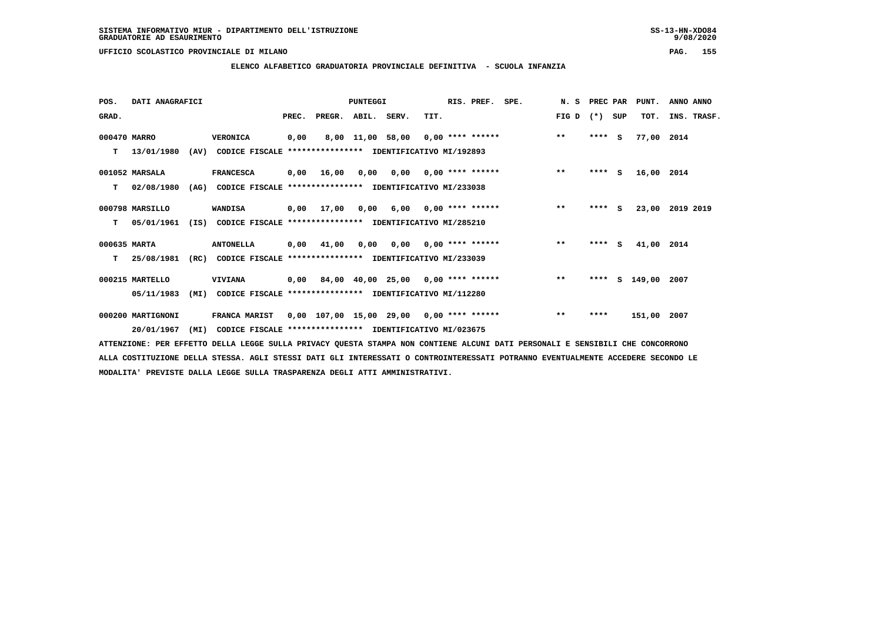SISTEMA INFORMATIVO MIUR - DIPARTIMENTO DELL'ISTRUZIONE
GRADUATORIE AD ESAURIMENTO

UFFICIO SCOLASTICO PROVINCIALE DI MILANO

## ELENCO ALFABETICO GRADUATORIA PROVINCIALE DEFINITIVA - SCUOLA INFANZIA

| POS. GRAD. | DATI ANAGRAFICI | | PREC. | PREGR. | ABIL. | SERV. | TIT. | RIS. PREF. | SPE. | N. S FIG D | PREC PAR (*) | SUP | PUNT. TOT. | ANNO ANNO INS. TRASF. |
|---|---|---|---|---|---|---|---|---|---|---|---|---|---|---|
| 000470 | MARRO | VERONICA | 0,00 | 8,00 | 11,00 | 58,00 | 0,00 | **** ****** | | ** | **** | S | 77,00 | 2014 |
| T | 13/01/1980 (AV) | CODICE FISCALE **************** IDENTIFICATIVO MI/192893 | | | | | | | | | | | | |
| 001052 | MARSALA | FRANCESCA | 0,00 | 16,00 | 0,00 | 0,00 | 0,00 | **** ****** | | ** | **** | S | 16,00 | 2014 |
| T | 02/08/1980 (AG) | CODICE FISCALE **************** IDENTIFICATIVO MI/233038 | | | | | | | | | | | | |
| 000798 | MARSILLO | WANDISA | 0,00 | 17,00 | 0,00 | 6,00 | 0,00 | **** ****** | | ** | **** | S | 23,00 | 2019 2019 |
| T | 05/01/1961 (IS) | CODICE FISCALE **************** IDENTIFICATIVO MI/285210 | | | | | | | | | | | | |
| 000635 | MARTA | ANTONELLA | 0,00 | 41,00 | 0,00 | 0,00 | 0,00 | **** ****** | | ** | **** | S | 41,00 | 2014 |
| T | 25/08/1981 (RC) | CODICE FISCALE **************** IDENTIFICATIVO MI/233039 | | | | | | | | | | | | |
| 000215 | MARTELLO | VIVIANA | 0,00 | 84,00 | 40,00 | 25,00 | 0,00 | **** ****** | | ** | **** | S | 149,00 | 2007 |
| | 05/11/1983 (MI) | CODICE FISCALE **************** IDENTIFICATIVO MI/112280 | | | | | | | | | | | | |
| 000200 | MARTIGNONI | FRANCA MARIST | 0,00 | 107,00 | 15,00 | 29,00 | 0,00 | **** ****** | | ** | **** | | 151,00 | 2007 |
| | 20/01/1967 (MI) | CODICE FISCALE **************** IDENTIFICATIVO MI/023675 | | | | | | | | | | | | |

ATTENZIONE: PER EFFETTO DELLA LEGGE SULLA PRIVACY QUESTA STAMPA NON CONTIENE ALCUNI DATI PERSONALI E SENSIBILI CHE CONCORRONO ALLA COSTITUZIONE DELLA STESSA. AGLI STESSI DATI GLI INTERESSATI O CONTROINTERESSATI POTRANNO EVENTUALMENTE ACCEDERE SECONDO LE MODALITA' PREVISTE DALLA LEGGE SULLA TRASPARENZA DEGLI ATTI AMMINISTRATIVI.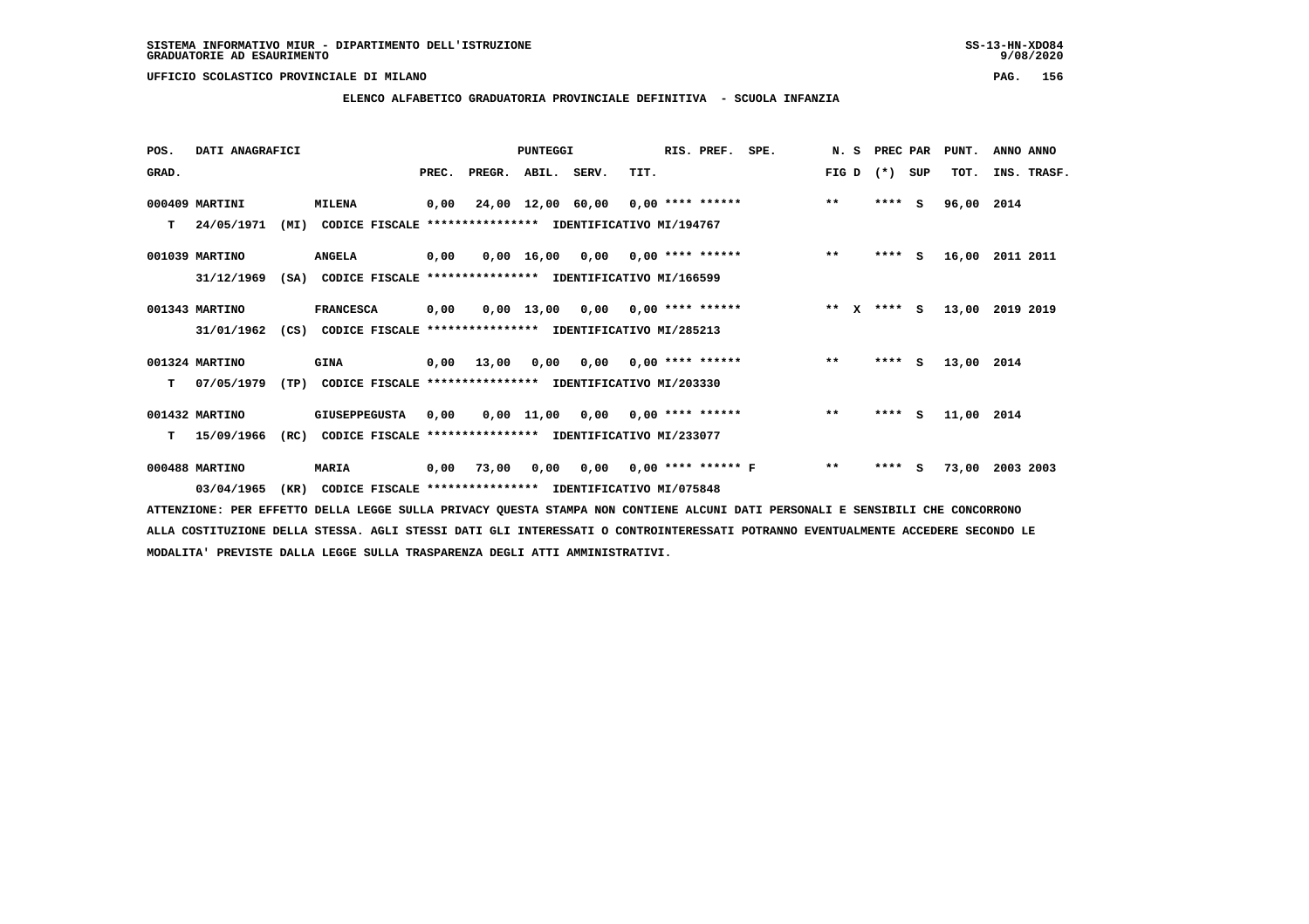SISTEMA INFORMATIVO MIUR - DIPARTIMENTO DELL'ISTRUZIONE
GRADUATORIE AD ESAURIMENTO

UFFICIO SCOLASTICO PROVINCIALE DI MILANO

## ELENCO ALFABETICO GRADUATORIA PROVINCIALE DEFINITIVA - SCUOLA INFANZIA

| POS. GRAD. | DATI ANAGRAFICI | | PREC. | PREGR. | ABIL. | SERV. | TIT. | RIS. PREF. | SPE. | N. S FIG D | PREC PAR (*) SUP | PUNT. TOT. | ANNO ANNO INS. TRASF. |
|---|---|---|---|---|---|---|---|---|---|---|---|---|---|
| 000409 | MARTINI | MILENA | 0,00 | 24,00 | 12,00 | 60,00 | 0,00 | **** ****** | | ** | **** S | 96,00 | 2014 |
| T | 24/05/1971 (MI) | CODICE FISCALE **************** IDENTIFICATIVO MI/194767 | | | | | | | | | | | |
| 001039 | MARTINO | ANGELA | 0,00 | 0,00 | 16,00 | 0,00 | 0,00 | **** ****** | | ** | **** S | 16,00 | 2011 2011 |
| | 31/12/1969 (SA) | CODICE FISCALE **************** IDENTIFICATIVO MI/166599 | | | | | | | | | | | |
| 001343 | MARTINO | FRANCESCA | 0,00 | 0,00 | 13,00 | 0,00 | 0,00 | **** ****** | | ** X | **** S | 13,00 | 2019 2019 |
| | 31/01/1962 (CS) | CODICE FISCALE **************** IDENTIFICATIVO MI/285213 | | | | | | | | | | | |
| 001324 | MARTINO | GINA | 0,00 | 13,00 | 0,00 | 0,00 | 0,00 | **** ****** | | ** | **** S | 13,00 | 2014 |
| T | 07/05/1979 (TP) | CODICE FISCALE **************** IDENTIFICATIVO MI/203330 | | | | | | | | | | | |
| 001432 | MARTINO | GIUSEPPEGUSTA | 0,00 | 0,00 | 11,00 | 0,00 | 0,00 | **** ****** | | ** | **** S | 11,00 | 2014 |
| T | 15/09/1966 (RC) | CODICE FISCALE **************** IDENTIFICATIVO MI/233077 | | | | | | | | | | | |
| 000488 | MARTINO | MARIA | 0,00 | 73,00 | 0,00 | 0,00 | 0,00 | **** ****** F | | ** | **** S | 73,00 | 2003 2003 |
| | 03/04/1965 (KR) | CODICE FISCALE **************** IDENTIFICATIVO MI/075848 | | | | | | | | | | | |

ATTENZIONE: PER EFFETTO DELLA LEGGE SULLA PRIVACY QUESTA STAMPA NON CONTIENE ALCUNI DATI PERSONALI E SENSIBILI CHE CONCORRONO ALLA COSTITUZIONE DELLA STESSA. AGLI STESSI DATI GLI INTERESSATI O CONTROINTERESSATI POTRANNO EVENTUALMENTE ACCEDERE SECONDO LE MODALITA' PREVISTE DALLA LEGGE SULLA TRASPARENZA DEGLI ATTI AMMINISTRATIVI.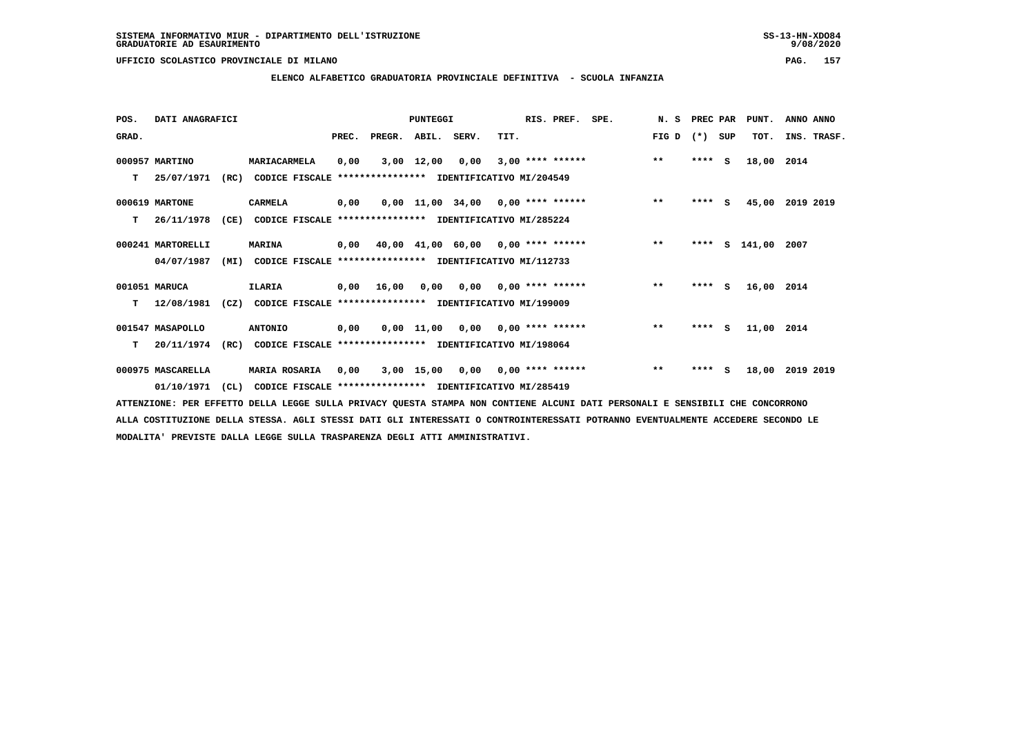ELENCO ALFABETICO GRADUATORIA PROVINCIALE DEFINITIVA - SCUOLA INFANZIA

| POS. GRAD. | DATI ANAGRAFICI | | PREC. | PREGR. | ABIL. | SERV. | TIT. | RIS. PREF. | SPE. | N. S FIG D | PREC PAR (*) | SUP | PUNT. TOT. | ANNO ANNO INS. TRASF. |
|---|---|---|---|---|---|---|---|---|---|---|---|---|---|---|
| 000957 | MARTINO | MARIACARMELA | 0,00 | 3,00 | 12,00 | 0,00 | 3,00 | **** ****** | | ** | **** | S | 18,00 | 2014 |
| T | 25/07/1971 (RC) | CODICE FISCALE **************** IDENTIFICATIVO MI/204549 | | | | | | | | | | | | |
| 000619 | MARTONE | CARMELA | 0,00 | 0,00 | 11,00 | 34,00 | 0,00 | **** ****** | | ** | **** | S | 45,00 | 2019 2019 |
| T | 26/11/1978 (CE) | CODICE FISCALE **************** IDENTIFICATIVO MI/285224 | | | | | | | | | | | | |
| 000241 | MARTORELLI | MARINA | 0,00 | 40,00 | 41,00 | 60,00 | 0,00 | **** ****** | | ** | **** | S | 141,00 | 2007 |
| | 04/07/1987 (MI) | CODICE FISCALE **************** IDENTIFICATIVO MI/112733 | | | | | | | | | | | | |
| 001051 | MARUCA | ILARIA | 0,00 | 16,00 | 0,00 | 0,00 | 0,00 | **** ****** | | ** | **** | S | 16,00 | 2014 |
| T | 12/08/1981 (CZ) | CODICE FISCALE **************** IDENTIFICATIVO MI/199009 | | | | | | | | | | | | |
| 001547 | MASAPOLLO | ANTONIO | 0,00 | 0,00 | 11,00 | 0,00 | 0,00 | **** ****** | | ** | **** | S | 11,00 | 2014 |
| T | 20/11/1974 (RC) | CODICE FISCALE **************** IDENTIFICATIVO MI/198064 | | | | | | | | | | | | |
| 000975 | MASCARELLA | MARIA ROSARIA | 0,00 | 3,00 | 15,00 | 0,00 | 0,00 | **** ****** | | ** | **** | S | 18,00 | 2019 2019 |
| | 01/10/1971 (CL) | CODICE FISCALE **************** IDENTIFICATIVO MI/285419 | | | | | | | | | | | | |

ATTENZIONE: PER EFFETTO DELLA LEGGE SULLA PRIVACY QUESTA STAMPA NON CONTIENE ALCUNI DATI PERSONALI E SENSIBILI CHE CONCORRONO ALLA COSTITUZIONE DELLA STESSA. AGLI STESSI DATI GLI INTERESSATI O CONTROINTERESSATI POTRANNO EVENTUALMENTE ACCEDERE SECONDO LE MODALITA' PREVISTE DALLA LEGGE SULLA TRASPARENZA DEGLI ATTI AMMINISTRATIVI.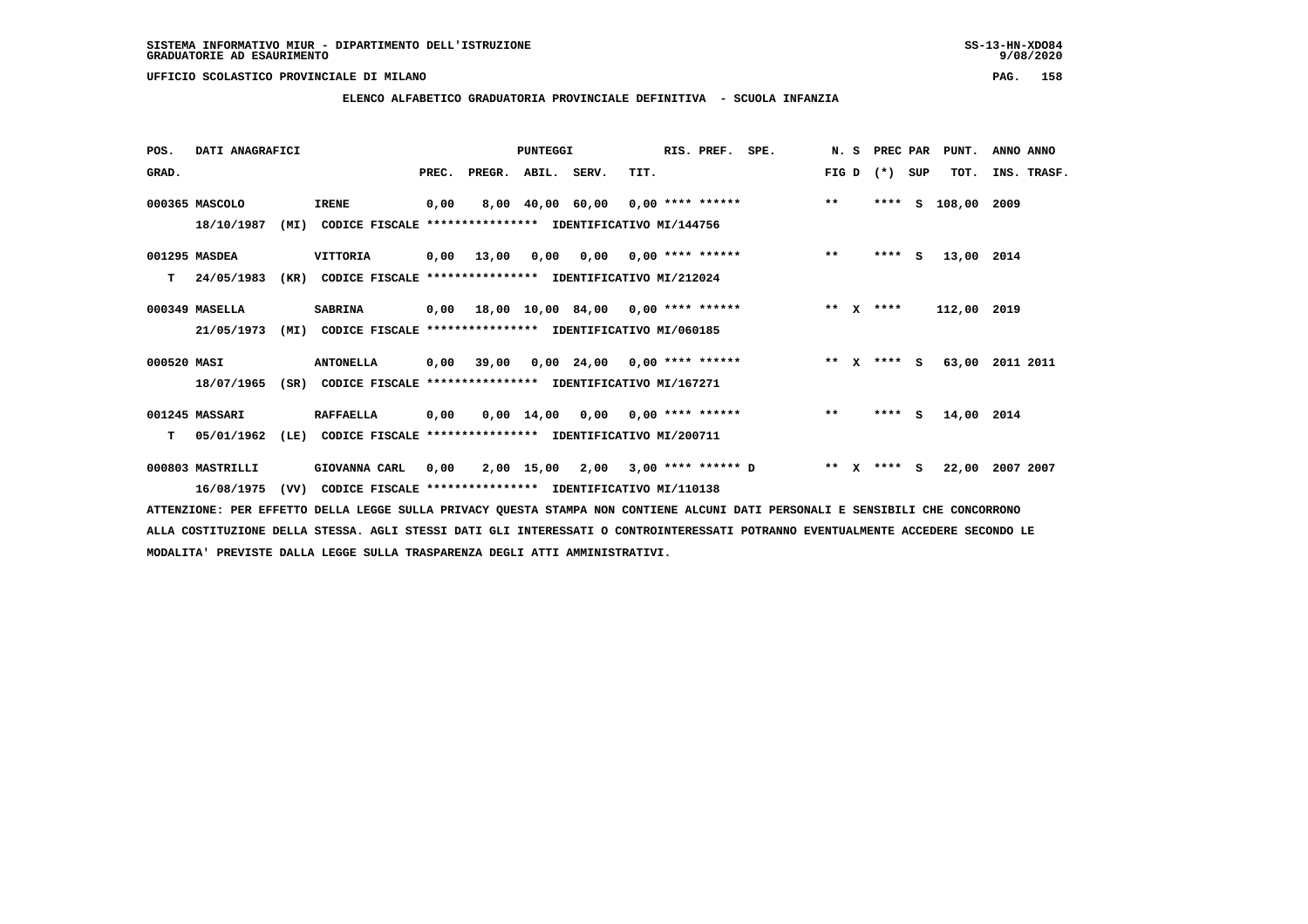SISTEMA INFORMATIVO MIUR - DIPARTIMENTO DELL'ISTRUZIONE
GRADUATORIE AD ESAURIMENTO

UFFICIO SCOLASTICO PROVINCIALE DI MILANO

**ELENCO ALFABETICO GRADUATORIA PROVINCIALE DEFINITIVA - SCUOLA INFANZIA**

| POS. GRAD. | DATI ANAGRAFICI | | PREC. | PREGR. | ABIL. | SERV. | TIT. | RIS. PREF. | SPE. | N. S FIG D | PREC PAR (*) SUP | PUNT. TOT. | ANNO ANNO INS. TRASF. |
|---|---|---|---|---|---|---|---|---|---|---|---|---|---|
| 000365 | MASCOLO | IRENE | 0,00 | 8,00 | 40,00 | 60,00 | 0,00 | **** ****** | | ** | **** S | 108,00 | 2009 |
| | 18/10/1987 (MI) | CODICE FISCALE **************** IDENTIFICATIVO MI/144756 | | | | | | | | | | | |
| 001295 | MASDEA | VITTORIA | 0,00 | 13,00 | 0,00 | 0,00 | 0,00 | **** ****** | | ** | **** S | 13,00 | 2014 |
| T | 24/05/1983 (KR) | CODICE FISCALE **************** IDENTIFICATIVO MI/212024 | | | | | | | | | | | |
| 000349 | MASELLA | SABRINA | 0,00 | 18,00 | 10,00 | 84,00 | 0,00 | **** ****** | | ** X | **** | 112,00 | 2019 |
| | 21/05/1973 (MI) | CODICE FISCALE **************** IDENTIFICATIVO MI/060185 | | | | | | | | | | | |
| 000520 | MASI | ANTONELLA | 0,00 | 39,00 | 0,00 | 24,00 | 0,00 | **** ****** | | ** X | **** S | 63,00 | 2011 2011 |
| | 18/07/1965 (SR) | CODICE FISCALE **************** IDENTIFICATIVO MI/167271 | | | | | | | | | | | |
| 001245 | MASSARI | RAFFAELLA | 0,00 | 0,00 | 14,00 | 0,00 | 0,00 | **** ****** | | ** | **** S | 14,00 | 2014 |
| T | 05/01/1962 (LE) | CODICE FISCALE **************** IDENTIFICATIVO MI/200711 | | | | | | | | | | | |
| 000803 | MASTRILLI | GIOVANNA CARL | 0,00 | 2,00 | 15,00 | 2,00 | 3,00 | **** ****** | D | ** X | **** S | 22,00 | 2007 2007 |
| | 16/08/1975 (VV) | CODICE FISCALE **************** IDENTIFICATIVO MI/110138 | | | | | | | | | | | |

ATTENZIONE: PER EFFETTO DELLA LEGGE SULLA PRIVACY QUESTA STAMPA NON CONTIENE ALCUNI DATI PERSONALI E SENSIBILI CHE CONCORRONO ALLA COSTITUZIONE DELLA STESSA. AGLI STESSI DATI GLI INTERESSATI O CONTROINTERESSATI POTRANNO EVENTUALMENTE ACCEDERE SECONDO LE MODALITA' PREVISTE DALLA LEGGE SULLA TRASPARENZA DEGLI ATTI AMMINISTRATIVI.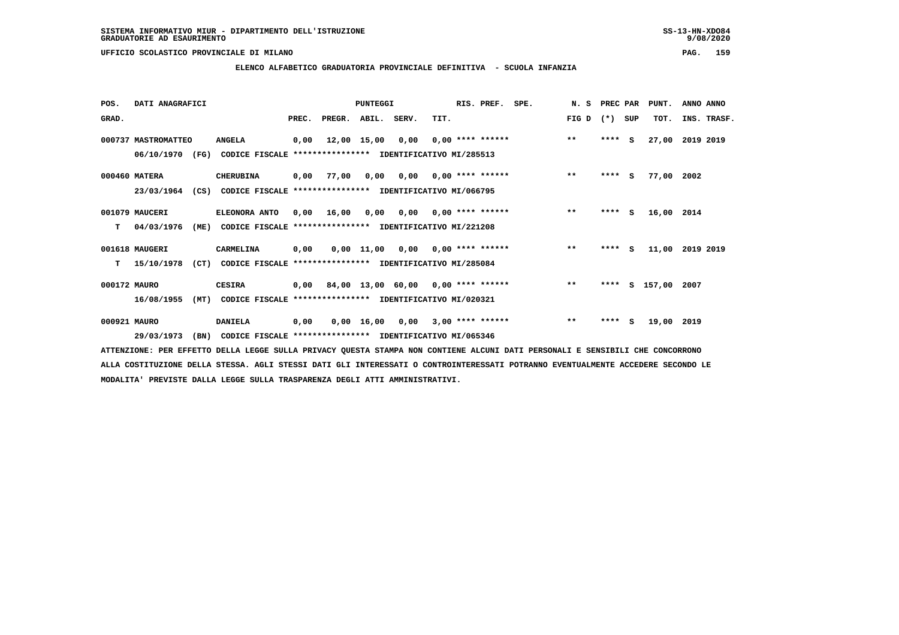SISTEMA INFORMATIVO MIUR - DIPARTIMENTO DELL'ISTRUZIONE
GRADUATORIE AD ESAURIMENTO

UFFICIO SCOLASTICO PROVINCIALE DI MILANO

ELENCO ALFABETICO GRADUATORIA PROVINCIALE DEFINITIVA - SCUOLA INFANZIA

| POS. GRAD. | DATI ANAGRAFICI | | PREC. | PREGR. | ABIL. | SERV. | TIT. | RIS. PREF. | SPE. | N. S FIG D | PREC PAR (*) | SUP | PUNT. TOT. | ANNO INS. | ANNO TRASF. |
|---|---|---|---|---|---|---|---|---|---|---|---|---|---|---|---|
| 000737 | MASTROMATTEO | ANGELA | 0,00 | 12,00 | 15,00 | 0,00 | 0,00 | **** ****** | | ** | **** | S | 27,00 | 2019 | 2019 |
| | 06/10/1970 (FG) | CODICE FISCALE **************** IDENTIFICATIVO MI/285513 | | | | | | | | | | | | | |
| 000460 | MATERA | CHERUBINA | 0,00 | 77,00 | 0,00 | 0,00 | 0,00 | **** ****** | | ** | **** | S | 77,00 | 2002 | |
| | 23/03/1964 (CS) | CODICE FISCALE **************** IDENTIFICATIVO MI/066795 | | | | | | | | | | | | | |
| 001079 | MAUCERI | ELEONORA ANTO | 0,00 | 16,00 | 0,00 | 0,00 | 0,00 | **** ****** | | ** | **** | S | 16,00 | 2014 | |
| T | 04/03/1976 (ME) | CODICE FISCALE **************** IDENTIFICATIVO MI/221208 | | | | | | | | | | | | | |
| 001618 | MAUGERI | CARMELINA | 0,00 | 0,00 | 11,00 | 0,00 | 0,00 | **** ****** | | ** | **** | S | 11,00 | 2019 | 2019 |
| T | 15/10/1978 (CT) | CODICE FISCALE **************** IDENTIFICATIVO MI/285084 | | | | | | | | | | | | | |
| 000172 | MAURO | CESIRA | 0,00 | 84,00 | 13,00 | 60,00 | 0,00 | **** ****** | | ** | **** | S | 157,00 | 2007 | |
| | 16/08/1955 (MT) | CODICE FISCALE **************** IDENTIFICATIVO MI/020321 | | | | | | | | | | | | | |
| 000921 | MAURO | DANIELA | 0,00 | 0,00 | 16,00 | 0,00 | 3,00 | **** ****** | | ** | **** | S | 19,00 | 2019 | |
| | 29/03/1973 (BN) | CODICE FISCALE **************** IDENTIFICATIVO MI/065346 | | | | | | | | | | | | | |

ATTENZIONE: PER EFFETTO DELLA LEGGE SULLA PRIVACY QUESTA STAMPA NON CONTIENE ALCUNI DATI PERSONALI E SENSIBILI CHE CONCORRONO ALLA COSTITUZIONE DELLA STESSA. AGLI STESSI DATI GLI INTERESSATI O CONTROINTERESSATI POTRANNO EVENTUALMENTE ACCEDERE SECONDO LE MODALITA' PREVISTE DALLA LEGGE SULLA TRASPARENZA DEGLI ATTI AMMINISTRATIVI.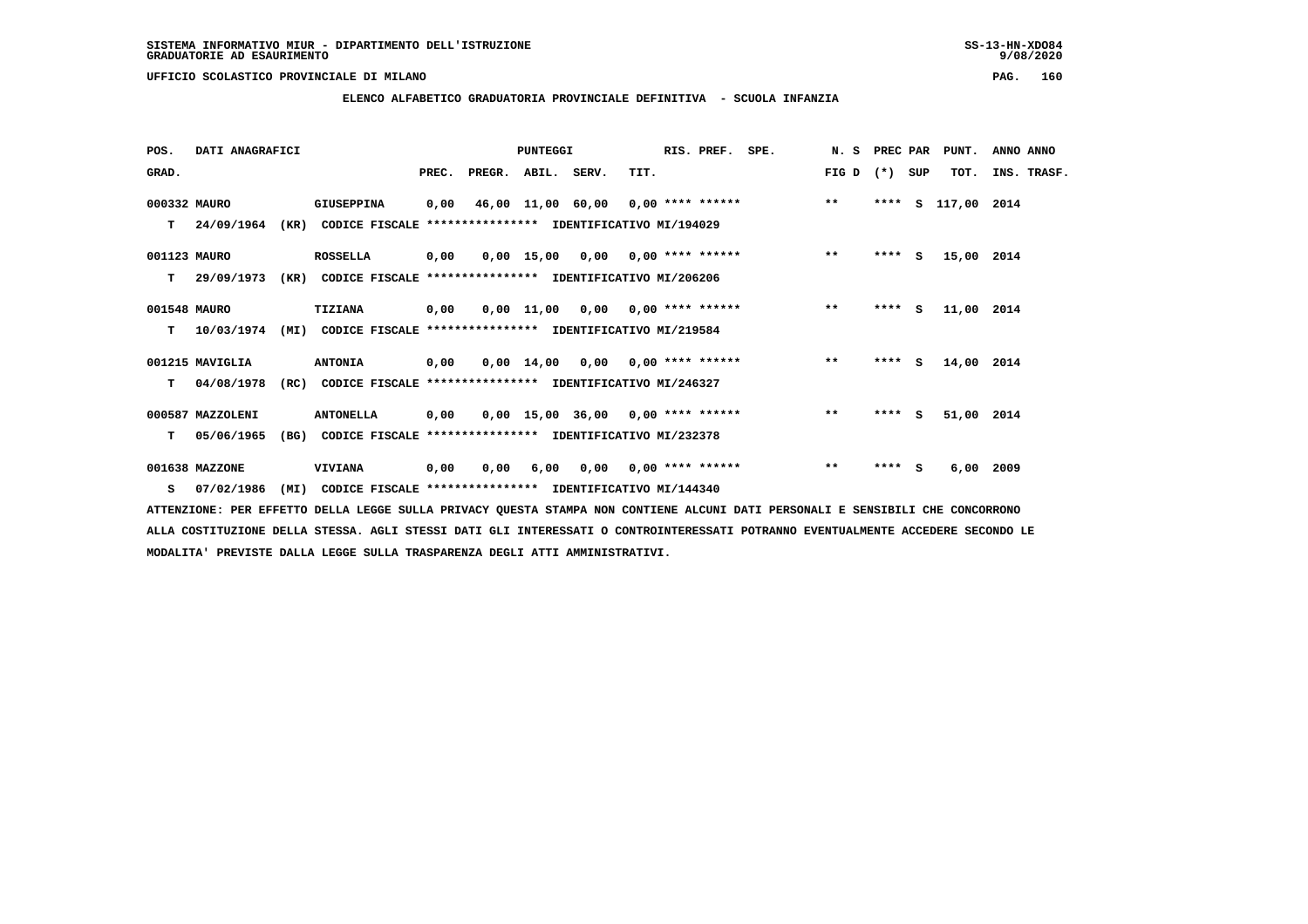SISTEMA INFORMATIVO MIUR - DIPARTIMENTO DELL'ISTRUZIONE
GRADUATORIE AD ESAURIMENTO

UFFICIO SCOLASTICO PROVINCIALE DI MILANO

## ELENCO ALFABETICO GRADUATORIA PROVINCIALE DEFINITIVA - SCUOLA INFANZIA

| POS. GRAD. | DATI ANAGRAFICI | | PREC. | PREGR. | ABIL. | SERV. | TIT. | RIS. PREF. | SPE. | N. S FIG D | PREC PAR (*) SUP | PUNT. TOT. | ANNO ANNO INS. TRASF. |
|---|---|---|---|---|---|---|---|---|---|---|---|---|---|
| 000332 | MAURO | GIUSEPPINA | 0,00 | 46,00 | 11,00 | 60,00 | 0,00 | **** ****** | | ** | **** S | 117,00 | 2014 |
| T | 24/09/1964 (KR) | CODICE FISCALE **************** IDENTIFICATIVO MI/194029 | | | | | | | | | | | |
| 001123 | MAURO | ROSSELLA | 0,00 | 0,00 | 15,00 | 0,00 | 0,00 | **** ****** | | ** | **** S | 15,00 | 2014 |
| T | 29/09/1973 (KR) | CODICE FISCALE **************** IDENTIFICATIVO MI/206206 | | | | | | | | | | | |
| 001548 | MAURO | TIZIANA | 0,00 | 0,00 | 11,00 | 0,00 | 0,00 | **** ****** | | ** | **** S | 11,00 | 2014 |
| T | 10/03/1974 (MI) | CODICE FISCALE **************** IDENTIFICATIVO MI/219584 | | | | | | | | | | | |
| 001215 | MAVIGLIA | ANTONIA | 0,00 | 0,00 | 14,00 | 0,00 | 0,00 | **** ****** | | ** | **** S | 14,00 | 2014 |
| T | 04/08/1978 (RC) | CODICE FISCALE **************** IDENTIFICATIVO MI/246327 | | | | | | | | | | | |
| 000587 | MAZZOLENI | ANTONELLA | 0,00 | 0,00 | 15,00 | 36,00 | 0,00 | **** ****** | | ** | **** S | 51,00 | 2014 |
| T | 05/06/1965 (BG) | CODICE FISCALE **************** IDENTIFICATIVO MI/232378 | | | | | | | | | | | |
| 001638 | MAZZONE | VIVIANA | 0,00 | 0,00 | 6,00 | 0,00 | 0,00 | **** ****** | | ** | **** S | 6,00 | 2009 |
| S | 07/02/1986 (MI) | CODICE FISCALE **************** IDENTIFICATIVO MI/144340 | | | | | | | | | | | |

ATTENZIONE: PER EFFETTO DELLA LEGGE SULLA PRIVACY QUESTA STAMPA NON CONTIENE ALCUNI DATI PERSONALI E SENSIBILI CHE CONCORRONO ALLA COSTITUZIONE DELLA STESSA. AGLI STESSI DATI GLI INTERESSATI O CONTROINTERESSATI POTRANNO EVENTUALMENTE ACCEDERE SECONDO LE MODALITA' PREVISTE DALLA LEGGE SULLA TRASPARENZA DEGLI ATTI AMMINISTRATIVI.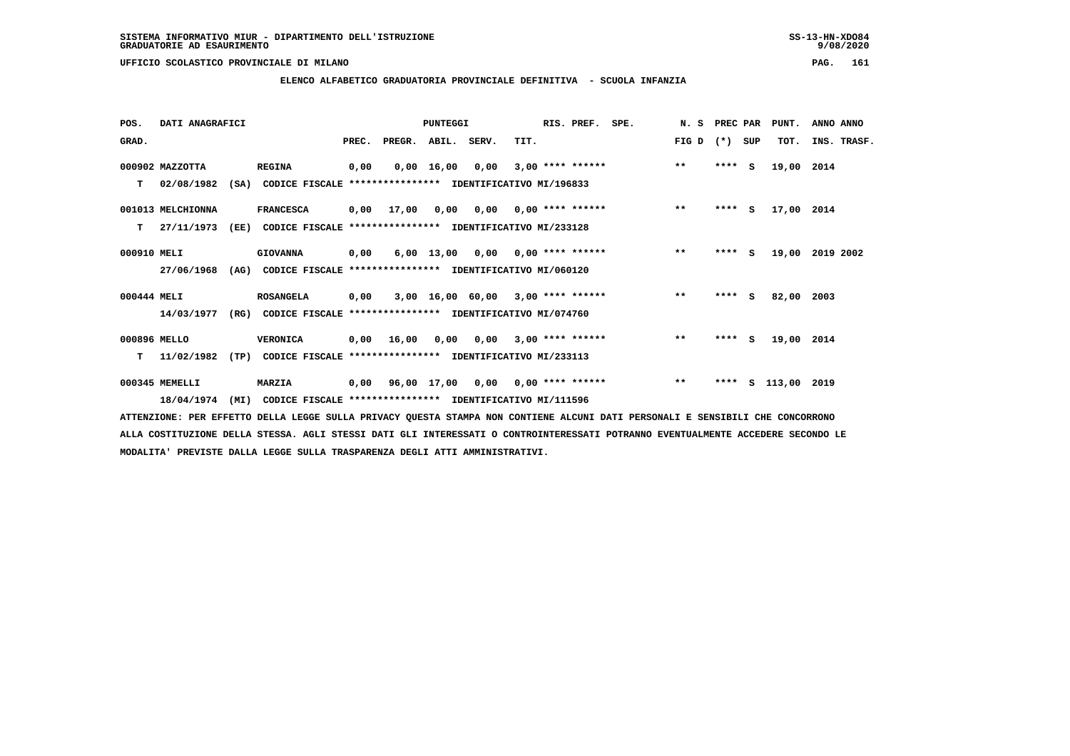SISTEMA INFORMATIVO MIUR - DIPARTIMENTO DELL'ISTRUZIONE
GRADUATORIE AD ESAURIMENTO

UFFICIO SCOLASTICO PROVINCIALE DI MILANO

## ELENCO ALFABETICO GRADUATORIA PROVINCIALE DEFINITIVA - SCUOLA INFANZIA

| POS. GRAD. | DATI ANAGRAFICI | | PREC. | PREGR. | ABIL. | SERV. | TIT. | RIS. PREF. | SPE. | N. S FIG D | PREC PAR (*) SUP | PUNT. TOT. | ANNO ANNO INS. TRASF. |
|---|---|---|---|---|---|---|---|---|---|---|---|---|---|
| 000902 | MAZZOTTA | REGINA | 0,00 | 0,00 | 16,00 | 0,00 | 3,00 | **** ****** | | ** | **** S | 19,00 | 2014 |
| T | 02/08/1982 (SA) | CODICE FISCALE **************** IDENTIFICATIVO MI/196833 | | | | | | | | | | | |
| 001013 | MELCHIONNA | FRANCESCA | 0,00 | 17,00 | 0,00 | 0,00 | 0,00 | **** ****** | | ** | **** S | 17,00 | 2014 |
| T | 27/11/1973 (EE) | CODICE FISCALE **************** IDENTIFICATIVO MI/233128 | | | | | | | | | | | |
| 000910 | MELI | GIOVANNA | 0,00 | 6,00 | 13,00 | 0,00 | 0,00 | **** ****** | | ** | **** S | 19,00 | 2019 2002 |
| | 27/06/1968 (AG) | CODICE FISCALE **************** IDENTIFICATIVO MI/060120 | | | | | | | | | | | |
| 000444 | MELI | ROSANGELA | 0,00 | 3,00 | 16,00 | 60,00 | 3,00 | **** ****** | | ** | **** S | 82,00 | 2003 |
| | 14/03/1977 (RG) | CODICE FISCALE **************** IDENTIFICATIVO MI/074760 | | | | | | | | | | | |
| 000896 | MELLO | VERONICA | 0,00 | 16,00 | 0,00 | 0,00 | 3,00 | **** ****** | | ** | **** S | 19,00 | 2014 |
| T | 11/02/1982 (TP) | CODICE FISCALE **************** IDENTIFICATIVO MI/233113 | | | | | | | | | | | |
| 000345 | MEMELLI | MARZIA | 0,00 | 96,00 | 17,00 | 0,00 | 0,00 | **** ****** | | ** | **** S | 113,00 | 2019 |
| | 18/04/1974 (MI) | CODICE FISCALE **************** IDENTIFICATIVO MI/111596 | | | | | | | | | | | |

ATTENZIONE: PER EFFETTO DELLA LEGGE SULLA PRIVACY QUESTA STAMPA NON CONTIENE ALCUNI DATI PERSONALI E SENSIBILI CHE CONCORRONO ALLA COSTITUZIONE DELLA STESSA. AGLI STESSI DATI GLI INTERESSATI O CONTROINTERESSATI POTRANNO EVENTUALMENTE ACCEDERE SECONDO LE MODALITA' PREVISTE DALLA LEGGE SULLA TRASPARENZA DEGLI ATTI AMMINISTRATIVI.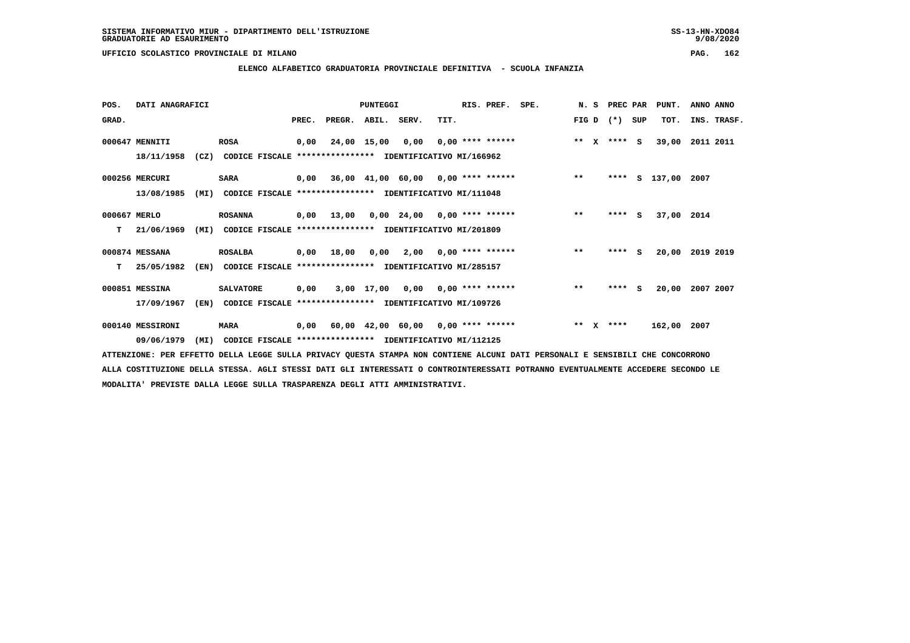SISTEMA INFORMATIVO MIUR - DIPARTIMENTO DELL'ISTRUZIONE
GRADUATORIE AD ESAURIMENTO

UFFICIO SCOLASTICO PROVINCIALE DI MILANO

## ELENCO ALFABETICO GRADUATORIA PROVINCIALE DEFINITIVA - SCUOLA INFANZIA

| POS. GRAD. | DATI ANAGRAFICI | | PUNTEGGI PREC. | PREGR. | ABIL. | SERV. | TIT. | RIS. PREF. | SPE. | N. S FIG D | PREC PAR (*) SUP | PUNT. TOT. | ANNO INS. | ANNO TRASF. |
|---|---|---|---|---|---|---|---|---|---|---|---|---|---|---|
| 000647 | MENNITI 18/11/1958 (CZ) | ROSA | 0,00 | 24,00 | 15,00 | 0,00 | 0,00 | **** ****** | | ** X | **** S | 39,00 | 2011 | 2011 |
| | CODICE FISCALE **************** IDENTIFICATIVO MI/166962 | | | | | | | | | | | | | |
| 000256 | MERCURI 13/08/1985 (MI) | SARA | 0,00 | 36,00 | 41,00 | 60,00 | 0,00 | **** ****** | | ** | **** S | 137,00 | 2007 | |
| | CODICE FISCALE **************** IDENTIFICATIVO MI/111048 | | | | | | | | | | | | | |
| 000667 T | MERLO 21/06/1969 (MI) | ROSANNA | 0,00 | 13,00 | 0,00 | 24,00 | 0,00 | **** ****** | | ** | **** S | 37,00 | 2014 | |
| | CODICE FISCALE **************** IDENTIFICATIVO MI/201809 | | | | | | | | | | | | | |
| 000874 T | MESSANA 25/05/1982 (EN) | ROSALBA | 0,00 | 18,00 | 0,00 | 2,00 | 0,00 | **** ****** | | ** | **** S | 20,00 | 2019 | 2019 |
| | CODICE FISCALE **************** IDENTIFICATIVO MI/285157 | | | | | | | | | | | | | |
| 000851 | MESSINA 17/09/1967 (EN) | SALVATORE | 0,00 | 3,00 | 17,00 | 0,00 | 0,00 | **** ****** | | ** | **** S | 20,00 | 2007 | 2007 |
| | CODICE FISCALE **************** IDENTIFICATIVO MI/109726 | | | | | | | | | | | | | |
| 000140 | MESSIRONI 09/06/1979 (MI) | MARA | 0,00 | 60,00 | 42,00 | 60,00 | 0,00 | **** ****** | | ** X | **** | 162,00 | 2007 | |
| | CODICE FISCALE **************** IDENTIFICATIVO MI/112125 | | | | | | | | | | | | | |

ATTENZIONE: PER EFFETTO DELLA LEGGE SULLA PRIVACY QUESTA STAMPA NON CONTIENE ALCUNI DATI PERSONALI E SENSIBILI CHE CONCORRONO ALLA COSTITUZIONE DELLA STESSA. AGLI STESSI DATI GLI INTERESSATI O CONTROINTERESSATI POTRANNO EVENTUALMENTE ACCEDERE SECONDO LE MODALITA' PREVISTE DALLA LEGGE SULLA TRASPARENZA DEGLI ATTI AMMINISTRATIVI.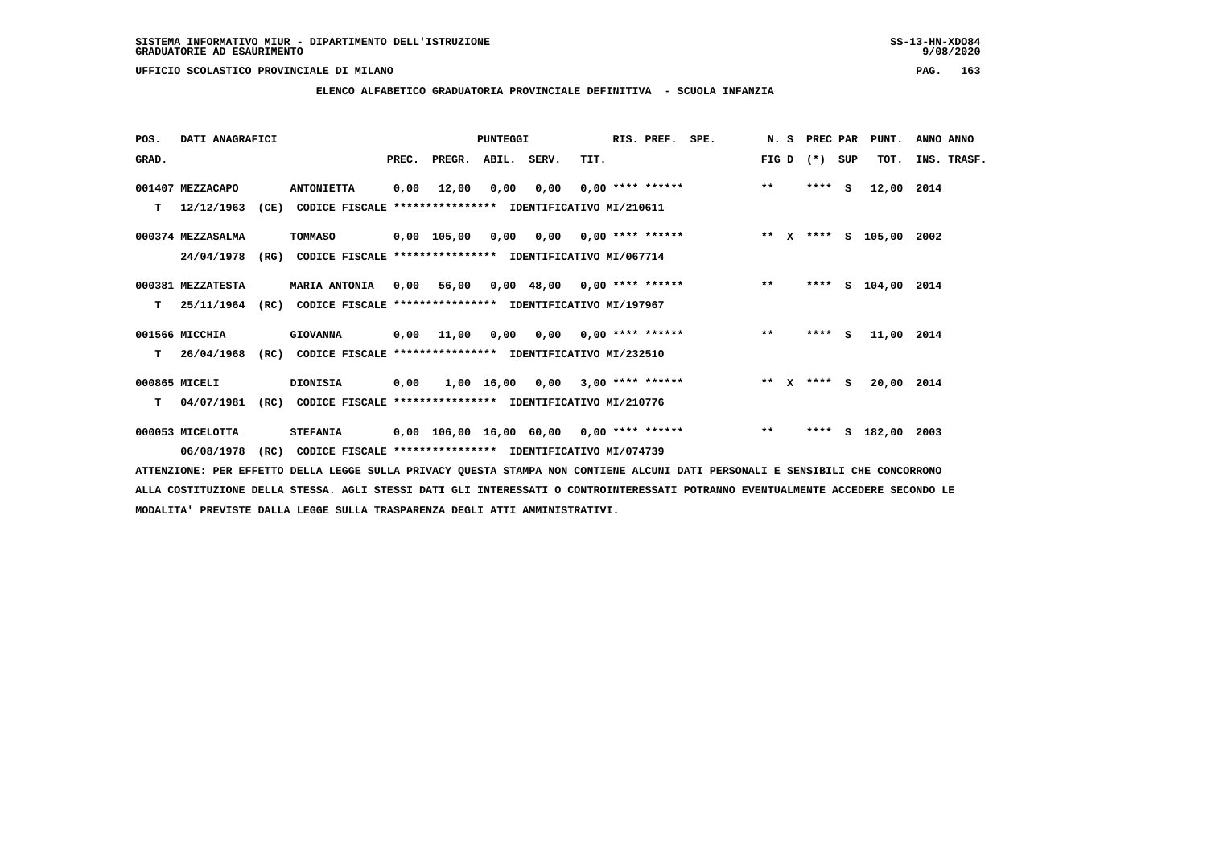SISTEMA INFORMATIVO MIUR - DIPARTIMENTO DELL'ISTRUZIONE
GRADUATORIE AD ESAURIMENTO

UFFICIO SCOLASTICO PROVINCIALE DI MILANO

## ELENCO ALFABETICO GRADUATORIA PROVINCIALE DEFINITIVA - SCUOLA INFANZIA

| POS. | DATI ANAGRAFICI | | | PUNTEGGI | | | | | RIS. PREF. | SPE. | N. S | PREC PAR | | PUNT. | ANNO ANNO |
|---|---|---|---|---|---|---|---|---|---|---|---|---|---|---|---|
| GRAD. | | | | PREC. | PREGR. | ABIL. | SERV. | TIT. | | | FIG D | (*) | SUP | TOT. | INS. TRASF. |
| 001407 | MEZZACAPO | | ANTONIETTA | 0,00 | 12,00 | 0,00 | 0,00 | 0,00 | **** ****** | | ** | **** | S | 12,00 | 2014 |
| T | 12/12/1963 | (CE) | CODICE FISCALE **************** IDENTIFICATIVO MI/210611 | | | | | | | | | | | | |
| 000374 | MEZZASALMA | | TOMMASO | 0,00 | 105,00 | 0,00 | 0,00 | 0,00 | **** ****** | | ** X | **** | S | 105,00 | 2002 |
| | 24/04/1978 | (RG) | CODICE FISCALE **************** IDENTIFICATIVO MI/067714 | | | | | | | | | | | | |
| 000381 | MEZZATESTA | | MARIA ANTONIA | 0,00 | 56,00 | 0,00 | 48,00 | 0,00 | **** ****** | | ** | **** | S | 104,00 | 2014 |
| T | 25/11/1964 | (RC) | CODICE FISCALE **************** IDENTIFICATIVO MI/197967 | | | | | | | | | | | | |
| 001566 | MICCHIA | | GIOVANNA | 0,00 | 11,00 | 0,00 | 0,00 | 0,00 | **** ****** | | ** | **** | S | 11,00 | 2014 |
| T | 26/04/1968 | (RC) | CODICE FISCALE **************** IDENTIFICATIVO MI/232510 | | | | | | | | | | | | |
| 000865 | MICELI | | DIONISIA | 0,00 | 1,00 | 16,00 | 0,00 | 3,00 | **** ****** | | ** X | **** | S | 20,00 | 2014 |
| T | 04/07/1981 | (RC) | CODICE FISCALE **************** IDENTIFICATIVO MI/210776 | | | | | | | | | | | | |
| 000053 | MICELOTTA | | STEFANIA | 0,00 | 106,00 | 16,00 | 60,00 | 0,00 | **** ****** | | ** | **** | S | 182,00 | 2003 |
| | 06/08/1978 | (RC) | CODICE FISCALE **************** IDENTIFICATIVO MI/074739 | | | | | | | | | | | | |

ATTENZIONE: PER EFFETTO DELLA LEGGE SULLA PRIVACY QUESTA STAMPA NON CONTIENE ALCUNI DATI PERSONALI E SENSIBILI CHE CONCORRONO ALLA COSTITUZIONE DELLA STESSA. AGLI STESSI DATI GLI INTERESSATI O CONTROINTERESSATI POTRANNO EVENTUALMENTE ACCEDERE SECONDO LE MODALITA' PREVISTE DALLA LEGGE SULLA TRASPARENZA DEGLI ATTI AMMINISTRATIVI.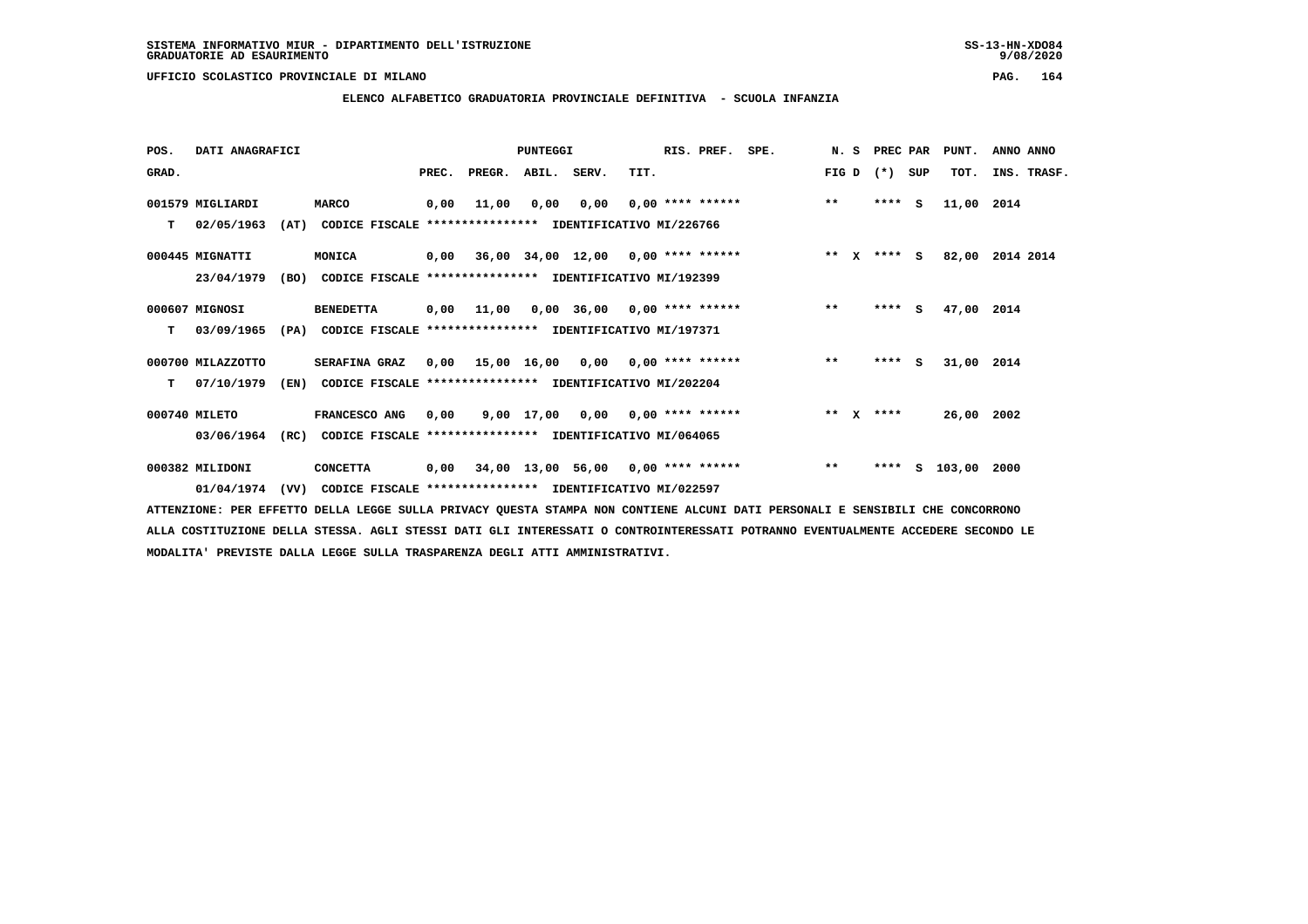SISTEMA INFORMATIVO MIUR - DIPARTIMENTO DELL'ISTRUZIONE
GRADUATORIE AD ESAURIMENTO

UFFICIO SCOLASTICO PROVINCIALE DI MILANO

ELENCO ALFABETICO GRADUATORIA PROVINCIALE DEFINITIVA - SCUOLA INFANZIA

| POS. GRAD. | DATI ANAGRAFICI | | PREC. | PREGR. | ABIL. | SERV. | TIT. | RIS. PREF. | SPE. | N. S FIG D | PREC PAR (*) SUP | PUNT. TOT. | ANNO ANNO INS. TRASF. |
|---|---|---|---|---|---|---|---|---|---|---|---|---|---|
| 001579 | MIGLIARDI | MARCO | 0,00 | 11,00 | 0,00 | 0,00 | 0,00 | **** ****** | | ** | **** S | 11,00 | 2014 |
| T | 02/05/1963 (AT) | CODICE FISCALE **************** IDENTIFICATIVO MI/226766 | | | | | | | | | | | |
| 000445 | MIGNATTI | MONICA | 0,00 | 36,00 | 34,00 | 12,00 | 0,00 | **** ****** | | ** X | **** S | 82,00 | 2014 2014 |
| | 23/04/1979 (BO) | CODICE FISCALE **************** IDENTIFICATIVO MI/192399 | | | | | | | | | | | |
| 000607 | MIGNOSI | BENEDETTA | 0,00 | 11,00 | 0,00 | 36,00 | 0,00 | **** ****** | | ** | **** S | 47,00 | 2014 |
| T | 03/09/1965 (PA) | CODICE FISCALE **************** IDENTIFICATIVO MI/197371 | | | | | | | | | | | |
| 000700 | MILAZZOTTO | SERAFINA GRAZ | 0,00 | 15,00 | 16,00 | 0,00 | 0,00 | **** ****** | | ** | **** S | 31,00 | 2014 |
| T | 07/10/1979 (EN) | CODICE FISCALE **************** IDENTIFICATIVO MI/202204 | | | | | | | | | | | |
| 000740 | MILETO | FRANCESCO ANG | 0,00 | 9,00 | 17,00 | 0,00 | 0,00 | **** ****** | | ** X | **** | 26,00 | 2002 |
| | 03/06/1964 (RC) | CODICE FISCALE **************** IDENTIFICATIVO MI/064065 | | | | | | | | | | | |
| 000382 | MILIDONI | CONCETTA | 0,00 | 34,00 | 13,00 | 56,00 | 0,00 | **** ****** | | ** | **** S | 103,00 | 2000 |
| | 01/04/1974 (VV) | CODICE FISCALE **************** IDENTIFICATIVO MI/022597 | | | | | | | | | | | |

ATTENZIONE: PER EFFETTO DELLA LEGGE SULLA PRIVACY QUESTA STAMPA NON CONTIENE ALCUNI DATI PERSONALI E SENSIBILI CHE CONCORRONO ALLA COSTITUZIONE DELLA STESSA. AGLI STESSI DATI GLI INTERESSATI O CONTROINTERESSATI POTRANNO EVENTUALMENTE ACCEDERE SECONDO LE MODALITA' PREVISTE DALLA LEGGE SULLA TRASPARENZA DEGLI ATTI AMMINISTRATIVI.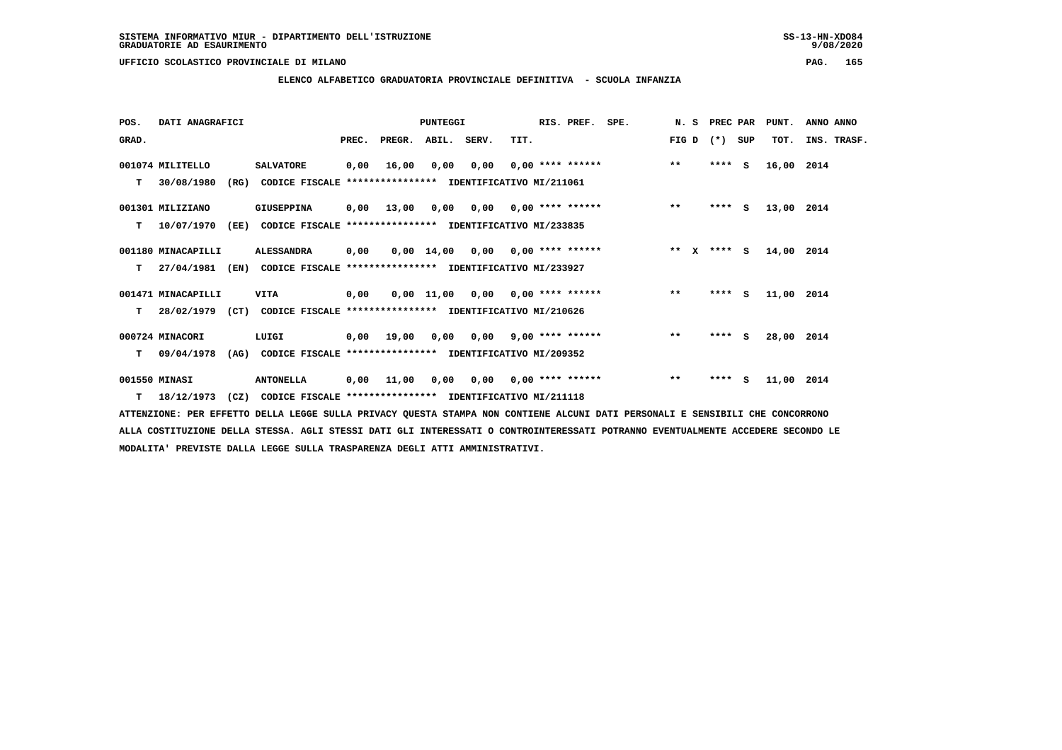SISTEMA INFORMATIVO MIUR - DIPARTIMENTO DELL'ISTRUZIONE
GRADUATORIE AD ESAURIMENTO

UFFICIO SCOLASTICO PROVINCIALE DI MILANO

## ELENCO ALFABETICO GRADUATORIA PROVINCIALE DEFINITIVA - SCUOLA INFANZIA

| POS. GRAD. | DATI ANAGRAFICI | | PREC. | PREGR. | ABIL. | SERV. | TIT. | RIS. PREF. | SPE. | N. S FIG D | PREC PAR (*) SUP | PUNT. TOT. | ANNO INS. | ANNO TRASF. |
|---|---|---|---|---|---|---|---|---|---|---|---|---|---|---|
| 001074 | MILITELLO | SALVATORE | 0,00 | 16,00 | 0,00 | 0,00 | 0,00 | **** ****** | | ** | **** S | 16,00 | 2014 | |
| T | 30/08/1980 (RG) | CODICE FISCALE **************** IDENTIFICATIVO MI/211061 | | | | | | | | | | | | |
| 001301 | MILIZIANO | GIUSEPPINA | 0,00 | 13,00 | 0,00 | 0,00 | 0,00 | **** ****** | | ** | **** S | 13,00 | 2014 | |
| T | 10/07/1970 (EE) | CODICE FISCALE **************** IDENTIFICATIVO MI/233835 | | | | | | | | | | | | |
| 001180 | MINACAPILLI | ALESSANDRA | 0,00 | 0,00 | 14,00 | 0,00 | 0,00 | **** ****** | | ** X | **** S | 14,00 | 2014 | |
| T | 27/04/1981 (EN) | CODICE FISCALE **************** IDENTIFICATIVO MI/233927 | | | | | | | | | | | | |
| 001471 | MINACAPILLI | VITA | 0,00 | 0,00 | 11,00 | 0,00 | 0,00 | **** ****** | | ** | **** S | 11,00 | 2014 | |
| T | 28/02/1979 (CT) | CODICE FISCALE **************** IDENTIFICATIVO MI/210626 | | | | | | | | | | | | |
| 000724 | MINACORI | LUIGI | 0,00 | 19,00 | 0,00 | 0,00 | 9,00 | **** ****** | | ** | **** S | 28,00 | 2014 | |
| T | 09/04/1978 (AG) | CODICE FISCALE **************** IDENTIFICATIVO MI/209352 | | | | | | | | | | | | |
| 001550 | MINASI | ANTONELLA | 0,00 | 11,00 | 0,00 | 0,00 | 0,00 | **** ****** | | ** | **** S | 11,00 | 2014 | |
| T | 18/12/1973 (CZ) | CODICE FISCALE **************** IDENTIFICATIVO MI/211118 | | | | | | | | | | | | |

ATTENZIONE: PER EFFETTO DELLA LEGGE SULLA PRIVACY QUESTA STAMPA NON CONTIENE ALCUNI DATI PERSONALI E SENSIBILI CHE CONCORRONO ALLA COSTITUZIONE DELLA STESSA. AGLI STESSI DATI GLI INTERESSATI O CONTROINTERESSATI POTRANNO EVENTUALMENTE ACCEDERE SECONDO LE MODALITA' PREVISTE DALLA LEGGE SULLA TRASPARENZA DEGLI ATTI AMMINISTRATIVI.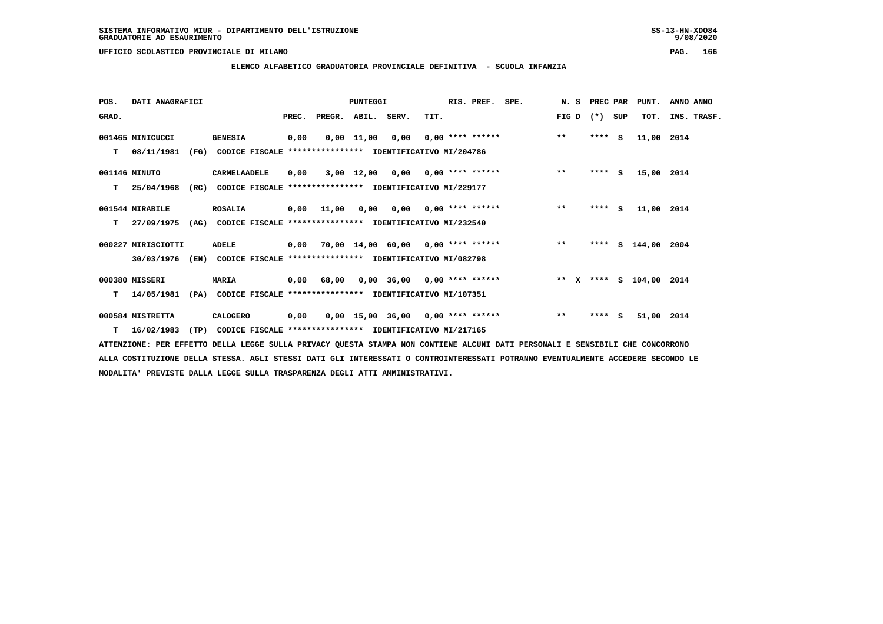SISTEMA INFORMATIVO MIUR - DIPARTIMENTO DELL'ISTRUZIONE
GRADUATORIE AD ESAURIMENTO

UFFICIO SCOLASTICO PROVINCIALE DI MILANO

**ELENCO ALFABETICO GRADUATORIA PROVINCIALE DEFINITIVA - SCUOLA INFANZIA**

| POS. GRAD. | DATI ANAGRAFICI | | PREC. | PREGR. | ABIL. | SERV. | TIT. | RIS. PREF. | SPE. | N. S FIG D | PREC PAR (*) SUP | PUNT. TOT. | ANNO ANNO INS. TRASF. |
|---|---|---|---|---|---|---|---|---|---|---|---|---|---|
| 001465 | MINICUCCI | GENESIA | 0,00 | 0,00 | 11,00 | 0,00 | 0,00 | **** ****** | | ** | **** S | 11,00 | 2014 |
| T | 08/11/1981 (FG) | CODICE FISCALE **************** IDENTIFICATIVO MI/204786 | | | | | | | | | | | |
| 001146 | MINUTO | CARMELAADELE | 0,00 | 3,00 | 12,00 | 0,00 | 0,00 | **** ****** | | ** | **** S | 15,00 | 2014 |
| T | 25/04/1968 (RC) | CODICE FISCALE **************** IDENTIFICATIVO MI/229177 | | | | | | | | | | | |
| 001544 | MIRABILE | ROSALIA | 0,00 | 11,00 | 0,00 | 0,00 | 0,00 | **** ****** | | ** | **** S | 11,00 | 2014 |
| T | 27/09/1975 (AG) | CODICE FISCALE **************** IDENTIFICATIVO MI/232540 | | | | | | | | | | | |
| 000227 | MIRISCIOTTI | ADELE | 0,00 | 70,00 | 14,00 | 60,00 | 0,00 | **** ****** | | ** | **** S | 144,00 | 2004 |
| | 30/03/1976 (EN) | CODICE FISCALE **************** IDENTIFICATIVO MI/082798 | | | | | | | | | | | |
| 000380 | MISSERI | MARIA | 0,00 | 68,00 | 0,00 | 36,00 | 0,00 | **** ****** | | ** X | **** S | 104,00 | 2014 |
| T | 14/05/1981 (PA) | CODICE FISCALE **************** IDENTIFICATIVO MI/107351 | | | | | | | | | | | |
| 000584 | MISTRETTA | CALOGERO | 0,00 | 0,00 | 15,00 | 36,00 | 0,00 | **** ****** | | ** | **** S | 51,00 | 2014 |
| T | 16/02/1983 (TP) | CODICE FISCALE **************** IDENTIFICATIVO MI/217165 | | | | | | | | | | | |

ATTENZIONE: PER EFFETTO DELLA LEGGE SULLA PRIVACY QUESTA STAMPA NON CONTIENE ALCUNI DATI PERSONALI E SENSIBILI CHE CONCORRONO ALLA COSTITUZIONE DELLA STESSA. AGLI STESSI DATI GLI INTERESSATI O CONTROINTERESSATI POTRANNO EVENTUALMENTE ACCEDERE SECONDO LE MODALITA' PREVISTE DALLA LEGGE SULLA TRASPARENZA DEGLI ATTI AMMINISTRATIVI.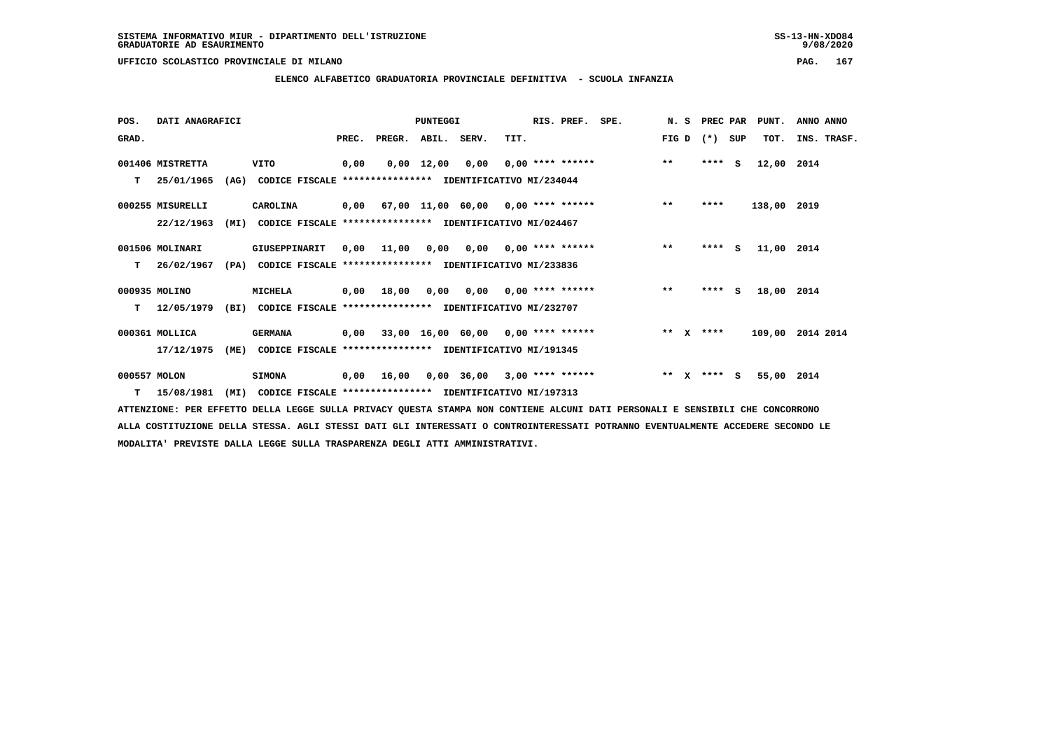SISTEMA INFORMATIVO MIUR - DIPARTIMENTO DELL'ISTRUZIONE
GRADUATORIE AD ESAURIMENTO

UFFICIO SCOLASTICO PROVINCIALE DI MILANO

## ELENCO ALFABETICO GRADUATORIA PROVINCIALE DEFINITIVA - SCUOLA INFANZIA

| POS. GRAD. | DATI ANAGRAFICI | | | PREC. | PREGR. | ABIL. | SERV. | TIT. | RIS. PREF. | SPE. | N. S FIG D | PREC PAR (*) SUP | PUNT. TOT. | ANNO ANNO INS. TRASF. |
|---|---|---|---|---|---|---|---|---|---|---|---|---|---|---|
| 001406 | MISTRETTA | VITO | | 0,00 | 0,00 | 12,00 | 0,00 | 0,00 | **** ****** | | ** | **** S | 12,00 | 2014 |
| T | 25/01/1965 (AG) | CODICE FISCALE **************** | IDENTIFICATIVO MI/234044 | | | | | | | | | | | |
| 000255 | MISURELLI | CAROLINA | | 0,00 | 67,00 | 11,00 | 60,00 | 0,00 | **** ****** | | ** | **** | 138,00 | 2019 |
| | 22/12/1963 (MI) | CODICE FISCALE **************** | IDENTIFICATIVO MI/024467 | | | | | | | | | | | |
| 001506 | MOLINARI | GIUSEPPINARIT | | 0,00 | 11,00 | 0,00 | 0,00 | 0,00 | **** ****** | | ** | **** S | 11,00 | 2014 |
| T | 26/02/1967 (PA) | CODICE FISCALE **************** | IDENTIFICATIVO MI/233836 | | | | | | | | | | | |
| 000935 | MOLINO | MICHELA | | 0,00 | 18,00 | 0,00 | 0,00 | 0,00 | **** ****** | | ** | **** S | 18,00 | 2014 |
| T | 12/05/1979 (BI) | CODICE FISCALE **************** | IDENTIFICATIVO MI/232707 | | | | | | | | | | | |
| 000361 | MOLLICA | GERMANA | | 0,00 | 33,00 | 16,00 | 60,00 | 0,00 | **** ****** | | ** X | **** | 109,00 | 2014 2014 |
| | 17/12/1975 (ME) | CODICE FISCALE **************** | IDENTIFICATIVO MI/191345 | | | | | | | | | | | |
| 000557 | MOLON | SIMONA | | 0,00 | 16,00 | 0,00 | 36,00 | 3,00 | **** ****** | | ** X | **** S | 55,00 | 2014 |
| T | 15/08/1981 (MI) | CODICE FISCALE **************** | IDENTIFICATIVO MI/197313 | | | | | | | | | | | |

ATTENZIONE: PER EFFETTO DELLA LEGGE SULLA PRIVACY QUESTA STAMPA NON CONTIENE ALCUNI DATI PERSONALI E SENSIBILI CHE CONCORRONO ALLA COSTITUZIONE DELLA STESSA. AGLI STESSI DATI GLI INTERESSATI O CONTROINTERESSATI POTRANNO EVENTUALMENTE ACCEDERE SECONDO LE MODALITA' PREVISTE DALLA LEGGE SULLA TRASPARENZA DEGLI ATTI AMMINISTRATIVI.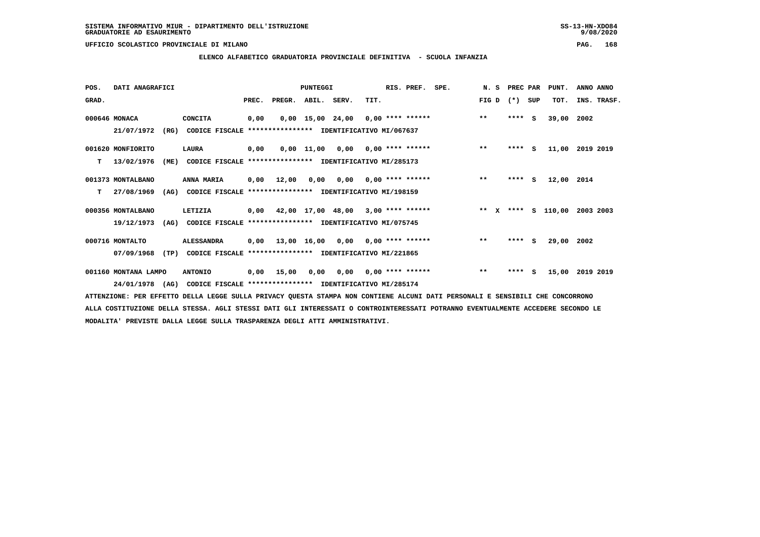SISTEMA INFORMATIVO MIUR - DIPARTIMENTO DELL'ISTRUZIONE
GRADUATORIE AD ESAURIMENTO

UFFICIO SCOLASTICO PROVINCIALE DI MILANO

## ELENCO ALFABETICO GRADUATORIA PROVINCIALE DEFINITIVA - SCUOLA INFANZIA

| POS. GRAD. | DATI ANAGRAFICI | | PREC. | PREGR. | ABIL. | SERV. | TIT. | RIS. PREF. | SPE. | N. S FIG D | PREC PAR (*) SUP | PUNT. TOT. | ANNO INS. | ANNO TRASF. |
|---|---|---|---|---|---|---|---|---|---|---|---|---|---|---|
| 000646 | MONACA | CONCITA | 0,00 | 0,00 | 15,00 | 24,00 | 0,00 | **** ****** | | ** | **** S | 39,00 | 2002 | |
| | 21/07/1972 (RG) | CODICE FISCALE **************** IDENTIFICATIVO MI/067637 | | | | | | | | | | | | |
| 001620 | MONFIORITO | LAURA | 0,00 | 0,00 | 11,00 | 0,00 | 0,00 | **** ****** | | ** | **** S | 11,00 | 2019 | 2019 |
| T | 13/02/1976 (ME) | CODICE FISCALE **************** IDENTIFICATIVO MI/285173 | | | | | | | | | | | | |
| 001373 | MONTALBANO | ANNA MARIA | 0,00 | 12,00 | 0,00 | 0,00 | 0,00 | **** ****** | | ** | **** S | 12,00 | 2014 | |
| T | 27/08/1969 (AG) | CODICE FISCALE **************** IDENTIFICATIVO MI/198159 | | | | | | | | | | | | |
| 000356 | MONTALBANO | LETIZIA | 0,00 | 42,00 | 17,00 | 48,00 | 3,00 | **** ****** | | ** X | **** S | 110,00 | 2003 | 2003 |
| | 19/12/1973 (AG) | CODICE FISCALE **************** IDENTIFICATIVO MI/075745 | | | | | | | | | | | | |
| 000716 | MONTALTO | ALESSANDRA | 0,00 | 13,00 | 16,00 | 0,00 | 0,00 | **** ****** | | ** | **** S | 29,00 | 2002 | |
| | 07/09/1968 (TP) | CODICE FISCALE **************** IDENTIFICATIVO MI/221865 | | | | | | | | | | | | |
| 001160 | MONTANA LAMPO | ANTONIO | 0,00 | 15,00 | 0,00 | 0,00 | 0,00 | **** ****** | | ** | **** S | 15,00 | 2019 | 2019 |
| | 24/01/1978 (AG) | CODICE FISCALE **************** IDENTIFICATIVO MI/285174 | | | | | | | | | | | | |

ATTENZIONE: PER EFFETTO DELLA LEGGE SULLA PRIVACY QUESTA STAMPA NON CONTIENE ALCUNI DATI PERSONALI E SENSIBILI CHE CONCORRONO ALLA COSTITUZIONE DELLA STESSA. AGLI STESSI DATI GLI INTERESSATI O CONTROINTERESSATI POTRANNO EVENTUALMENTE ACCEDERE SECONDO LE MODALITA' PREVISTE DALLA LEGGE SULLA TRASPARENZA DEGLI ATTI AMMINISTRATIVI.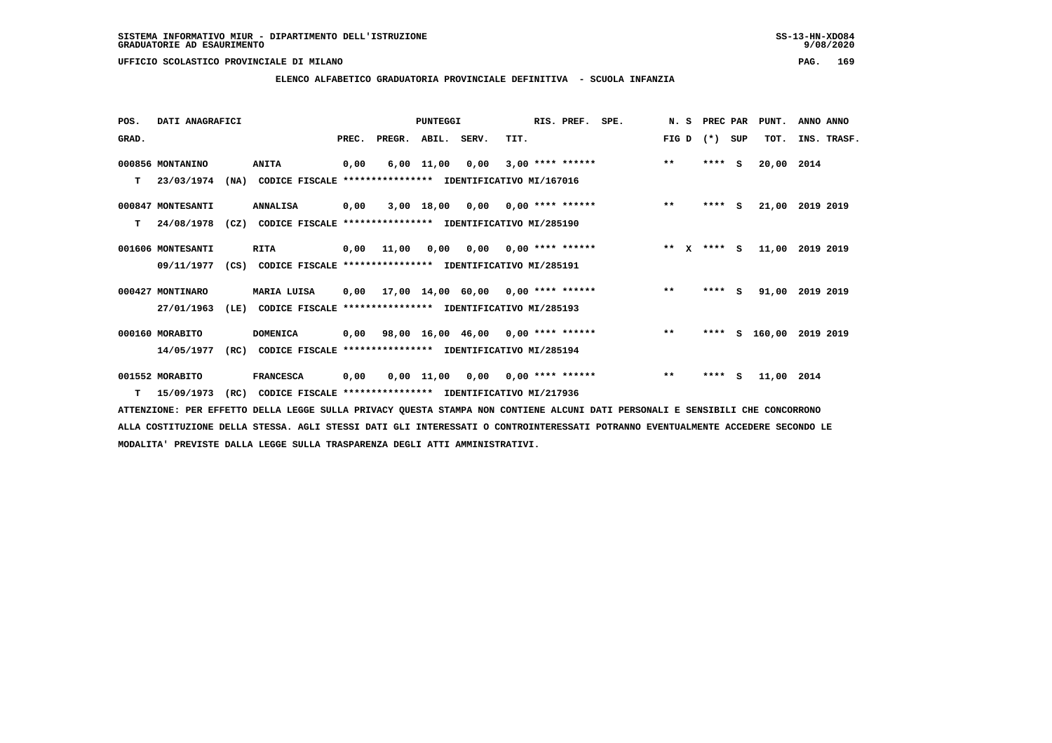SISTEMA INFORMATIVO MIUR - DIPARTIMENTO DELL'ISTRUZIONE
GRADUATORIE AD ESAURIMENTO

UFFICIO SCOLASTICO PROVINCIALE DI MILANO

## ELENCO ALFABETICO GRADUATORIA PROVINCIALE DEFINITIVA - SCUOLA INFANZIA

| POS. GRAD. | DATI ANAGRAFICI | | PREC. | PREGR. | ABIL. | SERV. | TIT. | RIS. PREF. | SPE. | N. S FIG D | PREC PAR (*) SUP | PUNT. TOT. | ANNO ANNO INS. TRASF. |
|---|---|---|---|---|---|---|---|---|---|---|---|---|---|
| 000856 | MONTANINO | ANITA | 0,00 | 6,00 | 11,00 | 0,00 | 3,00 | **** ****** | | ** | **** S | 20,00 | 2014 |
| T | 23/03/1974 (NA) | CODICE FISCALE **************** IDENTIFICATIVO MI/167016 | | | | | | | | | | | |
| 000847 | MONTESANTI | ANNALISA | 0,00 | 3,00 | 18,00 | 0,00 | 0,00 | **** ****** | | ** | **** S | 21,00 | 2019 2019 |
| T | 24/08/1978 (CZ) | CODICE FISCALE **************** IDENTIFICATIVO MI/285190 | | | | | | | | | | | |
| 001606 | MONTESANTI | RITA | 0,00 | 11,00 | 0,00 | 0,00 | 0,00 | **** ****** | | ** X | **** S | 11,00 | 2019 2019 |
| | 09/11/1977 (CS) | CODICE FISCALE **************** IDENTIFICATIVO MI/285191 | | | | | | | | | | | |
| 000427 | MONTINARO | MARIA LUISA | 0,00 | 17,00 | 14,00 | 60,00 | 0,00 | **** ****** | | ** | **** S | 91,00 | 2019 2019 |
| | 27/01/1963 (LE) | CODICE FISCALE **************** IDENTIFICATIVO MI/285193 | | | | | | | | | | | |
| 000160 | MORABITO | DOMENICA | 0,00 | 98,00 | 16,00 | 46,00 | 0,00 | **** ****** | | ** | **** S | 160,00 | 2019 2019 |
| | 14/05/1977 (RC) | CODICE FISCALE **************** IDENTIFICATIVO MI/285194 | | | | | | | | | | | |
| 001552 | MORABITO | FRANCESCA | 0,00 | 0,00 | 11,00 | 0,00 | 0,00 | **** ****** | | ** | **** S | 11,00 | 2014 |
| T | 15/09/1973 (RC) | CODICE FISCALE **************** IDENTIFICATIVO MI/217936 | | | | | | | | | | | |

ATTENZIONE: PER EFFETTO DELLA LEGGE SULLA PRIVACY QUESTA STAMPA NON CONTIENE ALCUNI DATI PERSONALI E SENSIBILI CHE CONCORRONO ALLA COSTITUZIONE DELLA STESSA. AGLI STESSI DATI GLI INTERESSATI O CONTROINTERESSATI POTRANNO EVENTUALMENTE ACCEDERE SECONDO LE MODALITA' PREVISTE DALLA LEGGE SULLA TRASPARENZA DEGLI ATTI AMMINISTRATIVI.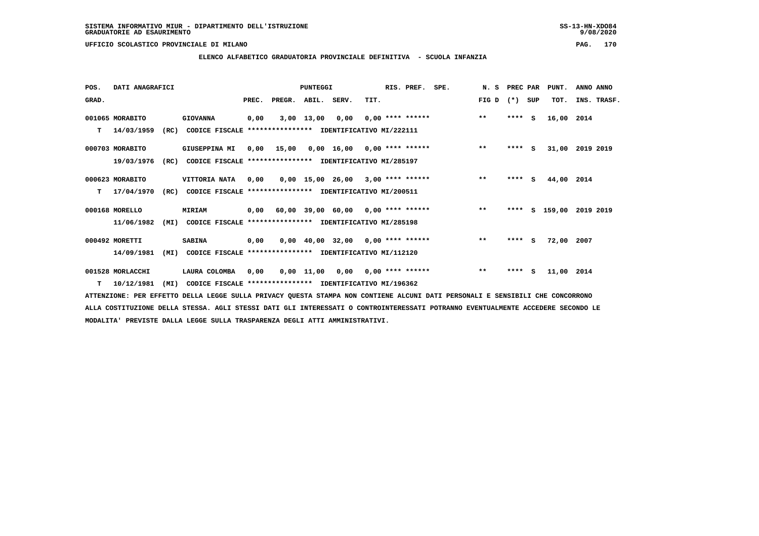SISTEMA INFORMATIVO MIUR - DIPARTIMENTO DELL'ISTRUZIONE
GRADUATORIE AD ESAURIMENTO

UFFICIO SCOLASTICO PROVINCIALE DI MILANO

## ELENCO ALFABETICO GRADUATORIA PROVINCIALE DEFINITIVA - SCUOLA INFANZIA

| POS. | DATI ANAGRAFICI | | | PUNTEGGI | | | | | RIS. PREF. | SPE. | N. S | PREC PAR | | PUNT. | ANNO ANNO |
|---|---|---|---|---|---|---|---|---|---|---|---|---|---|---|---|
| GRAD. | | | | PREC. | PREGR. | ABIL. | SERV. | TIT. | | | FIG D | (*) | SUP | TOT. | INS. TRASF. |
| 001065 | MORABITO | | GIOVANNA | 0,00 | 3,00 | 13,00 | 0,00 | 0,00 | **** ****** | | ** | **** | S | 16,00 | 2014 |
| T | 14/03/1959 | (RC) | CODICE FISCALE **************** IDENTIFICATIVO MI/222111 | | | | | | | | | | | | |
| 000703 | MORABITO | | GIUSEPPINA MI | 0,00 | 15,00 | 0,00 | 16,00 | 0,00 | **** ****** | | ** | **** | S | 31,00 | 2019 2019 |
| | 19/03/1976 | (RC) | CODICE FISCALE **************** IDENTIFICATIVO MI/285197 | | | | | | | | | | | | |
| 000623 | MORABITO | | VITTORIA NATA | 0,00 | 0,00 | 15,00 | 26,00 | 3,00 | **** ****** | | ** | **** | S | 44,00 | 2014 |
| T | 17/04/1970 | (RC) | CODICE FISCALE **************** IDENTIFICATIVO MI/200511 | | | | | | | | | | | | |
| 000168 | MORELLO | | MIRIAM | 0,00 | 60,00 | 39,00 | 60,00 | 0,00 | **** ****** | | ** | **** | S | 159,00 | 2019 2019 |
| | 11/06/1982 | (MI) | CODICE FISCALE **************** IDENTIFICATIVO MI/285198 | | | | | | | | | | | | |
| 000492 | MORETTI | | SABINA | 0,00 | 0,00 | 40,00 | 32,00 | 0,00 | **** ****** | | ** | **** | S | 72,00 | 2007 |
| | 14/09/1981 | (MI) | CODICE FISCALE **************** IDENTIFICATIVO MI/112120 | | | | | | | | | | | | |
| 001528 | MORLACCHI | | LAURA COLOMBA | 0,00 | 0,00 | 11,00 | 0,00 | 0,00 | **** ****** | | ** | **** | S | 11,00 | 2014 |
| T | 10/12/1981 | (MI) | CODICE FISCALE **************** IDENTIFICATIVO MI/196362 | | | | | | | | | | | | |

ATTENZIONE: PER EFFETTO DELLA LEGGE SULLA PRIVACY QUESTA STAMPA NON CONTIENE ALCUNI DATI PERSONALI E SENSIBILI CHE CONCORRONO ALLA COSTITUZIONE DELLA STESSA. AGLI STESSI DATI GLI INTERESSATI O CONTROINTERESSATI POTRANNO EVENTUALMENTE ACCEDERE SECONDO LE MODALITA' PREVISTE DALLA LEGGE SULLA TRASPARENZA DEGLI ATTI AMMINISTRATIVI.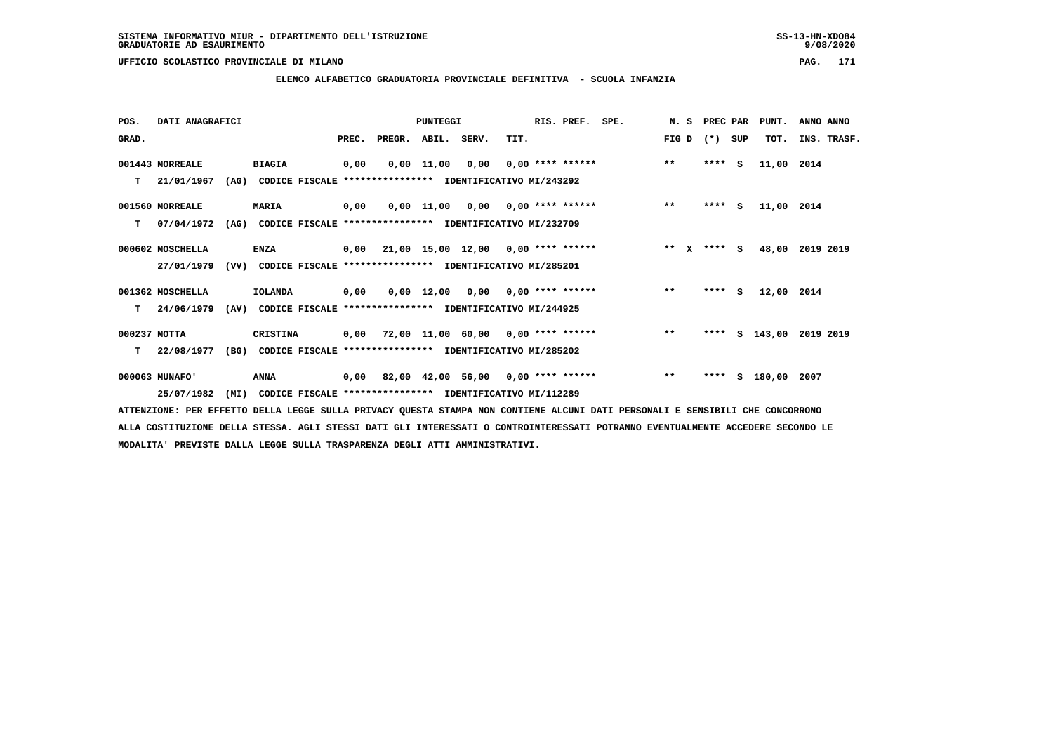SISTEMA INFORMATIVO MIUR - DIPARTIMENTO DELL'ISTRUZIONE
GRADUATORIE AD ESAURIMENTO

UFFICIO SCOLASTICO PROVINCIALE DI MILANO

**ELENCO ALFABETICO GRADUATORIA PROVINCIALE DEFINITIVA - SCUOLA INFANZIA**

| POS. GRAD. | DATI ANAGRAFICI | | PREC. | PREGR. | ABIL. | SERV. | TIT. | RIS. PREF. | SPE. | N. S FIG D | PREC PAR (*) SUP | PUNT. TOT. | ANNO ANNO INS. TRASF. |
|---|---|---|---|---|---|---|---|---|---|---|---|---|---|
| 001443 | MORREALE | BIAGIA | 0,00 | 0,00 | 11,00 | 0,00 | 0,00 | **** ****** | | ** | **** S | 11,00 | 2014 |
| T | 21/01/1967 (AG) | CODICE FISCALE **************** IDENTIFICATIVO MI/243292 | | | | | | | | | | | |
| 001560 | MORREALE | MARIA | 0,00 | 0,00 | 11,00 | 0,00 | 0,00 | **** ****** | | ** | **** S | 11,00 | 2014 |
| T | 07/04/1972 (AG) | CODICE FISCALE **************** IDENTIFICATIVO MI/232709 | | | | | | | | | | | |
| 000602 | MOSCHELLA | ENZA | 0,00 | 21,00 | 15,00 | 12,00 | 0,00 | **** ****** | | ** X | **** S | 48,00 | 2019 2019 |
| | 27/01/1979 (VV) | CODICE FISCALE **************** IDENTIFICATIVO MI/285201 | | | | | | | | | | | |
| 001362 | MOSCHELLA | IOLANDA | 0,00 | 0,00 | 12,00 | 0,00 | 0,00 | **** ****** | | ** | **** S | 12,00 | 2014 |
| T | 24/06/1979 (AV) | CODICE FISCALE **************** IDENTIFICATIVO MI/244925 | | | | | | | | | | | |
| 000237 | MOTTA | CRISTINA | 0,00 | 72,00 | 11,00 | 60,00 | 0,00 | **** ****** | | ** | **** S | 143,00 | 2019 2019 |
| T | 22/08/1977 (BG) | CODICE FISCALE **************** IDENTIFICATIVO MI/285202 | | | | | | | | | | | |
| 000063 | MUNAFO' | ANNA | 0,00 | 82,00 | 42,00 | 56,00 | 0,00 | **** ****** | | ** | **** S | 180,00 | 2007 |
| | 25/07/1982 (MI) | CODICE FISCALE **************** IDENTIFICATIVO MI/112289 | | | | | | | | | | | |

ATTENZIONE: PER EFFETTO DELLA LEGGE SULLA PRIVACY QUESTA STAMPA NON CONTIENE ALCUNI DATI PERSONALI E SENSIBILI CHE CONCORRONO ALLA COSTITUZIONE DELLA STESSA. AGLI STESSI DATI GLI INTERESSATI O CONTROINTERESSATI POTRANNO EVENTUALMENTE ACCEDERE SECONDO LE MODALITA' PREVISTE DALLA LEGGE SULLA TRASPARENZA DEGLI ATTI AMMINISTRATIVI.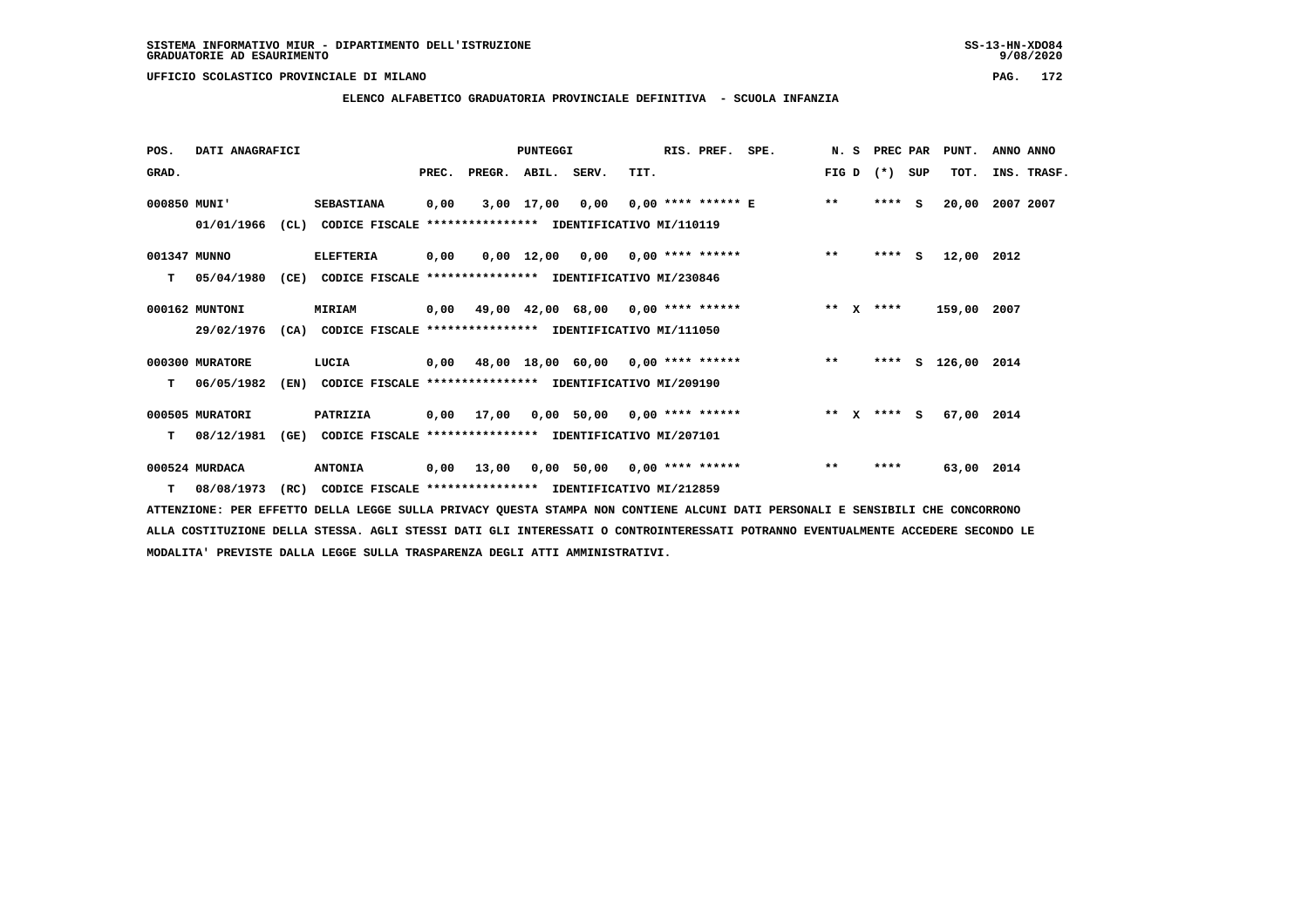SISTEMA INFORMATIVO MIUR - DIPARTIMENTO DELL'ISTRUZIONE
GRADUATORIE AD ESAURIMENTO

UFFICIO SCOLASTICO PROVINCIALE DI MILANO

**ELENCO ALFABETICO GRADUATORIA PROVINCIALE DEFINITIVA - SCUOLA INFANZIA**

| POS. GRAD. | DATI ANAGRAFICI | | PREC. | PREGR. | ABIL. | SERV. | TIT. | RIS. PREF. | SPE. | N. S FIG D | PREC PAR (*) SUP | PUNT. TOT. | ANNO ANNO INS. TRASF. |
|---|---|---|---|---|---|---|---|---|---|---|---|---|---|
| 000850 MUNI' | SEBASTIANA | | 0,00 | 3,00 | 17,00 | 0,00 | 0,00 | **** ****** E | | ** | **** S | 20,00 | 2007 2007 |
| 01/01/1966 (CL) | CODICE FISCALE **************** | IDENTIFICATIVO MI/110119 | | | | | | | | | | | |
| 001347 MUNNO | ELEFTERIA | | 0,00 | 0,00 | 12,00 | 0,00 | 0,00 | **** ****** | | ** | **** S | 12,00 | 2012 |
| T 05/04/1980 (CE) | CODICE FISCALE **************** | IDENTIFICATIVO MI/230846 | | | | | | | | | | | |
| 000162 MUNTONI | MIRIAM | | 0,00 | 49,00 | 42,00 | 68,00 | 0,00 | **** ****** | | ** X | **** | 159,00 | 2007 |
| 29/02/1976 (CA) | CODICE FISCALE **************** | IDENTIFICATIVO MI/111050 | | | | | | | | | | | |
| 000300 MURATORE | LUCIA | | 0,00 | 48,00 | 18,00 | 60,00 | 0,00 | **** ****** | | ** | **** S | 126,00 | 2014 |
| T 06/05/1982 (EN) | CODICE FISCALE **************** | IDENTIFICATIVO MI/209190 | | | | | | | | | | | |
| 000505 MURATORI | PATRIZIA | | 0,00 | 17,00 | 0,00 | 50,00 | 0,00 | **** ****** | | ** X | **** S | 67,00 | 2014 |
| T 08/12/1981 (GE) | CODICE FISCALE **************** | IDENTIFICATIVO MI/207101 | | | | | | | | | | | |
| 000524 MURDACA | ANTONIA | | 0,00 | 13,00 | 0,00 | 50,00 | 0,00 | **** ****** | | ** | **** | 63,00 | 2014 |
| T 08/08/1973 (RC) | CODICE FISCALE **************** | IDENTIFICATIVO MI/212859 | | | | | | | | | | | |

ATTENZIONE: PER EFFETTO DELLA LEGGE SULLA PRIVACY QUESTA STAMPA NON CONTIENE ALCUNI DATI PERSONALI E SENSIBILI CHE CONCORRONO ALLA COSTITUZIONE DELLA STESSA. AGLI STESSI DATI GLI INTERESSATI O CONTROINTERESSATI POTRANNO EVENTUALMENTE ACCEDERE SECONDO LE MODALITA' PREVISTE DALLA LEGGE SULLA TRASPARENZA DEGLI ATTI AMMINISTRATIVI.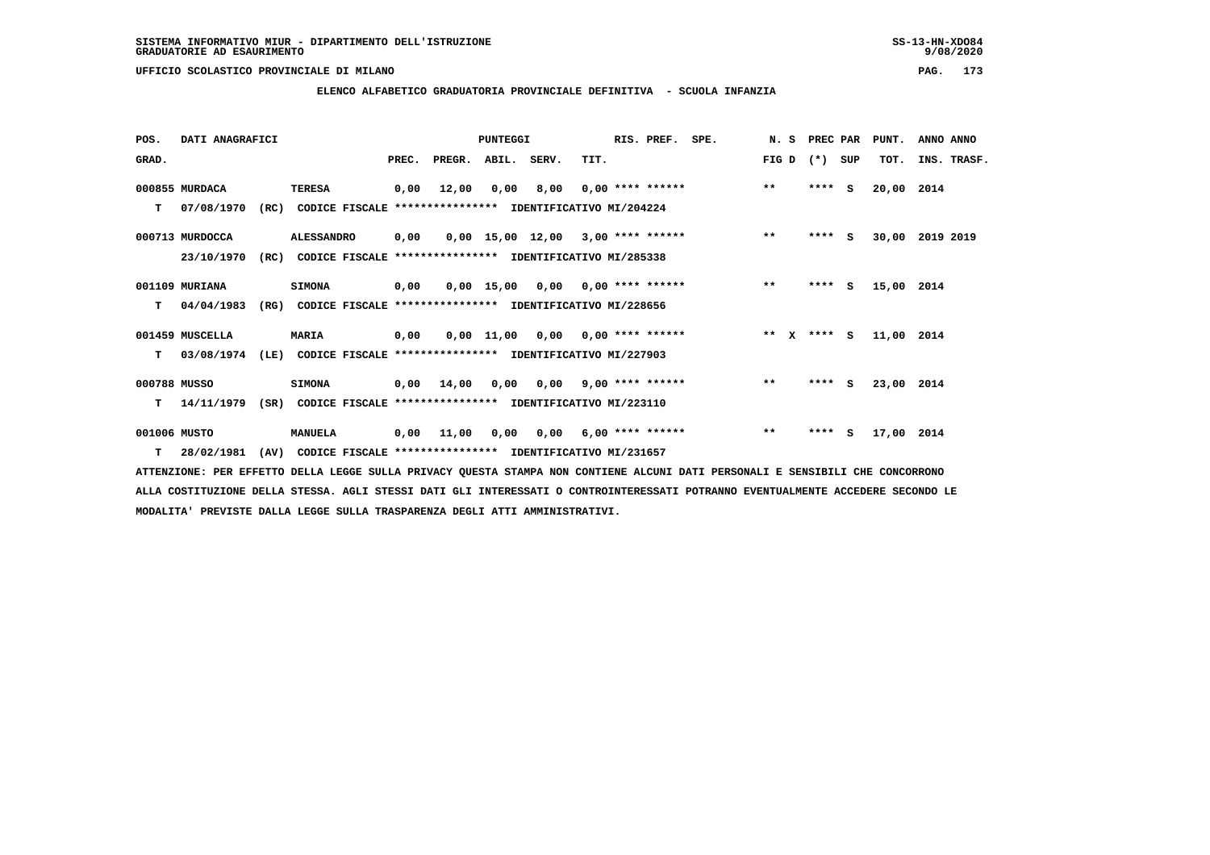SISTEMA INFORMATIVO MIUR - DIPARTIMENTO DELL'ISTRUZIONE
GRADUATORIE AD ESAURIMENTO

UFFICIO SCOLASTICO PROVINCIALE DI MILANO

**ELENCO ALFABETICO GRADUATORIA PROVINCIALE DEFINITIVA - SCUOLA INFANZIA**

| POS. GRAD. | DATI ANAGRAFICI | | PREC. | PREGR. | ABIL. | SERV. | TIT. | RIS. PREF. | SPE. | N. S FIG D | PREC PAR (*) SUP | PUNT. TOT. | ANNO ANNO INS. TRASF. |
|---|---|---|---|---|---|---|---|---|---|---|---|---|---|
| 000855 MURDACA | TERESA | | 0,00 | 12,00 | 0,00 | 8,00 | 0,00 | **** ****** | | ** | **** S | 20,00 | 2014 |
| T 07/08/1970 (RC) | CODICE FISCALE **************** | IDENTIFICATIVO MI/204224 | | | | | | | | | | | |
| 000713 MURDOCCA | ALESSANDRO | | 0,00 | 0,00 | 15,00 | 12,00 | 3,00 | **** ****** | | ** | **** S | 30,00 | 2019 2019 |
| 23/10/1970 (RC) | CODICE FISCALE **************** | IDENTIFICATIVO MI/285338 | | | | | | | | | | | |
| 001109 MURIANA | SIMONA | | 0,00 | 0,00 | 15,00 | 0,00 | 0,00 | **** ****** | | ** | **** S | 15,00 | 2014 |
| T 04/04/1983 (RG) | CODICE FISCALE **************** | IDENTIFICATIVO MI/228656 | | | | | | | | | | | |
| 001459 MUSCELLA | MARIA | | 0,00 | 0,00 | 11,00 | 0,00 | 0,00 | **** ****** | | ** X | **** S | 11,00 | 2014 |
| T 03/08/1974 (LE) | CODICE FISCALE **************** | IDENTIFICATIVO MI/227903 | | | | | | | | | | | |
| 000788 MUSSO | SIMONA | | 0,00 | 14,00 | 0,00 | 0,00 | 9,00 | **** ****** | | ** | **** S | 23,00 | 2014 |
| T 14/11/1979 (SR) | CODICE FISCALE **************** | IDENTIFICATIVO MI/223110 | | | | | | | | | | | |
| 001006 MUSTO | MANUELA | | 0,00 | 11,00 | 0,00 | 0,00 | 6,00 | **** ****** | | ** | **** S | 17,00 | 2014 |
| T 28/02/1981 (AV) | CODICE FISCALE **************** | IDENTIFICATIVO MI/231657 | | | | | | | | | | | |

ATTENZIONE: PER EFFETTO DELLA LEGGE SULLA PRIVACY QUESTA STAMPA NON CONTIENE ALCUNI DATI PERSONALI E SENSIBILI CHE CONCORRONO ALLA COSTITUZIONE DELLA STESSA. AGLI STESSI DATI GLI INTERESSATI O CONTROINTERESSATI POTRANNO EVENTUALMENTE ACCEDERE SECONDO LE MODALITA' PREVISTE DALLA LEGGE SULLA TRASPARENZA DEGLI ATTI AMMINISTRATIVI.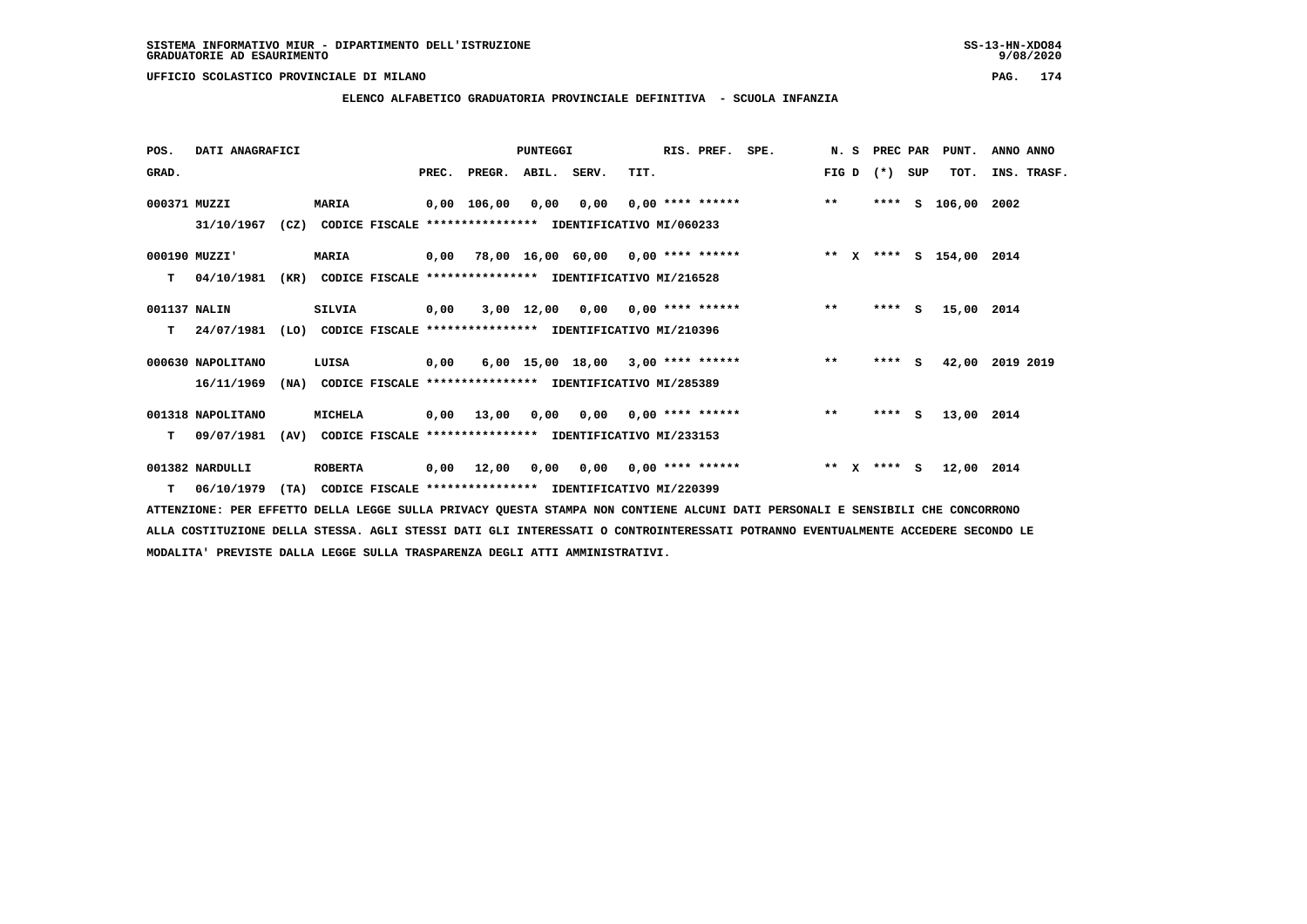SISTEMA INFORMATIVO MIUR - DIPARTIMENTO DELL'ISTRUZIONE
GRADUATORIE AD ESAURIMENTO

UFFICIO SCOLASTICO PROVINCIALE DI MILANO

**ELENCO ALFABETICO GRADUATORIA PROVINCIALE DEFINITIVA - SCUOLA INFANZIA**

| POS. GRAD. | DATI ANAGRAFICI | | PREC. | PREGR. | ABIL. | SERV. | TIT. | RIS. PREF. | SPE. | N. S FIG D | PREC (*) | PAR SUP | PUNT. TOT. | ANNO ANNO INS. TRASF. |
|---|---|---|---|---|---|---|---|---|---|---|---|---|---|---|
| 000371 | MUZZI | MARIA | 0,00 | 106,00 | 0,00 | 0,00 | 0,00 | **** ****** | | ** | **** | S | 106,00 | 2002 |
| | 31/10/1967 (CZ) | CODICE FISCALE **************** IDENTIFICATIVO MI/060233 | | | | | | | | | | | | |
| 000190 | MUZZI' | MARIA | 0,00 | 78,00 | 16,00 | 60,00 | 0,00 | **** ****** | | ** X | **** | S | 154,00 | 2014 |
| T | 04/10/1981 (KR) | CODICE FISCALE **************** IDENTIFICATIVO MI/216528 | | | | | | | | | | | | |
| 001137 | NALIN | SILVIA | 0,00 | 3,00 | 12,00 | 0,00 | 0,00 | **** ****** | | ** | **** | S | 15,00 | 2014 |
| T | 24/07/1981 (LO) | CODICE FISCALE **************** IDENTIFICATIVO MI/210396 | | | | | | | | | | | | |
| 000630 | NAPOLITANO | LUISA | 0,00 | 6,00 | 15,00 | 18,00 | 3,00 | **** ****** | | ** | **** | S | 42,00 | 2019 2019 |
| | 16/11/1969 (NA) | CODICE FISCALE **************** IDENTIFICATIVO MI/285389 | | | | | | | | | | | | |
| 001318 | NAPOLITANO | MICHELA | 0,00 | 13,00 | 0,00 | 0,00 | 0,00 | **** ****** | | ** | **** | S | 13,00 | 2014 |
| T | 09/07/1981 (AV) | CODICE FISCALE **************** IDENTIFICATIVO MI/233153 | | | | | | | | | | | | |
| 001382 | NARDULLI | ROBERTA | 0,00 | 12,00 | 0,00 | 0,00 | 0,00 | **** ****** | | ** X | **** | S | 12,00 | 2014 |
| T | 06/10/1979 (TA) | CODICE FISCALE **************** IDENTIFICATIVO MI/220399 | | | | | | | | | | | | |

ATTENZIONE: PER EFFETTO DELLA LEGGE SULLA PRIVACY QUESTA STAMPA NON CONTIENE ALCUNI DATI PERSONALI E SENSIBILI CHE CONCORRONO ALLA COSTITUZIONE DELLA STESSA. AGLI STESSI DATI GLI INTERESSATI O CONTROINTERESSATI POTRANNO EVENTUALMENTE ACCEDERE SECONDO LE MODALITA' PREVISTE DALLA LEGGE SULLA TRASPARENZA DEGLI ATTI AMMINISTRATIVI.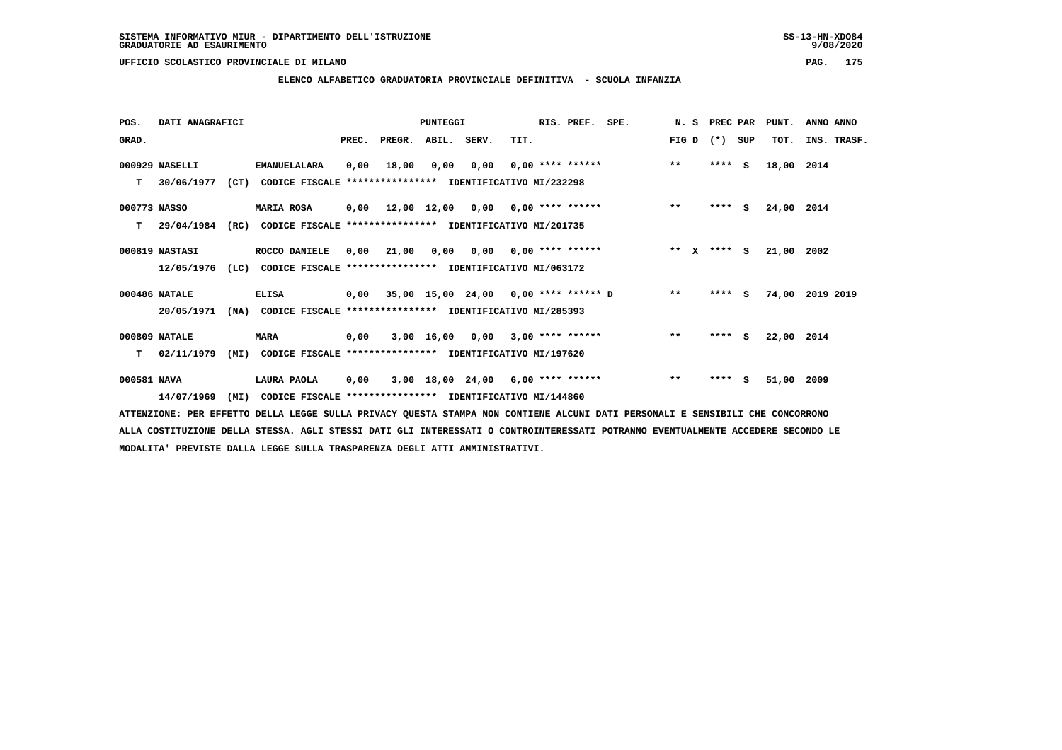SISTEMA INFORMATIVO MIUR - DIPARTIMENTO DELL'ISTRUZIONE
GRADUATORIE AD ESAURIMENTO

UFFICIO SCOLASTICO PROVINCIALE DI MILANO

ELENCO ALFABETICO GRADUATORIA PROVINCIALE DEFINITIVA - SCUOLA INFANZIA

| POS. GRAD. | DATI ANAGRAFICI | | PREC. | PREGR. | ABIL. | SERV. | TIT. | RIS. PREF. | SPE. | N. S FIG D | PREC PAR (*) SUP | PUNT. TOT. | ANNO ANNO INS. TRASF. |
|---|---|---|---|---|---|---|---|---|---|---|---|---|---|
| 000929 | NASELLI | EMANUELALARA | 0,00 | 18,00 | 0,00 | 0,00 | 0,00 | **** ****** | | ** | **** S | 18,00 | 2014 |
| T | 30/06/1977 (CT) | CODICE FISCALE **************** IDENTIFICATIVO MI/232298 | | | | | | | | | | | |
| 000773 | NASSO | MARIA ROSA | 0,00 | 12,00 | 12,00 | 0,00 | 0,00 | **** ****** | | ** | **** S | 24,00 | 2014 |
| T | 29/04/1984 (RC) | CODICE FISCALE **************** IDENTIFICATIVO MI/201735 | | | | | | | | | | | |
| 000819 | NASTASI | ROCCO DANIELE | 0,00 | 21,00 | 0,00 | 0,00 | 0,00 | **** ****** | | ** X | **** S | 21,00 | 2002 |
| | 12/05/1976 (LC) | CODICE FISCALE **************** IDENTIFICATIVO MI/063172 | | | | | | | | | | | |
| 000486 | NATALE | ELISA | 0,00 | 35,00 | 15,00 | 24,00 | 0,00 | **** ****** | D | ** | **** S | 74,00 | 2019 2019 |
| | 20/05/1971 (NA) | CODICE FISCALE **************** IDENTIFICATIVO MI/285393 | | | | | | | | | | | |
| 000809 | NATALE | MARA | 0,00 | 3,00 | 16,00 | 0,00 | 3,00 | **** ****** | | ** | **** S | 22,00 | 2014 |
| T | 02/11/1979 (MI) | CODICE FISCALE **************** IDENTIFICATIVO MI/197620 | | | | | | | | | | | |
| 000581 | NAVA | LAURA PAOLA | 0,00 | 3,00 | 18,00 | 24,00 | 6,00 | **** ****** | | ** | **** S | 51,00 | 2009 |
| | 14/07/1969 (MI) | CODICE FISCALE **************** IDENTIFICATIVO MI/144860 | | | | | | | | | | | |

ATTENZIONE: PER EFFETTO DELLA LEGGE SULLA PRIVACY QUESTA STAMPA NON CONTIENE ALCUNI DATI PERSONALI E SENSIBILI CHE CONCORRONO ALLA COSTITUZIONE DELLA STESSA. AGLI STESSI DATI GLI INTERESSATI O CONTROINTERESSATI POTRANNO EVENTUALMENTE ACCEDERE SECONDO LE MODALITA' PREVISTE DALLA LEGGE SULLA TRASPARENZA DEGLI ATTI AMMINISTRATIVI.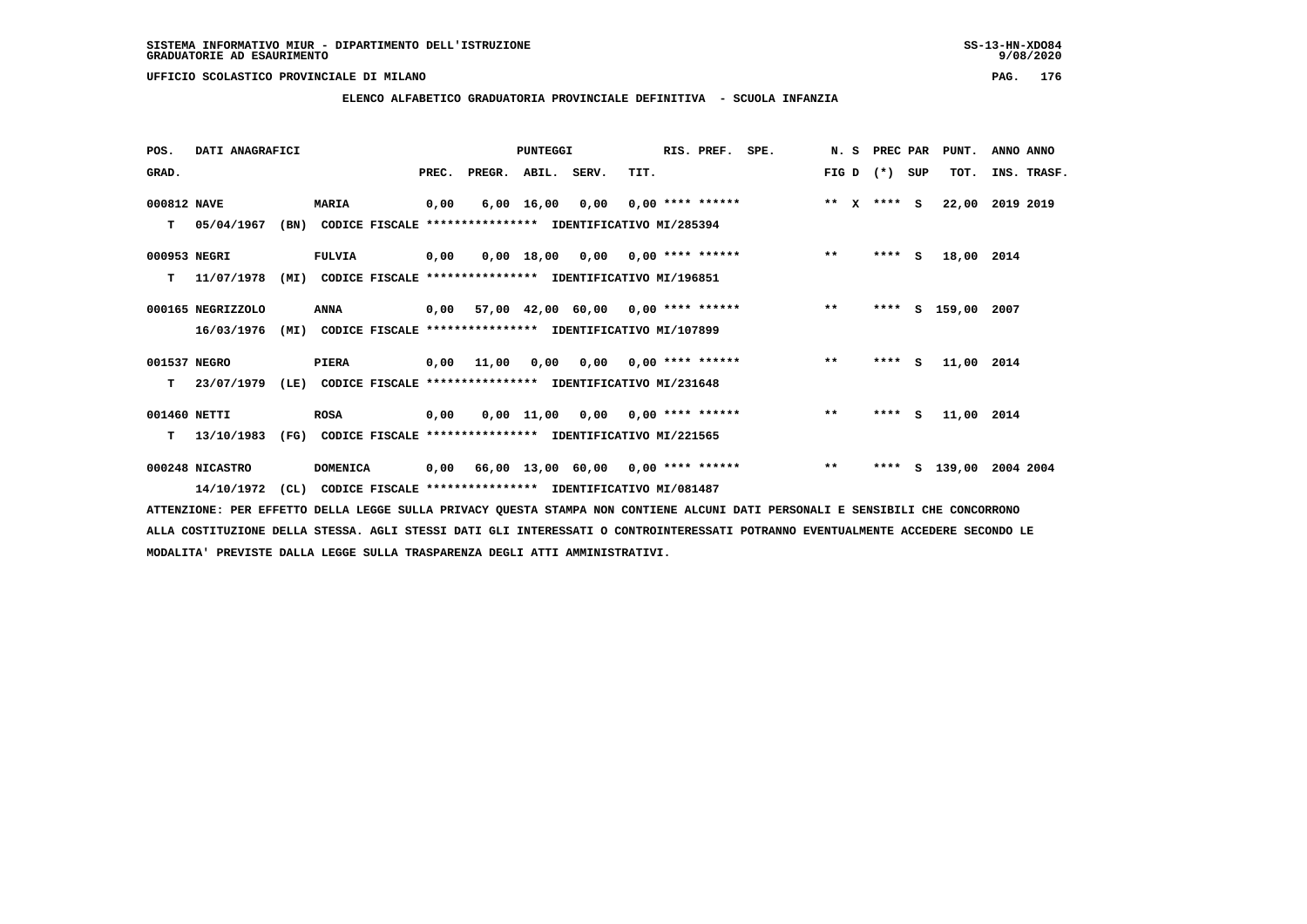SISTEMA INFORMATIVO MIUR - DIPARTIMENTO DELL'ISTRUZIONE
GRADUATORIE AD ESAURIMENTO

UFFICIO SCOLASTICO PROVINCIALE DI MILANO

## ELENCO ALFABETICO GRADUATORIA PROVINCIALE DEFINITIVA - SCUOLA INFANZIA

| POS. GRAD. | DATI ANAGRAFICI | | PUNTEGGI PREC. | PREGR. | ABIL. | SERV. | TIT. | RIS. PREF. | SPE. | N. S FIG D | PREC PAR (*) SUP | PUNT. TOT. | ANNO ANNO INS. TRASF. |
|---|---|---|---|---|---|---|---|---|---|---|---|---|---|
| 000812 | NAVE | MARIA | 0,00 | 6,00 | 16,00 | 0,00 | 0,00 | **** ****** | | ** X | **** S | 22,00 | 2019 2019 |
| T | 05/04/1967 (BN) | CODICE FISCALE **************** IDENTIFICATIVO MI/285394 | | | | | | | | | | | |
| 000953 | NEGRI | FULVIA | 0,00 | 0,00 | 18,00 | 0,00 | 0,00 | **** ****** | | ** | **** S | 18,00 | 2014 |
| T | 11/07/1978 (MI) | CODICE FISCALE **************** IDENTIFICATIVO MI/196851 | | | | | | | | | | | |
| 000165 | NEGRIZZOLO | ANNA | 0,00 | 57,00 | 42,00 | 60,00 | 0,00 | **** ****** | | ** | **** S | 159,00 | 2007 |
| | 16/03/1976 (MI) | CODICE FISCALE **************** IDENTIFICATIVO MI/107899 | | | | | | | | | | | |
| 001537 | NEGRO | PIERA | 0,00 | 11,00 | 0,00 | 0,00 | 0,00 | **** ****** | | ** | **** S | 11,00 | 2014 |
| T | 23/07/1979 (LE) | CODICE FISCALE **************** IDENTIFICATIVO MI/231648 | | | | | | | | | | | |
| 001460 | NETTI | ROSA | 0,00 | 0,00 | 11,00 | 0,00 | 0,00 | **** ****** | | ** | **** S | 11,00 | 2014 |
| T | 13/10/1983 (FG) | CODICE FISCALE **************** IDENTIFICATIVO MI/221565 | | | | | | | | | | | |
| 000248 | NICASTRO | DOMENICA | 0,00 | 66,00 | 13,00 | 60,00 | 0,00 | **** ****** | | ** | **** S | 139,00 | 2004 2004 |
| | 14/10/1972 (CL) | CODICE FISCALE **************** IDENTIFICATIVO MI/081487 | | | | | | | | | | | |

ATTENZIONE: PER EFFETTO DELLA LEGGE SULLA PRIVACY QUESTA STAMPA NON CONTIENE ALCUNI DATI PERSONALI E SENSIBILI CHE CONCORRONO ALLA COSTITUZIONE DELLA STESSA. AGLI STESSI DATI GLI INTERESSATI O CONTROINTERESSATI POTRANNO EVENTUALMENTE ACCEDERE SECONDO LE MODALITA' PREVISTE DALLA LEGGE SULLA TRASPARENZA DEGLI ATTI AMMINISTRATIVI.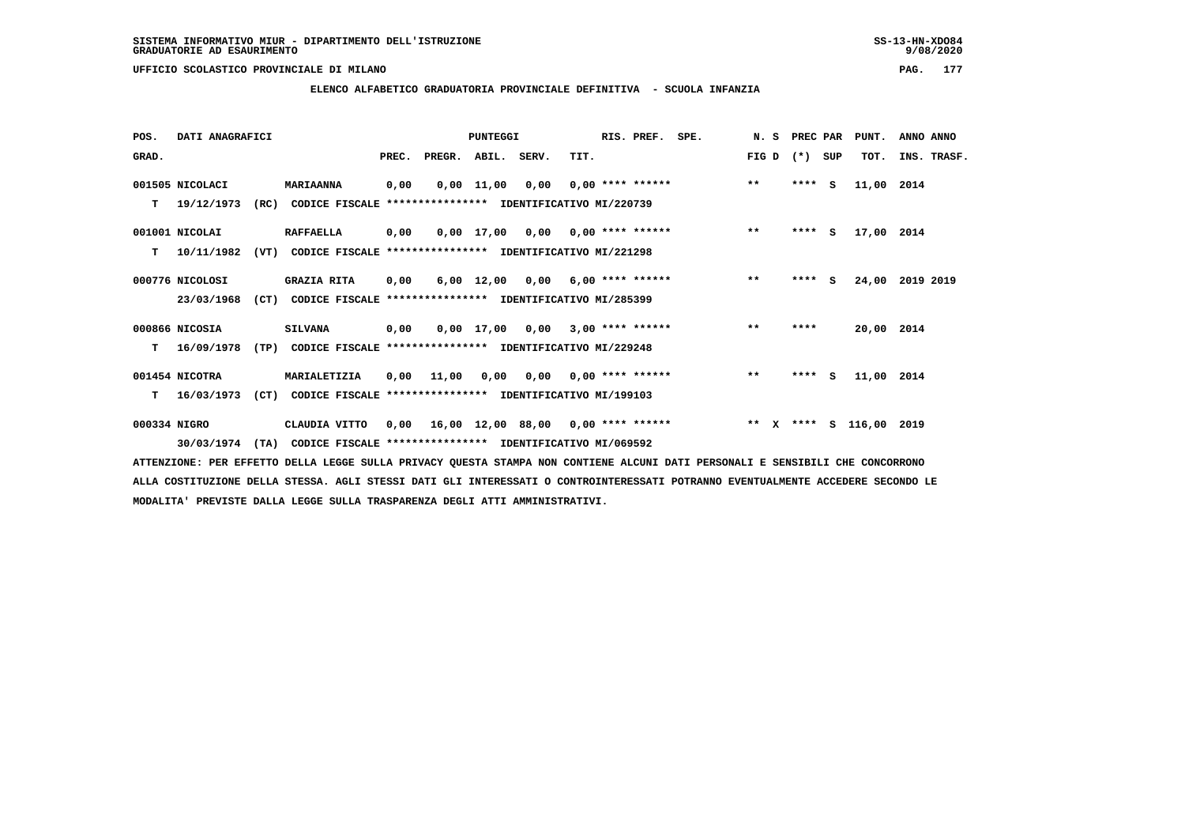SISTEMA INFORMATIVO MIUR - DIPARTIMENTO DELL'ISTRUZIONE
GRADUATORIE AD ESAURIMENTO

UFFICIO SCOLASTICO PROVINCIALE DI MILANO

## ELENCO ALFABETICO GRADUATORIA PROVINCIALE DEFINITIVA - SCUOLA INFANZIA

| POS. GRAD. | DATI ANAGRAFICI | | PREC. | PREGR. | ABIL. | SERV. | TIT. | RIS. PREF. | SPE. | N. S FIG D | PREC PAR (*) | SUP | PUNT. TOT. | ANNO ANNO INS. TRASF. |
|---|---|---|---|---|---|---|---|---|---|---|---|---|---|---|
| 001505 | NICOLACI | MARIAANNA | 0,00 | 0,00 | 11,00 | 0,00 | 0,00 | **** ****** | | ** | **** | S | 11,00 | 2014 |
| T | 19/12/1973 (RC) | CODICE FISCALE **************** IDENTIFICATIVO MI/220739 | | | | | | | | | | | | |
| 001001 | NICOLAI | RAFFAELLA | 0,00 | 0,00 | 17,00 | 0,00 | 0,00 | **** ****** | | ** | **** | S | 17,00 | 2014 |
| T | 10/11/1982 (VT) | CODICE FISCALE **************** IDENTIFICATIVO MI/221298 | | | | | | | | | | | | |
| 000776 | NICOLOSI | GRAZIA RITA | 0,00 | 6,00 | 12,00 | 0,00 | 6,00 | **** ****** | | ** | **** | S | 24,00 | 2019 2019 |
| | 23/03/1968 (CT) | CODICE FISCALE **************** IDENTIFICATIVO MI/285399 | | | | | | | | | | | | |
| 000866 | NICOSIA | SILVANA | 0,00 | 0,00 | 17,00 | 0,00 | 3,00 | **** ****** | | ** | **** | | 20,00 | 2014 |
| T | 16/09/1978 (TP) | CODICE FISCALE **************** IDENTIFICATIVO MI/229248 | | | | | | | | | | | | |
| 001454 | NICOTRA | MARIALETIZIA | 0,00 | 11,00 | 0,00 | 0,00 | 0,00 | **** ****** | | ** | **** | S | 11,00 | 2014 |
| T | 16/03/1973 (CT) | CODICE FISCALE **************** IDENTIFICATIVO MI/199103 | | | | | | | | | | | | |
| 000334 | NIGRO | CLAUDIA VITTO | 0,00 | 16,00 | 12,00 | 88,00 | 0,00 | **** ****** | | ** X | **** | S | 116,00 | 2019 |
| | 30/03/1974 (TA) | CODICE FISCALE **************** IDENTIFICATIVO MI/069592 | | | | | | | | | | | | |

ATTENZIONE: PER EFFETTO DELLA LEGGE SULLA PRIVACY QUESTA STAMPA NON CONTIENE ALCUNI DATI PERSONALI E SENSIBILI CHE CONCORRONO ALLA COSTITUZIONE DELLA STESSA. AGLI STESSI DATI GLI INTERESSATI O CONTROINTERESSATI POTRANNO EVENTUALMENTE ACCEDERE SECONDO LE MODALITA' PREVISTE DALLA LEGGE SULLA TRASPARENZA DEGLI ATTI AMMINISTRATIVI.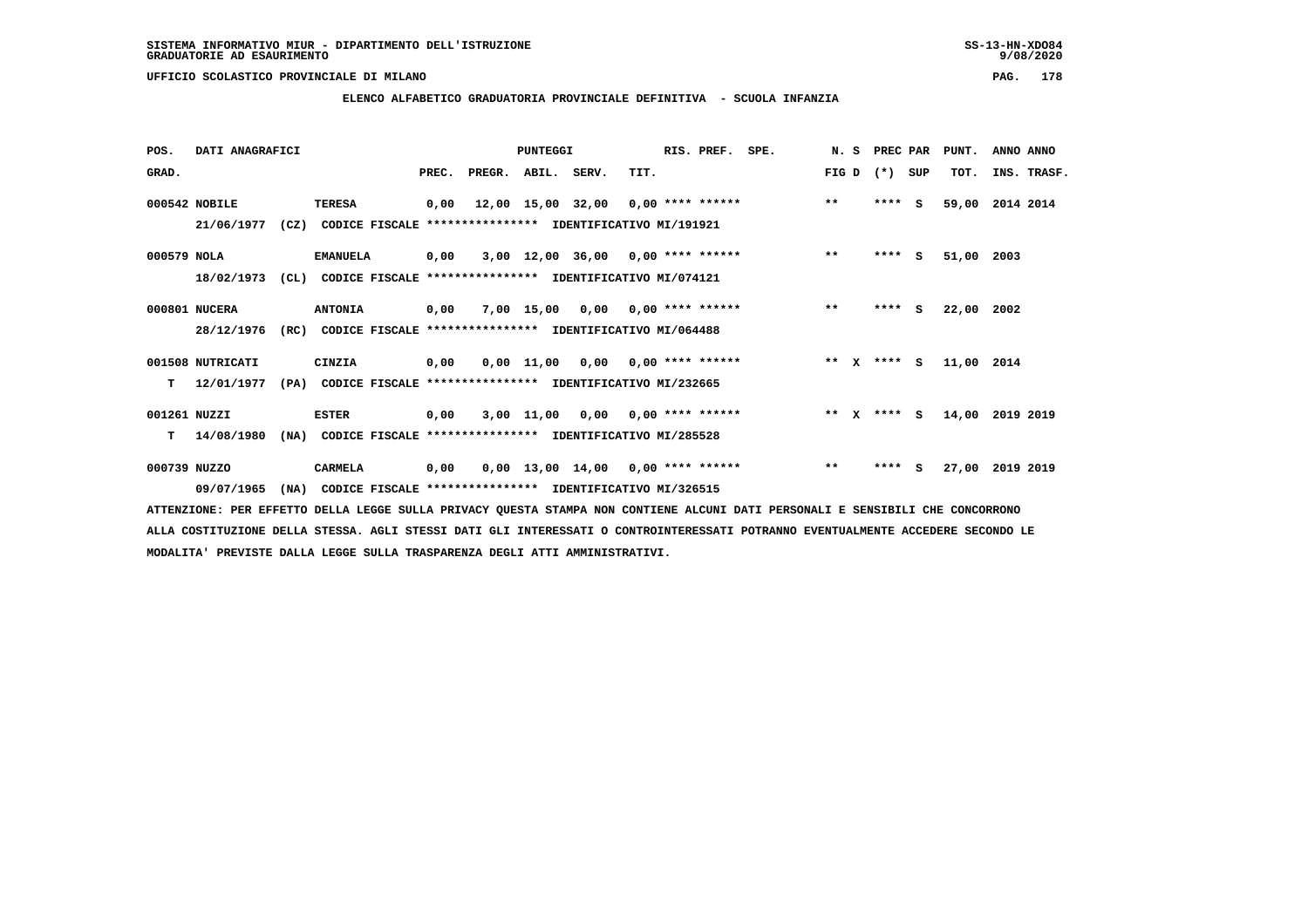SISTEMA INFORMATIVO MIUR - DIPARTIMENTO DELL'ISTRUZIONE
GRADUATORIE AD ESAURIMENTO

UFFICIO SCOLASTICO PROVINCIALE DI MILANO

**ELENCO ALFABETICO GRADUATORIA PROVINCIALE DEFINITIVA - SCUOLA INFANZIA**

| POS. GRAD. | DATI ANAGRAFICI | | PREC. | PREGR. | ABIL. | SERV. | TIT. | RIS. PREF. | SPE. | N. S FIG D | PREC PAR (*) SUP | PUNT. TOT. | ANNO INS. | ANNO TRASF. |
|---|---|---|---|---|---|---|---|---|---|---|---|---|---|---|
| 000542 | NOBILE 21/06/1977 (CZ) CODICE FISCALE **************** IDENTIFICATIVO MI/191921 | TERESA | 0,00 | 12,00 | 15,00 | 32,00 | 0,00 | **** ****** | | ** | **** S | 59,00 | 2014 | 2014 |
| 000579 | NOLA 18/02/1973 (CL) CODICE FISCALE **************** IDENTIFICATIVO MI/074121 | EMANUELA | 0,00 | 3,00 | 12,00 | 36,00 | 0,00 | **** ****** | | ** | **** S | 51,00 | 2003 | |
| 000801 | NUCERA 28/12/1976 (RC) CODICE FISCALE **************** IDENTIFICATIVO MI/064488 | ANTONIA | 0,00 | 7,00 | 15,00 | 0,00 | 0,00 | **** ****** | | ** | **** S | 22,00 | 2002 | |
| 001508 T | NUTRICATI 12/01/1977 (PA) CODICE FISCALE **************** IDENTIFICATIVO MI/232665 | CINZIA | 0,00 | 0,00 | 11,00 | 0,00 | 0,00 | **** ****** | | ** X | **** S | 11,00 | 2014 | |
| 001261 T | NUZZI 14/08/1980 (NA) CODICE FISCALE **************** IDENTIFICATIVO MI/285528 | ESTER | 0,00 | 3,00 | 11,00 | 0,00 | 0,00 | **** ****** | | ** X | **** S | 14,00 | 2019 | 2019 |
| 000739 | NUZZO 09/07/1965 (NA) CODICE FISCALE **************** IDENTIFICATIVO MI/326515 | CARMELA | 0,00 | 0,00 | 13,00 | 14,00 | 0,00 | **** ****** | | ** | **** S | 27,00 | 2019 | 2019 |

ATTENZIONE: PER EFFETTO DELLA LEGGE SULLA PRIVACY QUESTA STAMPA NON CONTIENE ALCUNI DATI PERSONALI E SENSIBILI CHE CONCORRONO ALLA COSTITUZIONE DELLA STESSA. AGLI STESSI DATI GLI INTERESSATI O CONTROINTERESSATI POTRANNO EVENTUALMENTE ACCEDERE SECONDO LE MODALITA' PREVISTE DALLA LEGGE SULLA TRASPARENZA DEGLI ATTI AMMINISTRATIVI.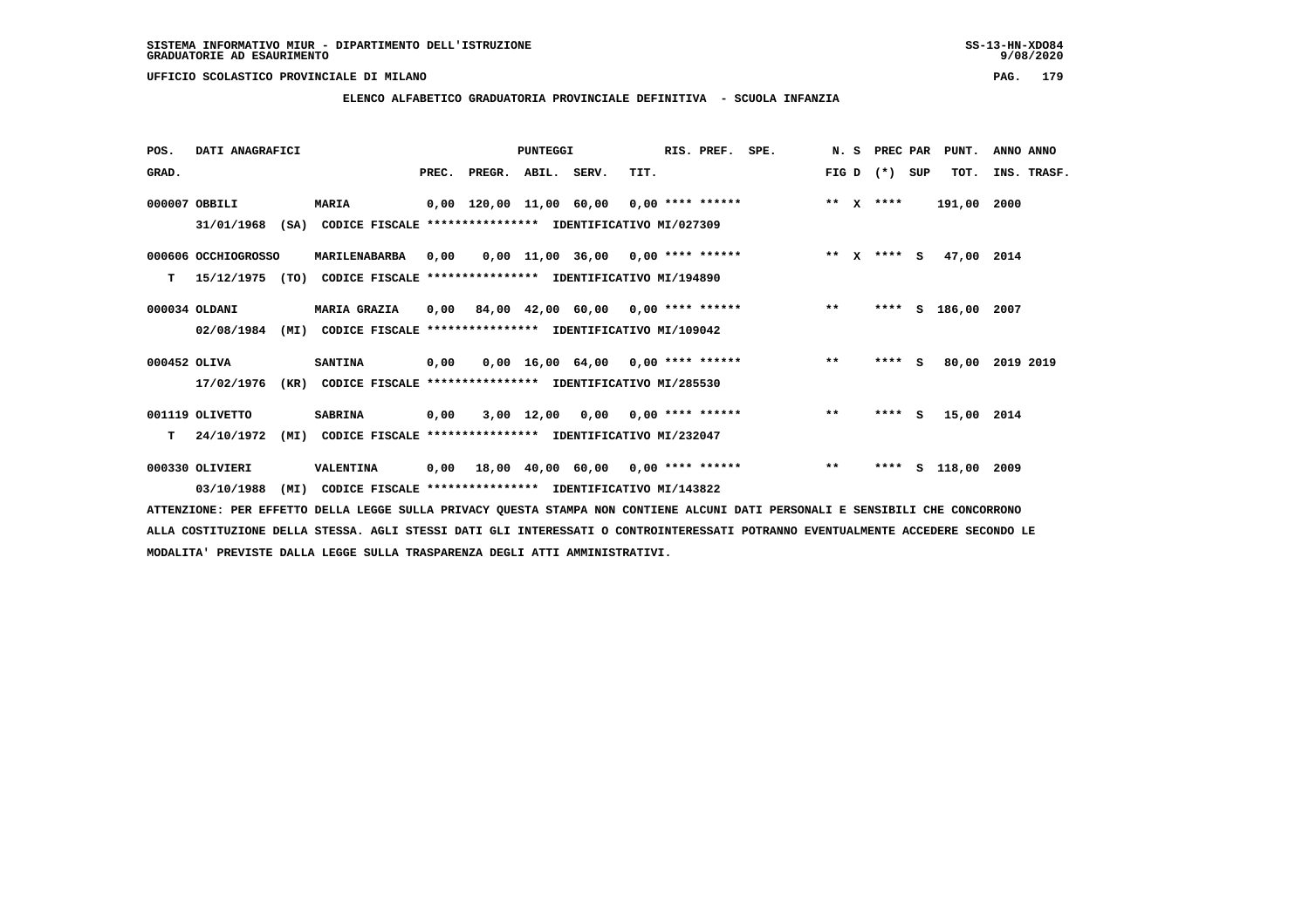SISTEMA INFORMATIVO MIUR - DIPARTIMENTO DELL'ISTRUZIONE
GRADUATORIE AD ESAURIMENTO

UFFICIO SCOLASTICO PROVINCIALE DI MILANO

## ELENCO ALFABETICO GRADUATORIA PROVINCIALE DEFINITIVA - SCUOLA INFANZIA

| POS. GRAD. | DATI ANAGRAFICI | | PREC. | PREGR. | ABIL. | SERV. | TIT. | RIS. PREF. | SPE. | N. S FIG D | PREC PAR (*) SUP | PUNT. TOT. | ANNO ANNO INS. TRASF. |
|---|---|---|---|---|---|---|---|---|---|---|---|---|---|
| 000007 | OBBILI | MARIA | 0,00 | 120,00 | 11,00 | 60,00 | 0,00 | **** ****** | | ** X | **** | 191,00 | 2000 |
| | 31/01/1968 (SA) | CODICE FISCALE **************** IDENTIFICATIVO MI/027309 | | | | | | | | | | | |
| 000606 | OCCHIOGROSSO | MARILENABARBA | 0,00 | 0,00 | 11,00 | 36,00 | 0,00 | **** ****** | | ** X | **** S | 47,00 | 2014 |
| T | 15/12/1975 (TO) | CODICE FISCALE **************** IDENTIFICATIVO MI/194890 | | | | | | | | | | | |
| 000034 | OLDANI | MARIA GRAZIA | 0,00 | 84,00 | 42,00 | 60,00 | 0,00 | **** ****** | | ** | **** S | 186,00 | 2007 |
| | 02/08/1984 (MI) | CODICE FISCALE **************** IDENTIFICATIVO MI/109042 | | | | | | | | | | | |
| 000452 | OLIVA | SANTINA | 0,00 | 0,00 | 16,00 | 64,00 | 0,00 | **** ****** | | ** | **** S | 80,00 | 2019 2019 |
| | 17/02/1976 (KR) | CODICE FISCALE **************** IDENTIFICATIVO MI/285530 | | | | | | | | | | | |
| 001119 | OLIVETTO | SABRINA | 0,00 | 3,00 | 12,00 | 0,00 | 0,00 | **** ****** | | ** | **** S | 15,00 | 2014 |
| T | 24/10/1972 (MI) | CODICE FISCALE **************** IDENTIFICATIVO MI/232047 | | | | | | | | | | | |
| 000330 | OLIVIERI | VALENTINA | 0,00 | 18,00 | 40,00 | 60,00 | 0,00 | **** ****** | | ** | **** S | 118,00 | 2009 |
| | 03/10/1988 (MI) | CODICE FISCALE **************** IDENTIFICATIVO MI/143822 | | | | | | | | | | | |

ATTENZIONE: PER EFFETTO DELLA LEGGE SULLA PRIVACY QUESTA STAMPA NON CONTIENE ALCUNI DATI PERSONALI E SENSIBILI CHE CONCORRONO ALLA COSTITUZIONE DELLA STESSA. AGLI STESSI DATI GLI INTERESSATI O CONTROINTERESSATI POTRANNO EVENTUALMENTE ACCEDERE SECONDO LE MODALITA' PREVISTE DALLA LEGGE SULLA TRASPARENZA DEGLI ATTI AMMINISTRATIVI.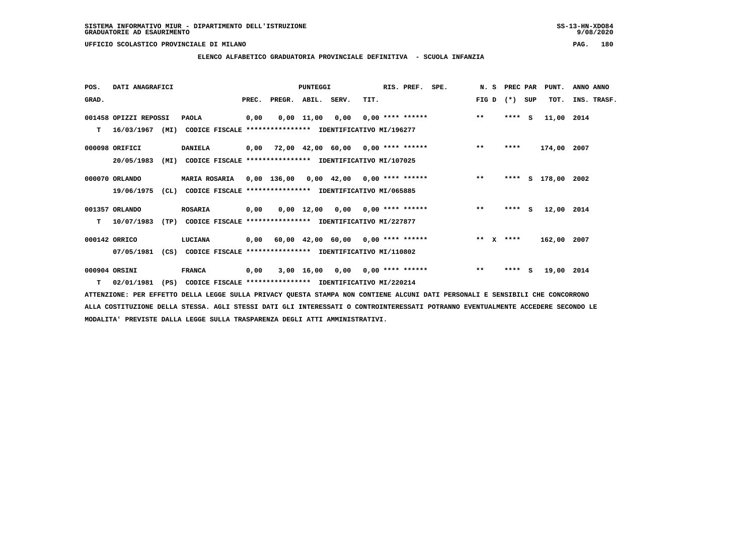SISTEMA INFORMATIVO MIUR - DIPARTIMENTO DELL'ISTRUZIONE
GRADUATORIE AD ESAURIMENTO

UFFICIO SCOLASTICO PROVINCIALE DI MILANO

## ELENCO ALFABETICO GRADUATORIA PROVINCIALE DEFINITIVA - SCUOLA INFANZIA

| POS. GRAD. | DATI ANAGRAFICI | | PREC. | PREGR. | ABIL. | SERV. | TIT. | RIS. PREF. | SPE. | N. S FIG D | PREC PAR (*) SUP | PUNT. TOT. | ANNO ANNO INS. TRASF. |
|---|---|---|---|---|---|---|---|---|---|---|---|---|---|
| 001458 | OPIZZI REPOSSI | PAOLA | 0,00 | 0,00 | 11,00 | 0,00 | 0,00 | **** ****** | | ** | **** S | 11,00 | 2014 |
| T | 16/03/1967 (MI) | CODICE FISCALE **************** IDENTIFICATIVO MI/196277 | | | | | | | | | | | |
| 000098 | ORIFICI | DANIELA | 0,00 | 72,00 | 42,00 | 60,00 | 0,00 | **** ****** | | ** | **** | 174,00 | 2007 |
| | 20/05/1983 (MI) | CODICE FISCALE **************** IDENTIFICATIVO MI/107025 | | | | | | | | | | | |
| 000070 | ORLANDO | MARIA ROSARIA | 0,00 | 136,00 | 0,00 | 42,00 | 0,00 | **** ****** | | ** | **** S | 178,00 | 2002 |
| | 19/06/1975 (CL) | CODICE FISCALE **************** IDENTIFICATIVO MI/065885 | | | | | | | | | | | |
| 001357 | ORLANDO | ROSARIA | 0,00 | 0,00 | 12,00 | 0,00 | 0,00 | **** ****** | | ** | **** S | 12,00 | 2014 |
| T | 10/07/1983 (TP) | CODICE FISCALE **************** IDENTIFICATIVO MI/227877 | | | | | | | | | | | |
| 000142 | ORRICO | LUCIANA | 0,00 | 60,00 | 42,00 | 60,00 | 0,00 | **** ****** | | ** X | **** | 162,00 | 2007 |
| | 07/05/1981 (CS) | CODICE FISCALE **************** IDENTIFICATIVO MI/110802 | | | | | | | | | | | |
| 000904 | ORSINI | FRANCA | 0,00 | 3,00 | 16,00 | 0,00 | 0,00 | **** ****** | | ** | **** S | 19,00 | 2014 |
| T | 02/01/1981 (PS) | CODICE FISCALE **************** IDENTIFICATIVO MI/220214 | | | | | | | | | | | |

ATTENZIONE: PER EFFETTO DELLA LEGGE SULLA PRIVACY QUESTA STAMPA NON CONTIENE ALCUNI DATI PERSONALI E SENSIBILI CHE CONCORRONO ALLA COSTITUZIONE DELLA STESSA. AGLI STESSI DATI GLI INTERESSATI O CONTROINTERESSATI POTRANNO EVENTUALMENTE ACCEDERE SECONDO LE MODALITA' PREVISTE DALLA LEGGE SULLA TRASPARENZA DEGLI ATTI AMMINISTRATIVI.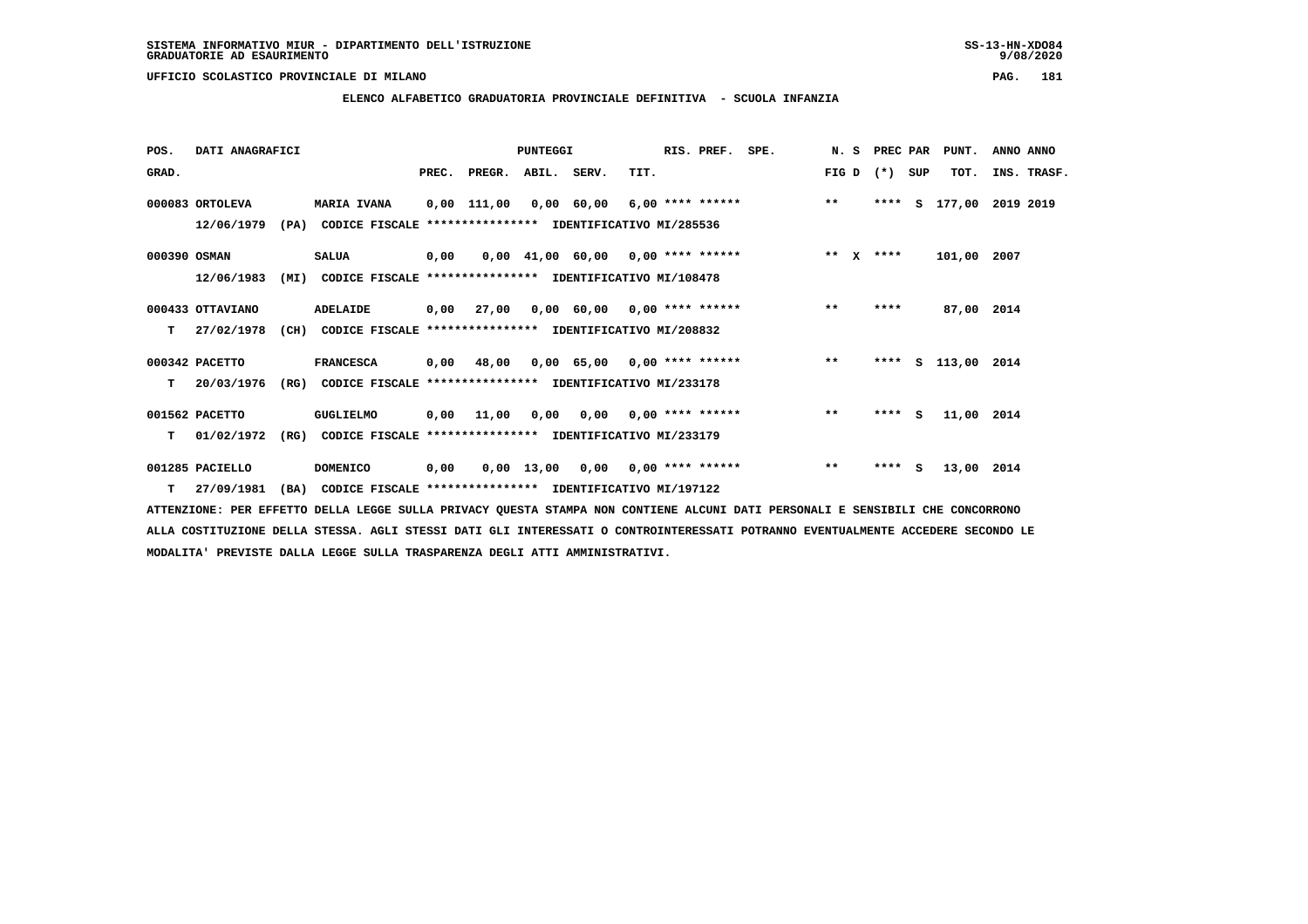SISTEMA INFORMATIVO MIUR - DIPARTIMENTO DELL'ISTRUZIONE
GRADUATORIE AD ESAURIMENTO

UFFICIO SCOLASTICO PROVINCIALE DI MILANO

## ELENCO ALFABETICO GRADUATORIA PROVINCIALE DEFINITIVA - SCUOLA INFANZIA

| POS. GRAD. | DATI ANAGRAFICI | | PREC. | PREGR. | ABIL. | SERV. | TIT. | RIS. PREF. | SPE. | N. S FIG D | PREC PAR (*) SUP | PUNT. TOT. | ANNO ANNO INS. TRASF. |
|---|---|---|---|---|---|---|---|---|---|---|---|---|---|
| 000083 | ORTOLEVA 12/06/1979 (PA) | MARIA IVANA CODICE FISCALE **************** IDENTIFICATIVO MI/285536 | 0,00 | 111,00 | 0,00 | 60,00 | 6,00 | **** ****** | | ** | **** S | 177,00 | 2019 2019 |
| 000390 | OSMAN 12/06/1983 (MI) | SALUA CODICE FISCALE **************** IDENTIFICATIVO MI/108478 | 0,00 | 0,00 | 41,00 | 60,00 | 0,00 | **** ****** | | ** X | **** | 101,00 | 2007 |
| 000433 | OTTAVIANO T 27/02/1978 (CH) | ADELAIDE CODICE FISCALE **************** IDENTIFICATIVO MI/208832 | 0,00 | 27,00 | 0,00 | 60,00 | 0,00 | **** ****** | | ** | **** | 87,00 | 2014 |
| 000342 | PACETTO T 20/03/1976 (RG) | FRANCESCA CODICE FISCALE **************** IDENTIFICATIVO MI/233178 | 0,00 | 48,00 | 0,00 | 65,00 | 0,00 | **** ****** | | ** | **** S | 113,00 | 2014 |
| 001562 | PACETTO T 01/02/1972 (RG) | GUGLIELMO CODICE FISCALE **************** IDENTIFICATIVO MI/233179 | 0,00 | 11,00 | 0,00 | 0,00 | 0,00 | **** ****** | | ** | **** S | 11,00 | 2014 |
| 001285 | PACIELLO T 27/09/1981 (BA) | DOMENICO CODICE FISCALE **************** IDENTIFICATIVO MI/197122 | 0,00 | 0,00 | 13,00 | 0,00 | 0,00 | **** ****** | | ** | **** S | 13,00 | 2014 |

ATTENZIONE: PER EFFETTO DELLA LEGGE SULLA PRIVACY QUESTA STAMPA NON CONTIENE ALCUNI DATI PERSONALI E SENSIBILI CHE CONCORRONO ALLA COSTITUZIONE DELLA STESSA. AGLI STESSI DATI GLI INTERESSATI O CONTROINTERESSATI POTRANNO EVENTUALMENTE ACCEDERE SECONDO LE MODALITA' PREVISTE DALLA LEGGE SULLA TRASPARENZA DEGLI ATTI AMMINISTRATIVI.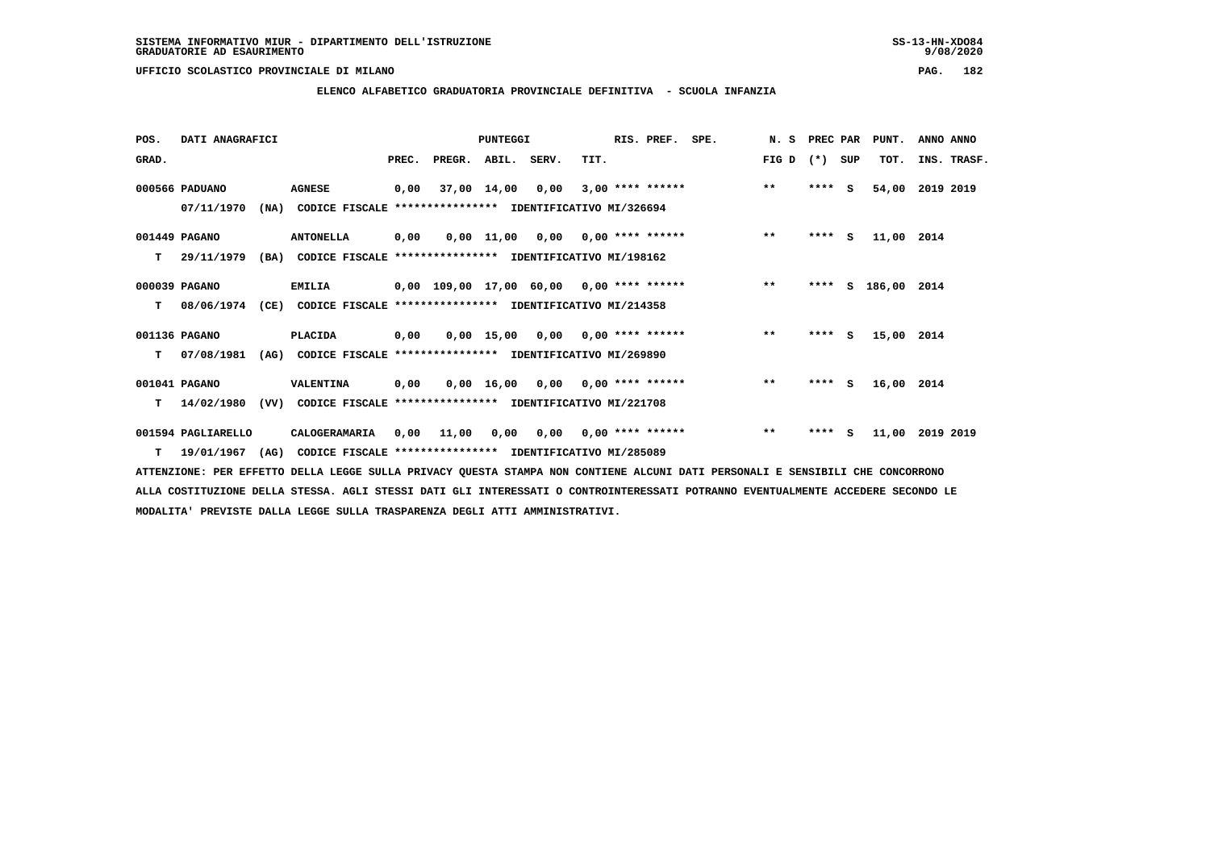SISTEMA INFORMATIVO MIUR - DIPARTIMENTO DELL'ISTRUZIONE
GRADUATORIE AD ESAURIMENTO

UFFICIO SCOLASTICO PROVINCIALE DI MILANO

ELENCO ALFABETICO GRADUATORIA PROVINCIALE DEFINITIVA - SCUOLA INFANZIA

| POS. GRAD. | DATI ANAGRAFICI | | PREC. | PREGR. | ABIL. | SERV. | TIT. | RIS. PREF. | SPE. | N. S FIG D | PREC PAR (*) | SUP | PUNT. TOT. | ANNO INS. | ANNO TRASF. |
|---|---|---|---|---|---|---|---|---|---|---|---|---|---|---|---|
| 000566 | PADUANO | AGNESE | 0,00 | 37,00 | 14,00 | 0,00 | 3,00 | **** ****** | | ** | **** | S | 54,00 | 2019 | 2019 |
| | 07/11/1970 (NA) | CODICE FISCALE **************** IDENTIFICATIVO MI/326694 | | | | | | | | | | | | | |
| 001449 | PAGANO | ANTONELLA | 0,00 | 0,00 | 11,00 | 0,00 | 0,00 | **** ****** | | ** | **** | S | 11,00 | 2014 | |
| T | 29/11/1979 (BA) | CODICE FISCALE **************** IDENTIFICATIVO MI/198162 | | | | | | | | | | | | | |
| 000039 | PAGANO | EMILIA | 0,00 | 109,00 | 17,00 | 60,00 | 0,00 | **** ****** | | ** | **** | S | 186,00 | 2014 | |
| T | 08/06/1974 (CE) | CODICE FISCALE **************** IDENTIFICATIVO MI/214358 | | | | | | | | | | | | | |
| 001136 | PAGANO | PLACIDA | 0,00 | 0,00 | 15,00 | 0,00 | 0,00 | **** ****** | | ** | **** | S | 15,00 | 2014 | |
| T | 07/08/1981 (AG) | CODICE FISCALE **************** IDENTIFICATIVO MI/269890 | | | | | | | | | | | | | |
| 001041 | PAGANO | VALENTINA | 0,00 | 0,00 | 16,00 | 0,00 | 0,00 | **** ****** | | ** | **** | S | 16,00 | 2014 | |
| T | 14/02/1980 (VV) | CODICE FISCALE **************** IDENTIFICATIVO MI/221708 | | | | | | | | | | | | | |
| 001594 | PAGLIARELLO | CALOGERAMARIA | 0,00 | 11,00 | 0,00 | 0,00 | 0,00 | **** ****** | | ** | **** | S | 11,00 | 2019 | 2019 |
| T | 19/01/1967 (AG) | CODICE FISCALE **************** IDENTIFICATIVO MI/285089 | | | | | | | | | | | | | |

ATTENZIONE: PER EFFETTO DELLA LEGGE SULLA PRIVACY QUESTA STAMPA NON CONTIENE ALCUNI DATI PERSONALI E SENSIBILI CHE CONCORRONO ALLA COSTITUZIONE DELLA STESSA. AGLI STESSI DATI GLI INTERESSATI O CONTROINTERESSATI POTRANNO EVENTUALMENTE ACCEDERE SECONDO LE MODALITA' PREVISTE DALLA LEGGE SULLA TRASPARENZA DEGLI ATTI AMMINISTRATIVI.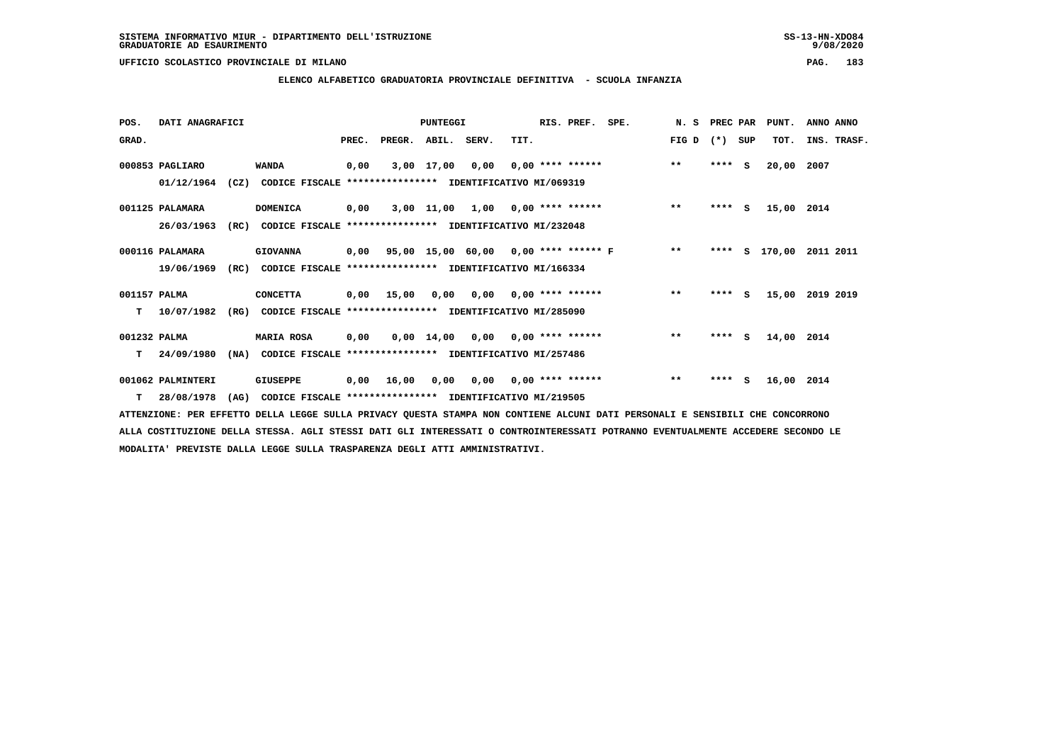SISTEMA INFORMATIVO MIUR - DIPARTIMENTO DELL'ISTRUZIONE
GRADUATORIE AD ESAURIMENTO

UFFICIO SCOLASTICO PROVINCIALE DI MILANO

## ELENCO ALFABETICO GRADUATORIA PROVINCIALE DEFINITIVA - SCUOLA INFANZIA

| POS. GRAD. | DATI ANAGRAFICI | | PREC. | PREGR. | ABIL. | SERV. | TIT. | RIS. PREF. | SPE. | N. S FIG D | PREC (*) | PAR SUP | PUNT. TOT. | ANNO INS. | ANNO TRASF. |
|---|---|---|---|---|---|---|---|---|---|---|---|---|---|---|---|
| 000853 | PAGLIARO | WANDA | 0,00 | 3,00 | 17,00 | 0,00 | 0,00 | **** ****** | | ** | **** | S | 20,00 | 2007 | |
| | 01/12/1964 (CZ) | CODICE FISCALE **************** IDENTIFICATIVO MI/069319 | | | | | | | | | | | | | |
| 001125 | PALAMARA | DOMENICA | 0,00 | 3,00 | 11,00 | 1,00 | 0,00 | **** ****** | | ** | **** | S | 15,00 | 2014 | |
| | 26/03/1963 (RC) | CODICE FISCALE **************** IDENTIFICATIVO MI/232048 | | | | | | | | | | | | | |
| 000116 | PALAMARA | GIOVANNA | 0,00 | 95,00 | 15,00 | 60,00 | 0,00 | **** ****** | F | ** | **** | S | 170,00 | 2011 | 2011 |
| | 19/06/1969 (RC) | CODICE FISCALE **************** IDENTIFICATIVO MI/166334 | | | | | | | | | | | | | |
| 001157 | PALMA | CONCETTA | 0,00 | 15,00 | 0,00 | 0,00 | 0,00 | **** ****** | | ** | **** | S | 15,00 | 2019 | 2019 |
| T | 10/07/1982 (RG) | CODICE FISCALE **************** IDENTIFICATIVO MI/285090 | | | | | | | | | | | | | |
| 001232 | PALMA | MARIA ROSA | 0,00 | 0,00 | 14,00 | 0,00 | 0,00 | **** ****** | | ** | **** | S | 14,00 | 2014 | |
| T | 24/09/1980 (NA) | CODICE FISCALE **************** IDENTIFICATIVO MI/257486 | | | | | | | | | | | | | |
| 001062 | PALMINTERI | GIUSEPPE | 0,00 | 16,00 | 0,00 | 0,00 | 0,00 | **** ****** | | ** | **** | S | 16,00 | 2014 | |
| T | 28/08/1978 (AG) | CODICE FISCALE **************** IDENTIFICATIVO MI/219505 | | | | | | | | | | | | | |

ATTENZIONE: PER EFFETTO DELLA LEGGE SULLA PRIVACY QUESTA STAMPA NON CONTIENE ALCUNI DATI PERSONALI E SENSIBILI CHE CONCORRONO ALLA COSTITUZIONE DELLA STESSA. AGLI STESSI DATI GLI INTERESSATI O CONTROINTERESSATI POTRANNO EVENTUALMENTE ACCEDERE SECONDO LE MODALITA' PREVISTE DALLA LEGGE SULLA TRASPARENZA DEGLI ATTI AMMINISTRATIVI.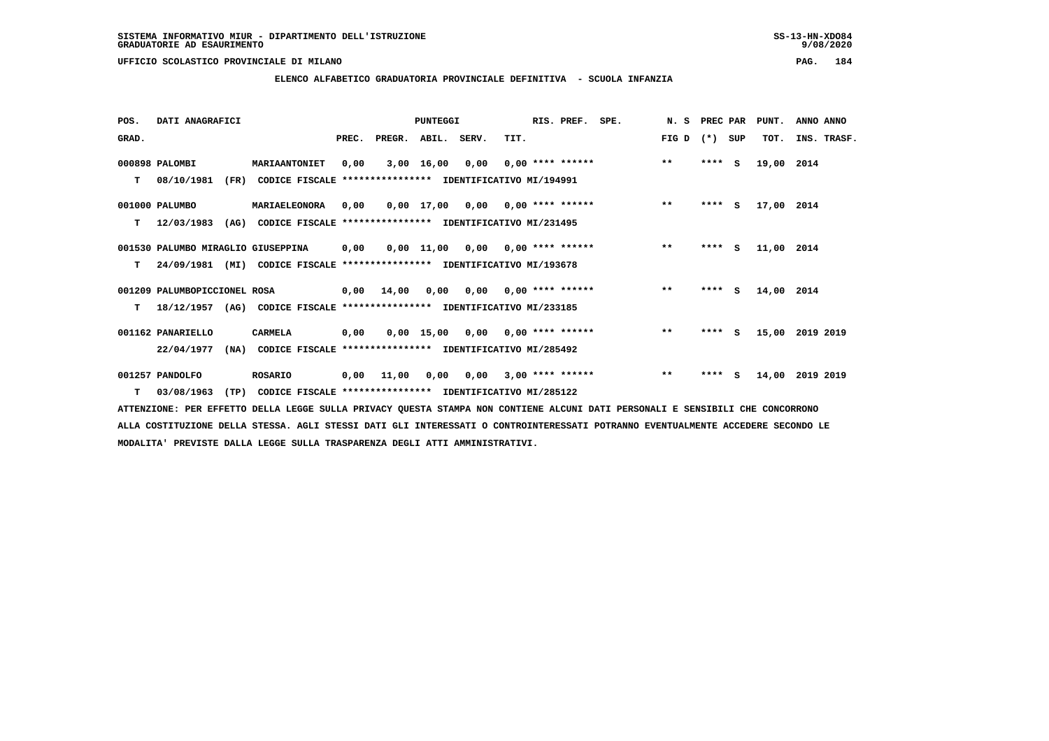SISTEMA INFORMATIVO MIUR - DIPARTIMENTO DELL'ISTRUZIONE
GRADUATORIE AD ESAURIMENTO

UFFICIO SCOLASTICO PROVINCIALE DI MILANO

## ELENCO ALFABETICO GRADUATORIA PROVINCIALE DEFINITIVA - SCUOLA INFANZIA

| POS. GRAD. | DATI ANAGRAFICI | | PREC. | PREGR. | ABIL. | SERV. | TIT. | RIS. PREF. | SPE. | N. S FIG D | PREC PAR (*) | SUP | PUNT. TOT. | ANNO INS. | ANNO TRASF. |
|---|---|---|---|---|---|---|---|---|---|---|---|---|---|---|---|
| 000898 | PALOMBI | MARIAANTONIET | 0,00 | 3,00 | 16,00 | 0,00 | 0,00 | **** ****** | | ** | **** | S | 19,00 | 2014 | |
| T | 08/10/1981 (FR) | CODICE FISCALE **************** IDENTIFICATIVO MI/194991 | | | | | | | | | | | | | |
| 001000 | PALUMBO | MARIAELEONORA | 0,00 | 0,00 | 17,00 | 0,00 | 0,00 | **** ****** | | ** | **** | S | 17,00 | 2014 | |
| T | 12/03/1983 (AG) | CODICE FISCALE **************** IDENTIFICATIVO MI/231495 | | | | | | | | | | | | | |
| 001530 | PALUMBO MIRAGLIO GIUSEPPINA | | 0,00 | 0,00 | 11,00 | 0,00 | 0,00 | **** ****** | | ** | **** | S | 11,00 | 2014 | |
| T | 24/09/1981 (MI) | CODICE FISCALE **************** IDENTIFICATIVO MI/193678 | | | | | | | | | | | | | |
| 001209 | PALUMBOPICCIONEL ROSA | | 0,00 | 14,00 | 0,00 | 0,00 | 0,00 | **** ****** | | ** | **** | S | 14,00 | 2014 | |
| T | 18/12/1957 (AG) | CODICE FISCALE **************** IDENTIFICATIVO MI/233185 | | | | | | | | | | | | | |
| 001162 | PANARIELLO | CARMELA | 0,00 | 0,00 | 15,00 | 0,00 | 0,00 | **** ****** | | ** | **** | S | 15,00 | 2019 | 2019 |
| | 22/04/1977 (NA) | CODICE FISCALE **************** IDENTIFICATIVO MI/285492 | | | | | | | | | | | | | |
| 001257 | PANDOLFO | ROSARIO | 0,00 | 11,00 | 0,00 | 0,00 | 3,00 | **** ****** | | ** | **** | S | 14,00 | 2019 | 2019 |
| T | 03/08/1963 (TP) | CODICE FISCALE **************** IDENTIFICATIVO MI/285122 | | | | | | | | | | | | | |

ATTENZIONE: PER EFFETTO DELLA LEGGE SULLA PRIVACY QUESTA STAMPA NON CONTIENE ALCUNI DATI PERSONALI E SENSIBILI CHE CONCORRONO ALLA COSTITUZIONE DELLA STESSA. AGLI STESSI DATI GLI INTERESSATI O CONTROINTERESSATI POTRANNO EVENTUALMENTE ACCEDERE SECONDO LE MODALITA' PREVISTE DALLA LEGGE SULLA TRASPARENZA DEGLI ATTI AMMINISTRATIVI.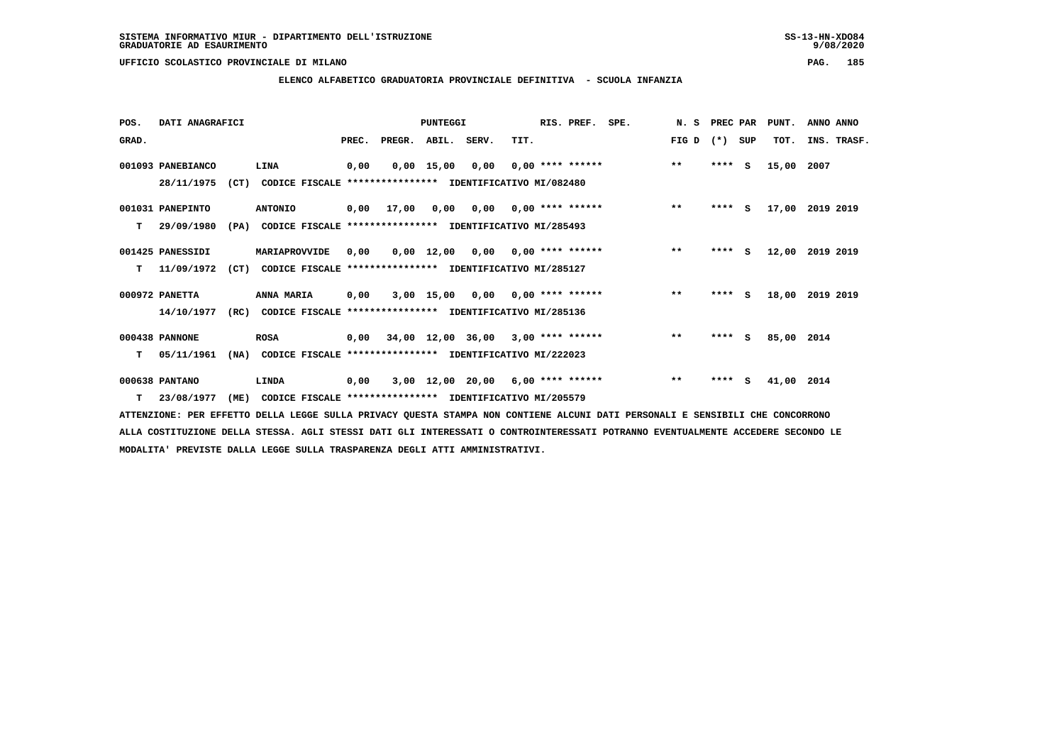SISTEMA INFORMATIVO MIUR - DIPARTIMENTO DELL'ISTRUZIONE
GRADUATORIE AD ESAURIMENTO

UFFICIO SCOLASTICO PROVINCIALE DI MILANO

## ELENCO ALFABETICO GRADUATORIA PROVINCIALE DEFINITIVA - SCUOLA INFANZIA

| POS. GRAD. | DATI ANAGRAFICI | | PREC. | PREGR. | ABIL. | SERV. | TIT. | RIS. PREF. | SPE. | N. S FIG D | PREC (*) | PAR SUP | PUNT. TOT. | ANNO INS. | ANNO TRASF. |
|---|---|---|---|---|---|---|---|---|---|---|---|---|---|---|---|
| 001093 | PANEBIANCO | LINA | 0,00 | 0,00 | 15,00 | 0,00 | 0,00 | **** ****** | | ** | **** | S | 15,00 | 2007 | |
| | 28/11/1975 (CT) | CODICE FISCALE **************** IDENTIFICATIVO MI/082480 | | | | | | | | | | | | | |
| 001031 | PANEPINTO | ANTONIO | 0,00 | 17,00 | 0,00 | 0,00 | 0,00 | **** ****** | | ** | **** | S | 17,00 | 2019 | 2019 |
| T | 29/09/1980 (PA) | CODICE FISCALE **************** IDENTIFICATIVO MI/285493 | | | | | | | | | | | | | |
| 001425 | PANESSIDI | MARIAPROVVIDE | 0,00 | 0,00 | 12,00 | 0,00 | 0,00 | **** ****** | | ** | **** | S | 12,00 | 2019 | 2019 |
| T | 11/09/1972 (CT) | CODICE FISCALE **************** IDENTIFICATIVO MI/285127 | | | | | | | | | | | | | |
| 000972 | PANETTA | ANNA MARIA | 0,00 | 3,00 | 15,00 | 0,00 | 0,00 | **** ****** | | ** | **** | S | 18,00 | 2019 | 2019 |
| | 14/10/1977 (RC) | CODICE FISCALE **************** IDENTIFICATIVO MI/285136 | | | | | | | | | | | | | |
| 000438 | PANNONE | ROSA | 0,00 | 34,00 | 12,00 | 36,00 | 3,00 | **** ****** | | ** | **** | S | 85,00 | 2014 | |
| T | 05/11/1961 (NA) | CODICE FISCALE **************** IDENTIFICATIVO MI/222023 | | | | | | | | | | | | | |
| 000638 | PANTANO | LINDA | 0,00 | 3,00 | 12,00 | 20,00 | 6,00 | **** ****** | | ** | **** | S | 41,00 | 2014 | |
| T | 23/08/1977 (ME) | CODICE FISCALE **************** IDENTIFICATIVO MI/205579 | | | | | | | | | | | | | |

ATTENZIONE: PER EFFETTO DELLA LEGGE SULLA PRIVACY QUESTA STAMPA NON CONTIENE ALCUNI DATI PERSONALI E SENSIBILI CHE CONCORRONO ALLA COSTITUZIONE DELLA STESSA. AGLI STESSI DATI GLI INTERESSATI O CONTROINTERESSATI POTRANNO EVENTUALMENTE ACCEDERE SECONDO LE MODALITA' PREVISTE DALLA LEGGE SULLA TRASPARENZA DEGLI ATTI AMMINISTRATIVI.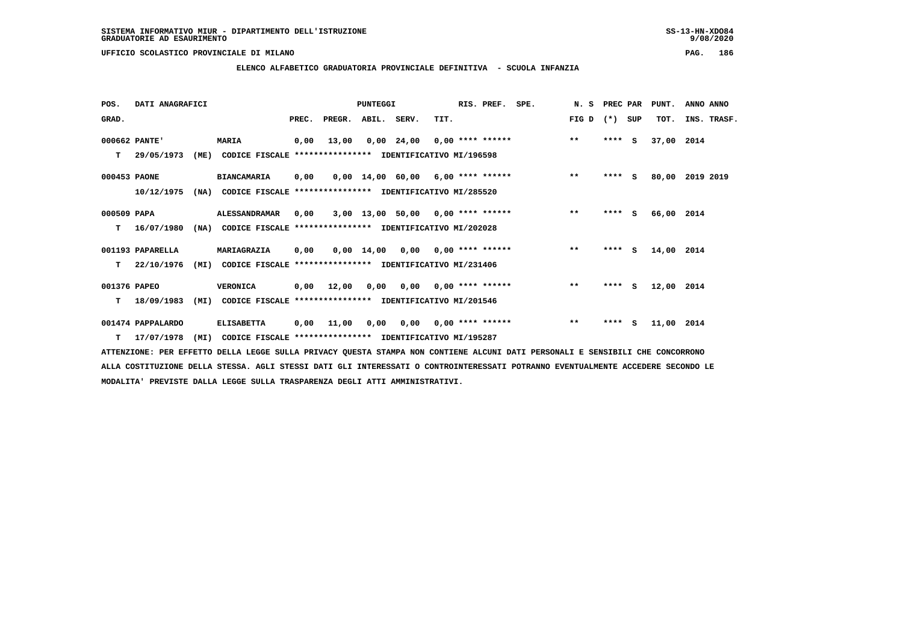SISTEMA INFORMATIVO MIUR - DIPARTIMENTO DELL'ISTRUZIONE
GRADUATORIE AD ESAURIMENTO

UFFICIO SCOLASTICO PROVINCIALE DI MILANO

## ELENCO ALFABETICO GRADUATORIA PROVINCIALE DEFINITIVA - SCUOLA INFANZIA

| POS. | DATI ANAGRAFICI | | | PUNTEGGI | | | | | RIS. PREF. | SPE. | N. S | PREC PAR | | PUNT. | ANNO ANNO |
|---|---|---|---|---|---|---|---|---|---|---|---|---|---|---|---|
| GRAD. | | | | PREC. | PREGR. | ABIL. | SERV. | TIT. | | | FIG D | (*) | SUP | TOT. | INS. TRASF. |
| 000662 PANTE' | | | MARIA | 0,00 | 13,00 | 0,00 | 24,00 | 0,00 | **** ****** | | ** | **** | S | 37,00 | 2014 |
| T | 29/05/1973 | (ME) | CODICE FISCALE **************** IDENTIFICATIVO MI/196598 | | | | | | | | | | | | |
| 000453 PAONE | | | BIANCAMARIA | 0,00 | 0,00 | 14,00 | 60,00 | 6,00 | **** ****** | | ** | **** | S | 80,00 | 2019 2019 |
| | 10/12/1975 | (NA) | CODICE FISCALE **************** IDENTIFICATIVO MI/285520 | | | | | | | | | | | | |
| 000509 PAPA | | | ALESSANDRAMAR | 0,00 | 3,00 | 13,00 | 50,00 | 0,00 | **** ****** | | ** | **** | S | 66,00 | 2014 |
| T | 16/07/1980 | (NA) | CODICE FISCALE **************** IDENTIFICATIVO MI/202028 | | | | | | | | | | | | |
| 001193 PAPARELLA | | | MARIAGRAZIA | 0,00 | 0,00 | 14,00 | 0,00 | 0,00 | **** ****** | | ** | **** | S | 14,00 | 2014 |
| T | 22/10/1976 | (MI) | CODICE FISCALE **************** IDENTIFICATIVO MI/231406 | | | | | | | | | | | | |
| 001376 PAPEO | | | VERONICA | 0,00 | 12,00 | 0,00 | 0,00 | 0,00 | **** ****** | | ** | **** | S | 12,00 | 2014 |
| T | 18/09/1983 | (MI) | CODICE FISCALE **************** IDENTIFICATIVO MI/201546 | | | | | | | | | | | | |
| 001474 PAPPALARDO | | | ELISABETTA | 0,00 | 11,00 | 0,00 | 0,00 | 0,00 | **** ****** | | ** | **** | S | 11,00 | 2014 |
| T | 17/07/1978 | (MI) | CODICE FISCALE **************** IDENTIFICATIVO MI/195287 | | | | | | | | | | | | |

ATTENZIONE: PER EFFETTO DELLA LEGGE SULLA PRIVACY QUESTA STAMPA NON CONTIENE ALCUNI DATI PERSONALI E SENSIBILI CHE CONCORRONO ALLA COSTITUZIONE DELLA STESSA. AGLI STESSI DATI GLI INTERESSATI O CONTROINTERESSATI POTRANNO EVENTUALMENTE ACCEDERE SECONDO LE MODALITA' PREVISTE DALLA LEGGE SULLA TRASPARENZA DEGLI ATTI AMMINISTRATIVI.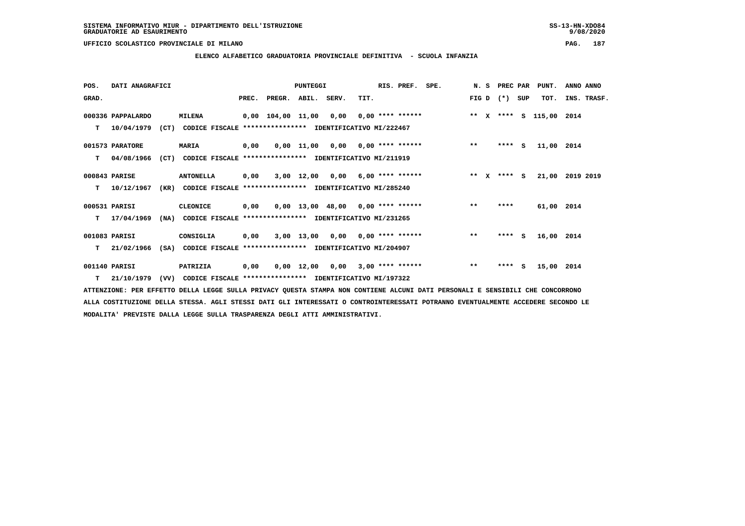SISTEMA INFORMATIVO MIUR - DIPARTIMENTO DELL'ISTRUZIONE
GRADUATORIE AD ESAURIMENTO

UFFICIO SCOLASTICO PROVINCIALE DI MILANO

## ELENCO ALFABETICO GRADUATORIA PROVINCIALE DEFINITIVA - SCUOLA INFANZIA

| POS. GRAD. | DATI ANAGRAFICI | | PREC. | PREGR. | ABIL. | SERV. | TIT. | RIS. PREF. | SPE. | N. S FIG D | PREC PAR (*) | SUP | PUNT. TOT. | ANNO ANNO INS. TRASF. |
|---|---|---|---|---|---|---|---|---|---|---|---|---|---|---|
| 000336 | PAPPALARDO | MILENA | 0,00 | 104,00 | 11,00 | 0,00 | 0,00 | **** ****** | | ** X | **** | S | 115,00 | 2014 |
| T | 10/04/1979 (CT) | CODICE FISCALE **************** IDENTIFICATIVO MI/222467 | | | | | | | | | | | | |
| 001573 | PARATORE | MARIA | 0,00 | 0,00 | 11,00 | 0,00 | 0,00 | **** ****** | | ** | **** | S | 11,00 | 2014 |
| T | 04/08/1966 (CT) | CODICE FISCALE **************** IDENTIFICATIVO MI/211919 | | | | | | | | | | | | |
| 000843 | PARISE | ANTONELLA | 0,00 | 3,00 | 12,00 | 0,00 | 6,00 | **** ****** | | ** X | **** | S | 21,00 | 2019 2019 |
| T | 10/12/1967 (KR) | CODICE FISCALE **************** IDENTIFICATIVO MI/285240 | | | | | | | | | | | | |
| 000531 | PARISI | CLEONICE | 0,00 | 0,00 | 13,00 | 48,00 | 0,00 | **** ****** | | ** | **** | | 61,00 | 2014 |
| T | 17/04/1969 (NA) | CODICE FISCALE **************** IDENTIFICATIVO MI/231265 | | | | | | | | | | | | |
| 001083 | PARISI | CONSIGLIA | 0,00 | 3,00 | 13,00 | 0,00 | 0,00 | **** ****** | | ** | **** | S | 16,00 | 2014 |
| T | 21/02/1966 (SA) | CODICE FISCALE **************** IDENTIFICATIVO MI/204907 | | | | | | | | | | | | |
| 001140 | PARISI | PATRIZIA | 0,00 | 0,00 | 12,00 | 0,00 | 3,00 | **** ****** | | ** | **** | S | 15,00 | 2014 |
| T | 21/10/1979 (VV) | CODICE FISCALE **************** IDENTIFICATIVO MI/197322 | | | | | | | | | | | | |

ATTENZIONE: PER EFFETTO DELLA LEGGE SULLA PRIVACY QUESTA STAMPA NON CONTIENE ALCUNI DATI PERSONALI E SENSIBILI CHE CONCORRONO ALLA COSTITUZIONE DELLA STESSA. AGLI STESSI DATI GLI INTERESSATI O CONTROINTERESSATI POTRANNO EVENTUALMENTE ACCEDERE SECONDO LE MODALITA' PREVISTE DALLA LEGGE SULLA TRASPARENZA DEGLI ATTI AMMINISTRATIVI.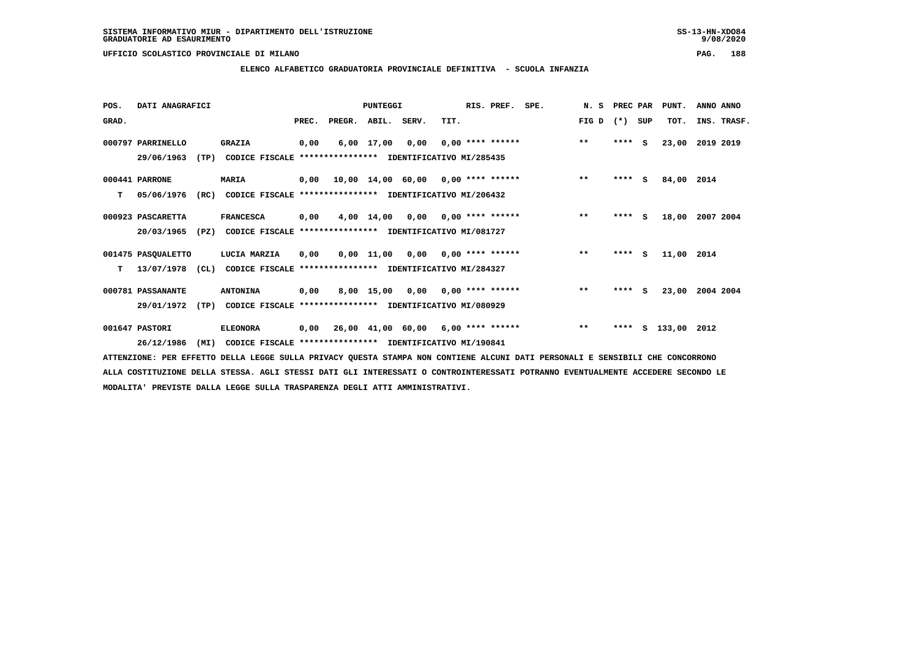SISTEMA INFORMATIVO MIUR - DIPARTIMENTO DELL'ISTRUZIONE
GRADUATORIE AD ESAURIMENTO

UFFICIO SCOLASTICO PROVINCIALE DI MILANO

**ELENCO ALFABETICO GRADUATORIA PROVINCIALE DEFINITIVA - SCUOLA INFANZIA**

| POS. GRAD. | DATI ANAGRAFICI | | PREC. | PREGR. | ABIL. | SERV. | TIT. | RIS. PREF. | SPE. | N. S FIG D | PREC PAR (*) | SUP | PUNT. TOT. | ANNO INS. | ANNO TRASF. |
|---|---|---|---|---|---|---|---|---|---|---|---|---|---|---|---|
| 000797 | PARRINELLO 29/06/1963 (TP) | GRAZIA CODICE FISCALE **************** IDENTIFICATIVO MI/285435 | 0,00 | 6,00 | 17,00 | 0,00 | 0,00 | **** ****** | | ** | **** | S | 23,00 | 2019 | 2019 |
| 000441 T | PARRONE 05/06/1976 (RC) | MARIA CODICE FISCALE **************** IDENTIFICATIVO MI/206432 | 0,00 | 10,00 | 14,00 | 60,00 | 0,00 | **** ****** | | ** | **** | S | 84,00 | 2014 | |
| 000923 | PASCARETTA 20/03/1965 (PZ) | FRANCESCA CODICE FISCALE **************** IDENTIFICATIVO MI/081727 | 0,00 | 4,00 | 14,00 | 0,00 | 0,00 | **** ****** | | ** | **** | S | 18,00 | 2007 | 2004 |
| 001475 T | PASQUALETTO 13/07/1978 (CL) | LUCIA MARZIA CODICE FISCALE **************** IDENTIFICATIVO MI/284327 | 0,00 | 0,00 | 11,00 | 0,00 | 0,00 | **** ****** | | ** | **** | S | 11,00 | 2014 | |
| 000781 | PASSANANTE 29/01/1972 (TP) | ANTONINA CODICE FISCALE **************** IDENTIFICATIVO MI/080929 | 0,00 | 8,00 | 15,00 | 0,00 | 0,00 | **** ****** | | ** | **** | S | 23,00 | 2004 | 2004 |
| 001647 | PASTORI 26/12/1986 (MI) | ELEONORA CODICE FISCALE **************** IDENTIFICATIVO MI/190841 | 0,00 | 26,00 | 41,00 | 60,00 | 6,00 | **** ****** | | ** | **** | S | 133,00 | 2012 | |

ATTENZIONE: PER EFFETTO DELLA LEGGE SULLA PRIVACY QUESTA STAMPA NON CONTIENE ALCUNI DATI PERSONALI E SENSIBILI CHE CONCORRONO ALLA COSTITUZIONE DELLA STESSA. AGLI STESSI DATI GLI INTERESSATI O CONTROINTERESSATI POTRANNO EVENTUALMENTE ACCEDERE SECONDO LE MODALITA' PREVISTE DALLA LEGGE SULLA TRASPARENZA DEGLI ATTI AMMINISTRATIVI.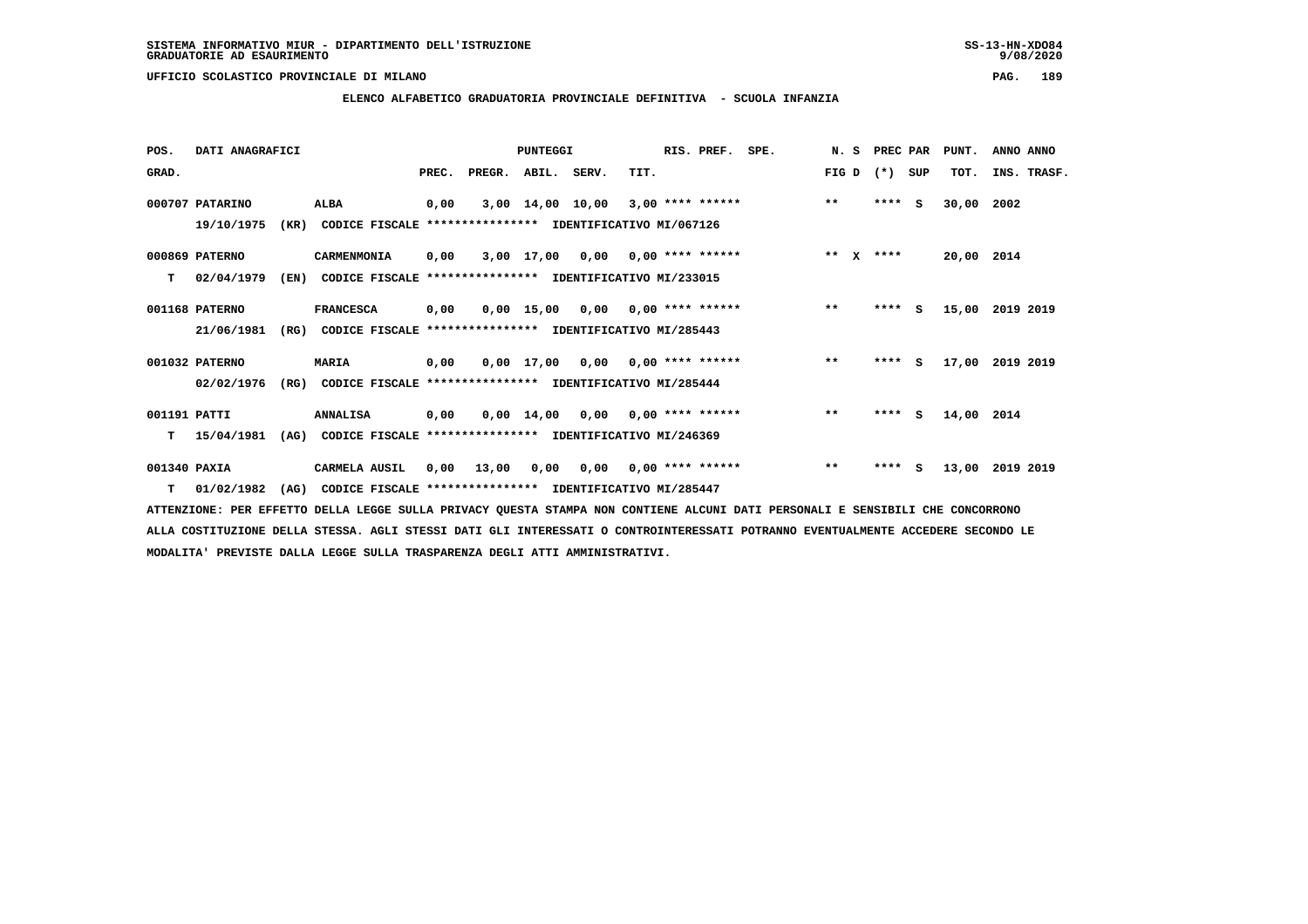SISTEMA INFORMATIVO MIUR - DIPARTIMENTO DELL'ISTRUZIONE
GRADUATORIE AD ESAURIMENTO

UFFICIO SCOLASTICO PROVINCIALE DI MILANO

## ELENCO ALFABETICO GRADUATORIA PROVINCIALE DEFINITIVA - SCUOLA INFANZIA

| POS. | DATI ANAGRAFICI | | PUNTEGGI PREC. | PREGR. | ABIL. | SERV. | TIT. | RIS. PREF. | SPE. | N. S FIG D | PREC PAR (*) | SUP | PUNT. TOT. | ANNO ANNO INS. TRASF. |
|---|---|---|---|---|---|---|---|---|---|---|---|---|---|---|
| 000707 | PATARINO | ALBA | 0,00 | 3,00 | 14,00 | 10,00 | 3,00 | **** ****** | | ** | **** | S | 30,00 | 2002 |
| | 19/10/1975 (KR) | CODICE FISCALE **************** IDENTIFICATIVO MI/067126 | | | | | | | | | | | | |
| 000869 | PATERNO | CARMENMONIA | 0,00 | 3,00 | 17,00 | 0,00 | 0,00 | **** ****** | | ** X | **** | | 20,00 | 2014 |
| T | 02/04/1979 (EN) | CODICE FISCALE **************** IDENTIFICATIVO MI/233015 | | | | | | | | | | | | |
| 001168 | PATERNO | FRANCESCA | 0,00 | 0,00 | 15,00 | 0,00 | 0,00 | **** ****** | | ** | **** | S | 15,00 | 2019 2019 |
| | 21/06/1981 (RG) | CODICE FISCALE **************** IDENTIFICATIVO MI/285443 | | | | | | | | | | | | |
| 001032 | PATERNO | MARIA | 0,00 | 0,00 | 17,00 | 0,00 | 0,00 | **** ****** | | ** | **** | S | 17,00 | 2019 2019 |
| | 02/02/1976 (RG) | CODICE FISCALE **************** IDENTIFICATIVO MI/285444 | | | | | | | | | | | | |
| 001191 | PATTI | ANNALISA | 0,00 | 0,00 | 14,00 | 0,00 | 0,00 | **** ****** | | ** | **** | S | 14,00 | 2014 |
| T | 15/04/1981 (AG) | CODICE FISCALE **************** IDENTIFICATIVO MI/246369 | | | | | | | | | | | | |
| 001340 | PAXIA | CARMELA AUSIL | 0,00 | 13,00 | 0,00 | 0,00 | 0,00 | **** ****** | | ** | **** | S | 13,00 | 2019 2019 |
| T | 01/02/1982 (AG) | CODICE FISCALE **************** IDENTIFICATIVO MI/285447 | | | | | | | | | | | | |

ATTENZIONE: PER EFFETTO DELLA LEGGE SULLA PRIVACY QUESTA STAMPA NON CONTIENE ALCUNI DATI PERSONALI E SENSIBILI CHE CONCORRONO ALLA COSTITUZIONE DELLA STESSA. AGLI STESSI DATI GLI INTERESSATI O CONTROINTERESSATI POTRANNO EVENTUALMENTE ACCEDERE SECONDO LE MODALITA' PREVISTE DALLA LEGGE SULLA TRASPARENZA DEGLI ATTI AMMINISTRATIVI.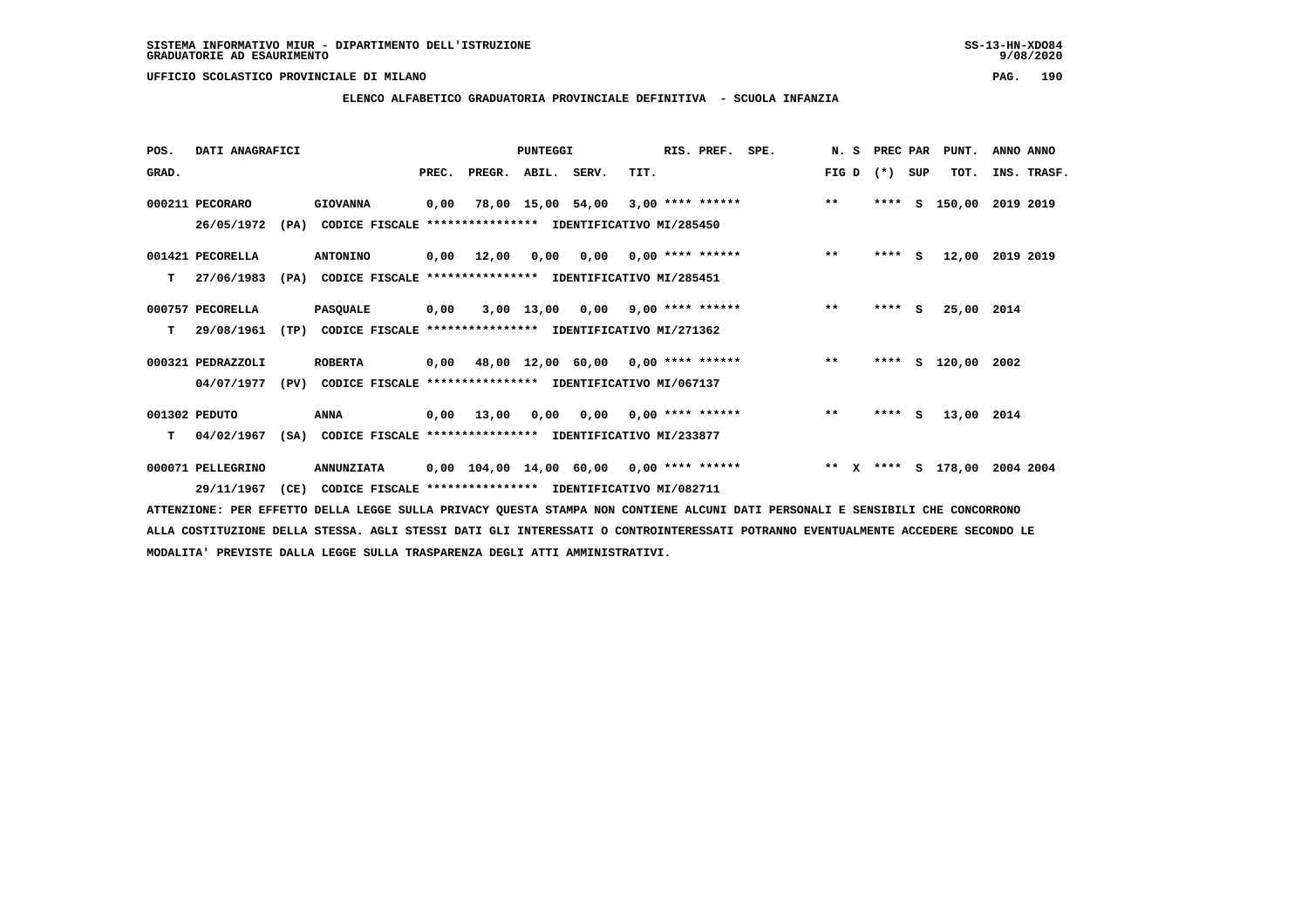SISTEMA INFORMATIVO MIUR - DIPARTIMENTO DELL'ISTRUZIONE
GRADUATORIE AD ESAURIMENTO

UFFICIO SCOLASTICO PROVINCIALE DI MILANO

## ELENCO ALFABETICO GRADUATORIA PROVINCIALE DEFINITIVA - SCUOLA INFANZIA

| POS. GRAD. | DATI ANAGRAFICI | | PREC. | PREGR. | ABIL. | SERV. | TIT. | RIS. PREF. | SPE. | N. S FIG D | PREC PAR (*) SUP | PUNT. TOT. | ANNO ANNO INS. TRASF. |
|---|---|---|---|---|---|---|---|---|---|---|---|---|---|
| 000211 | PECORARO | GIOVANNA | 0,00 | 78,00 | 15,00 | 54,00 | 3,00 | **** ****** | | ** | **** S | 150,00 | 2019 2019 |
| | 26/05/1972 (PA) | CODICE FISCALE **************** IDENTIFICATIVO MI/285450 | | | | | | | | | | | |
| 001421 | PECORELLA | ANTONINO | 0,00 | 12,00 | 0,00 | 0,00 | 0,00 | **** ****** | | ** | **** S | 12,00 | 2019 2019 |
| T | 27/06/1983 (PA) | CODICE FISCALE **************** IDENTIFICATIVO MI/285451 | | | | | | | | | | | |
| 000757 | PECORELLA | PASQUALE | 0,00 | 3,00 | 13,00 | 0,00 | 9,00 | **** ****** | | ** | **** S | 25,00 | 2014 |
| T | 29/08/1961 (TP) | CODICE FISCALE **************** IDENTIFICATIVO MI/271362 | | | | | | | | | | | |
| 000321 | PEDRAZZOLI | ROBERTA | 0,00 | 48,00 | 12,00 | 60,00 | 0,00 | **** ****** | | ** | **** S | 120,00 | 2002 |
| | 04/07/1977 (PV) | CODICE FISCALE **************** IDENTIFICATIVO MI/067137 | | | | | | | | | | | |
| 001302 | PEDUTO | ANNA | 0,00 | 13,00 | 0,00 | 0,00 | 0,00 | **** ****** | | ** | **** S | 13,00 | 2014 |
| T | 04/02/1967 (SA) | CODICE FISCALE **************** IDENTIFICATIVO MI/233877 | | | | | | | | | | | |
| 000071 | PELLEGRINO | ANNUNZIATA | 0,00 | 104,00 | 14,00 | 60,00 | 0,00 | **** ****** | | ** X | **** S | 178,00 | 2004 2004 |
| | 29/11/1967 (CE) | CODICE FISCALE **************** IDENTIFICATIVO MI/082711 | | | | | | | | | | | |

ATTENZIONE: PER EFFETTO DELLA LEGGE SULLA PRIVACY QUESTA STAMPA NON CONTIENE ALCUNI DATI PERSONALI E SENSIBILI CHE CONCORRONO ALLA COSTITUZIONE DELLA STESSA. AGLI STESSI DATI GLI INTERESSATI O CONTROINTERESSATI POTRANNO EVENTUALMENTE ACCEDERE SECONDO LE MODALITA' PREVISTE DALLA LEGGE SULLA TRASPARENZA DEGLI ATTI AMMINISTRATIVI.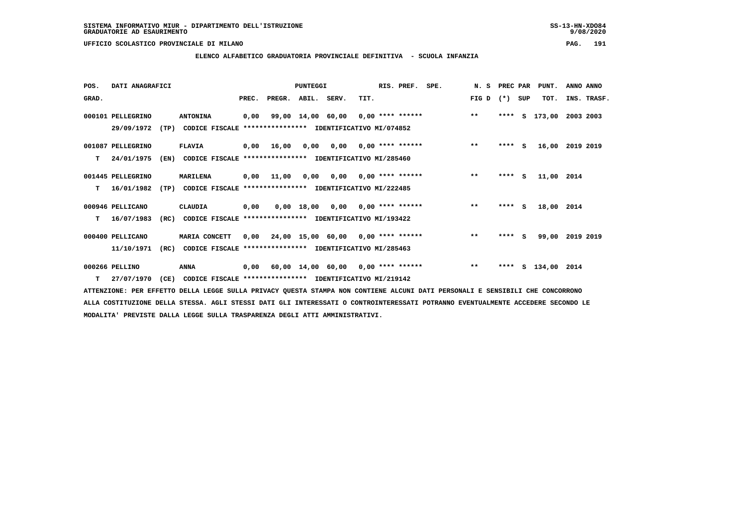SISTEMA INFORMATIVO MIUR - DIPARTIMENTO DELL'ISTRUZIONE
GRADUATORIE AD ESAURIMENTO

UFFICIO SCOLASTICO PROVINCIALE DI MILANO

**ELENCO ALFABETICO GRADUATORIA PROVINCIALE DEFINITIVA - SCUOLA INFANZIA**

| POS. GRAD. | DATI ANAGRAFICI | | PREC. | PREGR. | ABIL. | SERV. | TIT. | RIS. PREF. | SPE. | N. S FIG D | PREC PAR (*) | SUP | PUNT. TOT. | ANNO ANNO INS. TRASF. |
|---|---|---|---|---|---|---|---|---|---|---|---|---|---|---|
| 000101 | PELLEGRINO 29/09/1972 (TP) | ANTONINA CODICE FISCALE **************** IDENTIFICATIVO MI/074852 | 0,00 | 99,00 | 14,00 | 60,00 | 0,00 | **** ****** | | ** | **** | S | 173,00 | 2003 2003 |
| 001087 | PELLEGRINO T 24/01/1975 (EN) | FLAVIA CODICE FISCALE **************** IDENTIFICATIVO MI/285460 | 0,00 | 16,00 | 0,00 | 0,00 | 0,00 | **** ****** | | ** | **** | S | 16,00 | 2019 2019 |
| 001445 | PELLEGRINO T 16/01/1982 (TP) | MARILENA CODICE FISCALE **************** IDENTIFICATIVO MI/222485 | 0,00 | 11,00 | 0,00 | 0,00 | 0,00 | **** ****** | | ** | **** | S | 11,00 | 2014 |
| 000946 | PELLICANO T 16/07/1983 (RC) | CLAUDIA CODICE FISCALE **************** IDENTIFICATIVO MI/193422 | 0,00 | 0,00 | 18,00 | 0,00 | 0,00 | **** ****** | | ** | **** | S | 18,00 | 2014 |
| 000400 | PELLICANO 11/10/1971 (RC) | MARIA CONCETT CODICE FISCALE **************** IDENTIFICATIVO MI/285463 | 0,00 | 24,00 | 15,00 | 60,00 | 0,00 | **** ****** | | ** | **** | S | 99,00 | 2019 2019 |
| 000266 | PELLINO T 27/07/1970 (CE) | ANNA CODICE FISCALE **************** IDENTIFICATIVO MI/219142 | 0,00 | 60,00 | 14,00 | 60,00 | 0,00 | **** ****** | | ** | **** | S | 134,00 | 2014 |

ATTENZIONE: PER EFFETTO DELLA LEGGE SULLA PRIVACY QUESTA STAMPA NON CONTIENE ALCUNI DATI PERSONALI E SENSIBILI CHE CONCORRONO ALLA COSTITUZIONE DELLA STESSA. AGLI STESSI DATI GLI INTERESSATI O CONTROINTERESSATI POTRANNO EVENTUALMENTE ACCEDERE SECONDO LE MODALITA' PREVISTE DALLA LEGGE SULLA TRASPARENZA DEGLI ATTI AMMINISTRATIVI.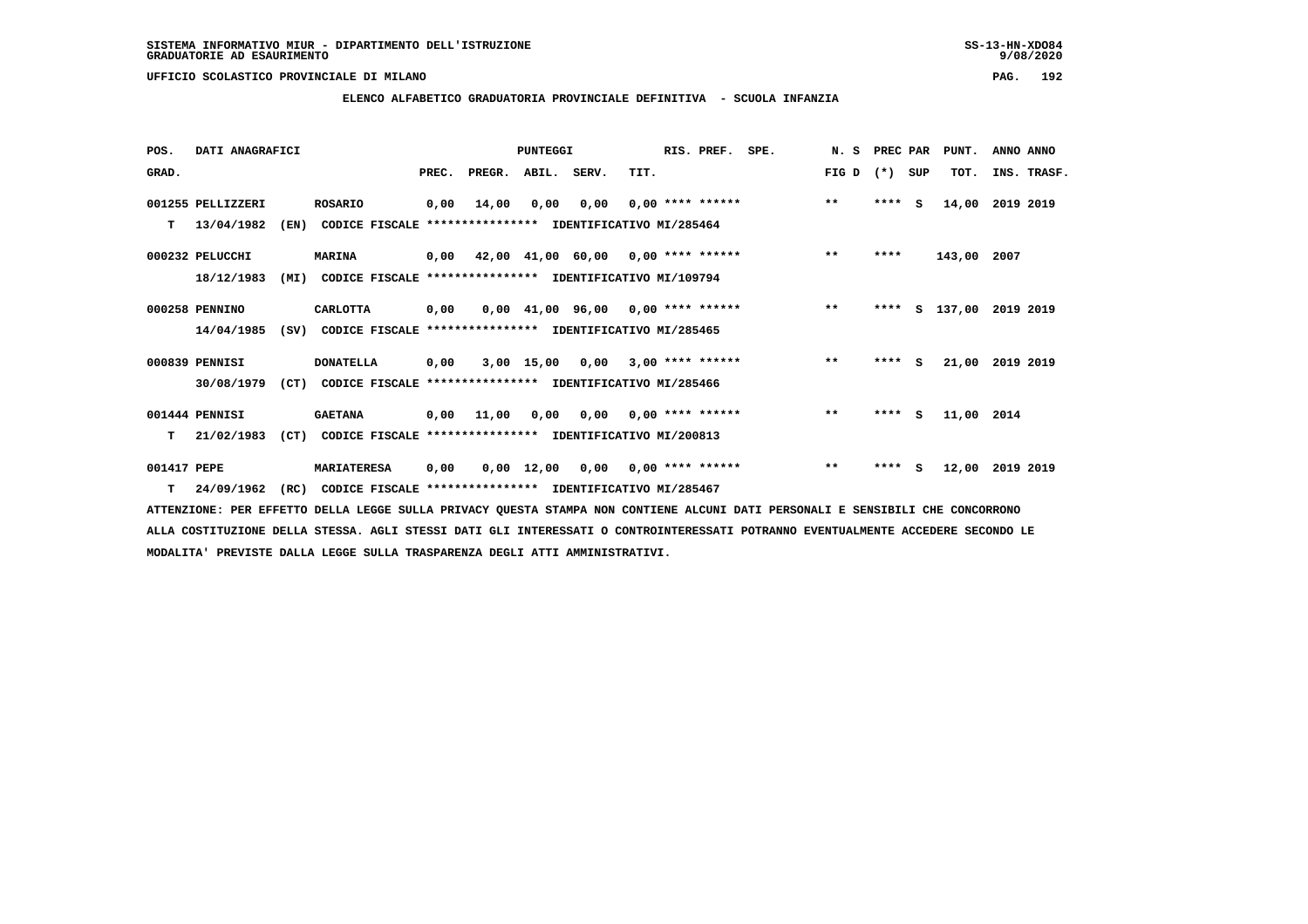SISTEMA INFORMATIVO MIUR - DIPARTIMENTO DELL'ISTRUZIONE
GRADUATORIE AD ESAURIMENTO

UFFICIO SCOLASTICO PROVINCIALE DI MILANO

ELENCO ALFABETICO GRADUATORIA PROVINCIALE DEFINITIVA - SCUOLA INFANZIA

| POS. GRAD. | DATI ANAGRAFICI | | | PREC. | PREGR. | ABIL. | SERV. | TIT. | RIS. PREF. | SPE. | N. S FIG D | PREC PAR (*) | SUP | PUNT. TOT. | ANNO ANNO INS. TRASF. |
|---|---|---|---|---|---|---|---|---|---|---|---|---|---|---|---|
| 001255 | PELLIZZERI | | ROSARIO | 0,00 | 14,00 | 0,00 | 0,00 | 0,00 | **** ****** | | ** | **** | S | 14,00 | 2019 2019 |
| T | 13/04/1982 | (EN) | CODICE FISCALE **************** IDENTIFICATIVO MI/285464 | | | | | | | | | | | | |
| 000232 | PELUCCHI | | MARINA | 0,00 | 42,00 | 41,00 | 60,00 | 0,00 | **** ****** | | ** | **** | | 143,00 | 2007 |
| | 18/12/1983 | (MI) | CODICE FISCALE **************** IDENTIFICATIVO MI/109794 | | | | | | | | | | | | |
| 000258 | PENNINO | | CARLOTTA | 0,00 | 0,00 | 41,00 | 96,00 | 0,00 | **** ****** | | ** | **** | S | 137,00 | 2019 2019 |
| | 14/04/1985 | (SV) | CODICE FISCALE **************** IDENTIFICATIVO MI/285465 | | | | | | | | | | | | |
| 000839 | PENNISI | | DONATELLA | 0,00 | 3,00 | 15,00 | 0,00 | 3,00 | **** ****** | | ** | **** | S | 21,00 | 2019 2019 |
| | 30/08/1979 | (CT) | CODICE FISCALE **************** IDENTIFICATIVO MI/285466 | | | | | | | | | | | | |
| 001444 | PENNISI | | GAETANA | 0,00 | 11,00 | 0,00 | 0,00 | 0,00 | **** ****** | | ** | **** | S | 11,00 | 2014 |
| T | 21/02/1983 | (CT) | CODICE FISCALE **************** IDENTIFICATIVO MI/200813 | | | | | | | | | | | | |
| 001417 | PEPE | | MARIATERESA | 0,00 | 0,00 | 12,00 | 0,00 | 0,00 | **** ****** | | ** | **** | S | 12,00 | 2019 2019 |
| T | 24/09/1962 | (RC) | CODICE FISCALE **************** IDENTIFICATIVO MI/285467 | | | | | | | | | | | | |

ATTENZIONE: PER EFFETTO DELLA LEGGE SULLA PRIVACY QUESTA STAMPA NON CONTIENE ALCUNI DATI PERSONALI E SENSIBILI CHE CONCORRONO ALLA COSTITUZIONE DELLA STESSA. AGLI STESSI DATI GLI INTERESSATI O CONTROINTERESSATI POTRANNO EVENTUALMENTE ACCEDERE SECONDO LE MODALITA' PREVISTE DALLA LEGGE SULLA TRASPARENZA DEGLI ATTI AMMINISTRATIVI.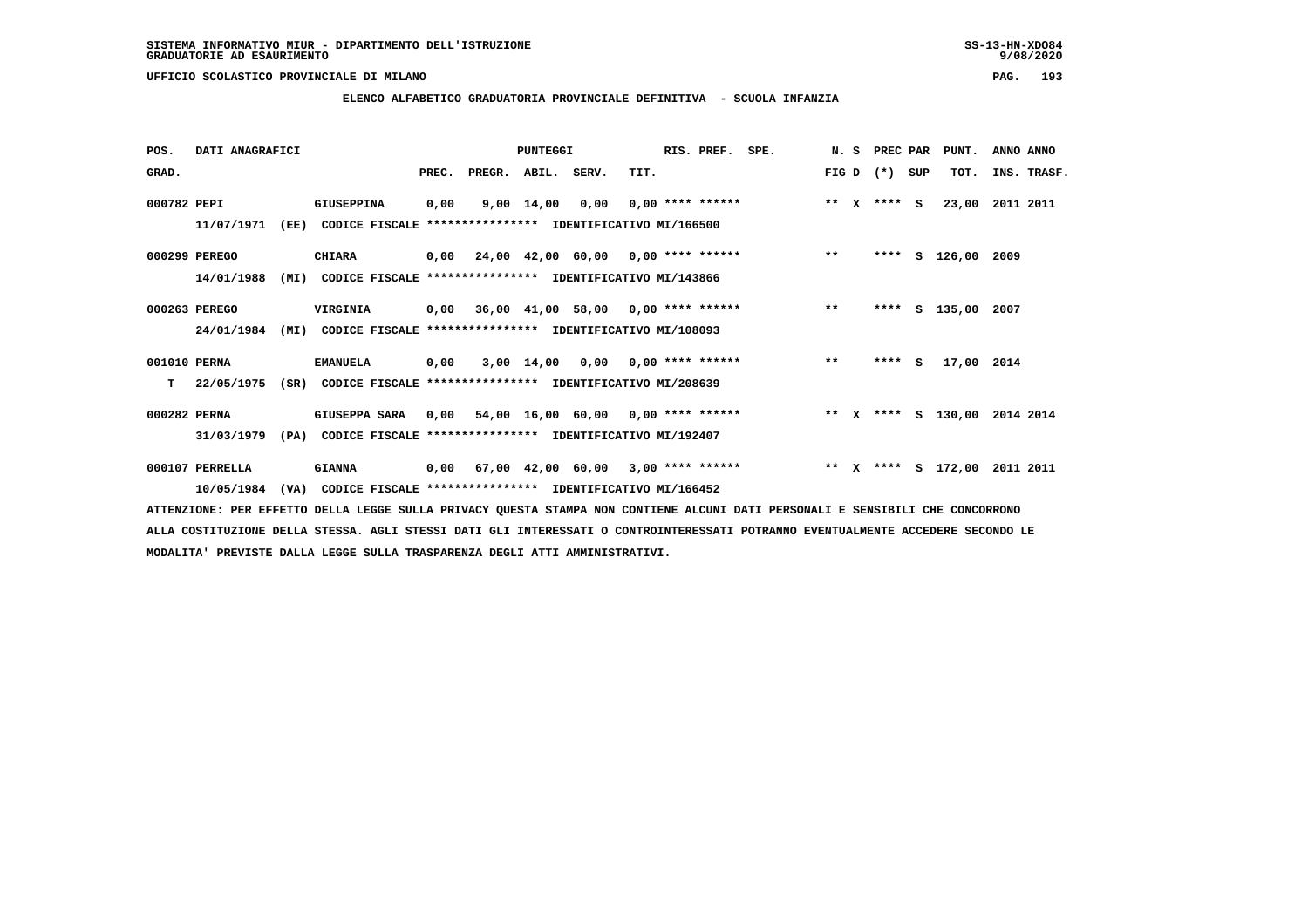SISTEMA INFORMATIVO MIUR - DIPARTIMENTO DELL'ISTRUZIONE
GRADUATORIE AD ESAURIMENTO

UFFICIO SCOLASTICO PROVINCIALE DI MILANO

## ELENCO ALFABETICO GRADUATORIA PROVINCIALE DEFINITIVA - SCUOLA INFANZIA

| POS. GRAD. | DATI ANAGRAFICI | | PREC. | PREGR. | ABIL. | SERV. | TIT. | RIS. PREF. | SPE. | N. S FIG D | PREC PAR (*) SUP | PUNT. TOT. | ANNO ANNO INS. TRASF. |
|---|---|---|---|---|---|---|---|---|---|---|---|---|---|
| 000782 | PEPI | GIUSEPPINA | 0,00 | 9,00 | 14,00 | 0,00 | 0,00 | **** ****** | | ** X | **** S | 23,00 | 2011 2011 |
| | 11/07/1971 (EE) CODICE FISCALE **************** IDENTIFICATIVO MI/166500 | | | | | | | | | | | | |
| 000299 | PEREGO | CHIARA | 0,00 | 24,00 | 42,00 | 60,00 | 0,00 | **** ****** | | ** | **** S | 126,00 | 2009 |
| | 14/01/1988 (MI) CODICE FISCALE **************** IDENTIFICATIVO MI/143866 | | | | | | | | | | | | |
| 000263 | PEREGO | VIRGINIA | 0,00 | 36,00 | 41,00 | 58,00 | 0,00 | **** ****** | | ** | **** S | 135,00 | 2007 |
| | 24/01/1984 (MI) CODICE FISCALE **************** IDENTIFICATIVO MI/108093 | | | | | | | | | | | | |
| 001010 | PERNA | EMANUELA | 0,00 | 3,00 | 14,00 | 0,00 | 0,00 | **** ****** | | ** | **** S | 17,00 | 2014 |
| T | 22/05/1975 (SR) CODICE FISCALE **************** IDENTIFICATIVO MI/208639 | | | | | | | | | | | | |
| 000282 | PERNA | GIUSEPPA SARA | 0,00 | 54,00 | 16,00 | 60,00 | 0,00 | **** ****** | | ** X | **** S | 130,00 | 2014 2014 |
| | 31/03/1979 (PA) CODICE FISCALE **************** IDENTIFICATIVO MI/192407 | | | | | | | | | | | | |
| 000107 | PERRELLA | GIANNA | 0,00 | 67,00 | 42,00 | 60,00 | 3,00 | **** ****** | | ** X | **** S | 172,00 | 2011 2011 |
| | 10/05/1984 (VA) CODICE FISCALE **************** IDENTIFICATIVO MI/166452 | | | | | | | | | | | | |

ATTENZIONE: PER EFFETTO DELLA LEGGE SULLA PRIVACY QUESTA STAMPA NON CONTIENE ALCUNI DATI PERSONALI E SENSIBILI CHE CONCORRONO ALLA COSTITUZIONE DELLA STESSA. AGLI STESSI DATI GLI INTERESSATI O CONTROINTERESSATI POTRANNO EVENTUALMENTE ACCEDERE SECONDO LE MODALITA' PREVISTE DALLA LEGGE SULLA TRASPARENZA DEGLI ATTI AMMINISTRATIVI.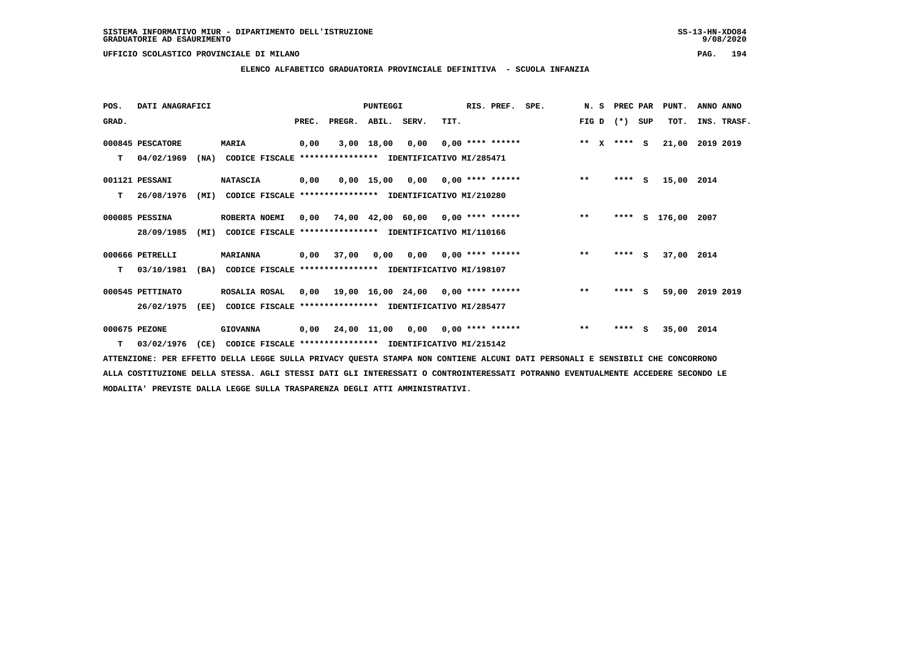SISTEMA INFORMATIVO MIUR - DIPARTIMENTO DELL'ISTRUZIONE
GRADUATORIE AD ESAURIMENTO

UFFICIO SCOLASTICO PROVINCIALE DI MILANO

**ELENCO ALFABETICO GRADUATORIA PROVINCIALE DEFINITIVA - SCUOLA INFANZIA**

| POS. GRAD. | DATI ANAGRAFICI | | PREC. | PREGR. | ABIL. | SERV. | TIT. | RIS. PREF. | SPE. | N. S FIG D | PREC PAR (*) SUP | PUNT. TOT. | ANNO ANNO INS. TRASF. |
|---|---|---|---|---|---|---|---|---|---|---|---|---|---|
| 000845 | PESCATORE | MARIA | 0,00 | 3,00 | 18,00 | 0,00 | 0,00 | **** ****** | | ** X | **** S | 21,00 | 2019 2019 |
| T | 04/02/1969 (NA) | CODICE FISCALE **************** IDENTIFICATIVO MI/285471 | | | | | | | | | | | |
| 001121 | PESSANI | NATASCIA | 0,00 | 0,00 | 15,00 | 0,00 | 0,00 | **** ****** | | ** | **** S | 15,00 | 2014 |
| T | 26/08/1976 (MI) | CODICE FISCALE **************** IDENTIFICATIVO MI/210280 | | | | | | | | | | | |
| 000085 | PESSINA | ROBERTA NOEMI | 0,00 | 74,00 | 42,00 | 60,00 | 0,00 | **** ****** | | ** | **** S | 176,00 | 2007 |
| | 28/09/1985 (MI) | CODICE FISCALE **************** IDENTIFICATIVO MI/110166 | | | | | | | | | | | |
| 000666 | PETRELLI | MARIANNA | 0,00 | 37,00 | 0,00 | 0,00 | 0,00 | **** ****** | | ** | **** S | 37,00 | 2014 |
| T | 03/10/1981 (BA) | CODICE FISCALE **************** IDENTIFICATIVO MI/198107 | | | | | | | | | | | |
| 000545 | PETTINATO | ROSALIA ROSAL | 0,00 | 19,00 | 16,00 | 24,00 | 0,00 | **** ****** | | ** | **** S | 59,00 | 2019 2019 |
| | 26/02/1975 (EE) | CODICE FISCALE **************** IDENTIFICATIVO MI/285477 | | | | | | | | | | | |
| 000675 | PEZONE | GIOVANNA | 0,00 | 24,00 | 11,00 | 0,00 | 0,00 | **** ****** | | ** | **** S | 35,00 | 2014 |
| T | 03/02/1976 (CE) | CODICE FISCALE **************** IDENTIFICATIVO MI/215142 | | | | | | | | | | | |

ATTENZIONE: PER EFFETTO DELLA LEGGE SULLA PRIVACY QUESTA STAMPA NON CONTIENE ALCUNI DATI PERSONALI E SENSIBILI CHE CONCORRONO ALLA COSTITUZIONE DELLA STESSA. AGLI STESSI DATI GLI INTERESSATI O CONTROINTERESSATI POTRANNO EVENTUALMENTE ACCEDERE SECONDO LE MODALITA' PREVISTE DALLA LEGGE SULLA TRASPARENZA DEGLI ATTI AMMINISTRATIVI.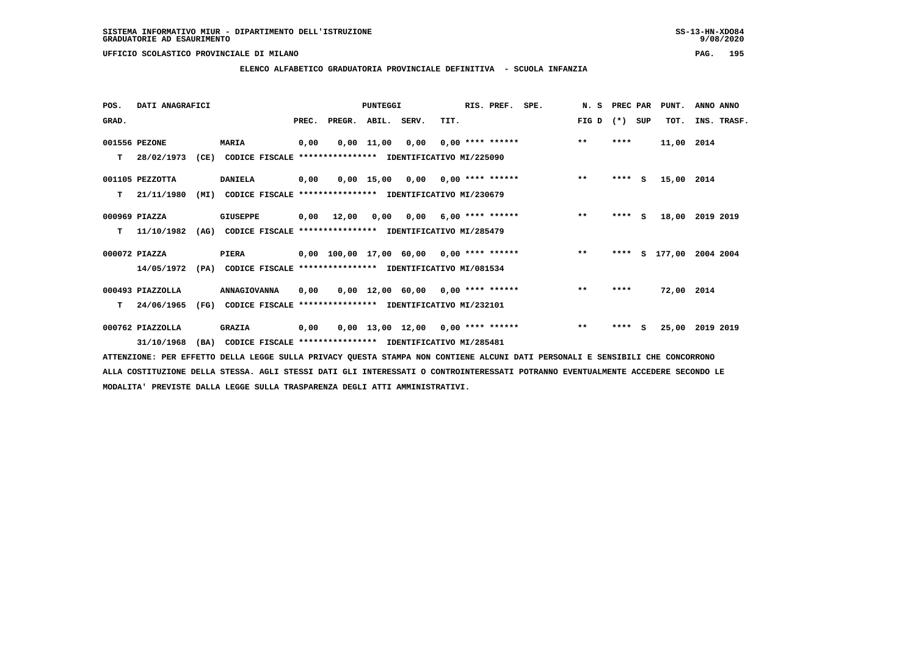SISTEMA INFORMATIVO MIUR - DIPARTIMENTO DELL'ISTRUZIONE
GRADUATORIE AD ESAURIMENTO

UFFICIO SCOLASTICO PROVINCIALE DI MILANO

ELENCO ALFABETICO GRADUATORIA PROVINCIALE DEFINITIVA - SCUOLA INFANZIA

| POS. | DATI ANAGRAFICI | | | PREC. | PREGR. | ABIL. | SERV. | TIT. | RIS. PREF. | SPE. | N. S FIG D | PREC PAR (*) | SUP | PUNT. TOT. | ANNO INS. | ANNO TRASF. |
|---|---|---|---|---|---|---|---|---|---|---|---|---|---|---|---|---|
| 001556 | PEZONE | MARIA | | 0,00 | 0,00 | 11,00 | 0,00 | 0,00 | **** ****** | | ** | **** | | 11,00 | 2014 | |
| T | 28/02/1973 (CE) | CODICE FISCALE **************** | IDENTIFICATIVO MI/225090 | | | | | | | | | | | | | |
| 001105 | PEZZOTTA | DANIELA | | 0,00 | 0,00 | 15,00 | 0,00 | 0,00 | **** ****** | | ** | **** | S | 15,00 | 2014 | |
| T | 21/11/1980 (MI) | CODICE FISCALE **************** | IDENTIFICATIVO MI/230679 | | | | | | | | | | | | | |
| 000969 | PIAZZA | GIUSEPPE | | 0,00 | 12,00 | 0,00 | 0,00 | 6,00 | **** ****** | | ** | **** | S | 18,00 | 2019 | 2019 |
| T | 11/10/1982 (AG) | CODICE FISCALE **************** | IDENTIFICATIVO MI/285479 | | | | | | | | | | | | | |
| 000072 | PIAZZA | PIERA | | 0,00 | 100,00 | 17,00 | 60,00 | 0,00 | **** ****** | | ** | **** | S | 177,00 | 2004 | 2004 |
| | 14/05/1972 (PA) | CODICE FISCALE **************** | IDENTIFICATIVO MI/081534 | | | | | | | | | | | | | |
| 000493 | PIAZZOLLA | ANNAGIOVANNA | | 0,00 | 0,00 | 12,00 | 60,00 | 0,00 | **** ****** | | ** | **** | | 72,00 | 2014 | |
| T | 24/06/1965 (FG) | CODICE FISCALE **************** | IDENTIFICATIVO MI/232101 | | | | | | | | | | | | | |
| 000762 | PIAZZOLLA | GRAZIA | | 0,00 | 0,00 | 13,00 | 12,00 | 0,00 | **** ****** | | ** | **** | S | 25,00 | 2019 | 2019 |
| | 31/10/1968 (BA) | CODICE FISCALE **************** | IDENTIFICATIVO MI/285481 | | | | | | | | | | | | | |

ATTENZIONE: PER EFFETTO DELLA LEGGE SULLA PRIVACY QUESTA STAMPA NON CONTIENE ALCUNI DATI PERSONALI E SENSIBILI CHE CONCORRONO ALLA COSTITUZIONE DELLA STESSA. AGLI STESSI DATI GLI INTERESSATI O CONTROINTERESSATI POTRANNO EVENTUALMENTE ACCEDERE SECONDO LE MODALITA' PREVISTE DALLA LEGGE SULLA TRASPARENZA DEGLI ATTI AMMINISTRATIVI.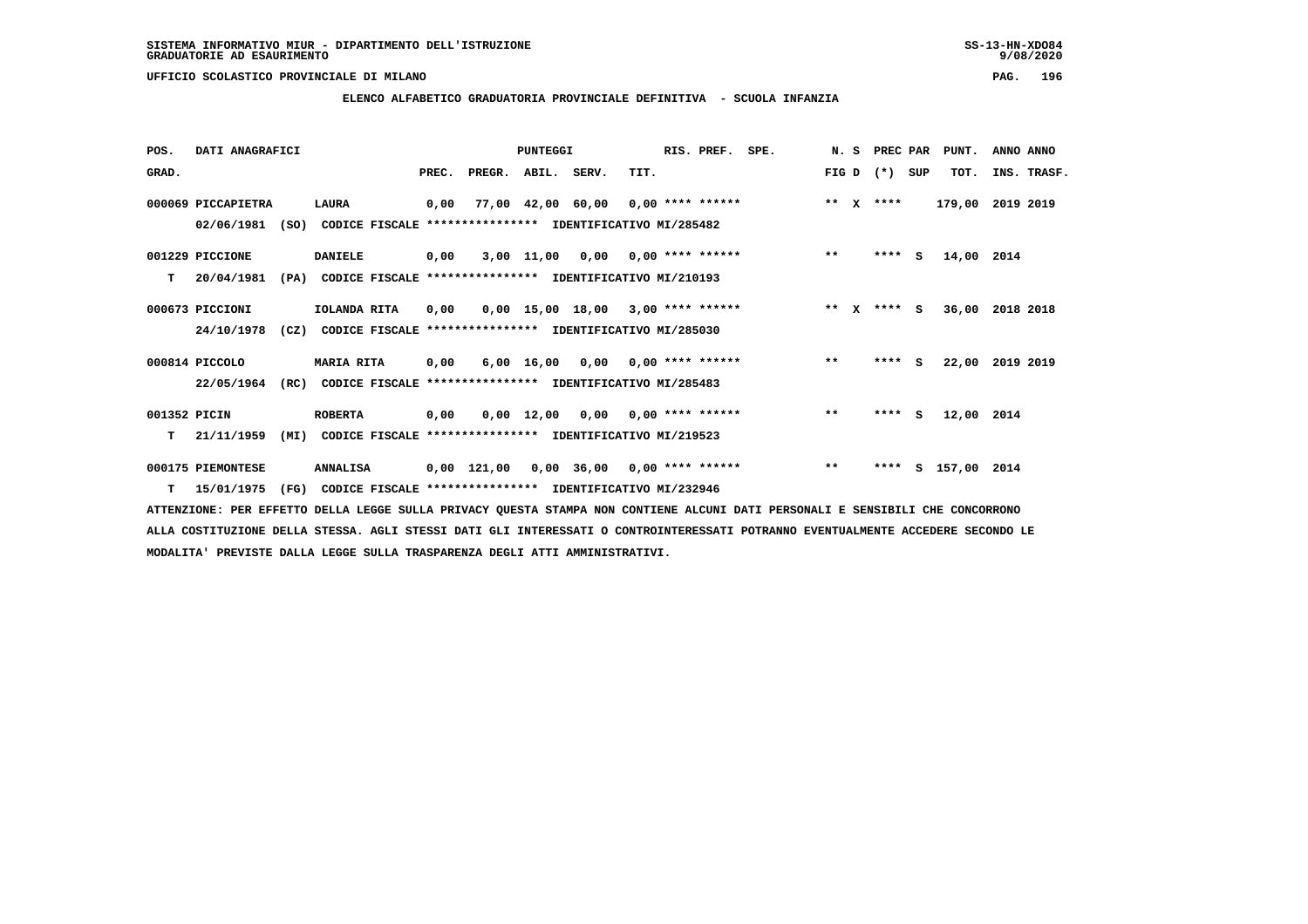SISTEMA INFORMATIVO MIUR - DIPARTIMENTO DELL'ISTRUZIONE
GRADUATORIE AD ESAURIMENTO

UFFICIO SCOLASTICO PROVINCIALE DI MILANO

ELENCO ALFABETICO GRADUATORIA PROVINCIALE DEFINITIVA - SCUOLA INFANZIA

| POS. | DATI ANAGRAFICI | | PUNTEGGI PREC. | PREGR. | ABIL. | SERV. | TIT. | RIS. PREF. | SPE. | N. S FIG D | PREC PAR (*) | SUP | PUNT. TOT. | ANNO ANNO INS. TRASF. |
|---|---|---|---|---|---|---|---|---|---|---|---|---|---|---|
| 000069 | PICCAPIETRA 02/06/1981 (SO) CODICE FISCALE **************** IDENTIFICATIVO MI/285482 | LAURA | 0,00 | 77,00 | 42,00 | 60,00 | 0,00 | **** ****** | | ** X | **** | | 179,00 | 2019 2019 |
| 001229 | PICCIONE T 20/04/1981 (PA) CODICE FISCALE **************** IDENTIFICATIVO MI/210193 | DANIELE | 0,00 | 3,00 | 11,00 | 0,00 | 0,00 | **** ****** | | ** | **** | S | 14,00 | 2014 |
| 000673 | PICCIONI 24/10/1978 (CZ) CODICE FISCALE **************** IDENTIFICATIVO MI/285030 | IOLANDA RITA | 0,00 | 0,00 | 15,00 | 18,00 | 3,00 | **** ****** | | ** X | **** | S | 36,00 | 2018 2018 |
| 000814 | PICCOLO 22/05/1964 (RC) CODICE FISCALE **************** IDENTIFICATIVO MI/285483 | MARIA RITA | 0,00 | 6,00 | 16,00 | 0,00 | 0,00 | **** ****** | | ** | **** | S | 22,00 | 2019 2019 |
| 001352 | PICIN T 21/11/1959 (MI) CODICE FISCALE **************** IDENTIFICATIVO MI/219523 | ROBERTA | 0,00 | 0,00 | 12,00 | 0,00 | 0,00 | **** ****** | | ** | **** | S | 12,00 | 2014 |
| 000175 | PIEMONTESE T 15/01/1975 (FG) CODICE FISCALE **************** IDENTIFICATIVO MI/232946 | ANNALISA | 0,00 | 121,00 | 0,00 | 36,00 | 0,00 | **** ****** | | ** | **** | S | 157,00 | 2014 |

ATTENZIONE: PER EFFETTO DELLA LEGGE SULLA PRIVACY QUESTA STAMPA NON CONTIENE ALCUNI DATI PERSONALI E SENSIBILI CHE CONCORRONO ALLA COSTITUZIONE DELLA STESSA. AGLI STESSI DATI GLI INTERESSATI O CONTROINTERESSATI POTRANNO EVENTUALMENTE ACCEDERE SECONDO LE MODALITA' PREVISTE DALLA LEGGE SULLA TRASPARENZA DEGLI ATTI AMMINISTRATIVI.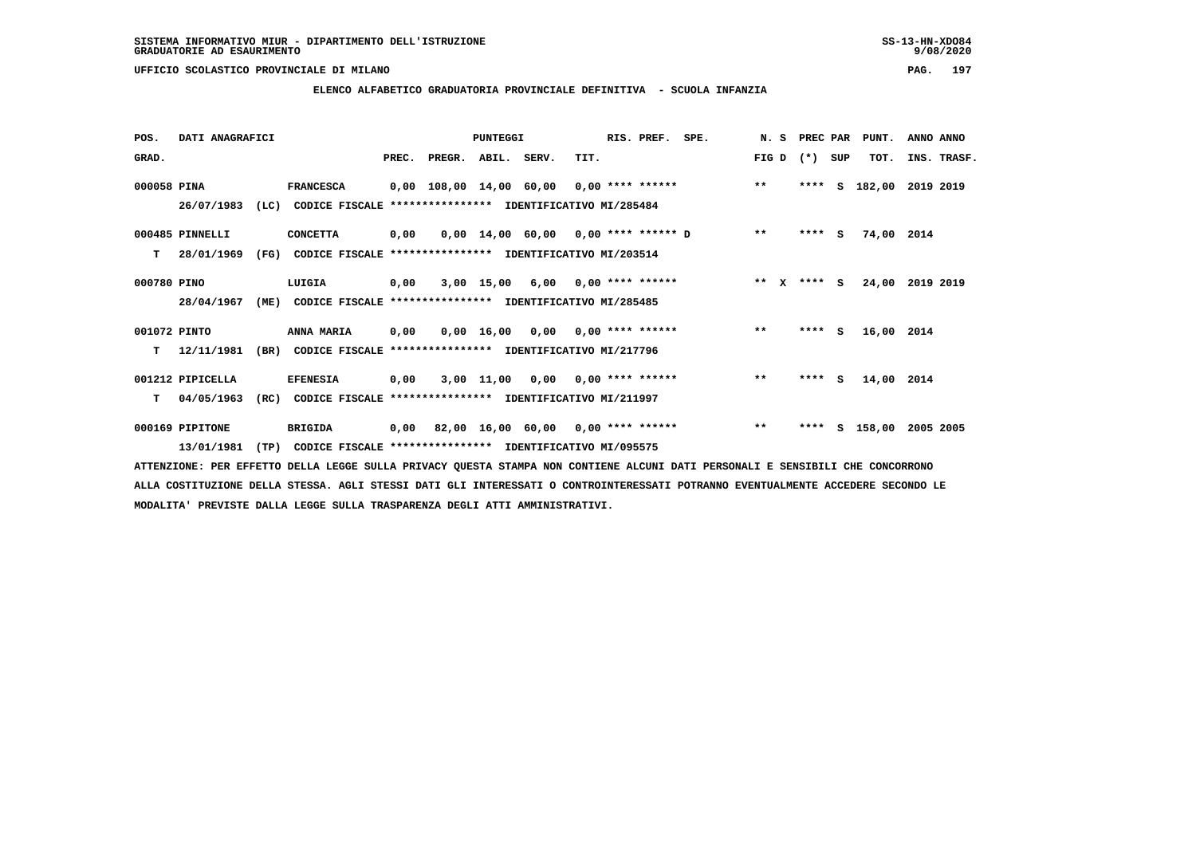SISTEMA INFORMATIVO MIUR - DIPARTIMENTO DELL'ISTRUZIONE
GRADUATORIE AD ESAURIMENTO

UFFICIO SCOLASTICO PROVINCIALE DI MILANO

**ELENCO ALFABETICO GRADUATORIA PROVINCIALE DEFINITIVA - SCUOLA INFANZIA**

| POS. GRAD. | DATI ANAGRAFICI | | PREC. | PREGR. | ABIL. | SERV. | TIT. | RIS. PREF. | SPE. | N. S FIG D | PREC PAR (*) SUP | PUNT. TOT. | ANNO ANNO INS. TRASF. |
|---|---|---|---|---|---|---|---|---|---|---|---|---|---|
| 000058 | PINA | FRANCESCA | 0,00 | 108,00 | 14,00 | 60,00 | 0,00 | **** ****** | | ** | **** S | 182,00 | 2019 2019 |
| | 26/07/1983 (LC) | CODICE FISCALE **************** IDENTIFICATIVO MI/285484 | | | | | | | | | | | |
| 000485 | PINNELLI | CONCETTA | 0,00 | 0,00 | 14,00 | 60,00 | 0,00 | **** ****** D | | ** | **** S | 74,00 | 2014 |
| T | 28/01/1969 (FG) | CODICE FISCALE **************** IDENTIFICATIVO MI/203514 | | | | | | | | | | | |
| 000780 | PINO | LUIGIA | 0,00 | 3,00 | 15,00 | 6,00 | 0,00 | **** ****** | | ** X | **** S | 24,00 | 2019 2019 |
| | 28/04/1967 (ME) | CODICE FISCALE **************** IDENTIFICATIVO MI/285485 | | | | | | | | | | | |
| 001072 | PINTO | ANNA MARIA | 0,00 | 0,00 | 16,00 | 0,00 | 0,00 | **** ****** | | ** | **** S | 16,00 | 2014 |
| T | 12/11/1981 (BR) | CODICE FISCALE **************** IDENTIFICATIVO MI/217796 | | | | | | | | | | | |
| 001212 | PIPICELLA | EFENESIA | 0,00 | 3,00 | 11,00 | 0,00 | 0,00 | **** ****** | | ** | **** S | 14,00 | 2014 |
| T | 04/05/1963 (RC) | CODICE FISCALE **************** IDENTIFICATIVO MI/211997 | | | | | | | | | | | |
| 000169 | PIPITONE | BRIGIDA | 0,00 | 82,00 | 16,00 | 60,00 | 0,00 | **** ****** | | ** | **** S | 158,00 | 2005 2005 |
| | 13/01/1981 (TP) | CODICE FISCALE **************** IDENTIFICATIVO MI/095575 | | | | | | | | | | | |

ATTENZIONE: PER EFFETTO DELLA LEGGE SULLA PRIVACY QUESTA STAMPA NON CONTIENE ALCUNI DATI PERSONALI E SENSIBILI CHE CONCORRONO ALLA COSTITUZIONE DELLA STESSA. AGLI STESSI DATI GLI INTERESSATI O CONTROINTERESSATI POTRANNO EVENTUALMENTE ACCEDERE SECONDO LE MODALITA' PREVISTE DALLA LEGGE SULLA TRASPARENZA DEGLI ATTI AMMINISTRATIVI.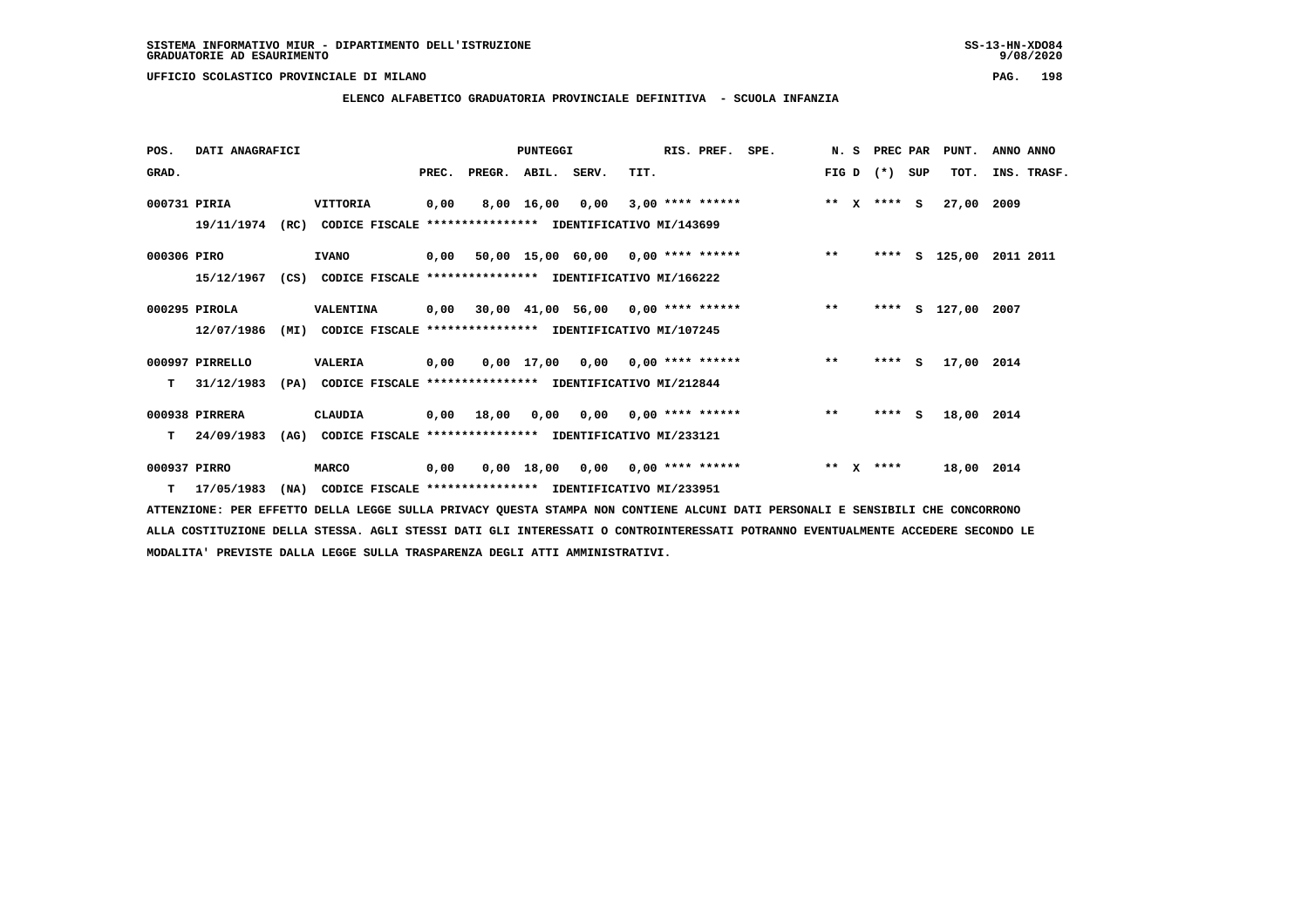SISTEMA INFORMATIVO MIUR - DIPARTIMENTO DELL'ISTRUZIONE
GRADUATORIE AD ESAURIMENTO

UFFICIO SCOLASTICO PROVINCIALE DI MILANO

## ELENCO ALFABETICO GRADUATORIA PROVINCIALE DEFINITIVA - SCUOLA INFANZIA

| POS. GRAD. | DATI ANAGRAFICI | | PREC. | PREGR. | ABIL. | SERV. | TIT. | RIS. PREF. | SPE. | N. S FIG D | PREC PAR (*) | SUP | PUNT. TOT. | ANNO ANNO INS. TRASF. |
|---|---|---|---|---|---|---|---|---|---|---|---|---|---|---|
| 000731 | PIRIA | VITTORIA | 0,00 | 8,00 | 16,00 | 0,00 | 3,00 | **** ****** | | ** X | **** | S | 27,00 | 2009 |
| | 19/11/1974 (RC) | CODICE FISCALE **************** IDENTIFICATIVO MI/143699 | | | | | | | | | | | | |
| 000306 | PIRO | IVANO | 0,00 | 50,00 | 15,00 | 60,00 | 0,00 | **** ****** | | ** | **** | S | 125,00 | 2011 2011 |
| | 15/12/1967 (CS) | CODICE FISCALE **************** IDENTIFICATIVO MI/166222 | | | | | | | | | | | | |
| 000295 | PIROLA | VALENTINA | 0,00 | 30,00 | 41,00 | 56,00 | 0,00 | **** ****** | | ** | **** | S | 127,00 | 2007 |
| | 12/07/1986 (MI) | CODICE FISCALE **************** IDENTIFICATIVO MI/107245 | | | | | | | | | | | | |
| 000997 | PIRRELLO | VALERIA | 0,00 | 0,00 | 17,00 | 0,00 | 0,00 | **** ****** | | ** | **** | S | 17,00 | 2014 |
| T | 31/12/1983 (PA) | CODICE FISCALE **************** IDENTIFICATIVO MI/212844 | | | | | | | | | | | | |
| 000938 | PIRRERA | CLAUDIA | 0,00 | 18,00 | 0,00 | 0,00 | 0,00 | **** ****** | | ** | **** | S | 18,00 | 2014 |
| T | 24/09/1983 (AG) | CODICE FISCALE **************** IDENTIFICATIVO MI/233121 | | | | | | | | | | | | |
| 000937 | PIRRO | MARCO | 0,00 | 0,00 | 18,00 | 0,00 | 0,00 | **** ****** | | ** X | **** | | 18,00 | 2014 |
| T | 17/05/1983 (NA) | CODICE FISCALE **************** IDENTIFICATIVO MI/233951 | | | | | | | | | | | | |

ATTENZIONE: PER EFFETTO DELLA LEGGE SULLA PRIVACY QUESTA STAMPA NON CONTIENE ALCUNI DATI PERSONALI E SENSIBILI CHE CONCORRONO ALLA COSTITUZIONE DELLA STESSA. AGLI STESSI DATI GLI INTERESSATI O CONTROINTERESSATI POTRANNO EVENTUALMENTE ACCEDERE SECONDO LE MODALITA' PREVISTE DALLA LEGGE SULLA TRASPARENZA DEGLI ATTI AMMINISTRATIVI.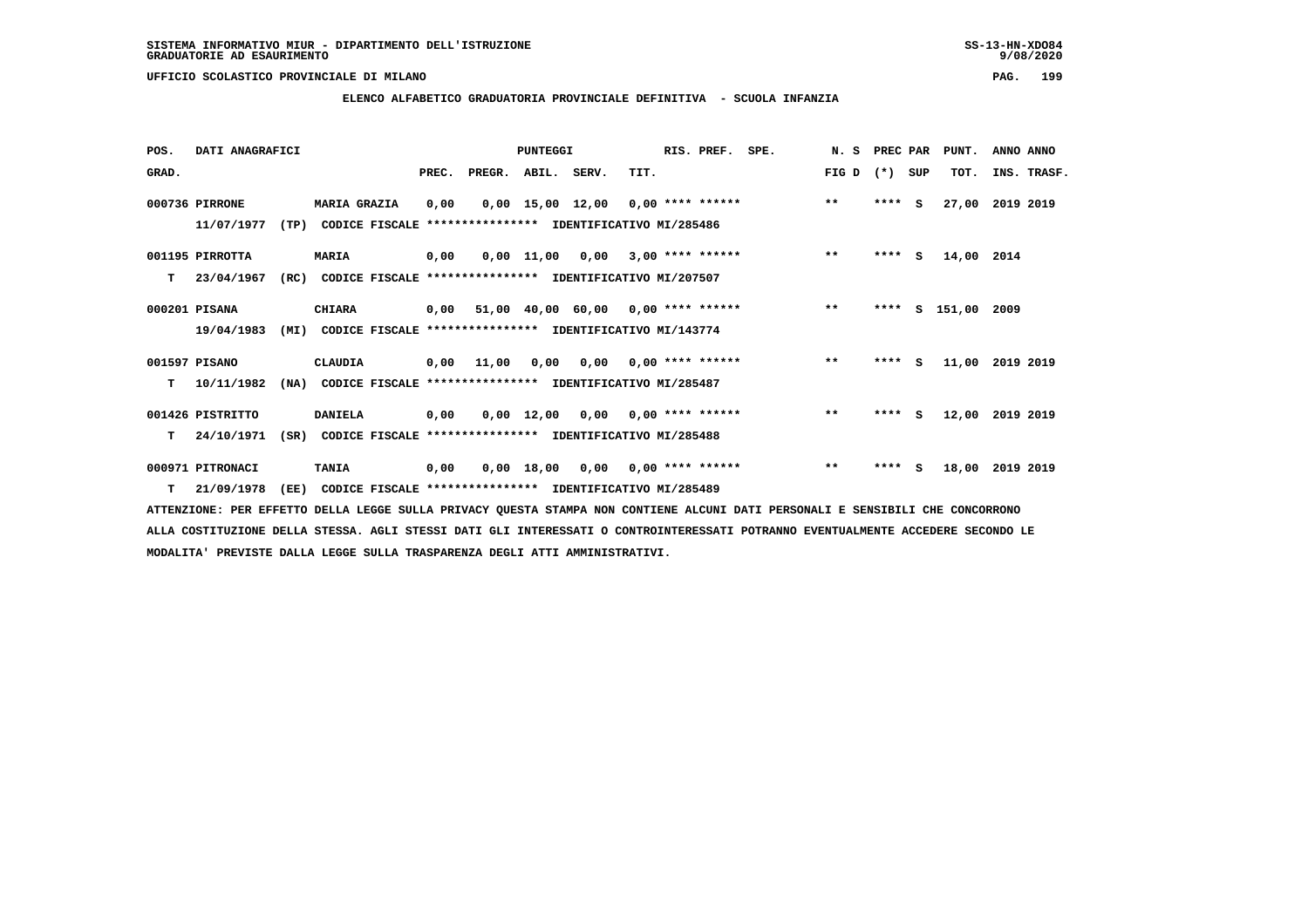SISTEMA INFORMATIVO MIUR - DIPARTIMENTO DELL'ISTRUZIONE
GRADUATORIE AD ESAURIMENTO

UFFICIO SCOLASTICO PROVINCIALE DI MILANO

## ELENCO ALFABETICO GRADUATORIA PROVINCIALE DEFINITIVA - SCUOLA INFANZIA

| POS. GRAD. | DATI ANAGRAFICI | | PUNTEGGI PREC. | PREGR. | ABIL. | SERV. | TIT. | RIS. PREF. | SPE. | N. S FIG D | PREC PAR (*) | SUP | PUNT. TOT. | ANNO ANNO INS. TRASF. |
|---|---|---|---|---|---|---|---|---|---|---|---|---|---|---|
| 000736 | PIRRONE 11/07/1977 (TP) | MARIA GRAZIA CODICE FISCALE **************** IDENTIFICATIVO MI/285486 | 0,00 | 0,00 | 15,00 | 12,00 | 0,00 | **** ****** | | ** | **** | S | 27,00 | 2019 2019 |
| 001195 T | PIRROTTA 23/04/1967 (RC) | MARIA CODICE FISCALE **************** IDENTIFICATIVO MI/207507 | 0,00 | 0,00 | 11,00 | 0,00 | 3,00 | **** ****** | | ** | **** | S | 14,00 | 2014 |
| 000201 | PISANA 19/04/1983 (MI) | CHIARA CODICE FISCALE **************** IDENTIFICATIVO MI/143774 | 0,00 | 51,00 | 40,00 | 60,00 | 0,00 | **** ****** | | ** | **** | S | 151,00 | 2009 |
| 001597 T | PISANO 10/11/1982 (NA) | CLAUDIA CODICE FISCALE **************** IDENTIFICATIVO MI/285487 | 0,00 | 11,00 | 0,00 | 0,00 | 0,00 | **** ****** | | ** | **** | S | 11,00 | 2019 2019 |
| 001426 T | PISTRITTO 24/10/1971 (SR) | DANIELA CODICE FISCALE **************** IDENTIFICATIVO MI/285488 | 0,00 | 0,00 | 12,00 | 0,00 | 0,00 | **** ****** | | ** | **** | S | 12,00 | 2019 2019 |
| 000971 T | PITRONACI 21/09/1978 (EE) | TANIA CODICE FISCALE **************** IDENTIFICATIVO MI/285489 | 0,00 | 0,00 | 18,00 | 0,00 | 0,00 | **** ****** | | ** | **** | S | 18,00 | 2019 2019 |

ATTENZIONE: PER EFFETTO DELLA LEGGE SULLA PRIVACY QUESTA STAMPA NON CONTIENE ALCUNI DATI PERSONALI E SENSIBILI CHE CONCORRONO ALLA COSTITUZIONE DELLA STESSA. AGLI STESSI DATI GLI INTERESSATI O CONTROINTERESSATI POTRANNO EVENTUALMENTE ACCEDERE SECONDO LE MODALITA' PREVISTE DALLA LEGGE SULLA TRASPARENZA DEGLI ATTI AMMINISTRATIVI.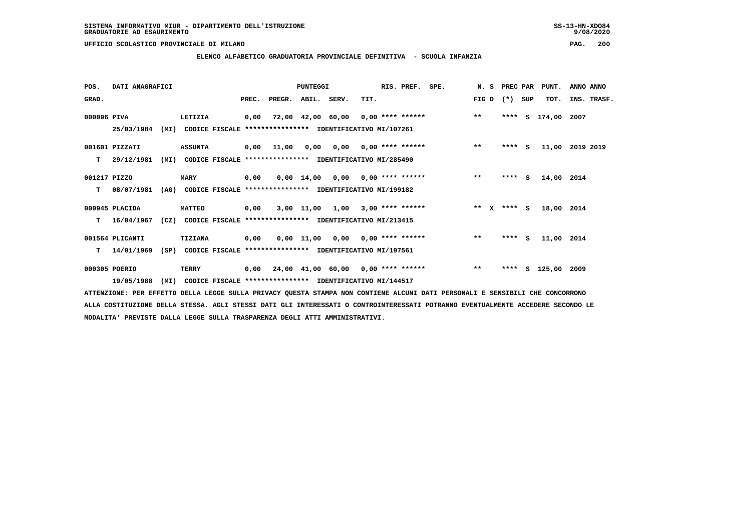SISTEMA INFORMATIVO MIUR - DIPARTIMENTO DELL'ISTRUZIONE
GRADUATORIE AD ESAURIMENTO

UFFICIO SCOLASTICO PROVINCIALE DI MILANO

## ELENCO ALFABETICO GRADUATORIA PROVINCIALE DEFINITIVA - SCUOLA INFANZIA

| POS. GRAD. | DATI ANAGRAFICI | | PREC. | PREGR. | ABIL. | SERV. | TIT. | RIS. PREF. | SPE. | N. S FIG D | PREC PAR (*) SUP | PUNT. TOT. | ANNO ANNO INS. TRASF. |
|---|---|---|---|---|---|---|---|---|---|---|---|---|---|
| 000096 | PIVA | LETIZIA | 0,00 | 72,00 | 42,00 | 60,00 | 0,00 | **** ****** | | ** | **** S | 174,00 | 2007 |
| | 25/03/1984 (MI) | CODICE FISCALE **************** IDENTIFICATIVO MI/107261 | | | | | | | | | | | |
| 001601 | PIZZATI | ASSUNTA | 0,00 | 11,00 | 0,00 | 0,00 | 0,00 | **** ****** | | ** | **** S | 11,00 | 2019 2019 |
| T | 29/12/1981 (MI) | CODICE FISCALE **************** IDENTIFICATIVO MI/285490 | | | | | | | | | | | |
| 001217 | PIZZO | MARY | 0,00 | 0,00 | 14,00 | 0,00 | 0,00 | **** ****** | | ** | **** S | 14,00 | 2014 |
| T | 08/07/1981 (AG) | CODICE FISCALE **************** IDENTIFICATIVO MI/199182 | | | | | | | | | | | |
| 000945 | PLACIDA | MATTEO | 0,00 | 3,00 | 11,00 | 1,00 | 3,00 | **** ****** | | ** X | **** S | 18,00 | 2014 |
| T | 16/04/1967 (CZ) | CODICE FISCALE **************** IDENTIFICATIVO MI/213415 | | | | | | | | | | | |
| 001564 | PLICANTI | TIZIANA | 0,00 | 0,00 | 11,00 | 0,00 | 0,00 | **** ****** | | ** | **** S | 11,00 | 2014 |
| T | 14/01/1969 (SP) | CODICE FISCALE **************** IDENTIFICATIVO MI/197561 | | | | | | | | | | | |
| 000305 | POERIO | TERRY | 0,00 | 24,00 | 41,00 | 60,00 | 0,00 | **** ****** | | ** | **** S | 125,00 | 2009 |
| | 19/05/1988 (MI) | CODICE FISCALE **************** IDENTIFICATIVO MI/144517 | | | | | | | | | | | |

ATTENZIONE: PER EFFETTO DELLA LEGGE SULLA PRIVACY QUESTA STAMPA NON CONTIENE ALCUNI DATI PERSONALI E SENSIBILI CHE CONCORRONO ALLA COSTITUZIONE DELLA STESSA. AGLI STESSI DATI GLI INTERESSATI O CONTROINTERESSATI POTRANNO EVENTUALMENTE ACCEDERE SECONDO LE MODALITA' PREVISTE DALLA LEGGE SULLA TRASPARENZA DEGLI ATTI AMMINISTRATIVI.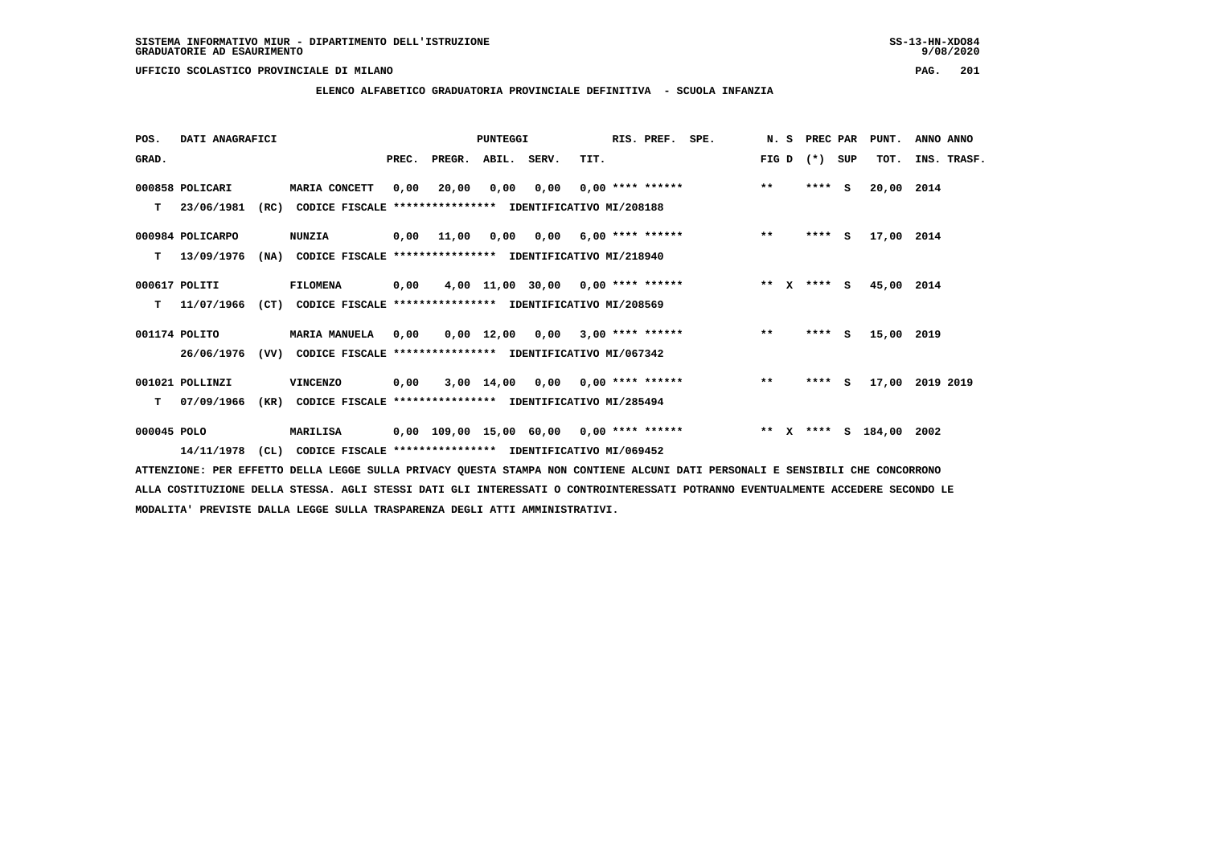SISTEMA INFORMATIVO MIUR - DIPARTIMENTO DELL'ISTRUZIONE
GRADUATORIE AD ESAURIMENTO

UFFICIO SCOLASTICO PROVINCIALE DI MILANO

## ELENCO ALFABETICO GRADUATORIA PROVINCIALE DEFINITIVA - SCUOLA INFANZIA

| POS. GRAD. | DATI ANAGRAFICI | | PREC. | PREGR. | ABIL. | SERV. | TIT. | RIS. PREF. | SPE. | N. S FIG D | PREC PAR (*) SUP | PUNT. TOT. | ANNO ANNO INS. TRASF. |
|---|---|---|---|---|---|---|---|---|---|---|---|---|---|
| 000858 | POLICARI | MARIA CONCETT | 0,00 | 20,00 | 0,00 | 0,00 | 0,00 | **** ****** | | ** | **** S | 20,00 | 2014 |
| T | 23/06/1981 (RC) | CODICE FISCALE **************** IDENTIFICATIVO MI/208188 | | | | | | | | | | | |
| 000984 | POLICARPO | NUNZIA | 0,00 | 11,00 | 0,00 | 0,00 | 6,00 | **** ****** | | ** | **** S | 17,00 | 2014 |
| T | 13/09/1976 (NA) | CODICE FISCALE **************** IDENTIFICATIVO MI/218940 | | | | | | | | | | | |
| 000617 | POLITI | FILOMENA | 0,00 | 4,00 | 11,00 | 30,00 | 0,00 | **** ****** | | ** X | **** S | 45,00 | 2014 |
| T | 11/07/1966 (CT) | CODICE FISCALE **************** IDENTIFICATIVO MI/208569 | | | | | | | | | | | |
| 001174 | POLITO | MARIA MANUELA | 0,00 | 0,00 | 12,00 | 0,00 | 3,00 | **** ****** | | ** | **** S | 15,00 | 2019 |
| | 26/06/1976 (VV) | CODICE FISCALE **************** IDENTIFICATIVO MI/067342 | | | | | | | | | | | |
| 001021 | POLLINZI | VINCENZO | 0,00 | 3,00 | 14,00 | 0,00 | 0,00 | **** ****** | | ** | **** S | 17,00 | 2019 2019 |
| T | 07/09/1966 (KR) | CODICE FISCALE **************** IDENTIFICATIVO MI/285494 | | | | | | | | | | | |
| 000045 | POLO | MARILISA | 0,00 | 109,00 | 15,00 | 60,00 | 0,00 | **** ****** | | ** X | **** S | 184,00 | 2002 |
| | 14/11/1978 (CL) | CODICE FISCALE **************** IDENTIFICATIVO MI/069452 | | | | | | | | | | | |

ATTENZIONE: PER EFFETTO DELLA LEGGE SULLA PRIVACY QUESTA STAMPA NON CONTIENE ALCUNI DATI PERSONALI E SENSIBILI CHE CONCORRONO ALLA COSTITUZIONE DELLA STESSA. AGLI STESSI DATI GLI INTERESSATI O CONTROINTERESSATI POTRANNO EVENTUALMENTE ACCEDERE SECONDO LE MODALITA' PREVISTE DALLA LEGGE SULLA TRASPARENZA DEGLI ATTI AMMINISTRATIVI.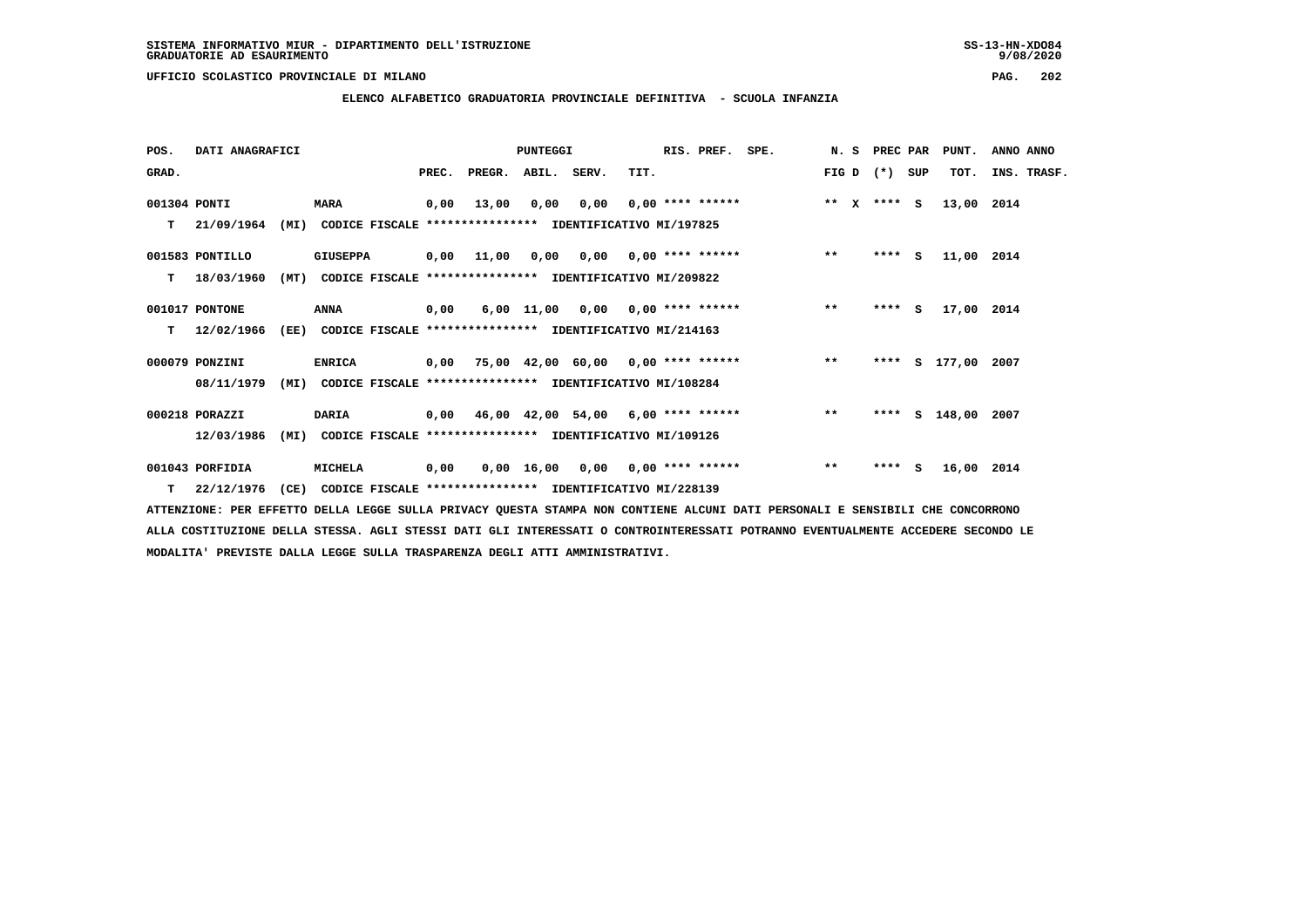SISTEMA INFORMATIVO MIUR - DIPARTIMENTO DELL'ISTRUZIONE
GRADUATORIE AD ESAURIMENTO

UFFICIO SCOLASTICO PROVINCIALE DI MILANO

ELENCO ALFABETICO GRADUATORIA PROVINCIALE DEFINITIVA - SCUOLA INFANZIA

| POS. GRAD. | DATI ANAGRAFICI | | PREC. | PREGR. | ABIL. | SERV. | TIT. | RIS. PREF. | SPE. | N. S FIG D | PREC (*) | PAR SUP | PUNT. TOT. | ANNO INS. | ANNO TRASF. |
|---|---|---|---|---|---|---|---|---|---|---|---|---|---|---|---|
| 001304 | PONTI | MARA | 0,00 | 13,00 | 0,00 | 0,00 | 0,00 | **** ****** | | ** X | **** | S | 13,00 | 2014 | |
| T | 21/09/1964 (MI) | CODICE FISCALE **************** IDENTIFICATIVO MI/197825 | | | | | | | | | | | | | |
| 001583 | PONTILLO | GIUSEPPA | 0,00 | 11,00 | 0,00 | 0,00 | 0,00 | **** ****** | | ** | **** | S | 11,00 | 2014 | |
| T | 18/03/1960 (MT) | CODICE FISCALE **************** IDENTIFICATIVO MI/209822 | | | | | | | | | | | | | |
| 001017 | PONTONE | ANNA | 0,00 | 6,00 | 11,00 | 0,00 | 0,00 | **** ****** | | ** | **** | S | 17,00 | 2014 | |
| T | 12/02/1966 (EE) | CODICE FISCALE **************** IDENTIFICATIVO MI/214163 | | | | | | | | | | | | | |
| 000079 | PONZINI | ENRICA | 0,00 | 75,00 | 42,00 | 60,00 | 0,00 | **** ****** | | ** | **** | S | 177,00 | 2007 | |
| | 08/11/1979 (MI) | CODICE FISCALE **************** IDENTIFICATIVO MI/108284 | | | | | | | | | | | | | |
| 000218 | PORAZZI | DARIA | 0,00 | 46,00 | 42,00 | 54,00 | 6,00 | **** ****** | | ** | **** | S | 148,00 | 2007 | |
| | 12/03/1986 (MI) | CODICE FISCALE **************** IDENTIFICATIVO MI/109126 | | | | | | | | | | | | | |
| 001043 | PORFIDIA | MICHELA | 0,00 | 0,00 | 16,00 | 0,00 | 0,00 | **** ****** | | ** | **** | S | 16,00 | 2014 | |
| T | 22/12/1976 (CE) | CODICE FISCALE **************** IDENTIFICATIVO MI/228139 | | | | | | | | | | | | | |

ATTENZIONE: PER EFFETTO DELLA LEGGE SULLA PRIVACY QUESTA STAMPA NON CONTIENE ALCUNI DATI PERSONALI E SENSIBILI CHE CONCORRONO ALLA COSTITUZIONE DELLA STESSA. AGLI STESSI DATI GLI INTERESSATI O CONTROINTERESSATI POTRANNO EVENTUALMENTE ACCEDERE SECONDO LE MODALITA' PREVISTE DALLA LEGGE SULLA TRASPARENZA DEGLI ATTI AMMINISTRATIVI.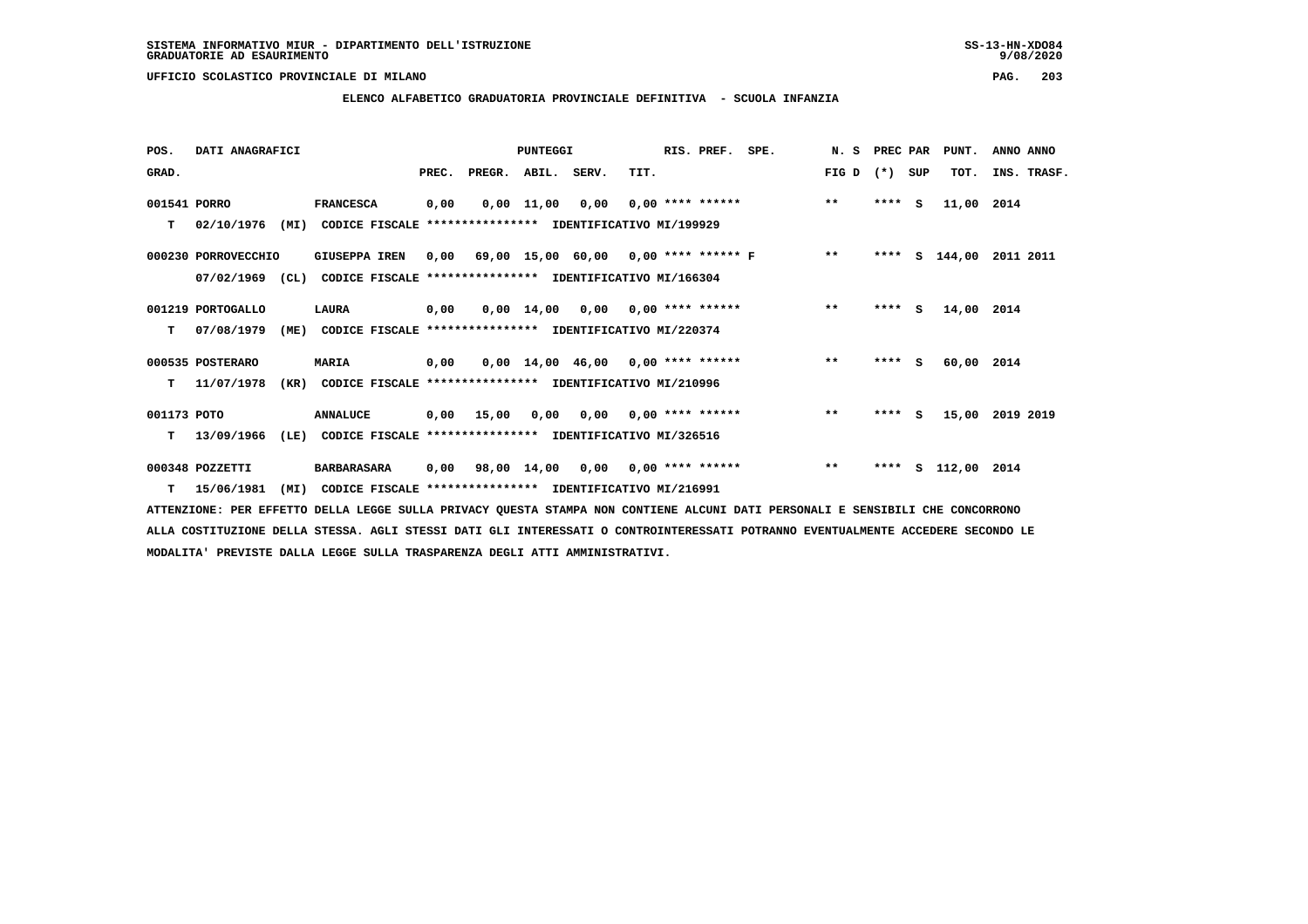SISTEMA INFORMATIVO MIUR - DIPARTIMENTO DELL'ISTRUZIONE
GRADUATORIE AD ESAURIMENTO

UFFICIO SCOLASTICO PROVINCIALE DI MILANO

## ELENCO ALFABETICO GRADUATORIA PROVINCIALE DEFINITIVA - SCUOLA INFANZIA

| POS. GRAD. | DATI ANAGRAFICI | | PREC. | PREGR. | ABIL. | SERV. | TIT. | RIS. PREF. | SPE. | N. S FIG D | PREC PAR (*) SUP | PUNT. TOT. | ANNO INS. | ANNO TRASF. |
|---|---|---|---|---|---|---|---|---|---|---|---|---|---|---|
| 001541 | PORRO | FRANCESCA | 0,00 | 0,00 | 11,00 | 0,00 | 0,00 | **** ****** | | ** | **** S | 11,00 | 2014 | |
| T | 02/10/1976 (MI) | CODICE FISCALE **************** IDENTIFICATIVO MI/199929 | | | | | | | | | | | | |
| 000230 | PORROVECCHIO | GIUSEPPA IREN | 0,00 | 69,00 | 15,00 | 60,00 | 0,00 | **** ****** | F | ** | **** S | 144,00 | 2011 | 2011 |
| | 07/02/1969 (CL) | CODICE FISCALE **************** IDENTIFICATIVO MI/166304 | | | | | | | | | | | | |
| 001219 | PORTOGALLO | LAURA | 0,00 | 0,00 | 14,00 | 0,00 | 0,00 | **** ****** | | ** | **** S | 14,00 | 2014 | |
| T | 07/08/1979 (ME) | CODICE FISCALE **************** IDENTIFICATIVO MI/220374 | | | | | | | | | | | | |
| 000535 | POSTERARO | MARIA | 0,00 | 0,00 | 14,00 | 46,00 | 0,00 | **** ****** | | ** | **** S | 60,00 | 2014 | |
| T | 11/07/1978 (KR) | CODICE FISCALE **************** IDENTIFICATIVO MI/210996 | | | | | | | | | | | | |
| 001173 | POTO | ANNALUCE | 0,00 | 15,00 | 0,00 | 0,00 | 0,00 | **** ****** | | ** | **** S | 15,00 | 2019 | 2019 |
| T | 13/09/1966 (LE) | CODICE FISCALE **************** IDENTIFICATIVO MI/326516 | | | | | | | | | | | | |
| 000348 | POZZETTI | BARBARASARA | 0,00 | 98,00 | 14,00 | 0,00 | 0,00 | **** ****** | | ** | **** S | 112,00 | 2014 | |
| T | 15/06/1981 (MI) | CODICE FISCALE **************** IDENTIFICATIVO MI/216991 | | | | | | | | | | | | |

ATTENZIONE: PER EFFETTO DELLA LEGGE SULLA PRIVACY QUESTA STAMPA NON CONTIENE ALCUNI DATI PERSONALI E SENSIBILI CHE CONCORRONO ALLA COSTITUZIONE DELLA STESSA. AGLI STESSI DATI GLI INTERESSATI O CONTROINTERESSATI POTRANNO EVENTUALMENTE ACCEDERE SECONDO LE MODALITA' PREVISTE DALLA LEGGE SULLA TRASPARENZA DEGLI ATTI AMMINISTRATIVI.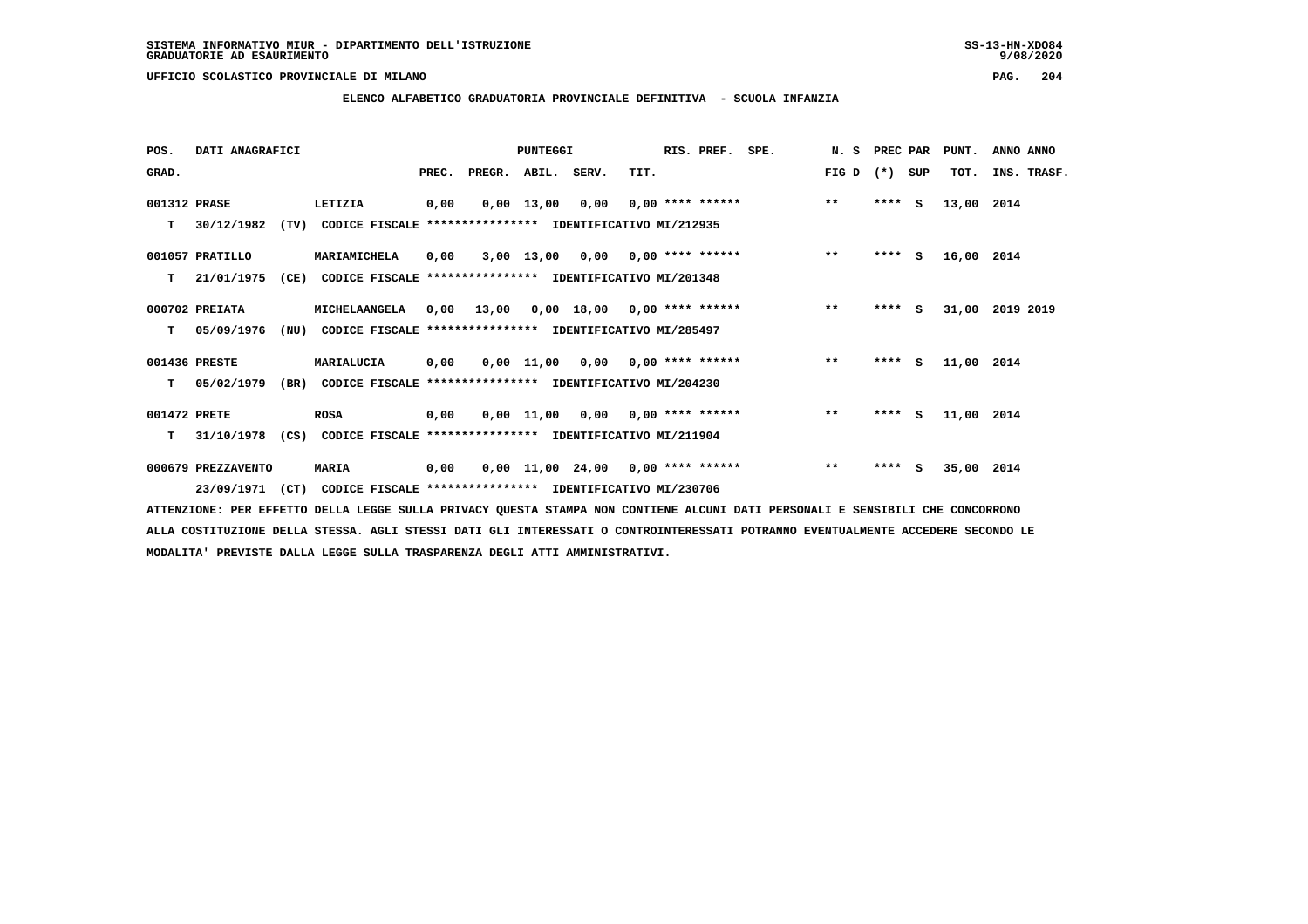SISTEMA INFORMATIVO MIUR - DIPARTIMENTO DELL'ISTRUZIONE
GRADUATORIE AD ESAURIMENTO

UFFICIO SCOLASTICO PROVINCIALE DI MILANO

## ELENCO ALFABETICO GRADUATORIA PROVINCIALE DEFINITIVA - SCUOLA INFANZIA

| POS. GRAD. | DATI ANAGRAFICI | | PREC. | PREGR. | ABIL. | SERV. | TIT. | RIS. PREF. | SPE. | N. S FIG D | PREC PAR (*) | SUP | PUNT. TOT. | ANNO ANNO INS. TRASF. |
|---|---|---|---|---|---|---|---|---|---|---|---|---|---|---|
| 001312 | PRASE | LETIZIA | 0,00 | 0,00 | 13,00 | 0,00 | 0,00 | **** ****** | | ** | **** | S | 13,00 | 2014 |
| T | 30/12/1982 (TV) | CODICE FISCALE **************** IDENTIFICATIVO MI/212935 | | | | | | | | | | | | |
| 001057 | PRATILLO | MARIAMICHELA | 0,00 | 3,00 | 13,00 | 0,00 | 0,00 | **** ****** | | ** | **** | S | 16,00 | 2014 |
| T | 21/01/1975 (CE) | CODICE FISCALE **************** IDENTIFICATIVO MI/201348 | | | | | | | | | | | | |
| 000702 | PREIATA | MICHELAANGELA | 0,00 | 13,00 | 0,00 | 18,00 | 0,00 | **** ****** | | ** | **** | S | 31,00 | 2019 2019 |
| T | 05/09/1976 (NU) | CODICE FISCALE **************** IDENTIFICATIVO MI/285497 | | | | | | | | | | | | |
| 001436 | PRESTE | MARIALUCIA | 0,00 | 0,00 | 11,00 | 0,00 | 0,00 | **** ****** | | ** | **** | S | 11,00 | 2014 |
| T | 05/02/1979 (BR) | CODICE FISCALE **************** IDENTIFICATIVO MI/204230 | | | | | | | | | | | | |
| 001472 | PRETE | ROSA | 0,00 | 0,00 | 11,00 | 0,00 | 0,00 | **** ****** | | ** | **** | S | 11,00 | 2014 |
| T | 31/10/1978 (CS) | CODICE FISCALE **************** IDENTIFICATIVO MI/211904 | | | | | | | | | | | | |
| 000679 | PREZZAVENTO | MARIA | 0,00 | 0,00 | 11,00 | 24,00 | 0,00 | **** ****** | | ** | **** | S | 35,00 | 2014 |
| | 23/09/1971 (CT) | CODICE FISCALE **************** IDENTIFICATIVO MI/230706 | | | | | | | | | | | | |

ATTENZIONE: PER EFFETTO DELLA LEGGE SULLA PRIVACY QUESTA STAMPA NON CONTIENE ALCUNI DATI PERSONALI E SENSIBILI CHE CONCORRONO ALLA COSTITUZIONE DELLA STESSA. AGLI STESSI DATI GLI INTERESSATI O CONTROINTERESSATI POTRANNO EVENTUALMENTE ACCEDERE SECONDO LE MODALITA' PREVISTE DALLA LEGGE SULLA TRASPARENZA DEGLI ATTI AMMINISTRATIVI.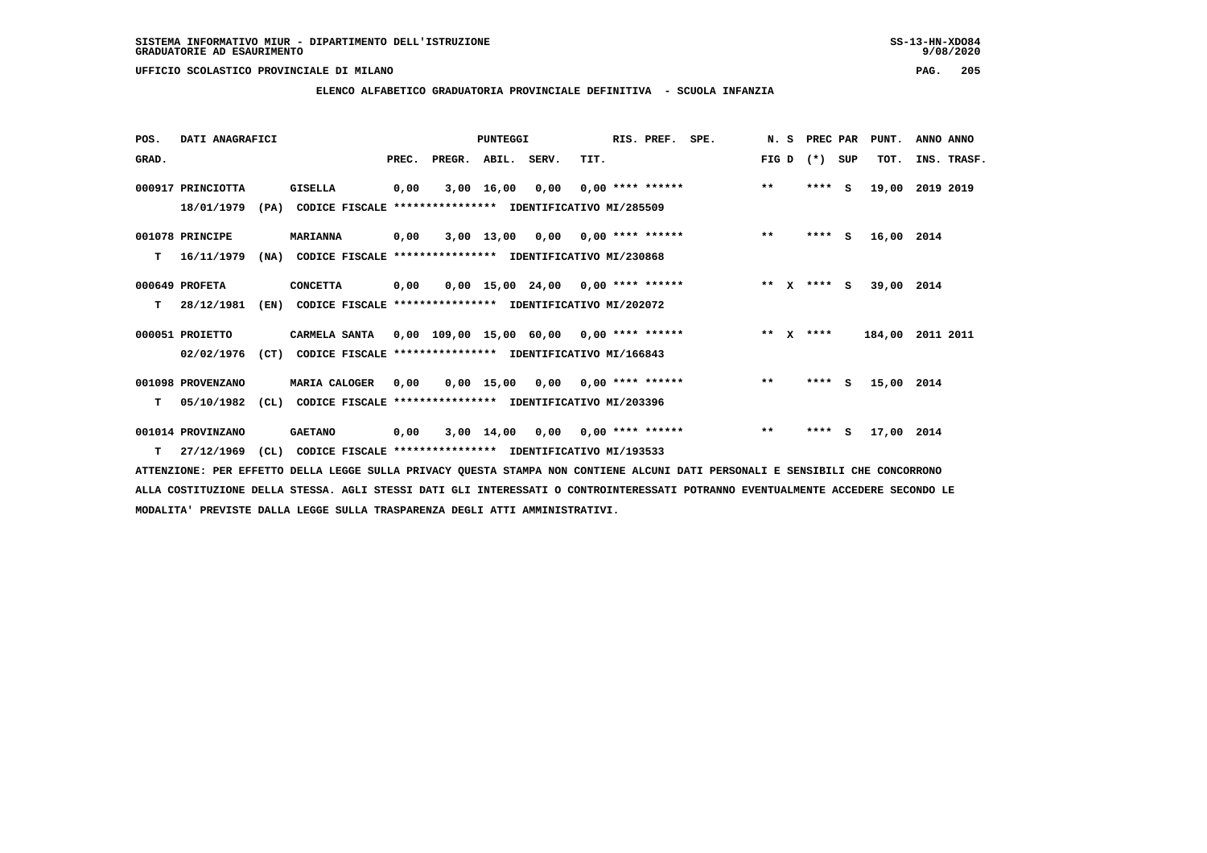SISTEMA INFORMATIVO MIUR - DIPARTIMENTO DELL'ISTRUZIONE

GRADUATORIE AD ESAURIMENTO

UFFICIO SCOLASTICO PROVINCIALE DI MILANO

## ELENCO ALFABETICO GRADUATORIA PROVINCIALE DEFINITIVA - SCUOLA INFANZIA

| POS. | DATI ANAGRAFICI | | | PREC. | PREGR. | ABIL. | SERV. | TIT. | RIS. PREF. | SPE. | N. S FIG D | PREC PAR (*) SUP | PUNT. TOT. | ANNO ANNO INS. TRASF. |
|---|---|---|---|---|---|---|---|---|---|---|---|---|---|---|
| 000917 | PRINCIOTTA | GISELLA | | 0,00 | 3,00 | 16,00 | 0,00 | 0,00 | **** ****** | | ** | **** S | 19,00 | 2019 2019 |
| | 18/01/1979 (PA) | CODICE FISCALE **************** | IDENTIFICATIVO MI/285509 | | | | | | | | | | | |
| 001078 | PRINCIPE | MARIANNA | | 0,00 | 3,00 | 13,00 | 0,00 | 0,00 | **** ****** | | ** | **** S | 16,00 | 2014 |
| T | 16/11/1979 (NA) | CODICE FISCALE **************** | IDENTIFICATIVO MI/230868 | | | | | | | | | | | |
| 000649 | PROFETA | CONCETTA | | 0,00 | 0,00 | 15,00 | 24,00 | 0,00 | **** ****** | | ** X | **** S | 39,00 | 2014 |
| T | 28/12/1981 (EN) | CODICE FISCALE **************** | IDENTIFICATIVO MI/202072 | | | | | | | | | | | |
| 000051 | PROIETTO | CARMELA SANTA | | 0,00 | 109,00 | 15,00 | 60,00 | 0,00 | **** ****** | | ** X | **** | 184,00 | 2011 2011 |
| | 02/02/1976 (CT) | CODICE FISCALE **************** | IDENTIFICATIVO MI/166843 | | | | | | | | | | | |
| 001098 | PROVENZANO | MARIA CALOGER | | 0,00 | 0,00 | 15,00 | 0,00 | 0,00 | **** ****** | | ** | **** S | 15,00 | 2014 |
| T | 05/10/1982 (CL) | CODICE FISCALE **************** | IDENTIFICATIVO MI/203396 | | | | | | | | | | | |
| 001014 | PROVINZANO | GAETANO | | 0,00 | 3,00 | 14,00 | 0,00 | 0,00 | **** ****** | | ** | **** S | 17,00 | 2014 |
| T | 27/12/1969 (CL) | CODICE FISCALE **************** | IDENTIFICATIVO MI/193533 | | | | | | | | | | | |

ATTENZIONE: PER EFFETTO DELLA LEGGE SULLA PRIVACY QUESTA STAMPA NON CONTIENE ALCUNI DATI PERSONALI E SENSIBILI CHE CONCORRONO ALLA COSTITUZIONE DELLA STESSA. AGLI STESSI DATI GLI INTERESSATI O CONTROINTERESSATI POTRANNO EVENTUALMENTE ACCEDERE SECONDO LE MODALITA' PREVISTE DALLA LEGGE SULLA TRASPARENZA DEGLI ATTI AMMINISTRATIVI.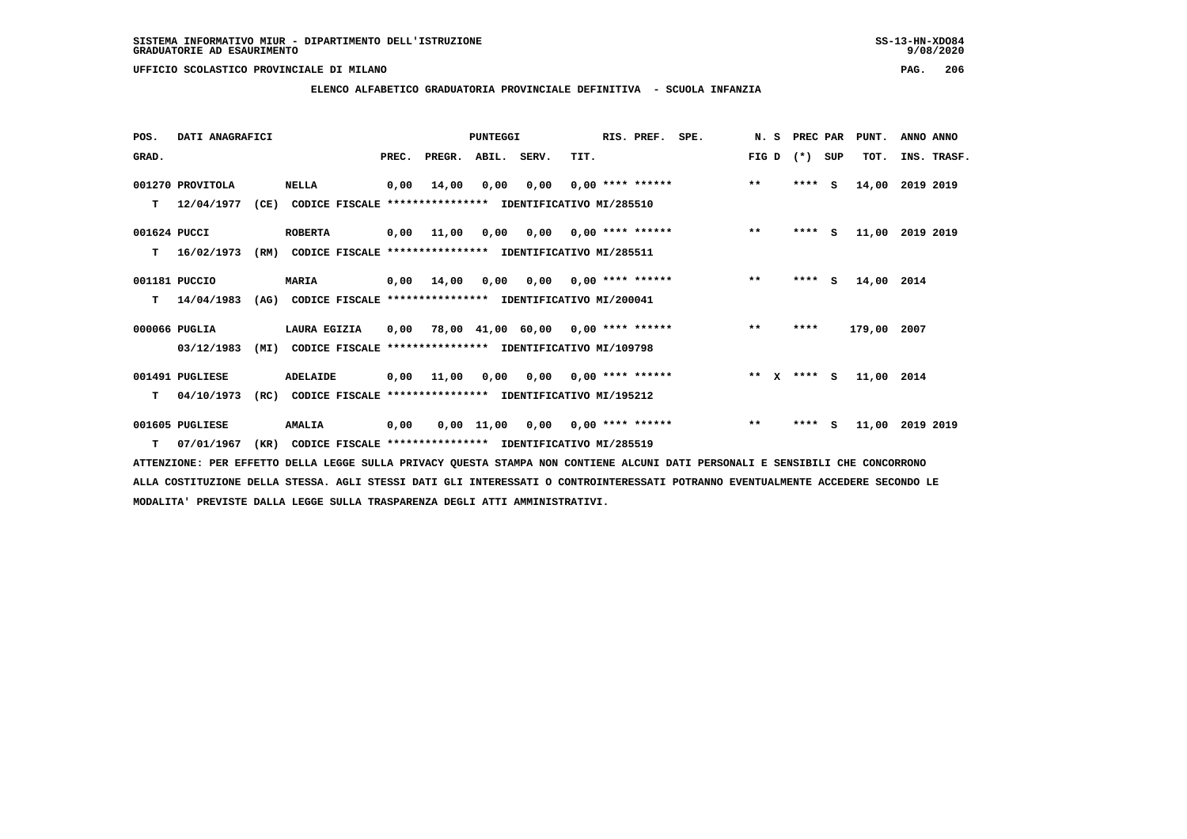SISTEMA INFORMATIVO MIUR - DIPARTIMENTO DELL'ISTRUZIONE
GRADUATORIE AD ESAURIMENTO

UFFICIO SCOLASTICO PROVINCIALE DI MILANO

**ELENCO ALFABETICO GRADUATORIA PROVINCIALE DEFINITIVA - SCUOLA INFANZIA**

| POS. GRAD. | DATI ANAGRAFICI | | PREC. | PREGR. | ABIL. | SERV. | TIT. | RIS. PREF. | SPE. | N. S FIG D | PREC PAR (*) SUP | PUNT. TOT. | ANNO INS. | ANNO TRASF. |
|---|---|---|---|---|---|---|---|---|---|---|---|---|---|---|
| 001270 | PROVITOLA | NELLA | 0,00 | 14,00 | 0,00 | 0,00 | 0,00 | **** ****** | | ** | **** S | 14,00 | 2019 | 2019 |
| T | 12/04/1977 (CE) | CODICE FISCALE **************** IDENTIFICATIVO MI/285510 | | | | | | | | | | | | |
| 001624 | PUCCI | ROBERTA | 0,00 | 11,00 | 0,00 | 0,00 | 0,00 | **** ****** | | ** | **** S | 11,00 | 2019 | 2019 |
| T | 16/02/1973 (RM) | CODICE FISCALE **************** IDENTIFICATIVO MI/285511 | | | | | | | | | | | | |
| 001181 | PUCCIO | MARIA | 0,00 | 14,00 | 0,00 | 0,00 | 0,00 | **** ****** | | ** | **** S | 14,00 | 2014 | |
| T | 14/04/1983 (AG) | CODICE FISCALE **************** IDENTIFICATIVO MI/200041 | | | | | | | | | | | | |
| 000066 | PUGLIA | LAURA EGIZIA | 0,00 | 78,00 | 41,00 | 60,00 | 0,00 | **** ****** | | ** | **** | 179,00 | 2007 | |
| | 03/12/1983 (MI) | CODICE FISCALE **************** IDENTIFICATIVO MI/109798 | | | | | | | | | | | | |
| 001491 | PUGLIESE | ADELAIDE | 0,00 | 11,00 | 0,00 | 0,00 | 0,00 | **** ****** | | ** X | **** S | 11,00 | 2014 | |
| T | 04/10/1973 (RC) | CODICE FISCALE **************** IDENTIFICATIVO MI/195212 | | | | | | | | | | | | |
| 001605 | PUGLIESE | AMALIA | 0,00 | 0,00 | 11,00 | 0,00 | 0,00 | **** ****** | | ** | **** S | 11,00 | 2019 | 2019 |
| T | 07/01/1967 (KR) | CODICE FISCALE **************** IDENTIFICATIVO MI/285519 | | | | | | | | | | | | |

ATTENZIONE: PER EFFETTO DELLA LEGGE SULLA PRIVACY QUESTA STAMPA NON CONTIENE ALCUNI DATI PERSONALI E SENSIBILI CHE CONCORRONO ALLA COSTITUZIONE DELLA STESSA. AGLI STESSI DATI GLI INTERESSATI O CONTROINTERESSATI POTRANNO EVENTUALMENTE ACCEDERE SECONDO LE MODALITA' PREVISTE DALLA LEGGE SULLA TRASPARENZA DEGLI ATTI AMMINISTRATIVI.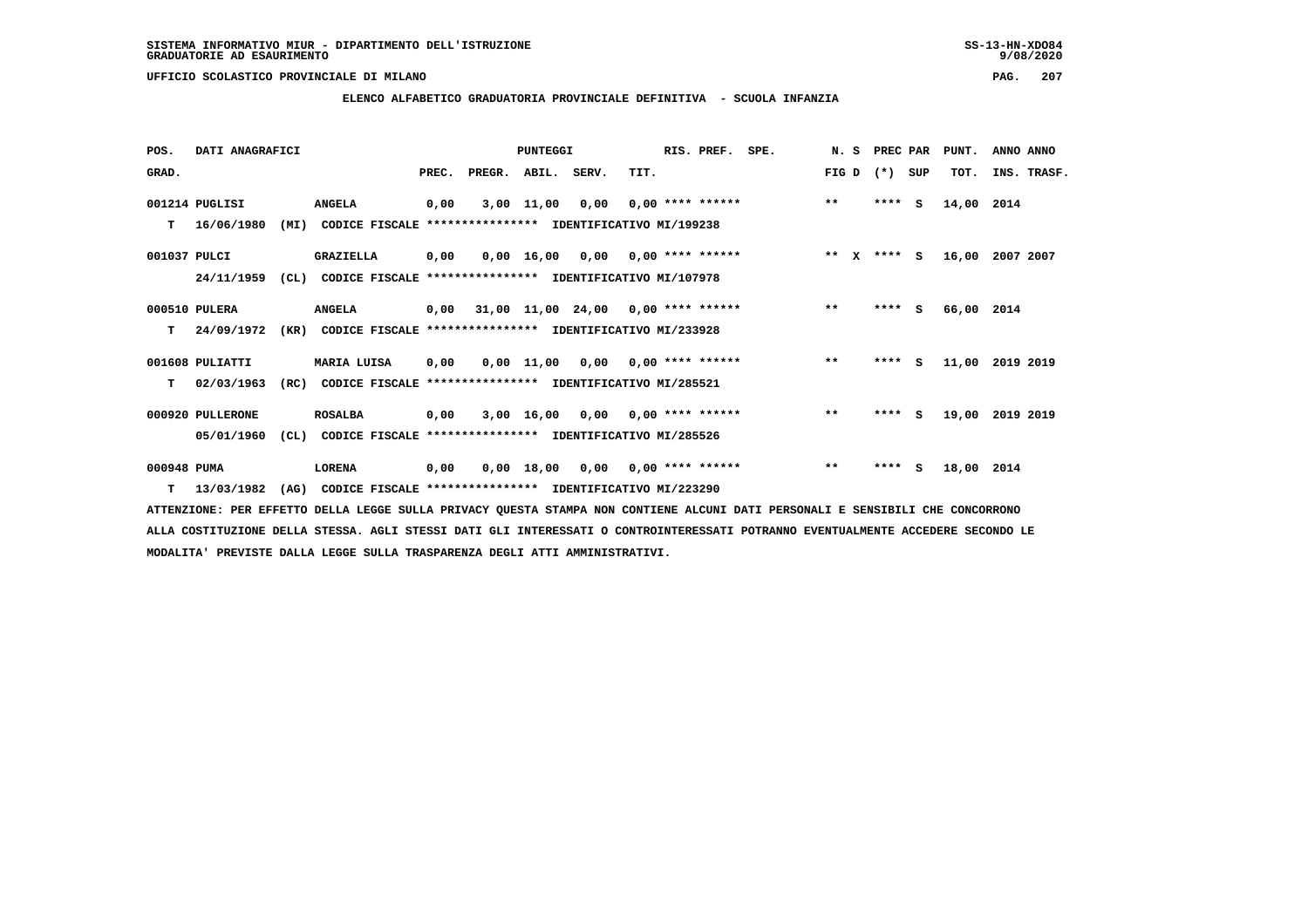SISTEMA INFORMATIVO MIUR - DIPARTIMENTO DELL'ISTRUZIONE
GRADUATORIE AD ESAURIMENTO

UFFICIO SCOLASTICO PROVINCIALE DI MILANO

**ELENCO ALFABETICO GRADUATORIA PROVINCIALE DEFINITIVA - SCUOLA INFANZIA**

| POS. GRAD. | DATI ANAGRAFICI | | | PREC. | PREGR. | ABIL. | SERV. | TIT. | RIS. PREF. | SPE. | N. S FIG D | PREC PAR (*) SUP | PUNT. TOT. | ANNO ANNO INS. TRASF. |
|---|---|---|---|---|---|---|---|---|---|---|---|---|---|---|
| 001214 | PUGLISI | ANGELA | | 0,00 | 3,00 | 11,00 | 0,00 | 0,00 | **** ****** | | ** | **** S | 14,00 | 2014 |
| T | 16/06/1980 | (MI) | CODICE FISCALE **************** IDENTIFICATIVO MI/199238 | | | | | | | | | | | |
| 001037 | PULCI | GRAZIELLA | | 0,00 | 0,00 | 16,00 | 0,00 | 0,00 | **** ****** | | ** X | **** S | 16,00 | 2007 2007 |
| | 24/11/1959 | (CL) | CODICE FISCALE **************** IDENTIFICATIVO MI/107978 | | | | | | | | | | | |
| 000510 | PULERA | ANGELA | | 0,00 | 31,00 | 11,00 | 24,00 | 0,00 | **** ****** | | ** | **** S | 66,00 | 2014 |
| T | 24/09/1972 | (KR) | CODICE FISCALE **************** IDENTIFICATIVO MI/233928 | | | | | | | | | | | |
| 001608 | PULIATTI | MARIA LUISA | | 0,00 | 0,00 | 11,00 | 0,00 | 0,00 | **** ****** | | ** | **** S | 11,00 | 2019 2019 |
| T | 02/03/1963 | (RC) | CODICE FISCALE **************** IDENTIFICATIVO MI/285521 | | | | | | | | | | | |
| 000920 | PULLERONE | ROSALBA | | 0,00 | 3,00 | 16,00 | 0,00 | 0,00 | **** ****** | | ** | **** S | 19,00 | 2019 2019 |
| | 05/01/1960 | (CL) | CODICE FISCALE **************** IDENTIFICATIVO MI/285526 | | | | | | | | | | | |
| 000948 | PUMA | LORENA | | 0,00 | 0,00 | 18,00 | 0,00 | 0,00 | **** ****** | | ** | **** S | 18,00 | 2014 |
| T | 13/03/1982 | (AG) | CODICE FISCALE **************** IDENTIFICATIVO MI/223290 | | | | | | | | | | | |

ATTENZIONE: PER EFFETTO DELLA LEGGE SULLA PRIVACY QUESTA STAMPA NON CONTIENE ALCUNI DATI PERSONALI E SENSIBILI CHE CONCORRONO ALLA COSTITUZIONE DELLA STESSA. AGLI STESSI DATI GLI INTERESSATI O CONTROINTERESSATI POTRANNO EVENTUALMENTE ACCEDERE SECONDO LE MODALITA' PREVISTE DALLA LEGGE SULLA TRASPARENZA DEGLI ATTI AMMINISTRATIVI.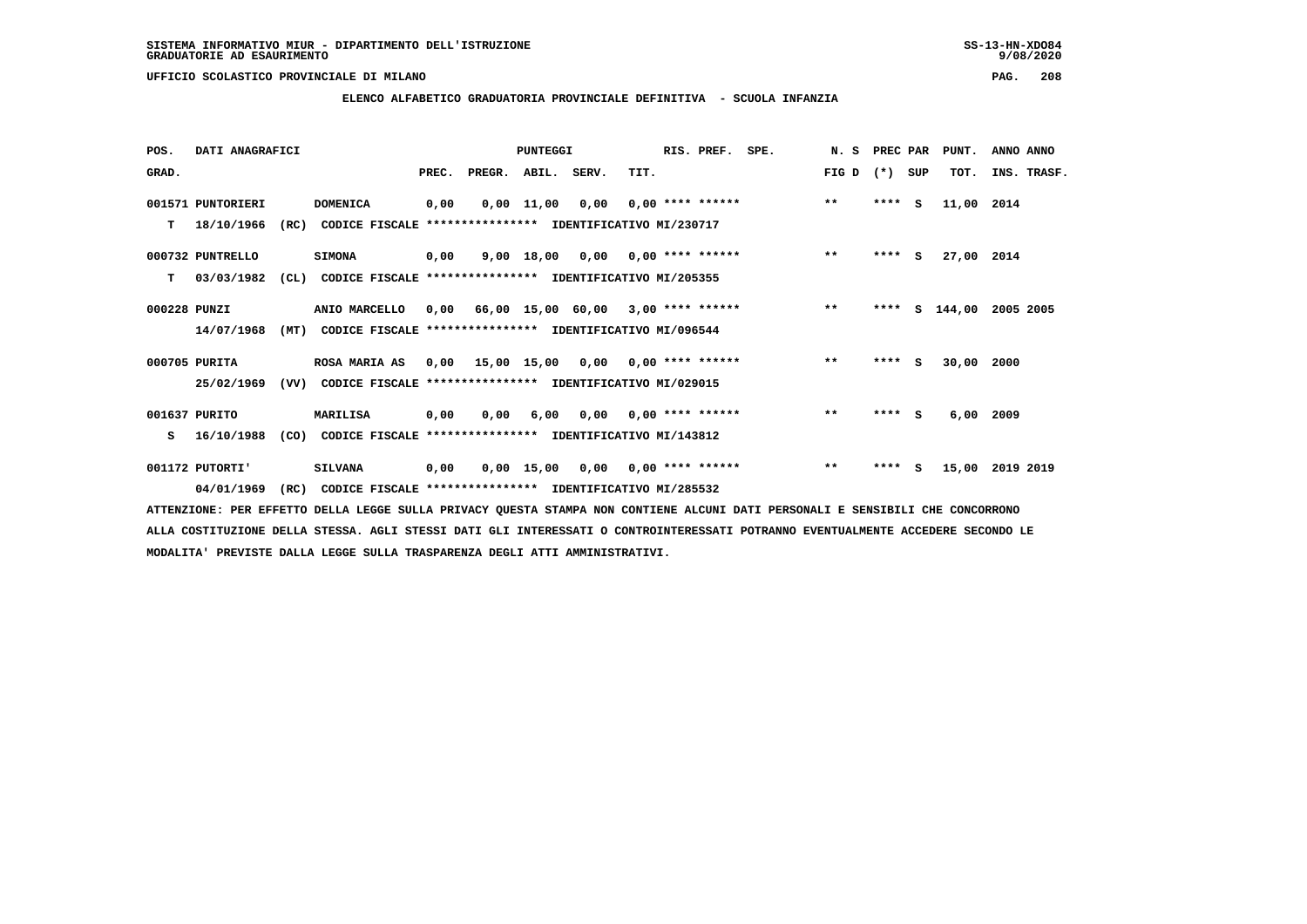SISTEMA INFORMATIVO MIUR - DIPARTIMENTO DELL'ISTRUZIONE
GRADUATORIE AD ESAURIMENTO

UFFICIO SCOLASTICO PROVINCIALE DI MILANO

## ELENCO ALFABETICO GRADUATORIA PROVINCIALE DEFINITIVA - SCUOLA INFANZIA

| POS. GRAD. | DATI ANAGRAFICI | | PREC. | PREGR. | ABIL. | SERV. | TIT. | RIS. PREF. | SPE. | N. S FIG D | PREC (*) | PAR SUP | PUNT. TOT. | ANNO INS. | ANNO TRASF. |
|---|---|---|---|---|---|---|---|---|---|---|---|---|---|---|---|
| 001571 | PUNTORIERI | DOMENICA | 0,00 | 0,00 | 11,00 | 0,00 | 0,00 | **** ****** | | ** | **** | S | 11,00 | 2014 | |
| T | 18/10/1966 (RC) | CODICE FISCALE **************** IDENTIFICATIVO MI/230717 | | | | | | | | | | | | | |
| 000732 | PUNTRELLO | SIMONA | 0,00 | 9,00 | 18,00 | 0,00 | 0,00 | **** ****** | | ** | **** | S | 27,00 | 2014 | |
| T | 03/03/1982 (CL) | CODICE FISCALE **************** IDENTIFICATIVO MI/205355 | | | | | | | | | | | | | |
| 000228 | PUNZI | ANIO MARCELLO | 0,00 | 66,00 | 15,00 | 60,00 | 3,00 | **** ****** | | ** | **** | S | 144,00 | 2005 | 2005 |
| | 14/07/1968 (MT) | CODICE FISCALE **************** IDENTIFICATIVO MI/096544 | | | | | | | | | | | | | |
| 000705 | PURITA | ROSA MARIA AS | 0,00 | 15,00 | 15,00 | 0,00 | 0,00 | **** ****** | | ** | **** | S | 30,00 | 2000 | |
| | 25/02/1969 (VV) | CODICE FISCALE **************** IDENTIFICATIVO MI/029015 | | | | | | | | | | | | | |
| 001637 | PURITO | MARILISA | 0,00 | 0,00 | 6,00 | 0,00 | 0,00 | **** ****** | | ** | **** | S | 6,00 | 2009 | |
| S | 16/10/1988 (CO) | CODICE FISCALE **************** IDENTIFICATIVO MI/143812 | | | | | | | | | | | | | |
| 001172 | PUTORTI' | SILVANA | 0,00 | 0,00 | 15,00 | 0,00 | 0,00 | **** ****** | | ** | **** | S | 15,00 | 2019 | 2019 |
| | 04/01/1969 (RC) | CODICE FISCALE **************** IDENTIFICATIVO MI/285532 | | | | | | | | | | | | | |

ATTENZIONE: PER EFFETTO DELLA LEGGE SULLA PRIVACY QUESTA STAMPA NON CONTIENE ALCUNI DATI PERSONALI E SENSIBILI CHE CONCORRONO ALLA COSTITUZIONE DELLA STESSA. AGLI STESSI DATI GLI INTERESSATI O CONTROINTERESSATI POTRANNO EVENTUALMENTE ACCEDERE SECONDO LE MODALITA' PREVISTE DALLA LEGGE SULLA TRASPARENZA DEGLI ATTI AMMINISTRATIVI.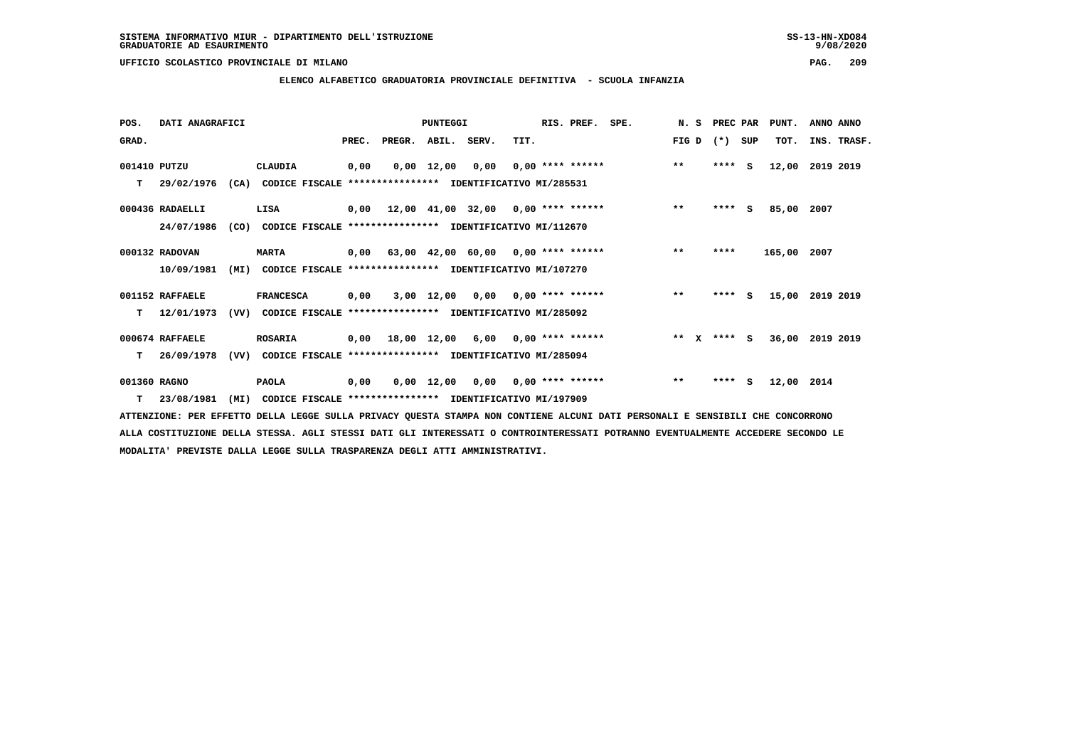SISTEMA INFORMATIVO MIUR - DIPARTIMENTO DELL'ISTRUZIONE
GRADUATORIE AD ESAURIMENTO

UFFICIO SCOLASTICO PROVINCIALE DI MILANO

## ELENCO ALFABETICO GRADUATORIA PROVINCIALE DEFINITIVA - SCUOLA INFANZIA

| POS. GRAD. | DATI ANAGRAFICI | | PREC. | PREGR. | ABIL. | SERV. | TIT. | RIS. PREF. | SPE. | N. S FIG D | PREC PAR (*) | SUP | PUNT. TOT. | ANNO INS. | ANNO TRASF. |
|---|---|---|---|---|---|---|---|---|---|---|---|---|---|---|---|
| 001410 | PUTZU | CLAUDIA | 0,00 | 0,00 | 12,00 | 0,00 | 0,00 | **** ****** | | ** | **** | S | 12,00 | 2019 | 2019 |
| T | 29/02/1976 (CA) | CODICE FISCALE **************** IDENTIFICATIVO MI/285531 | | | | | | | | | | | | | |
| 000436 | RADAELLI | LISA | 0,00 | 12,00 | 41,00 | 32,00 | 0,00 | **** ****** | | ** | **** | S | 85,00 | 2007 | |
| | 24/07/1986 (CO) | CODICE FISCALE **************** IDENTIFICATIVO MI/112670 | | | | | | | | | | | | | |
| 000132 | RADOVAN | MARTA | 0,00 | 63,00 | 42,00 | 60,00 | 0,00 | **** ****** | | ** | **** | | 165,00 | 2007 | |
| | 10/09/1981 (MI) | CODICE FISCALE **************** IDENTIFICATIVO MI/107270 | | | | | | | | | | | | | |
| 001152 | RAFFAELE | FRANCESCA | 0,00 | 3,00 | 12,00 | 0,00 | 0,00 | **** ****** | | ** | **** | S | 15,00 | 2019 | 2019 |
| T | 12/01/1973 (VV) | CODICE FISCALE **************** IDENTIFICATIVO MI/285092 | | | | | | | | | | | | | |
| 000674 | RAFFAELE | ROSARIA | 0,00 | 18,00 | 12,00 | 6,00 | 0,00 | **** ****** | | ** X | **** | S | 36,00 | 2019 | 2019 |
| T | 26/09/1978 (VV) | CODICE FISCALE **************** IDENTIFICATIVO MI/285094 | | | | | | | | | | | | | |
| 001360 | RAGNO | PAOLA | 0,00 | 0,00 | 12,00 | 0,00 | 0,00 | **** ****** | | ** | **** | S | 12,00 | 2014 | |
| T | 23/08/1981 (MI) | CODICE FISCALE **************** IDENTIFICATIVO MI/197909 | | | | | | | | | | | | | |

ATTENZIONE: PER EFFETTO DELLA LEGGE SULLA PRIVACY QUESTA STAMPA NON CONTIENE ALCUNI DATI PERSONALI E SENSIBILI CHE CONCORRONO ALLA COSTITUZIONE DELLA STESSA. AGLI STESSI DATI GLI INTERESSATI O CONTROINTERESSATI POTRANNO EVENTUALMENTE ACCEDERE SECONDO LE MODALITA' PREVISTE DALLA LEGGE SULLA TRASPARENZA DEGLI ATTI AMMINISTRATIVI.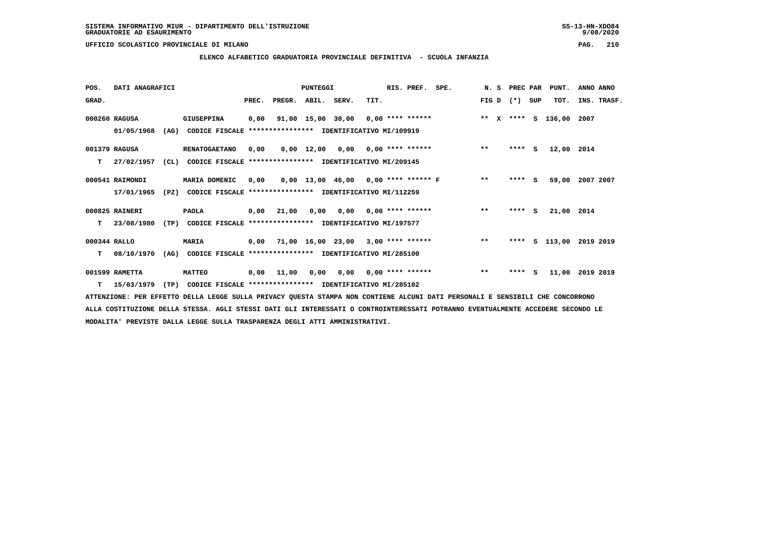SISTEMA INFORMATIVO MIUR - DIPARTIMENTO DELL'ISTRUZIONE
GRADUATORIE AD ESAURIMENTO

UFFICIO SCOLASTICO PROVINCIALE DI MILANO

**ELENCO ALFABETICO GRADUATORIA PROVINCIALE DEFINITIVA - SCUOLA INFANZIA**

| POS. GRAD. | DATI ANAGRAFICI | | PREC. | PREGR. | ABIL. | SERV. | TIT. | RIS. PREF. | SPE. | N. S FIG D | PREC PAR (*) SUP | PUNT. TOT. | ANNO ANNO INS. TRASF. |
|---|---|---|---|---|---|---|---|---|---|---|---|---|---|
| 000260 | RAGUSA | GIUSEPPINA | 0,00 | 91,00 | 15,00 | 30,00 | 0,00 | **** ****** | | ** X | **** S | 136,00 | 2007 |
| | 01/05/1968 (AG) | CODICE FISCALE **************** IDENTIFICATIVO MI/109919 | | | | | | | | | | | |
| 001379 | RAGUSA | RENATOGAETANO | 0,00 | 0,00 | 12,00 | 0,00 | 0,00 | **** ****** | | ** | **** S | 12,00 | 2014 |
| T | 27/02/1957 (CL) | CODICE FISCALE **************** IDENTIFICATIVO MI/209145 | | | | | | | | | | | |
| 000541 | RAIMONDI | MARIA DOMENIC | 0,00 | 0,00 | 13,00 | 46,00 | 0,00 | **** ****** F | | ** | **** S | 59,00 | 2007 2007 |
| | 17/01/1965 (PZ) | CODICE FISCALE **************** IDENTIFICATIVO MI/112259 | | | | | | | | | | | |
| 000825 | RAINERI | PAOLA | 0,00 | 21,00 | 0,00 | 0,00 | 0,00 | **** ****** | | ** | **** S | 21,00 | 2014 |
| T | 23/08/1980 (TP) | CODICE FISCALE **************** IDENTIFICATIVO MI/197577 | | | | | | | | | | | |
| 000344 | RALLO | MARIA | 0,00 | 71,00 | 16,00 | 23,00 | 3,00 | **** ****** | | ** | **** S | 113,00 | 2019 2019 |
| T | 08/10/1970 (AG) | CODICE FISCALE **************** IDENTIFICATIVO MI/285100 | | | | | | | | | | | |
| 001599 | RAMETTA | MATTEO | 0,00 | 11,00 | 0,00 | 0,00 | 0,00 | **** ****** | | ** | **** S | 11,00 | 2019 2019 |
| T | 15/03/1979 (TP) | CODICE FISCALE **************** IDENTIFICATIVO MI/285102 | | | | | | | | | | | |

ATTENZIONE: PER EFFETTO DELLA LEGGE SULLA PRIVACY QUESTA STAMPA NON CONTIENE ALCUNI DATI PERSONALI E SENSIBILI CHE CONCORRONO ALLA COSTITUZIONE DELLA STESSA. AGLI STESSI DATI GLI INTERESSATI O CONTROINTERESSATI POTRANNO EVENTUALMENTE ACCEDERE SECONDO LE MODALITA' PREVISTE DALLA LEGGE SULLA TRASPARENZA DEGLI ATTI AMMINISTRATIVI.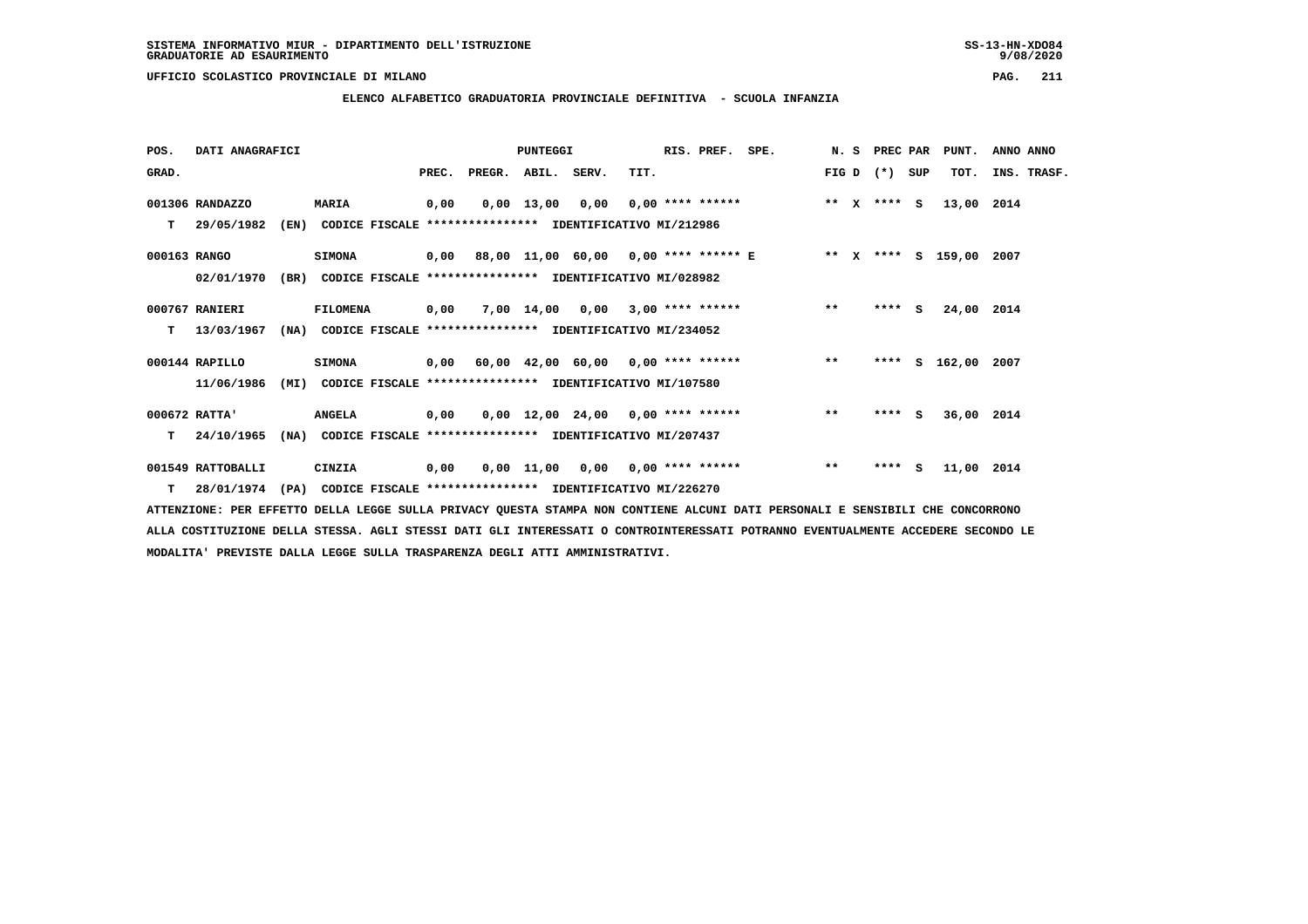SISTEMA INFORMATIVO MIUR - DIPARTIMENTO DELL'ISTRUZIONE
GRADUATORIE AD ESAURIMENTO

UFFICIO SCOLASTICO PROVINCIALE DI MILANO

## ELENCO ALFABETICO GRADUATORIA PROVINCIALE DEFINITIVA - SCUOLA INFANZIA

| POS. GRAD. | DATI ANAGRAFICI | | PREC. | PREGR. | ABIL. | SERV. | TIT. | RIS. PREF. | SPE. | N. S FIG D | PREC PAR (*) SUP | PUNT. TOT. | ANNO INS. | ANNO TRASF. |
|---|---|---|---|---|---|---|---|---|---|---|---|---|---|---|
| 001306 | RANDAZZO | MARIA | 0,00 | 0,00 | 13,00 | 0,00 | 0,00 | **** ****** | | ** X | **** S | 13,00 | 2014 | |
| T | 29/05/1982 (EN) | CODICE FISCALE **************** IDENTIFICATIVO MI/212986 | | | | | | | | | | | | |
| 000163 | RANGO | SIMONA | 0,00 | 88,00 | 11,00 | 60,00 | 0,00 | **** ****** E | | ** X | **** S | 159,00 | 2007 | |
| | 02/01/1970 (BR) | CODICE FISCALE **************** IDENTIFICATIVO MI/028982 | | | | | | | | | | | | |
| 000767 | RANIERI | FILOMENA | 0,00 | 7,00 | 14,00 | 0,00 | 3,00 | **** ****** | | ** | **** S | 24,00 | 2014 | |
| T | 13/03/1967 (NA) | CODICE FISCALE **************** IDENTIFICATIVO MI/234052 | | | | | | | | | | | | |
| 000144 | RAPILLO | SIMONA | 0,00 | 60,00 | 42,00 | 60,00 | 0,00 | **** ****** | | ** | **** S | 162,00 | 2007 | |
| | 11/06/1986 (MI) | CODICE FISCALE **************** IDENTIFICATIVO MI/107580 | | | | | | | | | | | | |
| 000672 | RATTA' | ANGELA | 0,00 | 0,00 | 12,00 | 24,00 | 0,00 | **** ****** | | ** | **** S | 36,00 | 2014 | |
| T | 24/10/1965 (NA) | CODICE FISCALE **************** IDENTIFICATIVO MI/207437 | | | | | | | | | | | | |
| 001549 | RATTOBALLI | CINZIA | 0,00 | 0,00 | 11,00 | 0,00 | 0,00 | **** ****** | | ** | **** S | 11,00 | 2014 | |
| T | 28/01/1974 (PA) | CODICE FISCALE **************** IDENTIFICATIVO MI/226270 | | | | | | | | | | | | |

ATTENZIONE: PER EFFETTO DELLA LEGGE SULLA PRIVACY QUESTA STAMPA NON CONTIENE ALCUNI DATI PERSONALI E SENSIBILI CHE CONCORRONO ALLA COSTITUZIONE DELLA STESSA. AGLI STESSI DATI GLI INTERESSATI O CONTROINTERESSATI POTRANNO EVENTUALMENTE ACCEDERE SECONDO LE MODALITA' PREVISTE DALLA LEGGE SULLA TRASPARENZA DEGLI ATTI AMMINISTRATIVI.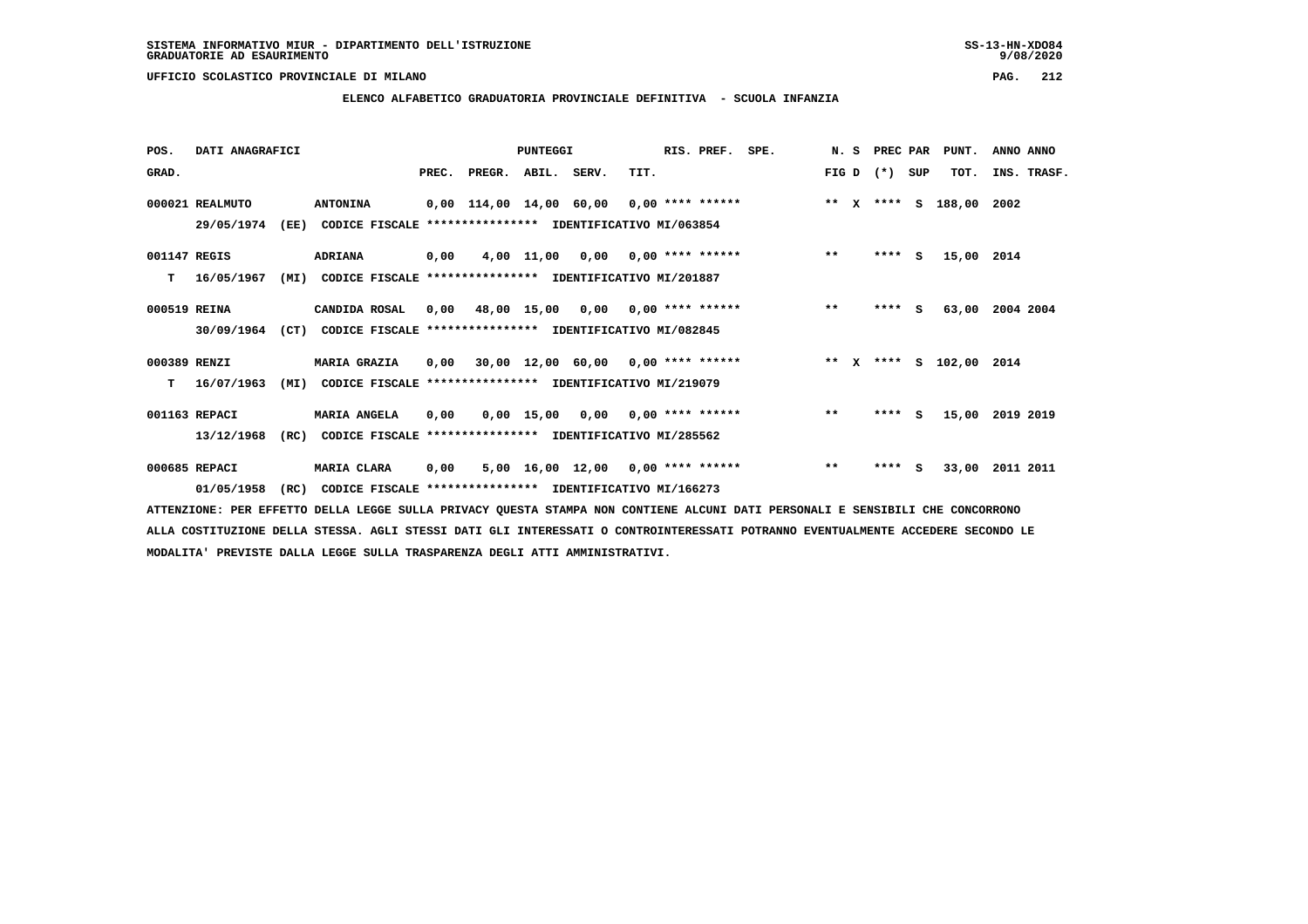SISTEMA INFORMATIVO MIUR - DIPARTIMENTO DELL'ISTRUZIONE
GRADUATORIE AD ESAURIMENTO

UFFICIO SCOLASTICO PROVINCIALE DI MILANO

## ELENCO ALFABETICO GRADUATORIA PROVINCIALE DEFINITIVA - SCUOLA INFANZIA

| POS. GRAD. | DATI ANAGRAFICI | | PREC. | PREGR. | ABIL. | SERV. | TIT. | RIS. PREF. | SPE. | N. S FIG D | PREC PAR (*) SUP | PUNT. TOT. | ANNO INS. | ANNO TRASF. |
|---|---|---|---|---|---|---|---|---|---|---|---|---|---|---|
| 000021 | REALMUTO | ANTONINA | 0,00 | 114,00 | 14,00 | 60,00 | 0,00 | **** ****** | | ** X | **** S | 188,00 | 2002 | |
| | 29/05/1974 (EE) | CODICE FISCALE **************** IDENTIFICATIVO MI/063854 | | | | | | | | | | | | |
| 001147 | REGIS | ADRIANA | 0,00 | 4,00 | 11,00 | 0,00 | 0,00 | **** ****** | | ** | **** S | 15,00 | 2014 | |
| T | 16/05/1967 (MI) | CODICE FISCALE **************** IDENTIFICATIVO MI/201887 | | | | | | | | | | | | |
| 000519 | REINA | CANDIDA ROSAL | 0,00 | 48,00 | 15,00 | 0,00 | 0,00 | **** ****** | | ** | **** S | 63,00 | 2004 | 2004 |
| | 30/09/1964 (CT) | CODICE FISCALE **************** IDENTIFICATIVO MI/082845 | | | | | | | | | | | | |
| 000389 | RENZI | MARIA GRAZIA | 0,00 | 30,00 | 12,00 | 60,00 | 0,00 | **** ****** | | ** X | **** S | 102,00 | 2014 | |
| T | 16/07/1963 (MI) | CODICE FISCALE **************** IDENTIFICATIVO MI/219079 | | | | | | | | | | | | |
| 001163 | REPACI | MARIA ANGELA | 0,00 | 0,00 | 15,00 | 0,00 | 0,00 | **** ****** | | ** | **** S | 15,00 | 2019 | 2019 |
| | 13/12/1968 (RC) | CODICE FISCALE **************** IDENTIFICATIVO MI/285562 | | | | | | | | | | | | |
| 000685 | REPACI | MARIA CLARA | 0,00 | 5,00 | 16,00 | 12,00 | 0,00 | **** ****** | | ** | **** S | 33,00 | 2011 | 2011 |
| | 01/05/1958 (RC) | CODICE FISCALE **************** IDENTIFICATIVO MI/166273 | | | | | | | | | | | | |

ATTENZIONE: PER EFFETTO DELLA LEGGE SULLA PRIVACY QUESTA STAMPA NON CONTIENE ALCUNI DATI PERSONALI E SENSIBILI CHE CONCORRONO ALLA COSTITUZIONE DELLA STESSA. AGLI STESSI DATI GLI INTERESSATI O CONTROINTERESSATI POTRANNO EVENTUALMENTE ACCEDERE SECONDO LE MODALITA' PREVISTE DALLA LEGGE SULLA TRASPARENZA DEGLI ATTI AMMINISTRATIVI.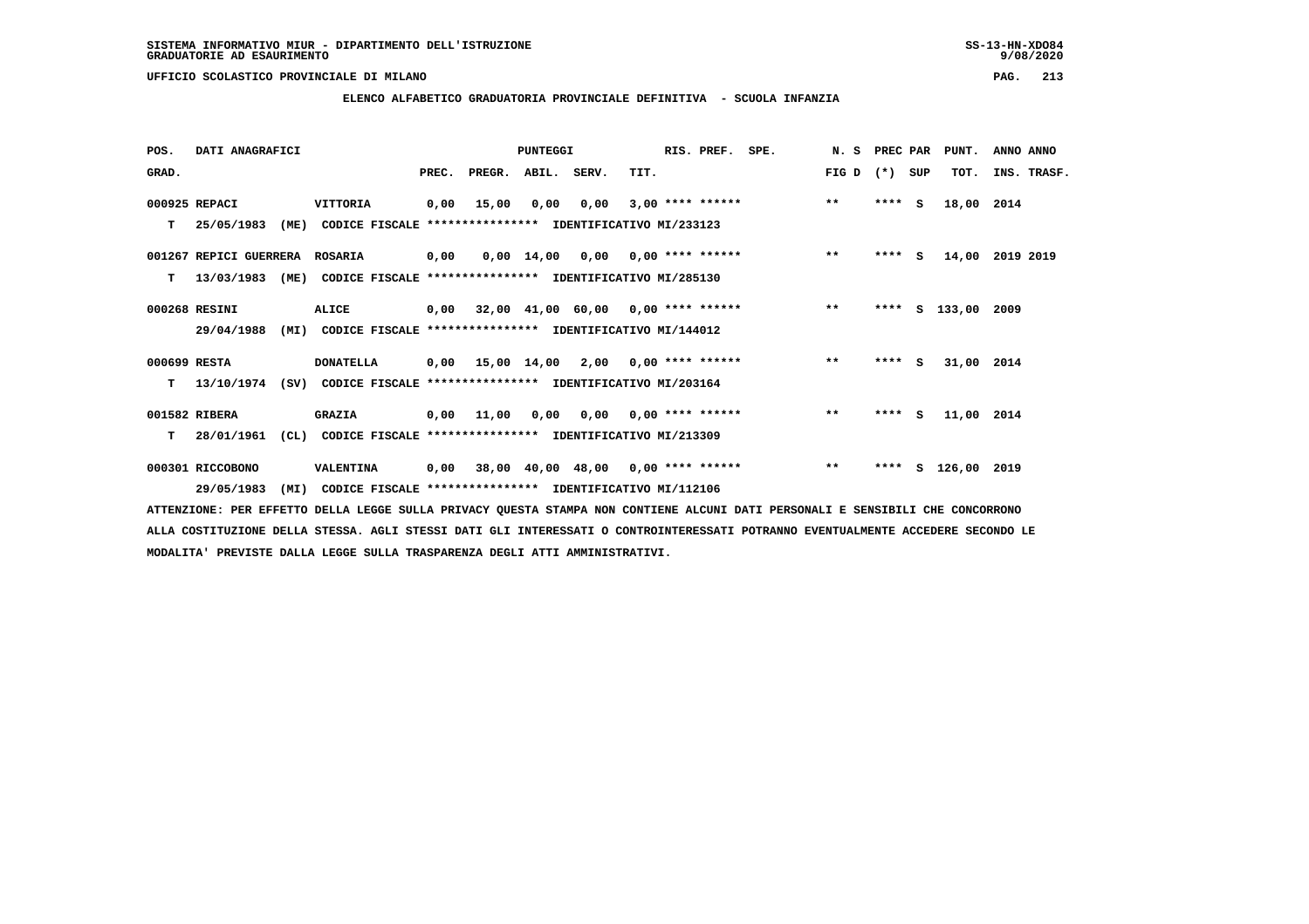SISTEMA INFORMATIVO MIUR - DIPARTIMENTO DELL'ISTRUZIONE
GRADUATORIE AD ESAURIMENTO

UFFICIO SCOLASTICO PROVINCIALE DI MILANO

## ELENCO ALFABETICO GRADUATORIA PROVINCIALE DEFINITIVA - SCUOLA INFANZIA

| POS. GRAD. | DATI ANAGRAFICI | | PREC. | PREGR. | ABIL. | SERV. | TIT. | RIS. PREF. | SPE. | N. S FIG D | PREC PAR (*) | SUP | PUNT. TOT. | ANNO ANNO INS. TRASF. |
|---|---|---|---|---|---|---|---|---|---|---|---|---|---|---|
| 000925 | REPACI | VITTORIA | 0,00 | 15,00 | 0,00 | 0,00 | 3,00 | **** ****** | | ** | **** | S | 18,00 | 2014 |
| T | 25/05/1983 (ME) | CODICE FISCALE **************** IDENTIFICATIVO MI/233123 | | | | | | | | | | | | |
| 001267 | REPICI GUERRERA | ROSARIA | 0,00 | 0,00 | 14,00 | 0,00 | 0,00 | **** ****** | | ** | **** | S | 14,00 | 2019 2019 |
| T | 13/03/1983 (ME) | CODICE FISCALE **************** IDENTIFICATIVO MI/285130 | | | | | | | | | | | | |
| 000268 | RESINI | ALICE | 0,00 | 32,00 | 41,00 | 60,00 | 0,00 | **** ****** | | ** | **** | S | 133,00 | 2009 |
| | 29/04/1988 (MI) | CODICE FISCALE **************** IDENTIFICATIVO MI/144012 | | | | | | | | | | | | |
| 000699 | RESTA | DONATELLA | 0,00 | 15,00 | 14,00 | 2,00 | 0,00 | **** ****** | | ** | **** | S | 31,00 | 2014 |
| T | 13/10/1974 (SV) | CODICE FISCALE **************** IDENTIFICATIVO MI/203164 | | | | | | | | | | | | |
| 001582 | RIBERA | GRAZIA | 0,00 | 11,00 | 0,00 | 0,00 | 0,00 | **** ****** | | ** | **** | S | 11,00 | 2014 |
| T | 28/01/1961 (CL) | CODICE FISCALE **************** IDENTIFICATIVO MI/213309 | | | | | | | | | | | | |
| 000301 | RICCOBONO | VALENTINA | 0,00 | 38,00 | 40,00 | 48,00 | 0,00 | **** ****** | | ** | **** | S | 126,00 | 2019 |
| | 29/05/1983 (MI) | CODICE FISCALE **************** IDENTIFICATIVO MI/112106 | | | | | | | | | | | | |

ATTENZIONE: PER EFFETTO DELLA LEGGE SULLA PRIVACY QUESTA STAMPA NON CONTIENE ALCUNI DATI PERSONALI E SENSIBILI CHE CONCORRONO ALLA COSTITUZIONE DELLA STESSA. AGLI STESSI DATI GLI INTERESSATI O CONTROINTERESSATI POTRANNO EVENTUALMENTE ACCEDERE SECONDO LE MODALITA' PREVISTE DALLA LEGGE SULLA TRASPARENZA DEGLI ATTI AMMINISTRATIVI.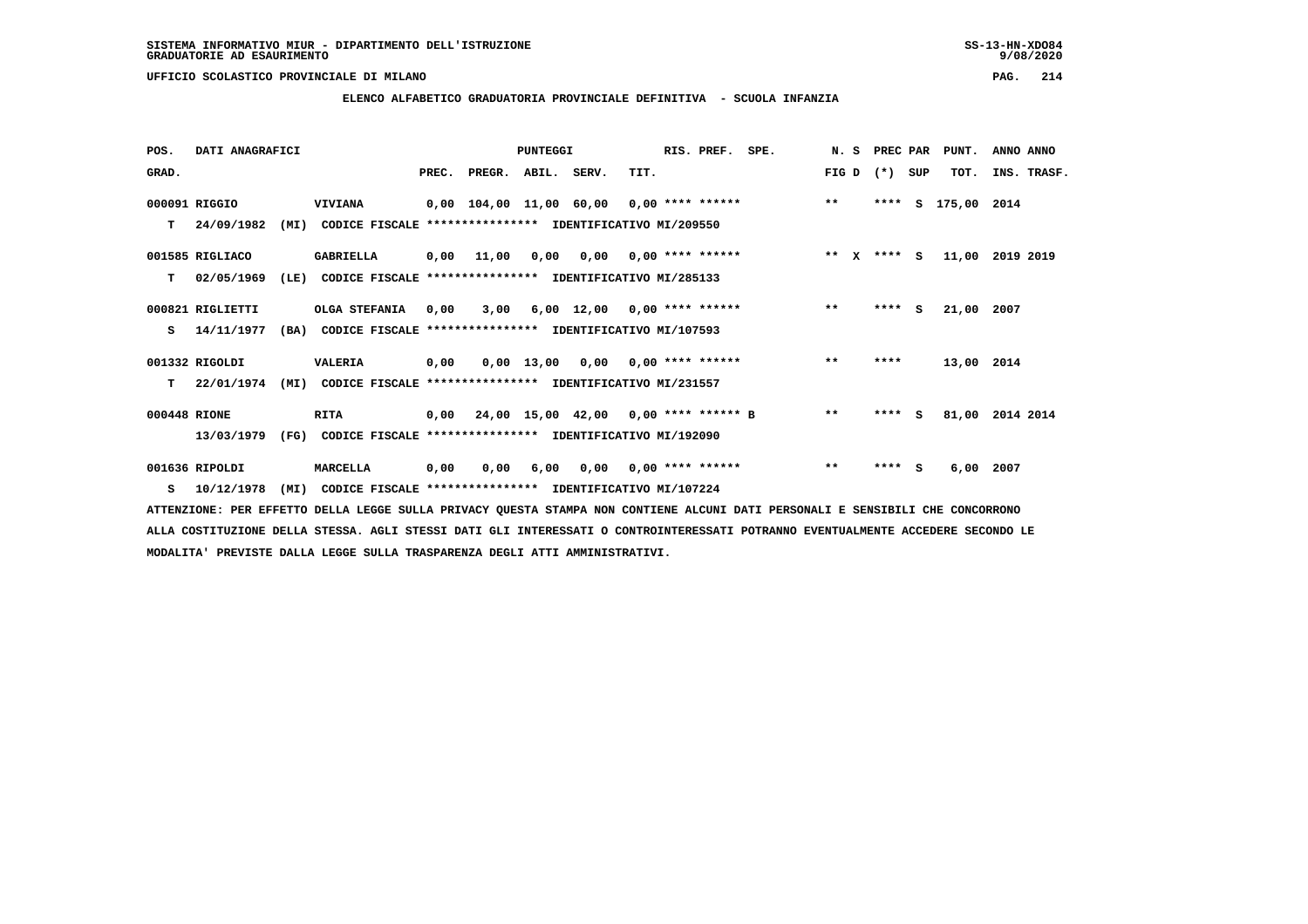SISTEMA INFORMATIVO MIUR - DIPARTIMENTO DELL'ISTRUZIONE
GRADUATORIE AD ESAURIMENTO

UFFICIO SCOLASTICO PROVINCIALE DI MILANO

ELENCO ALFABETICO GRADUATORIA PROVINCIALE DEFINITIVA - SCUOLA INFANZIA

| POS. GRAD. | DATI ANAGRAFICI | | PREC. | PREGR. | ABIL. | SERV. | TIT. | RIS. PREF. | SPE. | N. S FIG D | PREC PAR (*) SUP | PUNT. TOT. | ANNO ANNO INS. TRASF. |
|---|---|---|---|---|---|---|---|---|---|---|---|---|---|
| 000091 | RIGGIO | VIVIANA | 0,00 | 104,00 | 11,00 | 60,00 | 0,00 | **** ****** | | ** | **** S | 175,00 | 2014 |
| T | 24/09/1982 (MI) | CODICE FISCALE **************** IDENTIFICATIVO MI/209550 | | | | | | | | | | | |
| 001585 | RIGLIACO | GABRIELLA | 0,00 | 11,00 | 0,00 | 0,00 | 0,00 | **** ****** | | ** X | **** S | 11,00 | 2019 2019 |
| T | 02/05/1969 (LE) | CODICE FISCALE **************** IDENTIFICATIVO MI/285133 | | | | | | | | | | | |
| 000821 | RIGLIETTI | OLGA STEFANIA | 0,00 | 3,00 | 6,00 | 12,00 | 0,00 | **** ****** | | ** | **** S | 21,00 | 2007 |
| S | 14/11/1977 (BA) | CODICE FISCALE **************** IDENTIFICATIVO MI/107593 | | | | | | | | | | | |
| 001332 | RIGOLDI | VALERIA | 0,00 | 0,00 | 13,00 | 0,00 | 0,00 | **** ****** | | ** | **** | 13,00 | 2014 |
| T | 22/01/1974 (MI) | CODICE FISCALE **************** IDENTIFICATIVO MI/231557 | | | | | | | | | | | |
| 000448 | RIONE | RITA | 0,00 | 24,00 | 15,00 | 42,00 | 0,00 | **** ****** | B | ** | **** S | 81,00 | 2014 2014 |
| | 13/03/1979 (FG) | CODICE FISCALE **************** IDENTIFICATIVO MI/192090 | | | | | | | | | | | |
| 001636 | RIPOLDI | MARCELLA | 0,00 | 0,00 | 6,00 | 0,00 | 0,00 | **** ****** | | ** | **** S | 6,00 | 2007 |
| S | 10/12/1978 (MI) | CODICE FISCALE **************** IDENTIFICATIVO MI/107224 | | | | | | | | | | | |

ATTENZIONE: PER EFFETTO DELLA LEGGE SULLA PRIVACY QUESTA STAMPA NON CONTIENE ALCUNI DATI PERSONALI E SENSIBILI CHE CONCORRONO ALLA COSTITUZIONE DELLA STESSA. AGLI STESSI DATI GLI INTERESSATI O CONTROINTERESSATI POTRANNO EVENTUALMENTE ACCEDERE SECONDO LE MODALITA' PREVISTE DALLA LEGGE SULLA TRASPARENZA DEGLI ATTI AMMINISTRATIVI.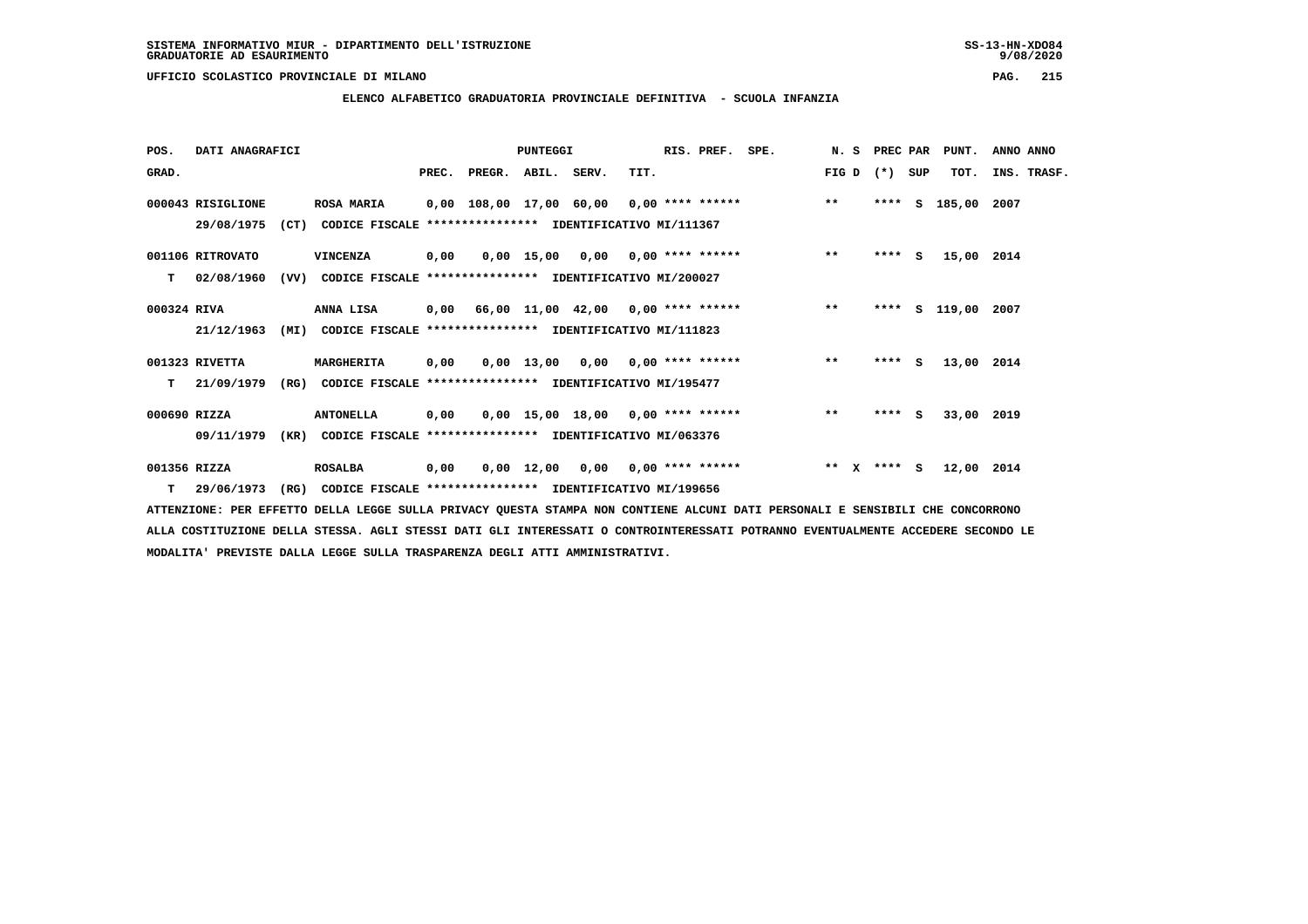SISTEMA INFORMATIVO MIUR - DIPARTIMENTO DELL'ISTRUZIONE
GRADUATORIE AD ESAURIMENTO

UFFICIO SCOLASTICO PROVINCIALE DI MILANO

ELENCO ALFABETICO GRADUATORIA PROVINCIALE DEFINITIVA - SCUOLA INFANZIA

| POS. GRAD. | DATI ANAGRAFICI | | PREC. | PREGR. | ABIL. | SERV. | TIT. | RIS. PREF. | SPE. | N. S FIG D | PREC PAR (*) SUP | PUNT. TOT. | ANNO ANNO INS. TRASF. |
|---|---|---|---|---|---|---|---|---|---|---|---|---|---|
| 000043 | RISIGLIONE | ROSA MARIA | 0,00 | 108,00 | 17,00 | 60,00 | 0,00 | **** ****** | | ** | **** S | 185,00 | 2007 |
| | 29/08/1975 (CT) | CODICE FISCALE **************** IDENTIFICATIVO MI/111367 | | | | | | | | | | | |
| 001106 | RITROVATO | VINCENZA | 0,00 | 0,00 | 15,00 | 0,00 | 0,00 | **** ****** | | ** | **** S | 15,00 | 2014 |
| T | 02/08/1960 (VV) | CODICE FISCALE **************** IDENTIFICATIVO MI/200027 | | | | | | | | | | | |
| 000324 | RIVA | ANNA LISA | 0,00 | 66,00 | 11,00 | 42,00 | 0,00 | **** ****** | | ** | **** S | 119,00 | 2007 |
| | 21/12/1963 (MI) | CODICE FISCALE **************** IDENTIFICATIVO MI/111823 | | | | | | | | | | | |
| 001323 | RIVETTA | MARGHERITA | 0,00 | 0,00 | 13,00 | 0,00 | 0,00 | **** ****** | | ** | **** S | 13,00 | 2014 |
| T | 21/09/1979 (RG) | CODICE FISCALE **************** IDENTIFICATIVO MI/195477 | | | | | | | | | | | |
| 000690 | RIZZA | ANTONELLA | 0,00 | 0,00 | 15,00 | 18,00 | 0,00 | **** ****** | | ** | **** S | 33,00 | 2019 |
| | 09/11/1979 (KR) | CODICE FISCALE **************** IDENTIFICATIVO MI/063376 | | | | | | | | | | | |
| 001356 | RIZZA | ROSALBA | 0,00 | 0,00 | 12,00 | 0,00 | 0,00 | **** ****** | | ** X | **** S | 12,00 | 2014 |
| T | 29/06/1973 (RG) | CODICE FISCALE **************** IDENTIFICATIVO MI/199656 | | | | | | | | | | | |

ATTENZIONE: PER EFFETTO DELLA LEGGE SULLA PRIVACY QUESTA STAMPA NON CONTIENE ALCUNI DATI PERSONALI E SENSIBILI CHE CONCORRONO ALLA COSTITUZIONE DELLA STESSA. AGLI STESSI DATI GLI INTERESSATI O CONTROINTERESSATI POTRANNO EVENTUALMENTE ACCEDERE SECONDO LE MODALITA' PREVISTE DALLA LEGGE SULLA TRASPARENZA DEGLI ATTI AMMINISTRATIVI.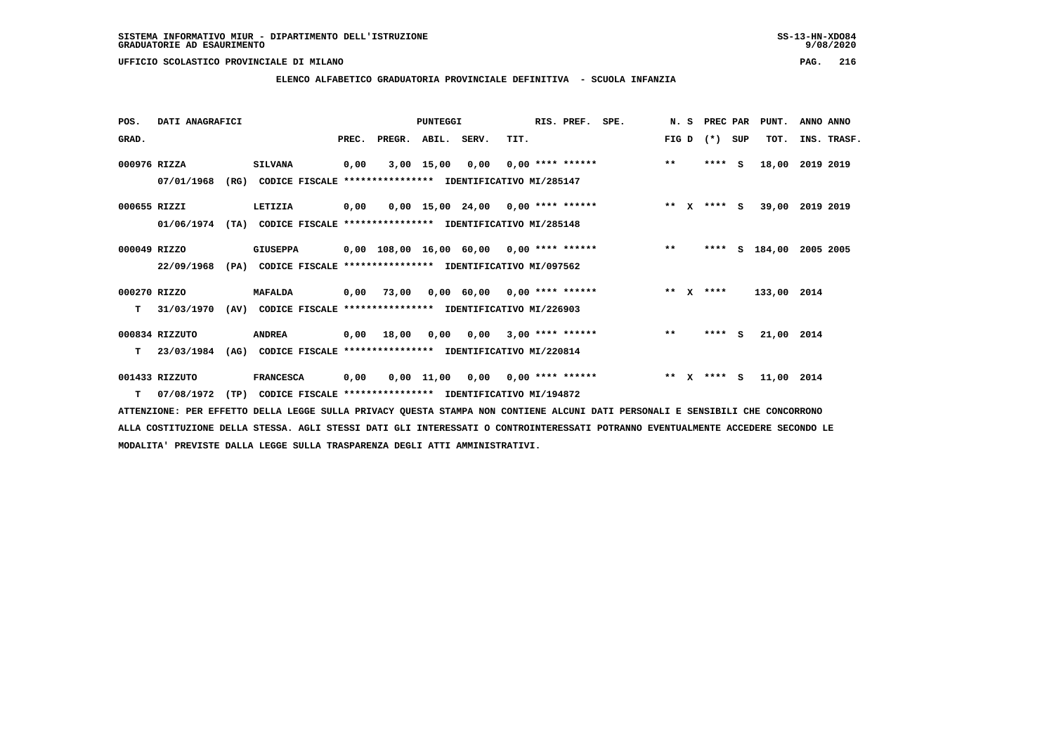SISTEMA INFORMATIVO MIUR - DIPARTIMENTO DELL'ISTRUZIONE
GRADUATORIE AD ESAURIMENTO

UFFICIO SCOLASTICO PROVINCIALE DI MILANO

**ELENCO ALFABETICO GRADUATORIA PROVINCIALE DEFINITIVA - SCUOLA INFANZIA**

| POS. GRAD. | DATI ANAGRAFICI | | PREC. | PREGR. | ABIL. | SERV. | TIT. | RIS. PREF. | SPE. | N. S FIG D | PREC PAR (*) SUP | PUNT. TOT. | ANNO ANNO INS. TRASF. |
|---|---|---|---|---|---|---|---|---|---|---|---|---|---|
| 000976 | RIZZA | SILVANA | 0,00 | 3,00 | 15,00 | 0,00 | 0,00 | **** ****** | | ** | **** S | 18,00 | 2019 2019 |
| | 07/01/1968 (RG) | CODICE FISCALE **************** IDENTIFICATIVO MI/285147 | | | | | | | | | | | |
| 000655 | RIZZI | LETIZIA | 0,00 | 0,00 | 15,00 | 24,00 | 0,00 | **** ****** | | ** X | **** S | 39,00 | 2019 2019 |
| | 01/06/1974 (TA) | CODICE FISCALE **************** IDENTIFICATIVO MI/285148 | | | | | | | | | | | |
| 000049 | RIZZO | GIUSEPPA | 0,00 | 108,00 | 16,00 | 60,00 | 0,00 | **** ****** | | ** | **** S | 184,00 | 2005 2005 |
| | 22/09/1968 (PA) | CODICE FISCALE **************** IDENTIFICATIVO MI/097562 | | | | | | | | | | | |
| 000270 | RIZZO | MAFALDA | 0,00 | 73,00 | 0,00 | 60,00 | 0,00 | **** ****** | | ** X | **** | 133,00 | 2014 |
| T | 31/03/1970 (AV) | CODICE FISCALE **************** IDENTIFICATIVO MI/226903 | | | | | | | | | | | |
| 000834 | RIZZUTO | ANDREA | 0,00 | 18,00 | 0,00 | 0,00 | 3,00 | **** ****** | | ** | **** S | 21,00 | 2014 |
| T | 23/03/1984 (AG) | CODICE FISCALE **************** IDENTIFICATIVO MI/220814 | | | | | | | | | | | |
| 001433 | RIZZUTO | FRANCESCA | 0,00 | 0,00 | 11,00 | 0,00 | 0,00 | **** ****** | | ** X | **** S | 11,00 | 2014 |
| T | 07/08/1972 (TP) | CODICE FISCALE **************** IDENTIFICATIVO MI/194872 | | | | | | | | | | | |

ATTENZIONE: PER EFFETTO DELLA LEGGE SULLA PRIVACY QUESTA STAMPA NON CONTIENE ALCUNI DATI PERSONALI E SENSIBILI CHE CONCORRONO ALLA COSTITUZIONE DELLA STESSA. AGLI STESSI DATI GLI INTERESSATI O CONTROINTERESSATI POTRANNO EVENTUALMENTE ACCEDERE SECONDO LE MODALITA' PREVISTE DALLA LEGGE SULLA TRASPARENZA DEGLI ATTI AMMINISTRATIVI.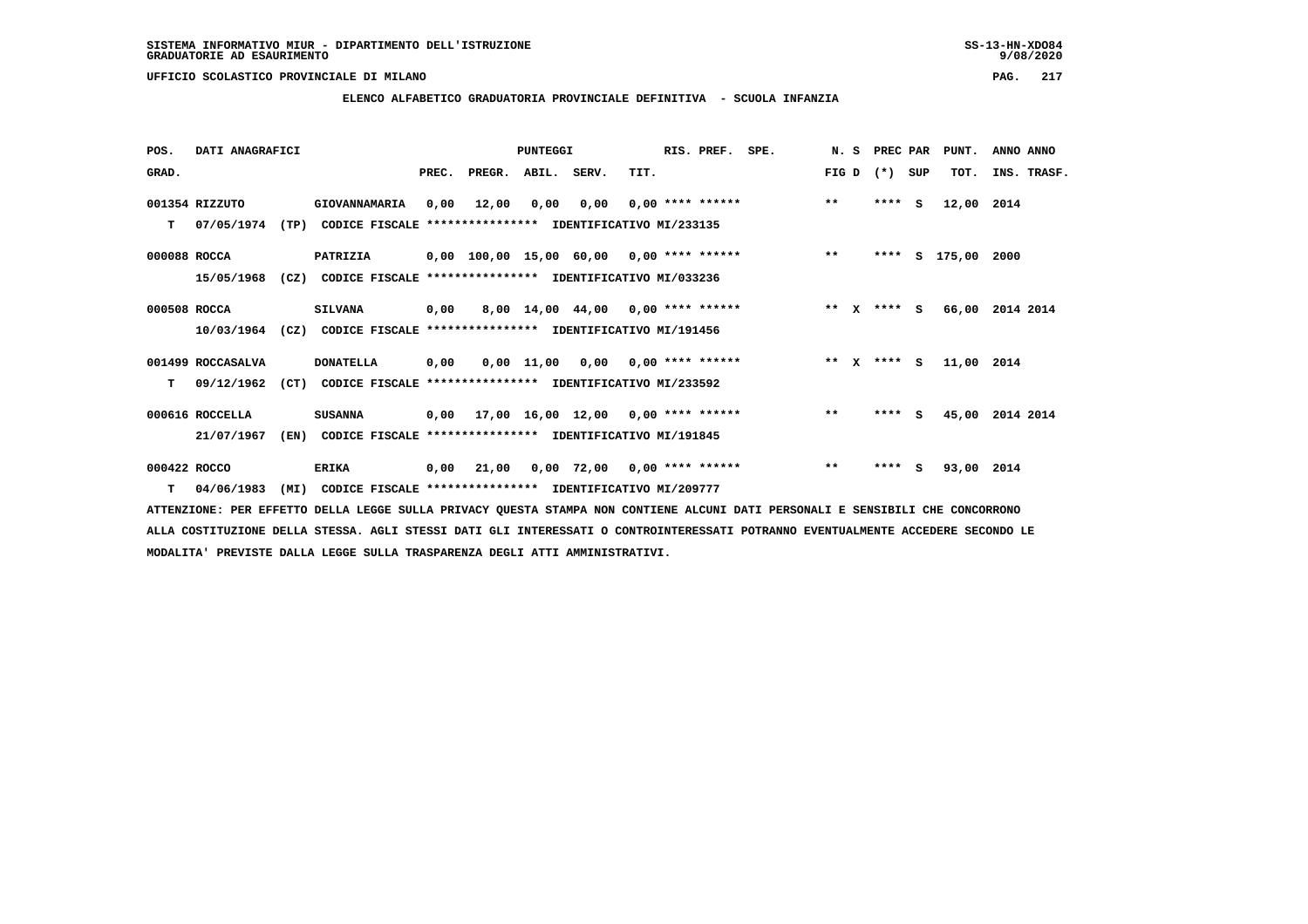SISTEMA INFORMATIVO MIUR - DIPARTIMENTO DELL'ISTRUZIONE
GRADUATORIE AD ESAURIMENTO

UFFICIO SCOLASTICO PROVINCIALE DI MILANO

**ELENCO ALFABETICO GRADUATORIA PROVINCIALE DEFINITIVA - SCUOLA INFANZIA**

| POS. GRAD. | DATI ANAGRAFICI | | PUNTEGGI PREC. | PREGR. | ABIL. | SERV. | TIT. | RIS. PREF. | SPE. | N. S FIG D | PREC PAR (*) SUP | PUNT. TOT. | ANNO ANNO INS. TRASF. |
|---|---|---|---|---|---|---|---|---|---|---|---|---|---|
| 001354 | RIZZUTO | GIOVANNAMARIA | 0,00 | 12,00 | 0,00 | 0,00 | 0,00 | **** ****** | | ** | **** S | 12,00 | 2014 |
| T | 07/05/1974 (TP) | CODICE FISCALE **************** IDENTIFICATIVO MI/233135 | | | | | | | | | | | |
| 000088 | ROCCA | PATRIZIA | 0,00 | 100,00 | 15,00 | 60,00 | 0,00 | **** ****** | | ** | **** S | 175,00 | 2000 |
| | 15/05/1968 (CZ) | CODICE FISCALE **************** IDENTIFICATIVO MI/033236 | | | | | | | | | | | |
| 000508 | ROCCA | SILVANA | 0,00 | 8,00 | 14,00 | 44,00 | 0,00 | **** ****** | | ** X | **** S | 66,00 | 2014 2014 |
| | 10/03/1964 (CZ) | CODICE FISCALE **************** IDENTIFICATIVO MI/191456 | | | | | | | | | | | |
| 001499 | ROCCASALVA | DONATELLA | 0,00 | 0,00 | 11,00 | 0,00 | 0,00 | **** ****** | | ** X | **** S | 11,00 | 2014 |
| T | 09/12/1962 (CT) | CODICE FISCALE **************** IDENTIFICATIVO MI/233592 | | | | | | | | | | | |
| 000616 | ROCCELLA | SUSANNA | 0,00 | 17,00 | 16,00 | 12,00 | 0,00 | **** ****** | | ** | **** S | 45,00 | 2014 2014 |
| | 21/07/1967 (EN) | CODICE FISCALE **************** IDENTIFICATIVO MI/191845 | | | | | | | | | | | |
| 000422 | ROCCO | ERIKA | 0,00 | 21,00 | 0,00 | 72,00 | 0,00 | **** ****** | | ** | **** S | 93,00 | 2014 |
| T | 04/06/1983 (MI) | CODICE FISCALE **************** IDENTIFICATIVO MI/209777 | | | | | | | | | | | |

ATTENZIONE: PER EFFETTO DELLA LEGGE SULLA PRIVACY QUESTA STAMPA NON CONTIENE ALCUNI DATI PERSONALI E SENSIBILI CHE CONCORRONO ALLA COSTITUZIONE DELLA STESSA. AGLI STESSI DATI GLI INTERESSATI O CONTROINTERESSATI POTRANNO EVENTUALMENTE ACCEDERE SECONDO LE MODALITA' PREVISTE DALLA LEGGE SULLA TRASPARENZA DEGLI ATTI AMMINISTRATIVI.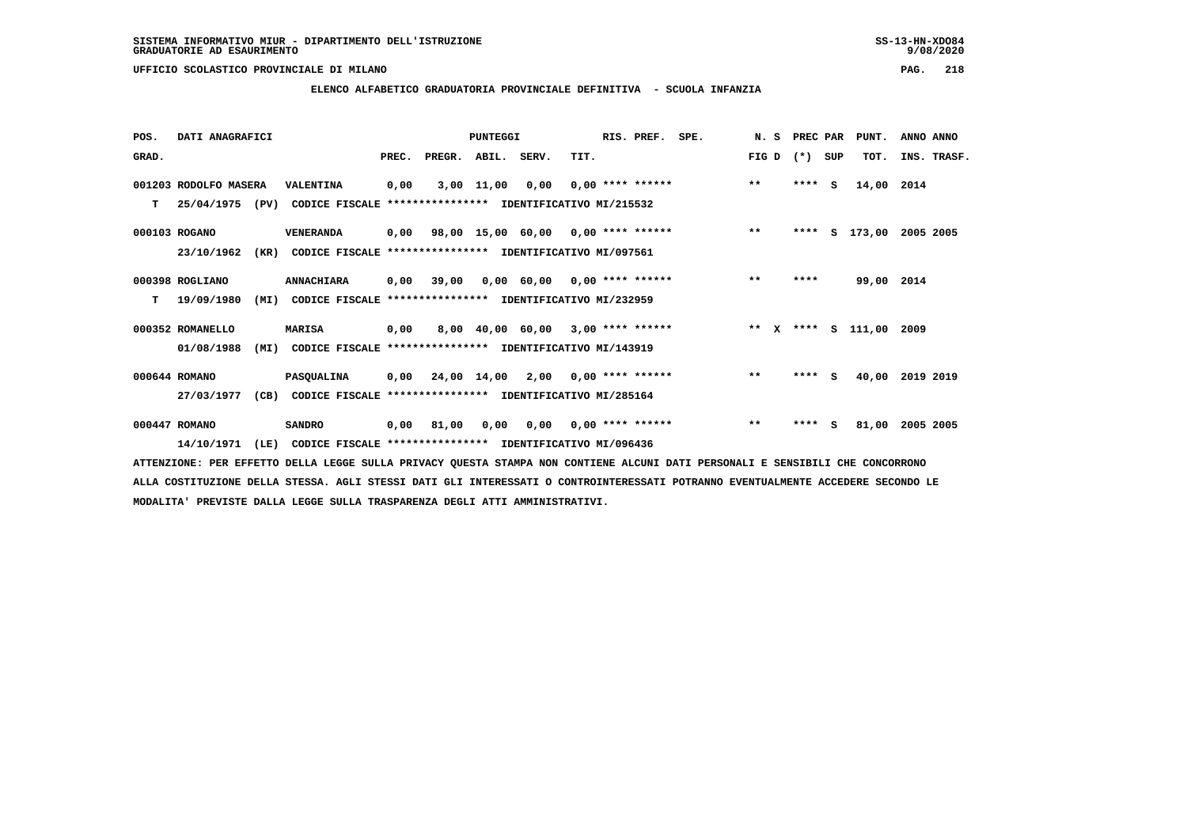SISTEMA INFORMATIVO MIUR - DIPARTIMENTO DELL'ISTRUZIONE
GRADUATORIE AD ESAURIMENTO

UFFICIO SCOLASTICO PROVINCIALE DI MILANO

## ELENCO ALFABETICO GRADUATORIA PROVINCIALE DEFINITIVA - SCUOLA INFANZIA

| POS. GRAD. | DATI ANAGRAFICI | | PREC. | PREGR. | ABIL. | SERV. | TIT. | RIS. PREF. | SPE. | N. S FIG D | PREC PAR (*) SUP | PUNT. TOT. | ANNO ANNO INS. TRASF. |
|---|---|---|---|---|---|---|---|---|---|---|---|---|---|
| 001203 | RODOLFO MASERA | VALENTINA | 0,00 | 3,00 | 11,00 | 0,00 | 0,00 | **** ****** | | ** | **** S | 14,00 | 2014 |
| T | 25/04/1975 (PV) | CODICE FISCALE **************** IDENTIFICATIVO MI/215532 | | | | | | | | | | | |
| 000103 | ROGANO | VENERANDA | 0,00 | 98,00 | 15,00 | 60,00 | 0,00 | **** ****** | | ** | **** S | 173,00 | 2005 2005 |
| | 23/10/1962 (KR) | CODICE FISCALE **************** IDENTIFICATIVO MI/097561 | | | | | | | | | | | |
| 000398 | ROGLIANO | ANNACHIARA | 0,00 | 39,00 | 0,00 | 60,00 | 0,00 | **** ****** | | ** | **** | 99,00 | 2014 |
| T | 19/09/1980 (MI) | CODICE FISCALE **************** IDENTIFICATIVO MI/232959 | | | | | | | | | | | |
| 000352 | ROMANELLO | MARISA | 0,00 | 8,00 | 40,00 | 60,00 | 3,00 | **** ****** | | ** X | **** S | 111,00 | 2009 |
| | 01/08/1988 (MI) | CODICE FISCALE **************** IDENTIFICATIVO MI/143919 | | | | | | | | | | | |
| 000644 | ROMANO | PASQUALINA | 0,00 | 24,00 | 14,00 | 2,00 | 0,00 | **** ****** | | ** | **** S | 40,00 | 2019 2019 |
| | 27/03/1977 (CB) | CODICE FISCALE **************** IDENTIFICATIVO MI/285164 | | | | | | | | | | | |
| 000447 | ROMANO | SANDRO | 0,00 | 81,00 | 0,00 | 0,00 | 0,00 | **** ****** | | ** | **** S | 81,00 | 2005 2005 |
| | 14/10/1971 (LE) | CODICE FISCALE **************** IDENTIFICATIVO MI/096436 | | | | | | | | | | | |

ATTENZIONE: PER EFFETTO DELLA LEGGE SULLA PRIVACY QUESTA STAMPA NON CONTIENE ALCUNI DATI PERSONALI E SENSIBILI CHE CONCORRONO ALLA COSTITUZIONE DELLA STESSA. AGLI STESSI DATI GLI INTERESSATI O CONTROINTERESSATI POTRANNO EVENTUALMENTE ACCEDERE SECONDO LE MODALITA' PREVISTE DALLA LEGGE SULLA TRASPARENZA DEGLI ATTI AMMINISTRATIVI.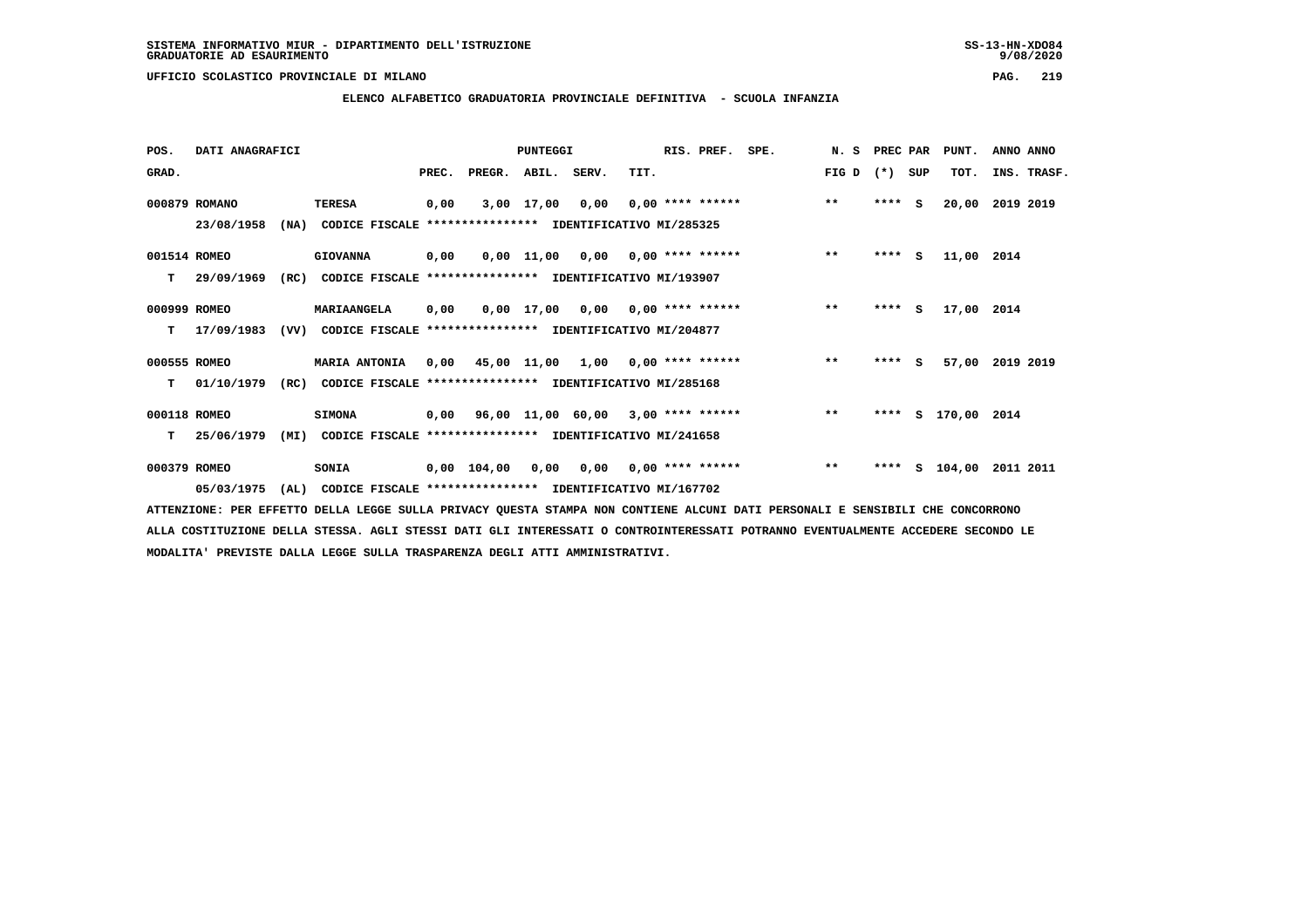SISTEMA INFORMATIVO MIUR - DIPARTIMENTO DELL'ISTRUZIONE
GRADUATORIE AD ESAURIMENTO

UFFICIO SCOLASTICO PROVINCIALE DI MILANO

**ELENCO ALFABETICO GRADUATORIA PROVINCIALE DEFINITIVA - SCUOLA INFANZIA**

| POS. GRAD. | DATI ANAGRAFICI | | PREC. | PREGR. | ABIL. | SERV. | TIT. | RIS. PREF. | SPE. | N. S FIG D | PREC PAR (*) | SUP | PUNT. TOT. | ANNO INS. | ANNO TRASF. |
|---|---|---|---|---|---|---|---|---|---|---|---|---|---|---|---|
| 000879 | ROMANO | TERESA | 0,00 | 3,00 | 17,00 | 0,00 | 0,00 | **** ****** | | ** | **** | S | 20,00 | 2019 | 2019 |
| | 23/08/1958 (NA) | CODICE FISCALE **************** IDENTIFICATIVO MI/285325 | | | | | | | | | | | | | |
| 001514 | ROMEO | GIOVANNA | 0,00 | 0,00 | 11,00 | 0,00 | 0,00 | **** ****** | | ** | **** | S | 11,00 | 2014 | |
| T | 29/09/1969 (RC) | CODICE FISCALE **************** IDENTIFICATIVO MI/193907 | | | | | | | | | | | | | |
| 000999 | ROMEO | MARIAANGELA | 0,00 | 0,00 | 17,00 | 0,00 | 0,00 | **** ****** | | ** | **** | S | 17,00 | 2014 | |
| T | 17/09/1983 (VV) | CODICE FISCALE **************** IDENTIFICATIVO MI/204877 | | | | | | | | | | | | | |
| 000555 | ROMEO | MARIA ANTONIA | 0,00 | 45,00 | 11,00 | 1,00 | 0,00 | **** ****** | | ** | **** | S | 57,00 | 2019 | 2019 |
| T | 01/10/1979 (RC) | CODICE FISCALE **************** IDENTIFICATIVO MI/285168 | | | | | | | | | | | | | |
| 000118 | ROMEO | SIMONA | 0,00 | 96,00 | 11,00 | 60,00 | 3,00 | **** ****** | | ** | **** | S | 170,00 | 2014 | |
| T | 25/06/1979 (MI) | CODICE FISCALE **************** IDENTIFICATIVO MI/241658 | | | | | | | | | | | | | |
| 000379 | ROMEO | SONIA | 0,00 | 104,00 | 0,00 | 0,00 | 0,00 | **** ****** | | ** | **** | S | 104,00 | 2011 | 2011 |
| | 05/03/1975 (AL) | CODICE FISCALE **************** IDENTIFICATIVO MI/167702 | | | | | | | | | | | | | |

ATTENZIONE: PER EFFETTO DELLA LEGGE SULLA PRIVACY QUESTA STAMPA NON CONTIENE ALCUNI DATI PERSONALI E SENSIBILI CHE CONCORRONO ALLA COSTITUZIONE DELLA STESSA. AGLI STESSI DATI GLI INTERESSATI O CONTROINTERESSATI POTRANNO EVENTUALMENTE ACCEDERE SECONDO LE MODALITA' PREVISTE DALLA LEGGE SULLA TRASPARENZA DEGLI ATTI AMMINISTRATIVI.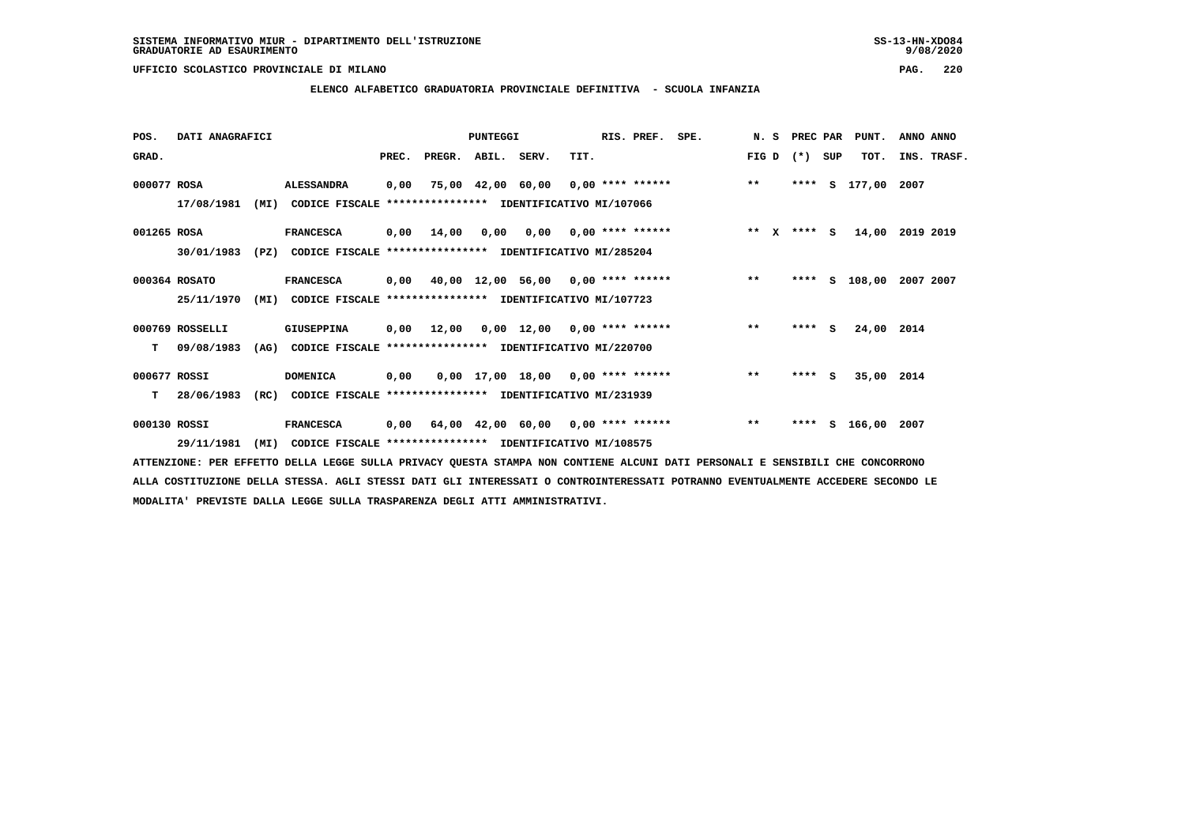SISTEMA INFORMATIVO MIUR - DIPARTIMENTO DELL'ISTRUZIONE
GRADUATORIE AD ESAURIMENTO

UFFICIO SCOLASTICO PROVINCIALE DI MILANO

## ELENCO ALFABETICO GRADUATORIA PROVINCIALE DEFINITIVA - SCUOLA INFANZIA

| POS. GRAD. | DATI ANAGRAFICI | | PUNTEGGI PREC. | PREGR. | ABIL. | SERV. | TIT. | RIS. PREF. | SPE. | N. S FIG D | PREC (*) | PAR SUP | PUNT. TOT. | ANNO INS. | ANNO TRASF. |
|---|---|---|---|---|---|---|---|---|---|---|---|---|---|---|---|
| 000077 | ROSA | ALESSANDRA | 0,00 | 75,00 | 42,00 | 60,00 | 0,00 | **** ****** | | ** | **** | S | 177,00 | 2007 | |
| | 17/08/1981 (MI) | CODICE FISCALE **************** IDENTIFICATIVO MI/107066 | | | | | | | | | | | | | |
| 001265 | ROSA | FRANCESCA | 0,00 | 14,00 | 0,00 | 0,00 | 0,00 | **** ****** | | ** X | **** | S | 14,00 | 2019 | 2019 |
| | 30/01/1983 (PZ) | CODICE FISCALE **************** IDENTIFICATIVO MI/285204 | | | | | | | | | | | | | |
| 000364 | ROSATO | FRANCESCA | 0,00 | 40,00 | 12,00 | 56,00 | 0,00 | **** ****** | | ** | **** | S | 108,00 | 2007 | 2007 |
| | 25/11/1970 (MI) | CODICE FISCALE **************** IDENTIFICATIVO MI/107723 | | | | | | | | | | | | | |
| 000769 | ROSSELLI | GIUSEPPINA | 0,00 | 12,00 | 0,00 | 12,00 | 0,00 | **** ****** | | ** | **** | S | 24,00 | 2014 | |
| T | 09/08/1983 (AG) | CODICE FISCALE **************** IDENTIFICATIVO MI/220700 | | | | | | | | | | | | | |
| 000677 | ROSSI | DOMENICA | 0,00 | 0,00 | 17,00 | 18,00 | 0,00 | **** ****** | | ** | **** | S | 35,00 | 2014 | |
| T | 28/06/1983 (RC) | CODICE FISCALE **************** IDENTIFICATIVO MI/231939 | | | | | | | | | | | | | |
| 000130 | ROSSI | FRANCESCA | 0,00 | 64,00 | 42,00 | 60,00 | 0,00 | **** ****** | | ** | **** | S | 166,00 | 2007 | |
| | 29/11/1981 (MI) | CODICE FISCALE **************** IDENTIFICATIVO MI/108575 | | | | | | | | | | | | | |

ATTENZIONE: PER EFFETTO DELLA LEGGE SULLA PRIVACY QUESTA STAMPA NON CONTIENE ALCUNI DATI PERSONALI E SENSIBILI CHE CONCORRONO ALLA COSTITUZIONE DELLA STESSA. AGLI STESSI DATI GLI INTERESSATI O CONTROINTERESSATI POTRANNO EVENTUALMENTE ACCEDERE SECONDO LE MODALITA' PREVISTE DALLA LEGGE SULLA TRASPARENZA DEGLI ATTI AMMINISTRATIVI.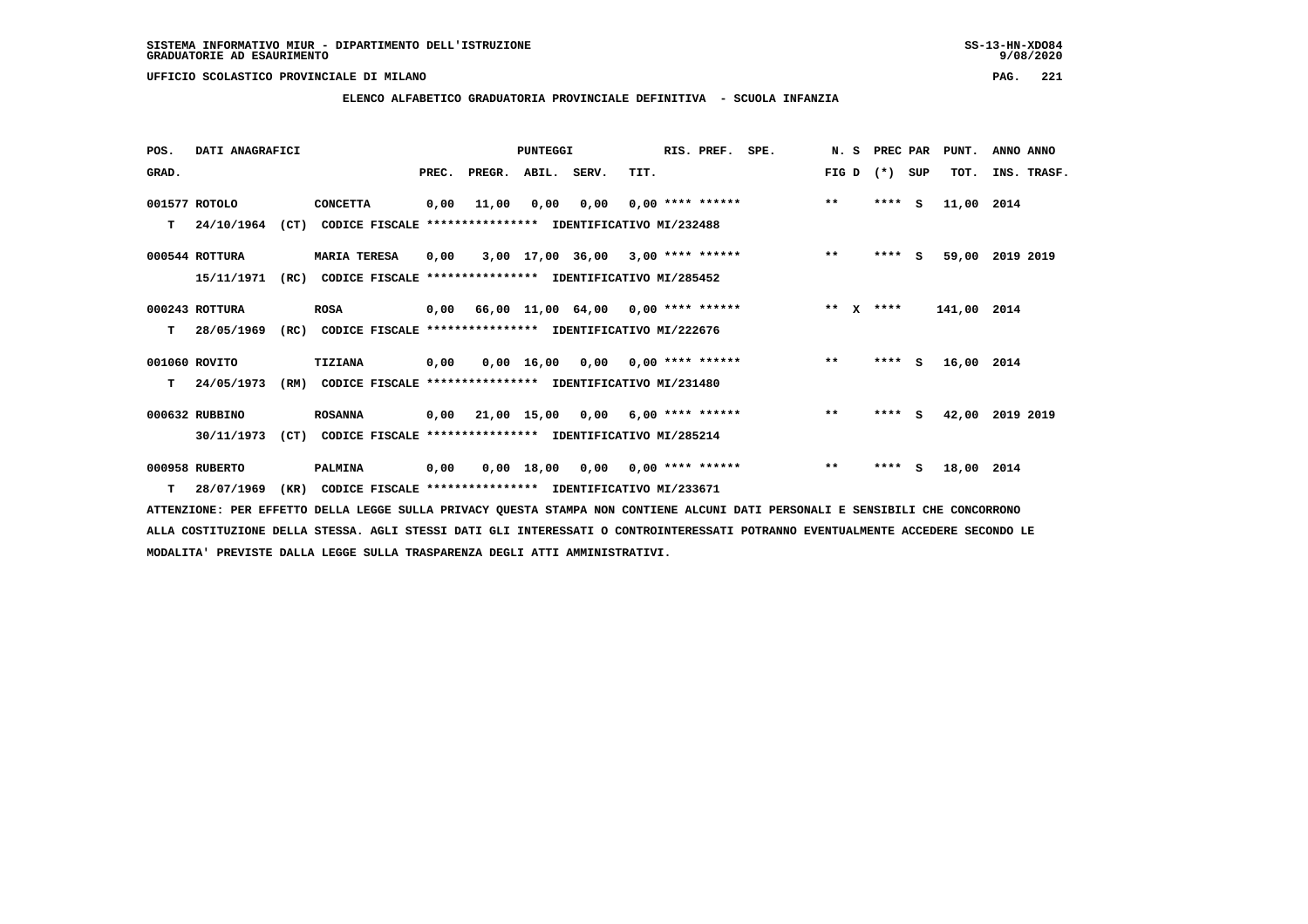SISTEMA INFORMATIVO MIUR - DIPARTIMENTO DELL'ISTRUZIONE
GRADUATORIE AD ESAURIMENTO

UFFICIO SCOLASTICO PROVINCIALE DI MILANO

**ELENCO ALFABETICO GRADUATORIA PROVINCIALE DEFINITIVA - SCUOLA INFANZIA**

| POS. GRAD. | DATI ANAGRAFICI | | PREC. | PREGR. | ABIL. | SERV. | TIT. | RIS. PREF. | SPE. | N. S FIG D | PREC PAR (*) SUP | PUNT. TOT. | ANNO ANNO INS. TRASF. |
|---|---|---|---|---|---|---|---|---|---|---|---|---|---|
| 001577 | ROTOLO | CONCETTA | 0,00 | 11,00 | 0,00 | 0,00 | 0,00 | **** ****** | | ** | **** S | 11,00 | 2014 |
| T | 24/10/1964 (CT) | CODICE FISCALE **************** IDENTIFICATIVO MI/232488 | | | | | | | | | | | |
| 000544 | ROTTURA | MARIA TERESA | 0,00 | 3,00 | 17,00 | 36,00 | 3,00 | **** ****** | | ** | **** S | 59,00 | 2019 2019 |
| | 15/11/1971 (RC) | CODICE FISCALE **************** IDENTIFICATIVO MI/285452 | | | | | | | | | | | |
| 000243 | ROTTURA | ROSA | 0,00 | 66,00 | 11,00 | 64,00 | 0,00 | **** ****** | | ** X | **** | 141,00 | 2014 |
| T | 28/05/1969 (RC) | CODICE FISCALE **************** IDENTIFICATIVO MI/222676 | | | | | | | | | | | |
| 001060 | ROVITO | TIZIANA | 0,00 | 0,00 | 16,00 | 0,00 | 0,00 | **** ****** | | ** | **** S | 16,00 | 2014 |
| T | 24/05/1973 (RM) | CODICE FISCALE **************** IDENTIFICATIVO MI/231480 | | | | | | | | | | | |
| 000632 | RUBBINO | ROSANNA | 0,00 | 21,00 | 15,00 | 0,00 | 6,00 | **** ****** | | ** | **** S | 42,00 | 2019 2019 |
| | 30/11/1973 (CT) | CODICE FISCALE **************** IDENTIFICATIVO MI/285214 | | | | | | | | | | | |
| 000958 | RUBERTO | PALMINA | 0,00 | 0,00 | 18,00 | 0,00 | 0,00 | **** ****** | | ** | **** S | 18,00 | 2014 |
| T | 28/07/1969 (KR) | CODICE FISCALE **************** IDENTIFICATIVO MI/233671 | | | | | | | | | | | |

ATTENZIONE: PER EFFETTO DELLA LEGGE SULLA PRIVACY QUESTA STAMPA NON CONTIENE ALCUNI DATI PERSONALI E SENSIBILI CHE CONCORRONO ALLA COSTITUZIONE DELLA STESSA. AGLI STESSI DATI GLI INTERESSATI O CONTROINTERESSATI POTRANNO EVENTUALMENTE ACCEDERE SECONDO LE MODALITA' PREVISTE DALLA LEGGE SULLA TRASPARENZA DEGLI ATTI AMMINISTRATIVI.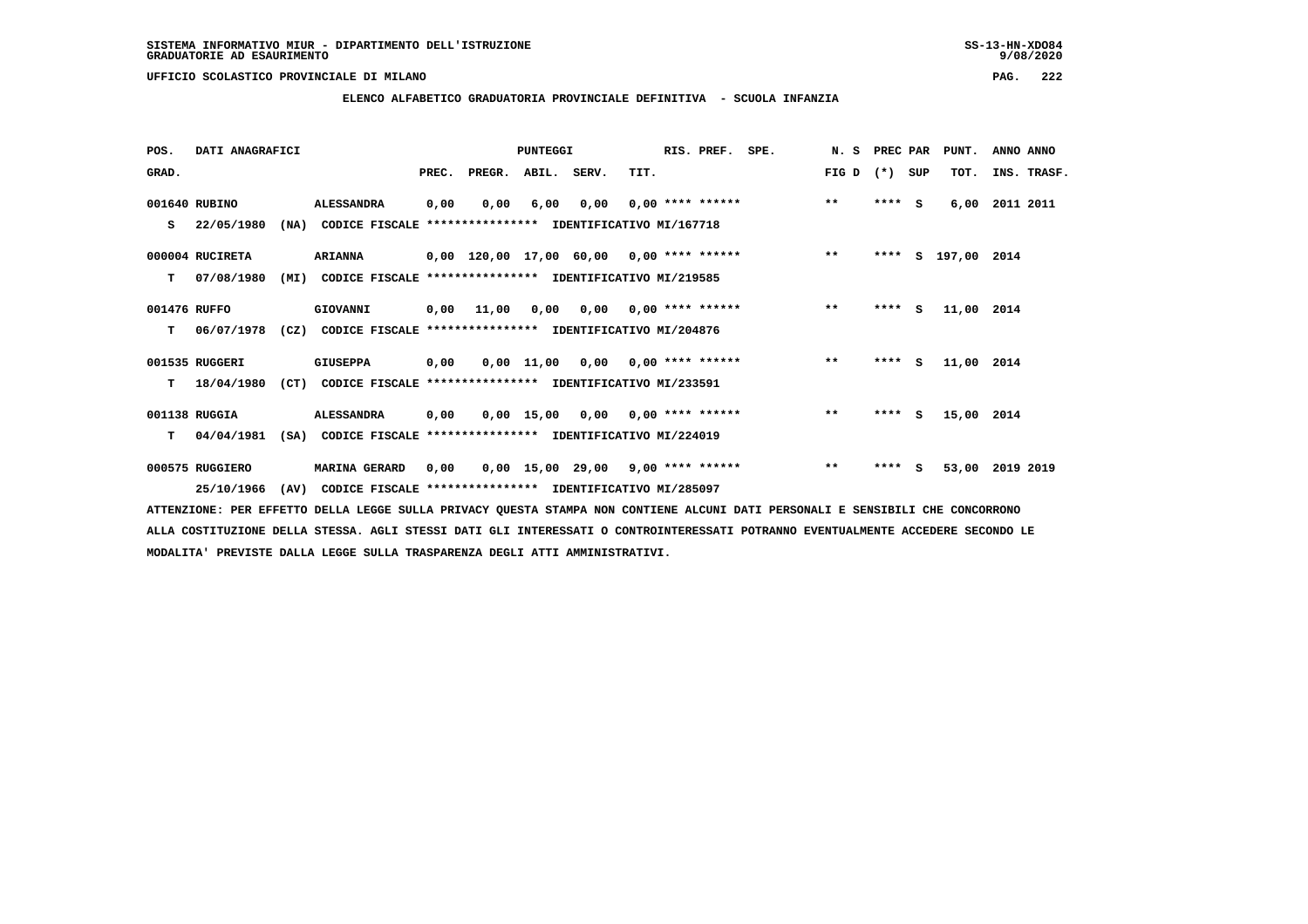SISTEMA INFORMATIVO MIUR - DIPARTIMENTO DELL'ISTRUZIONE
GRADUATORIE AD ESAURIMENTO

UFFICIO SCOLASTICO PROVINCIALE DI MILANO

## ELENCO ALFABETICO GRADUATORIA PROVINCIALE DEFINITIVA - SCUOLA INFANZIA

| POS. GRAD. | DATI ANAGRAFICI | | PUNTEGGI PREC. | PREGR. | ABIL. | SERV. | TIT. | RIS. PREF. | SPE. | N. S FIG D | PREC PAR (*) | SUP | PUNT. TOT. | ANNO ANNO INS. TRASF. |
|---|---|---|---|---|---|---|---|---|---|---|---|---|---|---|
| 001640 | RUBINO | ALESSANDRA | 0,00 | 0,00 | 6,00 | 0,00 | 0,00 | **** ****** | | ** | **** | S | 6,00 | 2011 2011 |
| S | 22/05/1980 (NA) | CODICE FISCALE **************** IDENTIFICATIVO MI/167718 | | | | | | | | | | | | |
| 000004 | RUCIRETA | ARIANNA | 0,00 | 120,00 | 17,00 | 60,00 | 0,00 | **** ****** | | ** | **** | S | 197,00 | 2014 |
| T | 07/08/1980 (MI) | CODICE FISCALE **************** IDENTIFICATIVO MI/219585 | | | | | | | | | | | | |
| 001476 | RUFFO | GIOVANNI | 0,00 | 11,00 | 0,00 | 0,00 | 0,00 | **** ****** | | ** | **** | S | 11,00 | 2014 |
| T | 06/07/1978 (CZ) | CODICE FISCALE **************** IDENTIFICATIVO MI/204876 | | | | | | | | | | | | |
| 001535 | RUGGERI | GIUSEPPA | 0,00 | 0,00 | 11,00 | 0,00 | 0,00 | **** ****** | | ** | **** | S | 11,00 | 2014 |
| T | 18/04/1980 (CT) | CODICE FISCALE **************** IDENTIFICATIVO MI/233591 | | | | | | | | | | | | |
| 001138 | RUGGIA | ALESSANDRA | 0,00 | 0,00 | 15,00 | 0,00 | 0,00 | **** ****** | | ** | **** | S | 15,00 | 2014 |
| T | 04/04/1981 (SA) | CODICE FISCALE **************** IDENTIFICATIVO MI/224019 | | | | | | | | | | | | |
| 000575 | RUGGIERO | MARINA GERARD | 0,00 | 0,00 | 15,00 | 29,00 | 9,00 | **** ****** | | ** | **** | S | 53,00 | 2019 2019 |
| | 25/10/1966 (AV) | CODICE FISCALE **************** IDENTIFICATIVO MI/285097 | | | | | | | | | | | | |

ATTENZIONE: PER EFFETTO DELLA LEGGE SULLA PRIVACY QUESTA STAMPA NON CONTIENE ALCUNI DATI PERSONALI E SENSIBILI CHE CONCORRONO ALLA COSTITUZIONE DELLA STESSA. AGLI STESSI DATI GLI INTERESSATI O CONTROINTERESSATI POTRANNO EVENTUALMENTE ACCEDERE SECONDO LE MODALITA' PREVISTE DALLA LEGGE SULLA TRASPARENZA DEGLI ATTI AMMINISTRATIVI.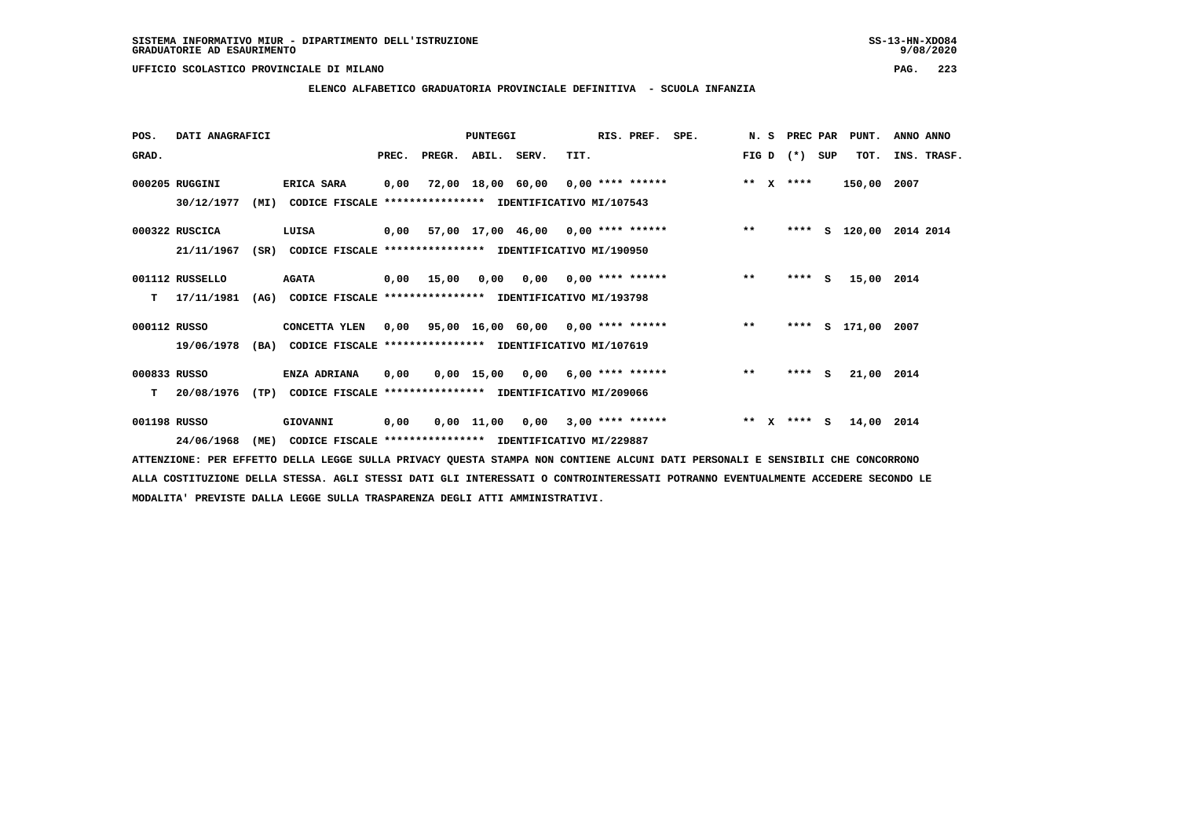SISTEMA INFORMATIVO MIUR - DIPARTIMENTO DELL'ISTRUZIONE
GRADUATORIE AD ESAURIMENTO

UFFICIO SCOLASTICO PROVINCIALE DI MILANO

## ELENCO ALFABETICO GRADUATORIA PROVINCIALE DEFINITIVA - SCUOLA INFANZIA

| POS. GRAD. | DATI ANAGRAFICI | | PREC. | PREGR. | ABIL. | SERV. | TIT. | RIS. PREF. SPE. | N. S FIG D | PREC PAR (*) SUP | PUNT. TOT. | ANNO ANNO INS. TRASF. |
|---|---|---|---|---|---|---|---|---|---|---|---|---|
| 000205 | RUGGINI 30/12/1977 (MI) | ERICA SARA CODICE FISCALE **************** IDENTIFICATIVO MI/107543 | 0,00 | 72,00 | 18,00 | 60,00 | 0,00 | **** ****** | ** X | **** | 150,00 | 2007 |
| 000322 | RUSCICA 21/11/1967 (SR) | LUISA CODICE FISCALE **************** IDENTIFICATIVO MI/190950 | 0,00 | 57,00 | 17,00 | 46,00 | 0,00 | **** ****** | ** | **** S | 120,00 | 2014 2014 |
| 001112 | RUSSELLO T 17/11/1981 (AG) | AGATA CODICE FISCALE **************** IDENTIFICATIVO MI/193798 | 0,00 | 15,00 | 0,00 | 0,00 | 0,00 | **** ****** | ** | **** S | 15,00 | 2014 |
| 000112 | RUSSO 19/06/1978 (BA) | CONCETTA YLEN CODICE FISCALE **************** IDENTIFICATIVO MI/107619 | 0,00 | 95,00 | 16,00 | 60,00 | 0,00 | **** ****** | ** | **** S | 171,00 | 2007 |
| 000833 | RUSSO T 20/08/1976 (TP) | ENZA ADRIANA CODICE FISCALE **************** IDENTIFICATIVO MI/209066 | 0,00 | 0,00 | 15,00 | 0,00 | 6,00 | **** ****** | ** | **** S | 21,00 | 2014 |
| 001198 | RUSSO 24/06/1968 (ME) | GIOVANNI CODICE FISCALE **************** IDENTIFICATIVO MI/229887 | 0,00 | 0,00 | 11,00 | 0,00 | 3,00 | **** ****** | ** X | **** S | 14,00 | 2014 |

ATTENZIONE: PER EFFETTO DELLA LEGGE SULLA PRIVACY QUESTA STAMPA NON CONTIENE ALCUNI DATI PERSONALI E SENSIBILI CHE CONCORRONO ALLA COSTITUZIONE DELLA STESSA. AGLI STESSI DATI GLI INTERESSATI O CONTROINTERESSATI POTRANNO EVENTUALMENTE ACCEDERE SECONDO LE MODALITA' PREVISTE DALLA LEGGE SULLA TRASPARENZA DEGLI ATTI AMMINISTRATIVI.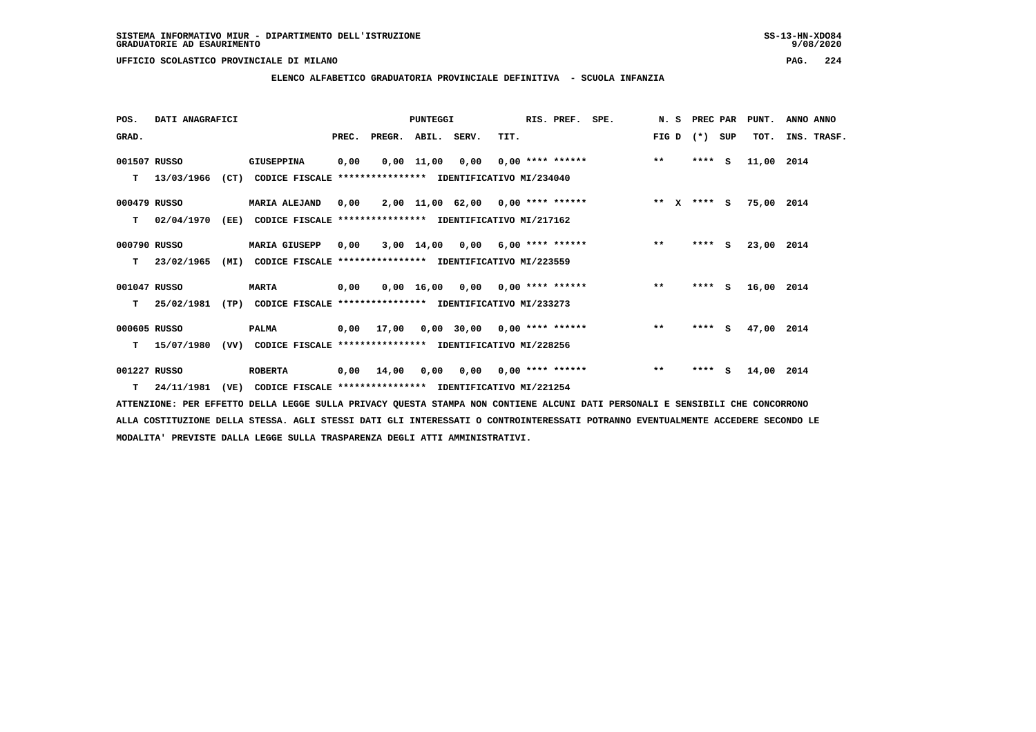SISTEMA INFORMATIVO MIUR - DIPARTIMENTO DELL'ISTRUZIONE
GRADUATORIE AD ESAURIMENTO

UFFICIO SCOLASTICO PROVINCIALE DI MILANO

## ELENCO ALFABETICO GRADUATORIA PROVINCIALE DEFINITIVA - SCUOLA INFANZIA

| POS. GRAD. | DATI ANAGRAFICI | | PREC. | PREGR. | ABIL. | SERV. | TIT. | RIS. PREF. | SPE. | N. S FIG D | PREC PAR (*) SUP | PUNT. TOT. | ANNO ANNO INS. TRASF. |
|---|---|---|---|---|---|---|---|---|---|---|---|---|---|
| 001507 | RUSSO | GIUSEPPINA | 0,00 | 0,00 | 11,00 | 0,00 | 0,00 | **** ****** | | ** | **** S | 11,00 | 2014 |
| T | 13/03/1966 (CT) | CODICE FISCALE **************** IDENTIFICATIVO MI/234040 | | | | | | | | | | | |
| 000479 | RUSSO | MARIA ALEJAND | 0,00 | 2,00 | 11,00 | 62,00 | 0,00 | **** ****** | | ** X | **** S | 75,00 | 2014 |
| T | 02/04/1970 (EE) | CODICE FISCALE **************** IDENTIFICATIVO MI/217162 | | | | | | | | | | | |
| 000790 | RUSSO | MARIA GIUSEPP | 0,00 | 3,00 | 14,00 | 0,00 | 6,00 | **** ****** | | ** | **** S | 23,00 | 2014 |
| T | 23/02/1965 (MI) | CODICE FISCALE **************** IDENTIFICATIVO MI/223559 | | | | | | | | | | | |
| 001047 | RUSSO | MARTA | 0,00 | 0,00 | 16,00 | 0,00 | 0,00 | **** ****** | | ** | **** S | 16,00 | 2014 |
| T | 25/02/1981 (TP) | CODICE FISCALE **************** IDENTIFICATIVO MI/233273 | | | | | | | | | | | |
| 000605 | RUSSO | PALMA | 0,00 | 17,00 | 0,00 | 30,00 | 0,00 | **** ****** | | ** | **** S | 47,00 | 2014 |
| T | 15/07/1980 (VV) | CODICE FISCALE **************** IDENTIFICATIVO MI/228256 | | | | | | | | | | | |
| 001227 | RUSSO | ROBERTA | 0,00 | 14,00 | 0,00 | 0,00 | 0,00 | **** ****** | | ** | **** S | 14,00 | 2014 |
| T | 24/11/1981 (VE) | CODICE FISCALE **************** IDENTIFICATIVO MI/221254 | | | | | | | | | | | |

ATTENZIONE: PER EFFETTO DELLA LEGGE SULLA PRIVACY QUESTA STAMPA NON CONTIENE ALCUNI DATI PERSONALI E SENSIBILI CHE CONCORRONO ALLA COSTITUZIONE DELLA STESSA. AGLI STESSI DATI GLI INTERESSATI O CONTROINTERESSATI POTRANNO EVENTUALMENTE ACCEDERE SECONDO LE MODALITA' PREVISTE DALLA LEGGE SULLA TRASPARENZA DEGLI ATTI AMMINISTRATIVI.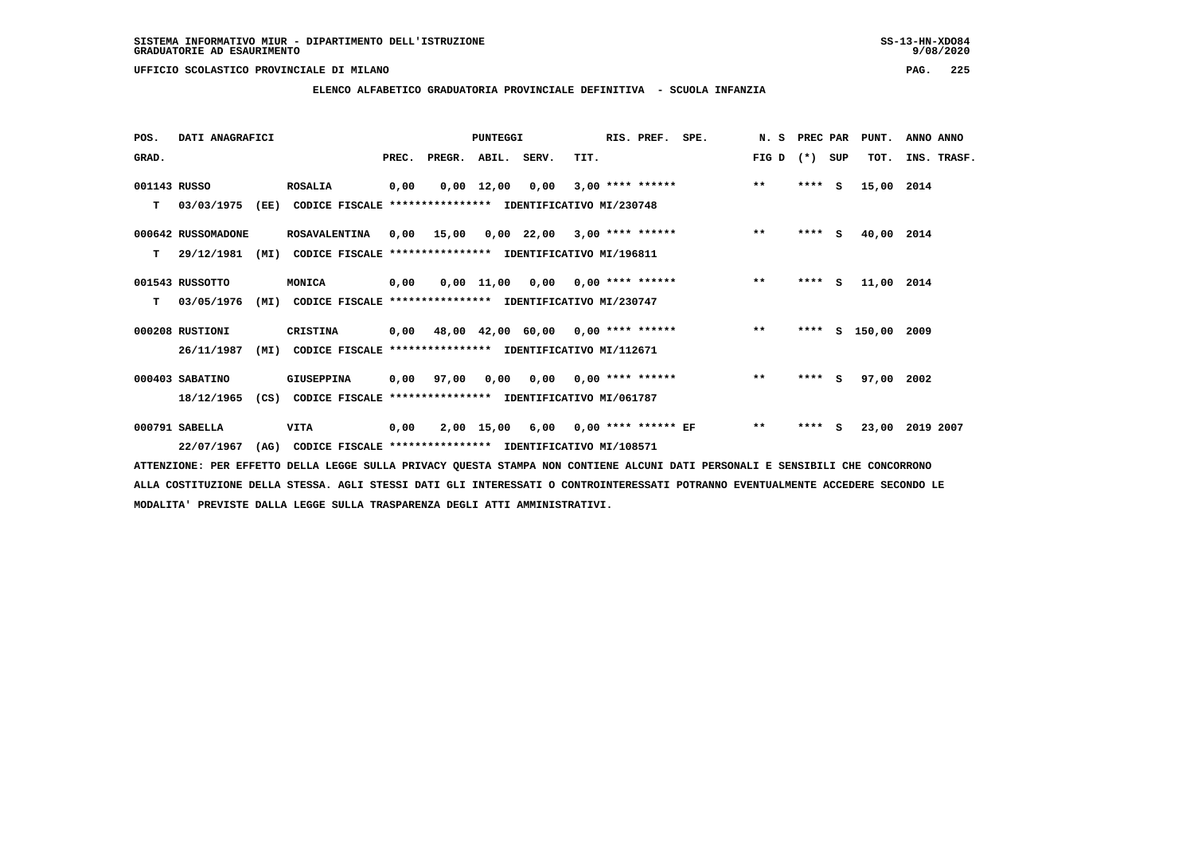SISTEMA INFORMATIVO MIUR - DIPARTIMENTO DELL'ISTRUZIONE
GRADUATORIE AD ESAURIMENTO

UFFICIO SCOLASTICO PROVINCIALE DI MILANO

## ELENCO ALFABETICO GRADUATORIA PROVINCIALE DEFINITIVA - SCUOLA INFANZIA

| POS. GRAD. | DATI ANAGRAFICI | | PREC. | PREGR. | ABIL. | SERV. | TIT. | RIS. PREF. | SPE. | N. S FIG D | PREC PAR (*) SUP | PUNT. TOT. | ANNO ANNO INS. TRASF. |
|---|---|---|---|---|---|---|---|---|---|---|---|---|---|
| 001143 | RUSSO | ROSALIA | 0,00 | 0,00 | 12,00 | 0,00 | 3,00 | **** ****** | | ** | **** S | 15,00 | 2014 |
| T | 03/03/1975 (EE) | CODICE FISCALE **************** IDENTIFICATIVO MI/230748 | | | | | | | | | | | |
| 000642 | RUSSOMADONE | ROSAVALENTINA | 0,00 | 15,00 | 0,00 | 22,00 | 3,00 | **** ****** | | ** | **** S | 40,00 | 2014 |
| T | 29/12/1981 (MI) | CODICE FISCALE **************** IDENTIFICATIVO MI/196811 | | | | | | | | | | | |
| 001543 | RUSSOTTO | MONICA | 0,00 | 0,00 | 11,00 | 0,00 | 0,00 | **** ****** | | ** | **** S | 11,00 | 2014 |
| T | 03/05/1976 (MI) | CODICE FISCALE **************** IDENTIFICATIVO MI/230747 | | | | | | | | | | | |
| 000208 | RUSTIONI | CRISTINA | 0,00 | 48,00 | 42,00 | 60,00 | 0,00 | **** ****** | | ** | **** S | 150,00 | 2009 |
| | 26/11/1987 (MI) | CODICE FISCALE **************** IDENTIFICATIVO MI/112671 | | | | | | | | | | | |
| 000403 | SABATINO | GIUSEPPINA | 0,00 | 97,00 | 0,00 | 0,00 | 0,00 | **** ****** | | ** | **** S | 97,00 | 2002 |
| | 18/12/1965 (CS) | CODICE FISCALE **************** IDENTIFICATIVO MI/061787 | | | | | | | | | | | |
| 000791 | SABELLA | VITA | 0,00 | 2,00 | 15,00 | 6,00 | 0,00 | **** ****** | EF | ** | **** S | 23,00 | 2019 2007 |
| | 22/07/1967 (AG) | CODICE FISCALE **************** IDENTIFICATIVO MI/108571 | | | | | | | | | | | |

ATTENZIONE: PER EFFETTO DELLA LEGGE SULLA PRIVACY QUESTA STAMPA NON CONTIENE ALCUNI DATI PERSONALI E SENSIBILI CHE CONCORRONO ALLA COSTITUZIONE DELLA STESSA. AGLI STESSI DATI GLI INTERESSATI O CONTROINTERESSATI POTRANNO EVENTUALMENTE ACCEDERE SECONDO LE MODALITA' PREVISTE DALLA LEGGE SULLA TRASPARENZA DEGLI ATTI AMMINISTRATIVI.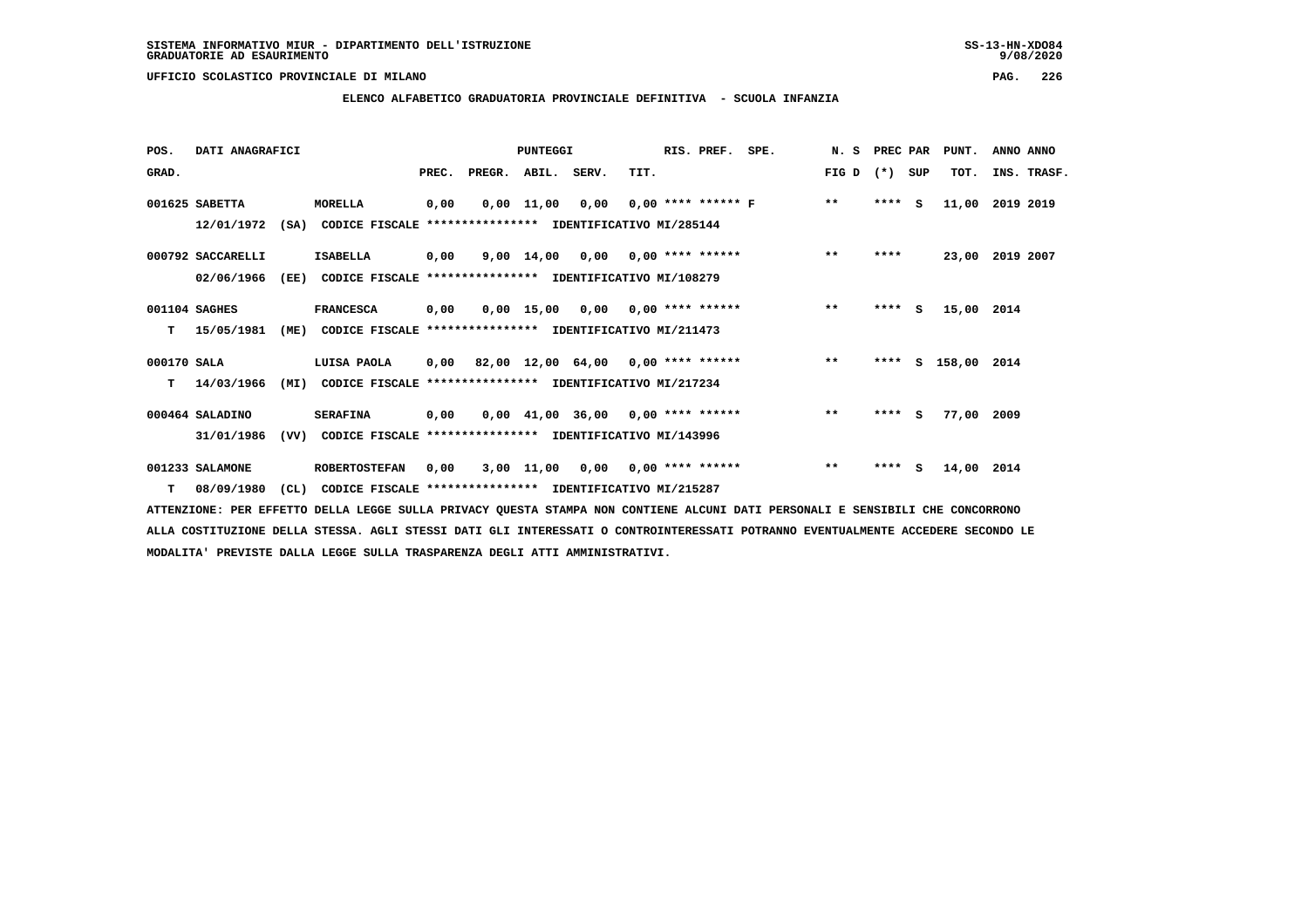SISTEMA INFORMATIVO MIUR - DIPARTIMENTO DELL'ISTRUZIONE
GRADUATORIE AD ESAURIMENTO

UFFICIO SCOLASTICO PROVINCIALE DI MILANO

## ELENCO ALFABETICO GRADUATORIA PROVINCIALE DEFINITIVA - SCUOLA INFANZIA

| POS. GRAD. | DATI ANAGRAFICI | | PREC. | PREGR. | ABIL. | SERV. | TIT. | RIS. PREF. | SPE. | N. S FIG D | PREC PAR (*) | SUP | PUNT. TOT. | ANNO INS. | ANNO TRASF. |
|---|---|---|---|---|---|---|---|---|---|---|---|---|---|---|---|
| 001625 | SABETTA | MORELLA | 0,00 | 0,00 | 11,00 | 0,00 | 0,00 | **** ****** F | | ** | **** | S | 11,00 | 2019 | 2019 |
| | 12/01/1972 (SA) | CODICE FISCALE **************** IDENTIFICATIVO MI/285144 | | | | | | | | | | | | | |
| 000792 | SACCARELLI | ISABELLA | 0,00 | 9,00 | 14,00 | 0,00 | 0,00 | **** ****** | | ** | **** | | 23,00 | 2019 | 2007 |
| | 02/06/1966 (EE) | CODICE FISCALE **************** IDENTIFICATIVO MI/108279 | | | | | | | | | | | | | |
| 001104 | SAGHES | FRANCESCA | 0,00 | 0,00 | 15,00 | 0,00 | 0,00 | **** ****** | | ** | **** | S | 15,00 | 2014 | |
| T | 15/05/1981 (ME) | CODICE FISCALE **************** IDENTIFICATIVO MI/211473 | | | | | | | | | | | | | |
| 000170 | SALA | LUISA PAOLA | 0,00 | 82,00 | 12,00 | 64,00 | 0,00 | **** ****** | | ** | **** | S | 158,00 | 2014 | |
| T | 14/03/1966 (MI) | CODICE FISCALE **************** IDENTIFICATIVO MI/217234 | | | | | | | | | | | | | |
| 000464 | SALADINO | SERAFINA | 0,00 | 0,00 | 41,00 | 36,00 | 0,00 | **** ****** | | ** | **** | S | 77,00 | 2009 | |
| | 31/01/1986 (VV) | CODICE FISCALE **************** IDENTIFICATIVO MI/143996 | | | | | | | | | | | | | |
| 001233 | SALAMONE | ROBERTOSTEFAN | 0,00 | 3,00 | 11,00 | 0,00 | 0,00 | **** ****** | | ** | **** | S | 14,00 | 2014 | |
| T | 08/09/1980 (CL) | CODICE FISCALE **************** IDENTIFICATIVO MI/215287 | | | | | | | | | | | | | |

ATTENZIONE: PER EFFETTO DELLA LEGGE SULLA PRIVACY QUESTA STAMPA NON CONTIENE ALCUNI DATI PERSONALI E SENSIBILI CHE CONCORRONO ALLA COSTITUZIONE DELLA STESSA. AGLI STESSI DATI GLI INTERESSATI O CONTROINTERESSATI POTRANNO EVENTUALMENTE ACCEDERE SECONDO LE MODALITA' PREVISTE DALLA LEGGE SULLA TRASPARENZA DEGLI ATTI AMMINISTRATIVI.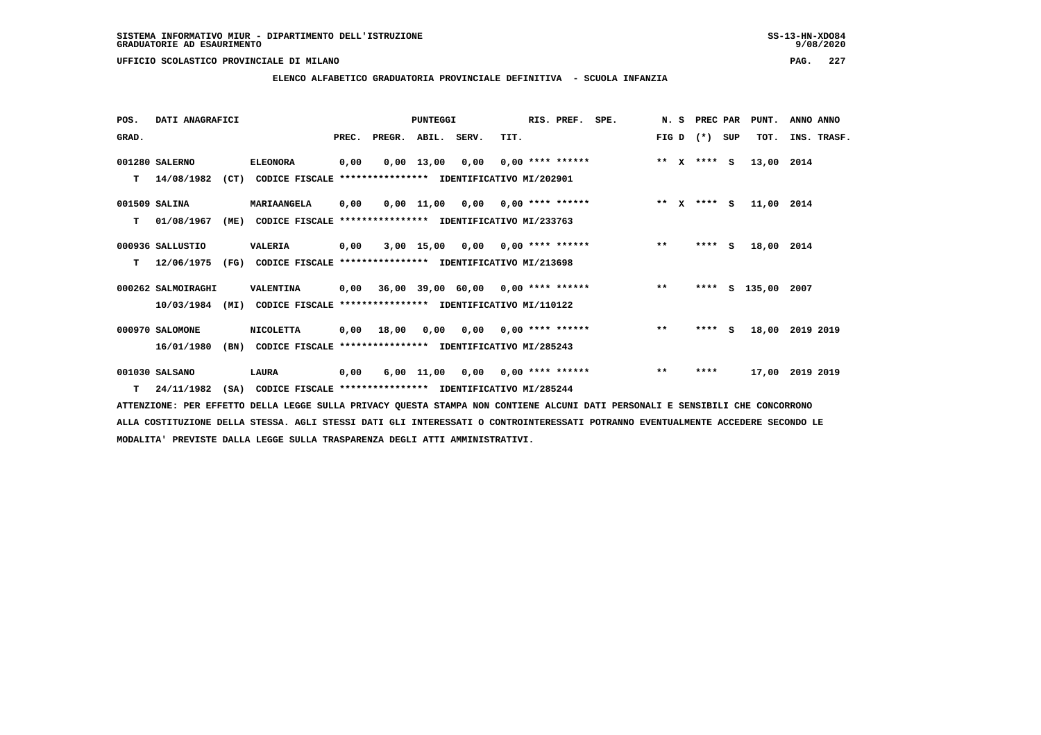SISTEMA INFORMATIVO MIUR - DIPARTIMENTO DELL'ISTRUZIONE
GRADUATORIE AD ESAURIMENTO

UFFICIO SCOLASTICO PROVINCIALE DI MILANO

## ELENCO ALFABETICO GRADUATORIA PROVINCIALE DEFINITIVA - SCUOLA INFANZIA

| POS. GRAD. | DATI ANAGRAFICI | | | PREC. | PREGR. | ABIL. | SERV. | TIT. | RIS. PREF. | SPE. | N. S FIG D | PREC PAR (*) SUP | PUNT. TOT. | ANNO ANNO INS. TRASF. |
|---|---|---|---|---|---|---|---|---|---|---|---|---|---|---|
| 001280 | SALERNO | ELEONORA | | 0,00 | 0,00 | 13,00 | 0,00 | 0,00 | **** ****** | | ** X | **** S | 13,00 | 2014 |
| T | 14/08/1982 | (CT) | CODICE FISCALE **************** IDENTIFICATIVO MI/202901 | | | | | | | | | | | |
| 001509 | SALINA | MARIAANGELA | | 0,00 | 0,00 | 11,00 | 0,00 | 0,00 | **** ****** | | ** X | **** S | 11,00 | 2014 |
| T | 01/08/1967 | (ME) | CODICE FISCALE **************** IDENTIFICATIVO MI/233763 | | | | | | | | | | | |
| 000936 | SALLUSTIO | VALERIA | | 0,00 | 3,00 | 15,00 | 0,00 | 0,00 | **** ****** | | ** | **** S | 18,00 | 2014 |
| T | 12/06/1975 | (FG) | CODICE FISCALE **************** IDENTIFICATIVO MI/213698 | | | | | | | | | | | |
| 000262 | SALMOIRAGHI | VALENTINA | | 0,00 | 36,00 | 39,00 | 60,00 | 0,00 | **** ****** | | ** | **** S | 135,00 | 2007 |
| | 10/03/1984 | (MI) | CODICE FISCALE **************** IDENTIFICATIVO MI/110122 | | | | | | | | | | | |
| 000970 | SALOMONE | NICOLETTA | | 0,00 | 18,00 | 0,00 | 0,00 | 0,00 | **** ****** | | ** | **** S | 18,00 | 2019 2019 |
| | 16/01/1980 | (BN) | CODICE FISCALE **************** IDENTIFICATIVO MI/285243 | | | | | | | | | | | |
| 001030 | SALSANO | LAURA | | 0,00 | 6,00 | 11,00 | 0,00 | 0,00 | **** ****** | | ** | **** | 17,00 | 2019 2019 |
| T | 24/11/1982 | (SA) | CODICE FISCALE **************** IDENTIFICATIVO MI/285244 | | | | | | | | | | | |

ATTENZIONE: PER EFFETTO DELLA LEGGE SULLA PRIVACY QUESTA STAMPA NON CONTIENE ALCUNI DATI PERSONALI E SENSIBILI CHE CONCORRONO ALLA COSTITUZIONE DELLA STESSA. AGLI STESSI DATI GLI INTERESSATI O CONTROINTERESSATI POTRANNO EVENTUALMENTE ACCEDERE SECONDO LE MODALITA' PREVISTE DALLA LEGGE SULLA TRASPARENZA DEGLI ATTI AMMINISTRATIVI.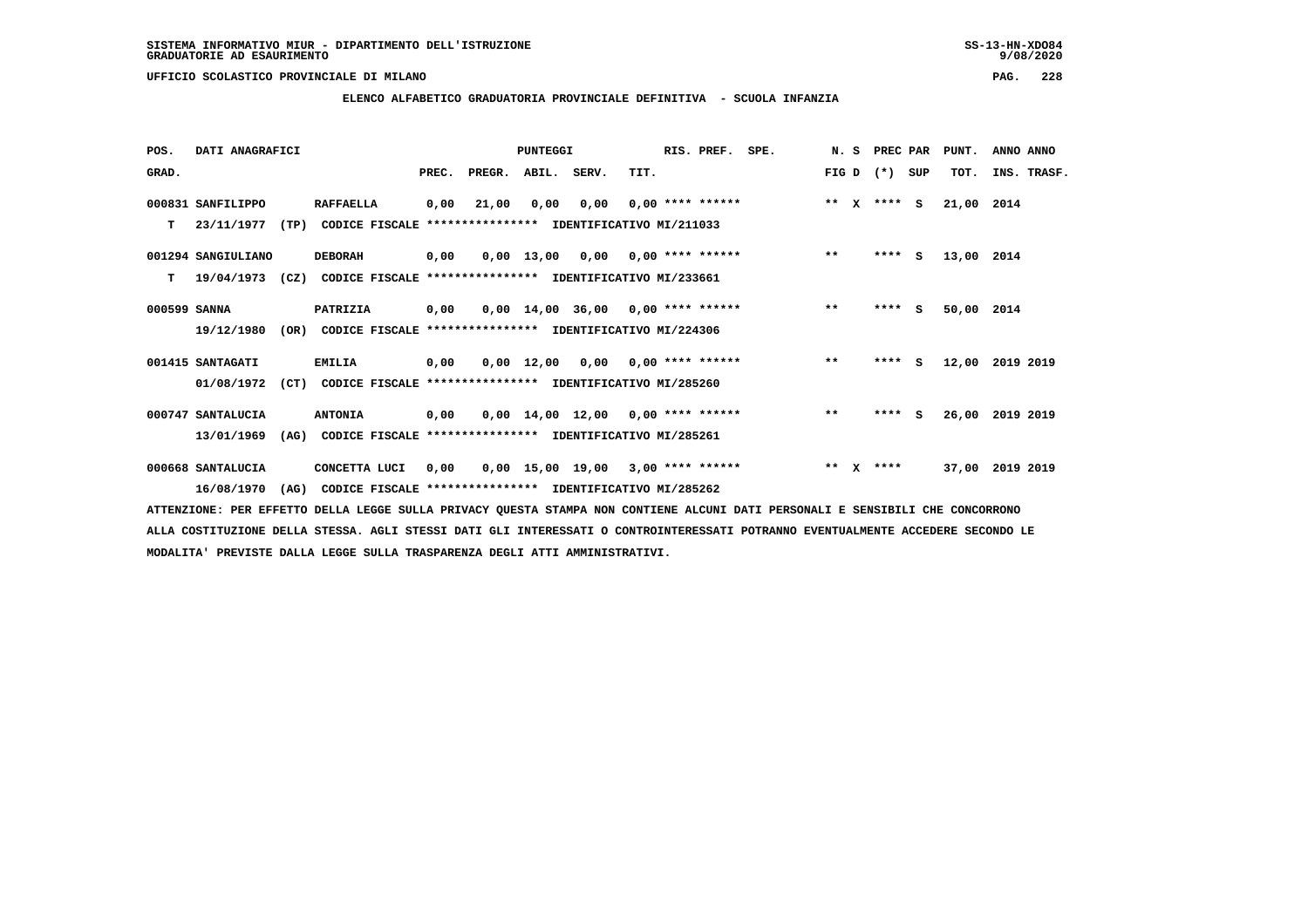SISTEMA INFORMATIVO MIUR - DIPARTIMENTO DELL'ISTRUZIONE
GRADUATORIE AD ESAURIMENTO

UFFICIO SCOLASTICO PROVINCIALE DI MILANO

## ELENCO ALFABETICO GRADUATORIA PROVINCIALE DEFINITIVA - SCUOLA INFANZIA

| POS. GRAD. | DATI ANAGRAFICI | | PUNTEGGI PREC. | PREGR. | ABIL. | SERV. | TIT. | RIS. PREF. | SPE. | N. S FIG D | PREC PAR (*) SUP | PUNT. TOT. | ANNO INS. | ANNO TRASF. |
|---|---|---|---|---|---|---|---|---|---|---|---|---|---|---|
| 000831 | SANFILIPPO | RAFFAELLA | 0,00 | 21,00 | 0,00 | 0,00 | 0,00 | **** ****** | | ** X | **** S | 21,00 | 2014 | |
| T | 23/11/1977 (TP) | CODICE FISCALE **************** IDENTIFICATIVO MI/211033 | | | | | | | | | | | | |
| 001294 | SANGIULIANO | DEBORAH | 0,00 | 0,00 | 13,00 | 0,00 | 0,00 | **** ****** | | ** | **** S | 13,00 | 2014 | |
| T | 19/04/1973 (CZ) | CODICE FISCALE **************** IDENTIFICATIVO MI/233661 | | | | | | | | | | | | |
| 000599 | SANNA | PATRIZIA | 0,00 | 0,00 | 14,00 | 36,00 | 0,00 | **** ****** | | ** | **** S | 50,00 | 2014 | |
| | 19/12/1980 (OR) | CODICE FISCALE **************** IDENTIFICATIVO MI/224306 | | | | | | | | | | | | |
| 001415 | SANTAGATI | EMILIA | 0,00 | 0,00 | 12,00 | 0,00 | 0,00 | **** ****** | | ** | **** S | 12,00 | 2019 | 2019 |
| | 01/08/1972 (CT) | CODICE FISCALE **************** IDENTIFICATIVO MI/285260 | | | | | | | | | | | | |
| 000747 | SANTALUCIA | ANTONIA | 0,00 | 0,00 | 14,00 | 12,00 | 0,00 | **** ****** | | ** | **** S | 26,00 | 2019 | 2019 |
| | 13/01/1969 (AG) | CODICE FISCALE **************** IDENTIFICATIVO MI/285261 | | | | | | | | | | | | |
| 000668 | SANTALUCIA | CONCETTA LUCI | 0,00 | 0,00 | 15,00 | 19,00 | 3,00 | **** ****** | | ** X | **** | 37,00 | 2019 | 2019 |
| | 16/08/1970 (AG) | CODICE FISCALE **************** IDENTIFICATIVO MI/285262 | | | | | | | | | | | | |

ATTENZIONE: PER EFFETTO DELLA LEGGE SULLA PRIVACY QUESTA STAMPA NON CONTIENE ALCUNI DATI PERSONALI E SENSIBILI CHE CONCORRONO ALLA COSTITUZIONE DELLA STESSA. AGLI STESSI DATI GLI INTERESSATI O CONTROINTERESSATI POTRANNO EVENTUALMENTE ACCEDERE SECONDO LE MODALITA' PREVISTE DALLA LEGGE SULLA TRASPARENZA DEGLI ATTI AMMINISTRATIVI.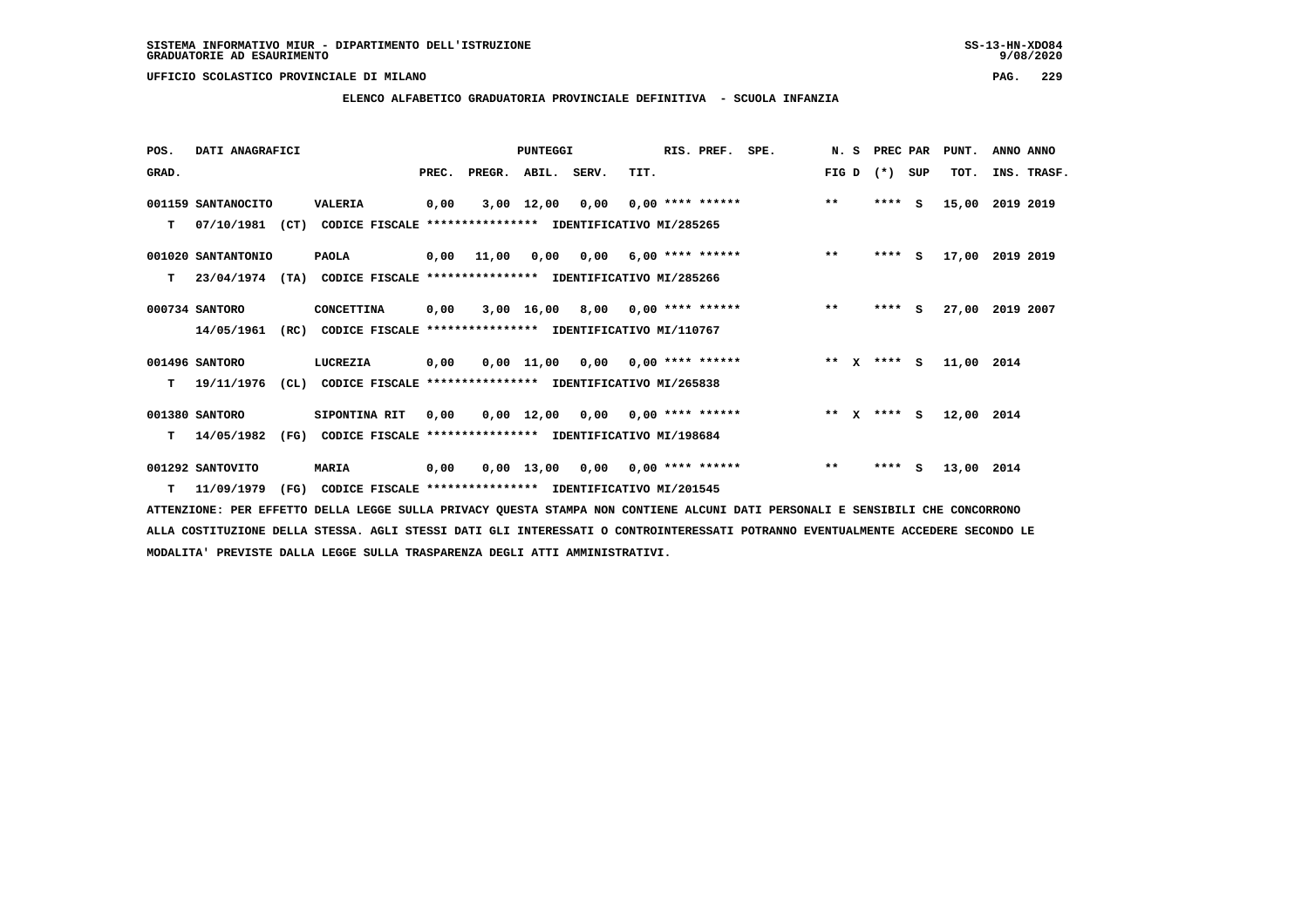SISTEMA INFORMATIVO MIUR - DIPARTIMENTO DELL'ISTRUZIONE
GRADUATORIE AD ESAURIMENTO

UFFICIO SCOLASTICO PROVINCIALE DI MILANO

## ELENCO ALFABETICO GRADUATORIA PROVINCIALE DEFINITIVA - SCUOLA INFANZIA

| POS. GRAD. | DATI ANAGRAFICI | | PREC. | PREGR. | ABIL. | SERV. | TIT. | RIS. PREF. | SPE. | N. S FIG D | PREC PAR (*) SUP | PUNT. TOT. | ANNO ANNO INS. TRASF. |
|---|---|---|---|---|---|---|---|---|---|---|---|---|---|
| 001159 | SANTANOCITO | VALERIA | 0,00 | 3,00 | 12,00 | 0,00 | 0,00 | **** ****** | | ** | **** S | 15,00 | 2019 2019 |
| T | 07/10/1981 (CT) | CODICE FISCALE **************** IDENTIFICATIVO MI/285265 | | | | | | | | | | | |
| 001020 | SANTANTONIO | PAOLA | 0,00 | 11,00 | 0,00 | 0,00 | 6,00 | **** ****** | | ** | **** S | 17,00 | 2019 2019 |
| T | 23/04/1974 (TA) | CODICE FISCALE **************** IDENTIFICATIVO MI/285266 | | | | | | | | | | | |
| 000734 | SANTORO | CONCETTINA | 0,00 | 3,00 | 16,00 | 8,00 | 0,00 | **** ****** | | ** | **** S | 27,00 | 2019 2007 |
| | 14/05/1961 (RC) | CODICE FISCALE **************** IDENTIFICATIVO MI/110767 | | | | | | | | | | | |
| 001496 | SANTORO | LUCREZIA | 0,00 | 0,00 | 11,00 | 0,00 | 0,00 | **** ****** | | ** X | **** S | 11,00 | 2014 |
| T | 19/11/1976 (CL) | CODICE FISCALE **************** IDENTIFICATIVO MI/265838 | | | | | | | | | | | |
| 001380 | SANTORO | SIPONTINA RIT | 0,00 | 0,00 | 12,00 | 0,00 | 0,00 | **** ****** | | ** X | **** S | 12,00 | 2014 |
| T | 14/05/1982 (FG) | CODICE FISCALE **************** IDENTIFICATIVO MI/198684 | | | | | | | | | | | |
| 001292 | SANTOVITO | MARIA | 0,00 | 0,00 | 13,00 | 0,00 | 0,00 | **** ****** | | ** | **** S | 13,00 | 2014 |
| T | 11/09/1979 (FG) | CODICE FISCALE **************** IDENTIFICATIVO MI/201545 | | | | | | | | | | | |

ATTENZIONE: PER EFFETTO DELLA LEGGE SULLA PRIVACY QUESTA STAMPA NON CONTIENE ALCUNI DATI PERSONALI E SENSIBILI CHE CONCORRONO ALLA COSTITUZIONE DELLA STESSA. AGLI STESSI DATI GLI INTERESSATI O CONTROINTERESSATI POTRANNO EVENTUALMENTE ACCEDERE SECONDO LE MODALITA' PREVISTE DALLA LEGGE SULLA TRASPARENZA DEGLI ATTI AMMINISTRATIVI.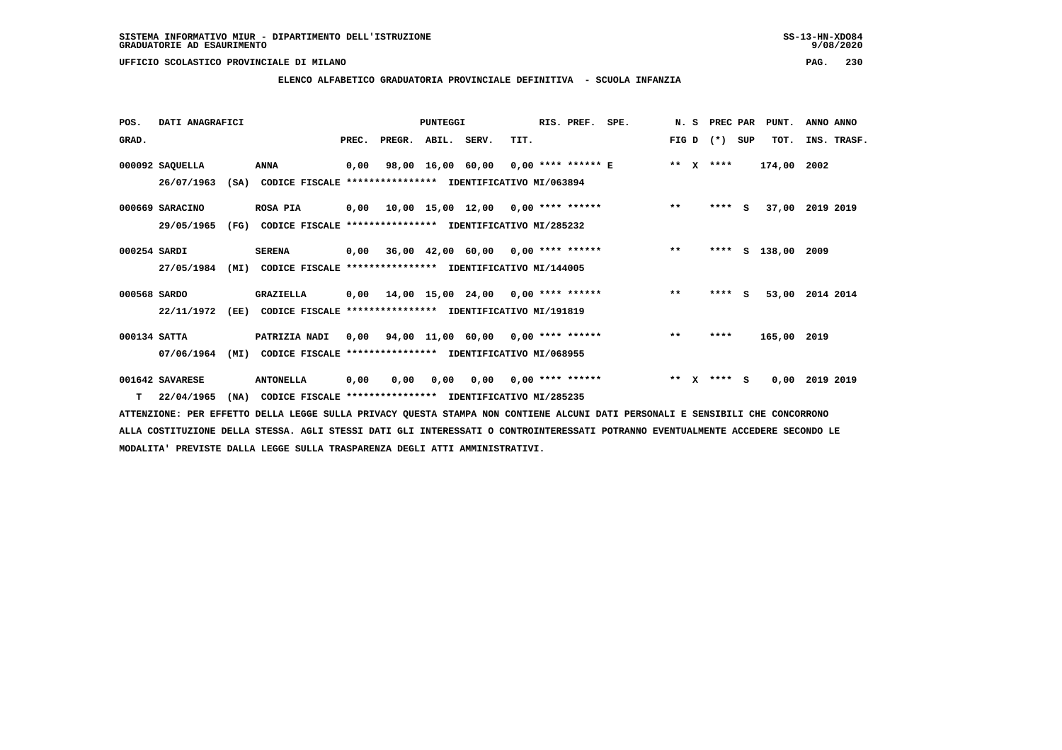SISTEMA INFORMATIVO MIUR - DIPARTIMENTO DELL'ISTRUZIONE
GRADUATORIE AD ESAURIMENTO

UFFICIO SCOLASTICO PROVINCIALE DI MILANO

## ELENCO ALFABETICO GRADUATORIA PROVINCIALE DEFINITIVA - SCUOLA INFANZIA

| POS. GRAD. | DATI ANAGRAFICI | | PREC. | PREGR. | ABIL. | SERV. | TIT. | RIS. PREF. | SPE. | N. S FIG D | PREC PAR (*) | SUP | PUNT. TOT. | ANNO INS. | ANNO TRASF. |
|---|---|---|---|---|---|---|---|---|---|---|---|---|---|---|---|
| 000092 | SAQUELLA | ANNA | 0,00 | 98,00 | 16,00 | 60,00 | 0,00 | **** ****** | E | ** X | **** | | 174,00 | 2002 | |
| | 26/07/1963 (SA) | CODICE FISCALE **************** IDENTIFICATIVO MI/063894 | | | | | | | | | | | | | |
| 000669 | SARACINO | ROSA PIA | 0,00 | 10,00 | 15,00 | 12,00 | 0,00 | **** ****** | | ** | **** | S | 37,00 | 2019 | 2019 |
| | 29/05/1965 (FG) | CODICE FISCALE **************** IDENTIFICATIVO MI/285232 | | | | | | | | | | | | | |
| 000254 | SARDI | SERENA | 0,00 | 36,00 | 42,00 | 60,00 | 0,00 | **** ****** | | ** | **** | S | 138,00 | 2009 | |
| | 27/05/1984 (MI) | CODICE FISCALE **************** IDENTIFICATIVO MI/144005 | | | | | | | | | | | | | |
| 000568 | SARDO | GRAZIELLA | 0,00 | 14,00 | 15,00 | 24,00 | 0,00 | **** ****** | | ** | **** | S | 53,00 | 2014 | 2014 |
| | 22/11/1972 (EE) | CODICE FISCALE **************** IDENTIFICATIVO MI/191819 | | | | | | | | | | | | | |
| 000134 | SATTA | PATRIZIA NADI | 0,00 | 94,00 | 11,00 | 60,00 | 0,00 | **** ****** | | ** | **** | | 165,00 | 2019 | |
| | 07/06/1964 (MI) | CODICE FISCALE **************** IDENTIFICATIVO MI/068955 | | | | | | | | | | | | | |
| 001642 | SAVARESE | ANTONELLA | 0,00 | 0,00 | 0,00 | 0,00 | 0,00 | **** ****** | | ** X | **** | S | 0,00 | 2019 | 2019 |
| T | 22/04/1965 (NA) | CODICE FISCALE **************** IDENTIFICATIVO MI/285235 | | | | | | | | | | | | | |

ATTENZIONE: PER EFFETTO DELLA LEGGE SULLA PRIVACY QUESTA STAMPA NON CONTIENE ALCUNI DATI PERSONALI E SENSIBILI CHE CONCORRONO ALLA COSTITUZIONE DELLA STESSA. AGLI STESSI DATI GLI INTERESSATI O CONTROINTERESSATI POTRANNO EVENTUALMENTE ACCEDERE SECONDO LE MODALITA' PREVISTE DALLA LEGGE SULLA TRASPARENZA DEGLI ATTI AMMINISTRATIVI.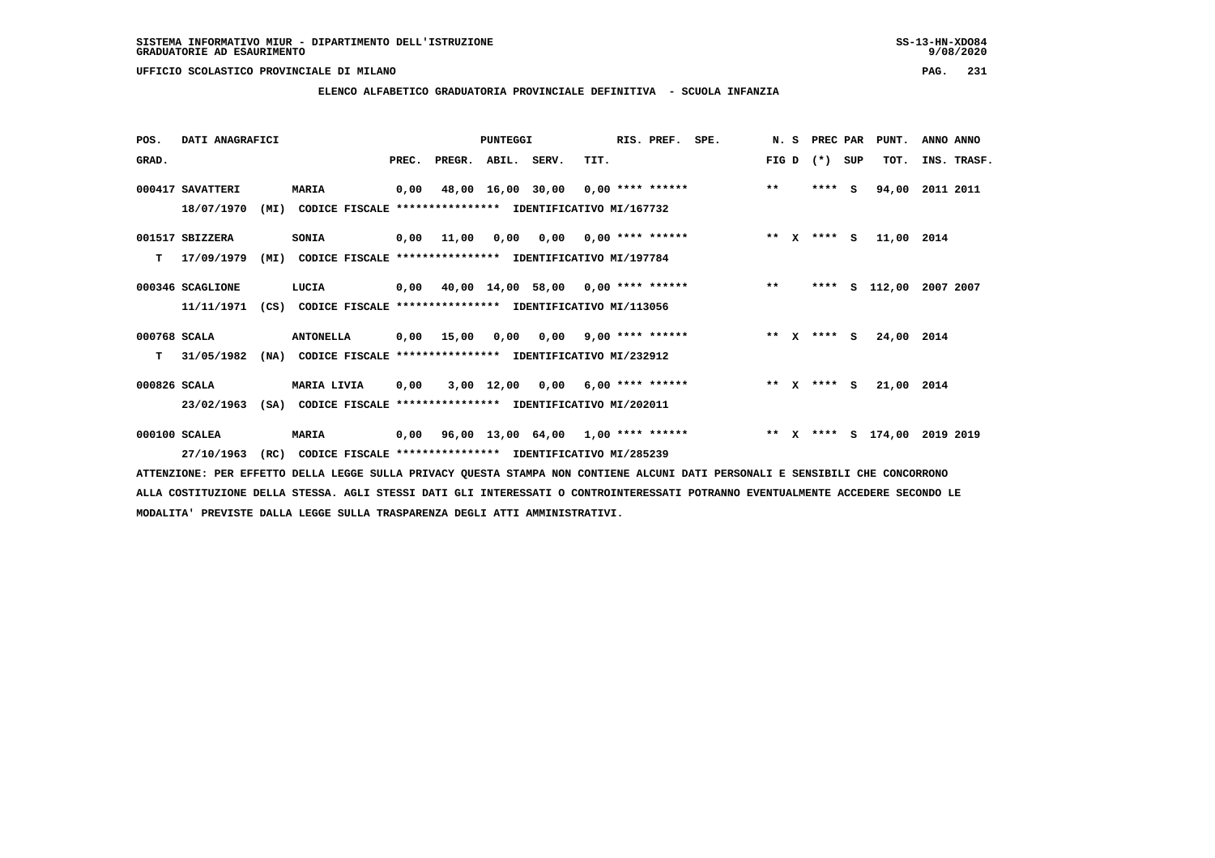SISTEMA INFORMATIVO MIUR - DIPARTIMENTO DELL'ISTRUZIONE
GRADUATORIE AD ESAURIMENTO

UFFICIO SCOLASTICO PROVINCIALE DI MILANO

**ELENCO ALFABETICO GRADUATORIA PROVINCIALE DEFINITIVA - SCUOLA INFANZIA**

| POS. GRAD. | DATI ANAGRAFICI | | PREC. | PREGR. | ABIL. | SERV. | TIT. | RIS. PREF. | SPE. | N. S FIG D | PREC PAR (*) SUP | PUNT. TOT. | ANNO ANNO INS. TRASF. |
|---|---|---|---|---|---|---|---|---|---|---|---|---|---|
| 000417 | SAVATTERI 18/07/1970 (MI) | MARIA CODICE FISCALE **************** IDENTIFICATIVO MI/167732 | 0,00 | 48,00 | 16,00 | 30,00 | 0,00 | **** ****** | | ** | **** S | 94,00 | 2011 2011 |
| T 001517 | SBIZZERA 17/09/1979 (MI) | SONIA CODICE FISCALE **************** IDENTIFICATIVO MI/197784 | 0,00 | 11,00 | 0,00 | 0,00 | 0,00 | **** ****** | | ** X | **** S | 11,00 | 2014 |
| 000346 | SCAGLIONE 11/11/1971 (CS) | LUCIA CODICE FISCALE **************** IDENTIFICATIVO MI/113056 | 0,00 | 40,00 | 14,00 | 58,00 | 0,00 | **** ****** | | ** | **** S | 112,00 | 2007 2007 |
| T 000768 | SCALA 31/05/1982 (NA) | ANTONELLA CODICE FISCALE **************** IDENTIFICATIVO MI/232912 | 0,00 | 15,00 | 0,00 | 0,00 | 9,00 | **** ****** | | ** X | **** S | 24,00 | 2014 |
| 000826 | SCALA 23/02/1963 (SA) | MARIA LIVIA CODICE FISCALE **************** IDENTIFICATIVO MI/202011 | 0,00 | 3,00 | 12,00 | 0,00 | 6,00 | **** ****** | | ** X | **** S | 21,00 | 2014 |
| 000100 | SCALEA 27/10/1963 (RC) | MARIA CODICE FISCALE **************** IDENTIFICATIVO MI/285239 | 0,00 | 96,00 | 13,00 | 64,00 | 1,00 | **** ****** | | ** X | **** S | 174,00 | 2019 2019 |

ATTENZIONE: PER EFFETTO DELLA LEGGE SULLA PRIVACY QUESTA STAMPA NON CONTIENE ALCUNI DATI PERSONALI E SENSIBILI CHE CONCORRONO ALLA COSTITUZIONE DELLA STESSA. AGLI STESSI DATI GLI INTERESSATI O CONTROINTERESSATI POTRANNO EVENTUALMENTE ACCEDERE SECONDO LE MODALITA' PREVISTE DALLA LEGGE SULLA TRASPARENZA DEGLI ATTI AMMINISTRATIVI.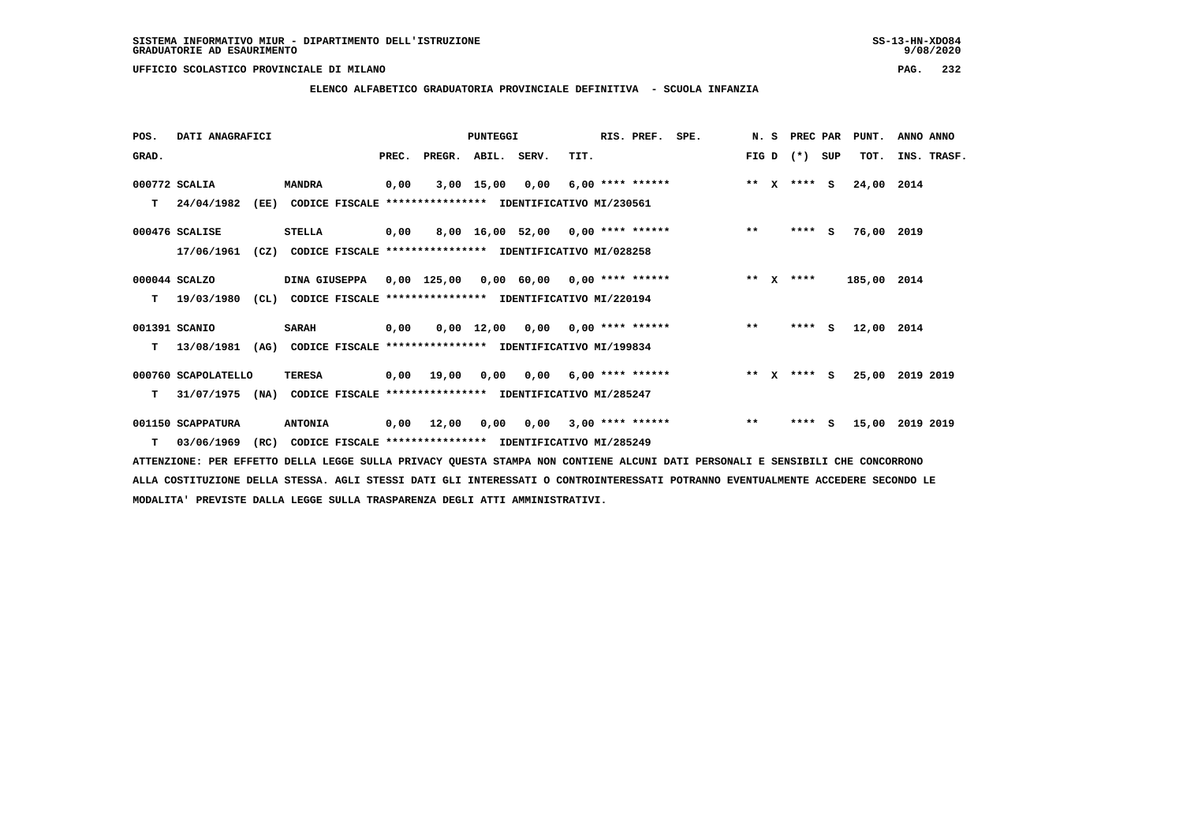SISTEMA INFORMATIVO MIUR - DIPARTIMENTO DELL'ISTRUZIONE
GRADUATORIE AD ESAURIMENTO

UFFICIO SCOLASTICO PROVINCIALE DI MILANO

## ELENCO ALFABETICO GRADUATORIA PROVINCIALE DEFINITIVA - SCUOLA INFANZIA

| POS. GRAD. | DATI ANAGRAFICI | | PREC. | PREGR. | ABIL. | SERV. | TIT. | RIS. PREF. | SPE. | N. S FIG D | PREC PAR (*) SUP | PUNT. TOT. | ANNO INS. | ANNO TRASF. |
|---|---|---|---|---|---|---|---|---|---|---|---|---|---|---|
| 000772 | SCALIA | MANDRA | 0,00 | 3,00 | 15,00 | 0,00 | 6,00 | **** ****** | | ** X | **** S | 24,00 | 2014 | |
| T | 24/04/1982 (EE) | CODICE FISCALE **************** IDENTIFICATIVO MI/230561 | | | | | | | | | | | | |
| 000476 | SCALISE | STELLA | 0,00 | 8,00 | 16,00 | 52,00 | 0,00 | **** ****** | | ** | **** S | 76,00 | 2019 | |
| | 17/06/1961 (CZ) | CODICE FISCALE **************** IDENTIFICATIVO MI/028258 | | | | | | | | | | | | |
| 000044 | SCALZO | DINA GIUSEPPA | 0,00 | 125,00 | 0,00 | 60,00 | 0,00 | **** ****** | | ** X | **** | 185,00 | 2014 | |
| T | 19/03/1980 (CL) | CODICE FISCALE **************** IDENTIFICATIVO MI/220194 | | | | | | | | | | | | |
| 001391 | SCANIO | SARAH | 0,00 | 0,00 | 12,00 | 0,00 | 0,00 | **** ****** | | ** | **** S | 12,00 | 2014 | |
| T | 13/08/1981 (AG) | CODICE FISCALE **************** IDENTIFICATIVO MI/199834 | | | | | | | | | | | | |
| 000760 | SCAPOLATELLO | TERESA | 0,00 | 19,00 | 0,00 | 0,00 | 6,00 | **** ****** | | ** X | **** S | 25,00 | 2019 | 2019 |
| T | 31/07/1975 (NA) | CODICE FISCALE **************** IDENTIFICATIVO MI/285247 | | | | | | | | | | | | |
| 001150 | SCAPPATURA | ANTONIA | 0,00 | 12,00 | 0,00 | 0,00 | 3,00 | **** ****** | | ** | **** S | 15,00 | 2019 | 2019 |
| T | 03/06/1969 (RC) | CODICE FISCALE **************** IDENTIFICATIVO MI/285249 | | | | | | | | | | | | |

ATTENZIONE: PER EFFETTO DELLA LEGGE SULLA PRIVACY QUESTA STAMPA NON CONTIENE ALCUNI DATI PERSONALI E SENSIBILI CHE CONCORRONO ALLA COSTITUZIONE DELLA STESSA. AGLI STESSI DATI GLI INTERESSATI O CONTROINTERESSATI POTRANNO EVENTUALMENTE ACCEDERE SECONDO LE MODALITA' PREVISTE DALLA LEGGE SULLA TRASPARENZA DEGLI ATTI AMMINISTRATIVI.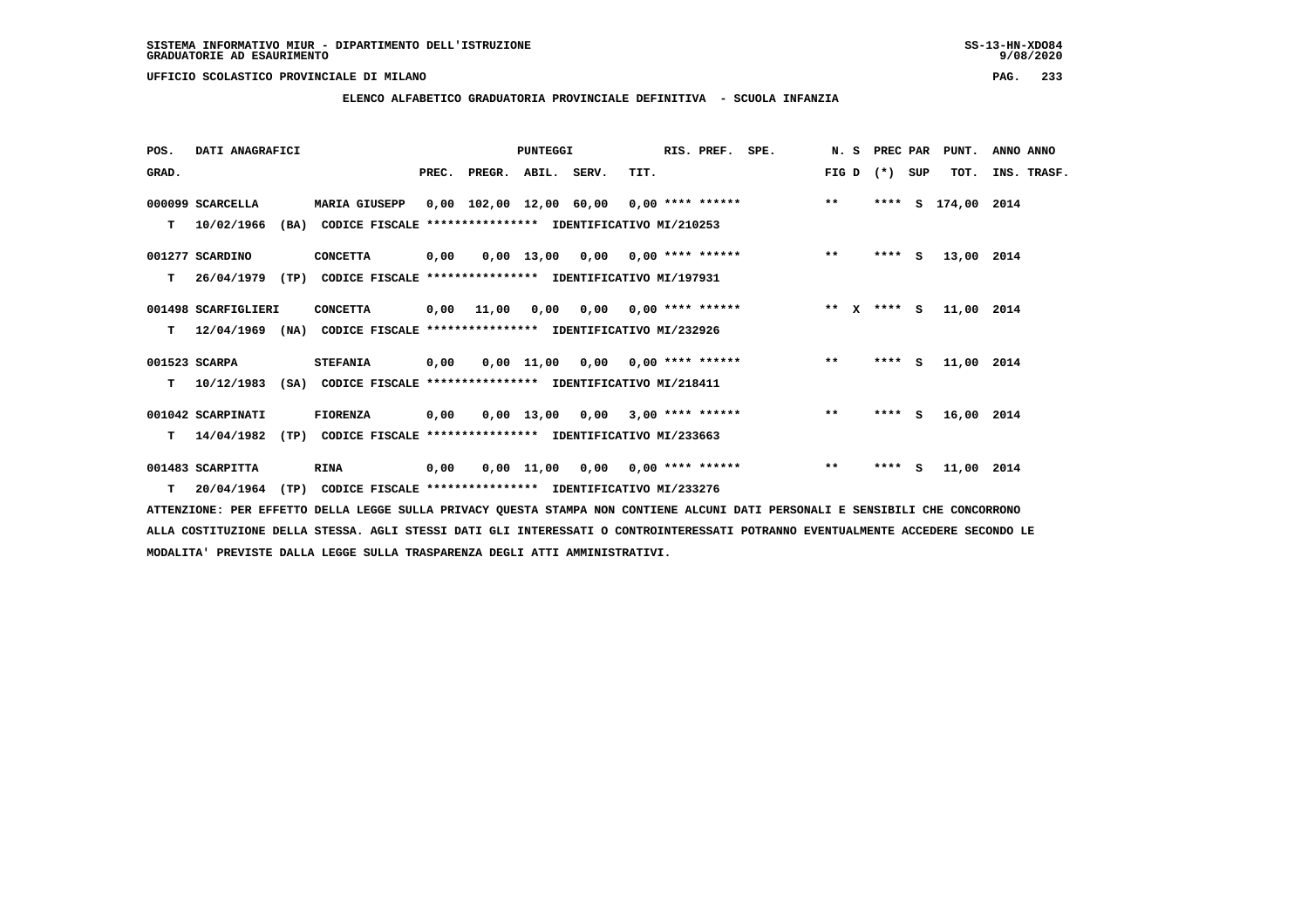SISTEMA INFORMATIVO MIUR - DIPARTIMENTO DELL'ISTRUZIONE
GRADUATORIE AD ESAURIMENTO

UFFICIO SCOLASTICO PROVINCIALE DI MILANO

## ELENCO ALFABETICO GRADUATORIA PROVINCIALE DEFINITIVA - SCUOLA INFANZIA

| POS. GRAD. | DATI ANAGRAFICI | | PREC. | PREGR. | ABIL. | SERV. | TIT. | RIS. PREF. | SPE. | N. S FIG D | PREC PAR (*) SUP | PUNT. TOT. | ANNO ANNO INS. TRASF. |
|---|---|---|---|---|---|---|---|---|---|---|---|---|---|
| 000099 | SCARCELLA | MARIA GIUSEPP | 0,00 | 102,00 | 12,00 | 60,00 | 0,00 | **** ****** | | ** | **** S | 174,00 | 2014 |
| T | 10/02/1966 (BA) | CODICE FISCALE **************** IDENTIFICATIVO MI/210253 | | | | | | | | | | | |
| 001277 | SCARDINO | CONCETTA | 0,00 | 0,00 | 13,00 | 0,00 | 0,00 | **** ****** | | ** | **** S | 13,00 | 2014 |
| T | 26/04/1979 (TP) | CODICE FISCALE **************** IDENTIFICATIVO MI/197931 | | | | | | | | | | | |
| 001498 | SCARFIGLIERI | CONCETTA | 0,00 | 11,00 | 0,00 | 0,00 | 0,00 | **** ****** | | ** X | **** S | 11,00 | 2014 |
| T | 12/04/1969 (NA) | CODICE FISCALE **************** IDENTIFICATIVO MI/232926 | | | | | | | | | | | |
| 001523 | SCARPA | STEFANIA | 0,00 | 0,00 | 11,00 | 0,00 | 0,00 | **** ****** | | ** | **** S | 11,00 | 2014 |
| T | 10/12/1983 (SA) | CODICE FISCALE **************** IDENTIFICATIVO MI/218411 | | | | | | | | | | | |
| 001042 | SCARPINATI | FIORENZA | 0,00 | 0,00 | 13,00 | 0,00 | 3,00 | **** ****** | | ** | **** S | 16,00 | 2014 |
| T | 14/04/1982 (TP) | CODICE FISCALE **************** IDENTIFICATIVO MI/233663 | | | | | | | | | | | |
| 001483 | SCARPITTA | RINA | 0,00 | 0,00 | 11,00 | 0,00 | 0,00 | **** ****** | | ** | **** S | 11,00 | 2014 |
| T | 20/04/1964 (TP) | CODICE FISCALE **************** IDENTIFICATIVO MI/233276 | | | | | | | | | | | |

ATTENZIONE: PER EFFETTO DELLA LEGGE SULLA PRIVACY QUESTA STAMPA NON CONTIENE ALCUNI DATI PERSONALI E SENSIBILI CHE CONCORRONO ALLA COSTITUZIONE DELLA STESSA. AGLI STESSI DATI GLI INTERESSATI O CONTROINTERESSATI POTRANNO EVENTUALMENTE ACCEDERE SECONDO LE MODALITA' PREVISTE DALLA LEGGE SULLA TRASPARENZA DEGLI ATTI AMMINISTRATIVI.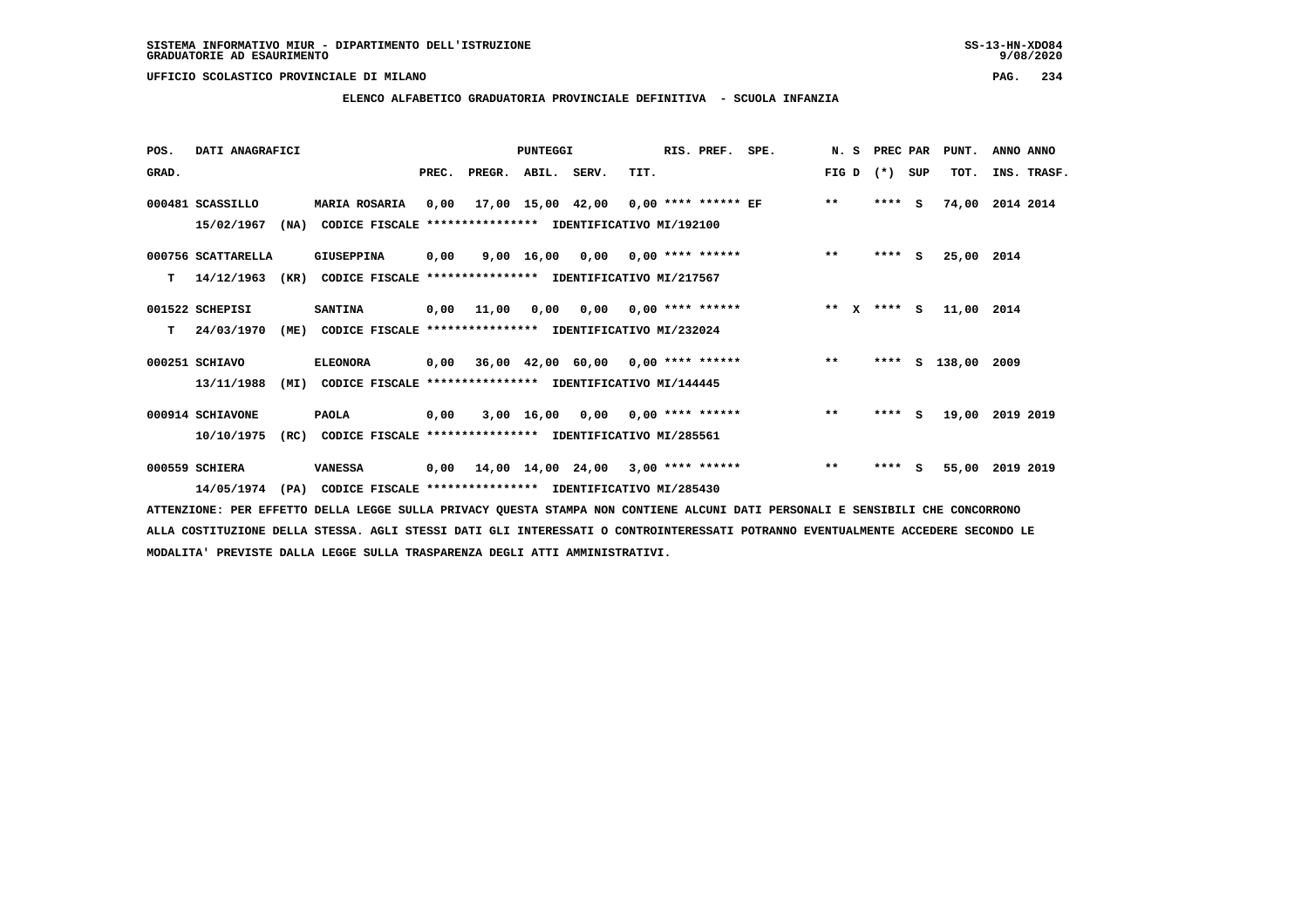SISTEMA INFORMATIVO MIUR - DIPARTIMENTO DELL'ISTRUZIONE
GRADUATORIE AD ESAURIMENTO

UFFICIO SCOLASTICO PROVINCIALE DI MILANO

## ELENCO ALFABETICO GRADUATORIA PROVINCIALE DEFINITIVA - SCUOLA INFANZIA

| POS. GRAD. | DATI ANAGRAFICI | | PREC. | PREGR. | ABIL. | SERV. | TIT. | RIS. PREF. | SPE. | N. S FIG D | PREC PAR (*) SUP | PUNT. TOT. | ANNO INS. | ANNO TRASF. |
|---|---|---|---|---|---|---|---|---|---|---|---|---|---|---|
| 000481 | SCASSILLO 15/02/1967 (NA) CODICE FISCALE **************** IDENTIFICATIVO MI/192100 | MARIA ROSARIA | 0,00 | 17,00 | 15,00 | 42,00 | 0,00 | **** ****** | EF | ** | **** S | 74,00 | 2014 | 2014 |
| 000756 | T SCATTARELLA 14/12/1963 (KR) CODICE FISCALE **************** IDENTIFICATIVO MI/217567 | GIUSEPPINA | 0,00 | 9,00 | 16,00 | 0,00 | 0,00 | **** ****** | | ** | **** S | 25,00 | 2014 | |
| 001522 | T SCHEPISI 24/03/1970 (ME) CODICE FISCALE **************** IDENTIFICATIVO MI/232024 | SANTINA | 0,00 | 11,00 | 0,00 | 0,00 | 0,00 | **** ****** | | ** X | **** S | 11,00 | 2014 | |
| 000251 | SCHIAVO 13/11/1988 (MI) CODICE FISCALE **************** IDENTIFICATIVO MI/144445 | ELEONORA | 0,00 | 36,00 | 42,00 | 60,00 | 0,00 | **** ****** | | ** | **** S | 138,00 | 2009 | |
| 000914 | SCHIAVONE 10/10/1975 (RC) CODICE FISCALE **************** IDENTIFICATIVO MI/285561 | PAOLA | 0,00 | 3,00 | 16,00 | 0,00 | 0,00 | **** ****** | | ** | **** S | 19,00 | 2019 | 2019 |
| 000559 | SCHIERA 14/05/1974 (PA) CODICE FISCALE **************** IDENTIFICATIVO MI/285430 | VANESSA | 0,00 | 14,00 | 14,00 | 24,00 | 3,00 | **** ****** | | ** | **** S | 55,00 | 2019 | 2019 |

ATTENZIONE: PER EFFETTO DELLA LEGGE SULLA PRIVACY QUESTA STAMPA NON CONTIENE ALCUNI DATI PERSONALI E SENSIBILI CHE CONCORRONO ALLA COSTITUZIONE DELLA STESSA. AGLI STESSI DATI GLI INTERESSATI O CONTROINTERESSATI POTRANNO EVENTUALMENTE ACCEDERE SECONDO LE MODALITA' PREVISTE DALLA LEGGE SULLA TRASPARENZA DEGLI ATTI AMMINISTRATIVI.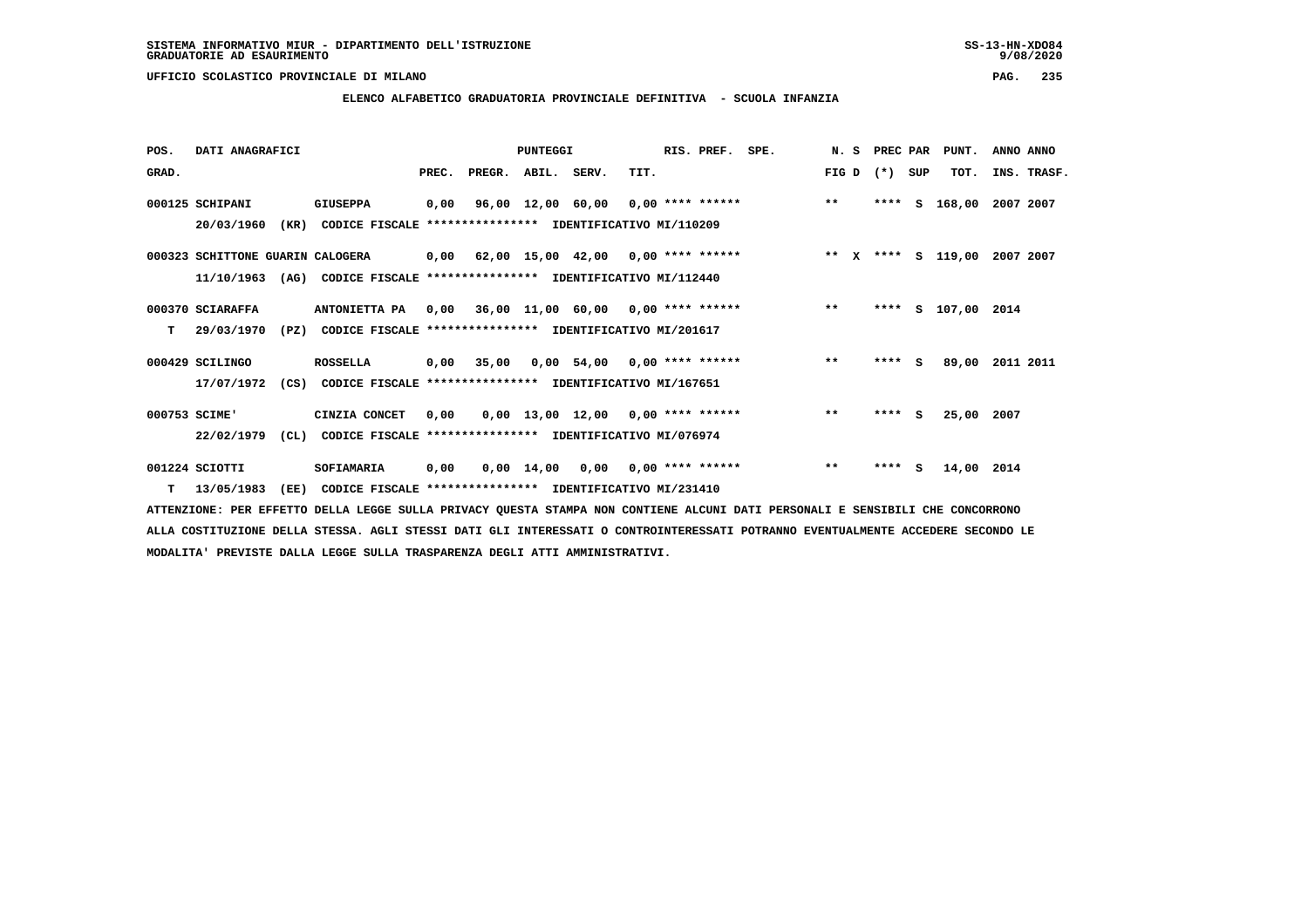SISTEMA INFORMATIVO MIUR - DIPARTIMENTO DELL'ISTRUZIONE
GRADUATORIE AD ESAURIMENTO

UFFICIO SCOLASTICO PROVINCIALE DI MILANO

## ELENCO ALFABETICO GRADUATORIA PROVINCIALE DEFINITIVA - SCUOLA INFANZIA

| POS. GRAD. | DATI ANAGRAFICI | | PREC. | PREGR. | ABIL. | SERV. | TIT. | RIS. PREF. | SPE. | N. S FIG D | PREC PAR (*) | SUP | PUNT. TOT. | ANNO INS. | ANNO TRASF. |
|---|---|---|---|---|---|---|---|---|---|---|---|---|---|---|---|
| 000125 | SCHIPANI | GIUSEPPA | 0,00 | 96,00 | 12,00 | 60,00 | 0,00 | **** ****** | | ** | **** | S | 168,00 | 2007 | 2007 |
| | 20/03/1960 (KR) | CODICE FISCALE **************** IDENTIFICATIVO MI/110209 | | | | | | | | | | | | | |
| 000323 | SCHITTONE GUARIN CALOGERA | | 0,00 | 62,00 | 15,00 | 42,00 | 0,00 | **** ****** | | ** X | **** | S | 119,00 | 2007 | 2007 |
| | 11/10/1963 (AG) | CODICE FISCALE **************** IDENTIFICATIVO MI/112440 | | | | | | | | | | | | | |
| 000370 | SCIARAFFA | ANTONIETTA PA | 0,00 | 36,00 | 11,00 | 60,00 | 0,00 | **** ****** | | ** | **** | S | 107,00 | 2014 | |
| T | 29/03/1970 (PZ) | CODICE FISCALE **************** IDENTIFICATIVO MI/201617 | | | | | | | | | | | | | |
| 000429 | SCILINGO | ROSSELLA | 0,00 | 35,00 | 0,00 | 54,00 | 0,00 | **** ****** | | ** | **** | S | 89,00 | 2011 | 2011 |
| | 17/07/1972 (CS) | CODICE FISCALE **************** IDENTIFICATIVO MI/167651 | | | | | | | | | | | | | |
| 000753 | SCIME' | CINZIA CONCET | 0,00 | 0,00 | 13,00 | 12,00 | 0,00 | **** ****** | | ** | **** | S | 25,00 | 2007 | |
| | 22/02/1979 (CL) | CODICE FISCALE **************** IDENTIFICATIVO MI/076974 | | | | | | | | | | | | | |
| 001224 | SCIOTTI | SOFIAMARIA | 0,00 | 0,00 | 14,00 | 0,00 | 0,00 | **** ****** | | ** | **** | S | 14,00 | 2014 | |
| T | 13/05/1983 (EE) | CODICE FISCALE **************** IDENTIFICATIVO MI/231410 | | | | | | | | | | | | | |

ATTENZIONE: PER EFFETTO DELLA LEGGE SULLA PRIVACY QUESTA STAMPA NON CONTIENE ALCUNI DATI PERSONALI E SENSIBILI CHE CONCORRONO ALLA COSTITUZIONE DELLA STESSA. AGLI STESSI DATI GLI INTERESSATI O CONTROINTERESSATI POTRANNO EVENTUALMENTE ACCEDERE SECONDO LE MODALITA' PREVISTE DALLA LEGGE SULLA TRASPARENZA DEGLI ATTI AMMINISTRATIVI.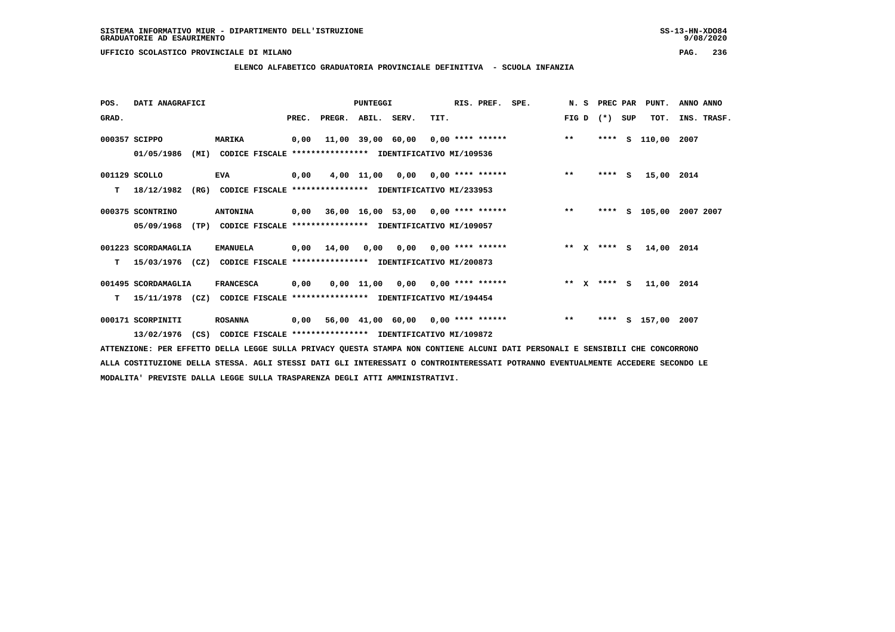SISTEMA INFORMATIVO MIUR - DIPARTIMENTO DELL'ISTRUZIONE
GRADUATORIE AD ESAURIMENTO

UFFICIO SCOLASTICO PROVINCIALE DI MILANO

**ELENCO ALFABETICO GRADUATORIA PROVINCIALE DEFINITIVA - SCUOLA INFANZIA**

| POS. GRAD. | DATI ANAGRAFICI | | PREC. | PREGR. | ABIL. | SERV. | TIT. | RIS. PREF. | SPE. | N. S FIG D | PREC PAR (*) SUP | PUNT. TOT. | ANNO ANNO INS. TRASF. |
|---|---|---|---|---|---|---|---|---|---|---|---|---|---|
| 000357 | SCIPPO | MARIKA | 0,00 | 11,00 | 39,00 | 60,00 | 0,00 | **** ****** | | ** | **** S | 110,00 | 2007 |
| | 01/05/1986 (MI) CODICE FISCALE **************** IDENTIFICATIVO MI/109536 | | | | | | | | | | | | |
| 001129 | SCOLLO | EVA | 0,00 | 4,00 | 11,00 | 0,00 | 0,00 | **** ****** | | ** | **** S | 15,00 | 2014 |
| T | 18/12/1982 (RG) CODICE FISCALE **************** IDENTIFICATIVO MI/233953 | | | | | | | | | | | | |
| 000375 | SCONTRINO | ANTONINA | 0,00 | 36,00 | 16,00 | 53,00 | 0,00 | **** ****** | | ** | **** S | 105,00 | 2007 2007 |
| | 05/09/1968 (TP) CODICE FISCALE **************** IDENTIFICATIVO MI/109057 | | | | | | | | | | | | |
| 001223 | SCORDAMAGLIA | EMANUELA | 0,00 | 14,00 | 0,00 | 0,00 | 0,00 | **** ****** | | ** X | **** S | 14,00 | 2014 |
| T | 15/03/1976 (CZ) CODICE FISCALE **************** IDENTIFICATIVO MI/200873 | | | | | | | | | | | | |
| 001495 | SCORDAMAGLIA | FRANCESCA | 0,00 | 0,00 | 11,00 | 0,00 | 0,00 | **** ****** | | ** X | **** S | 11,00 | 2014 |
| T | 15/11/1978 (CZ) CODICE FISCALE **************** IDENTIFICATIVO MI/194454 | | | | | | | | | | | | |
| 000171 | SCORPINITI | ROSANNA | 0,00 | 56,00 | 41,00 | 60,00 | 0,00 | **** ****** | | ** | **** S | 157,00 | 2007 |
| | 13/02/1976 (CS) CODICE FISCALE **************** IDENTIFICATIVO MI/109872 | | | | | | | | | | | | |

ATTENZIONE: PER EFFETTO DELLA LEGGE SULLA PRIVACY QUESTA STAMPA NON CONTIENE ALCUNI DATI PERSONALI E SENSIBILI CHE CONCORRONO ALLA COSTITUZIONE DELLA STESSA. AGLI STESSI DATI GLI INTERESSATI O CONTROINTERESSATI POTRANNO EVENTUALMENTE ACCEDERE SECONDO LE MODALITA' PREVISTE DALLA LEGGE SULLA TRASPARENZA DEGLI ATTI AMMINISTRATIVI.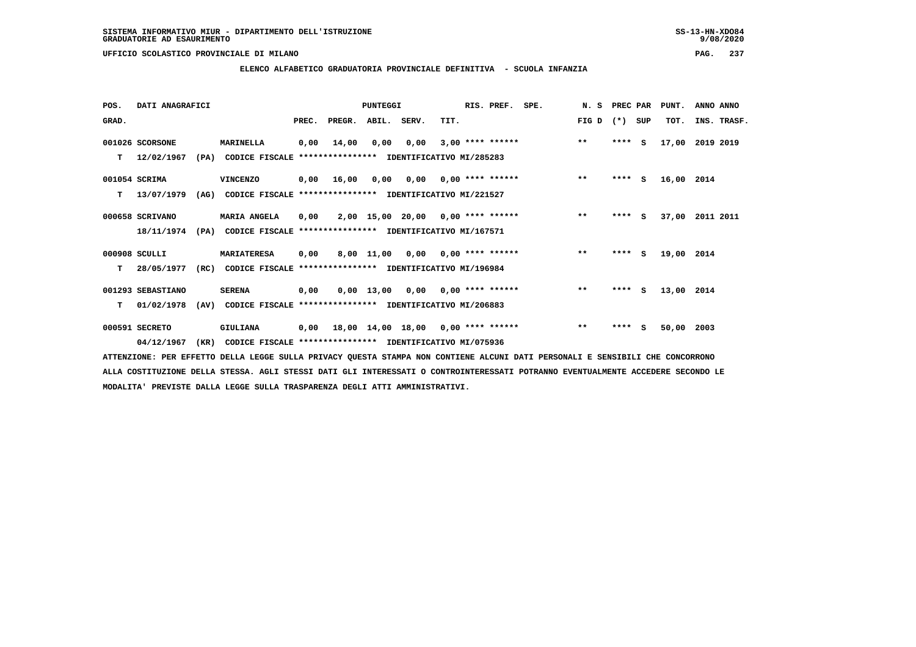SISTEMA INFORMATIVO MIUR - DIPARTIMENTO DELL'ISTRUZIONE
GRADUATORIE AD ESAURIMENTO

UFFICIO SCOLASTICO PROVINCIALE DI MILANO

## ELENCO ALFABETICO GRADUATORIA PROVINCIALE DEFINITIVA - SCUOLA INFANZIA

| POS. GRAD. | DATI ANAGRAFICI | | PREC. | PREGR. | ABIL. | SERV. | TIT. | RIS. PREF. | SPE. | N. S FIG D | PREC PAR (*) | SUP | PUNT. TOT. | ANNO INS. | ANNO TRASF. |
|---|---|---|---|---|---|---|---|---|---|---|---|---|---|---|---|
| 001026 | SCORSONE | MARINELLA | 0,00 | 14,00 | 0,00 | 0,00 | 3,00 | **** ****** | | ** | **** | S | 17,00 | 2019 | 2019 |
| T | 12/02/1967 (PA) | CODICE FISCALE **************** IDENTIFICATIVO MI/285283 | | | | | | | | | | | | | |
| 001054 | SCRIMA | VINCENZO | 0,00 | 16,00 | 0,00 | 0,00 | 0,00 | **** ****** | | ** | **** | S | 16,00 | 2014 | |
| T | 13/07/1979 (AG) | CODICE FISCALE **************** IDENTIFICATIVO MI/221527 | | | | | | | | | | | | | |
| 000658 | SCRIVANO | MARIA ANGELA | 0,00 | 2,00 | 15,00 | 20,00 | 0,00 | **** ****** | | ** | **** | S | 37,00 | 2011 | 2011 |
| | 18/11/1974 (PA) | CODICE FISCALE **************** IDENTIFICATIVO MI/167571 | | | | | | | | | | | | | |
| 000908 | SCULLI | MARIATERESA | 0,00 | 8,00 | 11,00 | 0,00 | 0,00 | **** ****** | | ** | **** | S | 19,00 | 2014 | |
| T | 28/05/1977 (RC) | CODICE FISCALE **************** IDENTIFICATIVO MI/196984 | | | | | | | | | | | | | |
| 001293 | SEBASTIANO | SERENA | 0,00 | 0,00 | 13,00 | 0,00 | 0,00 | **** ****** | | ** | **** | S | 13,00 | 2014 | |
| T | 01/02/1978 (AV) | CODICE FISCALE **************** IDENTIFICATIVO MI/206883 | | | | | | | | | | | | | |
| 000591 | SECRETO | GIULIANA | 0,00 | 18,00 | 14,00 | 18,00 | 0,00 | **** ****** | | ** | **** | S | 50,00 | 2003 | |
| | 04/12/1967 (KR) | CODICE FISCALE **************** IDENTIFICATIVO MI/075936 | | | | | | | | | | | | | |

ATTENZIONE: PER EFFETTO DELLA LEGGE SULLA PRIVACY QUESTA STAMPA NON CONTIENE ALCUNI DATI PERSONALI E SENSIBILI CHE CONCORRONO ALLA COSTITUZIONE DELLA STESSA. AGLI STESSI DATI GLI INTERESSATI O CONTROINTERESSATI POTRANNO EVENTUALMENTE ACCEDERE SECONDO LE MODALITA' PREVISTE DALLA LEGGE SULLA TRASPARENZA DEGLI ATTI AMMINISTRATIVI.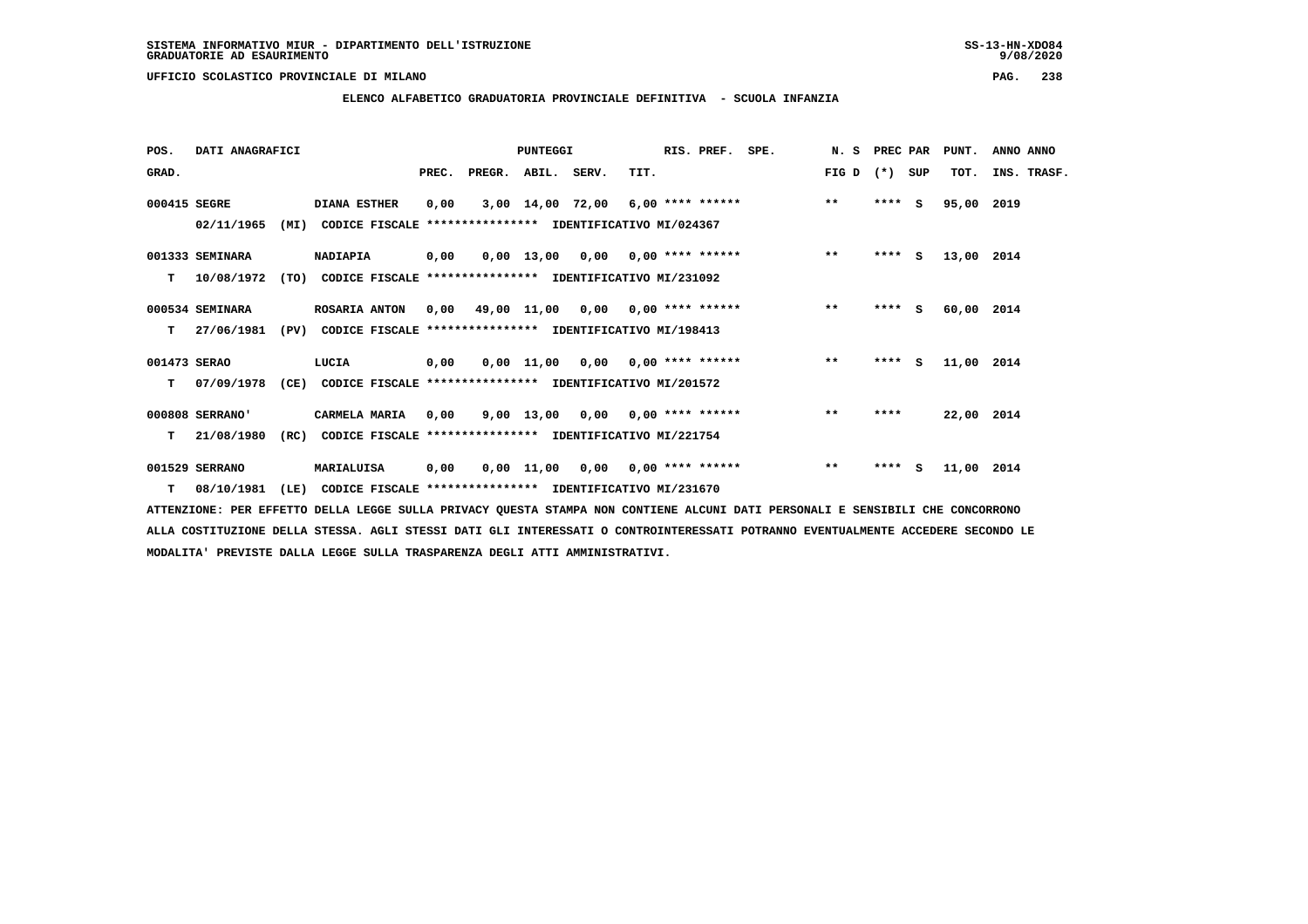SISTEMA INFORMATIVO MIUR - DIPARTIMENTO DELL'ISTRUZIONE
GRADUATORIE AD ESAURIMENTO

UFFICIO SCOLASTICO PROVINCIALE DI MILANO

ELENCO ALFABETICO GRADUATORIA PROVINCIALE DEFINITIVA - SCUOLA INFANZIA

| POS. GRAD. | DATI ANAGRAFICI | | | PREC. | PREGR. | ABIL. | SERV. | TIT. | RIS. PREF. | SPE. | N. S FIG D | PREC PAR (*) | SUP | PUNT. TOT. | ANNO INS. | ANNO TRASF. |
|---|---|---|---|---|---|---|---|---|---|---|---|---|---|---|---|---|
| 000415 | SEGRE | DIANA ESTHER | | 0,00 | 3,00 | 14,00 | 72,00 | 6,00 | **** ****** | | ** | **** | S | 95,00 | 2019 | |
| | 02/11/1965 (MI) | CODICE FISCALE **************** | IDENTIFICATIVO MI/024367 | | | | | | | | | | | | | |
| 001333 | SEMINARA | NADIAPIA | | 0,00 | 0,00 | 13,00 | 0,00 | 0,00 | **** ****** | | ** | **** | S | 13,00 | 2014 | |
| T | 10/08/1972 (TO) | CODICE FISCALE **************** | IDENTIFICATIVO MI/231092 | | | | | | | | | | | | | |
| 000534 | SEMINARA | ROSARIA ANTON | | 0,00 | 49,00 | 11,00 | 0,00 | 0,00 | **** ****** | | ** | **** | S | 60,00 | 2014 | |
| T | 27/06/1981 (PV) | CODICE FISCALE **************** | IDENTIFICATIVO MI/198413 | | | | | | | | | | | | | |
| 001473 | SERAO | LUCIA | | 0,00 | 0,00 | 11,00 | 0,00 | 0,00 | **** ****** | | ** | **** | S | 11,00 | 2014 | |
| T | 07/09/1978 (CE) | CODICE FISCALE **************** | IDENTIFICATIVO MI/201572 | | | | | | | | | | | | | |
| 000808 | SERRANO' | CARMELA MARIA | | 0,00 | 9,00 | 13,00 | 0,00 | 0,00 | **** ****** | | ** | **** | | 22,00 | 2014 | |
| T | 21/08/1980 (RC) | CODICE FISCALE **************** | IDENTIFICATIVO MI/221754 | | | | | | | | | | | | | |
| 001529 | SERRANO | MARIALUISA | | 0,00 | 0,00 | 11,00 | 0,00 | 0,00 | **** ****** | | ** | **** | S | 11,00 | 2014 | |
| T | 08/10/1981 (LE) | CODICE FISCALE **************** | IDENTIFICATIVO MI/231670 | | | | | | | | | | | | | |

ATTENZIONE: PER EFFETTO DELLA LEGGE SULLA PRIVACY QUESTA STAMPA NON CONTIENE ALCUNI DATI PERSONALI E SENSIBILI CHE CONCORRONO ALLA COSTITUZIONE DELLA STESSA. AGLI STESSI DATI GLI INTERESSATI O CONTROINTERESSATI POTRANNO EVENTUALMENTE ACCEDERE SECONDO LE MODALITA' PREVISTE DALLA LEGGE SULLA TRASPARENZA DEGLI ATTI AMMINISTRATIVI.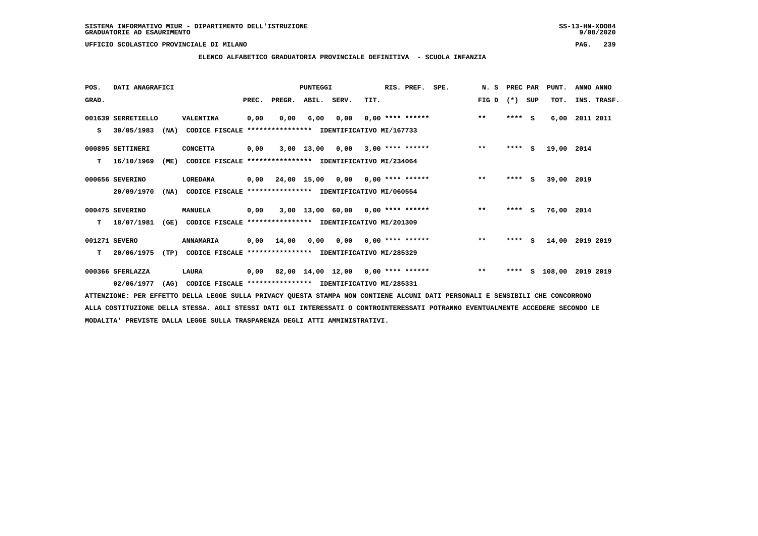SISTEMA INFORMATIVO MIUR - DIPARTIMENTO DELL'ISTRUZIONE
GRADUATORIE AD ESAURIMENTO

UFFICIO SCOLASTICO PROVINCIALE DI MILANO

ELENCO ALFABETICO GRADUATORIA PROVINCIALE DEFINITIVA - SCUOLA INFANZIA

| POS. GRAD. | DATI ANAGRAFICI | | PREC. | PREGR. | ABIL. | SERV. | TIT. | RIS. PREF. | SPE. | N. S FIG D | PREC PAR (*) | SUP | PUNT. TOT. | ANNO INS. | ANNO TRASF. |
|---|---|---|---|---|---|---|---|---|---|---|---|---|---|---|---|
| 001639 | SERRETIELLO | VALENTINA | 0,00 | 0,00 | 6,00 | 0,00 | 0,00 | **** ****** | | ** | **** | S | 6,00 | 2011 | 2011 |
| S | 30/05/1983 (NA) | CODICE FISCALE **************** IDENTIFICATIVO MI/167733 | | | | | | | | | | | | | |
| 000895 | SETTINERI | CONCETTA | 0,00 | 3,00 | 13,00 | 0,00 | 3,00 | **** ****** | | ** | **** | S | 19,00 | 2014 | |
| T | 16/10/1969 (ME) | CODICE FISCALE **************** IDENTIFICATIVO MI/234064 | | | | | | | | | | | | | |
| 000656 | SEVERINO | LOREDANA | 0,00 | 24,00 | 15,00 | 0,00 | 0,00 | **** ****** | | ** | **** | S | 39,00 | 2019 | |
| | 20/09/1970 (NA) | CODICE FISCALE **************** IDENTIFICATIVO MI/060554 | | | | | | | | | | | | | |
| 000475 | SEVERINO | MANUELA | 0,00 | 3,00 | 13,00 | 60,00 | 0,00 | **** ****** | | ** | **** | S | 76,00 | 2014 | |
| T | 18/07/1981 (GE) | CODICE FISCALE **************** IDENTIFICATIVO MI/201309 | | | | | | | | | | | | | |
| 001271 | SEVERO | ANNAMARIA | 0,00 | 14,00 | 0,00 | 0,00 | 0,00 | **** ****** | | ** | **** | S | 14,00 | 2019 | 2019 |
| T | 20/06/1975 (TP) | CODICE FISCALE **************** IDENTIFICATIVO MI/285329 | | | | | | | | | | | | | |
| 000366 | SFERLAZZA | LAURA | 0,00 | 82,00 | 14,00 | 12,00 | 0,00 | **** ****** | | ** | **** | S | 108,00 | 2019 | 2019 |
| | 02/06/1977 (AG) | CODICE FISCALE **************** IDENTIFICATIVO MI/285331 | | | | | | | | | | | | | |

ATTENZIONE: PER EFFETTO DELLA LEGGE SULLA PRIVACY QUESTA STAMPA NON CONTIENE ALCUNI DATI PERSONALI E SENSIBILI CHE CONCORRONO ALLA COSTITUZIONE DELLA STESSA. AGLI STESSI DATI GLI INTERESSATI O CONTROINTERESSATI POTRANNO EVENTUALMENTE ACCEDERE SECONDO LE MODALITA' PREVISTE DALLA LEGGE SULLA TRASPARENZA DEGLI ATTI AMMINISTRATIVI.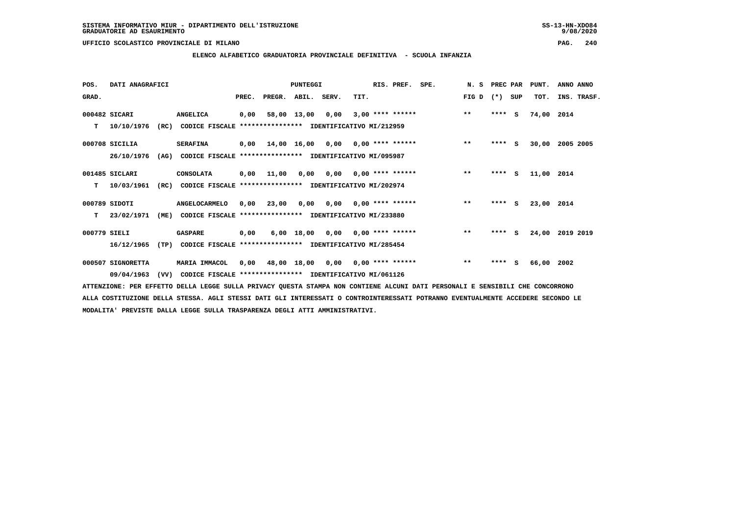SISTEMA INFORMATIVO MIUR - DIPARTIMENTO DELL'ISTRUZIONE
GRADUATORIE AD ESAURIMENTO

UFFICIO SCOLASTICO PROVINCIALE DI MILANO

## ELENCO ALFABETICO GRADUATORIA PROVINCIALE DEFINITIVA - SCUOLA INFANZIA

| POS. GRAD. | DATI ANAGRAFICI | | PUNTEGGI PREC. | PREGR. | ABIL. | SERV. | TIT. | RIS. PREF. | SPE. | N. S FIG D | PREC PAR (*) | SUP | PUNT. TOT. | ANNO ANNO INS. TRASF. |
|---|---|---|---|---|---|---|---|---|---|---|---|---|---|---|
| 000482 | SICARI | ANGELICA | 0,00 | 58,00 | 13,00 | 0,00 | 3,00 | **** ****** | | ** | **** | S | 74,00 | 2014 |
| T | 10/10/1976 (RC) | CODICE FISCALE **************** IDENTIFICATIVO MI/212959 | | | | | | | | | | | | |
| 000708 | SICILIA | SERAFINA | 0,00 | 14,00 | 16,00 | 0,00 | 0,00 | **** ****** | | ** | **** | S | 30,00 | 2005 2005 |
| | 26/10/1976 (AG) | CODICE FISCALE **************** IDENTIFICATIVO MI/095987 | | | | | | | | | | | | |
| 001485 | SICLARI | CONSOLATA | 0,00 | 11,00 | 0,00 | 0,00 | 0,00 | **** ****** | | ** | **** | S | 11,00 | 2014 |
| T | 10/03/1961 (RC) | CODICE FISCALE **************** IDENTIFICATIVO MI/202974 | | | | | | | | | | | | |
| 000789 | SIDOTI | ANGELOCARMELO | 0,00 | 23,00 | 0,00 | 0,00 | 0,00 | **** ****** | | ** | **** | S | 23,00 | 2014 |
| T | 23/02/1971 (ME) | CODICE FISCALE **************** IDENTIFICATIVO MI/233880 | | | | | | | | | | | | |
| 000779 | SIELI | GASPARE | 0,00 | 6,00 | 18,00 | 0,00 | 0,00 | **** ****** | | ** | **** | S | 24,00 | 2019 2019 |
| | 16/12/1965 (TP) | CODICE FISCALE **************** IDENTIFICATIVO MI/285454 | | | | | | | | | | | | |
| 000507 | SIGNORETTA | MARIA IMMACOL | 0,00 | 48,00 | 18,00 | 0,00 | 0,00 | **** ****** | | ** | **** | S | 66,00 | 2002 |
| | 09/04/1963 (VV) | CODICE FISCALE **************** IDENTIFICATIVO MI/061126 | | | | | | | | | | | | |

ATTENZIONE: PER EFFETTO DELLA LEGGE SULLA PRIVACY QUESTA STAMPA NON CONTIENE ALCUNI DATI PERSONALI E SENSIBILI CHE CONCORRONO ALLA COSTITUZIONE DELLA STESSA. AGLI STESSI DATI GLI INTERESSATI O CONTROINTERESSATI POTRANNO EVENTUALMENTE ACCEDERE SECONDO LE MODALITA' PREVISTE DALLA LEGGE SULLA TRASPARENZA DEGLI ATTI AMMINISTRATIVI.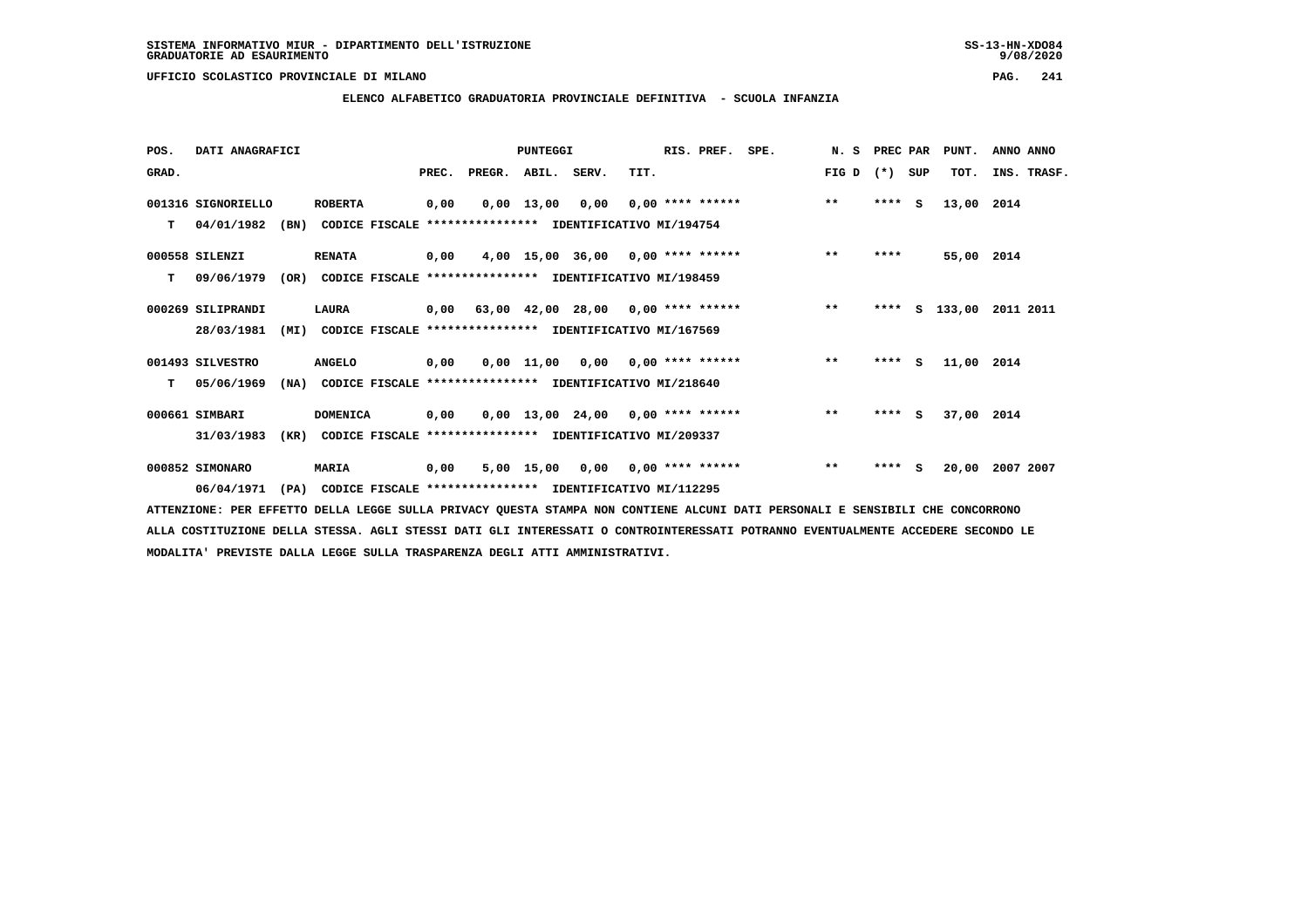SISTEMA INFORMATIVO MIUR - DIPARTIMENTO DELL'ISTRUZIONE
GRADUATORIE AD ESAURIMENTO

UFFICIO SCOLASTICO PROVINCIALE DI MILANO

**ELENCO ALFABETICO GRADUATORIA PROVINCIALE DEFINITIVA - SCUOLA INFANZIA**

| POS. GRAD. | DATI ANAGRAFICI | | PREC. | PREGR. | ABIL. | SERV. | TIT. | RIS. PREF. | SPE. | N. S FIG D | PREC PAR (*) | SUP | PUNT. TOT. | ANNO ANNO INS. TRASF. |
|---|---|---|---|---|---|---|---|---|---|---|---|---|---|---|
| 001316 | SIGNORIELLO | ROBERTA | 0,00 | 0,00 | 13,00 | 0,00 | 0,00 | **** ****** | | ** | **** | S | 13,00 | 2014 |
| T | 04/01/1982 (BN) | CODICE FISCALE **************** IDENTIFICATIVO MI/194754 | | | | | | | | | | | | |
| 000558 | SILENZI | RENATA | 0,00 | 4,00 | 15,00 | 36,00 | 0,00 | **** ****** | | ** | **** | | 55,00 | 2014 |
| T | 09/06/1979 (OR) | CODICE FISCALE **************** IDENTIFICATIVO MI/198459 | | | | | | | | | | | | |
| 000269 | SILIPRANDI | LAURA | 0,00 | 63,00 | 42,00 | 28,00 | 0,00 | **** ****** | | ** | **** | S | 133,00 | 2011 2011 |
| | 28/03/1981 (MI) | CODICE FISCALE **************** IDENTIFICATIVO MI/167569 | | | | | | | | | | | | |
| 001493 | SILVESTRO | ANGELO | 0,00 | 0,00 | 11,00 | 0,00 | 0,00 | **** ****** | | ** | **** | S | 11,00 | 2014 |
| T | 05/06/1969 (NA) | CODICE FISCALE **************** IDENTIFICATIVO MI/218640 | | | | | | | | | | | | |
| 000661 | SIMBARI | DOMENICA | 0,00 | 0,00 | 13,00 | 24,00 | 0,00 | **** ****** | | ** | **** | S | 37,00 | 2014 |
| | 31/03/1983 (KR) | CODICE FISCALE **************** IDENTIFICATIVO MI/209337 | | | | | | | | | | | | |
| 000852 | SIMONARO | MARIA | 0,00 | 5,00 | 15,00 | 0,00 | 0,00 | **** ****** | | ** | **** | S | 20,00 | 2007 2007 |
| | 06/04/1971 (PA) | CODICE FISCALE **************** IDENTIFICATIVO MI/112295 | | | | | | | | | | | | |

ATTENZIONE: PER EFFETTO DELLA LEGGE SULLA PRIVACY QUESTA STAMPA NON CONTIENE ALCUNI DATI PERSONALI E SENSIBILI CHE CONCORRONO ALLA COSTITUZIONE DELLA STESSA. AGLI STESSI DATI GLI INTERESSATI O CONTROINTERESSATI POTRANNO EVENTUALMENTE ACCEDERE SECONDO LE MODALITA' PREVISTE DALLA LEGGE SULLA TRASPARENZA DEGLI ATTI AMMINISTRATIVI.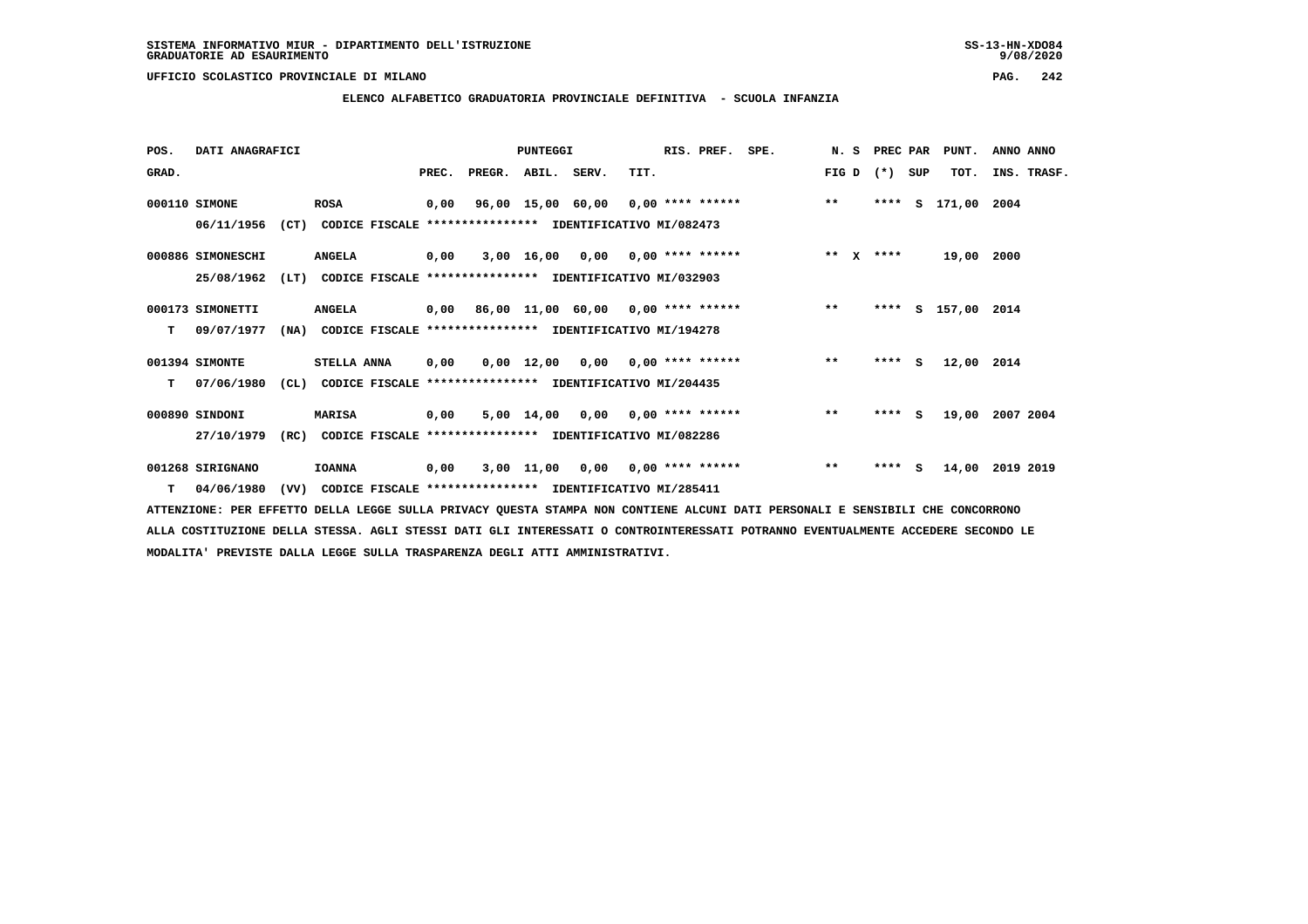SISTEMA INFORMATIVO MIUR - DIPARTIMENTO DELL'ISTRUZIONE
GRADUATORIE AD ESAURIMENTO

UFFICIO SCOLASTICO PROVINCIALE DI MILANO

## ELENCO ALFABETICO GRADUATORIA PROVINCIALE DEFINITIVA - SCUOLA INFANZIA

| POS. GRAD. | DATI ANAGRAFICI | | PREC. | PREGR. | ABIL. | SERV. | TIT. | RIS. PREF. | SPE. | N. S FIG D | PREC PAR (*) | SUP | PUNT. TOT. | ANNO INS. | ANNO TRASF. |
|---|---|---|---|---|---|---|---|---|---|---|---|---|---|---|---|
| 000110 | SIMONE | ROSA | 0,00 | 96,00 | 15,00 | 60,00 | 0,00 | **** ****** | | ** | **** | S | 171,00 | 2004 | |
| | 06/11/1956 (CT) | CODICE FISCALE **************** IDENTIFICATIVO MI/082473 | | | | | | | | | | | | | |
| 000886 | SIMONESCHI | ANGELA | 0,00 | 3,00 | 16,00 | 0,00 | 0,00 | **** ****** | | ** X | **** | | 19,00 | 2000 | |
| | 25/08/1962 (LT) | CODICE FISCALE **************** IDENTIFICATIVO MI/032903 | | | | | | | | | | | | | |
| 000173 | SIMONETTI | ANGELA | 0,00 | 86,00 | 11,00 | 60,00 | 0,00 | **** ****** | | ** | **** | S | 157,00 | 2014 | |
| T | 09/07/1977 (NA) | CODICE FISCALE **************** IDENTIFICATIVO MI/194278 | | | | | | | | | | | | | |
| 001394 | SIMONTE | STELLA ANNA | 0,00 | 0,00 | 12,00 | 0,00 | 0,00 | **** ****** | | ** | **** | S | 12,00 | 2014 | |
| T | 07/06/1980 (CL) | CODICE FISCALE **************** IDENTIFICATIVO MI/204435 | | | | | | | | | | | | | |
| 000890 | SINDONI | MARISA | 0,00 | 5,00 | 14,00 | 0,00 | 0,00 | **** ****** | | ** | **** | S | 19,00 | 2007 | 2004 |
| | 27/10/1979 (RC) | CODICE FISCALE **************** IDENTIFICATIVO MI/082286 | | | | | | | | | | | | | |
| 001268 | SIRIGNANO | IOANNA | 0,00 | 3,00 | 11,00 | 0,00 | 0,00 | **** ****** | | ** | **** | S | 14,00 | 2019 | 2019 |
| T | 04/06/1980 (VV) | CODICE FISCALE **************** IDENTIFICATIVO MI/285411 | | | | | | | | | | | | | |

ATTENZIONE: PER EFFETTO DELLA LEGGE SULLA PRIVACY QUESTA STAMPA NON CONTIENE ALCUNI DATI PERSONALI E SENSIBILI CHE CONCORRONO ALLA COSTITUZIONE DELLA STESSA. AGLI STESSI DATI GLI INTERESSATI O CONTROINTERESSATI POTRANNO EVENTUALMENTE ACCEDERE SECONDO LE MODALITA' PREVISTE DALLA LEGGE SULLA TRASPARENZA DEGLI ATTI AMMINISTRATIVI.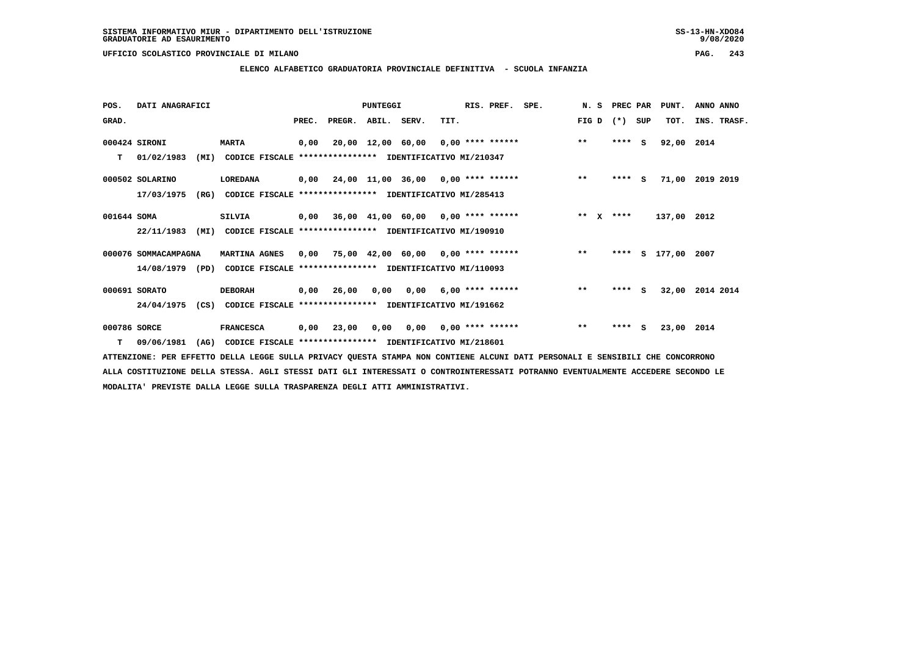SISTEMA INFORMATIVO MIUR - DIPARTIMENTO DELL'ISTRUZIONE
GRADUATORIE AD ESAURIMENTO

UFFICIO SCOLASTICO PROVINCIALE DI MILANO

**ELENCO ALFABETICO GRADUATORIA PROVINCIALE DEFINITIVA - SCUOLA INFANZIA**

| POS. GRAD. | DATI ANAGRAFICI | | PREC. | PREGR. | ABIL. | SERV. | TIT. | RIS. PREF. | SPE. | N. S FIG D | PREC PAR (*) SUP | PUNT. TOT. | ANNO ANNO INS. TRASF. |
|---|---|---|---|---|---|---|---|---|---|---|---|---|---|
| 000424 | SIRONI | MARTA | 0,00 | 20,00 | 12,00 | 60,00 | 0,00 | **** ****** | | ** | **** S | 92,00 | 2014 |
| T | 01/02/1983 (MI) | CODICE FISCALE **************** IDENTIFICATIVO MI/210347 | | | | | | | | | | | |
| 000502 | SOLARINO | LOREDANA | 0,00 | 24,00 | 11,00 | 36,00 | 0,00 | **** ****** | | ** | **** S | 71,00 | 2019 2019 |
| | 17/03/1975 (RG) | CODICE FISCALE **************** IDENTIFICATIVO MI/285413 | | | | | | | | | | | |
| 001644 | SOMA | SILVIA | 0,00 | 36,00 | 41,00 | 60,00 | 0,00 | **** ****** | | ** X | **** | 137,00 | 2012 |
| | 22/11/1983 (MI) | CODICE FISCALE **************** IDENTIFICATIVO MI/190910 | | | | | | | | | | | |
| 000076 | SOMMACAMPAGNA | MARTINA AGNES | 0,00 | 75,00 | 42,00 | 60,00 | 0,00 | **** ****** | | ** | **** S | 177,00 | 2007 |
| | 14/08/1979 (PD) | CODICE FISCALE **************** IDENTIFICATIVO MI/110093 | | | | | | | | | | | |
| 000691 | SORATO | DEBORAH | 0,00 | 26,00 | 0,00 | 0,00 | 6,00 | **** ****** | | ** | **** S | 32,00 | 2014 2014 |
| | 24/04/1975 (CS) | CODICE FISCALE **************** IDENTIFICATIVO MI/191662 | | | | | | | | | | | |
| 000786 | SORCE | FRANCESCA | 0,00 | 23,00 | 0,00 | 0,00 | 0,00 | **** ****** | | ** | **** S | 23,00 | 2014 |
| T | 09/06/1981 (AG) | CODICE FISCALE **************** IDENTIFICATIVO MI/218601 | | | | | | | | | | | |

ATTENZIONE: PER EFFETTO DELLA LEGGE SULLA PRIVACY QUESTA STAMPA NON CONTIENE ALCUNI DATI PERSONALI E SENSIBILI CHE CONCORRONO ALLA COSTITUZIONE DELLA STESSA. AGLI STESSI DATI GLI INTERESSATI O CONTROINTERESSATI POTRANNO EVENTUALMENTE ACCEDERE SECONDO LE MODALITA' PREVISTE DALLA LEGGE SULLA TRASPARENZA DEGLI ATTI AMMINISTRATIVI.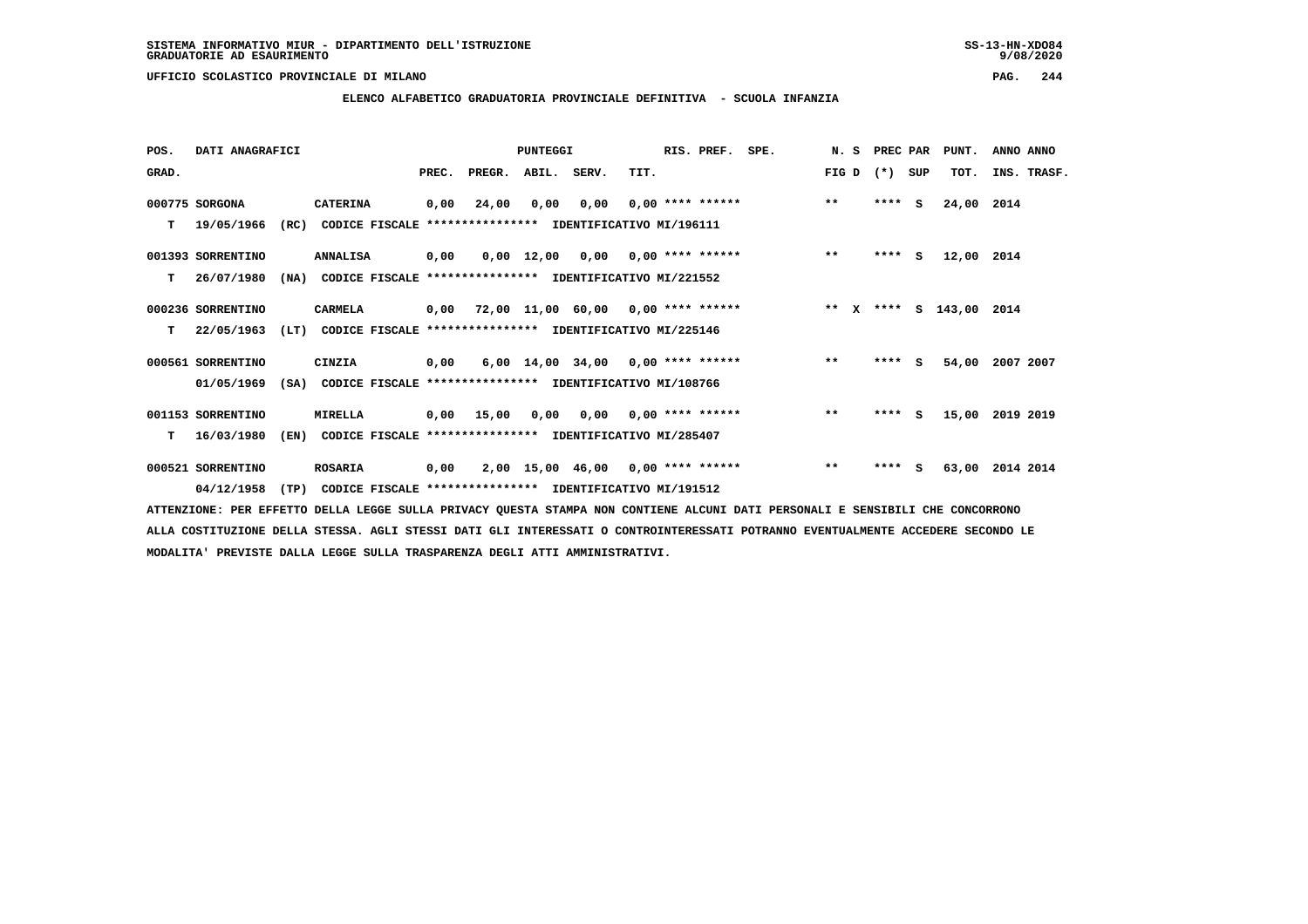SISTEMA INFORMATIVO MIUR - DIPARTIMENTO DELL'ISTRUZIONE
GRADUATORIE AD ESAURIMENTO

UFFICIO SCOLASTICO PROVINCIALE DI MILANO

## ELENCO ALFABETICO GRADUATORIA PROVINCIALE DEFINITIVA - SCUOLA INFANZIA

| POS. GRAD. | DATI ANAGRAFICI | | PREC. | PREGR. | ABIL. | SERV. | TIT. | RIS. PREF. SPE. | N. S FIG D | PREC PAR (*) SUP | PUNT. TOT. | ANNO ANNO INS. TRASF. |
|---|---|---|---|---|---|---|---|---|---|---|---|---|
| 000775 | SORGONA | CATERINA | 0,00 | 24,00 | 0,00 | 0,00 | 0,00 | **** ****** | ** | **** S | 24,00 | 2014 |
| T | 19/05/1966 (RC) | CODICE FISCALE **************** IDENTIFICATIVO MI/196111 | | | | | | | | | | |
| 001393 | SORRENTINO | ANNALISA | 0,00 | 0,00 | 12,00 | 0,00 | 0,00 | **** ****** | ** | **** S | 12,00 | 2014 |
| T | 26/07/1980 (NA) | CODICE FISCALE **************** IDENTIFICATIVO MI/221552 | | | | | | | | | | |
| 000236 | SORRENTINO | CARMELA | 0,00 | 72,00 | 11,00 | 60,00 | 0,00 | **** ****** | ** X | **** S | 143,00 | 2014 |
| T | 22/05/1963 (LT) | CODICE FISCALE **************** IDENTIFICATIVO MI/225146 | | | | | | | | | | |
| 000561 | SORRENTINO | CINZIA | 0,00 | 6,00 | 14,00 | 34,00 | 0,00 | **** ****** | ** | **** S | 54,00 | 2007 2007 |
| | 01/05/1969 (SA) | CODICE FISCALE **************** IDENTIFICATIVO MI/108766 | | | | | | | | | | |
| 001153 | SORRENTINO | MIRELLA | 0,00 | 15,00 | 0,00 | 0,00 | 0,00 | **** ****** | ** | **** S | 15,00 | 2019 2019 |
| T | 16/03/1980 (EN) | CODICE FISCALE **************** IDENTIFICATIVO MI/285407 | | | | | | | | | | |
| 000521 | SORRENTINO | ROSARIA | 0,00 | 2,00 | 15,00 | 46,00 | 0,00 | **** ****** | ** | **** S | 63,00 | 2014 2014 |
| | 04/12/1958 (TP) | CODICE FISCALE **************** IDENTIFICATIVO MI/191512 | | | | | | | | | | |

ATTENZIONE: PER EFFETTO DELLA LEGGE SULLA PRIVACY QUESTA STAMPA NON CONTIENE ALCUNI DATI PERSONALI E SENSIBILI CHE CONCORRONO ALLA COSTITUZIONE DELLA STESSA. AGLI STESSI DATI GLI INTERESSATI O CONTROINTERESSATI POTRANNO EVENTUALMENTE ACCEDERE SECONDO LE MODALITA' PREVISTE DALLA LEGGE SULLA TRASPARENZA DEGLI ATTI AMMINISTRATIVI.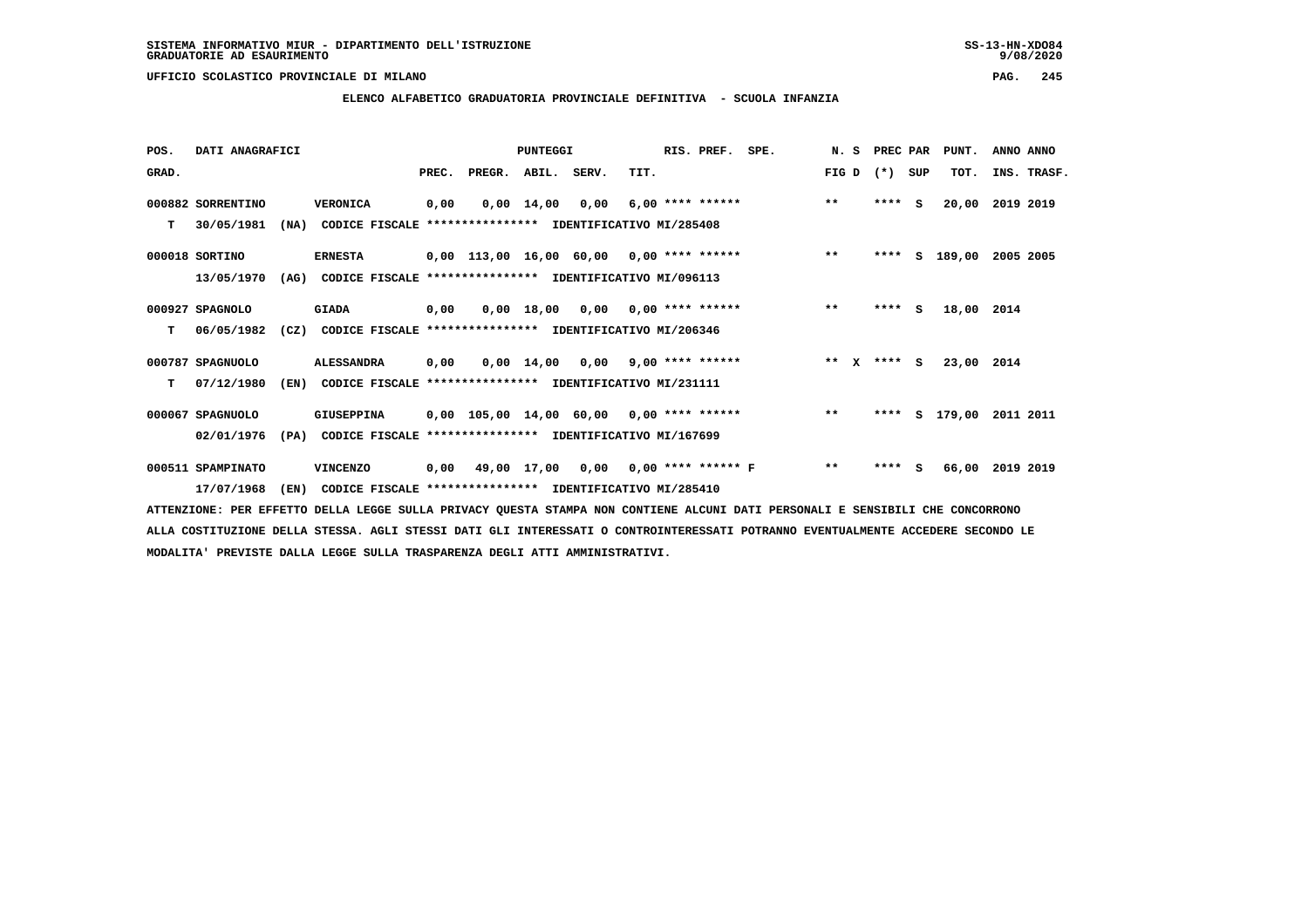SISTEMA INFORMATIVO MIUR - DIPARTIMENTO DELL'ISTRUZIONE
GRADUATORIE AD ESAURIMENTO

UFFICIO SCOLASTICO PROVINCIALE DI MILANO

ELENCO ALFABETICO GRADUATORIA PROVINCIALE DEFINITIVA - SCUOLA INFANZIA

| POS. GRAD. | DATI ANAGRAFICI | | | PREC. | PREGR. | ABIL. | SERV. | TIT. | RIS. PREF. | SPE. | N. S FIG D | PREC (*) | PAR SUP | PUNT. TOT. | ANNO INS. | ANNO TRASF. |
|---|---|---|---|---|---|---|---|---|---|---|---|---|---|---|---|---|
| 000882 | SORRENTINO | VERONICA | | 0,00 | 0,00 | 14,00 | 0,00 | 6,00 | **** ****** | | ** | **** | S | 20,00 | 2019 | 2019 |
| T | 30/05/1981 (NA) | CODICE FISCALE **************** | IDENTIFICATIVO MI/285408 | | | | | | | | | | | | | |
| 000018 | SORTINO | ERNESTA | | 0,00 | 113,00 | 16,00 | 60,00 | 0,00 | **** ****** | | ** | **** | S | 189,00 | 2005 | 2005 |
| | 13/05/1970 (AG) | CODICE FISCALE **************** | IDENTIFICATIVO MI/096113 | | | | | | | | | | | | | |
| 000927 | SPAGNOLO | GIADA | | 0,00 | 0,00 | 18,00 | 0,00 | 0,00 | **** ****** | | ** | **** | S | 18,00 | 2014 | |
| T | 06/05/1982 (CZ) | CODICE FISCALE **************** | IDENTIFICATIVO MI/206346 | | | | | | | | | | | | | |
| 000787 | SPAGNUOLO | ALESSANDRA | | 0,00 | 0,00 | 14,00 | 0,00 | 9,00 | **** ****** | | ** X | **** | S | 23,00 | 2014 | |
| T | 07/12/1980 (EN) | CODICE FISCALE **************** | IDENTIFICATIVO MI/231111 | | | | | | | | | | | | | |
| 000067 | SPAGNUOLO | GIUSEPPINA | | 0,00 | 105,00 | 14,00 | 60,00 | 0,00 | **** ****** | | ** | **** | S | 179,00 | 2011 | 2011 |
| | 02/01/1976 (PA) | CODICE FISCALE **************** | IDENTIFICATIVO MI/167699 | | | | | | | | | | | | | |
| 000511 | SPAMPINATO | VINCENZO | | 0,00 | 49,00 | 17,00 | 0,00 | 0,00 | **** ****** | F | ** | **** | S | 66,00 | 2019 | 2019 |
| | 17/07/1968 (EN) | CODICE FISCALE **************** | IDENTIFICATIVO MI/285410 | | | | | | | | | | | | | |

ATTENZIONE: PER EFFETTO DELLA LEGGE SULLA PRIVACY QUESTA STAMPA NON CONTIENE ALCUNI DATI PERSONALI E SENSIBILI CHE CONCORRONO ALLA COSTITUZIONE DELLA STESSA. AGLI STESSI DATI GLI INTERESSATI O CONTROINTERESSATI POTRANNO EVENTUALMENTE ACCEDERE SECONDO LE MODALITA' PREVISTE DALLA LEGGE SULLA TRASPARENZA DEGLI ATTI AMMINISTRATIVI.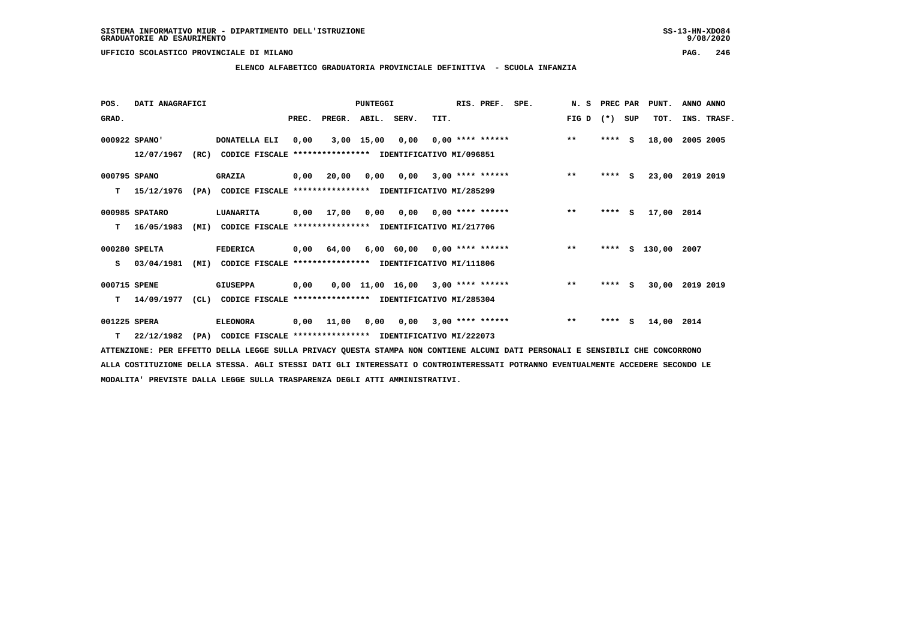SISTEMA INFORMATIVO MIUR - DIPARTIMENTO DELL'ISTRUZIONE
GRADUATORIE AD ESAURIMENTO

UFFICIO SCOLASTICO PROVINCIALE DI MILANO

## ELENCO ALFABETICO GRADUATORIA PROVINCIALE DEFINITIVA - SCUOLA INFANZIA

| POS. GRAD. | DATI ANAGRAFICI | | PREC. | PREGR. | ABIL. | SERV. | TIT. | RIS. PREF. | SPE. | N. S FIG D | PREC PAR (*) | SUP | PUNT. TOT. | ANNO INS. | ANNO TRASF. |
|---|---|---|---|---|---|---|---|---|---|---|---|---|---|---|---|
| 000922 | SPANO' | DONATELLA ELI | 0,00 | 3,00 | 15,00 | 0,00 | 0,00 | **** ****** | | ** | **** | S | 18,00 | 2005 | 2005 |
| | 12/07/1967 (RC) | CODICE FISCALE **************** IDENTIFICATIVO MI/096851 | | | | | | | | | | | | | |
| 000795 | SPANO | GRAZIA | 0,00 | 20,00 | 0,00 | 0,00 | 3,00 | **** ****** | | ** | **** | S | 23,00 | 2019 | 2019 |
| T | 15/12/1976 (PA) | CODICE FISCALE **************** IDENTIFICATIVO MI/285299 | | | | | | | | | | | | | |
| 000985 | SPATARO | LUANARITA | 0,00 | 17,00 | 0,00 | 0,00 | 0,00 | **** ****** | | ** | **** | S | 17,00 | 2014 | |
| T | 16/05/1983 (MI) | CODICE FISCALE **************** IDENTIFICATIVO MI/217706 | | | | | | | | | | | | | |
| 000280 | SPELTA | FEDERICA | 0,00 | 64,00 | 6,00 | 60,00 | 0,00 | **** ****** | | ** | **** | S | 130,00 | 2007 | |
| S | 03/04/1981 (MI) | CODICE FISCALE **************** IDENTIFICATIVO MI/111806 | | | | | | | | | | | | | |
| 000715 | SPENE | GIUSEPPA | 0,00 | 0,00 | 11,00 | 16,00 | 3,00 | **** ****** | | ** | **** | S | 30,00 | 2019 | 2019 |
| T | 14/09/1977 (CL) | CODICE FISCALE **************** IDENTIFICATIVO MI/285304 | | | | | | | | | | | | | |
| 001225 | SPERA | ELEONORA | 0,00 | 11,00 | 0,00 | 0,00 | 3,00 | **** ****** | | ** | **** | S | 14,00 | 2014 | |
| T | 22/12/1982 (PA) | CODICE FISCALE **************** IDENTIFICATIVO MI/222073 | | | | | | | | | | | | | |

ATTENZIONE: PER EFFETTO DELLA LEGGE SULLA PRIVACY QUESTA STAMPA NON CONTIENE ALCUNI DATI PERSONALI E SENSIBILI CHE CONCORRONO ALLA COSTITUZIONE DELLA STESSA. AGLI STESSI DATI GLI INTERESSATI O CONTROINTERESSATI POTRANNO EVENTUALMENTE ACCEDERE SECONDO LE MODALITA' PREVISTE DALLA LEGGE SULLA TRASPARENZA DEGLI ATTI AMMINISTRATIVI.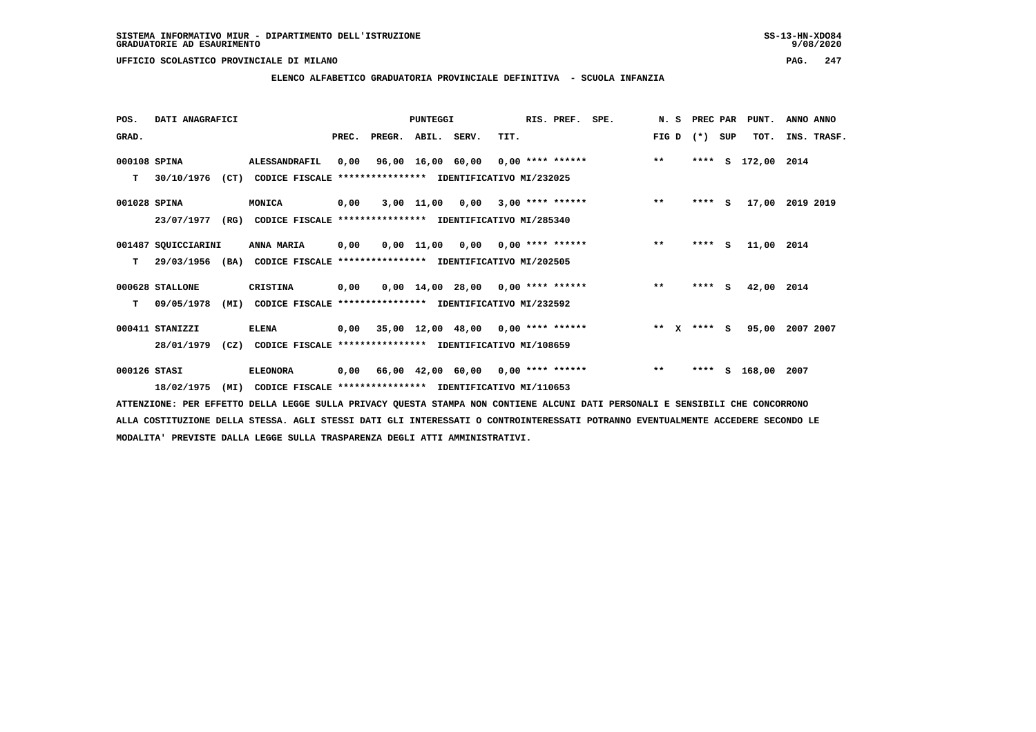SISTEMA INFORMATIVO MIUR - DIPARTIMENTO DELL'ISTRUZIONE
GRADUATORIE AD ESAURIMENTO

UFFICIO SCOLASTICO PROVINCIALE DI MILANO

## ELENCO ALFABETICO GRADUATORIA PROVINCIALE DEFINITIVA - SCUOLA INFANZIA

| POS. GRAD. | DATI ANAGRAFICI | | PREC. | PREGR. | ABIL. | SERV. | TIT. | RIS. PREF. | SPE. | N. S FIG D | PREC PAR (*) SUP | PUNT. TOT. | ANNO ANNO INS. TRASF. |
|---|---|---|---|---|---|---|---|---|---|---|---|---|---|
| 000108 | SPINA | ALESSANDRAFIL | 0,00 | 96,00 | 16,00 | 60,00 | 0,00 | **** ****** | | ** | **** S | 172,00 | 2014 |
| T | 30/10/1976 (CT) | CODICE FISCALE **************** IDENTIFICATIVO MI/232025 | | | | | | | | | | | |
| 001028 | SPINA | MONICA | 0,00 | 3,00 | 11,00 | 0,00 | 3,00 | **** ****** | | ** | **** S | 17,00 | 2019 2019 |
| | 23/07/1977 (RG) | CODICE FISCALE **************** IDENTIFICATIVO MI/285340 | | | | | | | | | | | |
| 001487 | SQUICCIARINI | ANNA MARIA | 0,00 | 0,00 | 11,00 | 0,00 | 0,00 | **** ****** | | ** | **** S | 11,00 | 2014 |
| T | 29/03/1956 (BA) | CODICE FISCALE **************** IDENTIFICATIVO MI/202505 | | | | | | | | | | | |
| 000628 | STALLONE | CRISTINA | 0,00 | 0,00 | 14,00 | 28,00 | 0,00 | **** ****** | | ** | **** S | 42,00 | 2014 |
| T | 09/05/1978 (MI) | CODICE FISCALE **************** IDENTIFICATIVO MI/232592 | | | | | | | | | | | |
| 000411 | STANIZZI | ELENA | 0,00 | 35,00 | 12,00 | 48,00 | 0,00 | **** ****** | | ** X | **** S | 95,00 | 2007 2007 |
| | 28/01/1979 (CZ) | CODICE FISCALE **************** IDENTIFICATIVO MI/108659 | | | | | | | | | | | |
| 000126 | STASI | ELEONORA | 0,00 | 66,00 | 42,00 | 60,00 | 0,00 | **** ****** | | ** | **** S | 168,00 | 2007 |
| | 18/02/1975 (MI) | CODICE FISCALE **************** IDENTIFICATIVO MI/110653 | | | | | | | | | | | |

ATTENZIONE: PER EFFETTO DELLA LEGGE SULLA PRIVACY QUESTA STAMPA NON CONTIENE ALCUNI DATI PERSONALI E SENSIBILI CHE CONCORRONO ALLA COSTITUZIONE DELLA STESSA. AGLI STESSI DATI GLI INTERESSATI O CONTROINTERESSATI POTRANNO EVENTUALMENTE ACCEDERE SECONDO LE MODALITA' PREVISTE DALLA LEGGE SULLA TRASPARENZA DEGLI ATTI AMMINISTRATIVI.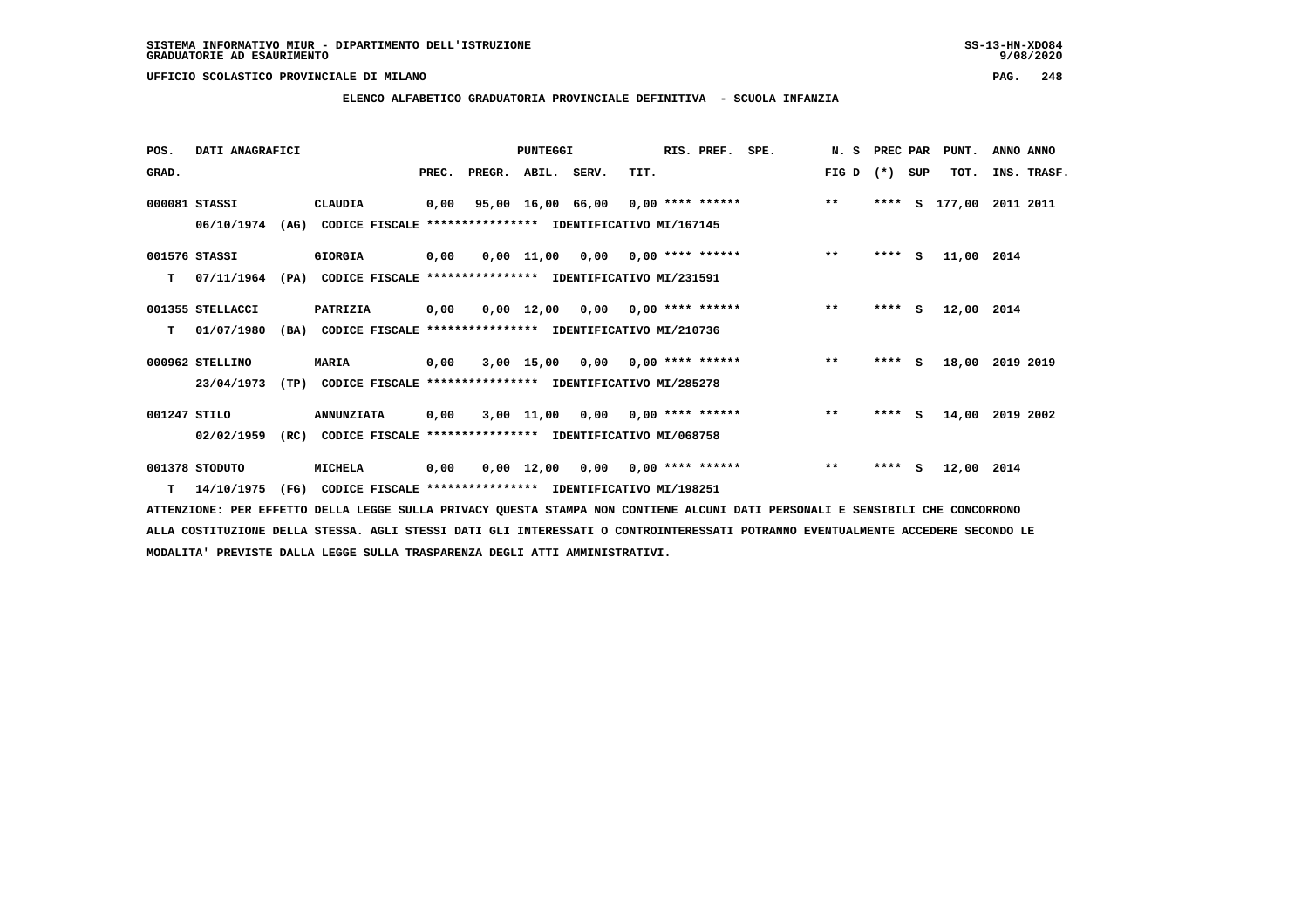SISTEMA INFORMATIVO MIUR - DIPARTIMENTO DELL'ISTRUZIONE
GRADUATORIE AD ESAURIMENTO

UFFICIO SCOLASTICO PROVINCIALE DI MILANO

## ELENCO ALFABETICO GRADUATORIA PROVINCIALE DEFINITIVA - SCUOLA INFANZIA

| POS. GRAD. | DATI ANAGRAFICI | | PREC. | PREGR. | ABIL. | SERV. | TIT. | RIS. PREF. | SPE. | N. S FIG D | PREC PAR (*) | SUP | PUNT. TOT. | ANNO INS. | ANNO TRASF. |
|---|---|---|---|---|---|---|---|---|---|---|---|---|---|---|---|
| 000081 | STASSI | CLAUDIA | 0,00 | 95,00 | 16,00 | 66,00 | 0,00 | **** ****** | | ** | **** | S | 177,00 | 2011 | 2011 |
| | 06/10/1974 (AG) | CODICE FISCALE **************** IDENTIFICATIVO MI/167145 | | | | | | | | | | | | | |
| 001576 | STASSI | GIORGIA | 0,00 | 0,00 | 11,00 | 0,00 | 0,00 | **** ****** | | ** | **** | S | 11,00 | 2014 | |
| T | 07/11/1964 (PA) | CODICE FISCALE **************** IDENTIFICATIVO MI/231591 | | | | | | | | | | | | | |
| 001355 | STELLACCI | PATRIZIA | 0,00 | 0,00 | 12,00 | 0,00 | 0,00 | **** ****** | | ** | **** | S | 12,00 | 2014 | |
| T | 01/07/1980 (BA) | CODICE FISCALE **************** IDENTIFICATIVO MI/210736 | | | | | | | | | | | | | |
| 000962 | STELLINO | MARIA | 0,00 | 3,00 | 15,00 | 0,00 | 0,00 | **** ****** | | ** | **** | S | 18,00 | 2019 | 2019 |
| | 23/04/1973 (TP) | CODICE FISCALE **************** IDENTIFICATIVO MI/285278 | | | | | | | | | | | | | |
| 001247 | STILO | ANNUNZIATA | 0,00 | 3,00 | 11,00 | 0,00 | 0,00 | **** ****** | | ** | **** | S | 14,00 | 2019 | 2002 |
| | 02/02/1959 (RC) | CODICE FISCALE **************** IDENTIFICATIVO MI/068758 | | | | | | | | | | | | | |
| 001378 | STODUTO | MICHELA | 0,00 | 0,00 | 12,00 | 0,00 | 0,00 | **** ****** | | ** | **** | S | 12,00 | 2014 | |
| T | 14/10/1975 (FG) | CODICE FISCALE **************** IDENTIFICATIVO MI/198251 | | | | | | | | | | | | | |

ATTENZIONE: PER EFFETTO DELLA LEGGE SULLA PRIVACY QUESTA STAMPA NON CONTIENE ALCUNI DATI PERSONALI E SENSIBILI CHE CONCORRONO ALLA COSTITUZIONE DELLA STESSA. AGLI STESSI DATI GLI INTERESSATI O CONTROINTERESSATI POTRANNO EVENTUALMENTE ACCEDERE SECONDO LE MODALITA' PREVISTE DALLA LEGGE SULLA TRASPARENZA DEGLI ATTI AMMINISTRATIVI.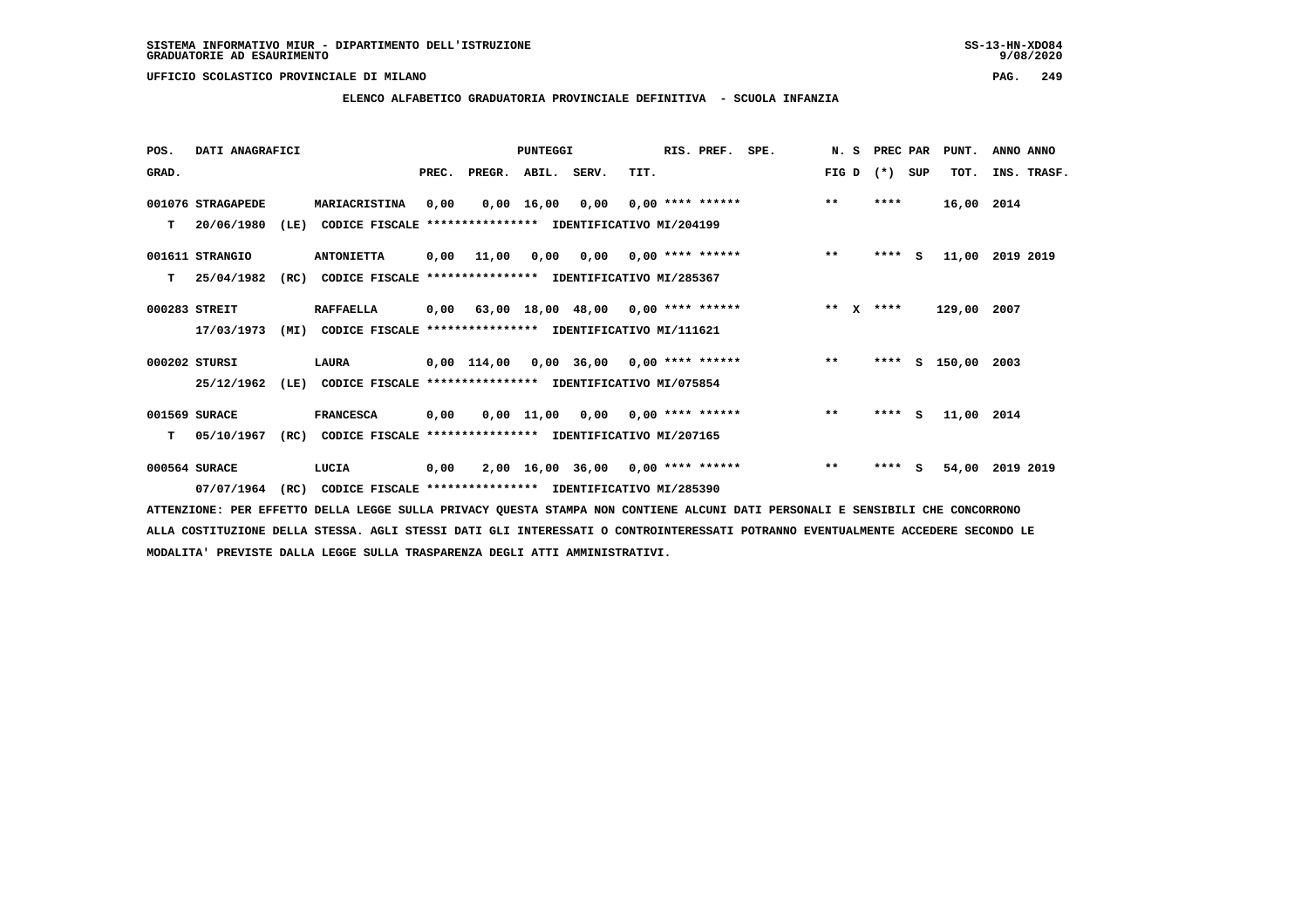SISTEMA INFORMATIVO MIUR - DIPARTIMENTO DELL'ISTRUZIONE
GRADUATORIE AD ESAURIMENTO

UFFICIO SCOLASTICO PROVINCIALE DI MILANO

**ELENCO ALFABETICO GRADUATORIA PROVINCIALE DEFINITIVA - SCUOLA INFANZIA**

| POS. GRAD. | DATI ANAGRAFICI | | PREC. | PREGR. | ABIL. | SERV. | TIT. | RIS. PREF. | SPE. | N. S FIG D | PREC PAR (*) SUP | PUNT. TOT. | ANNO ANNO INS. TRASF. |
|---|---|---|---|---|---|---|---|---|---|---|---|---|---|
| 001076 | STRAGAPEDE | MARIACRISTINA | 0,00 | 0,00 | 16,00 | 0,00 | 0,00 | **** ****** | | ** | **** | 16,00 | 2014 |
| T | 20/06/1980 (LE) | CODICE FISCALE **************** IDENTIFICATIVO MI/204199 | | | | | | | | | | | |
| 001611 | STRANGIO | ANTONIETTA | 0,00 | 11,00 | 0,00 | 0,00 | 0,00 | **** ****** | | ** | **** S | 11,00 | 2019 2019 |
| T | 25/04/1982 (RC) | CODICE FISCALE **************** IDENTIFICATIVO MI/285367 | | | | | | | | | | | |
| 000283 | STREIT | RAFFAELLA | 0,00 | 63,00 | 18,00 | 48,00 | 0,00 | **** ****** | | ** X | **** | 129,00 | 2007 |
| | 17/03/1973 (MI) | CODICE FISCALE **************** IDENTIFICATIVO MI/111621 | | | | | | | | | | | |
| 000202 | STURSI | LAURA | 0,00 | 114,00 | 0,00 | 36,00 | 0,00 | **** ****** | | ** | **** S | 150,00 | 2003 |
| | 25/12/1962 (LE) | CODICE FISCALE **************** IDENTIFICATIVO MI/075854 | | | | | | | | | | | |
| 001569 | SURACE | FRANCESCA | 0,00 | 0,00 | 11,00 | 0,00 | 0,00 | **** ****** | | ** | **** S | 11,00 | 2014 |
| T | 05/10/1967 (RC) | CODICE FISCALE **************** IDENTIFICATIVO MI/207165 | | | | | | | | | | | |
| 000564 | SURACE | LUCIA | 0,00 | 2,00 | 16,00 | 36,00 | 0,00 | **** ****** | | ** | **** S | 54,00 | 2019 2019 |
| | 07/07/1964 (RC) | CODICE FISCALE **************** IDENTIFICATIVO MI/285390 | | | | | | | | | | | |

ATTENZIONE: PER EFFETTO DELLA LEGGE SULLA PRIVACY QUESTA STAMPA NON CONTIENE ALCUNI DATI PERSONALI E SENSIBILI CHE CONCORRONO ALLA COSTITUZIONE DELLA STESSA. AGLI STESSI DATI GLI INTERESSATI O CONTROINTERESSATI POTRANNO EVENTUALMENTE ACCEDERE SECONDO LE MODALITA' PREVISTE DALLA LEGGE SULLA TRASPARENZA DEGLI ATTI AMMINISTRATIVI.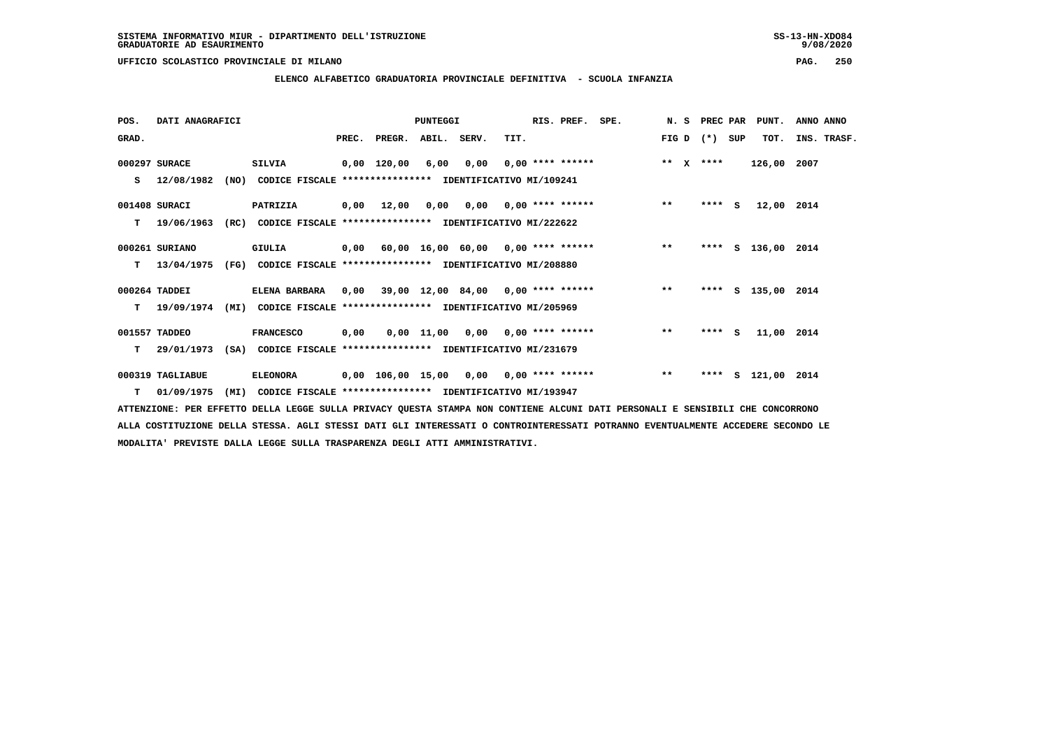SISTEMA INFORMATIVO MIUR - DIPARTIMENTO DELL'ISTRUZIONE
GRADUATORIE AD ESAURIMENTO

UFFICIO SCOLASTICO PROVINCIALE DI MILANO

**ELENCO ALFABETICO GRADUATORIA PROVINCIALE DEFINITIVA - SCUOLA INFANZIA**

| POS. GRAD. | DATI ANAGRAFICI | | PREC. | PREGR. | ABIL. | SERV. | TIT. | RIS. PREF. | SPE. | N. S FIG D | PREC PAR (*) | SUP | PUNT. TOT. | ANNO ANNO INS. TRASF. |
|---|---|---|---|---|---|---|---|---|---|---|---|---|---|---|
| 000297 | SURACE | SILVIA | 0,00 | 120,00 | 6,00 | 0,00 | 0,00 | **** ****** | | ** X | **** | | 126,00 | 2007 |
| S | 12/08/1982 (NO) | CODICE FISCALE **************** IDENTIFICATIVO MI/109241 | | | | | | | | | | | | |
| 001408 | SURACI | PATRIZIA | 0,00 | 12,00 | 0,00 | 0,00 | 0,00 | **** ****** | | ** | **** | S | 12,00 | 2014 |
| T | 19/06/1963 (RC) | CODICE FISCALE **************** IDENTIFICATIVO MI/222622 | | | | | | | | | | | | |
| 000261 | SURIANO | GIULIA | 0,00 | 60,00 | 16,00 | 60,00 | 0,00 | **** ****** | | ** | **** | S | 136,00 | 2014 |
| T | 13/04/1975 (FG) | CODICE FISCALE **************** IDENTIFICATIVO MI/208880 | | | | | | | | | | | | |
| 000264 | TADDEI | ELENA BARBARA | 0,00 | 39,00 | 12,00 | 84,00 | 0,00 | **** ****** | | ** | **** | S | 135,00 | 2014 |
| T | 19/09/1974 (MI) | CODICE FISCALE **************** IDENTIFICATIVO MI/205969 | | | | | | | | | | | | |
| 001557 | TADDEO | FRANCESCO | 0,00 | 0,00 | 11,00 | 0,00 | 0,00 | **** ****** | | ** | **** | S | 11,00 | 2014 |
| T | 29/01/1973 (SA) | CODICE FISCALE **************** IDENTIFICATIVO MI/231679 | | | | | | | | | | | | |
| 000319 | TAGLIABUE | ELEONORA | 0,00 | 106,00 | 15,00 | 0,00 | 0,00 | **** ****** | | ** | **** | S | 121,00 | 2014 |
| T | 01/09/1975 (MI) | CODICE FISCALE **************** IDENTIFICATIVO MI/193947 | | | | | | | | | | | | |

ATTENZIONE: PER EFFETTO DELLA LEGGE SULLA PRIVACY QUESTA STAMPA NON CONTIENE ALCUNI DATI PERSONALI E SENSIBILI CHE CONCORRONO ALLA COSTITUZIONE DELLA STESSA. AGLI STESSI DATI GLI INTERESSATI O CONTROINTERESSATI POTRANNO EVENTUALMENTE ACCEDERE SECONDO LE MODALITA' PREVISTE DALLA LEGGE SULLA TRASPARENZA DEGLI ATTI AMMINISTRATIVI.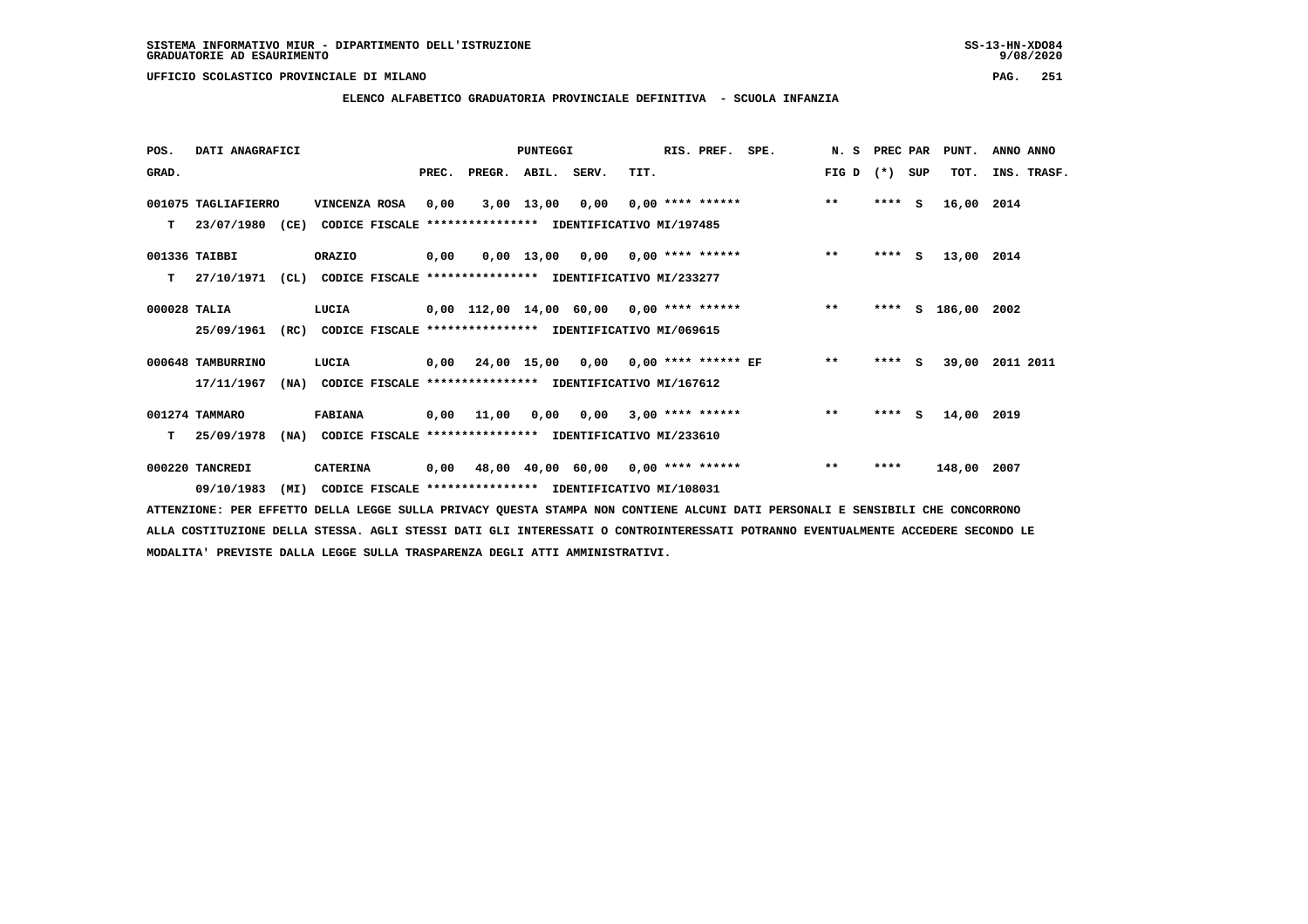SISTEMA INFORMATIVO MIUR - DIPARTIMENTO DELL'ISTRUZIONE
GRADUATORIE AD ESAURIMENTO

UFFICIO SCOLASTICO PROVINCIALE DI MILANO

## ELENCO ALFABETICO GRADUATORIA PROVINCIALE DEFINITIVA - SCUOLA INFANZIA

| POS. GRAD. | DATI ANAGRAFICI | | PREC. | PREGR. | ABIL. | SERV. | TIT. | RIS. PREF. | SPE. | N. S FIG D | PREC PAR (*) | SUP | PUNT. TOT. | ANNO ANNO INS. TRASF. |
|---|---|---|---|---|---|---|---|---|---|---|---|---|---|---|
| 001075 | TAGLIAFIERRO | VINCENZA ROSA | 0,00 | 3,00 | 13,00 | 0,00 | 0,00 | **** ****** | | ** | **** | S | 16,00 | 2014 |
| T | 23/07/1980 (CE) | CODICE FISCALE **************** IDENTIFICATIVO MI/197485 | | | | | | | | | | | | |
| 001336 | TAIBBI | ORAZIO | 0,00 | 0,00 | 13,00 | 0,00 | 0,00 | **** ****** | | ** | **** | S | 13,00 | 2014 |
| T | 27/10/1971 (CL) | CODICE FISCALE **************** IDENTIFICATIVO MI/233277 | | | | | | | | | | | | |
| 000028 | TALIA | LUCIA | 0,00 | 112,00 | 14,00 | 60,00 | 0,00 | **** ****** | | ** | **** | S | 186,00 | 2002 |
| | 25/09/1961 (RC) | CODICE FISCALE **************** IDENTIFICATIVO MI/069615 | | | | | | | | | | | | |
| 000648 | TAMBURRINO | LUCIA | 0,00 | 24,00 | 15,00 | 0,00 | 0,00 | **** ****** | EF | ** | **** | S | 39,00 | 2011 2011 |
| | 17/11/1967 (NA) | CODICE FISCALE **************** IDENTIFICATIVO MI/167612 | | | | | | | | | | | | |
| 001274 | TAMMARO | FABIANA | 0,00 | 11,00 | 0,00 | 0,00 | 3,00 | **** ****** | | ** | **** | S | 14,00 | 2019 |
| T | 25/09/1978 (NA) | CODICE FISCALE **************** IDENTIFICATIVO MI/233610 | | | | | | | | | | | | |
| 000220 | TANCREDI | CATERINA | 0,00 | 48,00 | 40,00 | 60,00 | 0,00 | **** ****** | | ** | **** | | 148,00 | 2007 |
| | 09/10/1983 (MI) | CODICE FISCALE **************** IDENTIFICATIVO MI/108031 | | | | | | | | | | | | |

ATTENZIONE: PER EFFETTO DELLA LEGGE SULLA PRIVACY QUESTA STAMPA NON CONTIENE ALCUNI DATI PERSONALI E SENSIBILI CHE CONCORRONO ALLA COSTITUZIONE DELLA STESSA. AGLI STESSI DATI GLI INTERESSATI O CONTROINTERESSATI POTRANNO EVENTUALMENTE ACCEDERE SECONDO LE MODALITA' PREVISTE DALLA LEGGE SULLA TRASPARENZA DEGLI ATTI AMMINISTRATIVI.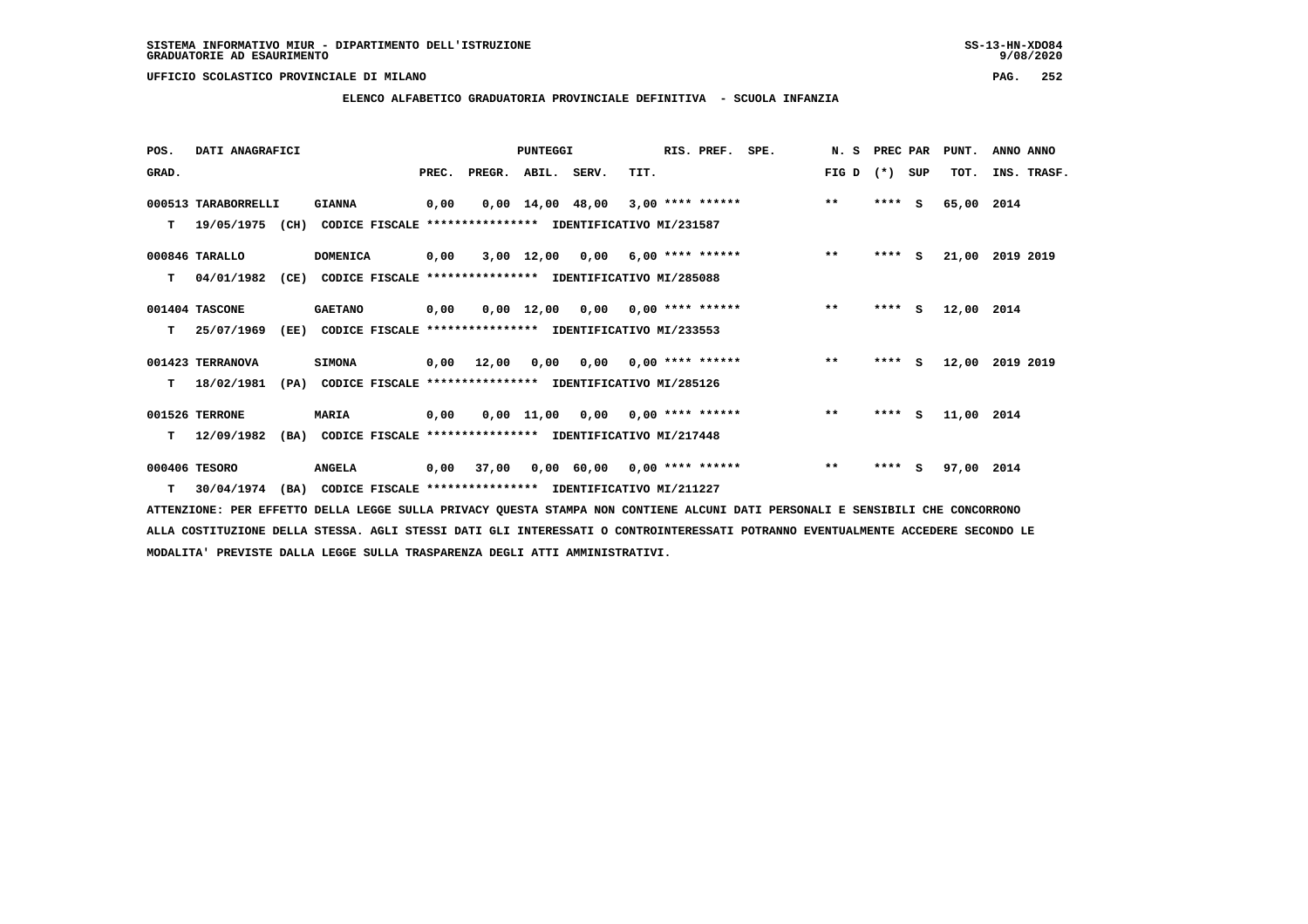SISTEMA INFORMATIVO MIUR - DIPARTIMENTO DELL'ISTRUZIONE
GRADUATORIE AD ESAURIMENTO

UFFICIO SCOLASTICO PROVINCIALE DI MILANO

**ELENCO ALFABETICO GRADUATORIA PROVINCIALE DEFINITIVA - SCUOLA INFANZIA**

| POS. GRAD. | DATI ANAGRAFICI | | PREC. | PREGR. | ABIL. | SERV. | TIT. | RIS. PREF. | SPE. | N. S FIG D | PREC PAR (*) | SUP | PUNT. TOT. | ANNO INS. | ANNO TRASF. |
|---|---|---|---|---|---|---|---|---|---|---|---|---|---|---|---|
| 000513 | TARABORRELLI | GIANNA | 0,00 | 0,00 | 14,00 | 48,00 | 3,00 | **** ****** | | ** | **** | S | 65,00 | 2014 | |
| T | 19/05/1975 (CH) | CODICE FISCALE **************** IDENTIFICATIVO MI/231587 | | | | | | | | | | | | | |
| 000846 | TARALLO | DOMENICA | 0,00 | 3,00 | 12,00 | 0,00 | 6,00 | **** ****** | | ** | **** | S | 21,00 | 2019 | 2019 |
| T | 04/01/1982 (CE) | CODICE FISCALE **************** IDENTIFICATIVO MI/285088 | | | | | | | | | | | | | |
| 001404 | TASCONE | GAETANO | 0,00 | 0,00 | 12,00 | 0,00 | 0,00 | **** ****** | | ** | **** | S | 12,00 | 2014 | |
| T | 25/07/1969 (EE) | CODICE FISCALE **************** IDENTIFICATIVO MI/233553 | | | | | | | | | | | | | |
| 001423 | TERRANOVA | SIMONA | 0,00 | 12,00 | 0,00 | 0,00 | 0,00 | **** ****** | | ** | **** | S | 12,00 | 2019 | 2019 |
| T | 18/02/1981 (PA) | CODICE FISCALE **************** IDENTIFICATIVO MI/285126 | | | | | | | | | | | | | |
| 001526 | TERRONE | MARIA | 0,00 | 0,00 | 11,00 | 0,00 | 0,00 | **** ****** | | ** | **** | S | 11,00 | 2014 | |
| T | 12/09/1982 (BA) | CODICE FISCALE **************** IDENTIFICATIVO MI/217448 | | | | | | | | | | | | | |
| 000406 | TESORO | ANGELA | 0,00 | 37,00 | 0,00 | 60,00 | 0,00 | **** ****** | | ** | **** | S | 97,00 | 2014 | |
| T | 30/04/1974 (BA) | CODICE FISCALE **************** IDENTIFICATIVO MI/211227 | | | | | | | | | | | | | |

ATTENZIONE: PER EFFETTO DELLA LEGGE SULLA PRIVACY QUESTA STAMPA NON CONTIENE ALCUNI DATI PERSONALI E SENSIBILI CHE CONCORRONO ALLA COSTITUZIONE DELLA STESSA. AGLI STESSI DATI GLI INTERESSATI O CONTROINTERESSATI POTRANNO EVENTUALMENTE ACCEDERE SECONDO LE MODALITA' PREVISTE DALLA LEGGE SULLA TRASPARENZA DEGLI ATTI AMMINISTRATIVI.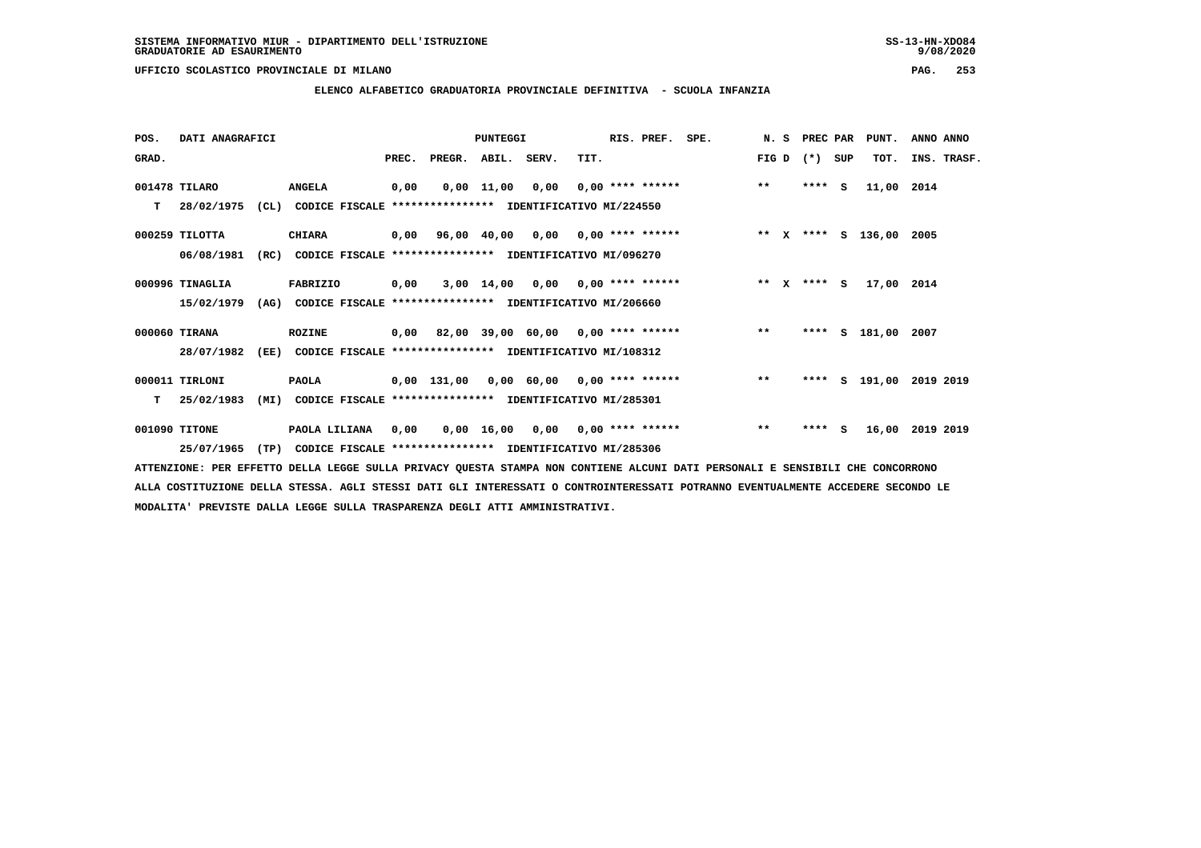SISTEMA INFORMATIVO MIUR - DIPARTIMENTO DELL'ISTRUZIONE
GRADUATORIE AD ESAURIMENTO

UFFICIO SCOLASTICO PROVINCIALE DI MILANO

**ELENCO ALFABETICO GRADUATORIA PROVINCIALE DEFINITIVA - SCUOLA INFANZIA**

| POS. GRAD. | DATI ANAGRAFICI | | PREC. | PREGR. | ABIL. | SERV. | TIT. | RIS. PREF. | SPE. | N. S FIG D | PREC PAR (*) | SUP | PUNT. TOT. | ANNO INS. | ANNO TRASF. |
|---|---|---|---|---|---|---|---|---|---|---|---|---|---|---|---|
| 001478 | TILARO | ANGELA | 0,00 | 0,00 | 11,00 | 0,00 | 0,00 | **** ****** | | ** | **** | S | 11,00 | 2014 | |
| T | 28/02/1975 (CL) | CODICE FISCALE **************** IDENTIFICATIVO MI/224550 | | | | | | | | | | | | | |
| 000259 | TILOTTA | CHIARA | 0,00 | 96,00 | 40,00 | 0,00 | 0,00 | **** ****** | | ** X | **** | S | 136,00 | 2005 | |
| | 06/08/1981 (RC) | CODICE FISCALE **************** IDENTIFICATIVO MI/096270 | | | | | | | | | | | | | |
| 000996 | TINAGLIA | FABRIZIO | 0,00 | 3,00 | 14,00 | 0,00 | 0,00 | **** ****** | | ** X | **** | S | 17,00 | 2014 | |
| | 15/02/1979 (AG) | CODICE FISCALE **************** IDENTIFICATIVO MI/206660 | | | | | | | | | | | | | |
| 000060 | TIRANA | ROZINE | 0,00 | 82,00 | 39,00 | 60,00 | 0,00 | **** ****** | | ** | **** | S | 181,00 | 2007 | |
| | 28/07/1982 (EE) | CODICE FISCALE **************** IDENTIFICATIVO MI/108312 | | | | | | | | | | | | | |
| 000011 | TIRLONI | PAOLA | 0,00 | 131,00 | 0,00 | 60,00 | 0,00 | **** ****** | | ** | **** | S | 191,00 | 2019 | 2019 |
| T | 25/02/1983 (MI) | CODICE FISCALE **************** IDENTIFICATIVO MI/285301 | | | | | | | | | | | | | |
| 001090 | TITONE | PAOLA LILIANA | 0,00 | 0,00 | 16,00 | 0,00 | 0,00 | **** ****** | | ** | **** | S | 16,00 | 2019 | 2019 |
| | 25/07/1965 (TP) | CODICE FISCALE **************** IDENTIFICATIVO MI/285306 | | | | | | | | | | | | | |

ATTENZIONE: PER EFFETTO DELLA LEGGE SULLA PRIVACY QUESTA STAMPA NON CONTIENE ALCUNI DATI PERSONALI E SENSIBILI CHE CONCORRONO ALLA COSTITUZIONE DELLA STESSA. AGLI STESSI DATI GLI INTERESSATI O CONTROINTERESSATI POTRANNO EVENTUALMENTE ACCEDERE SECONDO LE MODALITA' PREVISTE DALLA LEGGE SULLA TRASPARENZA DEGLI ATTI AMMINISTRATIVI.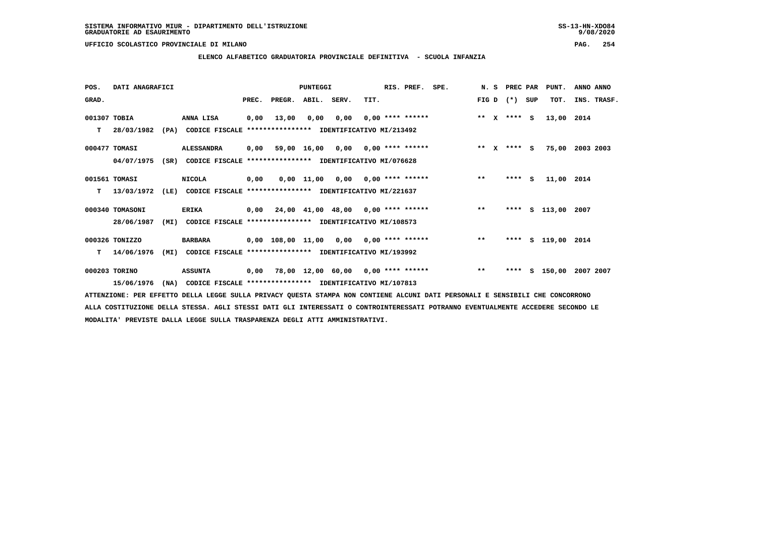SISTEMA INFORMATIVO MIUR - DIPARTIMENTO DELL'ISTRUZIONE
GRADUATORIE AD ESAURIMENTO

UFFICIO SCOLASTICO PROVINCIALE DI MILANO

## ELENCO ALFABETICO GRADUATORIA PROVINCIALE DEFINITIVA - SCUOLA INFANZIA

| POS. GRAD. | DATI ANAGRAFICI | | PREC. | PREGR. | ABIL. | SERV. | TIT. | RIS. PREF. | SPE. | N. S FIG D | PREC (*) | PAR SUP | PUNT. TOT. | ANNO INS. | ANNO TRASF. |
|---|---|---|---|---|---|---|---|---|---|---|---|---|---|---|---|
| 001307 | TOBIA | ANNA LISA | 0,00 | 13,00 | 0,00 | 0,00 | 0,00 | **** ****** | | ** X | **** | S | 13,00 | 2014 | |
| T | 28/03/1982 (PA) | CODICE FISCALE **************** IDENTIFICATIVO MI/213492 | | | | | | | | | | | | | |
| 000477 | TOMASI | ALESSANDRA | 0,00 | 59,00 | 16,00 | 0,00 | 0,00 | **** ****** | | ** X | **** | S | 75,00 | 2003 | 2003 |
| | 04/07/1975 (SR) | CODICE FISCALE **************** IDENTIFICATIVO MI/076628 | | | | | | | | | | | | | |
| 001561 | TOMASI | NICOLA | 0,00 | 0,00 | 11,00 | 0,00 | 0,00 | **** ****** | | ** | **** | S | 11,00 | 2014 | |
| T | 13/03/1972 (LE) | CODICE FISCALE **************** IDENTIFICATIVO MI/221637 | | | | | | | | | | | | | |
| 000340 | TOMASONI | ERIKA | 0,00 | 24,00 | 41,00 | 48,00 | 0,00 | **** ****** | | ** | **** | S | 113,00 | 2007 | |
| | 28/06/1987 (MI) | CODICE FISCALE **************** IDENTIFICATIVO MI/108573 | | | | | | | | | | | | | |
| 000326 | TONIZZO | BARBARA | 0,00 | 108,00 | 11,00 | 0,00 | 0,00 | **** ****** | | ** | **** | S | 119,00 | 2014 | |
| T | 14/06/1976 (MI) | CODICE FISCALE **************** IDENTIFICATIVO MI/193992 | | | | | | | | | | | | | |
| 000203 | TORINO | ASSUNTA | 0,00 | 78,00 | 12,00 | 60,00 | 0,00 | **** ****** | | ** | **** | S | 150,00 | 2007 | 2007 |
| | 15/06/1976 (NA) | CODICE FISCALE **************** IDENTIFICATIVO MI/107813 | | | | | | | | | | | | | |

ATTENZIONE: PER EFFETTO DELLA LEGGE SULLA PRIVACY QUESTA STAMPA NON CONTIENE ALCUNI DATI PERSONALI E SENSIBILI CHE CONCORRONO ALLA COSTITUZIONE DELLA STESSA. AGLI STESSI DATI GLI INTERESSATI O CONTROINTERESSATI POTRANNO EVENTUALMENTE ACCEDERE SECONDO LE MODALITA' PREVISTE DALLA LEGGE SULLA TRASPARENZA DEGLI ATTI AMMINISTRATIVI.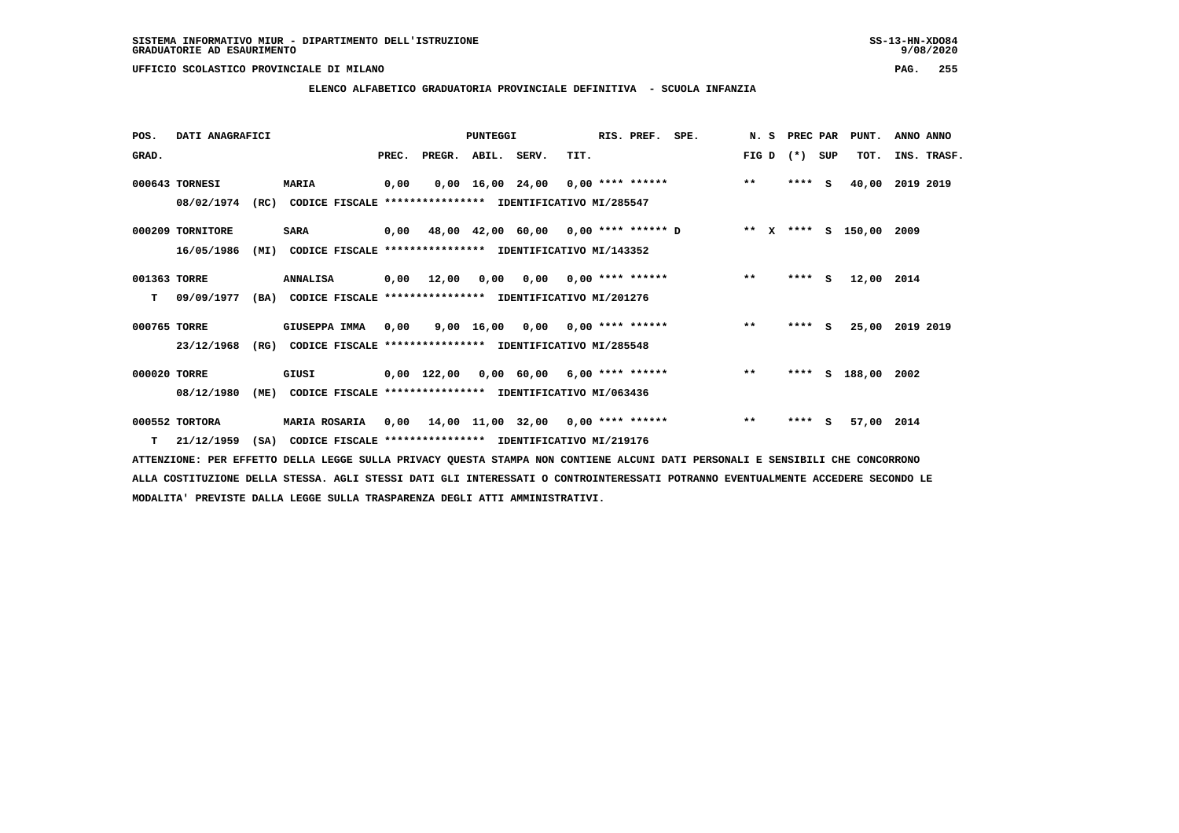SISTEMA INFORMATIVO MIUR - DIPARTIMENTO DELL'ISTRUZIONE
GRADUATORIE AD ESAURIMENTO

UFFICIO SCOLASTICO PROVINCIALE DI MILANO

**ELENCO ALFABETICO GRADUATORIA PROVINCIALE DEFINITIVA - SCUOLA INFANZIA**

| POS. GRAD. | DATI ANAGRAFICI | | PREC. | PREGR. | ABIL. | SERV. | TIT. | RIS. PREF. | SPE. | N. S FIG D | PREC PAR (*) SUP | PUNT. TOT. | ANNO ANNO INS. TRASF. |
|---|---|---|---|---|---|---|---|---|---|---|---|---|---|
| 000643 | TORNESI 08/02/1974 (RC) CODICE FISCALE **************** IDENTIFICATIVO MI/285547 | MARIA | 0,00 | 0,00 | 16,00 | 24,00 | 0,00 | **** ****** | | ** | **** S | 40,00 | 2019 2019 |
| 000209 | TORNITORE 16/05/1986 (MI) CODICE FISCALE **************** IDENTIFICATIVO MI/143352 | SARA | 0,00 | 48,00 | 42,00 | 60,00 | 0,00 | **** ****** D | | ** X | **** S | 150,00 | 2009 |
| 001363 T | TORRE 09/09/1977 (BA) CODICE FISCALE **************** IDENTIFICATIVO MI/201276 | ANNALISA | 0,00 | 12,00 | 0,00 | 0,00 | 0,00 | **** ****** | | ** | **** S | 12,00 | 2014 |
| 000765 | TORRE 23/12/1968 (RG) CODICE FISCALE **************** IDENTIFICATIVO MI/285548 | GIUSEPPA IMMA | 0,00 | 9,00 | 16,00 | 0,00 | 0,00 | **** ****** | | ** | **** S | 25,00 | 2019 2019 |
| 000020 | TORRE 08/12/1980 (ME) CODICE FISCALE **************** IDENTIFICATIVO MI/063436 | GIUSI | 0,00 | 122,00 | 0,00 | 60,00 | 6,00 | **** ****** | | ** | **** S | 188,00 | 2002 |
| 000552 T | TORTORA 21/12/1959 (SA) CODICE FISCALE **************** IDENTIFICATIVO MI/219176 | MARIA ROSARIA | 0,00 | 14,00 | 11,00 | 32,00 | 0,00 | **** ****** | | ** | **** S | 57,00 | 2014 |

ATTENZIONE: PER EFFETTO DELLA LEGGE SULLA PRIVACY QUESTA STAMPA NON CONTIENE ALCUNI DATI PERSONALI E SENSIBILI CHE CONCORRONO ALLA COSTITUZIONE DELLA STESSA. AGLI STESSI DATI GLI INTERESSATI O CONTROINTERESSATI POTRANNO EVENTUALMENTE ACCEDERE SECONDO LE MODALITA' PREVISTE DALLA LEGGE SULLA TRASPARENZA DEGLI ATTI AMMINISTRATIVI.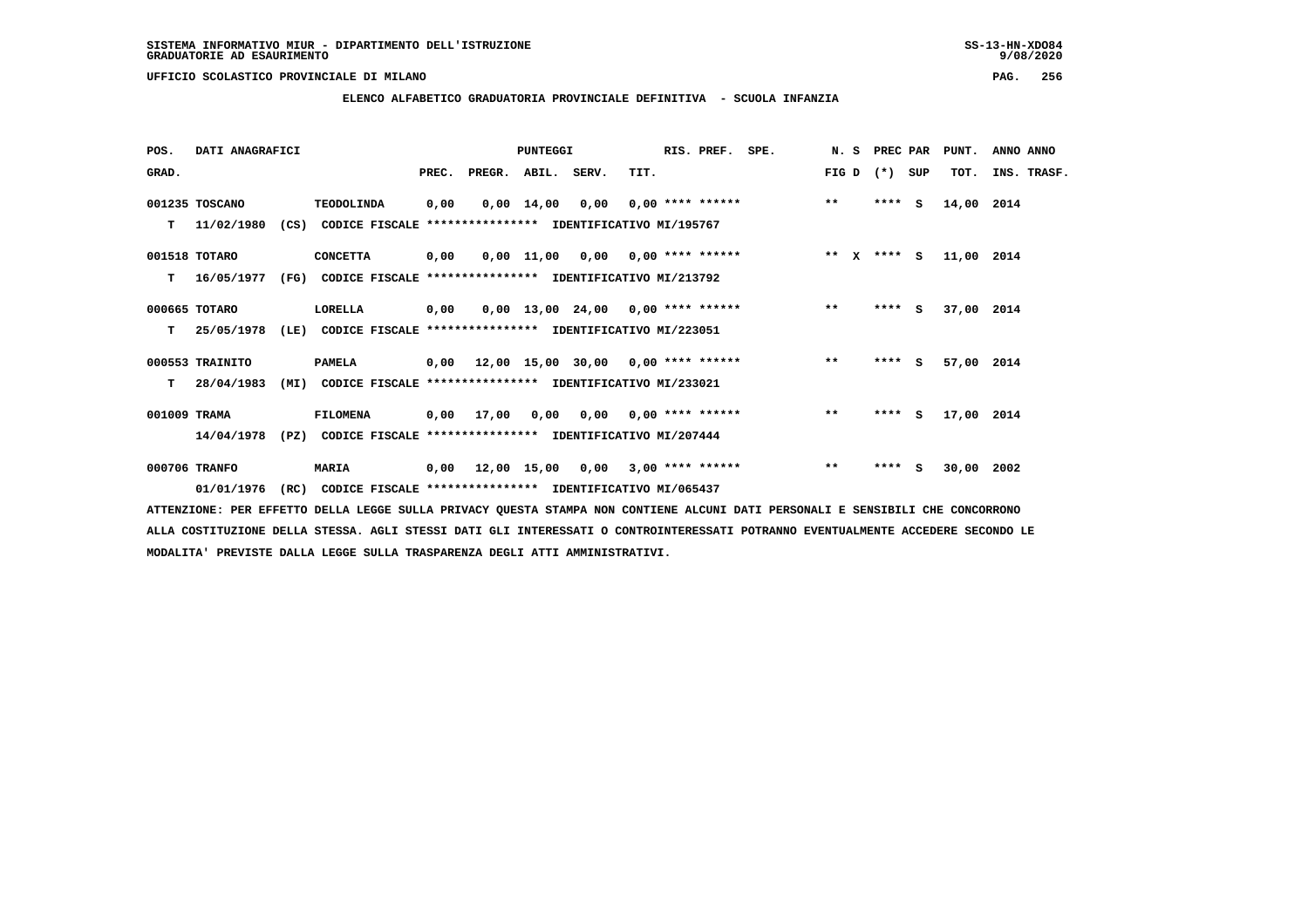SISTEMA INFORMATIVO MIUR - DIPARTIMENTO DELL'ISTRUZIONE
GRADUATORIE AD ESAURIMENTO

UFFICIO SCOLASTICO PROVINCIALE DI MILANO

## ELENCO ALFABETICO GRADUATORIA PROVINCIALE DEFINITIVA - SCUOLA INFANZIA

| POS. GRAD. | DATI ANAGRAFICI | | PREC. | PREGR. | ABIL. | SERV. | TIT. | RIS. PREF. | SPE. | N. S FIG D | PREC PAR (*) SUP | PUNT. TOT. | ANNO INS. | ANNO TRASF. |
|---|---|---|---|---|---|---|---|---|---|---|---|---|---|---|
| 001235 | TOSCANO | TEODOLINDA | 0,00 | 0,00 | 14,00 | 0,00 | 0,00 | **** ****** | | ** | **** S | 14,00 | 2014 | |
| T | 11/02/1980 (CS) | CODICE FISCALE **************** IDENTIFICATIVO MI/195767 | | | | | | | | | | | | |
| 001518 | TOTARO | CONCETTA | 0,00 | 0,00 | 11,00 | 0,00 | 0,00 | **** ****** | | ** X | **** S | 11,00 | 2014 | |
| T | 16/05/1977 (FG) | CODICE FISCALE **************** IDENTIFICATIVO MI/213792 | | | | | | | | | | | | |
| 000665 | TOTARO | LORELLA | 0,00 | 0,00 | 13,00 | 24,00 | 0,00 | **** ****** | | ** | **** S | 37,00 | 2014 | |
| T | 25/05/1978 (LE) | CODICE FISCALE **************** IDENTIFICATIVO MI/223051 | | | | | | | | | | | | |
| 000553 | TRAINITO | PAMELA | 0,00 | 12,00 | 15,00 | 30,00 | 0,00 | **** ****** | | ** | **** S | 57,00 | 2014 | |
| T | 28/04/1983 (MI) | CODICE FISCALE **************** IDENTIFICATIVO MI/233021 | | | | | | | | | | | | |
| 001009 | TRAMA | FILOMENA | 0,00 | 17,00 | 0,00 | 0,00 | 0,00 | **** ****** | | ** | **** S | 17,00 | 2014 | |
| | 14/04/1978 (PZ) | CODICE FISCALE **************** IDENTIFICATIVO MI/207444 | | | | | | | | | | | | |
| 000706 | TRANFO | MARIA | 0,00 | 12,00 | 15,00 | 0,00 | 3,00 | **** ****** | | ** | **** S | 30,00 | 2002 | |
| | 01/01/1976 (RC) | CODICE FISCALE **************** IDENTIFICATIVO MI/065437 | | | | | | | | | | | | |

ATTENZIONE: PER EFFETTO DELLA LEGGE SULLA PRIVACY QUESTA STAMPA NON CONTIENE ALCUNI DATI PERSONALI E SENSIBILI CHE CONCORRONO ALLA COSTITUZIONE DELLA STESSA. AGLI STESSI DATI GLI INTERESSATI O CONTROINTERESSATI POTRANNO EVENTUALMENTE ACCEDERE SECONDO LE MODALITA' PREVISTE DALLA LEGGE SULLA TRASPARENZA DEGLI ATTI AMMINISTRATIVI.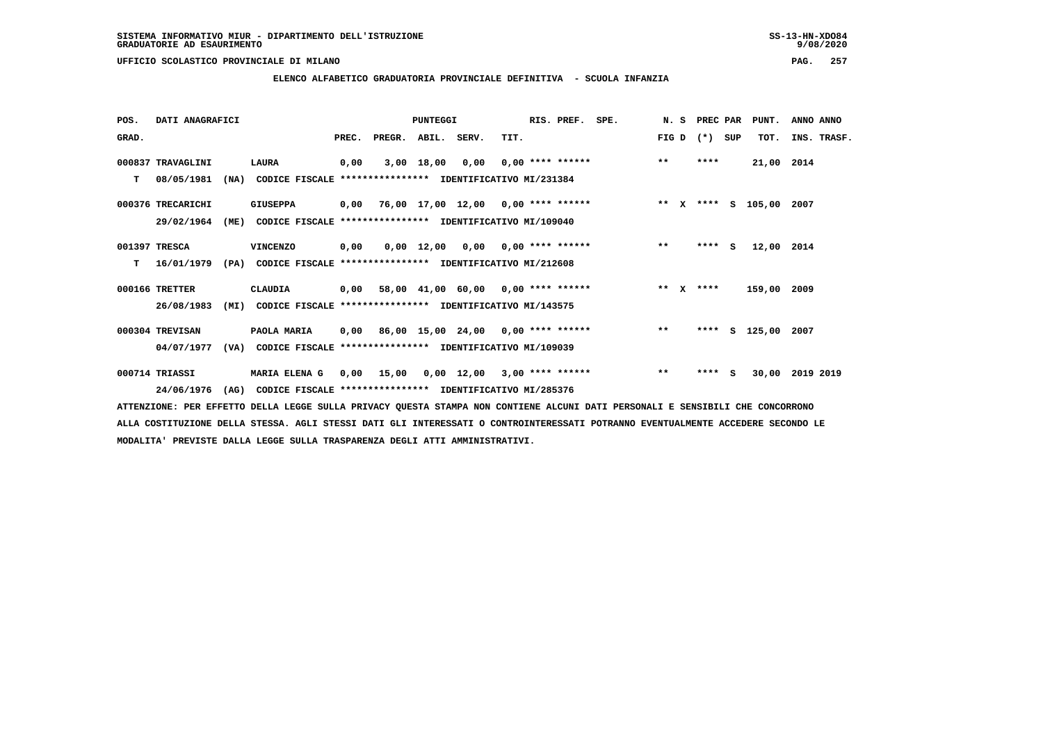SISTEMA INFORMATIVO MIUR - DIPARTIMENTO DELL'ISTRUZIONE
GRADUATORIE AD ESAURIMENTO

UFFICIO SCOLASTICO PROVINCIALE DI MILANO

**ELENCO ALFABETICO GRADUATORIA PROVINCIALE DEFINITIVA - SCUOLA INFANZIA**

| POS. GRAD. | DATI ANAGRAFICI | | PREC. | PREGR. | ABIL. | SERV. | TIT. | RIS. PREF. | SPE. | N. S FIG D | PREC PAR (*) SUP | PUNT. TOT. | ANNO ANNO INS. TRASF. |
|---|---|---|---|---|---|---|---|---|---|---|---|---|---|
| 000837 | TRAVAGLINI | LAURA | 0,00 | 3,00 | 18,00 | 0,00 | 0,00 | **** ****** | | ** | **** | 21,00 | 2014 |
| T | 08/05/1981 (NA) | CODICE FISCALE **************** IDENTIFICATIVO MI/231384 | | | | | | | | | | | |
| 000376 | TRECARICHI | GIUSEPPA | 0,00 | 76,00 | 17,00 | 12,00 | 0,00 | **** ****** | | ** X | **** S | 105,00 | 2007 |
| | 29/02/1964 (ME) | CODICE FISCALE **************** IDENTIFICATIVO MI/109040 | | | | | | | | | | | |
| 001397 | TRESCA | VINCENZO | 0,00 | 0,00 | 12,00 | 0,00 | 0,00 | **** ****** | | ** | **** S | 12,00 | 2014 |
| T | 16/01/1979 (PA) | CODICE FISCALE **************** IDENTIFICATIVO MI/212608 | | | | | | | | | | | |
| 000166 | TRETTER | CLAUDIA | 0,00 | 58,00 | 41,00 | 60,00 | 0,00 | **** ****** | | ** X | **** | 159,00 | 2009 |
| | 26/08/1983 (MI) | CODICE FISCALE **************** IDENTIFICATIVO MI/143575 | | | | | | | | | | | |
| 000304 | TREVISAN | PAOLA MARIA | 0,00 | 86,00 | 15,00 | 24,00 | 0,00 | **** ****** | | ** | **** S | 125,00 | 2007 |
| | 04/07/1977 (VA) | CODICE FISCALE **************** IDENTIFICATIVO MI/109039 | | | | | | | | | | | |
| 000714 | TRIASSI | MARIA ELENA G | 0,00 | 15,00 | 0,00 | 12,00 | 3,00 | **** ****** | | ** | **** S | 30,00 | 2019 2019 |
| | 24/06/1976 (AG) | CODICE FISCALE **************** IDENTIFICATIVO MI/285376 | | | | | | | | | | | |

ATTENZIONE: PER EFFETTO DELLA LEGGE SULLA PRIVACY QUESTA STAMPA NON CONTIENE ALCUNI DATI PERSONALI E SENSIBILI CHE CONCORRONO ALLA COSTITUZIONE DELLA STESSA. AGLI STESSI DATI GLI INTERESSATI O CONTROINTERESSATI POTRANNO EVENTUALMENTE ACCEDERE SECONDO LE MODALITA' PREVISTE DALLA LEGGE SULLA TRASPARENZA DEGLI ATTI AMMINISTRATIVI.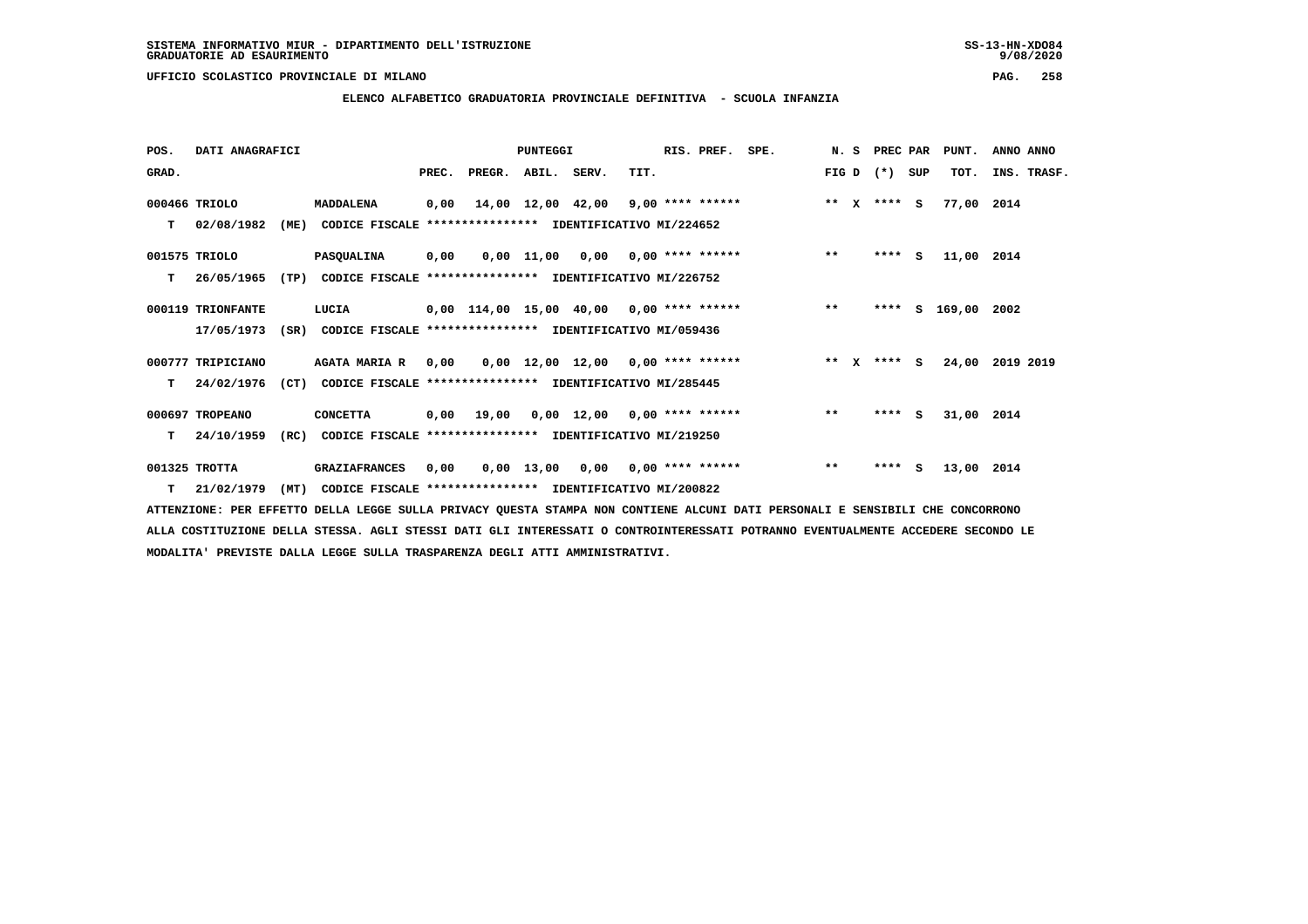SISTEMA INFORMATIVO MIUR - DIPARTIMENTO DELL'ISTRUZIONE
GRADUATORIE AD ESAURIMENTO

UFFICIO SCOLASTICO PROVINCIALE DI MILANO

## ELENCO ALFABETICO GRADUATORIA PROVINCIALE DEFINITIVA - SCUOLA INFANZIA

| POS. GRAD. | DATI ANAGRAFICI | | PREC. | PREGR. | ABIL. | SERV. | TIT. | RIS. PREF. SPE. | N. S FIG D | PREC PAR (*) SUP | PUNT. TOT. | ANNO ANNO INS. TRASF. |
|---|---|---|---|---|---|---|---|---|---|---|---|---|
| 000466 | TRIOLO | MADDALENA | 0,00 | 14,00 | 12,00 | 42,00 | 9,00 | **** ****** | ** X | **** S | 77,00 | 2014 |
| T | 02/08/1982 (ME) | CODICE FISCALE **************** IDENTIFICATIVO MI/224652 | | | | | | | | | | |
| 001575 | TRIOLO | PASQUALINA | 0,00 | 0,00 | 11,00 | 0,00 | 0,00 | **** ****** | ** | **** S | 11,00 | 2014 |
| T | 26/05/1965 (TP) | CODICE FISCALE **************** IDENTIFICATIVO MI/226752 | | | | | | | | | | |
| 000119 | TRIONFANTE | LUCIA | 0,00 | 114,00 | 15,00 | 40,00 | 0,00 | **** ****** | ** | **** S | 169,00 | 2002 |
| | 17/05/1973 (SR) | CODICE FISCALE **************** IDENTIFICATIVO MI/059436 | | | | | | | | | | |
| 000777 | TRIPICIANO | AGATA MARIA R | 0,00 | 0,00 | 12,00 | 12,00 | 0,00 | **** ****** | ** X | **** S | 24,00 | 2019 2019 |
| T | 24/02/1976 (CT) | CODICE FISCALE **************** IDENTIFICATIVO MI/285445 | | | | | | | | | | |
| 000697 | TROPEANO | CONCETTA | 0,00 | 19,00 | 0,00 | 12,00 | 0,00 | **** ****** | ** | **** S | 31,00 | 2014 |
| T | 24/10/1959 (RC) | CODICE FISCALE **************** IDENTIFICATIVO MI/219250 | | | | | | | | | | |
| 001325 | TROTTA | GRAZIAFRANCES | 0,00 | 0,00 | 13,00 | 0,00 | 0,00 | **** ****** | ** | **** S | 13,00 | 2014 |
| T | 21/02/1979 (MT) | CODICE FISCALE **************** IDENTIFICATIVO MI/200822 | | | | | | | | | | |

ATTENZIONE: PER EFFETTO DELLA LEGGE SULLA PRIVACY QUESTA STAMPA NON CONTIENE ALCUNI DATI PERSONALI E SENSIBILI CHE CONCORRONO ALLA COSTITUZIONE DELLA STESSA. AGLI STESSI DATI GLI INTERESSATI O CONTROINTERESSATI POTRANNO EVENTUALMENTE ACCEDERE SECONDO LE MODALITA' PREVISTE DALLA LEGGE SULLA TRASPARENZA DEGLI ATTI AMMINISTRATIVI.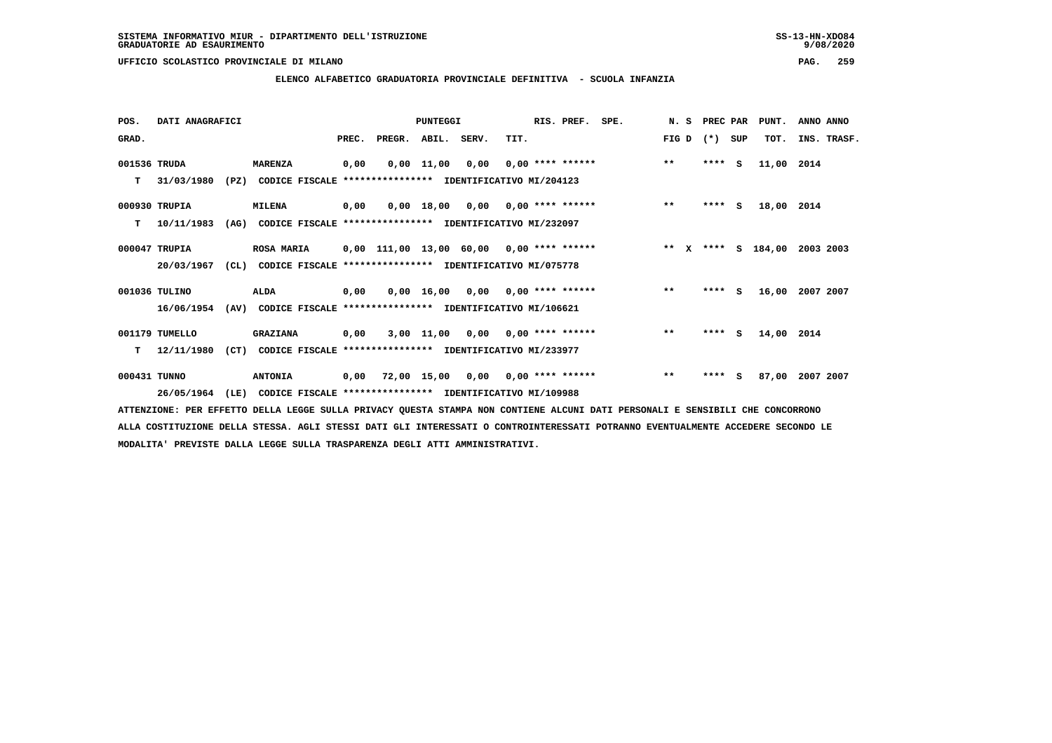SISTEMA INFORMATIVO MIUR - DIPARTIMENTO DELL'ISTRUZIONE
GRADUATORIE AD ESAURIMENTO

UFFICIO SCOLASTICO PROVINCIALE DI MILANO

## ELENCO ALFABETICO GRADUATORIA PROVINCIALE DEFINITIVA - SCUOLA INFANZIA

| POS. GRAD. | DATI ANAGRAFICI | | PUNTEGGI PREC. | PREGR. | ABIL. | SERV. | TIT. | RIS. PREF. | SPE. | N. S FIG D | PREC PAR (*) SUP | PUNT. TOT. | ANNO ANNO INS. TRASF. |
|---|---|---|---|---|---|---|---|---|---|---|---|---|---|
| 001536 | TRUDA | MARENZA | 0,00 | 0,00 | 11,00 | 0,00 | 0,00 | **** ****** | | ** | **** S | 11,00 | 2014 |
| T | 31/03/1980 (PZ) | CODICE FISCALE **************** IDENTIFICATIVO MI/204123 | | | | | | | | | | | |
| 000930 | TRUPIA | MILENA | 0,00 | 0,00 | 18,00 | 0,00 | 0,00 | **** ****** | | ** | **** S | 18,00 | 2014 |
| T | 10/11/1983 (AG) | CODICE FISCALE **************** IDENTIFICATIVO MI/232097 | | | | | | | | | | | |
| 000047 | TRUPIA | ROSA MARIA | 0,00 | 111,00 | 13,00 | 60,00 | 0,00 | **** ****** | | ** X | **** S | 184,00 | 2003 2003 |
| | 20/03/1967 (CL) | CODICE FISCALE **************** IDENTIFICATIVO MI/075778 | | | | | | | | | | | |
| 001036 | TULINO | ALDA | 0,00 | 0,00 | 16,00 | 0,00 | 0,00 | **** ****** | | ** | **** S | 16,00 | 2007 2007 |
| | 16/06/1954 (AV) | CODICE FISCALE **************** IDENTIFICATIVO MI/106621 | | | | | | | | | | | |
| 001179 | TUMELLO | GRAZIANA | 0,00 | 3,00 | 11,00 | 0,00 | 0,00 | **** ****** | | ** | **** S | 14,00 | 2014 |
| T | 12/11/1980 (CT) | CODICE FISCALE **************** IDENTIFICATIVO MI/233977 | | | | | | | | | | | |
| 000431 | TUNNO | ANTONIA | 0,00 | 72,00 | 15,00 | 0,00 | 0,00 | **** ****** | | ** | **** S | 87,00 | 2007 2007 |
| | 26/05/1964 (LE) | CODICE FISCALE **************** IDENTIFICATIVO MI/109988 | | | | | | | | | | | |

ATTENZIONE: PER EFFETTO DELLA LEGGE SULLA PRIVACY QUESTA STAMPA NON CONTIENE ALCUNI DATI PERSONALI E SENSIBILI CHE CONCORRONO ALLA COSTITUZIONE DELLA STESSA. AGLI STESSI DATI GLI INTERESSATI O CONTROINTERESSATI POTRANNO EVENTUALMENTE ACCEDERE SECONDO LE MODALITA' PREVISTE DALLA LEGGE SULLA TRASPARENZA DEGLI ATTI AMMINISTRATIVI.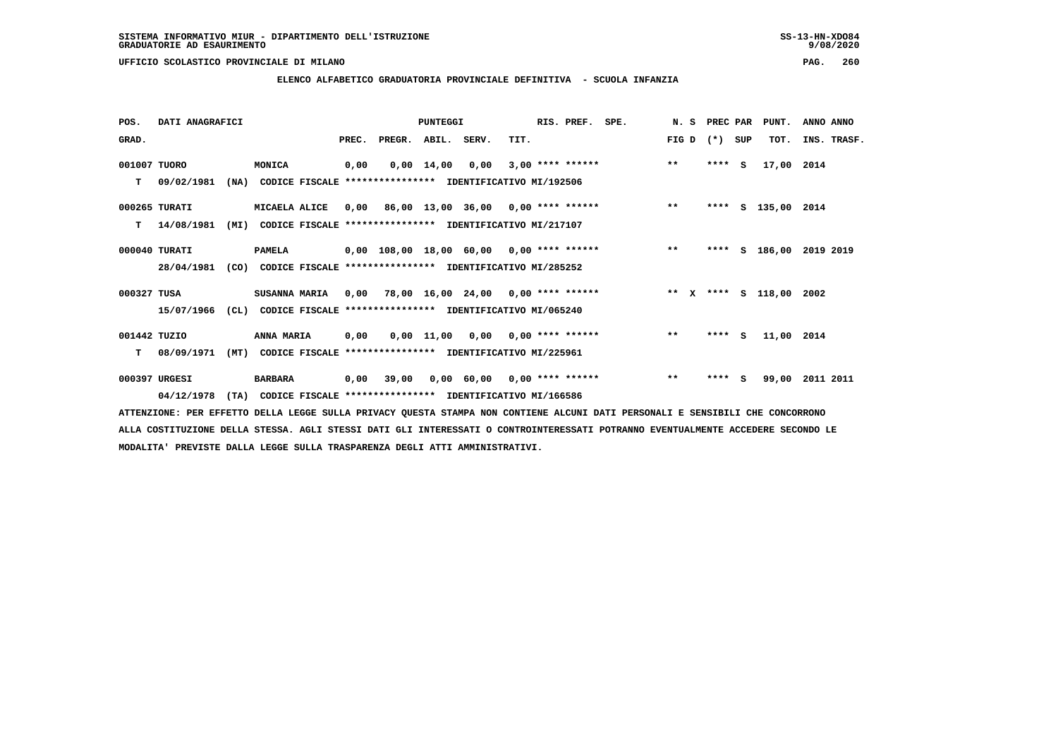SISTEMA INFORMATIVO MIUR - DIPARTIMENTO DELL'ISTRUZIONE
GRADUATORIE AD ESAURIMENTO

UFFICIO SCOLASTICO PROVINCIALE DI MILANO

## ELENCO ALFABETICO GRADUATORIA PROVINCIALE DEFINITIVA - SCUOLA INFANZIA

| POS. GRAD. | DATI ANAGRAFICI | | PREC. | PREGR. | ABIL. | SERV. | TIT. | RIS. PREF. | SPE. | N. S FIG D | PREC PAR (*) SUP | PUNT. TOT. | ANNO ANNO INS. TRASF. |
|---|---|---|---|---|---|---|---|---|---|---|---|---|---|
| 001007 | TUORO | MONICA | 0,00 | 0,00 | 14,00 | 0,00 | 3,00 | **** ****** | | ** | **** S | 17,00 | 2014 |
| T | 09/02/1981 (NA) | CODICE FISCALE **************** IDENTIFICATIVO MI/192506 | | | | | | | | | | | |
| 000265 | TURATI | MICAELA ALICE | 0,00 | 86,00 | 13,00 | 36,00 | 0,00 | **** ****** | | ** | **** S | 135,00 | 2014 |
| T | 14/08/1981 (MI) | CODICE FISCALE **************** IDENTIFICATIVO MI/217107 | | | | | | | | | | | |
| 000040 | TURATI | PAMELA | 0,00 | 108,00 | 18,00 | 60,00 | 0,00 | **** ****** | | ** | **** S | 186,00 | 2019 2019 |
| | 28/04/1981 (CO) | CODICE FISCALE **************** IDENTIFICATIVO MI/285252 | | | | | | | | | | | |
| 000327 | TUSA | SUSANNA MARIA | 0,00 | 78,00 | 16,00 | 24,00 | 0,00 | **** ****** | | ** X | **** S | 118,00 | 2002 |
| | 15/07/1966 (CL) | CODICE FISCALE **************** IDENTIFICATIVO MI/065240 | | | | | | | | | | | |
| 001442 | TUZIO | ANNA MARIA | 0,00 | 0,00 | 11,00 | 0,00 | 0,00 | **** ****** | | ** | **** S | 11,00 | 2014 |
| T | 08/09/1971 (MT) | CODICE FISCALE **************** IDENTIFICATIVO MI/225961 | | | | | | | | | | | |
| 000397 | URGESI | BARBARA | 0,00 | 39,00 | 0,00 | 60,00 | 0,00 | **** ****** | | ** | **** S | 99,00 | 2011 2011 |
| | 04/12/1978 (TA) | CODICE FISCALE **************** IDENTIFICATIVO MI/166586 | | | | | | | | | | | |

ATTENZIONE: PER EFFETTO DELLA LEGGE SULLA PRIVACY QUESTA STAMPA NON CONTIENE ALCUNI DATI PERSONALI E SENSIBILI CHE CONCORRONO ALLA COSTITUZIONE DELLA STESSA. AGLI STESSI DATI GLI INTERESSATI O CONTROINTERESSATI POTRANNO EVENTUALMENTE ACCEDERE SECONDO LE MODALITA' PREVISTE DALLA LEGGE SULLA TRASPARENZA DEGLI ATTI AMMINISTRATIVI.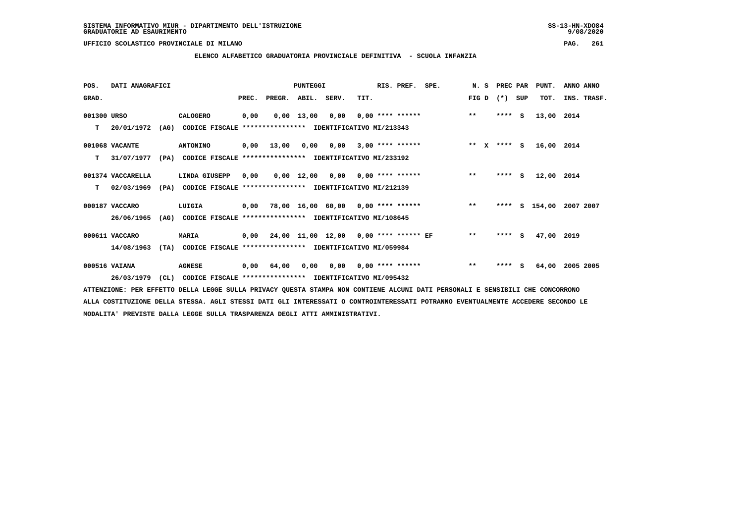SISTEMA INFORMATIVO MIUR - DIPARTIMENTO DELL'ISTRUZIONE

GRADUATORIE AD ESAURIMENTO

UFFICIO SCOLASTICO PROVINCIALE DI MILANO

## ELENCO ALFABETICO GRADUATORIA PROVINCIALE DEFINITIVA - SCUOLA INFANZIA

| POS. GRAD. | DATI ANAGRAFICI | | PREC. | PREGR. | ABIL. | SERV. | TIT. | RIS. PREF. | SPE. | N. S FIG D | PREC PAR (*) | SUP | PUNT. TOT. | ANNO INS. | ANNO TRASF. |
|---|---|---|---|---|---|---|---|---|---|---|---|---|---|---|---|
| 001300 | URSO | CALOGERO | 0,00 | 0,00 | 13,00 | 0,00 | 0,00 | **** ****** | | ** | **** | S | 13,00 | 2014 | |
| T | 20/01/1972 (AG) | CODICE FISCALE **************** IDENTIFICATIVO MI/213343 | | | | | | | | | | | | | |
| 001068 | VACANTE | ANTONINO | 0,00 | 13,00 | 0,00 | 0,00 | 3,00 | **** ****** | | ** X | **** | S | 16,00 | 2014 | |
| T | 31/07/1977 (PA) | CODICE FISCALE **************** IDENTIFICATIVO MI/233192 | | | | | | | | | | | | | |
| 001374 | VACCARELLA | LINDA GIUSEPP | 0,00 | 0,00 | 12,00 | 0,00 | 0,00 | **** ****** | | ** | **** | S | 12,00 | 2014 | |
| T | 02/03/1969 (PA) | CODICE FISCALE **************** IDENTIFICATIVO MI/212139 | | | | | | | | | | | | | |
| 000187 | VACCARO | LUIGIA | 0,00 | 78,00 | 16,00 | 60,00 | 0,00 | **** ****** | | ** | **** | S | 154,00 | 2007 | 2007 |
| | 26/06/1965 (AG) | CODICE FISCALE **************** IDENTIFICATIVO MI/108645 | | | | | | | | | | | | | |
| 000611 | VACCARO | MARIA | 0,00 | 24,00 | 11,00 | 12,00 | 0,00 | **** ****** | EF | ** | **** | S | 47,00 | 2019 | |
| | 14/08/1963 (TA) | CODICE FISCALE **************** IDENTIFICATIVO MI/059984 | | | | | | | | | | | | | |
| 000516 | VAIANA | AGNESE | 0,00 | 64,00 | 0,00 | 0,00 | 0,00 | **** ****** | | ** | **** | S | 64,00 | 2005 | 2005 |
| | 26/03/1979 (CL) | CODICE FISCALE **************** IDENTIFICATIVO MI/095432 | | | | | | | | | | | | | |

ATTENZIONE: PER EFFETTO DELLA LEGGE SULLA PRIVACY QUESTA STAMPA NON CONTIENE ALCUNI DATI PERSONALI E SENSIBILI CHE CONCORRONO ALLA COSTITUZIONE DELLA STESSA. AGLI STESSI DATI GLI INTERESSATI O CONTROINTERESSATI POTRANNO EVENTUALMENTE ACCEDERE SECONDO LE MODALITA' PREVISTE DALLA LEGGE SULLA TRASPARENZA DEGLI ATTI AMMINISTRATIVI.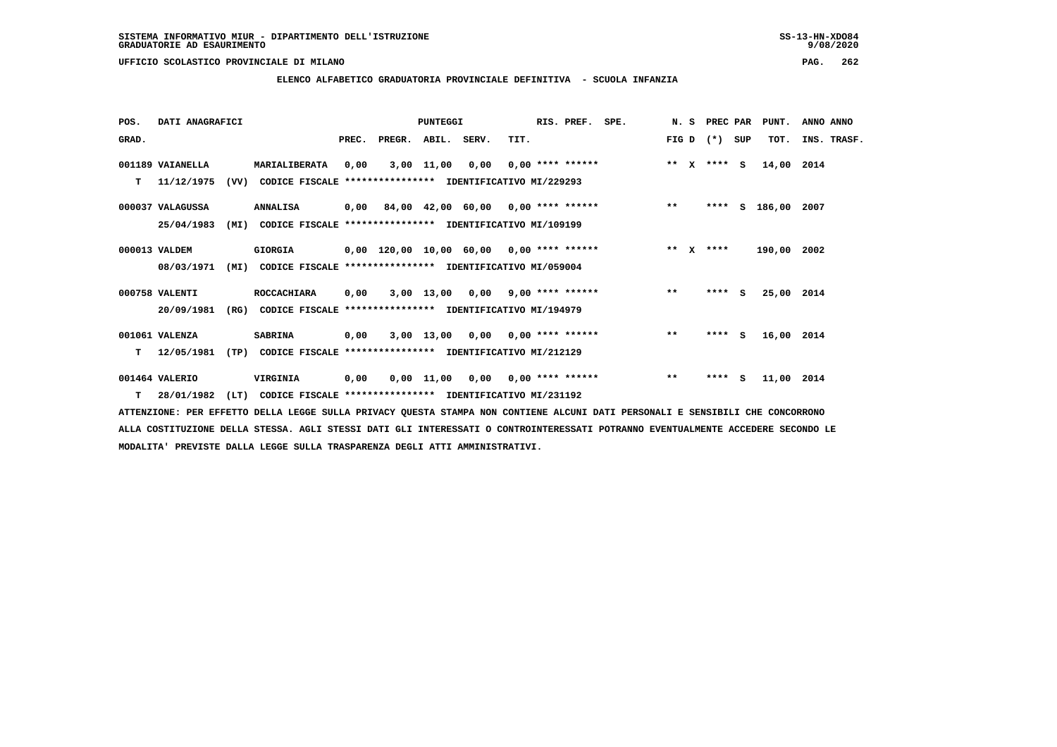SISTEMA INFORMATIVO MIUR - DIPARTIMENTO DELL'ISTRUZIONE
GRADUATORIE AD ESAURIMENTO

UFFICIO SCOLASTICO PROVINCIALE DI MILANO

## ELENCO ALFABETICO GRADUATORIA PROVINCIALE DEFINITIVA - SCUOLA INFANZIA

| POS. GRAD. | DATI ANAGRAFICI | | PREC. | PREGR. | ABIL. | SERV. | TIT. | RIS. PREF. | SPE. | N. S FIG D | PREC PAR (*) SUP | PUNT. TOT. | ANNO ANNO INS. TRASF. |
|---|---|---|---|---|---|---|---|---|---|---|---|---|---|
| 001189 | VAIANELLA | MARIALIBERATA | 0,00 | 3,00 | 11,00 | 0,00 | 0,00 | **** ****** | | ** X | **** S | 14,00 | 2014 |
| T | 11/12/1975 (VV) | CODICE FISCALE **************** IDENTIFICATIVO MI/229293 | | | | | | | | | | | |
| 000037 | VALAGUSSA | ANNALISA | 0,00 | 84,00 | 42,00 | 60,00 | 0,00 | **** ****** | | ** | **** S | 186,00 | 2007 |
| | 25/04/1983 (MI) | CODICE FISCALE **************** IDENTIFICATIVO MI/109199 | | | | | | | | | | | |
| 000013 | VALDEM | GIORGIA | 0,00 | 120,00 | 10,00 | 60,00 | 0,00 | **** ****** | | ** X | **** | 190,00 | 2002 |
| | 08/03/1971 (MI) | CODICE FISCALE **************** IDENTIFICATIVO MI/059004 | | | | | | | | | | | |
| 000758 | VALENTI | ROCCACHIARA | 0,00 | 3,00 | 13,00 | 0,00 | 9,00 | **** ****** | | ** | **** S | 25,00 | 2014 |
| | 20/09/1981 (RG) | CODICE FISCALE **************** IDENTIFICATIVO MI/194979 | | | | | | | | | | | |
| 001061 | VALENZA | SABRINA | 0,00 | 3,00 | 13,00 | 0,00 | 0,00 | **** ****** | | ** | **** S | 16,00 | 2014 |
| T | 12/05/1981 (TP) | CODICE FISCALE **************** IDENTIFICATIVO MI/212129 | | | | | | | | | | | |
| 001464 | VALERIO | VIRGINIA | 0,00 | 0,00 | 11,00 | 0,00 | 0,00 | **** ****** | | ** | **** S | 11,00 | 2014 |
| T | 28/01/1982 (LT) | CODICE FISCALE **************** IDENTIFICATIVO MI/231192 | | | | | | | | | | | |

ATTENZIONE: PER EFFETTO DELLA LEGGE SULLA PRIVACY QUESTA STAMPA NON CONTIENE ALCUNI DATI PERSONALI E SENSIBILI CHE CONCORRONO ALLA COSTITUZIONE DELLA STESSA. AGLI STESSI DATI GLI INTERESSATI O CONTROINTERESSATI POTRANNO EVENTUALMENTE ACCEDERE SECONDO LE MODALITA' PREVISTE DALLA LEGGE SULLA TRASPARENZA DEGLI ATTI AMMINISTRATIVI.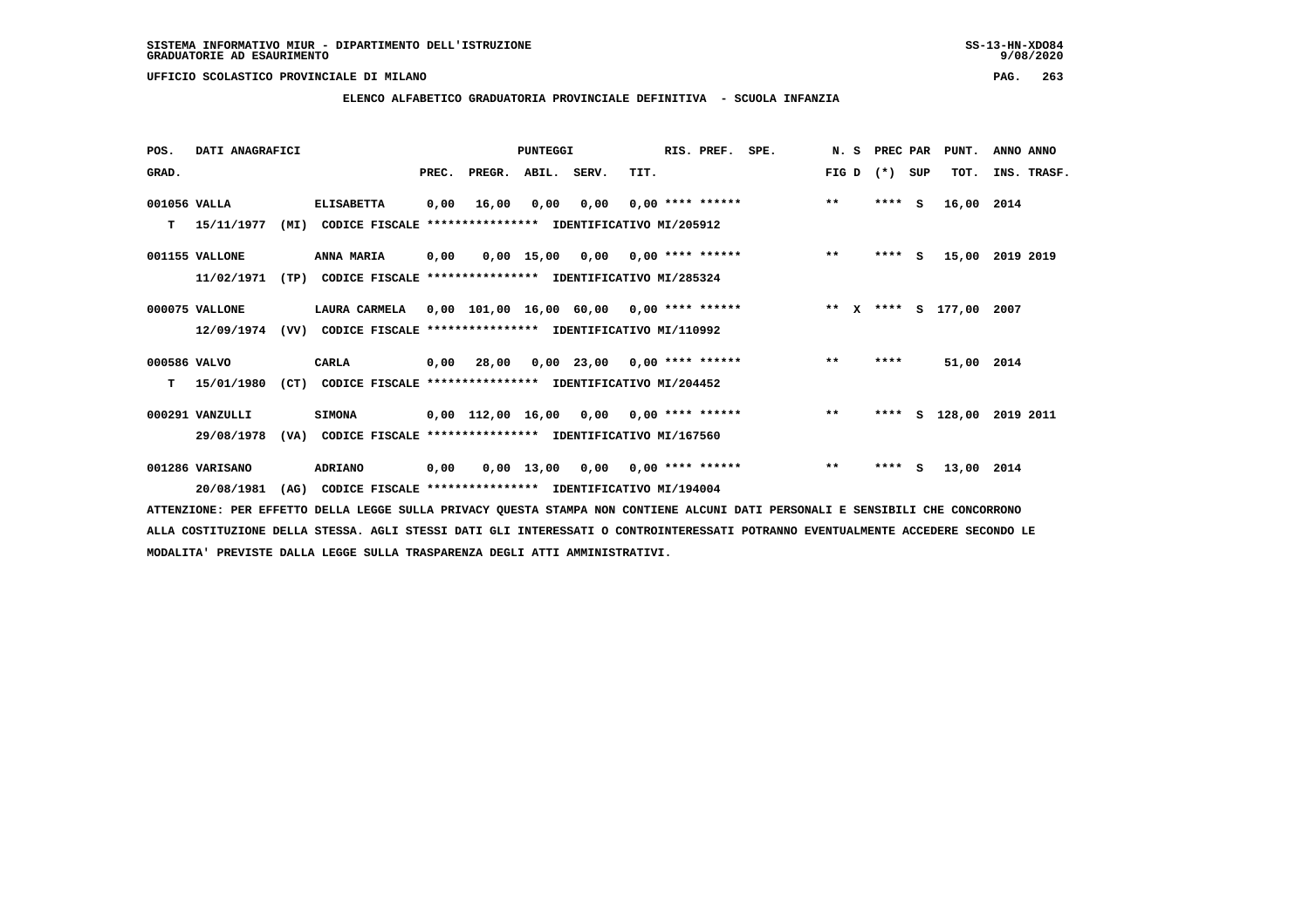SISTEMA INFORMATIVO MIUR - DIPARTIMENTO DELL'ISTRUZIONE
GRADUATORIE AD ESAURIMENTO

UFFICIO SCOLASTICO PROVINCIALE DI MILANO

## ELENCO ALFABETICO GRADUATORIA PROVINCIALE DEFINITIVA - SCUOLA INFANZIA

| POS. GRAD. | DATI ANAGRAFICI | | PREC. | PREGR. | ABIL. | SERV. | TIT. | RIS. PREF. | SPE. | N. S FIG D | PREC PAR (*) SUP | PUNT. TOT. | ANNO INS. | ANNO TRASF. |
|---|---|---|---|---|---|---|---|---|---|---|---|---|---|---|
| 001056 | VALLA | ELISABETTA | 0,00 | 16,00 | 0,00 | 0,00 | 0,00 | **** ****** | | ** | **** S | 16,00 | 2014 | |
| T | 15/11/1977 (MI) | CODICE FISCALE **************** IDENTIFICATIVO MI/205912 | | | | | | | | | | | | |
| 001155 | VALLONE | ANNA MARIA | 0,00 | 0,00 | 15,00 | 0,00 | 0,00 | **** ****** | | ** | **** S | 15,00 | 2019 | 2019 |
| | 11/02/1971 (TP) | CODICE FISCALE **************** IDENTIFICATIVO MI/285324 | | | | | | | | | | | | |
| 000075 | VALLONE | LAURA CARMELA | 0,00 | 101,00 | 16,00 | 60,00 | 0,00 | **** ****** | | ** X | **** S | 177,00 | 2007 | |
| | 12/09/1974 (VV) | CODICE FISCALE **************** IDENTIFICATIVO MI/110992 | | | | | | | | | | | | |
| 000586 | VALVO | CARLA | 0,00 | 28,00 | 0,00 | 23,00 | 0,00 | **** ****** | | ** | **** | 51,00 | 2014 | |
| T | 15/01/1980 (CT) | CODICE FISCALE **************** IDENTIFICATIVO MI/204452 | | | | | | | | | | | | |
| 000291 | VANZULLI | SIMONA | 0,00 | 112,00 | 16,00 | 0,00 | 0,00 | **** ****** | | ** | **** S | 128,00 | 2019 | 2011 |
| | 29/08/1978 (VA) | CODICE FISCALE **************** IDENTIFICATIVO MI/167560 | | | | | | | | | | | | |
| 001286 | VARISANO | ADRIANO | 0,00 | 0,00 | 13,00 | 0,00 | 0,00 | **** ****** | | ** | **** S | 13,00 | 2014 | |
| | 20/08/1981 (AG) | CODICE FISCALE **************** IDENTIFICATIVO MI/194004 | | | | | | | | | | | | |

ATTENZIONE: PER EFFETTO DELLA LEGGE SULLA PRIVACY QUESTA STAMPA NON CONTIENE ALCUNI DATI PERSONALI E SENSIBILI CHE CONCORRONO ALLA COSTITUZIONE DELLA STESSA. AGLI STESSI DATI GLI INTERESSATI O CONTROINTERESSATI POTRANNO EVENTUALMENTE ACCEDERE SECONDO LE MODALITA' PREVISTE DALLA LEGGE SULLA TRASPARENZA DEGLI ATTI AMMINISTRATIVI.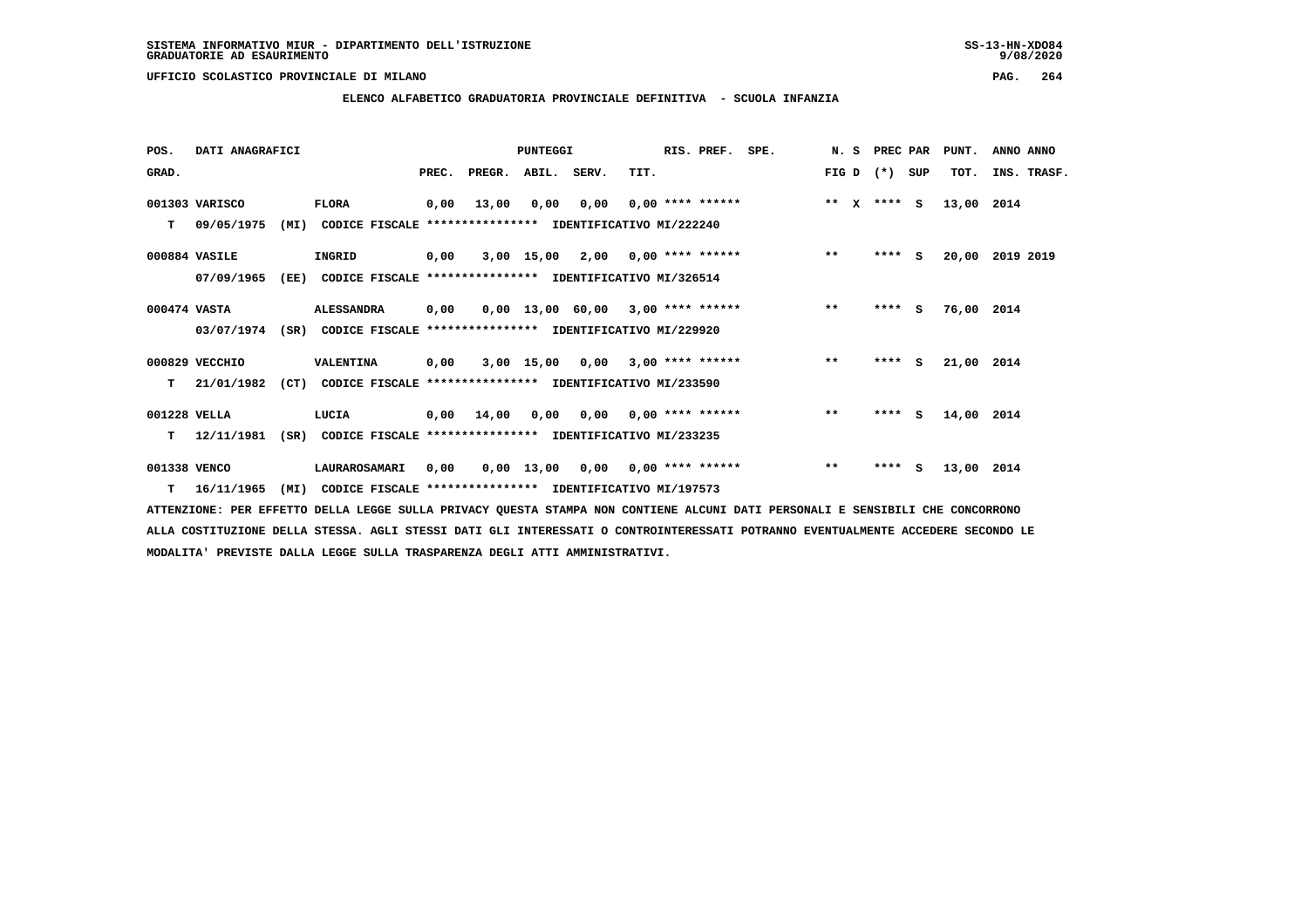SISTEMA INFORMATIVO MIUR - DIPARTIMENTO DELL'ISTRUZIONE
GRADUATORIE AD ESAURIMENTO

UFFICIO SCOLASTICO PROVINCIALE DI MILANO

**ELENCO ALFABETICO GRADUATORIA PROVINCIALE DEFINITIVA - SCUOLA INFANZIA**

| POS. GRAD. | DATI ANAGRAFICI | | PREC. | PREGR. | ABIL. | SERV. | TIT. | RIS. PREF. | SPE. | N. S FIG D | PREC PAR (*) SUP | PUNT. TOT. | ANNO ANNO INS. TRASF. |
|---|---|---|---|---|---|---|---|---|---|---|---|---|---|
| 001303 | VARISCO | FLORA | 0,00 | 13,00 | 0,00 | 0,00 | 0,00 | **** ****** | | ** X | **** S | 13,00 | 2014 |
| T | 09/05/1975 (MI) | CODICE FISCALE **************** IDENTIFICATIVO MI/222240 | | | | | | | | | | | |
| 000884 | VASILE | INGRID | 0,00 | 3,00 | 15,00 | 2,00 | 0,00 | **** ****** | | ** | **** S | 20,00 | 2019 2019 |
| | 07/09/1965 (EE) | CODICE FISCALE **************** IDENTIFICATIVO MI/326514 | | | | | | | | | | | |
| 000474 | VASTA | ALESSANDRA | 0,00 | 0,00 | 13,00 | 60,00 | 3,00 | **** ****** | | ** | **** S | 76,00 | 2014 |
| | 03/07/1974 (SR) | CODICE FISCALE **************** IDENTIFICATIVO MI/229920 | | | | | | | | | | | |
| 000829 | VECCHIO | VALENTINA | 0,00 | 3,00 | 15,00 | 0,00 | 3,00 | **** ****** | | ** | **** S | 21,00 | 2014 |
| T | 21/01/1982 (CT) | CODICE FISCALE **************** IDENTIFICATIVO MI/233590 | | | | | | | | | | | |
| 001228 | VELLA | LUCIA | 0,00 | 14,00 | 0,00 | 0,00 | 0,00 | **** ****** | | ** | **** S | 14,00 | 2014 |
| T | 12/11/1981 (SR) | CODICE FISCALE **************** IDENTIFICATIVO MI/233235 | | | | | | | | | | | |
| 001338 | VENCO | LAURAROSAMARI | 0,00 | 0,00 | 13,00 | 0,00 | 0,00 | **** ****** | | ** | **** S | 13,00 | 2014 |
| T | 16/11/1965 (MI) | CODICE FISCALE **************** IDENTIFICATIVO MI/197573 | | | | | | | | | | | |

ATTENZIONE: PER EFFETTO DELLA LEGGE SULLA PRIVACY QUESTA STAMPA NON CONTIENE ALCUNI DATI PERSONALI E SENSIBILI CHE CONCORRONO ALLA COSTITUZIONE DELLA STESSA. AGLI STESSI DATI GLI INTERESSATI O CONTROINTERESSATI POTRANNO EVENTUALMENTE ACCEDERE SECONDO LE MODALITA' PREVISTE DALLA LEGGE SULLA TRASPARENZA DEGLI ATTI AMMINISTRATIVI.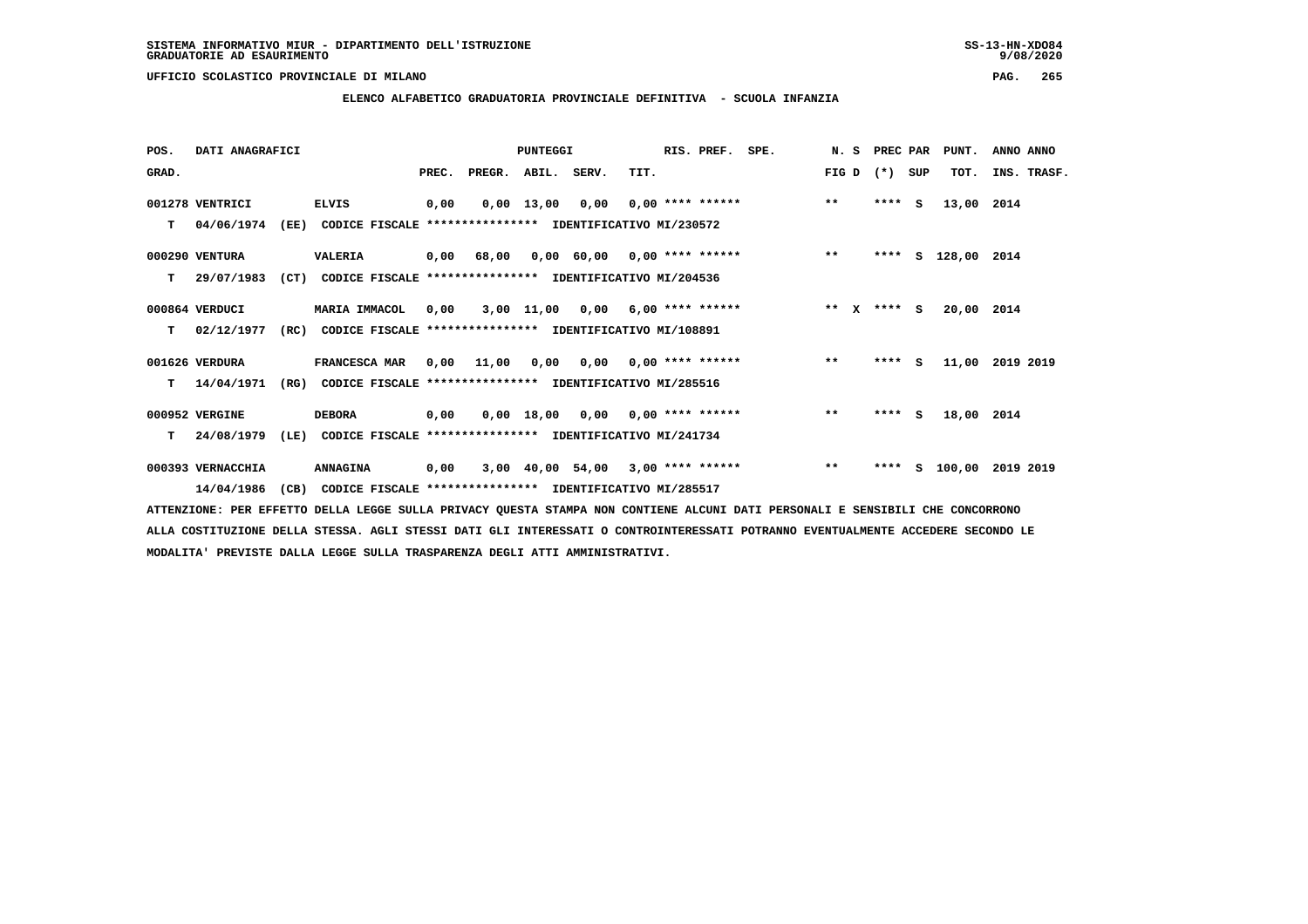SISTEMA INFORMATIVO MIUR - DIPARTIMENTO DELL'ISTRUZIONE
GRADUATORIE AD ESAURIMENTO

UFFICIO SCOLASTICO PROVINCIALE DI MILANO

## ELENCO ALFABETICO GRADUATORIA PROVINCIALE DEFINITIVA - SCUOLA INFANZIA

| POS. GRAD. | DATI ANAGRAFICI | | PREC. | PREGR. | ABIL. | SERV. | TIT. | RIS. PREF. | SPE. | N. S FIG D | PREC PAR (*) | SUP | PUNT. TOT. | ANNO ANNO INS. TRASF. |
|---|---|---|---|---|---|---|---|---|---|---|---|---|---|---|
| 001278 | VENTRICI | ELVIS | 0,00 | 0,00 | 13,00 | 0,00 | 0,00 | **** ****** | | ** | **** | S | 13,00 | 2014 |
| T | 04/06/1974 (EE) | CODICE FISCALE **************** IDENTIFICATIVO MI/230572 | | | | | | | | | | | | |
| 000290 | VENTURA | VALERIA | 0,00 | 68,00 | 0,00 | 60,00 | 0,00 | **** ****** | | ** | **** | S | 128,00 | 2014 |
| T | 29/07/1983 (CT) | CODICE FISCALE **************** IDENTIFICATIVO MI/204536 | | | | | | | | | | | | |
| 000864 | VERDUCI | MARIA IMMACOL | 0,00 | 3,00 | 11,00 | 0,00 | 6,00 | **** ****** | | ** X | **** | S | 20,00 | 2014 |
| T | 02/12/1977 (RC) | CODICE FISCALE **************** IDENTIFICATIVO MI/108891 | | | | | | | | | | | | |
| 001626 | VERDURA | FRANCESCA MAR | 0,00 | 11,00 | 0,00 | 0,00 | 0,00 | **** ****** | | ** | **** | S | 11,00 | 2019 2019 |
| T | 14/04/1971 (RG) | CODICE FISCALE **************** IDENTIFICATIVO MI/285516 | | | | | | | | | | | | |
| 000952 | VERGINE | DEBORA | 0,00 | 0,00 | 18,00 | 0,00 | 0,00 | **** ****** | | ** | **** | S | 18,00 | 2014 |
| T | 24/08/1979 (LE) | CODICE FISCALE **************** IDENTIFICATIVO MI/241734 | | | | | | | | | | | | |
| 000393 | VERNACCHIA | ANNAGINA | 0,00 | 3,00 | 40,00 | 54,00 | 3,00 | **** ****** | | ** | **** | S | 100,00 | 2019 2019 |
| | 14/04/1986 (CB) | CODICE FISCALE **************** IDENTIFICATIVO MI/285517 | | | | | | | | | | | | |

ATTENZIONE: PER EFFETTO DELLA LEGGE SULLA PRIVACY QUESTA STAMPA NON CONTIENE ALCUNI DATI PERSONALI E SENSIBILI CHE CONCORRONO ALLA COSTITUZIONE DELLA STESSA. AGLI STESSI DATI GLI INTERESSATI O CONTROINTERESSATI POTRANNO EVENTUALMENTE ACCEDERE SECONDO LE MODALITA' PREVISTE DALLA LEGGE SULLA TRASPARENZA DEGLI ATTI AMMINISTRATIVI.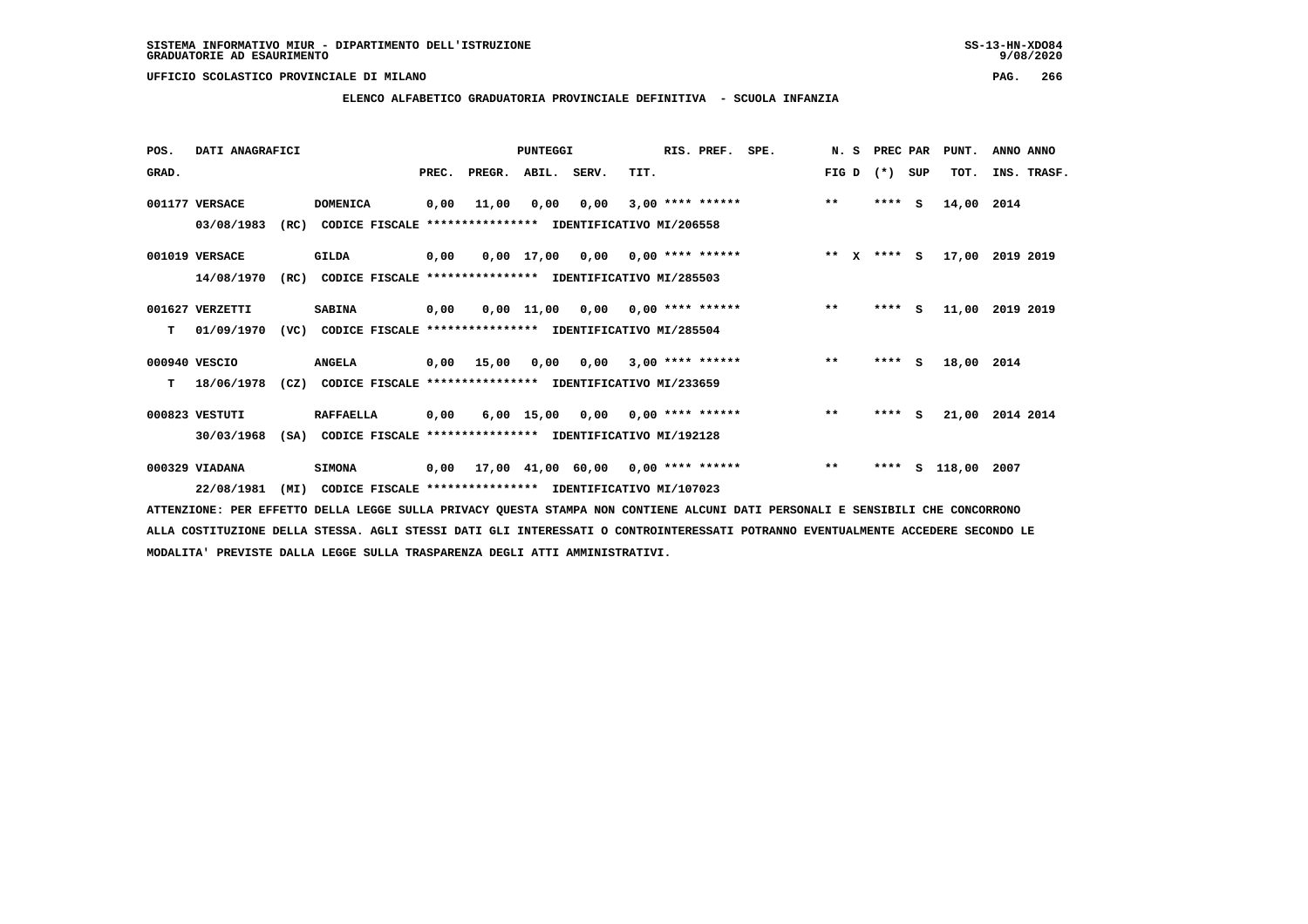SISTEMA INFORMATIVO MIUR - DIPARTIMENTO DELL'ISTRUZIONE
GRADUATORIE AD ESAURIMENTO

UFFICIO SCOLASTICO PROVINCIALE DI MILANO

ELENCO ALFABETICO GRADUATORIA PROVINCIALE DEFINITIVA - SCUOLA INFANZIA

| POS. GRAD. | DATI ANAGRAFICI | | | PREC. | PREGR. | ABIL. | SERV. | TIT. | RIS. PREF. | SPE. | N. S FIG D | PREC PAR (*) SUP | PUNT. TOT. | ANNO ANNO INS. TRASF. |
|---|---|---|---|---|---|---|---|---|---|---|---|---|---|---|
| 001177 | VERSACE | DOMENICA | | 0,00 | 11,00 | 0,00 | 0,00 | 3,00 | **** ****** | | ** | **** S | 14,00 | 2014 |
| | 03/08/1983 (RC) | CODICE FISCALE **************** | IDENTIFICATIVO MI/206558 | | | | | | | | | | | |
| 001019 | VERSACE | GILDA | | 0,00 | 0,00 | 17,00 | 0,00 | 0,00 | **** ****** | | ** X | **** S | 17,00 | 2019 2019 |
| | 14/08/1970 (RC) | CODICE FISCALE **************** | IDENTIFICATIVO MI/285503 | | | | | | | | | | | |
| 001627 | VERZETTI | SABINA | | 0,00 | 0,00 | 11,00 | 0,00 | 0,00 | **** ****** | | ** | **** S | 11,00 | 2019 2019 |
| T | 01/09/1970 (VC) | CODICE FISCALE **************** | IDENTIFICATIVO MI/285504 | | | | | | | | | | | |
| 000940 | VESCIO | ANGELA | | 0,00 | 15,00 | 0,00 | 0,00 | 3,00 | **** ****** | | ** | **** S | 18,00 | 2014 |
| T | 18/06/1978 (CZ) | CODICE FISCALE **************** | IDENTIFICATIVO MI/233659 | | | | | | | | | | | |
| 000823 | VESTUTI | RAFFAELLA | | 0,00 | 6,00 | 15,00 | 0,00 | 0,00 | **** ****** | | ** | **** S | 21,00 | 2014 2014 |
| | 30/03/1968 (SA) | CODICE FISCALE **************** | IDENTIFICATIVO MI/192128 | | | | | | | | | | | |
| 000329 | VIADANA | SIMONA | | 0,00 | 17,00 | 41,00 | 60,00 | 0,00 | **** ****** | | ** | **** S | 118,00 | 2007 |
| | 22/08/1981 (MI) | CODICE FISCALE **************** | IDENTIFICATIVO MI/107023 | | | | | | | | | | | |

ATTENZIONE: PER EFFETTO DELLA LEGGE SULLA PRIVACY QUESTA STAMPA NON CONTIENE ALCUNI DATI PERSONALI E SENSIBILI CHE CONCORRONO ALLA COSTITUZIONE DELLA STESSA. AGLI STESSI DATI GLI INTERESSATI O CONTROINTERESSATI POTRANNO EVENTUALMENTE ACCEDERE SECONDO LE MODALITA' PREVISTE DALLA LEGGE SULLA TRASPARENZA DEGLI ATTI AMMINISTRATIVI.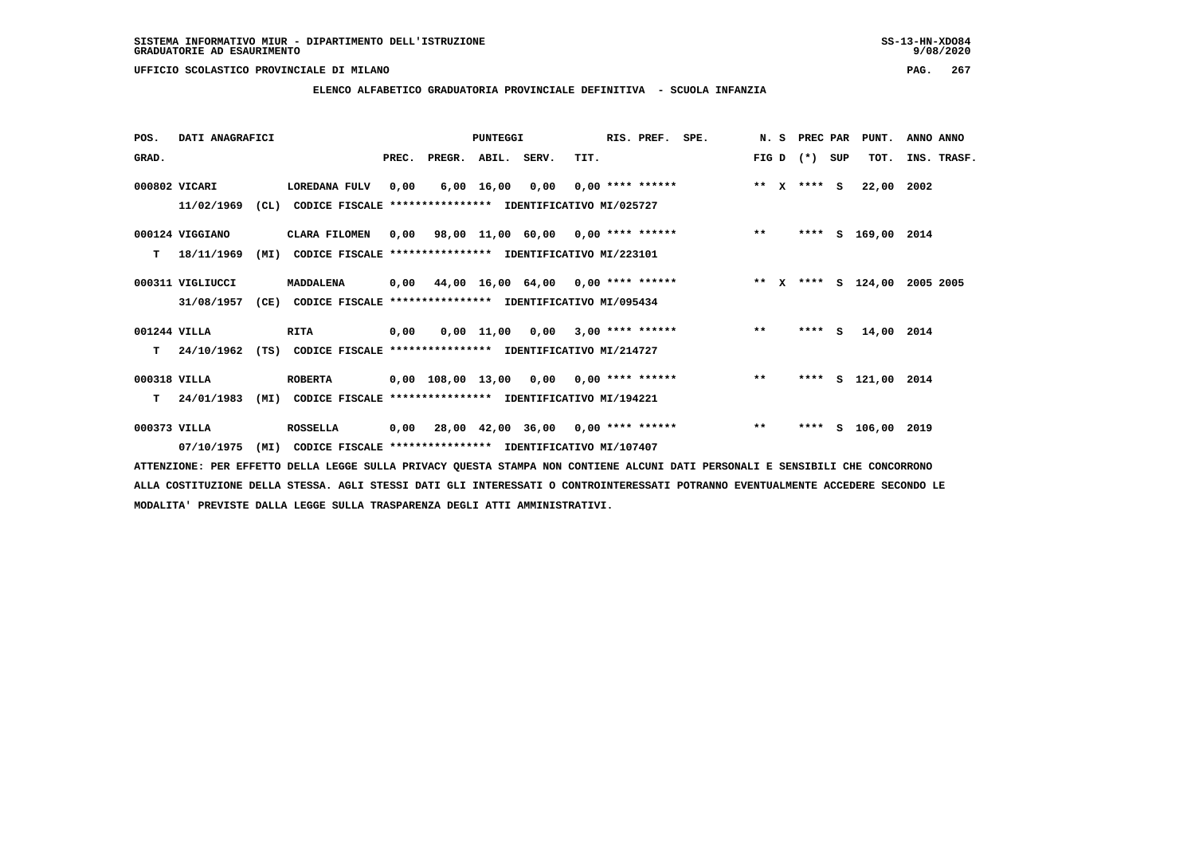SISTEMA INFORMATIVO MIUR - DIPARTIMENTO DELL'ISTRUZIONE
GRADUATORIE AD ESAURIMENTO

UFFICIO SCOLASTICO PROVINCIALE DI MILANO

## ELENCO ALFABETICO GRADUATORIA PROVINCIALE DEFINITIVA - SCUOLA INFANZIA

| POS. GRAD. | DATI ANAGRAFICI | | PREC. | PREGR. | ABIL. | SERV. | TIT. | RIS. PREF. | SPE. | N. S FIG D | PREC PAR (*) SUP | PUNT. TOT. | ANNO INS. | ANNO TRASF. |
|---|---|---|---|---|---|---|---|---|---|---|---|---|---|---|
| 000802 | VICARI 11/02/1969 (CL) | LOREDANA FULV CODICE FISCALE **************** IDENTIFICATIVO MI/025727 | 0,00 | 6,00 | 16,00 | 0,00 | 0,00 | **** ****** | | ** X | **** S | 22,00 | 2002 | |
| 000124 | VIGGIANO T 18/11/1969 (MI) | CLARA FILOMEN CODICE FISCALE **************** IDENTIFICATIVO MI/223101 | 0,00 | 98,00 | 11,00 | 60,00 | 0,00 | **** ****** | | ** | **** S | 169,00 | 2014 | |
| 000311 | VIGLIUCCI 31/08/1957 (CE) | MADDALENA CODICE FISCALE **************** IDENTIFICATIVO MI/095434 | 0,00 | 44,00 | 16,00 | 64,00 | 0,00 | **** ****** | | ** X | **** S | 124,00 | 2005 | 2005 |
| 001244 | VILLA T 24/10/1962 (TS) | RITA CODICE FISCALE **************** IDENTIFICATIVO MI/214727 | 0,00 | 0,00 | 11,00 | 0,00 | 3,00 | **** ****** | | ** | **** S | 14,00 | 2014 | |
| 000318 | VILLA T 24/01/1983 (MI) | ROBERTA CODICE FISCALE **************** IDENTIFICATIVO MI/194221 | 0,00 | 108,00 | 13,00 | 0,00 | 0,00 | **** ****** | | ** | **** S | 121,00 | 2014 | |
| 000373 | VILLA 07/10/1975 (MI) | ROSSELLA CODICE FISCALE **************** IDENTIFICATIVO MI/107407 | 0,00 | 28,00 | 42,00 | 36,00 | 0,00 | **** ****** | | ** | **** S | 106,00 | 2019 | |

ATTENZIONE: PER EFFETTO DELLA LEGGE SULLA PRIVACY QUESTA STAMPA NON CONTIENE ALCUNI DATI PERSONALI E SENSIBILI CHE CONCORRONO ALLA COSTITUZIONE DELLA STESSA. AGLI STESSI DATI GLI INTERESSATI O CONTROINTERESSATI POTRANNO EVENTUALMENTE ACCEDERE SECONDO LE MODALITA' PREVISTE DALLA LEGGE SULLA TRASPARENZA DEGLI ATTI AMMINISTRATIVI.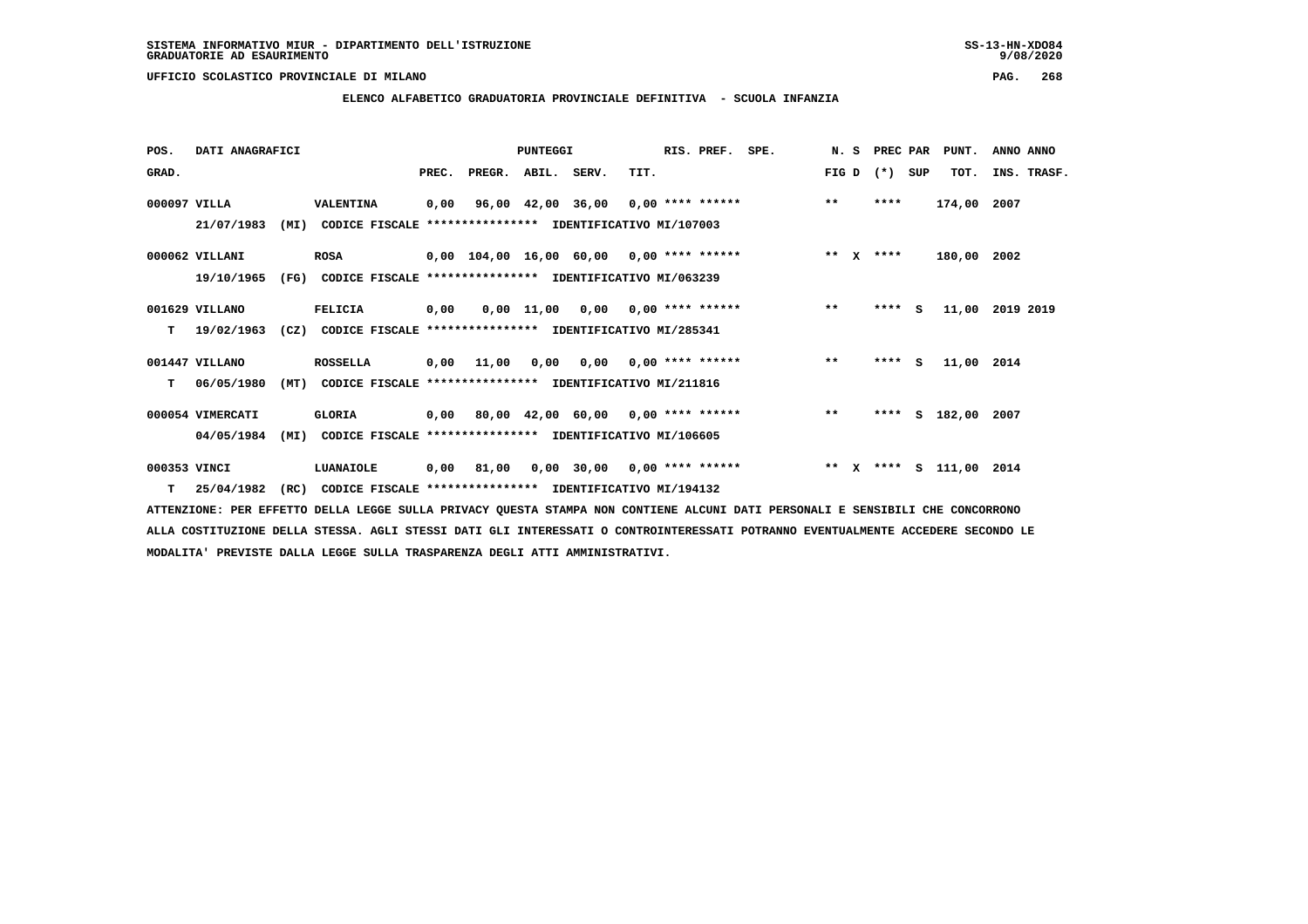SISTEMA INFORMATIVO MIUR - DIPARTIMENTO DELL'ISTRUZIONE
GRADUATORIE AD ESAURIMENTO

UFFICIO SCOLASTICO PROVINCIALE DI MILANO

**ELENCO ALFABETICO GRADUATORIA PROVINCIALE DEFINITIVA - SCUOLA INFANZIA**

| POS. GRAD. | DATI ANAGRAFICI | | PREC. | PREGR. | ABIL. | SERV. | TIT. | RIS. PREF. | SPE. | N. S FIG D | PREC PAR (*) SUP | PUNT. TOT. | ANNO ANNO INS. TRASF. |
|---|---|---|---|---|---|---|---|---|---|---|---|---|---|
| 000097 | VILLA | VALENTINA | 0,00 | 96,00 | 42,00 | 36,00 | 0,00 | **** ****** | | ** | **** | 174,00 | 2007 |
| | 21/07/1983 (MI) | CODICE FISCALE **************** IDENTIFICATIVO MI/107003 | | | | | | | | | | | |
| 000062 | VILLANI | ROSA | 0,00 | 104,00 | 16,00 | 60,00 | 0,00 | **** ****** | | ** X | **** | 180,00 | 2002 |
| | 19/10/1965 (FG) | CODICE FISCALE **************** IDENTIFICATIVO MI/063239 | | | | | | | | | | | |
| 001629 | VILLANO | FELICIA | 0,00 | 0,00 | 11,00 | 0,00 | 0,00 | **** ****** | | ** | **** S | 11,00 | 2019 2019 |
| T | 19/02/1963 (CZ) | CODICE FISCALE **************** IDENTIFICATIVO MI/285341 | | | | | | | | | | | |
| 001447 | VILLANO | ROSSELLA | 0,00 | 11,00 | 0,00 | 0,00 | 0,00 | **** ****** | | ** | **** S | 11,00 | 2014 |
| T | 06/05/1980 (MT) | CODICE FISCALE **************** IDENTIFICATIVO MI/211816 | | | | | | | | | | | |
| 000054 | VIMERCATI | GLORIA | 0,00 | 80,00 | 42,00 | 60,00 | 0,00 | **** ****** | | ** | **** S | 182,00 | 2007 |
| | 04/05/1984 (MI) | CODICE FISCALE **************** IDENTIFICATIVO MI/106605 | | | | | | | | | | | |
| 000353 | VINCI | LUANAIOLE | 0,00 | 81,00 | 0,00 | 30,00 | 0,00 | **** ****** | | ** X | **** S | 111,00 | 2014 |
| T | 25/04/1982 (RC) | CODICE FISCALE **************** IDENTIFICATIVO MI/194132 | | | | | | | | | | | |

ATTENZIONE: PER EFFETTO DELLA LEGGE SULLA PRIVACY QUESTA STAMPA NON CONTIENE ALCUNI DATI PERSONALI E SENSIBILI CHE CONCORRONO ALLA COSTITUZIONE DELLA STESSA. AGLI STESSI DATI GLI INTERESSATI O CONTROINTERESSATI POTRANNO EVENTUALMENTE ACCEDERE SECONDO LE MODALITA' PREVISTE DALLA LEGGE SULLA TRASPARENZA DEGLI ATTI AMMINISTRATIVI.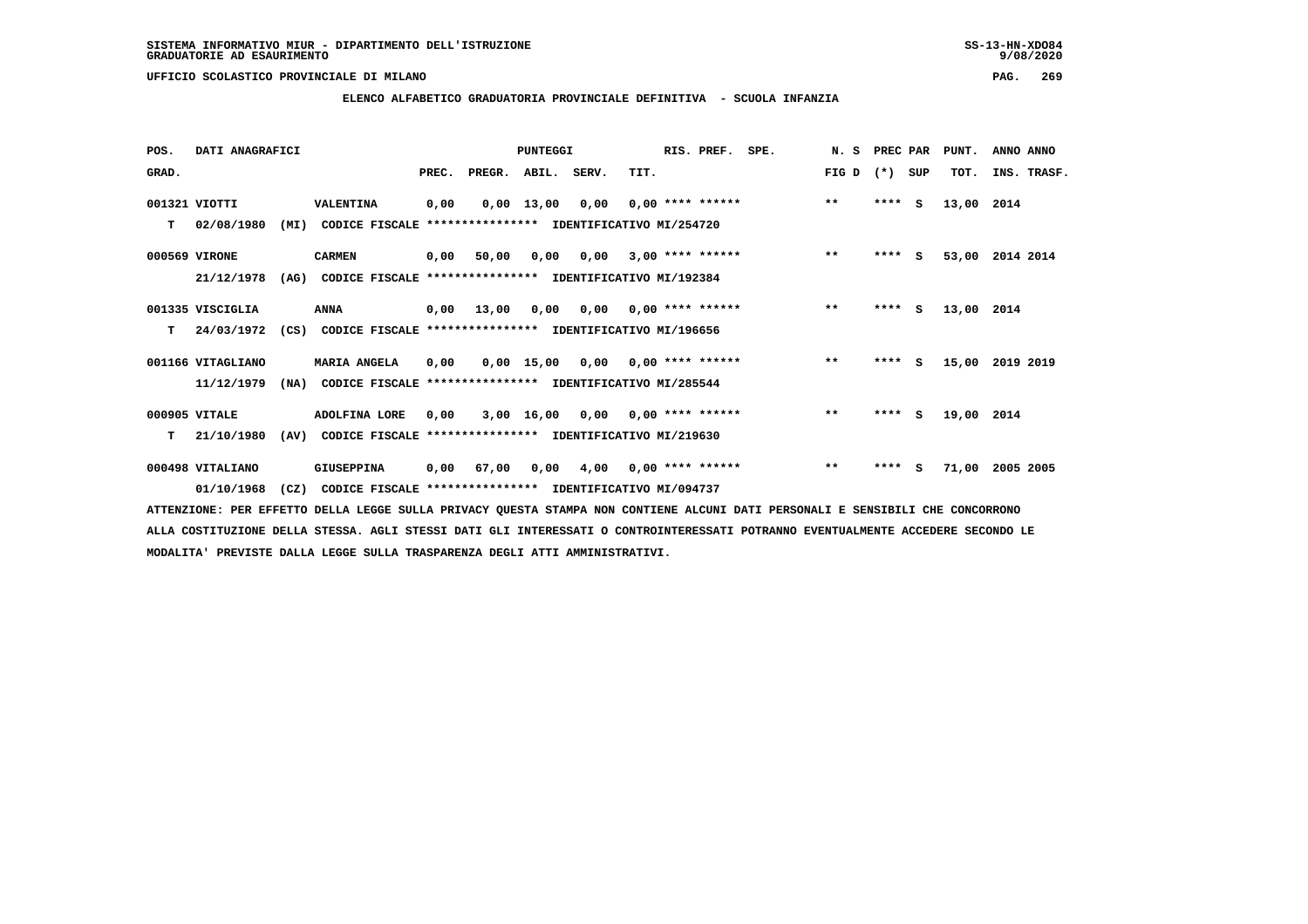SISTEMA INFORMATIVO MIUR - DIPARTIMENTO DELL'ISTRUZIONE
GRADUATORIE AD ESAURIMENTO

UFFICIO SCOLASTICO PROVINCIALE DI MILANO

## ELENCO ALFABETICO GRADUATORIA PROVINCIALE DEFINITIVA - SCUOLA INFANZIA

| POS. GRAD. | DATI ANAGRAFICI | | | PREC. | PREGR. | ABIL. | SERV. | TIT. | RIS. PREF. | SPE. | N. S FIG D | PREC PAR (*) SUP | PUNT. TOT. | ANNO ANNO INS. TRASF. |
|---|---|---|---|---|---|---|---|---|---|---|---|---|---|---|
| 001321 | VIOTTI | VALENTINA | | 0,00 | 0,00 | 13,00 | 0,00 | 0,00 | **** ****** | | ** | **** S | 13,00 | 2014 |
| T | 02/08/1980 (MI) | CODICE FISCALE **************** | IDENTIFICATIVO MI/254720 | | | | | | | | | | | |
| 000569 | VIRONE | CARMEN | | 0,00 | 50,00 | 0,00 | 0,00 | 3,00 | **** ****** | | ** | **** S | 53,00 | 2014 2014 |
| | 21/12/1978 (AG) | CODICE FISCALE **************** | IDENTIFICATIVO MI/192384 | | | | | | | | | | | |
| 001335 | VISCIGLIA | ANNA | | 0,00 | 13,00 | 0,00 | 0,00 | 0,00 | **** ****** | | ** | **** S | 13,00 | 2014 |
| T | 24/03/1972 (CS) | CODICE FISCALE **************** | IDENTIFICATIVO MI/196656 | | | | | | | | | | | |
| 001166 | VITAGLIANO | MARIA ANGELA | | 0,00 | 0,00 | 15,00 | 0,00 | 0,00 | **** ****** | | ** | **** S | 15,00 | 2019 2019 |
| | 11/12/1979 (NA) | CODICE FISCALE **************** | IDENTIFICATIVO MI/285544 | | | | | | | | | | | |
| 000905 | VITALE | ADOLFINA LORE | | 0,00 | 3,00 | 16,00 | 0,00 | 0,00 | **** ****** | | ** | **** S | 19,00 | 2014 |
| T | 21/10/1980 (AV) | CODICE FISCALE **************** | IDENTIFICATIVO MI/219630 | | | | | | | | | | | |
| 000498 | VITALIANO | GIUSEPPINA | | 0,00 | 67,00 | 0,00 | 4,00 | 0,00 | **** ****** | | ** | **** S | 71,00 | 2005 2005 |
| | 01/10/1968 (CZ) | CODICE FISCALE **************** | IDENTIFICATIVO MI/094737 | | | | | | | | | | | |

ATTENZIONE: PER EFFETTO DELLA LEGGE SULLA PRIVACY QUESTA STAMPA NON CONTIENE ALCUNI DATI PERSONALI E SENSIBILI CHE CONCORRONO ALLA COSTITUZIONE DELLA STESSA. AGLI STESSI DATI GLI INTERESSATI O CONTROINTERESSATI POTRANNO EVENTUALMENTE ACCEDERE SECONDO LE MODALITA' PREVISTE DALLA LEGGE SULLA TRASPARENZA DEGLI ATTI AMMINISTRATIVI.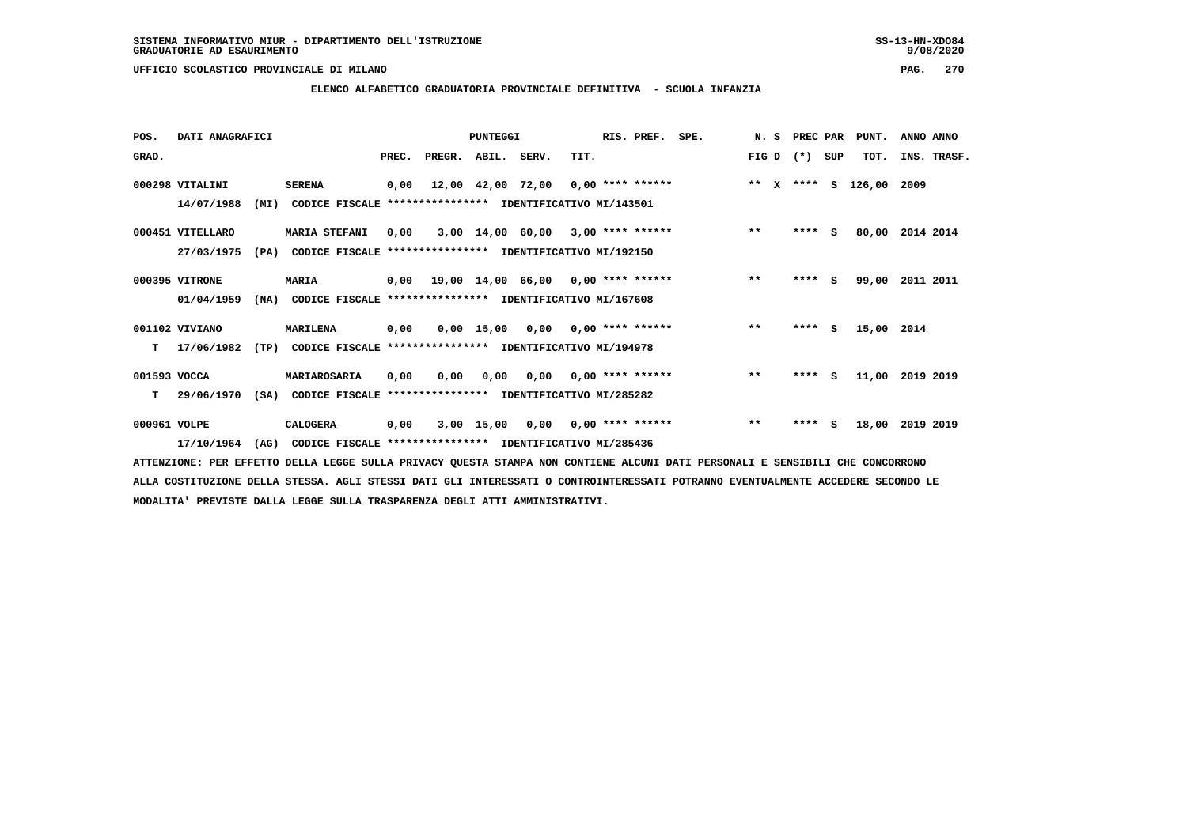SISTEMA INFORMATIVO MIUR - DIPARTIMENTO DELL'ISTRUZIONE
GRADUATORIE AD ESAURIMENTO

UFFICIO SCOLASTICO PROVINCIALE DI MILANO

**ELENCO ALFABETICO GRADUATORIA PROVINCIALE DEFINITIVA - SCUOLA INFANZIA**

| POS. GRAD. | DATI ANAGRAFICI | | PREC. | PREGR. | ABIL. | SERV. | TIT. | RIS. PREF. | SPE. | N. S FIG D | PREC PAR (*) | SUP | PUNT. TOT. | ANNO INS. | ANNO TRASF. |
|---|---|---|---|---|---|---|---|---|---|---|---|---|---|---|---|
| 000298 | VITALINI 14/07/1988 (MI) | SERENA | 0,00 | 12,00 | 42,00 | 72,00 | 0,00 | **** ****** | | ** X | **** | S | 126,00 | 2009 | |
| | CODICE FISCALE **************** IDENTIFICATIVO MI/143501 | | | | | | | | | | | | | | |
| 000451 | VITELLARO 27/03/1975 (PA) | MARIA STEFANI | 0,00 | 3,00 | 14,00 | 60,00 | 3,00 | **** ****** | | ** | **** | S | 80,00 | 2014 | 2014 |
| | CODICE FISCALE **************** IDENTIFICATIVO MI/192150 | | | | | | | | | | | | | | |
| 000395 | VITRONE 01/04/1959 (NA) | MARIA | 0,00 | 19,00 | 14,00 | 66,00 | 0,00 | **** ****** | | ** | **** | S | 99,00 | 2011 | 2011 |
| | CODICE FISCALE **************** IDENTIFICATIVO MI/167608 | | | | | | | | | | | | | | |
| 001102 | VIVIANO T 17/06/1982 (TP) | MARILENA | 0,00 | 0,00 | 15,00 | 0,00 | 0,00 | **** ****** | | ** | **** | S | 15,00 | 2014 | |
| | CODICE FISCALE **************** IDENTIFICATIVO MI/194978 | | | | | | | | | | | | | | |
| 001593 | VOCCA T 29/06/1970 (SA) | MARIAROSARIA | 0,00 | 0,00 | 0,00 | 0,00 | 0,00 | **** ****** | | ** | **** | S | 11,00 | 2019 | 2019 |
| | CODICE FISCALE **************** IDENTIFICATIVO MI/285282 | | | | | | | | | | | | | | |
| 000961 | VOLPE 17/10/1964 (AG) | CALOGERA | 0,00 | 3,00 | 15,00 | 0,00 | 0,00 | **** ****** | | ** | **** | S | 18,00 | 2019 | 2019 |
| | CODICE FISCALE **************** IDENTIFICATIVO MI/285436 | | | | | | | | | | | | | | |

ATTENZIONE: PER EFFETTO DELLA LEGGE SULLA PRIVACY QUESTA STAMPA NON CONTIENE ALCUNI DATI PERSONALI E SENSIBILI CHE CONCORRONO ALLA COSTITUZIONE DELLA STESSA. AGLI STESSI DATI GLI INTERESSATI O CONTROINTERESSATI POTRANNO EVENTUALMENTE ACCEDERE SECONDO LE MODALITA' PREVISTE DALLA LEGGE SULLA TRASPARENZA DEGLI ATTI AMMINISTRATIVI.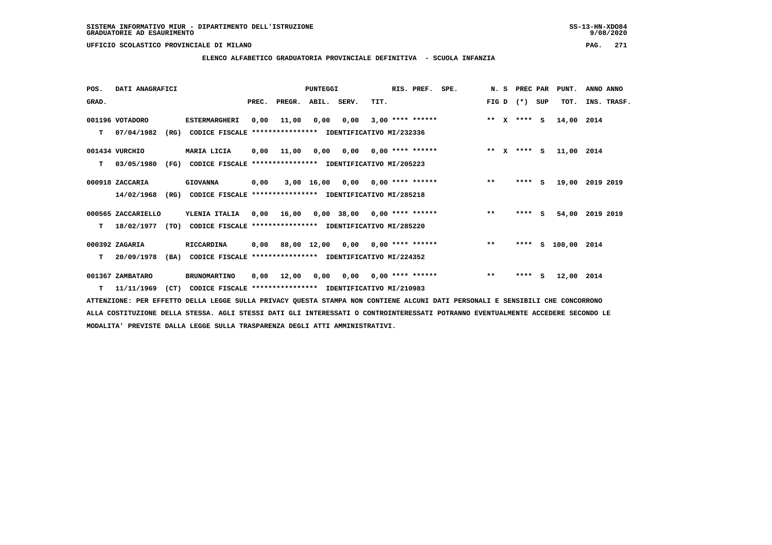SISTEMA INFORMATIVO MIUR - DIPARTIMENTO DELL'ISTRUZIONE
GRADUATORIE AD ESAURIMENTO

UFFICIO SCOLASTICO PROVINCIALE DI MILANO

ELENCO ALFABETICO GRADUATORIA PROVINCIALE DEFINITIVA - SCUOLA INFANZIA

| POS. GRAD. | DATI ANAGRAFICI | | PREC. | PREGR. | ABIL. | SERV. | TIT. | RIS. PREF. | SPE. | N. S FIG D | PREC PAR (*) SUP | PUNT. TOT. | ANNO ANNO INS. TRASF. |
|---|---|---|---|---|---|---|---|---|---|---|---|---|---|
| 001196 | VOTADORO | ESTERMARGHERI | 0,00 | 11,00 | 0,00 | 0,00 | 3,00 | **** ****** | | ** X | **** S | 14,00 | 2014 |
| T | 07/04/1982 (RG) | CODICE FISCALE **************** IDENTIFICATIVO MI/232336 | | | | | | | | | | | |
| 001434 | VURCHIO | MARIA LICIA | 0,00 | 11,00 | 0,00 | 0,00 | 0,00 | **** ****** | | ** X | **** S | 11,00 | 2014 |
| T | 03/05/1980 (FG) | CODICE FISCALE **************** IDENTIFICATIVO MI/205223 | | | | | | | | | | | |
| 000918 | ZACCARIA | GIOVANNA | 0,00 | 3,00 | 16,00 | 0,00 | 0,00 | **** ****** | | ** | **** S | 19,00 | 2019 2019 |
| | 14/02/1968 (RG) | CODICE FISCALE **************** IDENTIFICATIVO MI/285218 | | | | | | | | | | | |
| 000565 | ZACCARIELLO | YLENIA ITALIA | 0,00 | 16,00 | 0,00 | 38,00 | 0,00 | **** ****** | | ** | **** S | 54,00 | 2019 2019 |
| T | 18/02/1977 (TO) | CODICE FISCALE **************** IDENTIFICATIVO MI/285220 | | | | | | | | | | | |
| 000392 | ZAGARIA | RICCARDINA | 0,00 | 88,00 | 12,00 | 0,00 | 0,00 | **** ****** | | ** | **** S | 100,00 | 2014 |
| T | 20/09/1978 (BA) | CODICE FISCALE **************** IDENTIFICATIVO MI/224352 | | | | | | | | | | | |
| 001367 | ZAMBATARO | BRUNOMARTINO | 0,00 | 12,00 | 0,00 | 0,00 | 0,00 | **** ****** | | ** | **** S | 12,00 | 2014 |
| T | 11/11/1969 (CT) | CODICE FISCALE **************** IDENTIFICATIVO MI/210983 | | | | | | | | | | | |

ATTENZIONE: PER EFFETTO DELLA LEGGE SULLA PRIVACY QUESTA STAMPA NON CONTIENE ALCUNI DATI PERSONALI E SENSIBILI CHE CONCORRONO ALLA COSTITUZIONE DELLA STESSA. AGLI STESSI DATI GLI INTERESSATI O CONTROINTERESSATI POTRANNO EVENTUALMENTE ACCEDERE SECONDO LE MODALITA' PREVISTE DALLA LEGGE SULLA TRASPARENZA DEGLI ATTI AMMINISTRATIVI.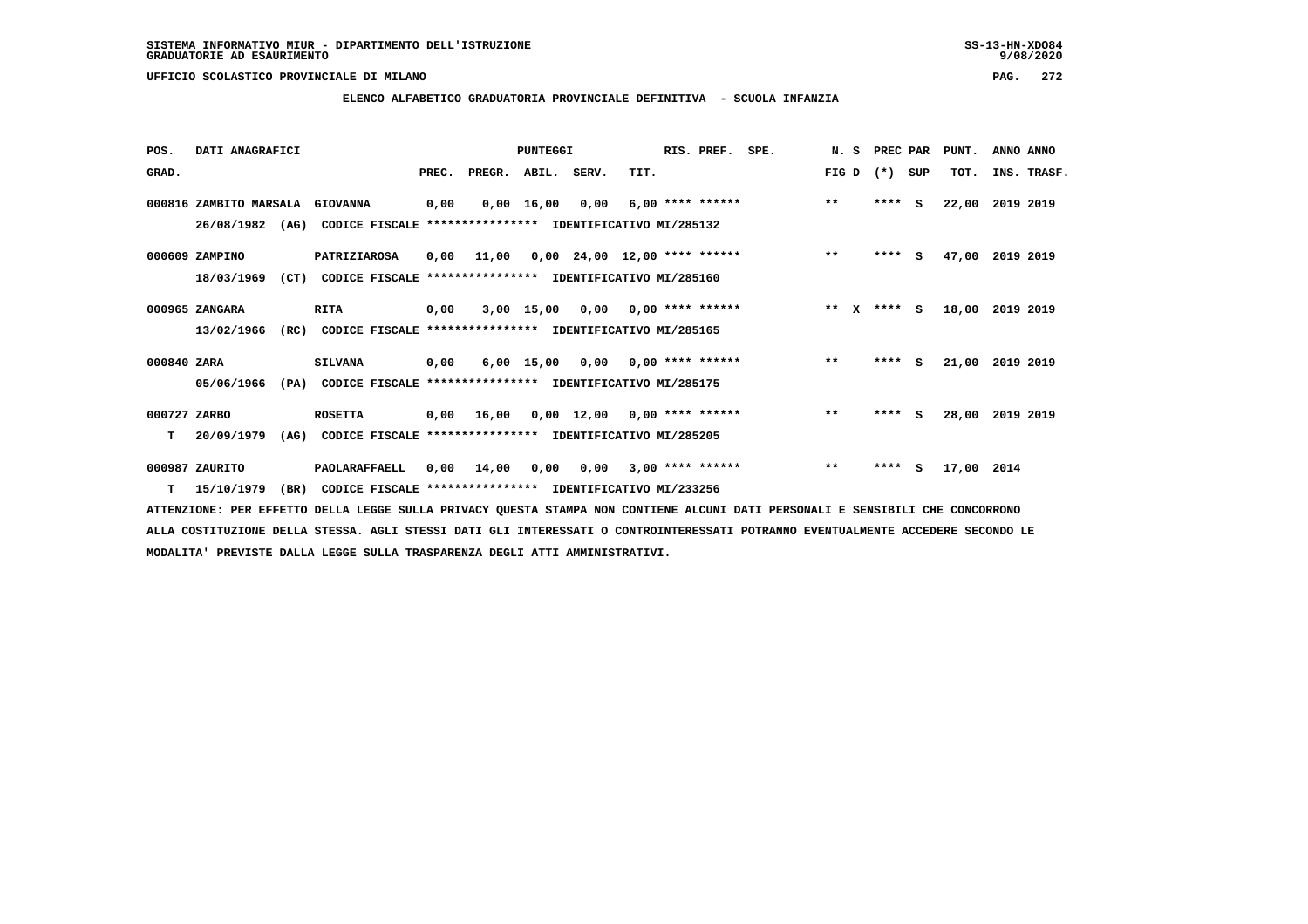SISTEMA INFORMATIVO MIUR - DIPARTIMENTO DELL'ISTRUZIONE
GRADUATORIE AD ESAURIMENTO

UFFICIO SCOLASTICO PROVINCIALE DI MILANO

**ELENCO ALFABETICO GRADUATORIA PROVINCIALE DEFINITIVA - SCUOLA INFANZIA**

| POS. GRAD. | DATI ANAGRAFICI | | PUNTEGGI PREC. | PREGR. | ABIL. | SERV. | TIT. | RIS. PREF. | SPE. | N. S FIG D | PREC PAR (*) SUP | PUNT. TOT. | ANNO ANNO INS. TRASF. |
|---|---|---|---|---|---|---|---|---|---|---|---|---|---|
| 000816 | ZAMBITO MARSALA GIOVANNA 26/08/1982 (AG) | CODICE FISCALE **************** IDENTIFICATIVO MI/285132 | 0,00 | 0,00 | 16,00 | 0,00 | 6,00 | **** ****** | | ** | **** S | 22,00 | 2019 2019 |
| 000609 | ZAMPINO PATRIZIAROSA 18/03/1969 (CT) | CODICE FISCALE **************** IDENTIFICATIVO MI/285160 | 0,00 | 11,00 | 0,00 | 24,00 | 12,00 | **** ****** | | ** | **** S | 47,00 | 2019 2019 |
| 000965 | ZANGARA RITA 13/02/1966 (RC) | CODICE FISCALE **************** IDENTIFICATIVO MI/285165 | 0,00 | 3,00 | 15,00 | 0,00 | 0,00 | **** ****** | | ** X | **** S | 18,00 | 2019 2019 |
| 000840 | ZARA SILVANA 05/06/1966 (PA) | CODICE FISCALE **************** IDENTIFICATIVO MI/285175 | 0,00 | 6,00 | 15,00 | 0,00 | 0,00 | **** ****** | | ** | **** S | 21,00 | 2019 2019 |
| 000727 T | ZARBO ROSETTA 20/09/1979 (AG) | CODICE FISCALE **************** IDENTIFICATIVO MI/285205 | 0,00 | 16,00 | 0,00 | 12,00 | 0,00 | **** ****** | | ** | **** S | 28,00 | 2019 2019 |
| 000987 T | ZAURITO PAOLARAFFAELL 15/10/1979 (BR) | CODICE FISCALE **************** IDENTIFICATIVO MI/233256 | 0,00 | 14,00 | 0,00 | 0,00 | 3,00 | **** ****** | | ** | **** S | 17,00 | 2014 |

ATTENZIONE: PER EFFETTO DELLA LEGGE SULLA PRIVACY QUESTA STAMPA NON CONTIENE ALCUNI DATI PERSONALI E SENSIBILI CHE CONCORRONO ALLA COSTITUZIONE DELLA STESSA. AGLI STESSI DATI GLI INTERESSATI O CONTROINTERESSATI POTRANNO EVENTUALMENTE ACCEDERE SECONDO LE MODALITA' PREVISTE DALLA LEGGE SULLA TRASPARENZA DEGLI ATTI AMMINISTRATIVI.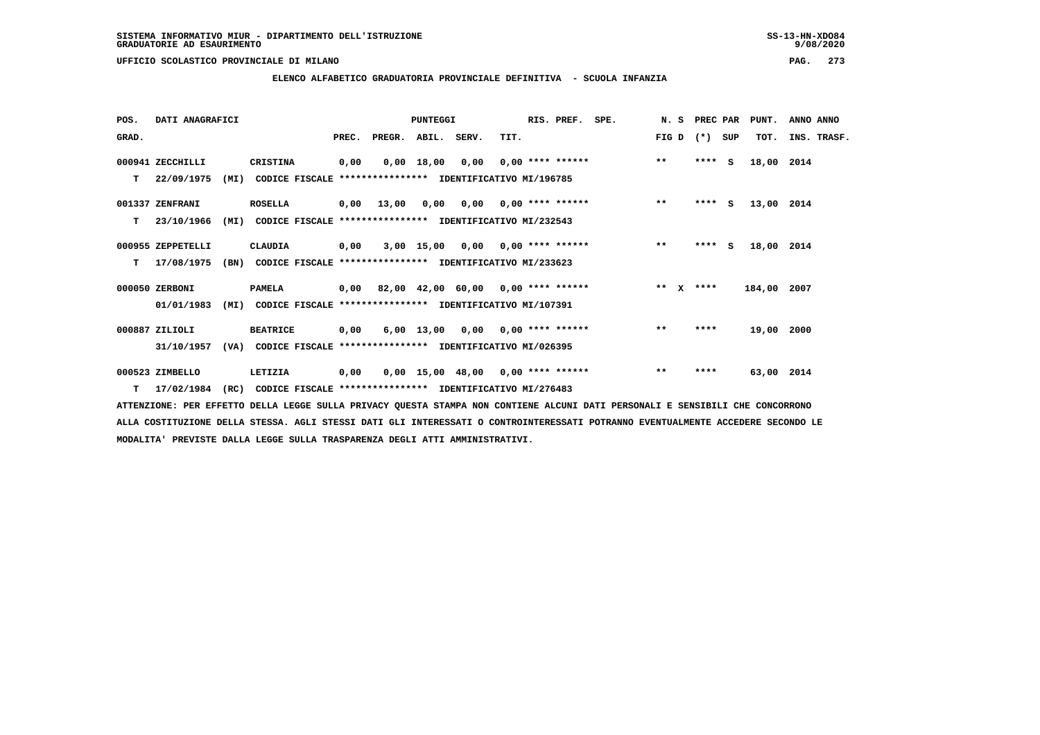SISTEMA INFORMATIVO MIUR - DIPARTIMENTO DELL'ISTRUZIONE
GRADUATORIE AD ESAURIMENTO

UFFICIO SCOLASTICO PROVINCIALE DI MILANO

## ELENCO ALFABETICO GRADUATORIA PROVINCIALE DEFINITIVA - SCUOLA INFANZIA

| POS. GRAD. | DATI ANAGRAFICI | | PREC. | PREGR. | ABIL. | SERV. | TIT. | RIS. PREF. | SPE. | N. S FIG D | PREC PAR (*) SUP | PUNT. TOT. | ANNO INS. | ANNO TRASF. |
|---|---|---|---|---|---|---|---|---|---|---|---|---|---|---|
| 000941 | ZECCHILLI | CRISTINA | 0,00 | 0,00 | 18,00 | 0,00 | 0,00 | **** ****** | | ** | **** S | 18,00 | 2014 | |
| T | 22/09/1975 (MI) | CODICE FISCALE **************** IDENTIFICATIVO MI/196785 | | | | | | | | | | | | |
| 001337 | ZENFRANI | ROSELLA | 0,00 | 13,00 | 0,00 | 0,00 | 0,00 | **** ****** | | ** | **** S | 13,00 | 2014 | |
| T | 23/10/1966 (MI) | CODICE FISCALE **************** IDENTIFICATIVO MI/232543 | | | | | | | | | | | | |
| 000955 | ZEPPETELLI | CLAUDIA | 0,00 | 3,00 | 15,00 | 0,00 | 0,00 | **** ****** | | ** | **** S | 18,00 | 2014 | |
| T | 17/08/1975 (BN) | CODICE FISCALE **************** IDENTIFICATIVO MI/233623 | | | | | | | | | | | | |
| 000050 | ZERBONI | PAMELA | 0,00 | 82,00 | 42,00 | 60,00 | 0,00 | **** ****** | | ** X | **** | 184,00 | 2007 | |
| | 01/01/1983 (MI) | CODICE FISCALE **************** IDENTIFICATIVO MI/107391 | | | | | | | | | | | | |
| 000887 | ZILIOLI | BEATRICE | 0,00 | 6,00 | 13,00 | 0,00 | 0,00 | **** ****** | | ** | **** | 19,00 | 2000 | |
| | 31/10/1957 (VA) | CODICE FISCALE **************** IDENTIFICATIVO MI/026395 | | | | | | | | | | | | |
| 000523 | ZIMBELLO | LETIZIA | 0,00 | 0,00 | 15,00 | 48,00 | 0,00 | **** ****** | | ** | **** | 63,00 | 2014 | |
| T | 17/02/1984 (RC) | CODICE FISCALE **************** IDENTIFICATIVO MI/276483 | | | | | | | | | | | | |

ATTENZIONE: PER EFFETTO DELLA LEGGE SULLA PRIVACY QUESTA STAMPA NON CONTIENE ALCUNI DATI PERSONALI E SENSIBILI CHE CONCORRONO ALLA COSTITUZIONE DELLA STESSA. AGLI STESSI DATI GLI INTERESSATI O CONTROINTERESSATI POTRANNO EVENTUALMENTE ACCEDERE SECONDO LE MODALITA' PREVISTE DALLA LEGGE SULLA TRASPARENZA DEGLI ATTI AMMINISTRATIVI.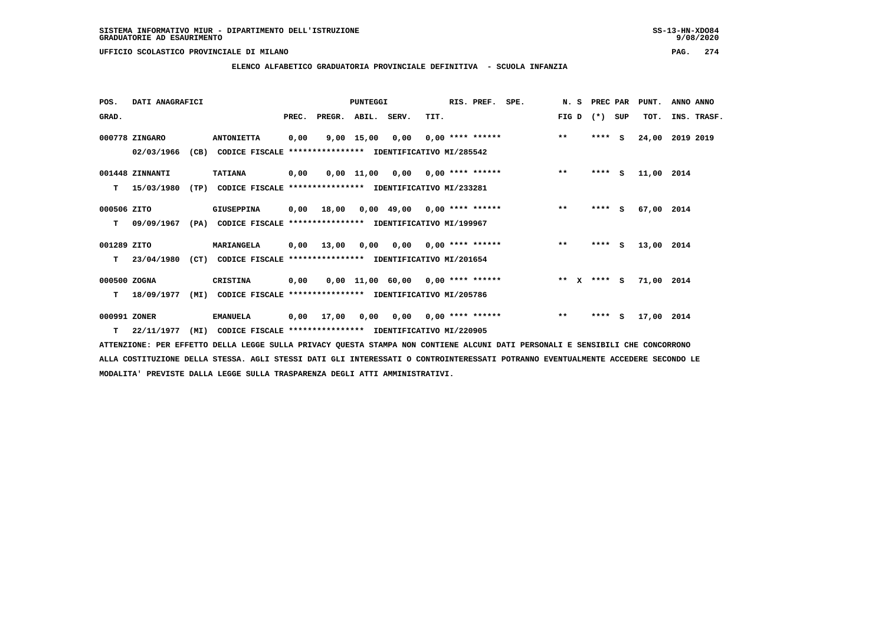SISTEMA INFORMATIVO MIUR - DIPARTIMENTO DELL'ISTRUZIONE
GRADUATORIE AD ESAURIMENTO

UFFICIO SCOLASTICO PROVINCIALE DI MILANO

## ELENCO ALFABETICO GRADUATORIA PROVINCIALE DEFINITIVA - SCUOLA INFANZIA

| POS. GRAD. | DATI ANAGRAFICI | | PUNTEGGI PREC. | PREGR. | ABIL. | SERV. | TIT. | RIS. PREF. | SPE. | N. S FIG D | PREC PAR (*) SUP | PUNT. TOT. | ANNO ANNO INS. TRASF. |
|---|---|---|---|---|---|---|---|---|---|---|---|---|---|
| 000778 | ZINGARO 02/03/1966 (CB) | ANTONIETTA CODICE FISCALE **************** IDENTIFICATIVO MI/285542 | 0,00 | 9,00 | 15,00 | 0,00 | 0,00 | **** ****** | | ** | **** S | 24,00 | 2019 2019 |
| 001448 | ZINNANTI T 15/03/1980 (TP) | TATIANA CODICE FISCALE **************** IDENTIFICATIVO MI/233281 | 0,00 | 0,00 | 11,00 | 0,00 | 0,00 | **** ****** | | ** | **** S | 11,00 | 2014 |
| 000506 | ZITO T 09/09/1967 (PA) | GIUSEPPINA CODICE FISCALE **************** IDENTIFICATIVO MI/199967 | 0,00 | 18,00 | 0,00 | 49,00 | 0,00 | **** ****** | | ** | **** S | 67,00 | 2014 |
| 001289 | ZITO T 23/04/1980 (CT) | MARIANGELA CODICE FISCALE **************** IDENTIFICATIVO MI/201654 | 0,00 | 13,00 | 0,00 | 0,00 | 0,00 | **** ****** | | ** | **** S | 13,00 | 2014 |
| 000500 | ZOGNA T 18/09/1977 (MI) | CRISTINA CODICE FISCALE **************** IDENTIFICATIVO MI/205786 | 0,00 | 0,00 | 11,00 | 60,00 | 0,00 | **** ****** | | ** X | **** S | 71,00 | 2014 |
| 000991 | ZONER T 22/11/1977 (MI) | EMANUELA CODICE FISCALE **************** IDENTIFICATIVO MI/220905 | 0,00 | 17,00 | 0,00 | 0,00 | 0,00 | **** ****** | | ** | **** S | 17,00 | 2014 |

ATTENZIONE: PER EFFETTO DELLA LEGGE SULLA PRIVACY QUESTA STAMPA NON CONTIENE ALCUNI DATI PERSONALI E SENSIBILI CHE CONCORRONO ALLA COSTITUZIONE DELLA STESSA. AGLI STESSI DATI GLI INTERESSATI O CONTROINTERESSATI POTRANNO EVENTUALMENTE ACCEDERE SECONDO LE MODALITA' PREVISTE DALLA LEGGE SULLA TRASPARENZA DEGLI ATTI AMMINISTRATIVI.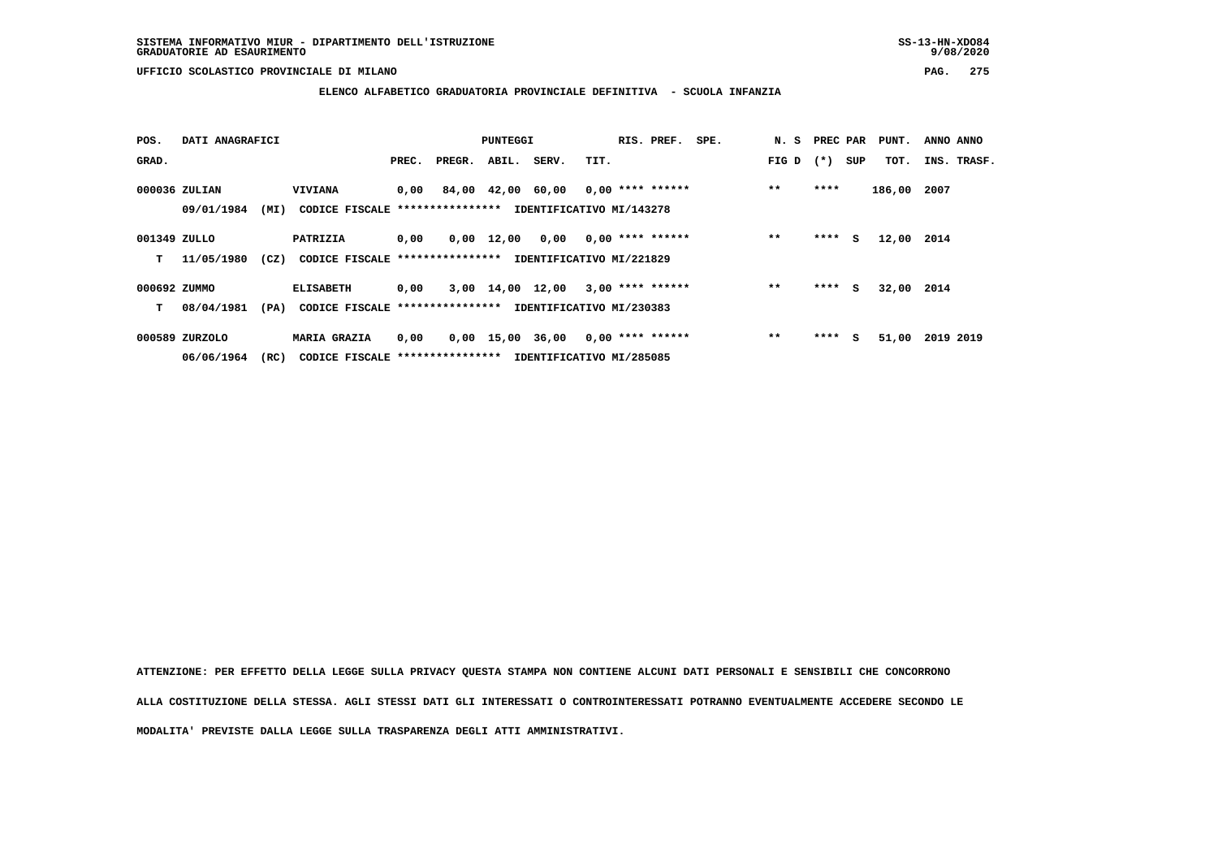SISTEMA INFORMATIVO MIUR - DIPARTIMENTO DELL'ISTRUZIONE
GRADUATORIE AD ESAURIMENTO

UFFICIO SCOLASTICO PROVINCIALE DI MILANO

**ELENCO ALFABETICO GRADUATORIA PROVINCIALE DEFINITIVA - SCUOLA INFANZIA**

| POS. | DATI ANAGRAFICI | | | PUNTEGGI | | | | | RIS. PREF. | SPE. | N. S | PREC PAR | | PUNT. | ANNO ANNO |
|---|---|---|---|---|---|---|---|---|---|---|---|---|---|---|---|
| GRAD. | | | | PREC. | PREGR. | ABIL. | SERV. | TIT. | | | FIG D | (*) | SUP | TOT. | INS. TRASF. |
| 000036 | ZULIAN | | VIVIANA | 0,00 | 84,00 | 42,00 | 60,00 | 0,00 | **** ****** | | ** | **** | | 186,00 | 2007 |
| | 09/01/1984 | (MI) | CODICE FISCALE **************** IDENTIFICATIVO MI/143278 | | | | | | | | | | | | |
| 001349 | ZULLO | | PATRIZIA | 0,00 | 0,00 | 12,00 | 0,00 | 0,00 | **** ****** | | ** | **** | S | 12,00 | 2014 |
| T | 11/05/1980 | (CZ) | CODICE FISCALE **************** IDENTIFICATIVO MI/221829 | | | | | | | | | | | | |
| 000692 | ZUMMO | | ELISABETH | 0,00 | 3,00 | 14,00 | 12,00 | 3,00 | **** ****** | | ** | **** | S | 32,00 | 2014 |
| T | 08/04/1981 | (PA) | CODICE FISCALE **************** IDENTIFICATIVO MI/230383 | | | | | | | | | | | | |
| 000589 | ZURZOLO | | MARIA GRAZIA | 0,00 | 0,00 | 15,00 | 36,00 | 0,00 | **** ****** | | ** | **** | S | 51,00 | 2019 2019 |
| | 06/06/1964 | (RC) | CODICE FISCALE **************** IDENTIFICATIVO MI/285085 | | | | | | | | | | | | |

ATTENZIONE: PER EFFETTO DELLA LEGGE SULLA PRIVACY QUESTA STAMPA NON CONTIENE ALCUNI DATI PERSONALI E SENSIBILI CHE CONCORRONO ALLA COSTITUZIONE DELLA STESSA. AGLI STESSI DATI GLI INTERESSATI O CONTROINTERESSATI POTRANNO EVENTUALMENTE ACCEDERE SECONDO LE MODALITA' PREVISTE DALLA LEGGE SULLA TRASPARENZA DEGLI ATTI AMMINISTRATIVI.